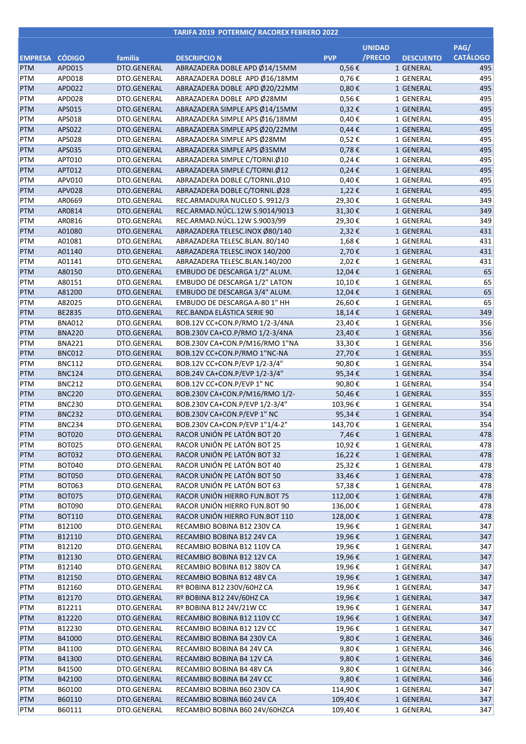| TARIFA 2019 POTERMIC/ RACOREX FEBRERO 2022 | | | | | | | |
|---|---|---|---|---|---|---|---|
| EMPRESA | CÓDIGO | familia | DESCRIPCIO N | PVP | UNIDAD /PRECIO | DESCUENTO | PAG/ CATÁLOGO |
| PTM | APD015 | DTO.GENERAL | ABRAZADERA DOBLE APD Ø14/15MM | 0,56 € | 1 | GENERAL | 495 |
| PTM | APD018 | DTO.GENERAL | ABRAZADERA DOBLE APD Ø16/18MM | 0,76 € | 1 | GENERAL | 495 |
| PTM | APD022 | DTO.GENERAL | ABRAZADERA DOBLE APD Ø20/22MM | 0,80 € | 1 | GENERAL | 495 |
| PTM | APD028 | DTO.GENERAL | ABRAZADERA DOBLE APD Ø28MM | 0,56 € | 1 | GENERAL | 495 |
| PTM | APS015 | DTO.GENERAL | ABRAZADERA SIMPLE APS Ø14/15MM | 0,32 € | 1 | GENERAL | 495 |
| PTM | APS018 | DTO.GENERAL | ABRAZADERA SIMPLE APS Ø16/18MM | 0,40 € | 1 | GENERAL | 495 |
| PTM | APS022 | DTO.GENERAL | ABRAZADERA SIMPLE APS Ø20/22MM | 0,44 € | 1 | GENERAL | 495 |
| PTM | APS028 | DTO.GENERAL | ABRAZADERA SIMPLE APS Ø28MM | 0,52 € | 1 | GENERAL | 495 |
| PTM | APS035 | DTO.GENERAL | ABRAZADERA SIMPLE APS Ø35MM | 0,78 € | 1 | GENERAL | 495 |
| PTM | APT010 | DTO.GENERAL | ABRAZADERA SIMPLE C/TORNI.Ø10 | 0,24 € | 1 | GENERAL | 495 |
| PTM | APT012 | DTO.GENERAL | ABRAZADERA SIMPLE C/TORNI.Ø12 | 0,24 € | 1 | GENERAL | 495 |
| PTM | APV010 | DTO.GENERAL | ABRAZADERA DOBLE C/TORNIL.Ø10 | 0,40 € | 1 | GENERAL | 495 |
| PTM | APV028 | DTO.GENERAL | ABRAZADERA DOBLE C/TORNIL.Ø28 | 1,22 € | 1 | GENERAL | 495 |
| PTM | AR0669 | DTO.GENERAL | REC.ARMADURA NUCLEO S. 9912/3 | 29,30 € | 1 | GENERAL | 349 |
| PTM | AR0814 | DTO.GENERAL | REC.ARMAD.NÚCL.12W S.9014/9013 | 31,30 € | 1 | GENERAL | 349 |
| PTM | AR0816 | DTO.GENERAL | REC.ARMAD.NÚCL.12W S.9003/99 | 29,30 € | 1 | GENERAL | 349 |
| PTM | A01080 | DTO.GENERAL | ABRAZADERA TELESC.INOX Ø80/140 | 2,32 € | 1 | GENERAL | 431 |
| PTM | A01081 | DTO.GENERAL | ABRAZADERA TELESC.BLAN. 80/140 | 1,68 € | 1 | GENERAL | 431 |
| PTM | A01140 | DTO.GENERAL | ABRAZADERA TELESC.INOX 140/200 | 2,70 € | 1 | GENERAL | 431 |
| PTM | A01141 | DTO.GENERAL | ABRAZADERA TELESC.BLAN.140/200 | 2,02 € | 1 | GENERAL | 431 |
| PTM | A80150 | DTO.GENERAL | EMBUDO DE DESCARGA 1/2" ALUM. | 12,04 € | 1 | GENERAL | 65 |
| PTM | A80151 | DTO.GENERAL | EMBUDO DE DESCARGA 1/2" LATON | 10,10 € | 1 | GENERAL | 65 |
| PTM | A81200 | DTO.GENERAL | EMBUDO DE DESCARGA 3/4" ALUM. | 12,04 € | 1 | GENERAL | 65 |
| PTM | A82025 | DTO.GENERAL | EMBUDO DE DESCARGA A-80 1" HH | 26,60 € | 1 | GENERAL | 65 |
| PTM | BE2835 | DTO.GENERAL | REC.BANDA ELÁSTICA SERIE 90 | 18,14 € | 1 | GENERAL | 349 |
| PTM | BNA012 | DTO.GENERAL | BOB.12V CC+CON.P/RMO 1/2-3/4NA | 23,40 € | 1 | GENERAL | 356 |
| PTM | BNA220 | DTO.GENERAL | BOB.230V CA+CO.P/RMO 1/2-3/4NA | 23,40 € | 1 | GENERAL | 356 |
| PTM | BNA221 | DTO.GENERAL | BOB.230V CA+CON.P/M16/RMO 1"NA | 33,30 € | 1 | GENERAL | 356 |
| PTM | BNC012 | DTO.GENERAL | BOB.12V CC+CON.P/RMO 1"NC-NA | 27,70 € | 1 | GENERAL | 355 |
| PTM | BNC112 | DTO.GENERAL | BOB.12V CC+CON.P/EVP 1/2-3/4" | 90,80 € | 1 | GENERAL | 354 |
| PTM | BNC124 | DTO.GENERAL | BOB.24V CA+CON.P/EVP 1/2-3/4" | 95,34 € | 1 | GENERAL | 354 |
| PTM | BNC212 | DTO.GENERAL | BOB.12V CC+CON.P/EVP 1" NC | 90,80 € | 1 | GENERAL | 354 |
| PTM | BNC220 | DTO.GENERAL | BOB.230V CA+CON.P/M16/RMO 1/2- | 50,46 € | 1 | GENERAL | 355 |
| PTM | BNC230 | DTO.GENERAL | BOB.230V CA+CON.P/EVP 1/2-3/4" | 103,96 € | 1 | GENERAL | 354 |
| PTM | BNC232 | DTO.GENERAL | BOB.230V CA+CON.P/EVP 1" NC | 95,34 € | 1 | GENERAL | 354 |
| PTM | BNC234 | DTO.GENERAL | BOB.230V CA+CON.P/EVP 1"1/4-2" | 143,70 € | 1 | GENERAL | 354 |
| PTM | BOT020 | DTO.GENERAL | RACOR UNIÓN PE LATÓN BOT 20 | 7,46 € | 1 | GENERAL | 478 |
| PTM | BOT025 | DTO.GENERAL | RACOR UNIÓN PE LATÓN BOT 25 | 10,92 € | 1 | GENERAL | 478 |
| PTM | BOT032 | DTO.GENERAL | RACOR UNIÓN PE LATÓN BOT 32 | 16,22 € | 1 | GENERAL | 478 |
| PTM | BOT040 | DTO.GENERAL | RACOR UNIÓN PE LATÓN BOT 40 | 25,32 € | 1 | GENERAL | 478 |
| PTM | BOT050 | DTO.GENERAL | RACOR UNIÓN PE LATÓN BOT 50 | 33,46 € | 1 | GENERAL | 478 |
| PTM | BOT063 | DTO.GENERAL | RACOR UNIÓN PE LATÓN BOT 63 | 57,38 € | 1 | GENERAL | 478 |
| PTM | BOT075 | DTO.GENERAL | RACOR UNIÓN HIERRO FUN.BOT 75 | 112,00 € | 1 | GENERAL | 478 |
| PTM | BOT090 | DTO.GENERAL | RACOR UNIÓN HIERRO FUN.BOT 90 | 136,00 € | 1 | GENERAL | 478 |
| PTM | BOT110 | DTO.GENERAL | RACOR UNIÓN HIERRO FUN.BOT 110 | 128,00 € | 1 | GENERAL | 478 |
| PTM | B12100 | DTO.GENERAL | RECAMBIO BOBINA B12 230V CA | 19,96 € | 1 | GENERAL | 347 |
| PTM | B12110 | DTO.GENERAL | RECAMBIO BOBINA B12 24V CA | 19,96 € | 1 | GENERAL | 347 |
| PTM | B12120 | DTO.GENERAL | RECAMBIO BOBINA B12 110V CA | 19,96 € | 1 | GENERAL | 347 |
| PTM | B12130 | DTO.GENERAL | RECAMBIO BOBINA B12 12V CA | 19,96 € | 1 | GENERAL | 347 |
| PTM | B12140 | DTO.GENERAL | RECAMBIO BOBINA B12 380V CA | 19,96 € | 1 | GENERAL | 347 |
| PTM | B12150 | DTO.GENERAL | RECAMBIO BOBINA B12 48V CA | 19,96 € | 1 | GENERAL | 347 |
| PTM | B12160 | DTO.GENERAL | Rº BOBINA B12 230V/60HZ CA | 19,96 € | 1 | GENERAL | 347 |
| PTM | B12170 | DTO.GENERAL | Rº BOBINA B12 24V/60HZ CA | 19,96 € | 1 | GENERAL | 347 |
| PTM | B12211 | DTO.GENERAL | Rº BOBINA B12 24V/21W CC | 19,96 € | 1 | GENERAL | 347 |
| PTM | B12220 | DTO.GENERAL | RECAMBIO BOBINA B12 110V CC | 19,96 € | 1 | GENERAL | 347 |
| PTM | B12230 | DTO.GENERAL | RECAMBIO BOBINA B12 12V CC | 19,96 € | 1 | GENERAL | 347 |
| PTM | B41000 | DTO.GENERAL | RECAMBIO BOBINA B4 230V CA | 9,80 € | 1 | GENERAL | 346 |
| PTM | B41100 | DTO.GENERAL | RECAMBIO BOBINA B4 24V CA | 9,80 € | 1 | GENERAL | 346 |
| PTM | B41300 | DTO.GENERAL | RECAMBIO BOBINA B4 12V CA | 9,80 € | 1 | GENERAL | 346 |
| PTM | B41500 | DTO.GENERAL | RECAMBIO BOBINA B4 48V CA | 9,80 € | 1 | GENERAL | 346 |
| PTM | B42100 | DTO.GENERAL | RECAMBIO BOBINA B4 24V CC | 9,80 € | 1 | GENERAL | 346 |
| PTM | B60100 | DTO.GENERAL | RECAMBIO BOBINA B60 230V CA | 114,90 € | 1 | GENERAL | 347 |
| PTM | B60110 | DTO.GENERAL | RECAMBIO BOBINA B60 24V CA | 109,40 € | 1 | GENERAL | 347 |
| PTM | B60111 | DTO.GENERAL | RECAMBIO BOBINA B60 24V/60HZCA | 109,40 € | 1 | GENERAL | 347 |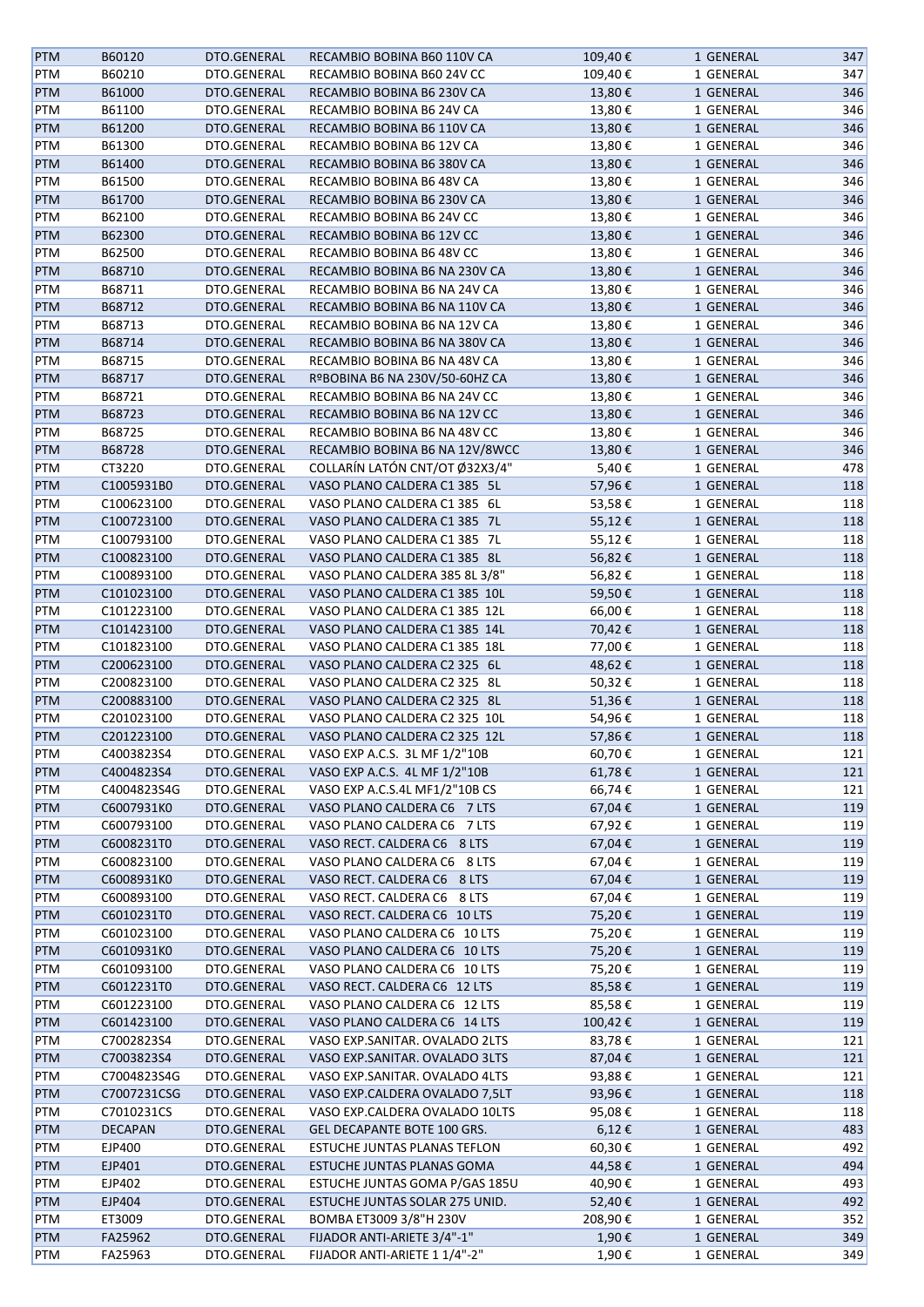| | | | | | | |
|---|---|---|---|---|---|---|
| PTM | B60120 | DTO.GENERAL | RECAMBIO BOBINA B60 110V CA | 109,40 € | 1 GENERAL | 347 |
| PTM | B60210 | DTO.GENERAL | RECAMBIO BOBINA B60 24V CC | 109,40 € | 1 GENERAL | 347 |
| PTM | B61000 | DTO.GENERAL | RECAMBIO BOBINA B6 230V CA | 13,80 € | 1 GENERAL | 346 |
| PTM | B61100 | DTO.GENERAL | RECAMBIO BOBINA B6 24V CA | 13,80 € | 1 GENERAL | 346 |
| PTM | B61200 | DTO.GENERAL | RECAMBIO BOBINA B6 110V CA | 13,80 € | 1 GENERAL | 346 |
| PTM | B61300 | DTO.GENERAL | RECAMBIO BOBINA B6 12V CA | 13,80 € | 1 GENERAL | 346 |
| PTM | B61400 | DTO.GENERAL | RECAMBIO BOBINA B6 380V CA | 13,80 € | 1 GENERAL | 346 |
| PTM | B61500 | DTO.GENERAL | RECAMBIO BOBINA B6 48V CA | 13,80 € | 1 GENERAL | 346 |
| PTM | B61700 | DTO.GENERAL | RECAMBIO BOBINA B6 230V CA | 13,80 € | 1 GENERAL | 346 |
| PTM | B62100 | DTO.GENERAL | RECAMBIO BOBINA B6 24V CC | 13,80 € | 1 GENERAL | 346 |
| PTM | B62300 | DTO.GENERAL | RECAMBIO BOBINA B6 12V CC | 13,80 € | 1 GENERAL | 346 |
| PTM | B62500 | DTO.GENERAL | RECAMBIO BOBINA B6 48V CC | 13,80 € | 1 GENERAL | 346 |
| PTM | B68710 | DTO.GENERAL | RECAMBIO BOBINA B6 NA 230V CA | 13,80 € | 1 GENERAL | 346 |
| PTM | B68711 | DTO.GENERAL | RECAMBIO BOBINA B6 NA 24V CA | 13,80 € | 1 GENERAL | 346 |
| PTM | B68712 | DTO.GENERAL | RECAMBIO BOBINA B6 NA 110V CA | 13,80 € | 1 GENERAL | 346 |
| PTM | B68713 | DTO.GENERAL | RECAMBIO BOBINA B6 NA 12V CA | 13,80 € | 1 GENERAL | 346 |
| PTM | B68714 | DTO.GENERAL | RECAMBIO BOBINA B6 NA 380V CA | 13,80 € | 1 GENERAL | 346 |
| PTM | B68715 | DTO.GENERAL | RECAMBIO BOBINA B6 NA 48V CA | 13,80 € | 1 GENERAL | 346 |
| PTM | B68717 | DTO.GENERAL | RºBOBINA B6 NA 230V/50-60HZ CA | 13,80 € | 1 GENERAL | 346 |
| PTM | B68721 | DTO.GENERAL | RECAMBIO BOBINA B6 NA 24V CC | 13,80 € | 1 GENERAL | 346 |
| PTM | B68723 | DTO.GENERAL | RECAMBIO BOBINA B6 NA 12V CC | 13,80 € | 1 GENERAL | 346 |
| PTM | B68725 | DTO.GENERAL | RECAMBIO BOBINA B6 NA 48V CC | 13,80 € | 1 GENERAL | 346 |
| PTM | B68728 | DTO.GENERAL | RECAMBIO BOBINA B6 NA 12V/8WCC | 13,80 € | 1 GENERAL | 346 |
| PTM | CT3220 | DTO.GENERAL | COLLARÍN LATÓN CNT/OT Ø32X3/4" | 5,40 € | 1 GENERAL | 478 |
| PTM | C1005931B0 | DTO.GENERAL | VASO PLANO CALDERA C1 385 5L | 57,96 € | 1 GENERAL | 118 |
| PTM | C100623100 | DTO.GENERAL | VASO PLANO CALDERA C1 385 6L | 53,58 € | 1 GENERAL | 118 |
| PTM | C100723100 | DTO.GENERAL | VASO PLANO CALDERA C1 385 7L | 55,12 € | 1 GENERAL | 118 |
| PTM | C100793100 | DTO.GENERAL | VASO PLANO CALDERA C1 385 7L | 55,12 € | 1 GENERAL | 118 |
| PTM | C100823100 | DTO.GENERAL | VASO PLANO CALDERA C1 385 8L | 56,82 € | 1 GENERAL | 118 |
| PTM | C100893100 | DTO.GENERAL | VASO PLANO CALDERA 385 8L 3/8" | 56,82 € | 1 GENERAL | 118 |
| PTM | C101023100 | DTO.GENERAL | VASO PLANO CALDERA C1 385 10L | 59,50 € | 1 GENERAL | 118 |
| PTM | C101223100 | DTO.GENERAL | VASO PLANO CALDERA C1 385 12L | 66,00 € | 1 GENERAL | 118 |
| PTM | C101423100 | DTO.GENERAL | VASO PLANO CALDERA C1 385 14L | 70,42 € | 1 GENERAL | 118 |
| PTM | C101823100 | DTO.GENERAL | VASO PLANO CALDERA C1 385 18L | 77,00 € | 1 GENERAL | 118 |
| PTM | C200623100 | DTO.GENERAL | VASO PLANO CALDERA C2 325 6L | 48,62 € | 1 GENERAL | 118 |
| PTM | C200823100 | DTO.GENERAL | VASO PLANO CALDERA C2 325 8L | 50,32 € | 1 GENERAL | 118 |
| PTM | C200883100 | DTO.GENERAL | VASO PLANO CALDERA C2 325 8L | 51,36 € | 1 GENERAL | 118 |
| PTM | C201023100 | DTO.GENERAL | VASO PLANO CALDERA C2 325 10L | 54,96 € | 1 GENERAL | 118 |
| PTM | C201223100 | DTO.GENERAL | VASO PLANO CALDERA C2 325 12L | 57,86 € | 1 GENERAL | 118 |
| PTM | C4003823S4 | DTO.GENERAL | VASO EXP A.C.S. 3L MF 1/2"10B | 60,70 € | 1 GENERAL | 121 |
| PTM | C4004823S4 | DTO.GENERAL | VASO EXP A.C.S. 4L MF 1/2"10B | 61,78 € | 1 GENERAL | 121 |
| PTM | C4004823S4G | DTO.GENERAL | VASO EXP A.C.S.4L MF1/2"10B CS | 66,74 € | 1 GENERAL | 121 |
| PTM | C6007931K0 | DTO.GENERAL | VASO PLANO CALDERA C6 7 LTS | 67,04 € | 1 GENERAL | 119 |
| PTM | C600793100 | DTO.GENERAL | VASO PLANO CALDERA C6 7 LTS | 67,92 € | 1 GENERAL | 119 |
| PTM | C6008231T0 | DTO.GENERAL | VASO RECT. CALDERA C6 8 LTS | 67,04 € | 1 GENERAL | 119 |
| PTM | C600823100 | DTO.GENERAL | VASO PLANO CALDERA C6 8 LTS | 67,04 € | 1 GENERAL | 119 |
| PTM | C6008931K0 | DTO.GENERAL | VASO RECT. CALDERA C6 8 LTS | 67,04 € | 1 GENERAL | 119 |
| PTM | C600893100 | DTO.GENERAL | VASO RECT. CALDERA C6 8 LTS | 67,04 € | 1 GENERAL | 119 |
| PTM | C6010231T0 | DTO.GENERAL | VASO RECT. CALDERA C6 10 LTS | 75,20 € | 1 GENERAL | 119 |
| PTM | C601023100 | DTO.GENERAL | VASO PLANO CALDERA C6 10 LTS | 75,20 € | 1 GENERAL | 119 |
| PTM | C6010931K0 | DTO.GENERAL | VASO PLANO CALDERA C6 10 LTS | 75,20 € | 1 GENERAL | 119 |
| PTM | C601093100 | DTO.GENERAL | VASO PLANO CALDERA C6 10 LTS | 75,20 € | 1 GENERAL | 119 |
| PTM | C6012231T0 | DTO.GENERAL | VASO RECT. CALDERA C6 12 LTS | 85,58 € | 1 GENERAL | 119 |
| PTM | C601223100 | DTO.GENERAL | VASO PLANO CALDERA C6 12 LTS | 85,58 € | 1 GENERAL | 119 |
| PTM | C601423100 | DTO.GENERAL | VASO PLANO CALDERA C6 14 LTS | 100,42 € | 1 GENERAL | 119 |
| PTM | C7002823S4 | DTO.GENERAL | VASO EXP.SANITAR. OVALADO 2LTS | 83,78 € | 1 GENERAL | 121 |
| PTM | C7003823S4 | DTO.GENERAL | VASO EXP.SANITAR. OVALADO 3LTS | 87,04 € | 1 GENERAL | 121 |
| PTM | C7004823S4G | DTO.GENERAL | VASO EXP.SANITAR. OVALADO 4LTS | 93,88 € | 1 GENERAL | 121 |
| PTM | C7007231CSG | DTO.GENERAL | VASO EXP.CALDERA OVALADO 7,5LT | 93,96 € | 1 GENERAL | 118 |
| PTM | C7010231CS | DTO.GENERAL | VASO EXP.CALDERA OVALADO 10LTS | 95,08 € | 1 GENERAL | 118 |
| PTM | DECAPAN | DTO.GENERAL | GEL DECAPANTE BOTE 100 GRS. | 6,12 € | 1 GENERAL | 483 |
| PTM | EJP400 | DTO.GENERAL | ESTUCHE JUNTAS PLANAS TEFLON | 60,30 € | 1 GENERAL | 492 |
| PTM | EJP401 | DTO.GENERAL | ESTUCHE JUNTAS PLANAS GOMA | 44,58 € | 1 GENERAL | 494 |
| PTM | EJP402 | DTO.GENERAL | ESTUCHE JUNTAS GOMA P/GAS 185U | 40,90 € | 1 GENERAL | 493 |
| PTM | EJP404 | DTO.GENERAL | ESTUCHE JUNTAS SOLAR 275 UNID. | 52,40 € | 1 GENERAL | 492 |
| PTM | ET3009 | DTO.GENERAL | BOMBA ET3009 3/8"H 230V | 208,90 € | 1 GENERAL | 352 |
| PTM | FA25962 | DTO.GENERAL | FIJADOR ANTI-ARIETE 3/4"-1" | 1,90 € | 1 GENERAL | 349 |
| PTM | FA25963 | DTO.GENERAL | FIJADOR ANTI-ARIETE 1 1/4"-2" | 1,90 € | 1 GENERAL | 349 |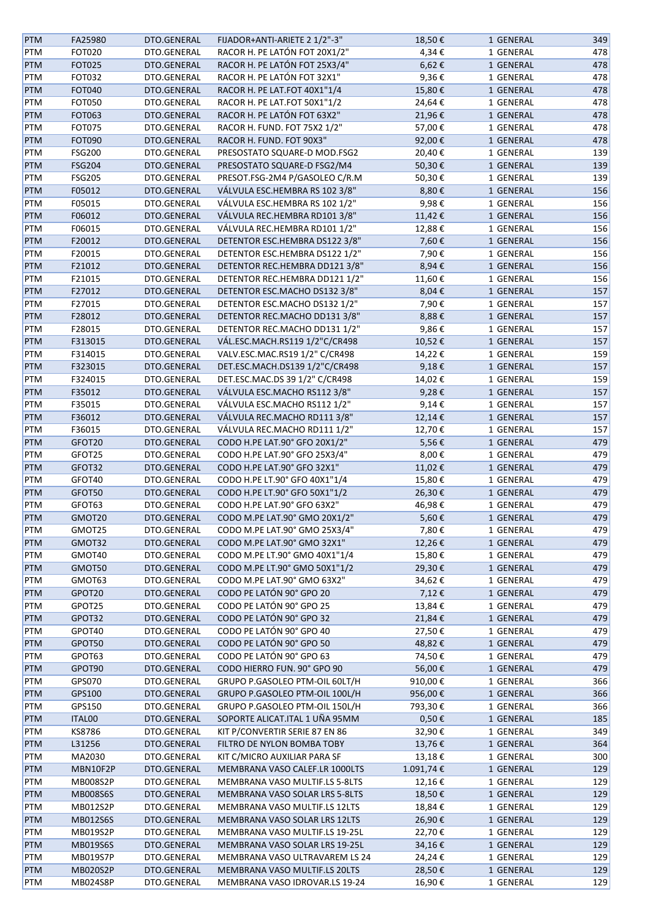| PTM | FA25980 | DTO.GENERAL | FIJADOR+ANTI-ARIETE 2 1/2"-3" | 18,50 € | 1 GENERAL | 349 |
|---|---|---|---|---|---|---|
| PTM | FOT020 | DTO.GENERAL | RACOR H. PE LATÓN FOT 20X1/2" | 4,34 € | 1 GENERAL | 478 |
| PTM | FOT025 | DTO.GENERAL | RACOR H. PE LATÓN FOT 25X3/4" | 6,62 € | 1 GENERAL | 478 |
| PTM | FOT032 | DTO.GENERAL | RACOR H. PE LATÓN FOT 32X1" | 9,36 € | 1 GENERAL | 478 |
| PTM | FOT040 | DTO.GENERAL | RACOR H. PE LAT.FOT 40X1"1/4 | 15,80 € | 1 GENERAL | 478 |
| PTM | FOT050 | DTO.GENERAL | RACOR H. PE LAT.FOT 50X1"1/2 | 24,64 € | 1 GENERAL | 478 |
| PTM | FOT063 | DTO.GENERAL | RACOR H. PE LATÓN FOT 63X2" | 21,96 € | 1 GENERAL | 478 |
| PTM | FOT075 | DTO.GENERAL | RACOR H. FUND. FOT 75X2 1/2" | 57,00 € | 1 GENERAL | 478 |
| PTM | FOT090 | DTO.GENERAL | RACOR H. FUND. FOT 90X3" | 92,00 € | 1 GENERAL | 478 |
| PTM | FSG200 | DTO.GENERAL | PRESOSTATO SQUARE-D MOD.FSG2 | 20,40 € | 1 GENERAL | 139 |
| PTM | FSG204 | DTO.GENERAL | PRESOSTATO SQUARE-D FSG2/M4 | 50,30 € | 1 GENERAL | 139 |
| PTM | FSG205 | DTO.GENERAL | PRESOT.FSG-2M4 P/GASOLEO C/R.M | 50,30 € | 1 GENERAL | 139 |
| PTM | F05012 | DTO.GENERAL | VÁLVULA ESC.HEMBRA RS 102 3/8" | 8,80 € | 1 GENERAL | 156 |
| PTM | F05015 | DTO.GENERAL | VÁLVULA ESC.HEMBRA RS 102 1/2" | 9,98 € | 1 GENERAL | 156 |
| PTM | F06012 | DTO.GENERAL | VÁLVULA REC.HEMBRA RD101 3/8" | 11,42 € | 1 GENERAL | 156 |
| PTM | F06015 | DTO.GENERAL | VÁLVULA REC.HEMBRA RD101 1/2" | 12,88 € | 1 GENERAL | 156 |
| PTM | F20012 | DTO.GENERAL | DETENTOR ESC.HEMBRA DS122 3/8" | 7,60 € | 1 GENERAL | 156 |
| PTM | F20015 | DTO.GENERAL | DETENTOR ESC.HEMBRA DS122 1/2" | 7,90 € | 1 GENERAL | 156 |
| PTM | F21012 | DTO.GENERAL | DETENTOR REC.HEMBRA DD121 3/8" | 8,94 € | 1 GENERAL | 156 |
| PTM | F21015 | DTO.GENERAL | DETENTOR REC.HEMBRA DD121 1/2" | 11,60 € | 1 GENERAL | 156 |
| PTM | F27012 | DTO.GENERAL | DETENTOR ESC.MACHO DS132 3/8" | 8,04 € | 1 GENERAL | 157 |
| PTM | F27015 | DTO.GENERAL | DETENTOR ESC.MACHO DS132 1/2" | 7,90 € | 1 GENERAL | 157 |
| PTM | F28012 | DTO.GENERAL | DETENTOR REC.MACHO DD131 3/8" | 8,88 € | 1 GENERAL | 157 |
| PTM | F28015 | DTO.GENERAL | DETENTOR REC.MACHO DD131 1/2" | 9,86 € | 1 GENERAL | 157 |
| PTM | F313015 | DTO.GENERAL | VÁL.ESC.MACH.RS119 1/2"C/CR498 | 10,52 € | 1 GENERAL | 157 |
| PTM | F314015 | DTO.GENERAL | VALV.ESC.MAC.RS19 1/2" C/CR498 | 14,22 € | 1 GENERAL | 159 |
| PTM | F323015 | DTO.GENERAL | DET.ESC.MACH.DS139 1/2"C/CR498 | 9,18 € | 1 GENERAL | 157 |
| PTM | F324015 | DTO.GENERAL | DET.ESC.MAC.DS 39 1/2" C/CR498 | 14,02 € | 1 GENERAL | 159 |
| PTM | F35012 | DTO.GENERAL | VÁLVULA ESC.MACHO RS112 3/8" | 9,28 € | 1 GENERAL | 157 |
| PTM | F35015 | DTO.GENERAL | VÁLVULA ESC.MACHO RS112 1/2" | 9,14 € | 1 GENERAL | 157 |
| PTM | F36012 | DTO.GENERAL | VÁLVULA REC.MACHO RD111 3/8" | 12,14 € | 1 GENERAL | 157 |
| PTM | F36015 | DTO.GENERAL | VÁLVULA REC.MACHO RD111 1/2" | 12,70 € | 1 GENERAL | 157 |
| PTM | GFOT20 | DTO.GENERAL | CODO H.PE LAT.90° GFO 20X1/2" | 5,56 € | 1 GENERAL | 479 |
| PTM | GFOT25 | DTO.GENERAL | CODO H.PE LAT.90° GFO 25X3/4" | 8,00 € | 1 GENERAL | 479 |
| PTM | GFOT32 | DTO.GENERAL | CODO H.PE LAT.90° GFO 32X1" | 11,02 € | 1 GENERAL | 479 |
| PTM | GFOT40 | DTO.GENERAL | CODO H.PE LT.90° GFO 40X1"1/4 | 15,80 € | 1 GENERAL | 479 |
| PTM | GFOT50 | DTO.GENERAL | CODO H.PE LT.90° GFO 50X1"1/2 | 26,30 € | 1 GENERAL | 479 |
| PTM | GFOT63 | DTO.GENERAL | CODO H.PE LAT.90° GFO 63X2" | 46,98 € | 1 GENERAL | 479 |
| PTM | GMOT20 | DTO.GENERAL | CODO M.PE LAT.90° GMO 20X1/2" | 5,60 € | 1 GENERAL | 479 |
| PTM | GMOT25 | DTO.GENERAL | CODO M.PE LAT.90° GMO 25X3/4" | 7,80 € | 1 GENERAL | 479 |
| PTM | GMOT32 | DTO.GENERAL | CODO M.PE LAT.90° GMO 32X1" | 12,26 € | 1 GENERAL | 479 |
| PTM | GMOT40 | DTO.GENERAL | CODO M.PE LT.90° GMO 40X1"1/4 | 15,80 € | 1 GENERAL | 479 |
| PTM | GMOT50 | DTO.GENERAL | CODO M.PE LT.90° GMO 50X1"1/2 | 29,30 € | 1 GENERAL | 479 |
| PTM | GMOT63 | DTO.GENERAL | CODO M.PE LAT.90° GMO 63X2" | 34,62 € | 1 GENERAL | 479 |
| PTM | GPOT20 | DTO.GENERAL | CODO PE LATÓN 90° GPO 20 | 7,12 € | 1 GENERAL | 479 |
| PTM | GPOT25 | DTO.GENERAL | CODO PE LATÓN 90° GPO 25 | 13,84 € | 1 GENERAL | 479 |
| PTM | GPOT32 | DTO.GENERAL | CODO PE LATÓN 90° GPO 32 | 21,84 € | 1 GENERAL | 479 |
| PTM | GPOT40 | DTO.GENERAL | CODO PE LATÓN 90° GPO 40 | 27,50 € | 1 GENERAL | 479 |
| PTM | GPOT50 | DTO.GENERAL | CODO PE LATÓN 90° GPO 50 | 48,82 € | 1 GENERAL | 479 |
| PTM | GPOT63 | DTO.GENERAL | CODO PE LATÓN 90° GPO 63 | 74,50 € | 1 GENERAL | 479 |
| PTM | GPOT90 | DTO.GENERAL | CODO HIERRO FUN. 90° GPO 90 | 56,00 € | 1 GENERAL | 479 |
| PTM | GPS070 | DTO.GENERAL | GRUPO P.GASOLEO PTM-OIL 60LT/H | 910,00 € | 1 GENERAL | 366 |
| PTM | GPS100 | DTO.GENERAL | GRUPO P.GASOLEO PTM-OIL 100L/H | 956,00 € | 1 GENERAL | 366 |
| PTM | GPS150 | DTO.GENERAL | GRUPO P.GASOLEO PTM-OIL 150L/H | 793,30 € | 1 GENERAL | 366 |
| PTM | ITAL00 | DTO.GENERAL | SOPORTE ALICAT.ITAL 1 UÑA 95MM | 0,50 € | 1 GENERAL | 185 |
| PTM | KS8786 | DTO.GENERAL | KIT P/CONVERTIR SERIE 87 EN 86 | 32,90 € | 1 GENERAL | 349 |
| PTM | L31256 | DTO.GENERAL | FILTRO DE NYLON BOMBA TOBY | 13,76 € | 1 GENERAL | 364 |
| PTM | MA2030 | DTO.GENERAL | KIT C/MICRO AUXILIAR PARA SF | 13,18 € | 1 GENERAL | 300 |
| PTM | MBN10F2P | DTO.GENERAL | MEMBRANA VASO CALEF.LR 1000LTS | 1.091,74 € | 1 GENERAL | 129 |
| PTM | MB008S2P | DTO.GENERAL | MEMBRANA VASO MULTIF.LS 5-8LTS | 12,16 € | 1 GENERAL | 129 |
| PTM | MB008S6S | DTO.GENERAL | MEMBRANA VASO SOLAR LRS 5-8LTS | 18,50 € | 1 GENERAL | 129 |
| PTM | MB012S2P | DTO.GENERAL | MEMBRANA VASO MULTIF.LS 12LTS | 18,84 € | 1 GENERAL | 129 |
| PTM | MB012S6S | DTO.GENERAL | MEMBRANA VASO SOLAR LRS 12LTS | 26,90 € | 1 GENERAL | 129 |
| PTM | MB019S2P | DTO.GENERAL | MEMBRANA VASO MULTIF.LS 19-25L | 22,70 € | 1 GENERAL | 129 |
| PTM | MB019S6S | DTO.GENERAL | MEMBRANA VASO SOLAR LRS 19-25L | 34,16 € | 1 GENERAL | 129 |
| PTM | MB019S7P | DTO.GENERAL | MEMBRANA VASO ULTRAVAREM LS 24 | 24,24 € | 1 GENERAL | 129 |
| PTM | MB020S2P | DTO.GENERAL | MEMBRANA VASO MULTIF.LS 20LTS | 28,50 € | 1 GENERAL | 129 |
| PTM | MB024S8P | DTO.GENERAL | MEMBRANA VASO IDROVAR.LS 19-24 | 16,90 € | 1 GENERAL | 129 |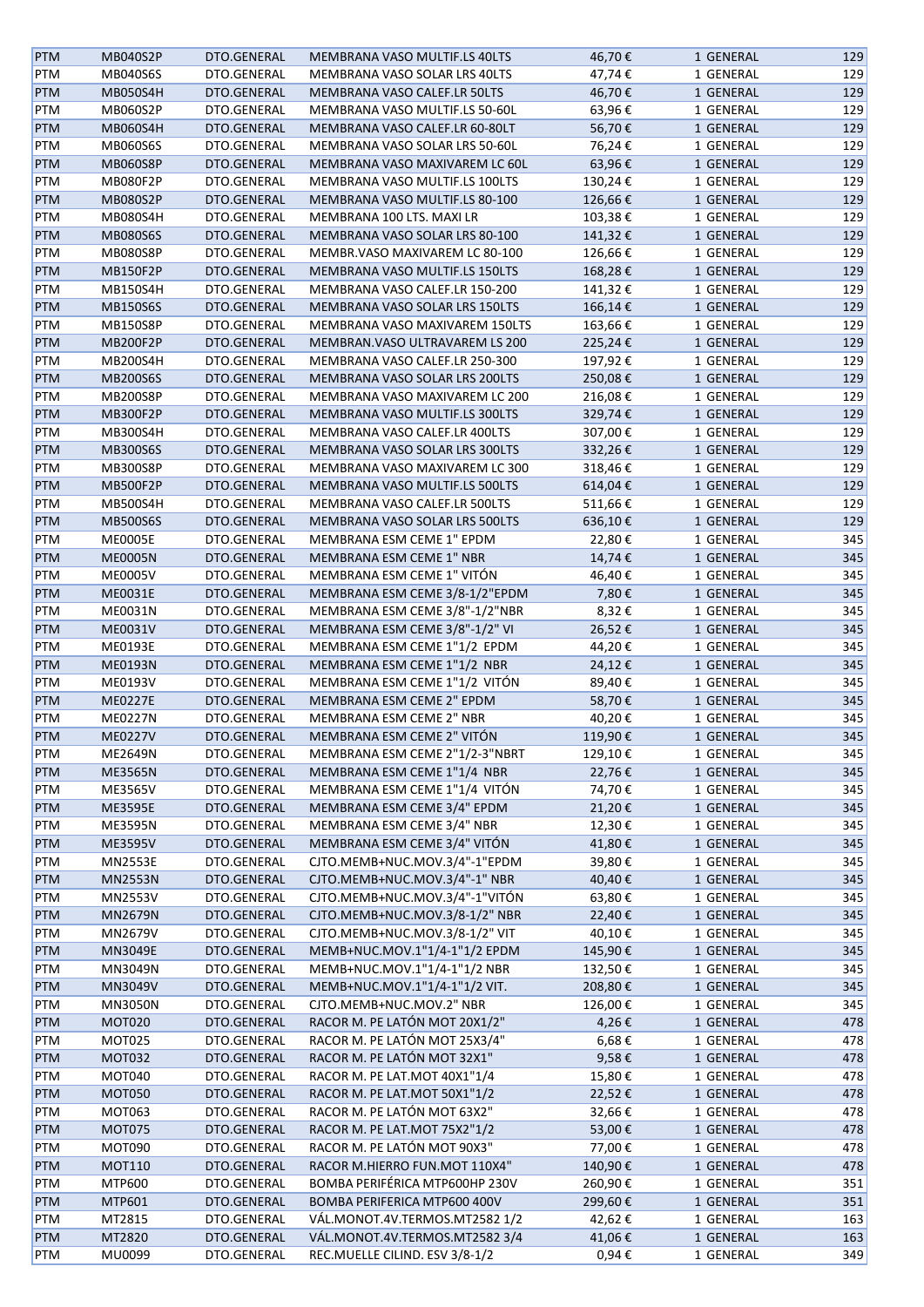| PTM | MB040S2P | DTO.GENERAL | MEMBRANA VASO MULTIF.LS 40LTS | 46,70 € | 1 GENERAL | 129 |
|---|---|---|---|---|---|---|
| PTM | MB040S6S | DTO.GENERAL | MEMBRANA VASO SOLAR LRS 40LTS | 47,74 € | 1 GENERAL | 129 |
| PTM | MB050S4H | DTO.GENERAL | MEMBRANA VASO CALEF.LR 50LTS | 46,70 € | 1 GENERAL | 129 |
| PTM | MB060S2P | DTO.GENERAL | MEMBRANA VASO MULTIF.LS 50-60L | 63,96 € | 1 GENERAL | 129 |
| PTM | MB060S4H | DTO.GENERAL | MEMBRANA VASO CALEF.LR 60-80LT | 56,70 € | 1 GENERAL | 129 |
| PTM | MB060S6S | DTO.GENERAL | MEMBRANA VASO SOLAR LRS 50-60L | 76,24 € | 1 GENERAL | 129 |
| PTM | MB060S8P | DTO.GENERAL | MEMBRANA VASO MAXIVAREM LC 60L | 63,96 € | 1 GENERAL | 129 |
| PTM | MB080F2P | DTO.GENERAL | MEMBRANA VASO MULTIF.LS 100LTS | 130,24 € | 1 GENERAL | 129 |
| PTM | MB080S2P | DTO.GENERAL | MEMBRANA VASO MULTIF.LS 80-100 | 126,66 € | 1 GENERAL | 129 |
| PTM | MB080S4H | DTO.GENERAL | MEMBRANA 100 LTS. MAXI LR | 103,38 € | 1 GENERAL | 129 |
| PTM | MB080S6S | DTO.GENERAL | MEMBRANA VASO SOLAR LRS 80-100 | 141,32 € | 1 GENERAL | 129 |
| PTM | MB080S8P | DTO.GENERAL | MEMBR.VASO MAXIVAREM LC 80-100 | 126,66 € | 1 GENERAL | 129 |
| PTM | MB150F2P | DTO.GENERAL | MEMBRANA VASO MULTIF.LS 150LTS | 168,28 € | 1 GENERAL | 129 |
| PTM | MB150S4H | DTO.GENERAL | MEMBRANA VASO CALEF.LR 150-200 | 141,32 € | 1 GENERAL | 129 |
| PTM | MB150S6S | DTO.GENERAL | MEMBRANA VASO SOLAR LRS 150LTS | 166,14 € | 1 GENERAL | 129 |
| PTM | MB150S8P | DTO.GENERAL | MEMBRANA VASO MAXIVAREM 150LTS | 163,66 € | 1 GENERAL | 129 |
| PTM | MB200F2P | DTO.GENERAL | MEMBRAN.VASO ULTRAVAREM LS 200 | 225,24 € | 1 GENERAL | 129 |
| PTM | MB200S4H | DTO.GENERAL | MEMBRANA VASO CALEF.LR 250-300 | 197,92 € | 1 GENERAL | 129 |
| PTM | MB200S6S | DTO.GENERAL | MEMBRANA VASO SOLAR LRS 200LTS | 250,08 € | 1 GENERAL | 129 |
| PTM | MB200S8P | DTO.GENERAL | MEMBRANA VASO MAXIVAREM LC 200 | 216,08 € | 1 GENERAL | 129 |
| PTM | MB300F2P | DTO.GENERAL | MEMBRANA VASO MULTIF.LS 300LTS | 329,74 € | 1 GENERAL | 129 |
| PTM | MB300S4H | DTO.GENERAL | MEMBRANA VASO CALEF.LR 400LTS | 307,00 € | 1 GENERAL | 129 |
| PTM | MB300S6S | DTO.GENERAL | MEMBRANA VASO SOLAR LRS 300LTS | 332,26 € | 1 GENERAL | 129 |
| PTM | MB300S8P | DTO.GENERAL | MEMBRANA VASO MAXIVAREM LC 300 | 318,46 € | 1 GENERAL | 129 |
| PTM | MB500F2P | DTO.GENERAL | MEMBRANA VASO MULTIF.LS 500LTS | 614,04 € | 1 GENERAL | 129 |
| PTM | MB500S4H | DTO.GENERAL | MEMBRANA VASO CALEF.LR 500LTS | 511,66 € | 1 GENERAL | 129 |
| PTM | MB500S6S | DTO.GENERAL | MEMBRANA VASO SOLAR LRS 500LTS | 636,10 € | 1 GENERAL | 129 |
| PTM | ME0005E | DTO.GENERAL | MEMBRANA ESM CEME 1" EPDM | 22,80 € | 1 GENERAL | 345 |
| PTM | ME0005N | DTO.GENERAL | MEMBRANA ESM CEME 1" NBR | 14,74 € | 1 GENERAL | 345 |
| PTM | ME0005V | DTO.GENERAL | MEMBRANA ESM CEME 1" VITÓN | 46,40 € | 1 GENERAL | 345 |
| PTM | ME0031E | DTO.GENERAL | MEMBRANA ESM CEME 3/8-1/2"EPDM | 7,80 € | 1 GENERAL | 345 |
| PTM | ME0031N | DTO.GENERAL | MEMBRANA ESM CEME 3/8"-1/2"NBR | 8,32 € | 1 GENERAL | 345 |
| PTM | ME0031V | DTO.GENERAL | MEMBRANA ESM CEME 3/8"-1/2" VI | 26,52 € | 1 GENERAL | 345 |
| PTM | ME0193E | DTO.GENERAL | MEMBRANA ESM CEME 1"1/2 EPDM | 44,20 € | 1 GENERAL | 345 |
| PTM | ME0193N | DTO.GENERAL | MEMBRANA ESM CEME 1"1/2 NBR | 24,12 € | 1 GENERAL | 345 |
| PTM | ME0193V | DTO.GENERAL | MEMBRANA ESM CEME 1"1/2 VITÓN | 89,40 € | 1 GENERAL | 345 |
| PTM | ME0227E | DTO.GENERAL | MEMBRANA ESM CEME 2" EPDM | 58,70 € | 1 GENERAL | 345 |
| PTM | ME0227N | DTO.GENERAL | MEMBRANA ESM CEME 2" NBR | 40,20 € | 1 GENERAL | 345 |
| PTM | ME0227V | DTO.GENERAL | MEMBRANA ESM CEME 2" VITÓN | 119,90 € | 1 GENERAL | 345 |
| PTM | ME2649N | DTO.GENERAL | MEMBRANA ESM CEME 2"1/2-3"NBRT | 129,10 € | 1 GENERAL | 345 |
| PTM | ME3565N | DTO.GENERAL | MEMBRANA ESM CEME 1"1/4 NBR | 22,76 € | 1 GENERAL | 345 |
| PTM | ME3565V | DTO.GENERAL | MEMBRANA ESM CEME 1"1/4 VITÓN | 74,70 € | 1 GENERAL | 345 |
| PTM | ME3595E | DTO.GENERAL | MEMBRANA ESM CEME 3/4" EPDM | 21,20 € | 1 GENERAL | 345 |
| PTM | ME3595N | DTO.GENERAL | MEMBRANA ESM CEME 3/4" NBR | 12,30 € | 1 GENERAL | 345 |
| PTM | ME3595V | DTO.GENERAL | MEMBRANA ESM CEME 3/4" VITÓN | 41,80 € | 1 GENERAL | 345 |
| PTM | MN2553E | DTO.GENERAL | CJTO.MEMB+NUC.MOV.3/4"-1"EPDM | 39,80 € | 1 GENERAL | 345 |
| PTM | MN2553N | DTO.GENERAL | CJTO.MEMB+NUC.MOV.3/4"-1" NBR | 40,40 € | 1 GENERAL | 345 |
| PTM | MN2553V | DTO.GENERAL | CJTO.MEMB+NUC.MOV.3/4"-1"VITÓN | 63,80 € | 1 GENERAL | 345 |
| PTM | MN2679N | DTO.GENERAL | CJTO.MEMB+NUC.MOV.3/8-1/2" NBR | 22,40 € | 1 GENERAL | 345 |
| PTM | MN2679V | DTO.GENERAL | CJTO.MEMB+NUC.MOV.3/8-1/2" VIT | 40,10 € | 1 GENERAL | 345 |
| PTM | MN3049E | DTO.GENERAL | MEMB+NUC.MOV.1"1/4-1"1/2 EPDM | 145,90 € | 1 GENERAL | 345 |
| PTM | MN3049N | DTO.GENERAL | MEMB+NUC.MOV.1"1/4-1"1/2 NBR | 132,50 € | 1 GENERAL | 345 |
| PTM | MN3049V | DTO.GENERAL | MEMB+NUC.MOV.1"1/4-1"1/2 VIT. | 208,80 € | 1 GENERAL | 345 |
| PTM | MN3050N | DTO.GENERAL | CJTO.MEMB+NUC.MOV.2" NBR | 126,00 € | 1 GENERAL | 345 |
| PTM | MOT020 | DTO.GENERAL | RACOR M. PE LATÓN MOT 20X1/2" | 4,26 € | 1 GENERAL | 478 |
| PTM | MOT025 | DTO.GENERAL | RACOR M. PE LATÓN MOT 25X3/4" | 6,68 € | 1 GENERAL | 478 |
| PTM | MOT032 | DTO.GENERAL | RACOR M. PE LATÓN MOT 32X1" | 9,58 € | 1 GENERAL | 478 |
| PTM | MOT040 | DTO.GENERAL | RACOR M. PE LAT.MOT 40X1"1/4 | 15,80 € | 1 GENERAL | 478 |
| PTM | MOT050 | DTO.GENERAL | RACOR M. PE LAT.MOT 50X1"1/2 | 22,52 € | 1 GENERAL | 478 |
| PTM | MOT063 | DTO.GENERAL | RACOR M. PE LATÓN MOT 63X2" | 32,66 € | 1 GENERAL | 478 |
| PTM | MOT075 | DTO.GENERAL | RACOR M. PE LAT.MOT 75X2"1/2 | 53,00 € | 1 GENERAL | 478 |
| PTM | MOT090 | DTO.GENERAL | RACOR M. PE LATÓN MOT 90X3" | 77,00 € | 1 GENERAL | 478 |
| PTM | MOT110 | DTO.GENERAL | RACOR M.HIERRO FUN.MOT 110X4" | 140,90 € | 1 GENERAL | 478 |
| PTM | MTP600 | DTO.GENERAL | BOMBA PERIFÉRICA MTP600HP 230V | 260,90 € | 1 GENERAL | 351 |
| PTM | MTP601 | DTO.GENERAL | BOMBA PERIFERICA MTP600 400V | 299,60 € | 1 GENERAL | 351 |
| PTM | MT2815 | DTO.GENERAL | VÁL.MONOT.4V.TERMOS.MT2582 1/2 | 42,62 € | 1 GENERAL | 163 |
| PTM | MT2820 | DTO.GENERAL | VÁL.MONOT.4V.TERMOS.MT2582 3/4 | 41,06 € | 1 GENERAL | 163 |
| PTM | MU0099 | DTO.GENERAL | REC.MUELLE CILIND. ESV 3/8-1/2 | 0,94 € | 1 GENERAL | 349 |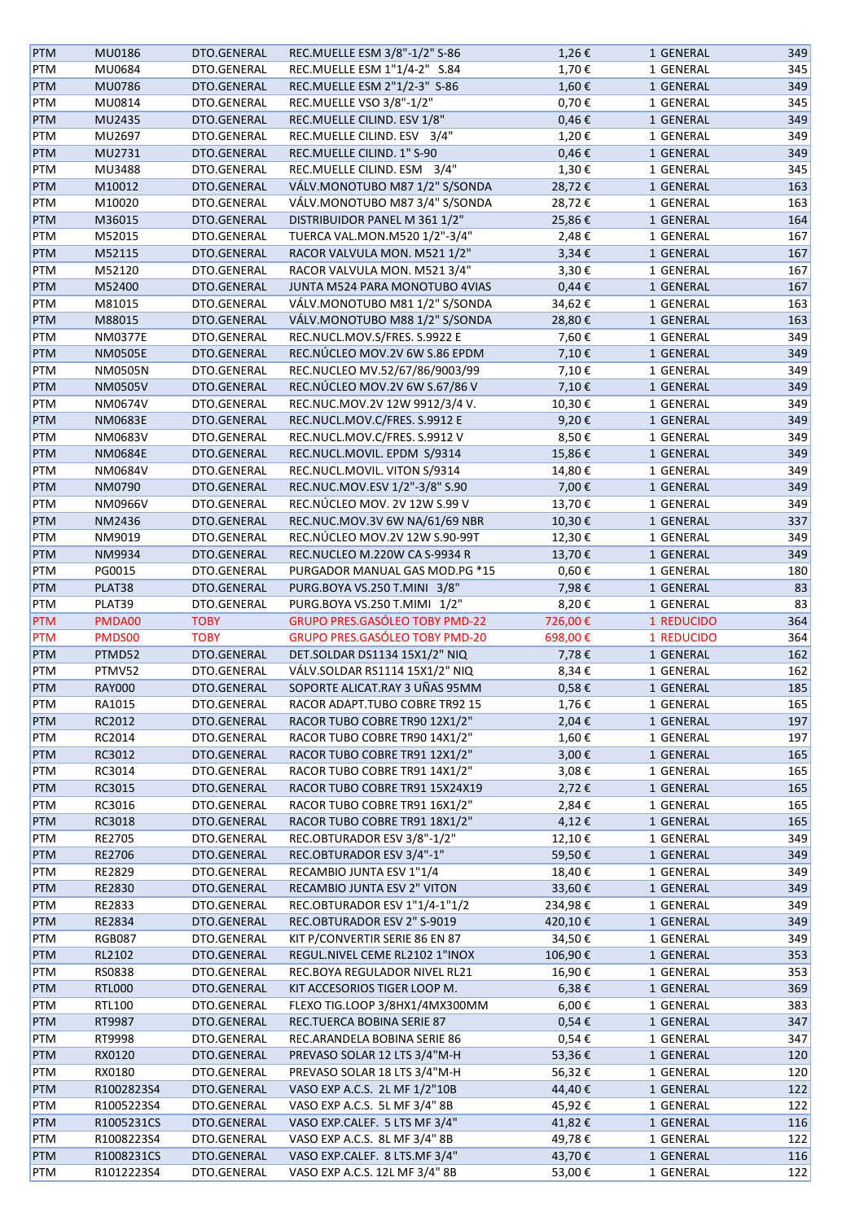| | | | | | | | |
|---|---|---|---|---|---|---|---|
| PTM | MU0186 | DTO.GENERAL | REC.MUELLE ESM 3/8"-1/2" S-86 | 1,26 € | 1 | GENERAL | 349 |
| PTM | MU0684 | DTO.GENERAL | REC.MUELLE ESM 1"1/4-2" S.84 | 1,70 € | 1 | GENERAL | 345 |
| PTM | MU0786 | DTO.GENERAL | REC.MUELLE ESM 2"1/2-3" S-86 | 1,60 € | 1 | GENERAL | 349 |
| PTM | MU0814 | DTO.GENERAL | REC.MUELLE VSO 3/8"-1/2" | 0,70 € | 1 | GENERAL | 345 |
| PTM | MU2435 | DTO.GENERAL | REC.MUELLE CILIND. ESV 1/8" | 0,46 € | 1 | GENERAL | 349 |
| PTM | MU2697 | DTO.GENERAL | REC.MUELLE CILIND. ESV 3/4" | 1,20 € | 1 | GENERAL | 349 |
| PTM | MU2731 | DTO.GENERAL | REC.MUELLE CILIND. 1" S-90 | 0,46 € | 1 | GENERAL | 349 |
| PTM | MU3488 | DTO.GENERAL | REC.MUELLE CILIND. ESM 3/4" | 1,30 € | 1 | GENERAL | 345 |
| PTM | M10012 | DTO.GENERAL | VÁLV.MONOTUBO M87 1/2" S/SONDA | 28,72 € | 1 | GENERAL | 163 |
| PTM | M10020 | DTO.GENERAL | VÁLV.MONOTUBO M87 3/4" S/SONDA | 28,72 € | 1 | GENERAL | 163 |
| PTM | M36015 | DTO.GENERAL | DISTRIBUIDOR PANEL M 361 1/2" | 25,86 € | 1 | GENERAL | 164 |
| PTM | M52015 | DTO.GENERAL | TUERCA VAL.MON.M520 1/2"-3/4" | 2,48 € | 1 | GENERAL | 167 |
| PTM | M52115 | DTO.GENERAL | RACOR VALVULA MON. M521 1/2" | 3,34 € | 1 | GENERAL | 167 |
| PTM | M52120 | DTO.GENERAL | RACOR VALVULA MON. M521 3/4" | 3,30 € | 1 | GENERAL | 167 |
| PTM | M52400 | DTO.GENERAL | JUNTA M524 PARA MONOTUBO 4VIAS | 0,44 € | 1 | GENERAL | 167 |
| PTM | M81015 | DTO.GENERAL | VÁLV.MONOTUBO M81 1/2" S/SONDA | 34,62 € | 1 | GENERAL | 163 |
| PTM | M88015 | DTO.GENERAL | VÁLV.MONOTUBO M88 1/2" S/SONDA | 28,80 € | 1 | GENERAL | 163 |
| PTM | NM0377E | DTO.GENERAL | REC.NUCL.MOV.S/FRES. S.9922 E | 7,60 € | 1 | GENERAL | 349 |
| PTM | NM0505E | DTO.GENERAL | REC.NÚCLEO MOV.2V 6W S.86 EPDM | 7,10 € | 1 | GENERAL | 349 |
| PTM | NM0505N | DTO.GENERAL | REC.NUCLEO MV.52/67/86/9003/99 | 7,10 € | 1 | GENERAL | 349 |
| PTM | NM0505V | DTO.GENERAL | REC.NÚCLEO MOV.2V 6W S.67/86 V | 7,10 € | 1 | GENERAL | 349 |
| PTM | NM0674V | DTO.GENERAL | REC.NUC.MOV.2V 12W 9912/3/4 V. | 10,30 € | 1 | GENERAL | 349 |
| PTM | NM0683E | DTO.GENERAL | REC.NUCL.MOV.C/FRES. S.9912 E | 9,20 € | 1 | GENERAL | 349 |
| PTM | NM0683V | DTO.GENERAL | REC.NUCL.MOV.C/FRES. S.9912 V | 8,50 € | 1 | GENERAL | 349 |
| PTM | NM0684E | DTO.GENERAL | REC.NUCL.MOVIL. EPDM S/9314 | 15,86 € | 1 | GENERAL | 349 |
| PTM | NM0684V | DTO.GENERAL | REC.NUCL.MOVIL. VITON S/9314 | 14,80 € | 1 | GENERAL | 349 |
| PTM | NM0790 | DTO.GENERAL | REC.NUC.MOV.ESV 1/2"-3/8" S.90 | 7,00 € | 1 | GENERAL | 349 |
| PTM | NM0966V | DTO.GENERAL | REC.NÚCLEO MOV. 2V 12W S.99 V | 13,70 € | 1 | GENERAL | 349 |
| PTM | NM2436 | DTO.GENERAL | REC.NUC.MOV.3V 6W NA/61/69 NBR | 10,30 € | 1 | GENERAL | 337 |
| PTM | NM9019 | DTO.GENERAL | REC.NÚCLEO MOV.2V 12W S.90-99T | 12,30 € | 1 | GENERAL | 349 |
| PTM | NM9934 | DTO.GENERAL | REC.NUCLEO M.220W CA S-9934 R | 13,70 € | 1 | GENERAL | 349 |
| PTM | PG0015 | DTO.GENERAL | PURGADOR MANUAL GAS MOD.PG *15 | 0,60 € | 1 | GENERAL | 180 |
| PTM | PLAT38 | DTO.GENERAL | PURG.BOYA VS.250 T.MINI 3/8" | 7,98 € | 1 | GENERAL | 83 |
| PTM | PLAT39 | DTO.GENERAL | PURG.BOYA VS.250 T.MIMI 1/2" | 8,20 € | 1 | GENERAL | 83 |
| PTM | PMDA00 | TOBY | GRUPO PRES.GASÓLEO TOBY PMD-22 | 726,00 € | 1 | REDUCIDO | 364 |
| PTM | PMDS00 | TOBY | GRUPO PRES.GASÓLEO TOBY PMD-20 | 698,00 € | 1 | REDUCIDO | 364 |
| PTM | PTMD52 | DTO.GENERAL | DET.SOLDAR DS1134 15X1/2" NIQ | 7,78 € | 1 | GENERAL | 162 |
| PTM | PTMV52 | DTO.GENERAL | VÁLV.SOLDAR RS1114 15X1/2" NIQ | 8,34 € | 1 | GENERAL | 162 |
| PTM | RAY000 | DTO.GENERAL | SOPORTE ALICAT.RAY 3 UÑAS 95MM | 0,58 € | 1 | GENERAL | 185 |
| PTM | RA1015 | DTO.GENERAL | RACOR ADAPT.TUBO COBRE TR92 15 | 1,76 € | 1 | GENERAL | 165 |
| PTM | RC2012 | DTO.GENERAL | RACOR TUBO COBRE TR90 12X1/2" | 2,04 € | 1 | GENERAL | 197 |
| PTM | RC2014 | DTO.GENERAL | RACOR TUBO COBRE TR90 14X1/2" | 1,60 € | 1 | GENERAL | 197 |
| PTM | RC3012 | DTO.GENERAL | RACOR TUBO COBRE TR91 12X1/2" | 3,00 € | 1 | GENERAL | 165 |
| PTM | RC3014 | DTO.GENERAL | RACOR TUBO COBRE TR91 14X1/2" | 3,08 € | 1 | GENERAL | 165 |
| PTM | RC3015 | DTO.GENERAL | RACOR TUBO COBRE TR91 15X24X19 | 2,72 € | 1 | GENERAL | 165 |
| PTM | RC3016 | DTO.GENERAL | RACOR TUBO COBRE TR91 16X1/2" | 2,84 € | 1 | GENERAL | 165 |
| PTM | RC3018 | DTO.GENERAL | RACOR TUBO COBRE TR91 18X1/2" | 4,12 € | 1 | GENERAL | 165 |
| PTM | RE2705 | DTO.GENERAL | REC.OBTURADOR ESV 3/8"-1/2" | 12,10 € | 1 | GENERAL | 349 |
| PTM | RE2706 | DTO.GENERAL | REC.OBTURADOR ESV 3/4"-1" | 59,50 € | 1 | GENERAL | 349 |
| PTM | RE2829 | DTO.GENERAL | RECAMBIO JUNTA ESV 1"1/4 | 18,40 € | 1 | GENERAL | 349 |
| PTM | RE2830 | DTO.GENERAL | RECAMBIO JUNTA ESV 2" VITON | 33,60 € | 1 | GENERAL | 349 |
| PTM | RE2833 | DTO.GENERAL | REC.OBTURADOR ESV 1"1/4-1"1/2 | 234,98 € | 1 | GENERAL | 349 |
| PTM | RE2834 | DTO.GENERAL | REC.OBTURADOR ESV 2" S-9019 | 420,10 € | 1 | GENERAL | 349 |
| PTM | RGB087 | DTO.GENERAL | KIT P/CONVERTIR SERIE 86 EN 87 | 34,50 € | 1 | GENERAL | 349 |
| PTM | RL2102 | DTO.GENERAL | REGUL.NIVEL CEME RL2102 1"INOX | 106,90 € | 1 | GENERAL | 353 |
| PTM | RS0838 | DTO.GENERAL | REC.BOYA REGULADOR NIVEL RL21 | 16,90 € | 1 | GENERAL | 353 |
| PTM | RTL000 | DTO.GENERAL | KIT ACCESORIOS TIGER LOOP M. | 6,38 € | 1 | GENERAL | 369 |
| PTM | RTL100 | DTO.GENERAL | FLEXO TIG.LOOP 3/8HX1/4MX300MM | 6,00 € | 1 | GENERAL | 383 |
| PTM | RT9987 | DTO.GENERAL | REC.TUERCA BOBINA SERIE 87 | 0,54 € | 1 | GENERAL | 347 |
| PTM | RT9998 | DTO.GENERAL | REC.ARANDELA BOBINA SERIE 86 | 0,54 € | 1 | GENERAL | 347 |
| PTM | RX0120 | DTO.GENERAL | PREVASO SOLAR 12 LTS 3/4"M-H | 53,36 € | 1 | GENERAL | 120 |
| PTM | RX0180 | DTO.GENERAL | PREVASO SOLAR 18 LTS 3/4"M-H | 56,32 € | 1 | GENERAL | 120 |
| PTM | R1002823S4 | DTO.GENERAL | VASO EXP A.C.S. 2L MF 1/2"10B | 44,40 € | 1 | GENERAL | 122 |
| PTM | R1005223S4 | DTO.GENERAL | VASO EXP A.C.S. 5L MF 3/4" 8B | 45,92 € | 1 | GENERAL | 122 |
| PTM | R1005231CS | DTO.GENERAL | VASO EXP.CALEF. 5 LTS MF 3/4" | 41,82 € | 1 | GENERAL | 116 |
| PTM | R1008223S4 | DTO.GENERAL | VASO EXP A.C.S. 8L MF 3/4" 8B | 49,78 € | 1 | GENERAL | 122 |
| PTM | R1008231CS | DTO.GENERAL | VASO EXP.CALEF. 8 LTS.MF 3/4" | 43,70 € | 1 | GENERAL | 116 |
| PTM | R1012223S4 | DTO.GENERAL | VASO EXP A.C.S. 12L MF 3/4" 8B | 53,00 € | 1 | GENERAL | 122 |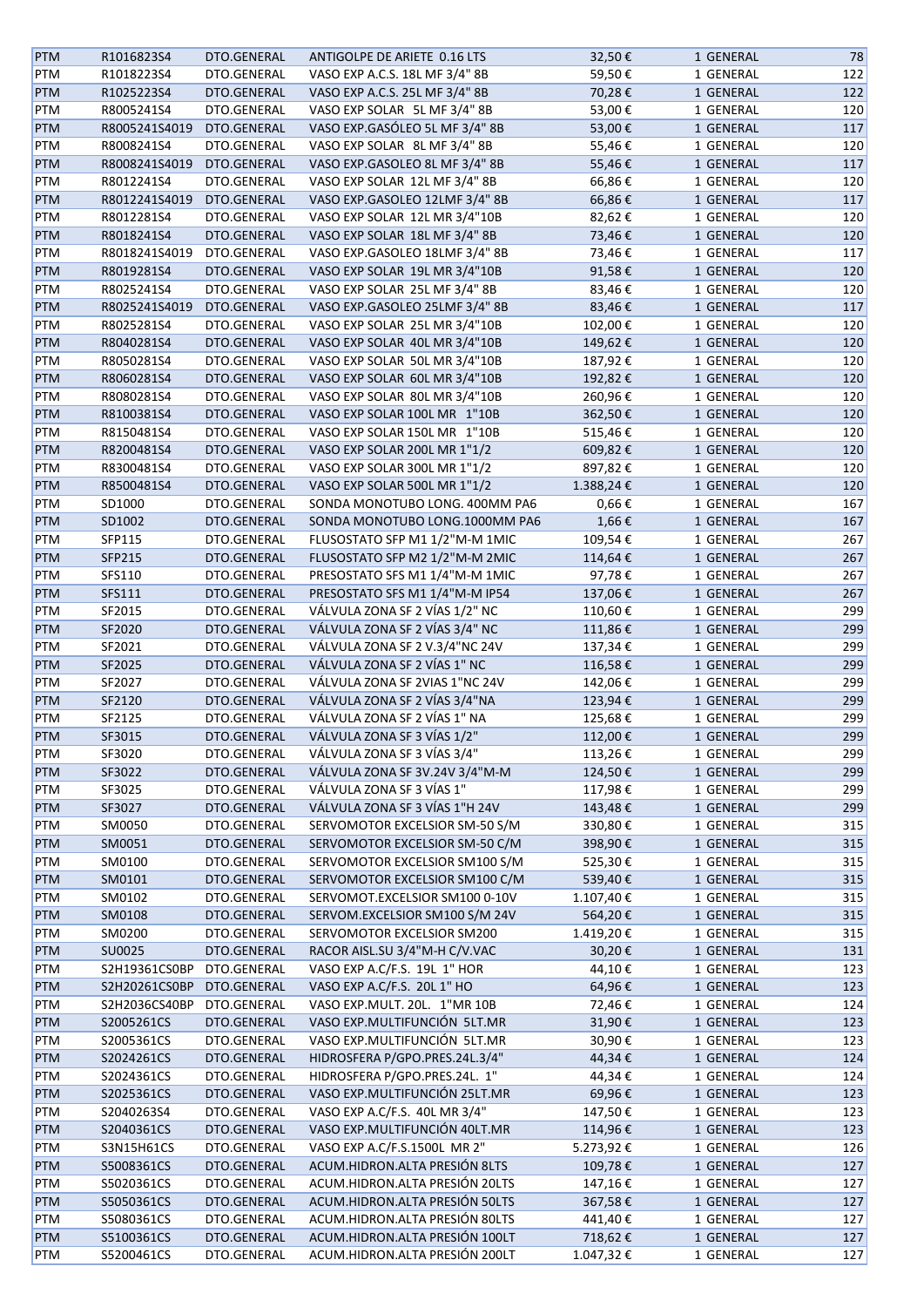| PTM | R1016823S4 | DTO.GENERAL | ANTIGOLPE DE ARIETE 0.16 LTS | 32,50 € | 1 GENERAL | 78 |
|---|---|---|---|---|---|---|
| PTM | R1018223S4 | DTO.GENERAL | VASO EXP A.C.S. 18L MF 3/4" 8B | 59,50 € | 1 GENERAL | 122 |
| PTM | R1025223S4 | DTO.GENERAL | VASO EXP A.C.S. 25L MF 3/4" 8B | 70,28 € | 1 GENERAL | 122 |
| PTM | R8005241S4 | DTO.GENERAL | VASO EXP SOLAR 5L MF 3/4" 8B | 53,00 € | 1 GENERAL | 120 |
| PTM | R8005241S4019 | DTO.GENERAL | VASO EXP.GASÓLEO 5L MF 3/4" 8B | 53,00 € | 1 GENERAL | 117 |
| PTM | R8008241S4 | DTO.GENERAL | VASO EXP SOLAR 8L MF 3/4" 8B | 55,46 € | 1 GENERAL | 120 |
| PTM | R8008241S4019 | DTO.GENERAL | VASO EXP.GASOLEO 8L MF 3/4" 8B | 55,46 € | 1 GENERAL | 117 |
| PTM | R8012241S4 | DTO.GENERAL | VASO EXP SOLAR 12L MF 3/4" 8B | 66,86 € | 1 GENERAL | 120 |
| PTM | R8012241S4019 | DTO.GENERAL | VASO EXP.GASOLEO 12LMF 3/4" 8B | 66,86 € | 1 GENERAL | 117 |
| PTM | R8012281S4 | DTO.GENERAL | VASO EXP SOLAR 12L MR 3/4"10B | 82,62 € | 1 GENERAL | 120 |
| PTM | R8018241S4 | DTO.GENERAL | VASO EXP SOLAR 18L MF 3/4" 8B | 73,46 € | 1 GENERAL | 120 |
| PTM | R8018241S4019 | DTO.GENERAL | VASO EXP.GASOLEO 18LMF 3/4" 8B | 73,46 € | 1 GENERAL | 117 |
| PTM | R8019281S4 | DTO.GENERAL | VASO EXP SOLAR 19L MR 3/4"10B | 91,58 € | 1 GENERAL | 120 |
| PTM | R8025241S4 | DTO.GENERAL | VASO EXP SOLAR 25L MF 3/4" 8B | 83,46 € | 1 GENERAL | 120 |
| PTM | R8025241S4019 | DTO.GENERAL | VASO EXP.GASOLEO 25LMF 3/4" 8B | 83,46 € | 1 GENERAL | 117 |
| PTM | R8025281S4 | DTO.GENERAL | VASO EXP SOLAR 25L MR 3/4"10B | 102,00 € | 1 GENERAL | 120 |
| PTM | R8040281S4 | DTO.GENERAL | VASO EXP SOLAR 40L MR 3/4"10B | 149,62 € | 1 GENERAL | 120 |
| PTM | R8050281S4 | DTO.GENERAL | VASO EXP SOLAR 50L MR 3/4"10B | 187,92 € | 1 GENERAL | 120 |
| PTM | R8060281S4 | DTO.GENERAL | VASO EXP SOLAR 60L MR 3/4"10B | 192,82 € | 1 GENERAL | 120 |
| PTM | R8080281S4 | DTO.GENERAL | VASO EXP SOLAR 80L MR 3/4"10B | 260,96 € | 1 GENERAL | 120 |
| PTM | R8100381S4 | DTO.GENERAL | VASO EXP SOLAR 100L MR 1"10B | 362,50 € | 1 GENERAL | 120 |
| PTM | R8150481S4 | DTO.GENERAL | VASO EXP SOLAR 150L MR 1"10B | 515,46 € | 1 GENERAL | 120 |
| PTM | R8200481S4 | DTO.GENERAL | VASO EXP SOLAR 200L MR 1"1/2 | 609,82 € | 1 GENERAL | 120 |
| PTM | R8300481S4 | DTO.GENERAL | VASO EXP SOLAR 300L MR 1"1/2 | 897,82 € | 1 GENERAL | 120 |
| PTM | R8500481S4 | DTO.GENERAL | VASO EXP SOLAR 500L MR 1"1/2 | 1.388,24 € | 1 GENERAL | 120 |
| PTM | SD1000 | DTO.GENERAL | SONDA MONOTUBO LONG. 400MM PA6 | 0,66 € | 1 GENERAL | 167 |
| PTM | SD1002 | DTO.GENERAL | SONDA MONOTUBO LONG.1000MM PA6 | 1,66 € | 1 GENERAL | 167 |
| PTM | SFP115 | DTO.GENERAL | FLUSOSTATO SFP M1 1/2"M-M 1MIC | 109,54 € | 1 GENERAL | 267 |
| PTM | SFP215 | DTO.GENERAL | FLUSOSTATO SFP M2 1/2"M-M 2MIC | 114,64 € | 1 GENERAL | 267 |
| PTM | SFS110 | DTO.GENERAL | PRESOSTATO SFS M1 1/4"M-M 1MIC | 97,78 € | 1 GENERAL | 267 |
| PTM | SFS111 | DTO.GENERAL | PRESOSTATO SFS M1 1/4"M-M IP54 | 137,06 € | 1 GENERAL | 267 |
| PTM | SF2015 | DTO.GENERAL | VÁLVULA ZONA SF 2 VÍAS 1/2" NC | 110,60 € | 1 GENERAL | 299 |
| PTM | SF2020 | DTO.GENERAL | VÁLVULA ZONA SF 2 VÍAS 3/4" NC | 111,86 € | 1 GENERAL | 299 |
| PTM | SF2021 | DTO.GENERAL | VÁLVULA ZONA SF 2 V.3/4"NC 24V | 137,34 € | 1 GENERAL | 299 |
| PTM | SF2025 | DTO.GENERAL | VÁLVULA ZONA SF 2 VÍAS 1" NC | 116,58 € | 1 GENERAL | 299 |
| PTM | SF2027 | DTO.GENERAL | VÁLVULA ZONA SF 2VIAS 1"NC 24V | 142,06 € | 1 GENERAL | 299 |
| PTM | SF2120 | DTO.GENERAL | VÁLVULA ZONA SF 2 VÍAS 3/4"NA | 123,94 € | 1 GENERAL | 299 |
| PTM | SF2125 | DTO.GENERAL | VÁLVULA ZONA SF 2 VÍAS 1" NA | 125,68 € | 1 GENERAL | 299 |
| PTM | SF3015 | DTO.GENERAL | VÁLVULA ZONA SF 3 VÍAS 1/2" | 112,00 € | 1 GENERAL | 299 |
| PTM | SF3020 | DTO.GENERAL | VÁLVULA ZONA SF 3 VÍAS 3/4" | 113,26 € | 1 GENERAL | 299 |
| PTM | SF3022 | DTO.GENERAL | VÁLVULA ZONA SF 3V.24V 3/4"M-M | 124,50 € | 1 GENERAL | 299 |
| PTM | SF3025 | DTO.GENERAL | VÁLVULA ZONA SF 3 VÍAS 1" | 117,98 € | 1 GENERAL | 299 |
| PTM | SF3027 | DTO.GENERAL | VÁLVULA ZONA SF 3 VÍAS 1"H 24V | 143,48 € | 1 GENERAL | 299 |
| PTM | SM0050 | DTO.GENERAL | SERVOMOTOR EXCELSIOR SM-50 S/M | 330,80 € | 1 GENERAL | 315 |
| PTM | SM0051 | DTO.GENERAL | SERVOMOTOR EXCELSIOR SM-50 C/M | 398,90 € | 1 GENERAL | 315 |
| PTM | SM0100 | DTO.GENERAL | SERVOMOTOR EXCELSIOR SM100 S/M | 525,30 € | 1 GENERAL | 315 |
| PTM | SM0101 | DTO.GENERAL | SERVOMOTOR EXCELSIOR SM100 C/M | 539,40 € | 1 GENERAL | 315 |
| PTM | SM0102 | DTO.GENERAL | SERVOMOT.EXCELSIOR SM100 0-10V | 1.107,40 € | 1 GENERAL | 315 |
| PTM | SM0108 | DTO.GENERAL | SERVOM.EXCELSIOR SM100 S/M 24V | 564,20 € | 1 GENERAL | 315 |
| PTM | SM0200 | DTO.GENERAL | SERVOMOTOR EXCELSIOR SM200 | 1.419,20 € | 1 GENERAL | 315 |
| PTM | SU0025 | DTO.GENERAL | RACOR AISL.SU 3/4"M-H C/V.VAC | 30,20 € | 1 GENERAL | 131 |
| PTM | S2H19361CS0BP | DTO.GENERAL | VASO EXP A.C/F.S. 19L 1" HOR | 44,10 € | 1 GENERAL | 123 |
| PTM | S2H20261CS0BP | DTO.GENERAL | VASO EXP A.C/F.S. 20L 1" HO | 64,96 € | 1 GENERAL | 123 |
| PTM | S2H2036CS40BP | DTO.GENERAL | VASO EXP.MULT. 20L. 1"MR 10B | 72,46 € | 1 GENERAL | 124 |
| PTM | S2005261CS | DTO.GENERAL | VASO EXP.MULTIFUNCIÓN 5LT.MR | 31,90 € | 1 GENERAL | 123 |
| PTM | S2005361CS | DTO.GENERAL | VASO EXP.MULTIFUNCIÓN 5LT.MR | 30,90 € | 1 GENERAL | 123 |
| PTM | S2024261CS | DTO.GENERAL | HIDROSFERA P/GPO.PRES.24L.3/4" | 44,34 € | 1 GENERAL | 124 |
| PTM | S2024361CS | DTO.GENERAL | HIDROSFERA P/GPO.PRES.24L. 1" | 44,34 € | 1 GENERAL | 124 |
| PTM | S2025361CS | DTO.GENERAL | VASO EXP.MULTIFUNCIÓN 25LT.MR | 69,96 € | 1 GENERAL | 123 |
| PTM | S2040263S4 | DTO.GENERAL | VASO EXP A.C/F.S. 40L MR 3/4" | 147,50 € | 1 GENERAL | 123 |
| PTM | S2040361CS | DTO.GENERAL | VASO EXP.MULTIFUNCIÓN 40LT.MR | 114,96 € | 1 GENERAL | 123 |
| PTM | S3N15H61CS | DTO.GENERAL | VASO EXP A.C/F.S.1500L MR 2" | 5.273,92 € | 1 GENERAL | 126 |
| PTM | S5008361CS | DTO.GENERAL | ACUM.HIDRON.ALTA PRESIÓN 8LTS | 109,78 € | 1 GENERAL | 127 |
| PTM | S5020361CS | DTO.GENERAL | ACUM.HIDRON.ALTA PRESIÓN 20LTS | 147,16 € | 1 GENERAL | 127 |
| PTM | S5050361CS | DTO.GENERAL | ACUM.HIDRON.ALTA PRESIÓN 50LTS | 367,58 € | 1 GENERAL | 127 |
| PTM | S5080361CS | DTO.GENERAL | ACUM.HIDRON.ALTA PRESIÓN 80LTS | 441,40 € | 1 GENERAL | 127 |
| PTM | S5100361CS | DTO.GENERAL | ACUM.HIDRON.ALTA PRESIÓN 100LT | 718,62 € | 1 GENERAL | 127 |
| PTM | S5200461CS | DTO.GENERAL | ACUM.HIDRON.ALTA PRESIÓN 200LT | 1.047,32 € | 1 GENERAL | 127 |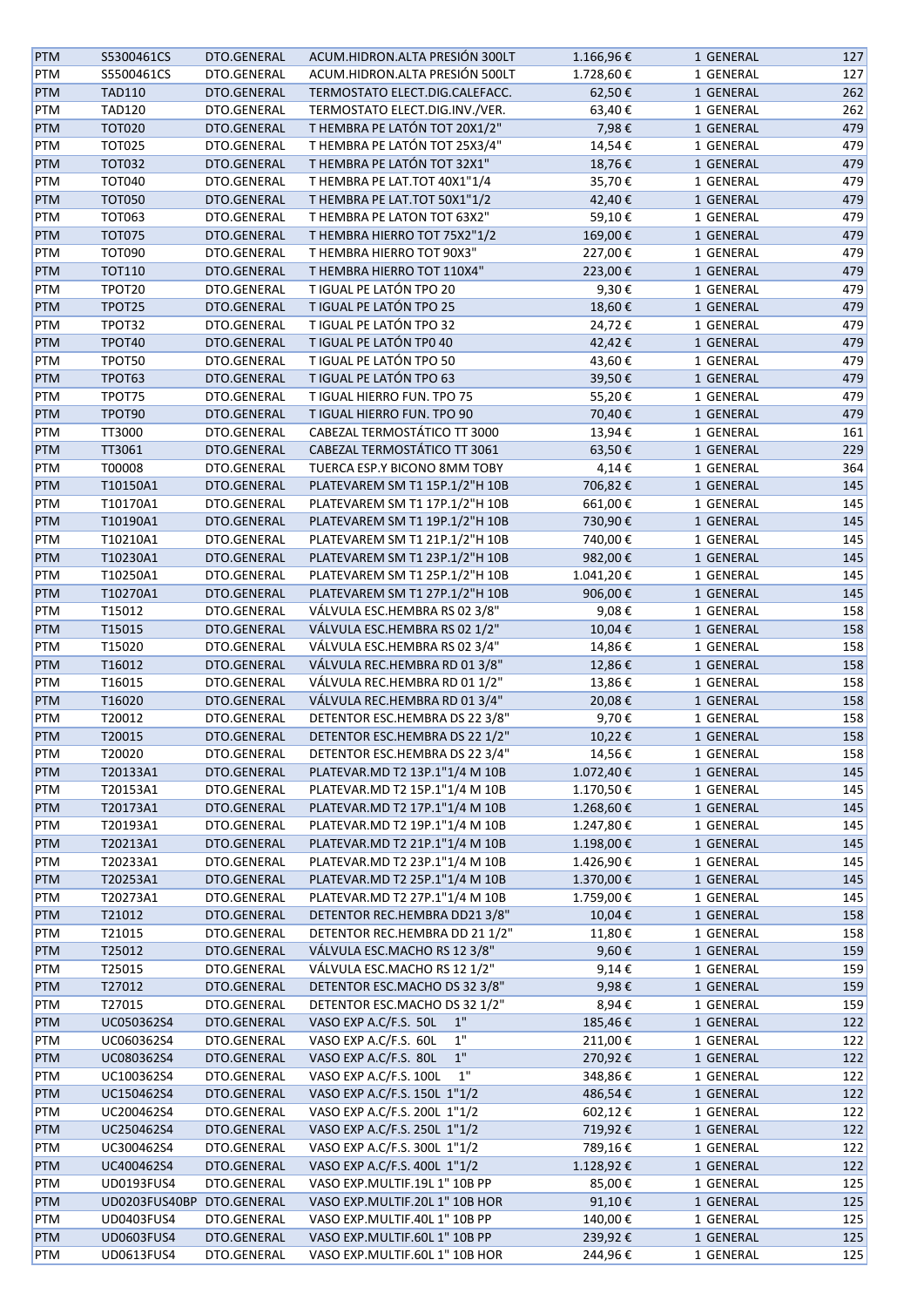| PTM | S5300461CS | DTO.GENERAL | ACUM.HIDRON.ALTA PRESIÓN 300LT | 1.166,96 € | 1 GENERAL | 127 |
|---|---|---|---|---|---|---|
| PTM | S5500461CS | DTO.GENERAL | ACUM.HIDRON.ALTA PRESIÓN 500LT | 1.728,60 € | 1 GENERAL | 127 |
| PTM | TAD110 | DTO.GENERAL | TERMOSTATO ELECT.DIG.CALEFACC. | 62,50 € | 1 GENERAL | 262 |
| PTM | TAD120 | DTO.GENERAL | TERMOSTATO ELECT.DIG.INV./VER. | 63,40 € | 1 GENERAL | 262 |
| PTM | TOT020 | DTO.GENERAL | T HEMBRA PE LATÓN TOT 20X1/2" | 7,98 € | 1 GENERAL | 479 |
| PTM | TOT025 | DTO.GENERAL | T HEMBRA PE LATÓN TOT 25X3/4" | 14,54 € | 1 GENERAL | 479 |
| PTM | TOT032 | DTO.GENERAL | T HEMBRA PE LATÓN TOT 32X1" | 18,76 € | 1 GENERAL | 479 |
| PTM | TOT040 | DTO.GENERAL | T HEMBRA PE LAT.TOT 40X1"1/4 | 35,70 € | 1 GENERAL | 479 |
| PTM | TOT050 | DTO.GENERAL | T HEMBRA PE LAT.TOT 50X1"1/2 | 42,40 € | 1 GENERAL | 479 |
| PTM | TOT063 | DTO.GENERAL | T HEMBRA PE LATON TOT 63X2" | 59,10 € | 1 GENERAL | 479 |
| PTM | TOT075 | DTO.GENERAL | T HEMBRA HIERRO TOT 75X2"1/2 | 169,00 € | 1 GENERAL | 479 |
| PTM | TOT090 | DTO.GENERAL | T HEMBRA HIERRO TOT 90X3" | 227,00 € | 1 GENERAL | 479 |
| PTM | TOT110 | DTO.GENERAL | T HEMBRA HIERRO TOT 110X4" | 223,00 € | 1 GENERAL | 479 |
| PTM | TPOT20 | DTO.GENERAL | T IGUAL PE LATÓN TPO 20 | 9,30 € | 1 GENERAL | 479 |
| PTM | TPOT25 | DTO.GENERAL | T IGUAL PE LATÓN TPO 25 | 18,60 € | 1 GENERAL | 479 |
| PTM | TPOT32 | DTO.GENERAL | T IGUAL PE LATÓN TPO 32 | 24,72 € | 1 GENERAL | 479 |
| PTM | TPOT40 | DTO.GENERAL | T IGUAL PE LATÓN TP0 40 | 42,42 € | 1 GENERAL | 479 |
| PTM | TPOT50 | DTO.GENERAL | T IGUAL PE LATÓN TPO 50 | 43,60 € | 1 GENERAL | 479 |
| PTM | TPOT63 | DTO.GENERAL | T IGUAL PE LATÓN TPO 63 | 39,50 € | 1 GENERAL | 479 |
| PTM | TPOT75 | DTO.GENERAL | T IGUAL HIERRO FUN. TPO 75 | 55,20 € | 1 GENERAL | 479 |
| PTM | TPOT90 | DTO.GENERAL | T IGUAL HIERRO FUN. TPO 90 | 70,40 € | 1 GENERAL | 479 |
| PTM | TT3000 | DTO.GENERAL | CABEZAL TERMOSTÁTICO TT 3000 | 13,94 € | 1 GENERAL | 161 |
| PTM | TT3061 | DTO.GENERAL | CABEZAL TERMOSTÁTICO TT 3061 | 63,50 € | 1 GENERAL | 229 |
| PTM | T00008 | DTO.GENERAL | TUERCA ESP.Y BICONO 8MM TOBY | 4,14 € | 1 GENERAL | 364 |
| PTM | T10150A1 | DTO.GENERAL | PLATEVAREM SM T1 15P.1/2"H 10B | 706,82 € | 1 GENERAL | 145 |
| PTM | T10170A1 | DTO.GENERAL | PLATEVAREM SM T1 17P.1/2"H 10B | 661,00 € | 1 GENERAL | 145 |
| PTM | T10190A1 | DTO.GENERAL | PLATEVAREM SM T1 19P.1/2"H 10B | 730,90 € | 1 GENERAL | 145 |
| PTM | T10210A1 | DTO.GENERAL | PLATEVAREM SM T1 21P.1/2"H 10B | 740,00 € | 1 GENERAL | 145 |
| PTM | T10230A1 | DTO.GENERAL | PLATEVAREM SM T1 23P.1/2"H 10B | 982,00 € | 1 GENERAL | 145 |
| PTM | T10250A1 | DTO.GENERAL | PLATEVAREM SM T1 25P.1/2"H 10B | 1.041,20 € | 1 GENERAL | 145 |
| PTM | T10270A1 | DTO.GENERAL | PLATEVAREM SM T1 27P.1/2"H 10B | 906,00 € | 1 GENERAL | 145 |
| PTM | T15012 | DTO.GENERAL | VÁLVULA ESC.HEMBRA RS 02 3/8" | 9,08 € | 1 GENERAL | 158 |
| PTM | T15015 | DTO.GENERAL | VÁLVULA ESC.HEMBRA RS 02 1/2" | 10,04 € | 1 GENERAL | 158 |
| PTM | T15020 | DTO.GENERAL | VÁLVULA ESC.HEMBRA RS 02 3/4" | 14,86 € | 1 GENERAL | 158 |
| PTM | T16012 | DTO.GENERAL | VÁLVULA REC.HEMBRA RD 01 3/8" | 12,86 € | 1 GENERAL | 158 |
| PTM | T16015 | DTO.GENERAL | VÁLVULA REC.HEMBRA RD 01 1/2" | 13,86 € | 1 GENERAL | 158 |
| PTM | T16020 | DTO.GENERAL | VÁLVULA REC.HEMBRA RD 01 3/4" | 20,08 € | 1 GENERAL | 158 |
| PTM | T20012 | DTO.GENERAL | DETENTOR ESC.HEMBRA DS 22 3/8" | 9,70 € | 1 GENERAL | 158 |
| PTM | T20015 | DTO.GENERAL | DETENTOR ESC.HEMBRA DS 22 1/2" | 10,22 € | 1 GENERAL | 158 |
| PTM | T20020 | DTO.GENERAL | DETENTOR ESC.HEMBRA DS 22 3/4" | 14,56 € | 1 GENERAL | 158 |
| PTM | T20133A1 | DTO.GENERAL | PLATEVAR.MD T2 13P.1"1/4 M 10B | 1.072,40 € | 1 GENERAL | 145 |
| PTM | T20153A1 | DTO.GENERAL | PLATEVAR.MD T2 15P.1"1/4 M 10B | 1.170,50 € | 1 GENERAL | 145 |
| PTM | T20173A1 | DTO.GENERAL | PLATEVAR.MD T2 17P.1"1/4 M 10B | 1.268,60 € | 1 GENERAL | 145 |
| PTM | T20193A1 | DTO.GENERAL | PLATEVAR.MD T2 19P.1"1/4 M 10B | 1.247,80 € | 1 GENERAL | 145 |
| PTM | T20213A1 | DTO.GENERAL | PLATEVAR.MD T2 21P.1"1/4 M 10B | 1.198,00 € | 1 GENERAL | 145 |
| PTM | T20233A1 | DTO.GENERAL | PLATEVAR.MD T2 23P.1"1/4 M 10B | 1.426,90 € | 1 GENERAL | 145 |
| PTM | T20253A1 | DTO.GENERAL | PLATEVAR.MD T2 25P.1"1/4 M 10B | 1.370,00 € | 1 GENERAL | 145 |
| PTM | T20273A1 | DTO.GENERAL | PLATEVAR.MD T2 27P.1"1/4 M 10B | 1.759,00 € | 1 GENERAL | 145 |
| PTM | T21012 | DTO.GENERAL | DETENTOR REC.HEMBRA DD21 3/8" | 10,04 € | 1 GENERAL | 158 |
| PTM | T21015 | DTO.GENERAL | DETENTOR REC.HEMBRA DD 21 1/2" | 11,80 € | 1 GENERAL | 158 |
| PTM | T25012 | DTO.GENERAL | VÁLVULA ESC.MACHO RS 12 3/8" | 9,60 € | 1 GENERAL | 159 |
| PTM | T25015 | DTO.GENERAL | VÁLVULA ESC.MACHO RS 12 1/2" | 9,14 € | 1 GENERAL | 159 |
| PTM | T27012 | DTO.GENERAL | DETENTOR ESC.MACHO DS 32 3/8" | 9,98 € | 1 GENERAL | 159 |
| PTM | T27015 | DTO.GENERAL | DETENTOR ESC.MACHO DS 32 1/2" | 8,94 € | 1 GENERAL | 159 |
| PTM | UC050362S4 | DTO.GENERAL | VASO EXP A.C/F.S. 50L 1" | 185,46 € | 1 GENERAL | 122 |
| PTM | UC060362S4 | DTO.GENERAL | VASO EXP A.C/F.S. 60L 1" | 211,00 € | 1 GENERAL | 122 |
| PTM | UC080362S4 | DTO.GENERAL | VASO EXP A.C/F.S. 80L 1" | 270,92 € | 1 GENERAL | 122 |
| PTM | UC100362S4 | DTO.GENERAL | VASO EXP A.C/F.S. 100L 1" | 348,86 € | 1 GENERAL | 122 |
| PTM | UC150462S4 | DTO.GENERAL | VASO EXP A.C/F.S. 150L 1"1/2 | 486,54 € | 1 GENERAL | 122 |
| PTM | UC200462S4 | DTO.GENERAL | VASO EXP A.C/F.S. 200L 1"1/2 | 602,12 € | 1 GENERAL | 122 |
| PTM | UC250462S4 | DTO.GENERAL | VASO EXP A.C/F.S. 250L 1"1/2 | 719,92 € | 1 GENERAL | 122 |
| PTM | UC300462S4 | DTO.GENERAL | VASO EXP A.C/F.S. 300L 1"1/2 | 789,16 € | 1 GENERAL | 122 |
| PTM | UC400462S4 | DTO.GENERAL | VASO EXP A.C/F.S. 400L 1"1/2 | 1.128,92 € | 1 GENERAL | 122 |
| PTM | UD0193FUS4 | DTO.GENERAL | VASO EXP.MULTIF.19L 1" 10B PP | 85,00 € | 1 GENERAL | 125 |
| PTM | UD0203FUS40BP | DTO.GENERAL | VASO EXP.MULTIF.20L 1" 10B HOR | 91,10 € | 1 GENERAL | 125 |
| PTM | UD0403FUS4 | DTO.GENERAL | VASO EXP.MULTIF.40L 1" 10B PP | 140,00 € | 1 GENERAL | 125 |
| PTM | UD0603FUS4 | DTO.GENERAL | VASO EXP.MULTIF.60L 1" 10B PP | 239,92 € | 1 GENERAL | 125 |
| PTM | UD0613FUS4 | DTO.GENERAL | VASO EXP.MULTIF.60L 1" 10B HOR | 244,96 € | 1 GENERAL | 125 |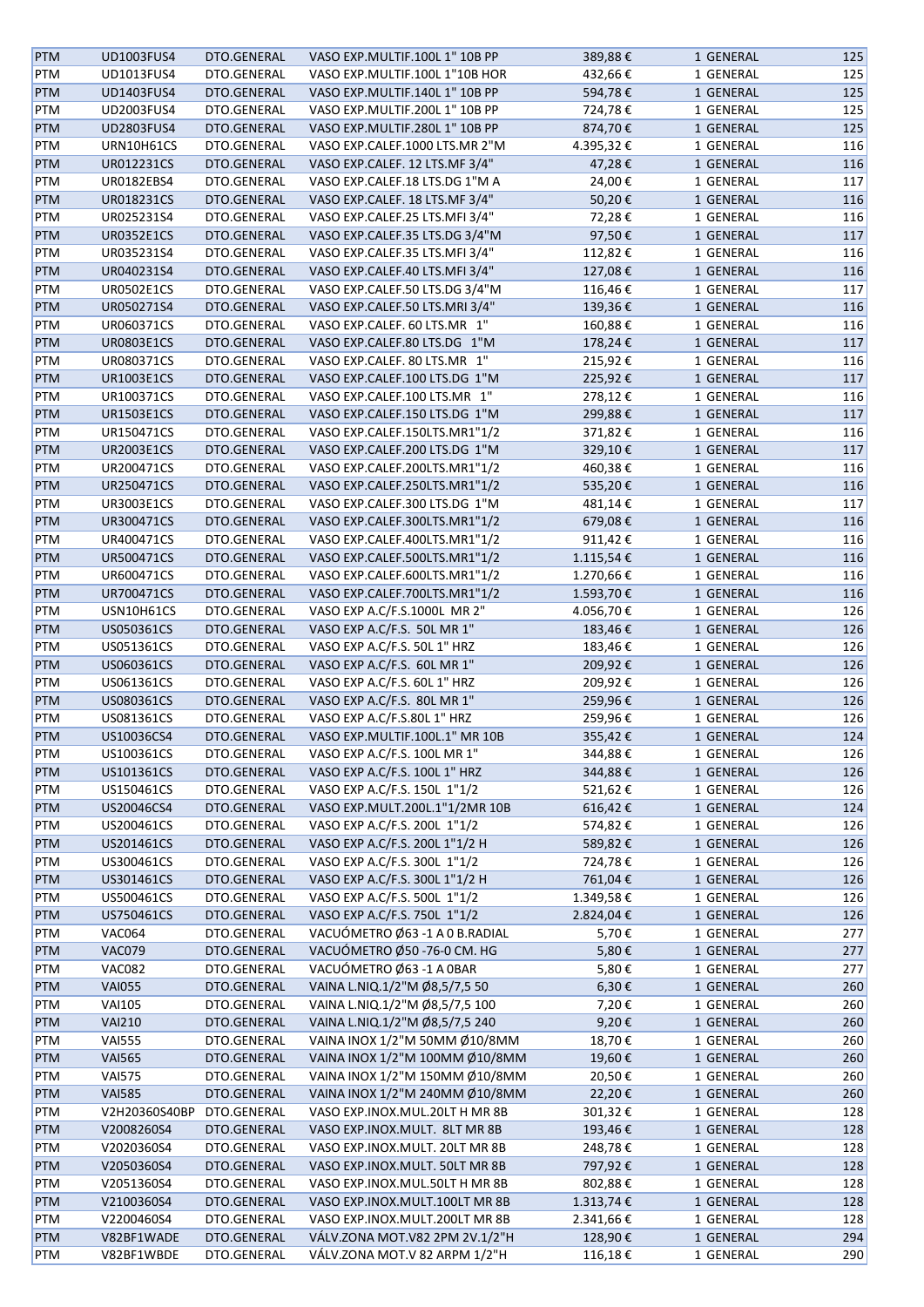| | | | | | | | |
|---|---|---|---|---|---|---|---|
| PTM | UD1003FUS4 | DTO.GENERAL | VASO EXP.MULTIF.100L 1" 10B PP | 389,88 € | 1 | GENERAL | 125 |
| PTM | UD1013FUS4 | DTO.GENERAL | VASO EXP.MULTIF.100L 1"10B HOR | 432,66 € | 1 | GENERAL | 125 |
| PTM | UD1403FUS4 | DTO.GENERAL | VASO EXP.MULTIF.140L 1" 10B PP | 594,78 € | 1 | GENERAL | 125 |
| PTM | UD2003FUS4 | DTO.GENERAL | VASO EXP.MULTIF.200L 1" 10B PP | 724,78 € | 1 | GENERAL | 125 |
| PTM | UD2803FUS4 | DTO.GENERAL | VASO EXP.MULTIF.280L 1" 10B PP | 874,70 € | 1 | GENERAL | 125 |
| PTM | URN10H61CS | DTO.GENERAL | VASO EXP.CALEF.1000 LTS.MR 2"M | 4.395,32 € | 1 | GENERAL | 116 |
| PTM | UR012231CS | DTO.GENERAL | VASO EXP.CALEF. 12 LTS.MF 3/4" | 47,28 € | 1 | GENERAL | 116 |
| PTM | UR0182EBS4 | DTO.GENERAL | VASO EXP.CALEF.18 LTS.DG 1"M A | 24,00 € | 1 | GENERAL | 117 |
| PTM | UR018231CS | DTO.GENERAL | VASO EXP.CALEF. 18 LTS.MF 3/4" | 50,20 € | 1 | GENERAL | 116 |
| PTM | UR025231S4 | DTO.GENERAL | VASO EXP.CALEF.25 LTS.MFI 3/4" | 72,28 € | 1 | GENERAL | 116 |
| PTM | UR0352E1CS | DTO.GENERAL | VASO EXP.CALEF.35 LTS.DG 3/4"M | 97,50 € | 1 | GENERAL | 117 |
| PTM | UR035231S4 | DTO.GENERAL | VASO EXP.CALEF.35 LTS.MFI 3/4" | 112,82 € | 1 | GENERAL | 116 |
| PTM | UR040231S4 | DTO.GENERAL | VASO EXP.CALEF.40 LTS.MFI 3/4" | 127,08 € | 1 | GENERAL | 116 |
| PTM | UR0502E1CS | DTO.GENERAL | VASO EXP.CALEF.50 LTS.DG 3/4"M | 116,46 € | 1 | GENERAL | 117 |
| PTM | UR050271S4 | DTO.GENERAL | VASO EXP.CALEF.50 LTS.MRI 3/4" | 139,36 € | 1 | GENERAL | 116 |
| PTM | UR060371CS | DTO.GENERAL | VASO EXP.CALEF. 60 LTS.MR 1" | 160,88 € | 1 | GENERAL | 116 |
| PTM | UR0803E1CS | DTO.GENERAL | VASO EXP.CALEF.80 LTS.DG 1"M | 178,24 € | 1 | GENERAL | 117 |
| PTM | UR080371CS | DTO.GENERAL | VASO EXP.CALEF. 80 LTS.MR 1" | 215,92 € | 1 | GENERAL | 116 |
| PTM | UR1003E1CS | DTO.GENERAL | VASO EXP.CALEF.100 LTS.DG 1"M | 225,92 € | 1 | GENERAL | 117 |
| PTM | UR100371CS | DTO.GENERAL | VASO EXP.CALEF.100 LTS.MR 1" | 278,12 € | 1 | GENERAL | 116 |
| PTM | UR1503E1CS | DTO.GENERAL | VASO EXP.CALEF.150 LTS.DG 1"M | 299,88 € | 1 | GENERAL | 117 |
| PTM | UR150471CS | DTO.GENERAL | VASO EXP.CALEF.150LTS.MR1"1/2 | 371,82 € | 1 | GENERAL | 116 |
| PTM | UR2003E1CS | DTO.GENERAL | VASO EXP.CALEF.200 LTS.DG 1"M | 329,10 € | 1 | GENERAL | 117 |
| PTM | UR200471CS | DTO.GENERAL | VASO EXP.CALEF.200LTS.MR1"1/2 | 460,38 € | 1 | GENERAL | 116 |
| PTM | UR250471CS | DTO.GENERAL | VASO EXP.CALEF.250LTS.MR1"1/2 | 535,20 € | 1 | GENERAL | 116 |
| PTM | UR3003E1CS | DTO.GENERAL | VASO EXP.CALEF.300 LTS.DG 1"M | 481,14 € | 1 | GENERAL | 117 |
| PTM | UR300471CS | DTO.GENERAL | VASO EXP.CALEF.300LTS.MR1"1/2 | 679,08 € | 1 | GENERAL | 116 |
| PTM | UR400471CS | DTO.GENERAL | VASO EXP.CALEF.400LTS.MR1"1/2 | 911,42 € | 1 | GENERAL | 116 |
| PTM | UR500471CS | DTO.GENERAL | VASO EXP.CALEF.500LTS.MR1"1/2 | 1.115,54 € | 1 | GENERAL | 116 |
| PTM | UR600471CS | DTO.GENERAL | VASO EXP.CALEF.600LTS.MR1"1/2 | 1.270,66 € | 1 | GENERAL | 116 |
| PTM | UR700471CS | DTO.GENERAL | VASO EXP.CALEF.700LTS.MR1"1/2 | 1.593,70 € | 1 | GENERAL | 116 |
| PTM | USN10H61CS | DTO.GENERAL | VASO EXP A.C/F.S.1000L MR 2" | 4.056,70 € | 1 | GENERAL | 126 |
| PTM | US050361CS | DTO.GENERAL | VASO EXP A.C/F.S. 50L MR 1" | 183,46 € | 1 | GENERAL | 126 |
| PTM | US051361CS | DTO.GENERAL | VASO EXP A.C/F.S. 50L 1" HRZ | 183,46 € | 1 | GENERAL | 126 |
| PTM | US060361CS | DTO.GENERAL | VASO EXP A.C/F.S. 60L MR 1" | 209,92 € | 1 | GENERAL | 126 |
| PTM | US061361CS | DTO.GENERAL | VASO EXP A.C/F.S. 60L 1" HRZ | 209,92 € | 1 | GENERAL | 126 |
| PTM | US080361CS | DTO.GENERAL | VASO EXP A.C/F.S. 80L MR 1" | 259,96 € | 1 | GENERAL | 126 |
| PTM | US081361CS | DTO.GENERAL | VASO EXP A.C/F.S.80L 1" HRZ | 259,96 € | 1 | GENERAL | 126 |
| PTM | US10036CS4 | DTO.GENERAL | VASO EXP.MULTIF.100L.1" MR 10B | 355,42 € | 1 | GENERAL | 124 |
| PTM | US100361CS | DTO.GENERAL | VASO EXP A.C/F.S. 100L MR 1" | 344,88 € | 1 | GENERAL | 126 |
| PTM | US101361CS | DTO.GENERAL | VASO EXP A.C/F.S. 100L 1" HRZ | 344,88 € | 1 | GENERAL | 126 |
| PTM | US150461CS | DTO.GENERAL | VASO EXP A.C/F.S. 150L 1"1/2 | 521,62 € | 1 | GENERAL | 126 |
| PTM | US20046CS4 | DTO.GENERAL | VASO EXP.MULT.200L.1"1/2MR 10B | 616,42 € | 1 | GENERAL | 124 |
| PTM | US200461CS | DTO.GENERAL | VASO EXP A.C/F.S. 200L 1"1/2 | 574,82 € | 1 | GENERAL | 126 |
| PTM | US201461CS | DTO.GENERAL | VASO EXP A.C/F.S. 200L 1"1/2 H | 589,82 € | 1 | GENERAL | 126 |
| PTM | US300461CS | DTO.GENERAL | VASO EXP A.C/F.S. 300L 1"1/2 | 724,78 € | 1 | GENERAL | 126 |
| PTM | US301461CS | DTO.GENERAL | VASO EXP A.C/F.S. 300L 1"1/2 H | 761,04 € | 1 | GENERAL | 126 |
| PTM | US500461CS | DTO.GENERAL | VASO EXP A.C/F.S. 500L 1"1/2 | 1.349,58 € | 1 | GENERAL | 126 |
| PTM | US750461CS | DTO.GENERAL | VASO EXP A.C/F.S. 750L 1"1/2 | 2.824,04 € | 1 | GENERAL | 126 |
| PTM | VAC064 | DTO.GENERAL | VACUÓMETRO Ø63 -1 A 0 B.RADIAL | 5,70 € | 1 | GENERAL | 277 |
| PTM | VAC079 | DTO.GENERAL | VACUÓMETRO Ø50 -76-0 CM. HG | 5,80 € | 1 | GENERAL | 277 |
| PTM | VAC082 | DTO.GENERAL | VACUÓMETRO Ø63 -1 A 0BAR | 5,80 € | 1 | GENERAL | 277 |
| PTM | VAI055 | DTO.GENERAL | VAINA L.NIQ.1/2"M Ø8,5/7,5 50 | 6,30 € | 1 | GENERAL | 260 |
| PTM | VAI105 | DTO.GENERAL | VAINA L.NIQ.1/2"M Ø8,5/7,5 100 | 7,20 € | 1 | GENERAL | 260 |
| PTM | VAI210 | DTO.GENERAL | VAINA L.NIQ.1/2"M Ø8,5/7,5 240 | 9,20 € | 1 | GENERAL | 260 |
| PTM | VAI555 | DTO.GENERAL | VAINA INOX 1/2"M 50MM Ø10/8MM | 18,70 € | 1 | GENERAL | 260 |
| PTM | VAI565 | DTO.GENERAL | VAINA INOX 1/2"M 100MM Ø10/8MM | 19,60 € | 1 | GENERAL | 260 |
| PTM | VAI575 | DTO.GENERAL | VAINA INOX 1/2"M 150MM Ø10/8MM | 20,50 € | 1 | GENERAL | 260 |
| PTM | VAI585 | DTO.GENERAL | VAINA INOX 1/2"M 240MM Ø10/8MM | 22,20 € | 1 | GENERAL | 260 |
| PTM | V2H20360S40BP | DTO.GENERAL | VASO EXP.INOX.MUL.20LT H MR 8B | 301,32 € | 1 | GENERAL | 128 |
| PTM | V2008260S4 | DTO.GENERAL | VASO EXP.INOX.MULT. 8LT MR 8B | 193,46 € | 1 | GENERAL | 128 |
| PTM | V2020360S4 | DTO.GENERAL | VASO EXP.INOX.MULT. 20LT MR 8B | 248,78 € | 1 | GENERAL | 128 |
| PTM | V2050360S4 | DTO.GENERAL | VASO EXP.INOX.MULT. 50LT MR 8B | 797,92 € | 1 | GENERAL | 128 |
| PTM | V2051360S4 | DTO.GENERAL | VASO EXP.INOX.MUL.50LT H MR 8B | 802,88 € | 1 | GENERAL | 128 |
| PTM | V2100360S4 | DTO.GENERAL | VASO EXP.INOX.MULT.100LT MR 8B | 1.313,74 € | 1 | GENERAL | 128 |
| PTM | V2200460S4 | DTO.GENERAL | VASO EXP.INOX.MULT.200LT MR 8B | 2.341,66 € | 1 | GENERAL | 128 |
| PTM | V82BF1WADE | DTO.GENERAL | VÁLV.ZONA MOT.V82 2PM 2V.1/2"H | 128,90 € | 1 | GENERAL | 294 |
| PTM | V82BF1WBDE | DTO.GENERAL | VÁLV.ZONA MOT.V 82 ARPM 1/2"H | 116,18 € | 1 | GENERAL | 290 |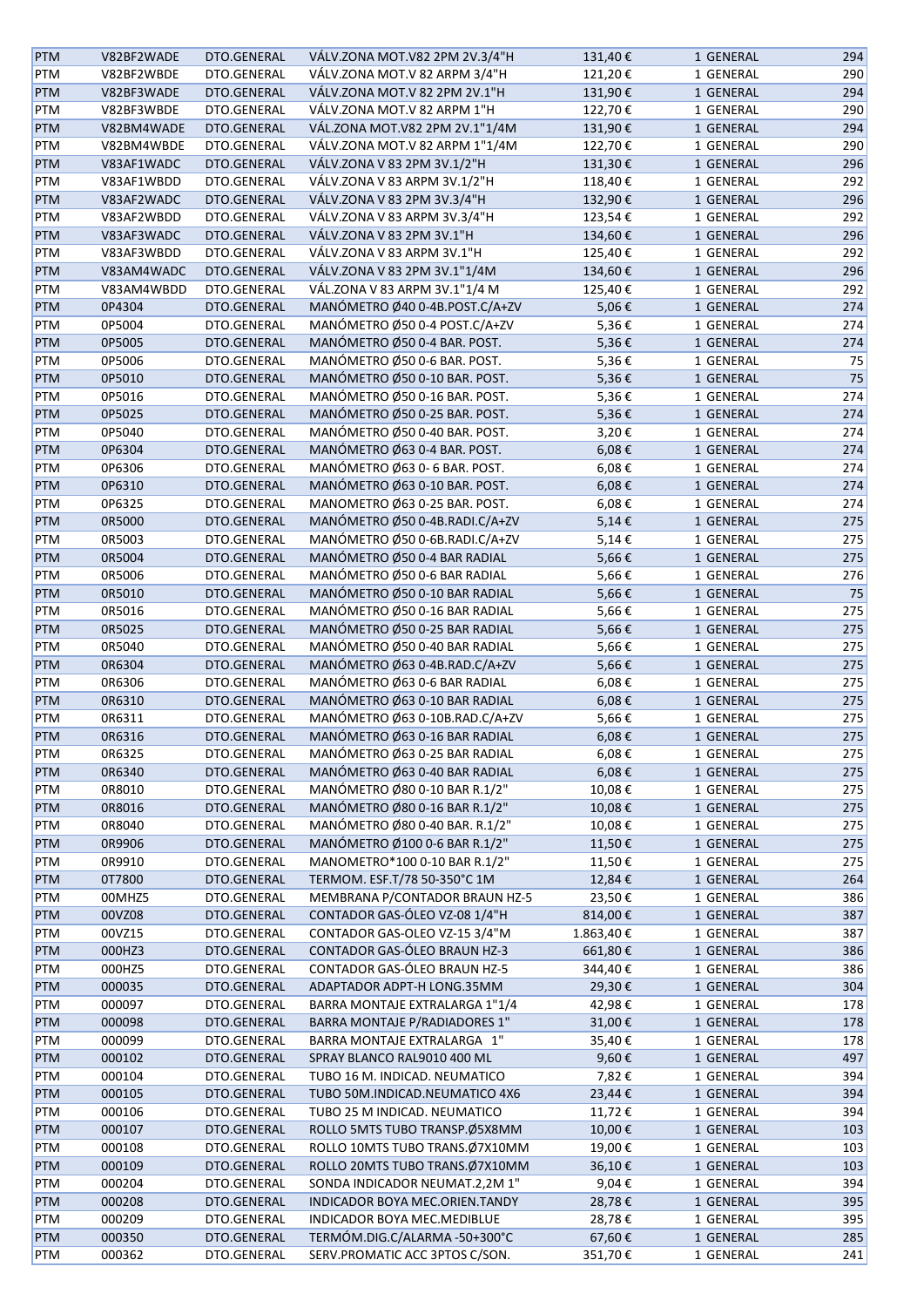| PTM | V82BF2WADE | DTO.GENERAL | VÁLV.ZONA MOT.V82 2PM 2V.3/4"H | 131,40 € | 1 GENERAL | 294 |
|---|---|---|---|---|---|---|
| PTM | V82BF2WBDE | DTO.GENERAL | VÁLV.ZONA MOT.V 82 ARPM 3/4"H | 121,20 € | 1 GENERAL | 290 |
| PTM | V82BF3WADE | DTO.GENERAL | VÁLV.ZONA MOT.V 82 2PM 2V.1"H | 131,90 € | 1 GENERAL | 294 |
| PTM | V82BF3WBDE | DTO.GENERAL | VÁLV.ZONA MOT.V 82 ARPM 1"H | 122,70 € | 1 GENERAL | 290 |
| PTM | V82BM4WADE | DTO.GENERAL | VÁL.ZONA MOT.V82 2PM 2V.1"1/4M | 131,90 € | 1 GENERAL | 294 |
| PTM | V82BM4WBDE | DTO.GENERAL | VÁLV.ZONA MOT.V 82 ARPM 1"1/4M | 122,70 € | 1 GENERAL | 290 |
| PTM | V83AF1WADC | DTO.GENERAL | VÁLV.ZONA V 83 2PM 3V.1/2"H | 131,30 € | 1 GENERAL | 296 |
| PTM | V83AF1WBDD | DTO.GENERAL | VÁLV.ZONA V 83 ARPM 3V.1/2"H | 118,40 € | 1 GENERAL | 292 |
| PTM | V83AF2WADC | DTO.GENERAL | VÁLV.ZONA V 83 2PM 3V.3/4"H | 132,90 € | 1 GENERAL | 296 |
| PTM | V83AF2WBDD | DTO.GENERAL | VÁLV.ZONA V 83 ARPM 3V.3/4"H | 123,54 € | 1 GENERAL | 292 |
| PTM | V83AF3WADC | DTO.GENERAL | VÁLV.ZONA V 83 2PM 3V.1"H | 134,60 € | 1 GENERAL | 296 |
| PTM | V83AF3WBDD | DTO.GENERAL | VÁLV.ZONA V 83 ARPM 3V.1"H | 125,40 € | 1 GENERAL | 292 |
| PTM | V83AM4WADC | DTO.GENERAL | VÁLV.ZONA V 83 2PM 3V.1"1/4M | 134,60 € | 1 GENERAL | 296 |
| PTM | V83AM4WBDD | DTO.GENERAL | VÁL.ZONA V 83 ARPM 3V.1"1/4 M | 125,40 € | 1 GENERAL | 292 |
| PTM | 0P4304 | DTO.GENERAL | MANÓMETRO Ø40 0-4B.POST.C/A+ZV | 5,06 € | 1 GENERAL | 274 |
| PTM | 0P5004 | DTO.GENERAL | MANÓMETRO Ø50 0-4 POST.C/A+ZV | 5,36 € | 1 GENERAL | 274 |
| PTM | 0P5005 | DTO.GENERAL | MANÓMETRO Ø50 0-4 BAR. POST. | 5,36 € | 1 GENERAL | 274 |
| PTM | 0P5006 | DTO.GENERAL | MANÓMETRO Ø50 0-6 BAR. POST. | 5,36 € | 1 GENERAL | 75 |
| PTM | 0P5010 | DTO.GENERAL | MANÓMETRO Ø50 0-10 BAR. POST. | 5,36 € | 1 GENERAL | 75 |
| PTM | 0P5016 | DTO.GENERAL | MANÓMETRO Ø50 0-16 BAR. POST. | 5,36 € | 1 GENERAL | 274 |
| PTM | 0P5025 | DTO.GENERAL | MANÓMETRO Ø50 0-25 BAR. POST. | 5,36 € | 1 GENERAL | 274 |
| PTM | 0P5040 | DTO.GENERAL | MANÓMETRO Ø50 0-40 BAR. POST. | 3,20 € | 1 GENERAL | 274 |
| PTM | 0P6304 | DTO.GENERAL | MANÓMETRO Ø63 0-4 BAR. POST. | 6,08 € | 1 GENERAL | 274 |
| PTM | 0P6306 | DTO.GENERAL | MANÓMETRO Ø63 0- 6 BAR. POST. | 6,08 € | 1 GENERAL | 274 |
| PTM | 0P6310 | DTO.GENERAL | MANÓMETRO Ø63 0-10 BAR. POST. | 6,08 € | 1 GENERAL | 274 |
| PTM | 0P6325 | DTO.GENERAL | MANOMETRO Ø63 0-25 BAR. POST. | 6,08 € | 1 GENERAL | 274 |
| PTM | 0R5000 | DTO.GENERAL | MANÓMETRO Ø50 0-4B.RADI.C/A+ZV | 5,14 € | 1 GENERAL | 275 |
| PTM | 0R5003 | DTO.GENERAL | MANÓMETRO Ø50 0-6B.RADI.C/A+ZV | 5,14 € | 1 GENERAL | 275 |
| PTM | 0R5004 | DTO.GENERAL | MANÓMETRO Ø50 0-4 BAR RADIAL | 5,66 € | 1 GENERAL | 275 |
| PTM | 0R5006 | DTO.GENERAL | MANÓMETRO Ø50 0-6 BAR RADIAL | 5,66 € | 1 GENERAL | 276 |
| PTM | 0R5010 | DTO.GENERAL | MANÓMETRO Ø50 0-10 BAR RADIAL | 5,66 € | 1 GENERAL | 75 |
| PTM | 0R5016 | DTO.GENERAL | MANÓMETRO Ø50 0-16 BAR RADIAL | 5,66 € | 1 GENERAL | 275 |
| PTM | 0R5025 | DTO.GENERAL | MANÓMETRO Ø50 0-25 BAR RADIAL | 5,66 € | 1 GENERAL | 275 |
| PTM | 0R5040 | DTO.GENERAL | MANÓMETRO Ø50 0-40 BAR RADIAL | 5,66 € | 1 GENERAL | 275 |
| PTM | 0R6304 | DTO.GENERAL | MANÓMETRO Ø63 0-4B.RAD.C/A+ZV | 5,66 € | 1 GENERAL | 275 |
| PTM | 0R6306 | DTO.GENERAL | MANÓMETRO Ø63 0-6 BAR RADIAL | 6,08 € | 1 GENERAL | 275 |
| PTM | 0R6310 | DTO.GENERAL | MANÓMETRO Ø63 0-10 BAR RADIAL | 6,08 € | 1 GENERAL | 275 |
| PTM | 0R6311 | DTO.GENERAL | MANÓMETRO Ø63 0-10B.RAD.C/A+ZV | 5,66 € | 1 GENERAL | 275 |
| PTM | 0R6316 | DTO.GENERAL | MANÓMETRO Ø63 0-16 BAR RADIAL | 6,08 € | 1 GENERAL | 275 |
| PTM | 0R6325 | DTO.GENERAL | MANÓMETRO Ø63 0-25 BAR RADIAL | 6,08 € | 1 GENERAL | 275 |
| PTM | 0R6340 | DTO.GENERAL | MANÓMETRO Ø63 0-40 BAR RADIAL | 6,08 € | 1 GENERAL | 275 |
| PTM | 0R8010 | DTO.GENERAL | MANÓMETRO Ø80 0-10 BAR R.1/2" | 10,08 € | 1 GENERAL | 275 |
| PTM | 0R8016 | DTO.GENERAL | MANÓMETRO Ø80 0-16 BAR R.1/2" | 10,08 € | 1 GENERAL | 275 |
| PTM | 0R8040 | DTO.GENERAL | MANÓMETRO Ø80 0-40 BAR. R.1/2" | 10,08 € | 1 GENERAL | 275 |
| PTM | 0R9906 | DTO.GENERAL | MANÓMETRO Ø100 0-6 BAR R.1/2" | 11,50 € | 1 GENERAL | 275 |
| PTM | 0R9910 | DTO.GENERAL | MANOMETRO*100 0-10 BAR R.1/2" | 11,50 € | 1 GENERAL | 275 |
| PTM | 0T7800 | DTO.GENERAL | TERMOM. ESF.T/78 50-350°C 1M | 12,84 € | 1 GENERAL | 264 |
| PTM | 00MHZ5 | DTO.GENERAL | MEMBRANA P/CONTADOR BRAUN HZ-5 | 23,50 € | 1 GENERAL | 386 |
| PTM | 00VZ08 | DTO.GENERAL | CONTADOR GAS-ÓLEO VZ-08 1/4"H | 814,00 € | 1 GENERAL | 387 |
| PTM | 00VZ15 | DTO.GENERAL | CONTADOR GAS-OLEO VZ-15 3/4"M | 1.863,40 € | 1 GENERAL | 387 |
| PTM | 000HZ3 | DTO.GENERAL | CONTADOR GAS-ÓLEO BRAUN HZ-3 | 661,80 € | 1 GENERAL | 386 |
| PTM | 000HZ5 | DTO.GENERAL | CONTADOR GAS-ÓLEO BRAUN HZ-5 | 344,40 € | 1 GENERAL | 386 |
| PTM | 000035 | DTO.GENERAL | ADAPTADOR ADPT-H LONG.35MM | 29,30 € | 1 GENERAL | 304 |
| PTM | 000097 | DTO.GENERAL | BARRA MONTAJE EXTRALARGA 1"1/4 | 42,98 € | 1 GENERAL | 178 |
| PTM | 000098 | DTO.GENERAL | BARRA MONTAJE P/RADIADORES 1" | 31,00 € | 1 GENERAL | 178 |
| PTM | 000099 | DTO.GENERAL | BARRA MONTAJE EXTRALARGA 1" | 35,40 € | 1 GENERAL | 178 |
| PTM | 000102 | DTO.GENERAL | SPRAY BLANCO RAL9010 400 ML | 9,60 € | 1 GENERAL | 497 |
| PTM | 000104 | DTO.GENERAL | TUBO 16 M. INDICAD. NEUMATICO | 7,82 € | 1 GENERAL | 394 |
| PTM | 000105 | DTO.GENERAL | TUBO 50M.INDICAD.NEUMATICO 4X6 | 23,44 € | 1 GENERAL | 394 |
| PTM | 000106 | DTO.GENERAL | TUBO 25 M INDICAD. NEUMATICO | 11,72 € | 1 GENERAL | 394 |
| PTM | 000107 | DTO.GENERAL | ROLLO 5MTS TUBO TRANSP.Ø5X8MM | 10,00 € | 1 GENERAL | 103 |
| PTM | 000108 | DTO.GENERAL | ROLLO 10MTS TUBO TRANS.Ø7X10MM | 19,00 € | 1 GENERAL | 103 |
| PTM | 000109 | DTO.GENERAL | ROLLO 20MTS TUBO TRANS.Ø7X10MM | 36,10 € | 1 GENERAL | 103 |
| PTM | 000204 | DTO.GENERAL | SONDA INDICADOR NEUMAT.2,2M 1" | 9,04 € | 1 GENERAL | 394 |
| PTM | 000208 | DTO.GENERAL | INDICADOR BOYA MEC.ORIEN.TANDY | 28,78 € | 1 GENERAL | 395 |
| PTM | 000209 | DTO.GENERAL | INDICADOR BOYA MEC.MEDIBLUE | 28,78 € | 1 GENERAL | 395 |
| PTM | 000350 | DTO.GENERAL | TERMÓM.DIG.C/ALARMA -50+300°C | 67,60 € | 1 GENERAL | 285 |
| PTM | 000362 | DTO.GENERAL | SERV.PROMATIC ACC 3PTOS C/SON. | 351,70 € | 1 GENERAL | 241 |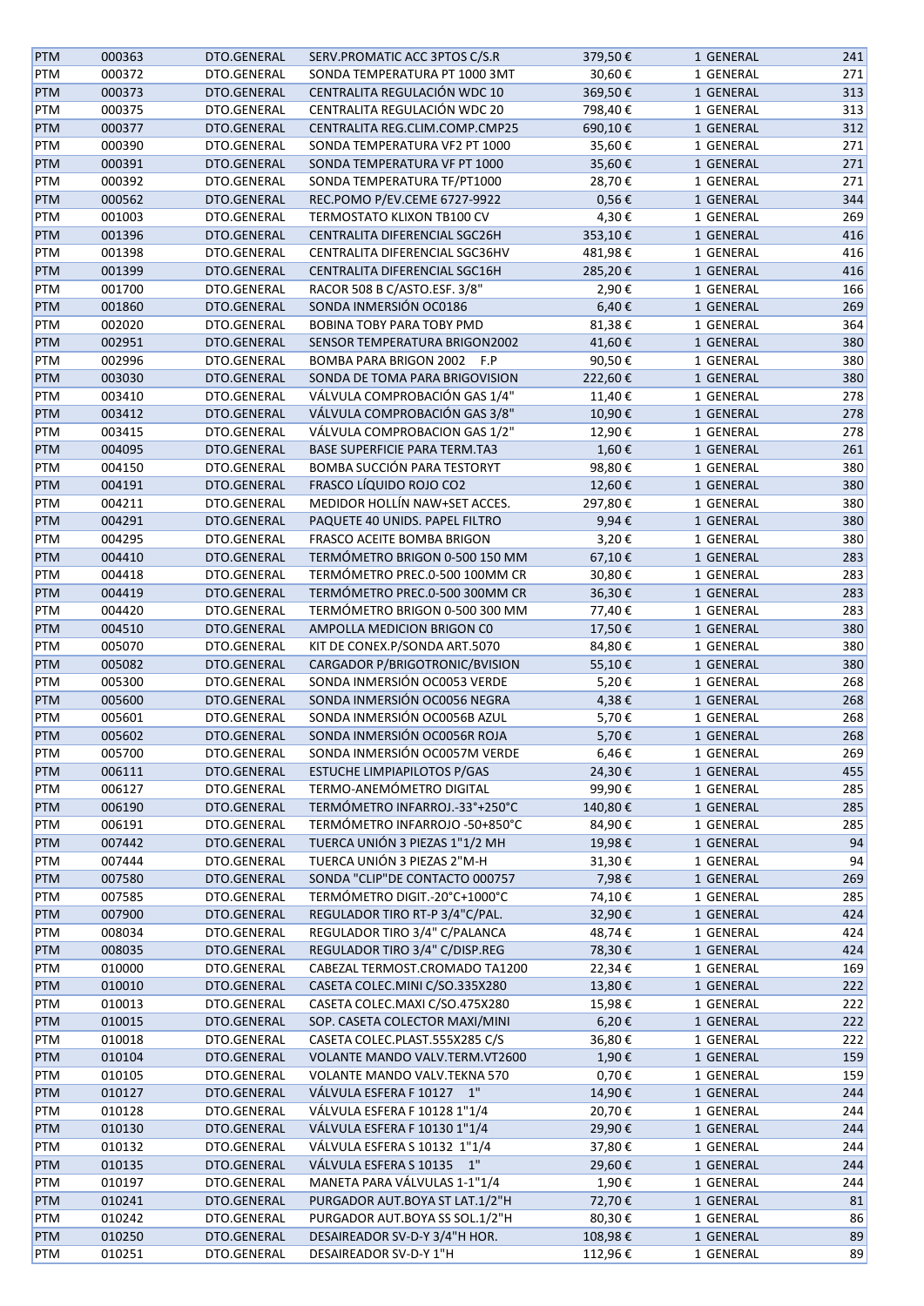| PTM | 000363 | DTO.GENERAL | SERV.PROMATIC ACC 3PTOS C/S.R | 379,50 € | 1 GENERAL | 241 |
|---|---|---|---|---|---|---|
| PTM | 000372 | DTO.GENERAL | SONDA TEMPERATURA PT 1000 3MT | 30,60 € | 1 GENERAL | 271 |
| PTM | 000373 | DTO.GENERAL | CENTRALITA REGULACIÓN WDC 10 | 369,50 € | 1 GENERAL | 313 |
| PTM | 000375 | DTO.GENERAL | CENTRALITA REGULACIÓN WDC 20 | 798,40 € | 1 GENERAL | 313 |
| PTM | 000377 | DTO.GENERAL | CENTRALITA REG.CLIM.COMP.CMP25 | 690,10 € | 1 GENERAL | 312 |
| PTM | 000390 | DTO.GENERAL | SONDA TEMPERATURA VF2 PT 1000 | 35,60 € | 1 GENERAL | 271 |
| PTM | 000391 | DTO.GENERAL | SONDA TEMPERATURA VF PT 1000 | 35,60 € | 1 GENERAL | 271 |
| PTM | 000392 | DTO.GENERAL | SONDA TEMPERATURA TF/PT1000 | 28,70 € | 1 GENERAL | 271 |
| PTM | 000562 | DTO.GENERAL | REC.POMO P/EV.CEME 6727-9922 | 0,56 € | 1 GENERAL | 344 |
| PTM | 001003 | DTO.GENERAL | TERMOSTATO KLIXON TB100 CV | 4,30 € | 1 GENERAL | 269 |
| PTM | 001396 | DTO.GENERAL | CENTRALITA DIFERENCIAL SGC26H | 353,10 € | 1 GENERAL | 416 |
| PTM | 001398 | DTO.GENERAL | CENTRALITA DIFERENCIAL SGC36HV | 481,98 € | 1 GENERAL | 416 |
| PTM | 001399 | DTO.GENERAL | CENTRALITA DIFERENCIAL SGC16H | 285,20 € | 1 GENERAL | 416 |
| PTM | 001700 | DTO.GENERAL | RACOR 508 B C/ASTO.ESF. 3/8" | 2,90 € | 1 GENERAL | 166 |
| PTM | 001860 | DTO.GENERAL | SONDA INMERSIÓN OC0186 | 6,40 € | 1 GENERAL | 269 |
| PTM | 002020 | DTO.GENERAL | BOBINA TOBY PARA TOBY PMD | 81,38 € | 1 GENERAL | 364 |
| PTM | 002951 | DTO.GENERAL | SENSOR TEMPERATURA BRIGON2002 | 41,60 € | 1 GENERAL | 380 |
| PTM | 002996 | DTO.GENERAL | BOMBA PARA BRIGON 2002 F.P | 90,50 € | 1 GENERAL | 380 |
| PTM | 003030 | DTO.GENERAL | SONDA DE TOMA PARA BRIGOVISION | 222,60 € | 1 GENERAL | 380 |
| PTM | 003410 | DTO.GENERAL | VÁLVULA COMPROBACIÓN GAS 1/4" | 11,40 € | 1 GENERAL | 278 |
| PTM | 003412 | DTO.GENERAL | VÁLVULA COMPROBACIÓN GAS 3/8" | 10,90 € | 1 GENERAL | 278 |
| PTM | 003415 | DTO.GENERAL | VÁLVULA COMPROBACION GAS 1/2" | 12,90 € | 1 GENERAL | 278 |
| PTM | 004095 | DTO.GENERAL | BASE SUPERFICIE PARA TERM.TA3 | 1,60 € | 1 GENERAL | 261 |
| PTM | 004150 | DTO.GENERAL | BOMBA SUCCIÓN PARA TESTORYT | 98,80 € | 1 GENERAL | 380 |
| PTM | 004191 | DTO.GENERAL | FRASCO LÍQUIDO ROJO CO2 | 12,60 € | 1 GENERAL | 380 |
| PTM | 004211 | DTO.GENERAL | MEDIDOR HOLLÍN NAW+SET ACCES. | 297,80 € | 1 GENERAL | 380 |
| PTM | 004291 | DTO.GENERAL | PAQUETE 40 UNIDS. PAPEL FILTRO | 9,94 € | 1 GENERAL | 380 |
| PTM | 004295 | DTO.GENERAL | FRASCO ACEITE BOMBA BRIGON | 3,20 € | 1 GENERAL | 380 |
| PTM | 004410 | DTO.GENERAL | TERMÓMETRO BRIGON 0-500 150 MM | 67,10 € | 1 GENERAL | 283 |
| PTM | 004418 | DTO.GENERAL | TERMÓMETRO PREC.0-500 100MM CR | 30,80 € | 1 GENERAL | 283 |
| PTM | 004419 | DTO.GENERAL | TERMÓMETRO PREC.0-500 300MM CR | 36,30 € | 1 GENERAL | 283 |
| PTM | 004420 | DTO.GENERAL | TERMÓMETRO BRIGON 0-500 300 MM | 77,40 € | 1 GENERAL | 283 |
| PTM | 004510 | DTO.GENERAL | AMPOLLA MEDICION BRIGON C0 | 17,50 € | 1 GENERAL | 380 |
| PTM | 005070 | DTO.GENERAL | KIT DE CONEX.P/SONDA ART.5070 | 84,80 € | 1 GENERAL | 380 |
| PTM | 005082 | DTO.GENERAL | CARGADOR P/BRIGOTRONIC/BVISION | 55,10 € | 1 GENERAL | 380 |
| PTM | 005300 | DTO.GENERAL | SONDA INMERSIÓN OC0053 VERDE | 5,20 € | 1 GENERAL | 268 |
| PTM | 005600 | DTO.GENERAL | SONDA INMERSIÓN OC0056 NEGRA | 4,38 € | 1 GENERAL | 268 |
| PTM | 005601 | DTO.GENERAL | SONDA INMERSIÓN OC0056B AZUL | 5,70 € | 1 GENERAL | 268 |
| PTM | 005602 | DTO.GENERAL | SONDA INMERSIÓN OC0056R ROJA | 5,70 € | 1 GENERAL | 268 |
| PTM | 005700 | DTO.GENERAL | SONDA INMERSIÓN OC0057M VERDE | 6,46 € | 1 GENERAL | 269 |
| PTM | 006111 | DTO.GENERAL | ESTUCHE LIMPIAPILOTOS P/GAS | 24,30 € | 1 GENERAL | 455 |
| PTM | 006127 | DTO.GENERAL | TERMO-ANEMÓMETRO DIGITAL | 99,90 € | 1 GENERAL | 285 |
| PTM | 006190 | DTO.GENERAL | TERMÓMETRO INFARROJ.-33°+250°C | 140,80 € | 1 GENERAL | 285 |
| PTM | 006191 | DTO.GENERAL | TERMÓMETRO INFARROJO -50+850°C | 84,90 € | 1 GENERAL | 285 |
| PTM | 007442 | DTO.GENERAL | TUERCA UNIÓN 3 PIEZAS 1"1/2 MH | 19,98 € | 1 GENERAL | 94 |
| PTM | 007444 | DTO.GENERAL | TUERCA UNIÓN 3 PIEZAS 2"M-H | 31,30 € | 1 GENERAL | 94 |
| PTM | 007580 | DTO.GENERAL | SONDA "CLIP"DE CONTACTO 000757 | 7,98 € | 1 GENERAL | 269 |
| PTM | 007585 | DTO.GENERAL | TERMÓMETRO DIGIT.-20°C+1000°C | 74,10 € | 1 GENERAL | 285 |
| PTM | 007900 | DTO.GENERAL | REGULADOR TIRO RT-P 3/4"C/PAL. | 32,90 € | 1 GENERAL | 424 |
| PTM | 008034 | DTO.GENERAL | REGULADOR TIRO 3/4" C/PALANCA | 48,74 € | 1 GENERAL | 424 |
| PTM | 008035 | DTO.GENERAL | REGULADOR TIRO 3/4" C/DISP.REG | 78,30 € | 1 GENERAL | 424 |
| PTM | 010000 | DTO.GENERAL | CABEZAL TERMOST.CROMADO TA1200 | 22,34 € | 1 GENERAL | 169 |
| PTM | 010010 | DTO.GENERAL | CASETA COLEC.MINI C/SO.335X280 | 13,80 € | 1 GENERAL | 222 |
| PTM | 010013 | DTO.GENERAL | CASETA COLEC.MAXI C/SO.475X280 | 15,98 € | 1 GENERAL | 222 |
| PTM | 010015 | DTO.GENERAL | SOP. CASETA COLECTOR MAXI/MINI | 6,20 € | 1 GENERAL | 222 |
| PTM | 010018 | DTO.GENERAL | CASETA COLEC.PLAST.555X285 C/S | 36,80 € | 1 GENERAL | 222 |
| PTM | 010104 | DTO.GENERAL | VOLANTE MANDO VALV.TERM.VT2600 | 1,90 € | 1 GENERAL | 159 |
| PTM | 010105 | DTO.GENERAL | VOLANTE MANDO VALV.TEKNA 570 | 0,70 € | 1 GENERAL | 159 |
| PTM | 010127 | DTO.GENERAL | VÁLVULA ESFERA F 10127 1" | 14,90 € | 1 GENERAL | 244 |
| PTM | 010128 | DTO.GENERAL | VÁLVULA ESFERA F 10128 1"1/4 | 20,70 € | 1 GENERAL | 244 |
| PTM | 010130 | DTO.GENERAL | VÁLVULA ESFERA F 10130 1"1/4 | 29,90 € | 1 GENERAL | 244 |
| PTM | 010132 | DTO.GENERAL | VÁLVULA ESFERA S 10132 1"1/4 | 37,80 € | 1 GENERAL | 244 |
| PTM | 010135 | DTO.GENERAL | VÁLVULA ESFERA S 10135 1" | 29,60 € | 1 GENERAL | 244 |
| PTM | 010197 | DTO.GENERAL | MANETA PARA VÁLVULAS 1-1"1/4 | 1,90 € | 1 GENERAL | 244 |
| PTM | 010241 | DTO.GENERAL | PURGADOR AUT.BOYA ST LAT.1/2"H | 72,70 € | 1 GENERAL | 81 |
| PTM | 010242 | DTO.GENERAL | PURGADOR AUT.BOYA SS SOL.1/2"H | 80,30 € | 1 GENERAL | 86 |
| PTM | 010250 | DTO.GENERAL | DESAIREADOR SV-D-Y 3/4"H HOR. | 108,98 € | 1 GENERAL | 89 |
| PTM | 010251 | DTO.GENERAL | DESAIREADOR SV-D-Y 1"H | 112,96 € | 1 GENERAL | 89 |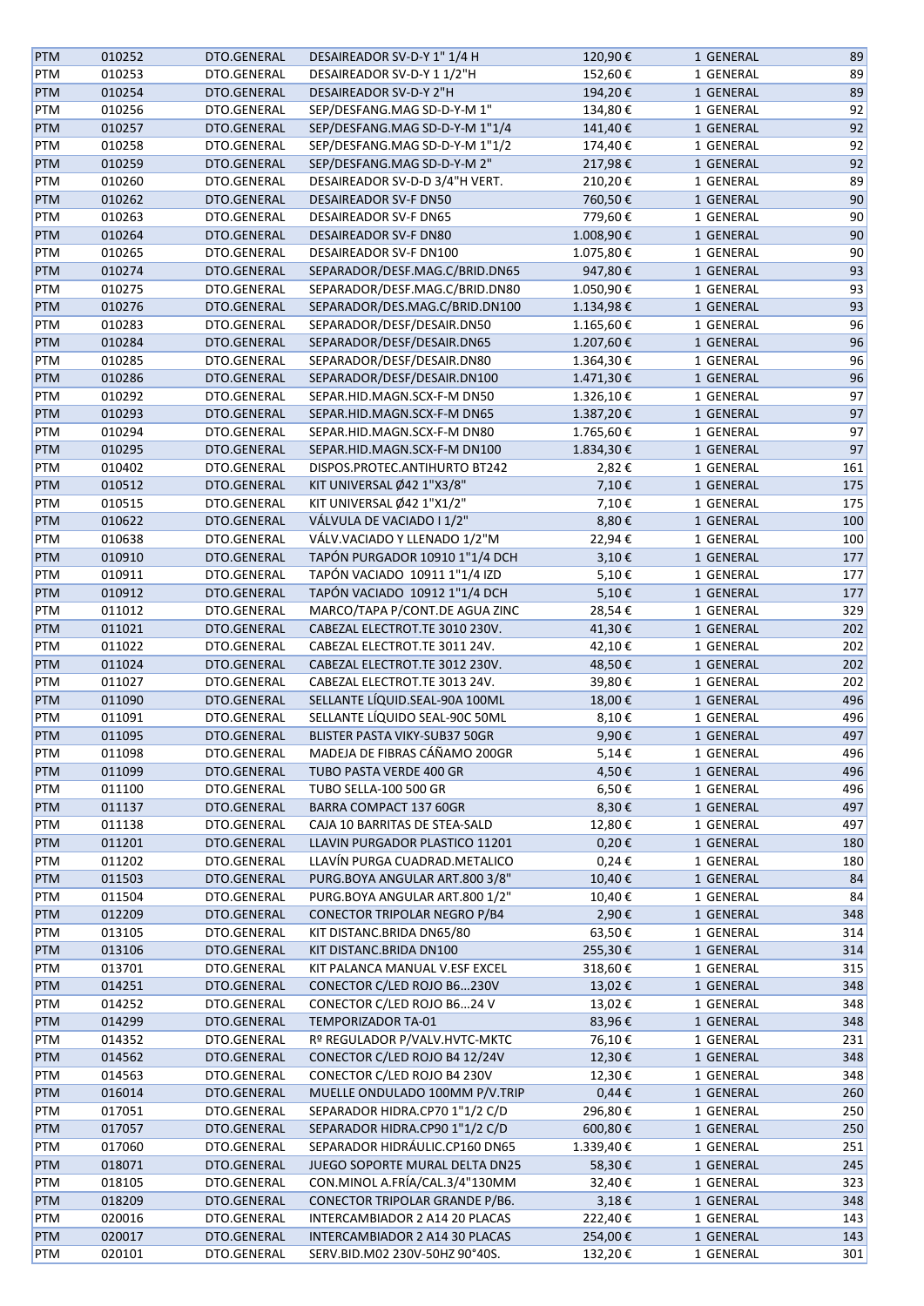| PTM | 010252 | DTO.GENERAL | DESAIREADOR SV-D-Y 1" 1/4 H | 120,90 € | 1 GENERAL | 89 |
|---|---|---|---|---|---|---|
| PTM | 010253 | DTO.GENERAL | DESAIREADOR SV-D-Y 1 1/2"H | 152,60 € | 1 GENERAL | 89 |
| PTM | 010254 | DTO.GENERAL | DESAIREADOR SV-D-Y 2"H | 194,20 € | 1 GENERAL | 89 |
| PTM | 010256 | DTO.GENERAL | SEP/DESFANG.MAG SD-D-Y-M 1" | 134,80 € | 1 GENERAL | 92 |
| PTM | 010257 | DTO.GENERAL | SEP/DESFANG.MAG SD-D-Y-M 1"1/4 | 141,40 € | 1 GENERAL | 92 |
| PTM | 010258 | DTO.GENERAL | SEP/DESFANG.MAG SD-D-Y-M 1"1/2 | 174,40 € | 1 GENERAL | 92 |
| PTM | 010259 | DTO.GENERAL | SEP/DESFANG.MAG SD-D-Y-M 2" | 217,98 € | 1 GENERAL | 92 |
| PTM | 010260 | DTO.GENERAL | DESAIREADOR SV-D-D 3/4"H VERT. | 210,20 € | 1 GENERAL | 89 |
| PTM | 010262 | DTO.GENERAL | DESAIREADOR SV-F DN50 | 760,50 € | 1 GENERAL | 90 |
| PTM | 010263 | DTO.GENERAL | DESAIREADOR SV-F DN65 | 779,60 € | 1 GENERAL | 90 |
| PTM | 010264 | DTO.GENERAL | DESAIREADOR SV-F DN80 | 1.008,90 € | 1 GENERAL | 90 |
| PTM | 010265 | DTO.GENERAL | DESAIREADOR SV-F DN100 | 1.075,80 € | 1 GENERAL | 90 |
| PTM | 010274 | DTO.GENERAL | SEPARADOR/DESF.MAG.C/BRID.DN65 | 947,80 € | 1 GENERAL | 93 |
| PTM | 010275 | DTO.GENERAL | SEPARADOR/DESF.MAG.C/BRID.DN80 | 1.050,90 € | 1 GENERAL | 93 |
| PTM | 010276 | DTO.GENERAL | SEPARADOR/DES.MAG.C/BRID.DN100 | 1.134,98 € | 1 GENERAL | 93 |
| PTM | 010283 | DTO.GENERAL | SEPARADOR/DESF/DESAIR.DN50 | 1.165,60 € | 1 GENERAL | 96 |
| PTM | 010284 | DTO.GENERAL | SEPARADOR/DESF/DESAIR.DN65 | 1.207,60 € | 1 GENERAL | 96 |
| PTM | 010285 | DTO.GENERAL | SEPARADOR/DESF/DESAIR.DN80 | 1.364,30 € | 1 GENERAL | 96 |
| PTM | 010286 | DTO.GENERAL | SEPARADOR/DESF/DESAIR.DN100 | 1.471,30 € | 1 GENERAL | 96 |
| PTM | 010292 | DTO.GENERAL | SEPAR.HID.MAGN.SCX-F-M DN50 | 1.326,10 € | 1 GENERAL | 97 |
| PTM | 010293 | DTO.GENERAL | SEPAR.HID.MAGN.SCX-F-M DN65 | 1.387,20 € | 1 GENERAL | 97 |
| PTM | 010294 | DTO.GENERAL | SEPAR.HID.MAGN.SCX-F-M DN80 | 1.765,60 € | 1 GENERAL | 97 |
| PTM | 010295 | DTO.GENERAL | SEPAR.HID.MAGN.SCX-F-M DN100 | 1.834,30 € | 1 GENERAL | 97 |
| PTM | 010402 | DTO.GENERAL | DISPOS.PROTEC.ANTIHURTO BT242 | 2,82 € | 1 GENERAL | 161 |
| PTM | 010512 | DTO.GENERAL | KIT UNIVERSAL Ø42 1"X3/8" | 7,10 € | 1 GENERAL | 175 |
| PTM | 010515 | DTO.GENERAL | KIT UNIVERSAL Ø42 1"X1/2" | 7,10 € | 1 GENERAL | 175 |
| PTM | 010622 | DTO.GENERAL | VÁLVULA DE VACIADO I 1/2" | 8,80 € | 1 GENERAL | 100 |
| PTM | 010638 | DTO.GENERAL | VÁLV.VACIADO Y LLENADO 1/2"M | 22,94 € | 1 GENERAL | 100 |
| PTM | 010910 | DTO.GENERAL | TAPÓN PURGADOR 10910 1"1/4 DCH | 3,10 € | 1 GENERAL | 177 |
| PTM | 010911 | DTO.GENERAL | TAPÓN VACIADO 10911 1"1/4 IZD | 5,10 € | 1 GENERAL | 177 |
| PTM | 010912 | DTO.GENERAL | TAPÓN VACIADO 10912 1"1/4 DCH | 5,10 € | 1 GENERAL | 177 |
| PTM | 011012 | DTO.GENERAL | MARCO/TAPA P/CONT.DE AGUA ZINC | 28,54 € | 1 GENERAL | 329 |
| PTM | 011021 | DTO.GENERAL | CABEZAL ELECTROT.TE 3010 230V. | 41,30 € | 1 GENERAL | 202 |
| PTM | 011022 | DTO.GENERAL | CABEZAL ELECTROT.TE 3011 24V. | 42,10 € | 1 GENERAL | 202 |
| PTM | 011024 | DTO.GENERAL | CABEZAL ELECTROT.TE 3012 230V. | 48,50 € | 1 GENERAL | 202 |
| PTM | 011027 | DTO.GENERAL | CABEZAL ELECTROT.TE 3013 24V. | 39,80 € | 1 GENERAL | 202 |
| PTM | 011090 | DTO.GENERAL | SELLANTE LÍQUID.SEAL-90A 100ML | 18,00 € | 1 GENERAL | 496 |
| PTM | 011091 | DTO.GENERAL | SELLANTE LÍQUIDO SEAL-90C 50ML | 8,10 € | 1 GENERAL | 496 |
| PTM | 011095 | DTO.GENERAL | BLISTER PASTA VIKY-SUB37 50GR | 9,90 € | 1 GENERAL | 497 |
| PTM | 011098 | DTO.GENERAL | MADEJA DE FIBRAS CÁÑAMO 200GR | 5,14 € | 1 GENERAL | 496 |
| PTM | 011099 | DTO.GENERAL | TUBO PASTA VERDE 400 GR | 4,50 € | 1 GENERAL | 496 |
| PTM | 011100 | DTO.GENERAL | TUBO SELLA-100 500 GR | 6,50 € | 1 GENERAL | 496 |
| PTM | 011137 | DTO.GENERAL | BARRA COMPACT 137 60GR | 8,30 € | 1 GENERAL | 497 |
| PTM | 011138 | DTO.GENERAL | CAJA 10 BARRITAS DE STEA-SALD | 12,80 € | 1 GENERAL | 497 |
| PTM | 011201 | DTO.GENERAL | LLAVIN PURGADOR PLASTICO 11201 | 0,20 € | 1 GENERAL | 180 |
| PTM | 011202 | DTO.GENERAL | LLAVÍN PURGA CUADRAD.METALICO | 0,24 € | 1 GENERAL | 180 |
| PTM | 011503 | DTO.GENERAL | PURG.BOYA ANGULAR ART.800 3/8" | 10,40 € | 1 GENERAL | 84 |
| PTM | 011504 | DTO.GENERAL | PURG.BOYA ANGULAR ART.800 1/2" | 10,40 € | 1 GENERAL | 84 |
| PTM | 012209 | DTO.GENERAL | CONECTOR TRIPOLAR NEGRO P/B4 | 2,90 € | 1 GENERAL | 348 |
| PTM | 013105 | DTO.GENERAL | KIT DISTANC.BRIDA DN65/80 | 63,50 € | 1 GENERAL | 314 |
| PTM | 013106 | DTO.GENERAL | KIT DISTANC.BRIDA DN100 | 255,30 € | 1 GENERAL | 314 |
| PTM | 013701 | DTO.GENERAL | KIT PALANCA MANUAL V.ESF EXCEL | 318,60 € | 1 GENERAL | 315 |
| PTM | 014251 | DTO.GENERAL | CONECTOR C/LED ROJO B6...230V | 13,02 € | 1 GENERAL | 348 |
| PTM | 014252 | DTO.GENERAL | CONECTOR C/LED ROJO B6...24 V | 13,02 € | 1 GENERAL | 348 |
| PTM | 014299 | DTO.GENERAL | TEMPORIZADOR TA-01 | 83,96 € | 1 GENERAL | 348 |
| PTM | 014352 | DTO.GENERAL | Rº REGULADOR P/VALV.HVTC-MKTC | 76,10 € | 1 GENERAL | 231 |
| PTM | 014562 | DTO.GENERAL | CONECTOR C/LED ROJO B4 12/24V | 12,30 € | 1 GENERAL | 348 |
| PTM | 014563 | DTO.GENERAL | CONECTOR C/LED ROJO B4 230V | 12,30 € | 1 GENERAL | 348 |
| PTM | 016014 | DTO.GENERAL | MUELLE ONDULADO 100MM P/V.TRIP | 0,44 € | 1 GENERAL | 260 |
| PTM | 017051 | DTO.GENERAL | SEPARADOR HIDRA.CP70 1"1/2 C/D | 296,80 € | 1 GENERAL | 250 |
| PTM | 017057 | DTO.GENERAL | SEPARADOR HIDRA.CP90 1"1/2 C/D | 600,80 € | 1 GENERAL | 250 |
| PTM | 017060 | DTO.GENERAL | SEPARADOR HIDRÁULIC.CP160 DN65 | 1.339,40 € | 1 GENERAL | 251 |
| PTM | 018071 | DTO.GENERAL | JUEGO SOPORTE MURAL DELTA DN25 | 58,30 € | 1 GENERAL | 245 |
| PTM | 018105 | DTO.GENERAL | CON.MINOL A.FRÍA/CAL.3/4"130MM | 32,40 € | 1 GENERAL | 323 |
| PTM | 018209 | DTO.GENERAL | CONECTOR TRIPOLAR GRANDE P/B6. | 3,18 € | 1 GENERAL | 348 |
| PTM | 020016 | DTO.GENERAL | INTERCAMBIADOR 2 A14 20 PLACAS | 222,40 € | 1 GENERAL | 143 |
| PTM | 020017 | DTO.GENERAL | INTERCAMBIADOR 2 A14 30 PLACAS | 254,00 € | 1 GENERAL | 143 |
| PTM | 020101 | DTO.GENERAL | SERV.BID.M02 230V-50HZ 90°40S. | 132,20 € | 1 GENERAL | 301 |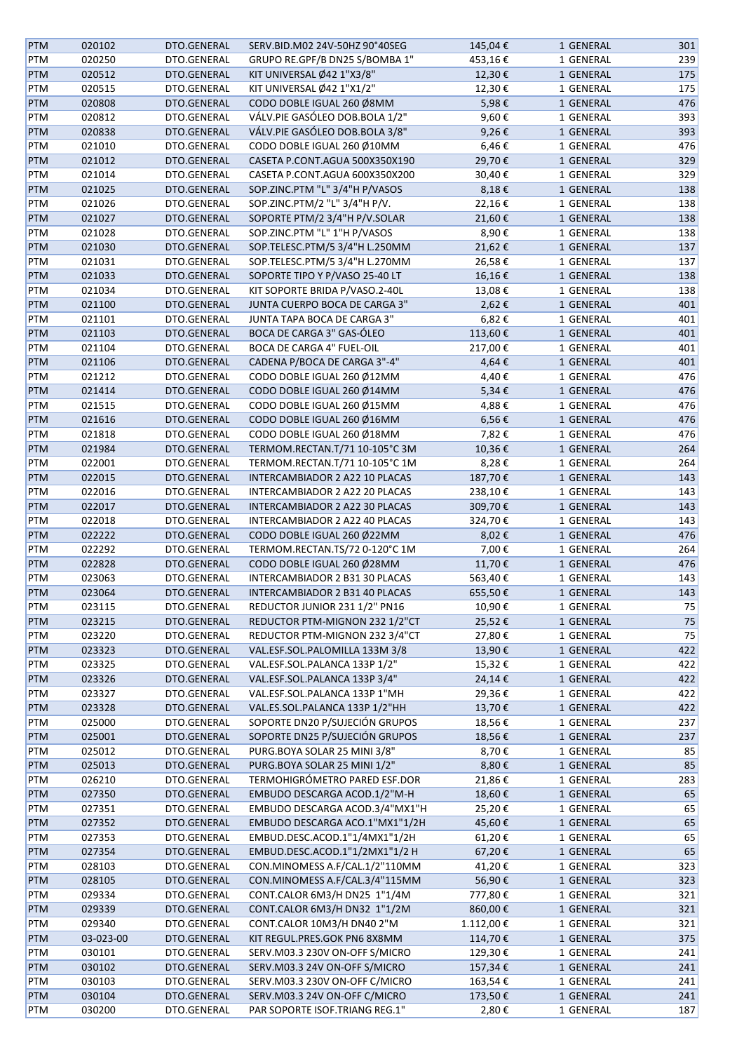| PTM | 020102 | DTO.GENERAL | SERV.BID.M02 24V-50HZ 90°40SEG | 145,04 € | 1 GENERAL | 301 |
|---|---|---|---|---|---|---|
| PTM | 020250 | DTO.GENERAL | GRUPO RE.GPF/B DN25 S/BOMBA 1" | 453,16 € | 1 GENERAL | 239 |
| PTM | 020512 | DTO.GENERAL | KIT UNIVERSAL Ø42 1"X3/8" | 12,30 € | 1 GENERAL | 175 |
| PTM | 020515 | DTO.GENERAL | KIT UNIVERSAL Ø42 1"X1/2" | 12,30 € | 1 GENERAL | 175 |
| PTM | 020808 | DTO.GENERAL | CODO DOBLE IGUAL 260 Ø8MM | 5,98 € | 1 GENERAL | 476 |
| PTM | 020812 | DTO.GENERAL | VÁLV.PIE GASÓLEO DOB.BOLA 1/2" | 9,60 € | 1 GENERAL | 393 |
| PTM | 020838 | DTO.GENERAL | VÁLV.PIE GASÓLEO DOB.BOLA 3/8" | 9,26 € | 1 GENERAL | 393 |
| PTM | 021010 | DTO.GENERAL | CODO DOBLE IGUAL 260 Ø10MM | 6,46 € | 1 GENERAL | 476 |
| PTM | 021012 | DTO.GENERAL | CASETA P.CONT.AGUA 500X350X190 | 29,70 € | 1 GENERAL | 329 |
| PTM | 021014 | DTO.GENERAL | CASETA P.CONT.AGUA 600X350X200 | 30,40 € | 1 GENERAL | 329 |
| PTM | 021025 | DTO.GENERAL | SOP.ZINC.PTM "L" 3/4"H P/VASOS | 8,18 € | 1 GENERAL | 138 |
| PTM | 021026 | DTO.GENERAL | SOP.ZINC.PTM/2 "L" 3/4"H P/V. | 22,16 € | 1 GENERAL | 138 |
| PTM | 021027 | DTO.GENERAL | SOPORTE PTM/2 3/4"H P/V.SOLAR | 21,60 € | 1 GENERAL | 138 |
| PTM | 021028 | DTO.GENERAL | SOP.ZINC.PTM "L" 1"H P/VASOS | 8,90 € | 1 GENERAL | 138 |
| PTM | 021030 | DTO.GENERAL | SOP.TELESC.PTM/5 3/4"H L.250MM | 21,62 € | 1 GENERAL | 137 |
| PTM | 021031 | DTO.GENERAL | SOP.TELESC.PTM/5 3/4"H L.270MM | 26,58 € | 1 GENERAL | 137 |
| PTM | 021033 | DTO.GENERAL | SOPORTE TIPO Y P/VASO 25-40 LT | 16,16 € | 1 GENERAL | 138 |
| PTM | 021034 | DTO.GENERAL | KIT SOPORTE BRIDA P/VASO.2-40L | 13,08 € | 1 GENERAL | 138 |
| PTM | 021100 | DTO.GENERAL | JUNTA CUERPO BOCA DE CARGA 3" | 2,62 € | 1 GENERAL | 401 |
| PTM | 021101 | DTO.GENERAL | JUNTA TAPA BOCA DE CARGA 3" | 6,82 € | 1 GENERAL | 401 |
| PTM | 021103 | DTO.GENERAL | BOCA DE CARGA 3" GAS-ÓLEO | 113,60 € | 1 GENERAL | 401 |
| PTM | 021104 | DTO.GENERAL | BOCA DE CARGA 4" FUEL-OIL | 217,00 € | 1 GENERAL | 401 |
| PTM | 021106 | DTO.GENERAL | CADENA P/BOCA DE CARGA 3"-4" | 4,64 € | 1 GENERAL | 401 |
| PTM | 021212 | DTO.GENERAL | CODO DOBLE IGUAL 260 Ø12MM | 4,40 € | 1 GENERAL | 476 |
| PTM | 021414 | DTO.GENERAL | CODO DOBLE IGUAL 260 Ø14MM | 5,34 € | 1 GENERAL | 476 |
| PTM | 021515 | DTO.GENERAL | CODO DOBLE IGUAL 260 Ø15MM | 4,88 € | 1 GENERAL | 476 |
| PTM | 021616 | DTO.GENERAL | CODO DOBLE IGUAL 260 Ø16MM | 6,56 € | 1 GENERAL | 476 |
| PTM | 021818 | DTO.GENERAL | CODO DOBLE IGUAL 260 Ø18MM | 7,82 € | 1 GENERAL | 476 |
| PTM | 021984 | DTO.GENERAL | TERMOM.RECTAN.T/71 10-105°C 3M | 10,36 € | 1 GENERAL | 264 |
| PTM | 022001 | DTO.GENERAL | TERMOM.RECTAN.T/71 10-105°C 1M | 8,28 € | 1 GENERAL | 264 |
| PTM | 022015 | DTO.GENERAL | INTERCAMBIADOR 2 A22 10 PLACAS | 187,70 € | 1 GENERAL | 143 |
| PTM | 022016 | DTO.GENERAL | INTERCAMBIADOR 2 A22 20 PLACAS | 238,10 € | 1 GENERAL | 143 |
| PTM | 022017 | DTO.GENERAL | INTERCAMBIADOR 2 A22 30 PLACAS | 309,70 € | 1 GENERAL | 143 |
| PTM | 022018 | DTO.GENERAL | INTERCAMBIADOR 2 A22 40 PLACAS | 324,70 € | 1 GENERAL | 143 |
| PTM | 022222 | DTO.GENERAL | CODO DOBLE IGUAL 260 Ø22MM | 8,02 € | 1 GENERAL | 476 |
| PTM | 022292 | DTO.GENERAL | TERMOM.RECTAN.TS/72 0-120°C 1M | 7,00 € | 1 GENERAL | 264 |
| PTM | 022828 | DTO.GENERAL | CODO DOBLE IGUAL 260 Ø28MM | 11,70 € | 1 GENERAL | 476 |
| PTM | 023063 | DTO.GENERAL | INTERCAMBIADOR 2 B31 30 PLACAS | 563,40 € | 1 GENERAL | 143 |
| PTM | 023064 | DTO.GENERAL | INTERCAMBIADOR 2 B31 40 PLACAS | 655,50 € | 1 GENERAL | 143 |
| PTM | 023115 | DTO.GENERAL | REDUCTOR JUNIOR 231 1/2" PN16 | 10,90 € | 1 GENERAL | 75 |
| PTM | 023215 | DTO.GENERAL | REDUCTOR PTM-MIGNON 232 1/2"CT | 25,52 € | 1 GENERAL | 75 |
| PTM | 023220 | DTO.GENERAL | REDUCTOR PTM-MIGNON 232 3/4"CT | 27,80 € | 1 GENERAL | 75 |
| PTM | 023323 | DTO.GENERAL | VAL.ESF.SOL.PALOMILLA 133M 3/8 | 13,90 € | 1 GENERAL | 422 |
| PTM | 023325 | DTO.GENERAL | VAL.ESF.SOL.PALANCA 133P 1/2" | 15,32 € | 1 GENERAL | 422 |
| PTM | 023326 | DTO.GENERAL | VAL.ESF.SOL.PALANCA 133P 3/4" | 24,14 € | 1 GENERAL | 422 |
| PTM | 023327 | DTO.GENERAL | VAL.ESF.SOL.PALANCA 133P 1"MH | 29,36 € | 1 GENERAL | 422 |
| PTM | 023328 | DTO.GENERAL | VAL.ES.SOL.PALANCA 133P 1/2"HH | 13,70 € | 1 GENERAL | 422 |
| PTM | 025000 | DTO.GENERAL | SOPORTE DN20 P/SUJECIÓN GRUPOS | 18,56 € | 1 GENERAL | 237 |
| PTM | 025001 | DTO.GENERAL | SOPORTE DN25 P/SUJECIÓN GRUPOS | 18,56 € | 1 GENERAL | 237 |
| PTM | 025012 | DTO.GENERAL | PURG.BOYA SOLAR 25 MINI 3/8" | 8,70 € | 1 GENERAL | 85 |
| PTM | 025013 | DTO.GENERAL | PURG.BOYA SOLAR 25 MINI 1/2" | 8,80 € | 1 GENERAL | 85 |
| PTM | 026210 | DTO.GENERAL | TERMOHIGRÓMETRO PARED ESF.DOR | 21,86 € | 1 GENERAL | 283 |
| PTM | 027350 | DTO.GENERAL | EMBUDO DESCARGA ACOD.1/2"M-H | 18,60 € | 1 GENERAL | 65 |
| PTM | 027351 | DTO.GENERAL | EMBUDO DESCARGA ACOD.3/4"MX1"H | 25,20 € | 1 GENERAL | 65 |
| PTM | 027352 | DTO.GENERAL | EMBUDO DESCARGA ACO.1"MX1"1/2H | 45,60 € | 1 GENERAL | 65 |
| PTM | 027353 | DTO.GENERAL | EMBUD.DESC.ACOD.1"1/4MX1"1/2H | 61,20 € | 1 GENERAL | 65 |
| PTM | 027354 | DTO.GENERAL | EMBUD.DESC.ACOD.1"1/2MX1"1/2 H | 67,20 € | 1 GENERAL | 65 |
| PTM | 028103 | DTO.GENERAL | CON.MINOMESS A.F/CAL.1/2"110MM | 41,20 € | 1 GENERAL | 323 |
| PTM | 028105 | DTO.GENERAL | CON.MINOMESS A.F/CAL.3/4"115MM | 56,90 € | 1 GENERAL | 323 |
| PTM | 029334 | DTO.GENERAL | CONT.CALOR 6M3/H DN25 1"1/4M | 777,80 € | 1 GENERAL | 321 |
| PTM | 029339 | DTO.GENERAL | CONT.CALOR 6M3/H DN32 1"1/2M | 860,00 € | 1 GENERAL | 321 |
| PTM | 029340 | DTO.GENERAL | CONT.CALOR 10M3/H DN40 2"M | 1.112,00 € | 1 GENERAL | 321 |
| PTM | 03-023-00 | DTO.GENERAL | KIT REGUL.PRES.GOK PN6 8X8MM | 114,70 € | 1 GENERAL | 375 |
| PTM | 030101 | DTO.GENERAL | SERV.M03.3 230V ON-OFF S/MICRO | 129,30 € | 1 GENERAL | 241 |
| PTM | 030102 | DTO.GENERAL | SERV.M03.3 24V ON-OFF S/MICRO | 157,34 € | 1 GENERAL | 241 |
| PTM | 030103 | DTO.GENERAL | SERV.M03.3 230V ON-OFF C/MICRO | 163,54 € | 1 GENERAL | 241 |
| PTM | 030104 | DTO.GENERAL | SERV.M03.3 24V ON-OFF C/MICRO | 173,50 € | 1 GENERAL | 241 |
| PTM | 030200 | DTO.GENERAL | PAR SOPORTE ISOF.TRIANG REG.1" | 2,80 € | 1 GENERAL | 187 |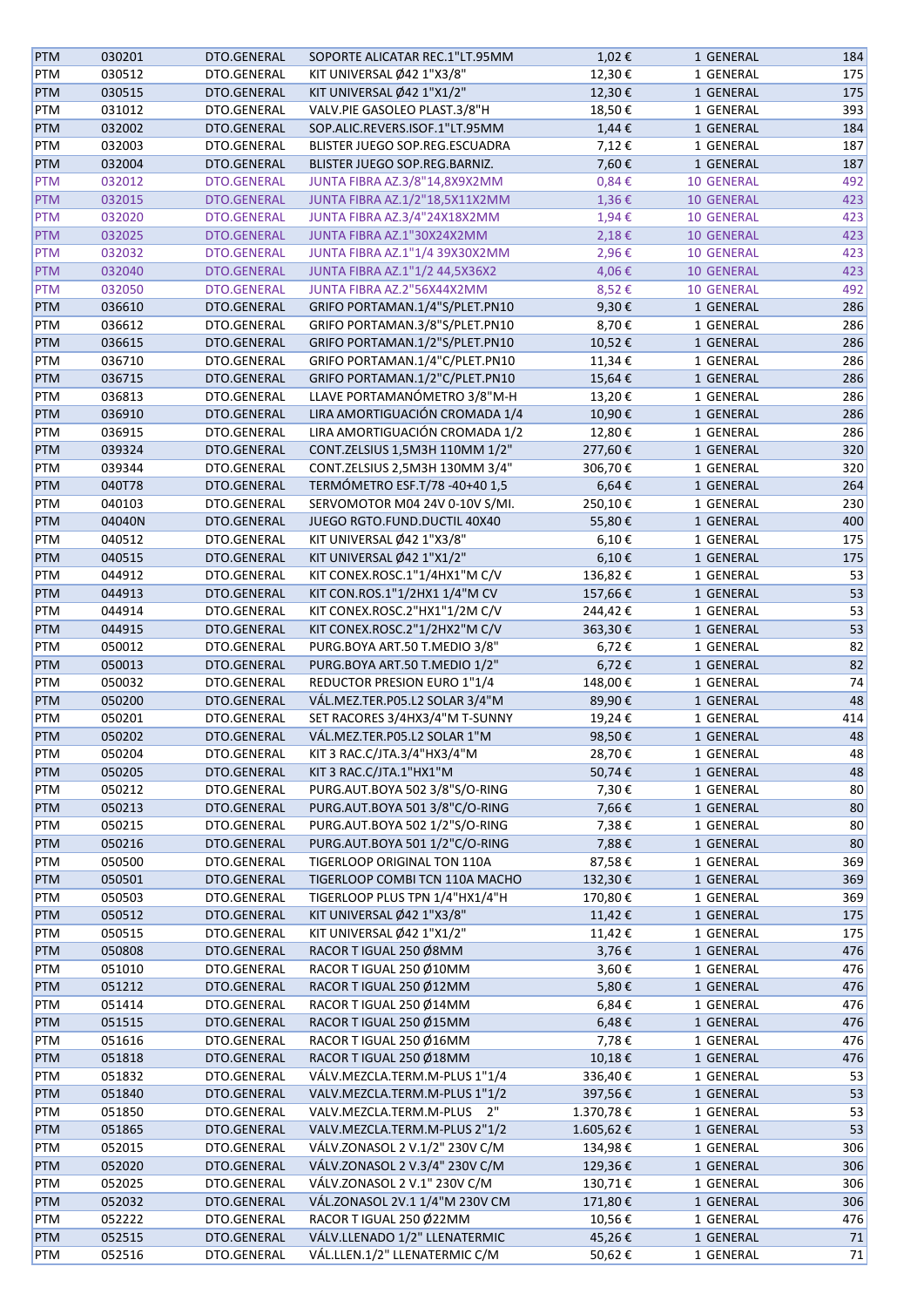| | | | | | | |
|---|---|---|---|---|---|---|
| PTM | 030201 | DTO.GENERAL | SOPORTE ALICATAR REC.1"LT.95MM | 1,02 € | 1 GENERAL | 184 |
| PTM | 030512 | DTO.GENERAL | KIT UNIVERSAL Ø42 1"X3/8" | 12,30 € | 1 GENERAL | 175 |
| PTM | 030515 | DTO.GENERAL | KIT UNIVERSAL Ø42 1"X1/2" | 12,30 € | 1 GENERAL | 175 |
| PTM | 031012 | DTO.GENERAL | VALV.PIE GASOLEO PLAST.3/8"H | 18,50 € | 1 GENERAL | 393 |
| PTM | 032002 | DTO.GENERAL | SOP.ALIC.REVERS.ISOF.1"LT.95MM | 1,44 € | 1 GENERAL | 184 |
| PTM | 032003 | DTO.GENERAL | BLISTER JUEGO SOP.REG.ESCUADRA | 7,12 € | 1 GENERAL | 187 |
| PTM | 032004 | DTO.GENERAL | BLISTER JUEGO SOP.REG.BARNIZ. | 7,60 € | 1 GENERAL | 187 |
| PTM | 032012 | DTO.GENERAL | JUNTA FIBRA AZ.3/8"14,8X9X2MM | 0,84 € | 10 GENERAL | 492 |
| PTM | 032015 | DTO.GENERAL | JUNTA FIBRA AZ.1/2"18,5X11X2MM | 1,36 € | 10 GENERAL | 423 |
| PTM | 032020 | DTO.GENERAL | JUNTA FIBRA AZ.3/4"24X18X2MM | 1,94 € | 10 GENERAL | 423 |
| PTM | 032025 | DTO.GENERAL | JUNTA FIBRA AZ.1"30X24X2MM | 2,18 € | 10 GENERAL | 423 |
| PTM | 032032 | DTO.GENERAL | JUNTA FIBRA AZ.1"1/4 39X30X2MM | 2,96 € | 10 GENERAL | 423 |
| PTM | 032040 | DTO.GENERAL | JUNTA FIBRA AZ.1"1/2 44,5X36X2 | 4,06 € | 10 GENERAL | 423 |
| PTM | 032050 | DTO.GENERAL | JUNTA FIBRA AZ.2"56X44X2MM | 8,52 € | 10 GENERAL | 492 |
| PTM | 036610 | DTO.GENERAL | GRIFO PORTAMAN.1/4"S/PLET.PN10 | 9,30 € | 1 GENERAL | 286 |
| PTM | 036612 | DTO.GENERAL | GRIFO PORTAMAN.3/8"S/PLET.PN10 | 8,70 € | 1 GENERAL | 286 |
| PTM | 036615 | DTO.GENERAL | GRIFO PORTAMAN.1/2"S/PLET.PN10 | 10,52 € | 1 GENERAL | 286 |
| PTM | 036710 | DTO.GENERAL | GRIFO PORTAMAN.1/4"C/PLET.PN10 | 11,34 € | 1 GENERAL | 286 |
| PTM | 036715 | DTO.GENERAL | GRIFO PORTAMAN.1/2"C/PLET.PN10 | 15,64 € | 1 GENERAL | 286 |
| PTM | 036813 | DTO.GENERAL | LLAVE PORTAMANÓMETRO 3/8"M-H | 13,20 € | 1 GENERAL | 286 |
| PTM | 036910 | DTO.GENERAL | LIRA AMORTIGUACIÓN CROMADA 1/4 | 10,90 € | 1 GENERAL | 286 |
| PTM | 036915 | DTO.GENERAL | LIRA AMORTIGUACIÓN CROMADA 1/2 | 12,80 € | 1 GENERAL | 286 |
| PTM | 039324 | DTO.GENERAL | CONT.ZELSIUS 1,5M3H 110MM 1/2" | 277,60 € | 1 GENERAL | 320 |
| PTM | 039344 | DTO.GENERAL | CONT.ZELSIUS 2,5M3H 130MM 3/4" | 306,70 € | 1 GENERAL | 320 |
| PTM | 040T78 | DTO.GENERAL | TERMÓMETRO ESF.T/78 -40+40 1,5 | 6,64 € | 1 GENERAL | 264 |
| PTM | 040103 | DTO.GENERAL | SERVOMOTOR M04 24V 0-10V S/MI. | 250,10 € | 1 GENERAL | 230 |
| PTM | 04040N | DTO.GENERAL | JUEGO RGTO.FUND.DUCTIL 40X40 | 55,80 € | 1 GENERAL | 400 |
| PTM | 040512 | DTO.GENERAL | KIT UNIVERSAL Ø42 1"X3/8" | 6,10 € | 1 GENERAL | 175 |
| PTM | 040515 | DTO.GENERAL | KIT UNIVERSAL Ø42 1"X1/2" | 6,10 € | 1 GENERAL | 175 |
| PTM | 044912 | DTO.GENERAL | KIT CONEX.ROSC.1"1/4HX1"M C/V | 136,82 € | 1 GENERAL | 53 |
| PTM | 044913 | DTO.GENERAL | KIT CON.ROS.1"1/2HX1 1/4"M CV | 157,66 € | 1 GENERAL | 53 |
| PTM | 044914 | DTO.GENERAL | KIT CONEX.ROSC.2"HX1"1/2M C/V | 244,42 € | 1 GENERAL | 53 |
| PTM | 044915 | DTO.GENERAL | KIT CONEX.ROSC.2"1/2HX2"M C/V | 363,30 € | 1 GENERAL | 53 |
| PTM | 050012 | DTO.GENERAL | PURG.BOYA ART.50 T.MEDIO 3/8" | 6,72 € | 1 GENERAL | 82 |
| PTM | 050013 | DTO.GENERAL | PURG.BOYA ART.50 T.MEDIO 1/2" | 6,72 € | 1 GENERAL | 82 |
| PTM | 050032 | DTO.GENERAL | REDUCTOR PRESION EURO 1"1/4 | 148,00 € | 1 GENERAL | 74 |
| PTM | 050200 | DTO.GENERAL | VÁL.MEZ.TER.P05.L2 SOLAR 3/4"M | 89,90 € | 1 GENERAL | 48 |
| PTM | 050201 | DTO.GENERAL | SET RACORES 3/4HX3/4"M T-SUNNY | 19,24 € | 1 GENERAL | 414 |
| PTM | 050202 | DTO.GENERAL | VÁL.MEZ.TER.P05.L2 SOLAR 1"M | 98,50 € | 1 GENERAL | 48 |
| PTM | 050204 | DTO.GENERAL | KIT 3 RAC.C/JTA.3/4"HX3/4"M | 28,70 € | 1 GENERAL | 48 |
| PTM | 050205 | DTO.GENERAL | KIT 3 RAC.C/JTA.1"HX1"M | 50,74 € | 1 GENERAL | 48 |
| PTM | 050212 | DTO.GENERAL | PURG.AUT.BOYA 502 3/8"S/O-RING | 7,30 € | 1 GENERAL | 80 |
| PTM | 050213 | DTO.GENERAL | PURG.AUT.BOYA 501 3/8"C/O-RING | 7,66 € | 1 GENERAL | 80 |
| PTM | 050215 | DTO.GENERAL | PURG.AUT.BOYA 502 1/2"S/O-RING | 7,38 € | 1 GENERAL | 80 |
| PTM | 050216 | DTO.GENERAL | PURG.AUT.BOYA 501 1/2"C/O-RING | 7,88 € | 1 GENERAL | 80 |
| PTM | 050500 | DTO.GENERAL | TIGERLOOP ORIGINAL TON 110A | 87,58 € | 1 GENERAL | 369 |
| PTM | 050501 | DTO.GENERAL | TIGERLOOP COMBI TCN 110A MACHO | 132,30 € | 1 GENERAL | 369 |
| PTM | 050503 | DTO.GENERAL | TIGERLOOP PLUS TPN 1/4"HX1/4"H | 170,80 € | 1 GENERAL | 369 |
| PTM | 050512 | DTO.GENERAL | KIT UNIVERSAL Ø42 1"X3/8" | 11,42 € | 1 GENERAL | 175 |
| PTM | 050515 | DTO.GENERAL | KIT UNIVERSAL Ø42 1"X1/2" | 11,42 € | 1 GENERAL | 175 |
| PTM | 050808 | DTO.GENERAL | RACOR T IGUAL 250 Ø8MM | 3,76 € | 1 GENERAL | 476 |
| PTM | 051010 | DTO.GENERAL | RACOR T IGUAL 250 Ø10MM | 3,60 € | 1 GENERAL | 476 |
| PTM | 051212 | DTO.GENERAL | RACOR T IGUAL 250 Ø12MM | 5,80 € | 1 GENERAL | 476 |
| PTM | 051414 | DTO.GENERAL | RACOR T IGUAL 250 Ø14MM | 6,84 € | 1 GENERAL | 476 |
| PTM | 051515 | DTO.GENERAL | RACOR T IGUAL 250 Ø15MM | 6,48 € | 1 GENERAL | 476 |
| PTM | 051616 | DTO.GENERAL | RACOR T IGUAL 250 Ø16MM | 7,78 € | 1 GENERAL | 476 |
| PTM | 051818 | DTO.GENERAL | RACOR T IGUAL 250 Ø18MM | 10,18 € | 1 GENERAL | 476 |
| PTM | 051832 | DTO.GENERAL | VÁLV.MEZCLA.TERM.M-PLUS 1"1/4 | 336,40 € | 1 GENERAL | 53 |
| PTM | 051840 | DTO.GENERAL | VALV.MEZCLA.TERM.M-PLUS 1"1/2 | 397,56 € | 1 GENERAL | 53 |
| PTM | 051850 | DTO.GENERAL | VALV.MEZCLA.TERM.M-PLUS 2" | 1.370,78 € | 1 GENERAL | 53 |
| PTM | 051865 | DTO.GENERAL | VALV.MEZCLA.TERM.M-PLUS 2"1/2 | 1.605,62 € | 1 GENERAL | 53 |
| PTM | 052015 | DTO.GENERAL | VÁLV.ZONASOL 2 V.1/2" 230V C/M | 134,98 € | 1 GENERAL | 306 |
| PTM | 052020 | DTO.GENERAL | VÁLV.ZONASOL 2 V.3/4" 230V C/M | 129,36 € | 1 GENERAL | 306 |
| PTM | 052025 | DTO.GENERAL | VÁLV.ZONASOL 2 V.1" 230V C/M | 130,71 € | 1 GENERAL | 306 |
| PTM | 052032 | DTO.GENERAL | VÁL.ZONASOL 2V.1 1/4"M 230V CM | 171,80 € | 1 GENERAL | 306 |
| PTM | 052222 | DTO.GENERAL | RACOR T IGUAL 250 Ø22MM | 10,56 € | 1 GENERAL | 476 |
| PTM | 052515 | DTO.GENERAL | VÁLV.LLENADO 1/2" LLENATERMIC | 45,26 € | 1 GENERAL | 71 |
| PTM | 052516 | DTO.GENERAL | VÁL.LLEN.1/2" LLENATERMIC C/M | 50,62 € | 1 GENERAL | 71 |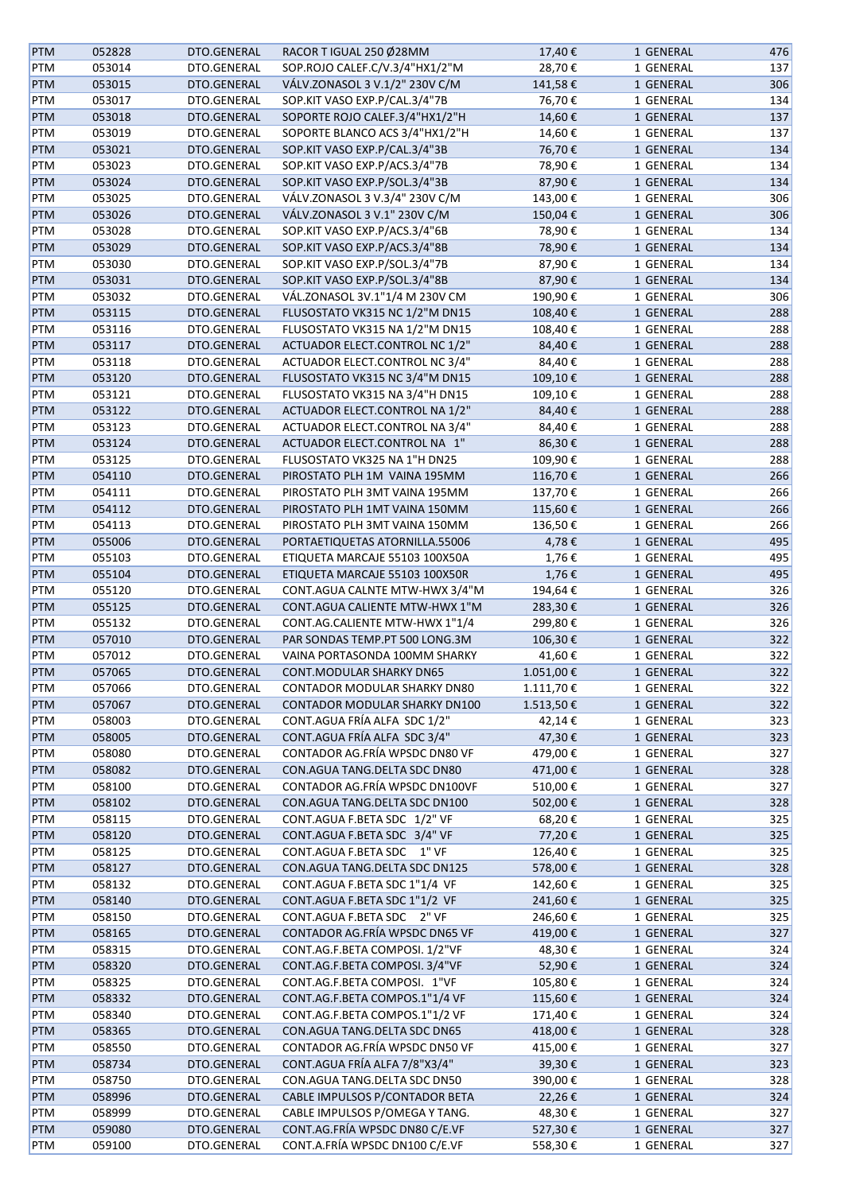| PTM | 052828 | DTO.GENERAL | RACOR T IGUAL 250 Ø28MM | 17,40 € | 1 GENERAL | 476 |
|---|---|---|---|---|---|---|
| PTM | 053014 | DTO.GENERAL | SOP.ROJO CALEF.C/V.3/4"HX1/2"M | 28,70 € | 1 GENERAL | 137 |
| PTM | 053015 | DTO.GENERAL | VÁLV.ZONASOL 3 V.1/2" 230V C/M | 141,58 € | 1 GENERAL | 306 |
| PTM | 053017 | DTO.GENERAL | SOP.KIT VASO EXP.P/CAL.3/4"7B | 76,70 € | 1 GENERAL | 134 |
| PTM | 053018 | DTO.GENERAL | SOPORTE ROJO CALEF.3/4"HX1/2"H | 14,60 € | 1 GENERAL | 137 |
| PTM | 053019 | DTO.GENERAL | SOPORTE BLANCO ACS 3/4"HX1/2"H | 14,60 € | 1 GENERAL | 137 |
| PTM | 053021 | DTO.GENERAL | SOP.KIT VASO EXP.P/CAL.3/4"3B | 76,70 € | 1 GENERAL | 134 |
| PTM | 053023 | DTO.GENERAL | SOP.KIT VASO EXP.P/ACS.3/4"7B | 78,90 € | 1 GENERAL | 134 |
| PTM | 053024 | DTO.GENERAL | SOP.KIT VASO EXP.P/SOL.3/4"3B | 87,90 € | 1 GENERAL | 134 |
| PTM | 053025 | DTO.GENERAL | VÁLV.ZONASOL 3 V.3/4" 230V C/M | 143,00 € | 1 GENERAL | 306 |
| PTM | 053026 | DTO.GENERAL | VÁLV.ZONASOL 3 V.1" 230V C/M | 150,04 € | 1 GENERAL | 306 |
| PTM | 053028 | DTO.GENERAL | SOP.KIT VASO EXP.P/ACS.3/4"6B | 78,90 € | 1 GENERAL | 134 |
| PTM | 053029 | DTO.GENERAL | SOP.KIT VASO EXP.P/ACS.3/4"8B | 78,90 € | 1 GENERAL | 134 |
| PTM | 053030 | DTO.GENERAL | SOP.KIT VASO EXP.P/SOL.3/4"7B | 87,90 € | 1 GENERAL | 134 |
| PTM | 053031 | DTO.GENERAL | SOP.KIT VASO EXP.P/SOL.3/4"8B | 87,90 € | 1 GENERAL | 134 |
| PTM | 053032 | DTO.GENERAL | VÁL.ZONASOL 3V.1"1/4 M 230V CM | 190,90 € | 1 GENERAL | 306 |
| PTM | 053115 | DTO.GENERAL | FLUSOSTATO VK315 NC 1/2"M DN15 | 108,40 € | 1 GENERAL | 288 |
| PTM | 053116 | DTO.GENERAL | FLUSOSTATO VK315 NA 1/2"M DN15 | 108,40 € | 1 GENERAL | 288 |
| PTM | 053117 | DTO.GENERAL | ACTUADOR ELECT.CONTROL NC 1/2" | 84,40 € | 1 GENERAL | 288 |
| PTM | 053118 | DTO.GENERAL | ACTUADOR ELECT.CONTROL NC 3/4" | 84,40 € | 1 GENERAL | 288 |
| PTM | 053120 | DTO.GENERAL | FLUSOSTATO VK315 NC 3/4"M DN15 | 109,10 € | 1 GENERAL | 288 |
| PTM | 053121 | DTO.GENERAL | FLUSOSTATO VK315 NA 3/4"H DN15 | 109,10 € | 1 GENERAL | 288 |
| PTM | 053122 | DTO.GENERAL | ACTUADOR ELECT.CONTROL NA 1/2" | 84,40 € | 1 GENERAL | 288 |
| PTM | 053123 | DTO.GENERAL | ACTUADOR ELECT.CONTROL NA 3/4" | 84,40 € | 1 GENERAL | 288 |
| PTM | 053124 | DTO.GENERAL | ACTUADOR ELECT.CONTROL NA 1" | 86,30 € | 1 GENERAL | 288 |
| PTM | 053125 | DTO.GENERAL | FLUSOSTATO VK325 NA 1"H DN25 | 109,90 € | 1 GENERAL | 288 |
| PTM | 054110 | DTO.GENERAL | PIROSTATO PLH 1M VAINA 195MM | 116,70 € | 1 GENERAL | 266 |
| PTM | 054111 | DTO.GENERAL | PIROSTATO PLH 3MT VAINA 195MM | 137,70 € | 1 GENERAL | 266 |
| PTM | 054112 | DTO.GENERAL | PIROSTATO PLH 1MT VAINA 150MM | 115,60 € | 1 GENERAL | 266 |
| PTM | 054113 | DTO.GENERAL | PIROSTATO PLH 3MT VAINA 150MM | 136,50 € | 1 GENERAL | 266 |
| PTM | 055006 | DTO.GENERAL | PORTAETIQUETAS ATORNILLA.55006 | 4,78 € | 1 GENERAL | 495 |
| PTM | 055103 | DTO.GENERAL | ETIQUETA MARCAJE 55103 100X50A | 1,76 € | 1 GENERAL | 495 |
| PTM | 055104 | DTO.GENERAL | ETIQUETA MARCAJE 55103 100X50R | 1,76 € | 1 GENERAL | 495 |
| PTM | 055120 | DTO.GENERAL | CONT.AGUA CALNTE MTW-HWX 3/4"M | 194,64 € | 1 GENERAL | 326 |
| PTM | 055125 | DTO.GENERAL | CONT.AGUA CALIENTE MTW-HWX 1"M | 283,30 € | 1 GENERAL | 326 |
| PTM | 055132 | DTO.GENERAL | CONT.AG.CALIENTE MTW-HWX 1"1/4 | 299,80 € | 1 GENERAL | 326 |
| PTM | 057010 | DTO.GENERAL | PAR SONDAS TEMP.PT 500 LONG.3M | 106,30 € | 1 GENERAL | 322 |
| PTM | 057012 | DTO.GENERAL | VAINA PORTASONDA 100MM SHARKY | 41,60 € | 1 GENERAL | 322 |
| PTM | 057065 | DTO.GENERAL | CONT.MODULAR SHARKY DN65 | 1.051,00 € | 1 GENERAL | 322 |
| PTM | 057066 | DTO.GENERAL | CONTADOR MODULAR SHARKY DN80 | 1.111,70 € | 1 GENERAL | 322 |
| PTM | 057067 | DTO.GENERAL | CONTADOR MODULAR SHARKY DN100 | 1.513,50 € | 1 GENERAL | 322 |
| PTM | 058003 | DTO.GENERAL | CONT.AGUA FRÍA ALFA SDC 1/2" | 42,14 € | 1 GENERAL | 323 |
| PTM | 058005 | DTO.GENERAL | CONT.AGUA FRÍA ALFA SDC 3/4" | 47,30 € | 1 GENERAL | 323 |
| PTM | 058080 | DTO.GENERAL | CONTADOR AG.FRÍA WPSDC DN80 VF | 479,00 € | 1 GENERAL | 327 |
| PTM | 058082 | DTO.GENERAL | CON.AGUA TANG.DELTA SDC DN80 | 471,00 € | 1 GENERAL | 328 |
| PTM | 058100 | DTO.GENERAL | CONTADOR AG.FRÍA WPSDC DN100VF | 510,00 € | 1 GENERAL | 327 |
| PTM | 058102 | DTO.GENERAL | CON.AGUA TANG.DELTA SDC DN100 | 502,00 € | 1 GENERAL | 328 |
| PTM | 058115 | DTO.GENERAL | CONT.AGUA F.BETA SDC 1/2" VF | 68,20 € | 1 GENERAL | 325 |
| PTM | 058120 | DTO.GENERAL | CONT.AGUA F.BETA SDC 3/4" VF | 77,20 € | 1 GENERAL | 325 |
| PTM | 058125 | DTO.GENERAL | CONT.AGUA F.BETA SDC 1" VF | 126,40 € | 1 GENERAL | 325 |
| PTM | 058127 | DTO.GENERAL | CON.AGUA TANG.DELTA SDC DN125 | 578,00 € | 1 GENERAL | 328 |
| PTM | 058132 | DTO.GENERAL | CONT.AGUA F.BETA SDC 1"1/4 VF | 142,60 € | 1 GENERAL | 325 |
| PTM | 058140 | DTO.GENERAL | CONT.AGUA F.BETA SDC 1"1/2 VF | 241,60 € | 1 GENERAL | 325 |
| PTM | 058150 | DTO.GENERAL | CONT.AGUA F.BETA SDC 2" VF | 246,60 € | 1 GENERAL | 325 |
| PTM | 058165 | DTO.GENERAL | CONTADOR AG.FRÍA WPSDC DN65 VF | 419,00 € | 1 GENERAL | 327 |
| PTM | 058315 | DTO.GENERAL | CONT.AG.F.BETA COMPOSI. 1/2"VF | 48,30 € | 1 GENERAL | 324 |
| PTM | 058320 | DTO.GENERAL | CONT.AG.F.BETA COMPOSI. 3/4"VF | 52,90 € | 1 GENERAL | 324 |
| PTM | 058325 | DTO.GENERAL | CONT.AG.F.BETA COMPOSI. 1"VF | 105,80 € | 1 GENERAL | 324 |
| PTM | 058332 | DTO.GENERAL | CONT.AG.F.BETA COMPOS.1"1/4 VF | 115,60 € | 1 GENERAL | 324 |
| PTM | 058340 | DTO.GENERAL | CONT.AG.F.BETA COMPOS.1"1/2 VF | 171,40 € | 1 GENERAL | 324 |
| PTM | 058365 | DTO.GENERAL | CON.AGUA TANG.DELTA SDC DN65 | 418,00 € | 1 GENERAL | 328 |
| PTM | 058550 | DTO.GENERAL | CONTADOR AG.FRÍA WPSDC DN50 VF | 415,00 € | 1 GENERAL | 327 |
| PTM | 058734 | DTO.GENERAL | CONT.AGUA FRÍA ALFA 7/8"X3/4" | 39,30 € | 1 GENERAL | 323 |
| PTM | 058750 | DTO.GENERAL | CON.AGUA TANG.DELTA SDC DN50 | 390,00 € | 1 GENERAL | 328 |
| PTM | 058996 | DTO.GENERAL | CABLE IMPULSOS P/CONTADOR BETA | 22,26 € | 1 GENERAL | 324 |
| PTM | 058999 | DTO.GENERAL | CABLE IMPULSOS P/OMEGA Y TANG. | 48,30 € | 1 GENERAL | 327 |
| PTM | 059080 | DTO.GENERAL | CONT.AG.FRÍA WPSDC DN80 C/E.VF | 527,30 € | 1 GENERAL | 327 |
| PTM | 059100 | DTO.GENERAL | CONT.A.FRÍA WPSDC DN100 C/E.VF | 558,30 € | 1 GENERAL | 327 |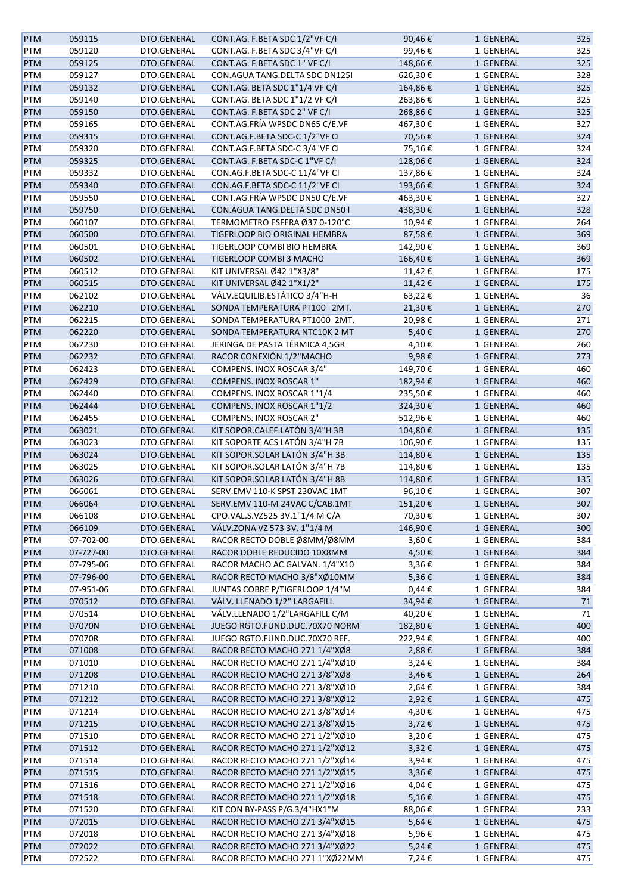| PTM | 059115 | DTO.GENERAL | CONT.AG. F.BETA SDC 1/2"VF C/I | 90,46 € | 1 GENERAL | 325 |
|---|---|---|---|---|---|---|
| PTM | 059120 | DTO.GENERAL | CONT.AG. F.BETA SDC 3/4"VF C/I | 99,46 € | 1 GENERAL | 325 |
| PTM | 059125 | DTO.GENERAL | CONT.AG. F.BETA SDC 1" VF C/I | 148,66 € | 1 GENERAL | 325 |
| PTM | 059127 | DTO.GENERAL | CON.AGUA TANG.DELTA SDC DN125I | 626,30 € | 1 GENERAL | 328 |
| PTM | 059132 | DTO.GENERAL | CONT.AG. F.BETA SDC 1"1/4 VF C/I | 164,86 € | 1 GENERAL | 325 |
| PTM | 059140 | DTO.GENERAL | CONT.AG. BETA SDC 1"1/2 VF C/I | 263,86 € | 1 GENERAL | 325 |
| PTM | 059150 | DTO.GENERAL | CONT.AG. F.BETA SDC 2" VF C/I | 268,86 € | 1 GENERAL | 325 |
| PTM | 059165 | DTO.GENERAL | CONT.AG.FRÍA WPSDC DN65 C/E.VF | 467,30 € | 1 GENERAL | 327 |
| PTM | 059315 | DTO.GENERAL | CONT.AG.F.BETA SDC-C 1/2"VF CI | 70,56 € | 1 GENERAL | 324 |
| PTM | 059320 | DTO.GENERAL | CONT.AG.F.BETA SDC-C 3/4"VF CI | 75,16 € | 1 GENERAL | 324 |
| PTM | 059325 | DTO.GENERAL | CONT.AG. F.BETA SDC-C 1"VF C/I | 128,06 € | 1 GENERAL | 324 |
| PTM | 059332 | DTO.GENERAL | CON.AG.F.BETA SDC-C 11/4"VF CI | 137,86 € | 1 GENERAL | 324 |
| PTM | 059340 | DTO.GENERAL | CON.AG.F.BETA SDC-C 11/2"VF CI | 193,66 € | 1 GENERAL | 324 |
| PTM | 059550 | DTO.GENERAL | CONT.AG.FRÍA WPSDC DN50 C/E.VF | 463,30 € | 1 GENERAL | 327 |
| PTM | 059750 | DTO.GENERAL | CON.AGUA TANG.DELTA SDC DN50 I | 438,30 € | 1 GENERAL | 328 |
| PTM | 060107 | DTO.GENERAL | TERMOMETRO ESFERA Ø37 0-120°C | 10,94 € | 1 GENERAL | 264 |
| PTM | 060500 | DTO.GENERAL | TIGERLOOP BIO ORIGINAL HEMBRA | 87,58 € | 1 GENERAL | 369 |
| PTM | 060501 | DTO.GENERAL | TIGERLOOP COMBI BIO HEMBRA | 142,90 € | 1 GENERAL | 369 |
| PTM | 060502 | DTO.GENERAL | TIGERLOOP COMBI 3 MACHO | 166,40 € | 1 GENERAL | 369 |
| PTM | 060512 | DTO.GENERAL | KIT UNIVERSAL Ø42 1"X3/8" | 11,42 € | 1 GENERAL | 175 |
| PTM | 060515 | DTO.GENERAL | KIT UNIVERSAL Ø42 1"X1/2" | 11,42 € | 1 GENERAL | 175 |
| PTM | 062102 | DTO.GENERAL | VÁLV.EQUILIB.ESTÁTICO 3/4"H-H | 63,22 € | 1 GENERAL | 36 |
| PTM | 062210 | DTO.GENERAL | SONDA TEMPERATURA PT100 2MT. | 21,30 € | 1 GENERAL | 270 |
| PTM | 062215 | DTO.GENERAL | SONDA TEMPERATURA PT1000 2MT. | 20,98 € | 1 GENERAL | 271 |
| PTM | 062220 | DTO.GENERAL | SONDA TEMPERATURA NTC10K 2 MT | 5,40 € | 1 GENERAL | 270 |
| PTM | 062230 | DTO.GENERAL | JERINGA DE PASTA TÉRMICA 4,5GR | 4,10 € | 1 GENERAL | 260 |
| PTM | 062232 | DTO.GENERAL | RACOR CONEXIÓN 1/2"MACHO | 9,98 € | 1 GENERAL | 273 |
| PTM | 062423 | DTO.GENERAL | COMPENS. INOX ROSCAR 3/4" | 149,70 € | 1 GENERAL | 460 |
| PTM | 062429 | DTO.GENERAL | COMPENS. INOX ROSCAR 1" | 182,94 € | 1 GENERAL | 460 |
| PTM | 062440 | DTO.GENERAL | COMPENS. INOX ROSCAR 1"1/4 | 235,50 € | 1 GENERAL | 460 |
| PTM | 062444 | DTO.GENERAL | COMPENS. INOX ROSCAR 1"1/2 | 324,30 € | 1 GENERAL | 460 |
| PTM | 062455 | DTO.GENERAL | COMPENS. INOX ROSCAR 2" | 512,96 € | 1 GENERAL | 460 |
| PTM | 063021 | DTO.GENERAL | KIT SOPOR.CALEF.LATÓN 3/4"H 3B | 104,80 € | 1 GENERAL | 135 |
| PTM | 063023 | DTO.GENERAL | KIT SOPORTE ACS LATÓN 3/4"H 7B | 106,90 € | 1 GENERAL | 135 |
| PTM | 063024 | DTO.GENERAL | KIT SOPOR.SOLAR LATÓN 3/4"H 3B | 114,80 € | 1 GENERAL | 135 |
| PTM | 063025 | DTO.GENERAL | KIT SOPOR.SOLAR LATÓN 3/4"H 7B | 114,80 € | 1 GENERAL | 135 |
| PTM | 063026 | DTO.GENERAL | KIT SOPOR.SOLAR LATÓN 3/4"H 8B | 114,80 € | 1 GENERAL | 135 |
| PTM | 066061 | DTO.GENERAL | SERV.EMV 110-K SPST 230VAC 1MT | 96,10 € | 1 GENERAL | 307 |
| PTM | 066064 | DTO.GENERAL | SERV.EMV 110-M 24VAC C/CAB.1MT | 151,20 € | 1 GENERAL | 307 |
| PTM | 066108 | DTO.GENERAL | CPO.VAL.S.VZ525 3V.1"1/4 M C/A | 70,30 € | 1 GENERAL | 307 |
| PTM | 066109 | DTO.GENERAL | VÁLV.ZONA VZ 573 3V. 1"1/4 M | 146,90 € | 1 GENERAL | 300 |
| PTM | 07-702-00 | DTO.GENERAL | RACOR RECTO DOBLE Ø8MM/Ø8MM | 3,60 € | 1 GENERAL | 384 |
| PTM | 07-727-00 | DTO.GENERAL | RACOR DOBLE REDUCIDO 10X8MM | 4,50 € | 1 GENERAL | 384 |
| PTM | 07-795-06 | DTO.GENERAL | RACOR MACHO AC.GALVAN. 1/4"X10 | 3,36 € | 1 GENERAL | 384 |
| PTM | 07-796-00 | DTO.GENERAL | RACOR RECTO MACHO 3/8"XØ10MM | 5,36 € | 1 GENERAL | 384 |
| PTM | 07-951-06 | DTO.GENERAL | JUNTAS COBRE P/TIGERLOOP 1/4"M | 0,44 € | 1 GENERAL | 384 |
| PTM | 070512 | DTO.GENERAL | VÁLV. LLENADO 1/2" LARGAFILL | 34,94 € | 1 GENERAL | 71 |
| PTM | 070514 | DTO.GENERAL | VÁLV.LLENADO 1/2"LARGAFILL C/M | 40,20 € | 1 GENERAL | 71 |
| PTM | 07070N | DTO.GENERAL | JUEGO RGTO.FUND.DUC.70X70 NORM | 182,80 € | 1 GENERAL | 400 |
| PTM | 07070R | DTO.GENERAL | JUEGO RGTO.FUND.DUC.70X70 REF. | 222,94 € | 1 GENERAL | 400 |
| PTM | 071008 | DTO.GENERAL | RACOR RECTO MACHO 271 1/4"XØ8 | 2,88 € | 1 GENERAL | 384 |
| PTM | 071010 | DTO.GENERAL | RACOR RECTO MACHO 271 1/4"XØ10 | 3,24 € | 1 GENERAL | 384 |
| PTM | 071208 | DTO.GENERAL | RACOR RECTO MACHO 271 3/8"XØ8 | 3,46 € | 1 GENERAL | 264 |
| PTM | 071210 | DTO.GENERAL | RACOR RECTO MACHO 271 3/8"XØ10 | 2,64 € | 1 GENERAL | 384 |
| PTM | 071212 | DTO.GENERAL | RACOR RECTO MACHO 271 3/8"XØ12 | 2,92 € | 1 GENERAL | 475 |
| PTM | 071214 | DTO.GENERAL | RACOR RECTO MACHO 271 3/8"XØ14 | 4,30 € | 1 GENERAL | 475 |
| PTM | 071215 | DTO.GENERAL | RACOR RECTO MACHO 271 3/8"XØ15 | 3,72 € | 1 GENERAL | 475 |
| PTM | 071510 | DTO.GENERAL | RACOR RECTO MACHO 271 1/2"XØ10 | 3,20 € | 1 GENERAL | 475 |
| PTM | 071512 | DTO.GENERAL | RACOR RECTO MACHO 271 1/2"XØ12 | 3,32 € | 1 GENERAL | 475 |
| PTM | 071514 | DTO.GENERAL | RACOR RECTO MACHO 271 1/2"XØ14 | 3,94 € | 1 GENERAL | 475 |
| PTM | 071515 | DTO.GENERAL | RACOR RECTO MACHO 271 1/2"XØ15 | 3,36 € | 1 GENERAL | 475 |
| PTM | 071516 | DTO.GENERAL | RACOR RECTO MACHO 271 1/2"XØ16 | 4,04 € | 1 GENERAL | 475 |
| PTM | 071518 | DTO.GENERAL | RACOR RECTO MACHO 271 1/2"XØ18 | 5,16 € | 1 GENERAL | 475 |
| PTM | 071520 | DTO.GENERAL | KIT CON BY-PASS P/G.3/4"HX1"M | 88,06 € | 1 GENERAL | 233 |
| PTM | 072015 | DTO.GENERAL | RACOR RECTO MACHO 271 3/4"XØ15 | 5,64 € | 1 GENERAL | 475 |
| PTM | 072018 | DTO.GENERAL | RACOR RECTO MACHO 271 3/4"XØ18 | 5,96 € | 1 GENERAL | 475 |
| PTM | 072022 | DTO.GENERAL | RACOR RECTO MACHO 271 3/4"XØ22 | 5,24 € | 1 GENERAL | 475 |
| PTM | 072522 | DTO.GENERAL | RACOR RECTO MACHO 271 1"XØ22MM | 7,24 € | 1 GENERAL | 475 |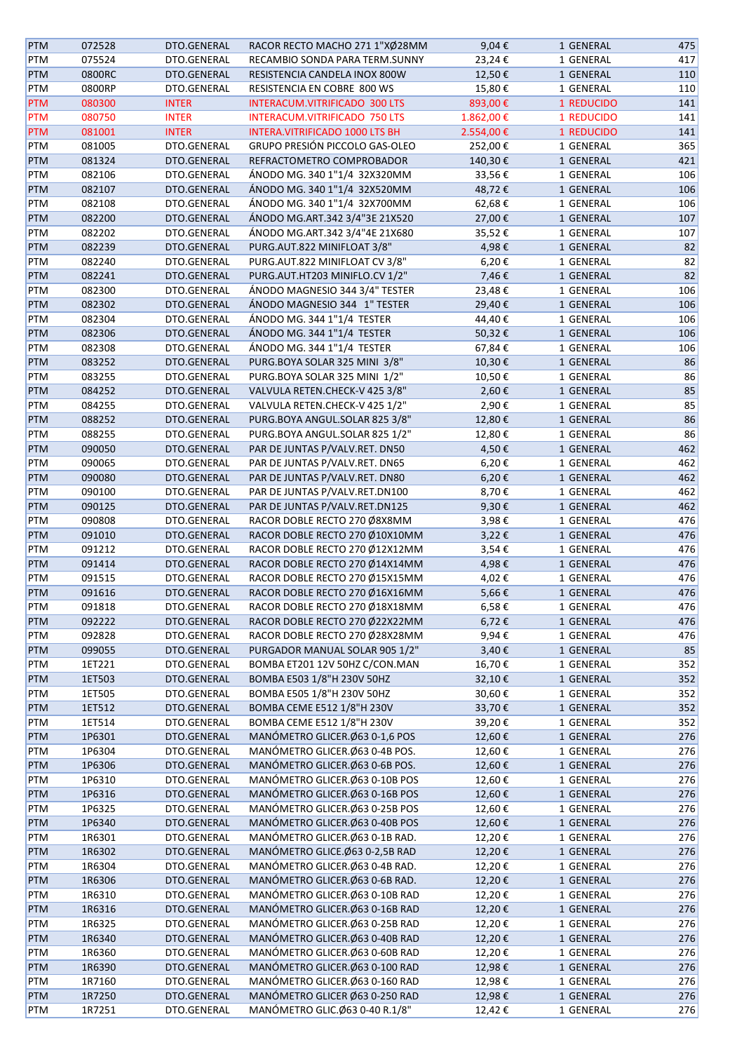| | | | | | | |
|---|---|---|---|---|---|---|
| PTM | 072528 | DTO.GENERAL | RACOR RECTO MACHO 271 1"XØ28MM | 9,04 € | 1 GENERAL | 475 |
| PTM | 075524 | DTO.GENERAL | RECAMBIO SONDA PARA TERM.SUNNY | 23,24 € | 1 GENERAL | 417 |
| PTM | 0800RC | DTO.GENERAL | RESISTENCIA CANDELA INOX 800W | 12,50 € | 1 GENERAL | 110 |
| PTM | 0800RP | DTO.GENERAL | RESISTENCIA EN COBRE 800 WS | 15,80 € | 1 GENERAL | 110 |
| PTM | 080300 | INTER | INTERACUM.VITRIFICADO 300 LTS | 893,00 € | 1 REDUCIDO | 141 |
| PTM | 080750 | INTER | INTERACUM.VITRIFICADO 750 LTS | 1.862,00 € | 1 REDUCIDO | 141 |
| PTM | 081001 | INTER | INTERA.VITRIFICADO 1000 LTS BH | 2.554,00 € | 1 REDUCIDO | 141 |
| PTM | 081005 | DTO.GENERAL | GRUPO PRESIÓN PICCOLO GAS-OLEO | 252,00 € | 1 GENERAL | 365 |
| PTM | 081324 | DTO.GENERAL | REFRACTOMETRO COMPROBADOR | 140,30 € | 1 GENERAL | 421 |
| PTM | 082106 | DTO.GENERAL | ÁNODO MG. 340 1"1/4 32X320MM | 33,56 € | 1 GENERAL | 106 |
| PTM | 082107 | DTO.GENERAL | ÁNODO MG. 340 1"1/4 32X520MM | 48,72 € | 1 GENERAL | 106 |
| PTM | 082108 | DTO.GENERAL | ÁNODO MG. 340 1"1/4 32X700MM | 62,68 € | 1 GENERAL | 106 |
| PTM | 082200 | DTO.GENERAL | ÁNODO MG.ART.342 3/4"3E 21X520 | 27,00 € | 1 GENERAL | 107 |
| PTM | 082202 | DTO.GENERAL | ÁNODO MG.ART.342 3/4"4E 21X680 | 35,52 € | 1 GENERAL | 107 |
| PTM | 082239 | DTO.GENERAL | PURG.AUT.822 MINIFLOAT 3/8" | 4,98 € | 1 GENERAL | 82 |
| PTM | 082240 | DTO.GENERAL | PURG.AUT.822 MINIFLOAT CV 3/8" | 6,20 € | 1 GENERAL | 82 |
| PTM | 082241 | DTO.GENERAL | PURG.AUT.HT203 MINIFLO.CV 1/2" | 7,46 € | 1 GENERAL | 82 |
| PTM | 082300 | DTO.GENERAL | ÁNODO MAGNESIO 344 3/4" TESTER | 23,48 € | 1 GENERAL | 106 |
| PTM | 082302 | DTO.GENERAL | ÁNODO MAGNESIO 344 1" TESTER | 29,40 € | 1 GENERAL | 106 |
| PTM | 082304 | DTO.GENERAL | ÁNODO MG. 344 1"1/4 TESTER | 44,40 € | 1 GENERAL | 106 |
| PTM | 082306 | DTO.GENERAL | ÁNODO MG. 344 1"1/4 TESTER | 50,32 € | 1 GENERAL | 106 |
| PTM | 082308 | DTO.GENERAL | ÁNODO MG. 344 1"1/4 TESTER | 67,84 € | 1 GENERAL | 106 |
| PTM | 083252 | DTO.GENERAL | PURG.BOYA SOLAR 325 MINI 3/8" | 10,30 € | 1 GENERAL | 86 |
| PTM | 083255 | DTO.GENERAL | PURG.BOYA SOLAR 325 MINI 1/2" | 10,50 € | 1 GENERAL | 86 |
| PTM | 084252 | DTO.GENERAL | VALVULA RETEN.CHECK-V 425 3/8" | 2,60 € | 1 GENERAL | 85 |
| PTM | 084255 | DTO.GENERAL | VALVULA RETEN.CHECK-V 425 1/2" | 2,90 € | 1 GENERAL | 85 |
| PTM | 088252 | DTO.GENERAL | PURG.BOYA ANGUL.SOLAR 825 3/8" | 12,80 € | 1 GENERAL | 86 |
| PTM | 088255 | DTO.GENERAL | PURG.BOYA ANGUL.SOLAR 825 1/2" | 12,80 € | 1 GENERAL | 86 |
| PTM | 090050 | DTO.GENERAL | PAR DE JUNTAS P/VALV.RET. DN50 | 4,50 € | 1 GENERAL | 462 |
| PTM | 090065 | DTO.GENERAL | PAR DE JUNTAS P/VALV.RET. DN65 | 6,20 € | 1 GENERAL | 462 |
| PTM | 090080 | DTO.GENERAL | PAR DE JUNTAS P/VALV.RET. DN80 | 6,20 € | 1 GENERAL | 462 |
| PTM | 090100 | DTO.GENERAL | PAR DE JUNTAS P/VALV.RET.DN100 | 8,70 € | 1 GENERAL | 462 |
| PTM | 090125 | DTO.GENERAL | PAR DE JUNTAS P/VALV.RET.DN125 | 9,30 € | 1 GENERAL | 462 |
| PTM | 090808 | DTO.GENERAL | RACOR DOBLE RECTO 270 Ø8X8MM | 3,98 € | 1 GENERAL | 476 |
| PTM | 091010 | DTO.GENERAL | RACOR DOBLE RECTO 270 Ø10X10MM | 3,22 € | 1 GENERAL | 476 |
| PTM | 091212 | DTO.GENERAL | RACOR DOBLE RECTO 270 Ø12X12MM | 3,54 € | 1 GENERAL | 476 |
| PTM | 091414 | DTO.GENERAL | RACOR DOBLE RECTO 270 Ø14X14MM | 4,98 € | 1 GENERAL | 476 |
| PTM | 091515 | DTO.GENERAL | RACOR DOBLE RECTO 270 Ø15X15MM | 4,02 € | 1 GENERAL | 476 |
| PTM | 091616 | DTO.GENERAL | RACOR DOBLE RECTO 270 Ø16X16MM | 5,66 € | 1 GENERAL | 476 |
| PTM | 091818 | DTO.GENERAL | RACOR DOBLE RECTO 270 Ø18X18MM | 6,58 € | 1 GENERAL | 476 |
| PTM | 092222 | DTO.GENERAL | RACOR DOBLE RECTO 270 Ø22X22MM | 6,72 € | 1 GENERAL | 476 |
| PTM | 092828 | DTO.GENERAL | RACOR DOBLE RECTO 270 Ø28X28MM | 9,94 € | 1 GENERAL | 476 |
| PTM | 099055 | DTO.GENERAL | PURGADOR MANUAL SOLAR 905 1/2" | 3,40 € | 1 GENERAL | 85 |
| PTM | 1ET221 | DTO.GENERAL | BOMBA ET201 12V 50HZ C/CON.MAN | 16,70 € | 1 GENERAL | 352 |
| PTM | 1ET503 | DTO.GENERAL | BOMBA E503 1/8"H 230V 50HZ | 32,10 € | 1 GENERAL | 352 |
| PTM | 1ET505 | DTO.GENERAL | BOMBA E505 1/8"H 230V 50HZ | 30,60 € | 1 GENERAL | 352 |
| PTM | 1ET512 | DTO.GENERAL | BOMBA CEME E512 1/8"H 230V | 33,70 € | 1 GENERAL | 352 |
| PTM | 1ET514 | DTO.GENERAL | BOMBA CEME E512 1/8"H 230V | 39,20 € | 1 GENERAL | 352 |
| PTM | 1P6301 | DTO.GENERAL | MANÓMETRO GLICER.Ø63 0-1,6 POS | 12,60 € | 1 GENERAL | 276 |
| PTM | 1P6304 | DTO.GENERAL | MANÓMETRO GLICER.Ø63 0-4B POS. | 12,60 € | 1 GENERAL | 276 |
| PTM | 1P6306 | DTO.GENERAL | MANÓMETRO GLICER.Ø63 0-6B POS. | 12,60 € | 1 GENERAL | 276 |
| PTM | 1P6310 | DTO.GENERAL | MANÓMETRO GLICER.Ø63 0-10B POS | 12,60 € | 1 GENERAL | 276 |
| PTM | 1P6316 | DTO.GENERAL | MANÓMETRO GLICER.Ø63 0-16B POS | 12,60 € | 1 GENERAL | 276 |
| PTM | 1P6325 | DTO.GENERAL | MANÓMETRO GLICER.Ø63 0-25B POS | 12,60 € | 1 GENERAL | 276 |
| PTM | 1P6340 | DTO.GENERAL | MANÓMETRO GLICER.Ø63 0-40B POS | 12,60 € | 1 GENERAL | 276 |
| PTM | 1R6301 | DTO.GENERAL | MANÓMETRO GLICER.Ø63 0-1B RAD. | 12,20 € | 1 GENERAL | 276 |
| PTM | 1R6302 | DTO.GENERAL | MANÓMETRO GLICE.Ø63 0-2,5B RAD | 12,20 € | 1 GENERAL | 276 |
| PTM | 1R6304 | DTO.GENERAL | MANÓMETRO GLICER.Ø63 0-4B RAD. | 12,20 € | 1 GENERAL | 276 |
| PTM | 1R6306 | DTO.GENERAL | MANÓMETRO GLICER.Ø63 0-6B RAD. | 12,20 € | 1 GENERAL | 276 |
| PTM | 1R6310 | DTO.GENERAL | MANÓMETRO GLICER.Ø63 0-10B RAD | 12,20 € | 1 GENERAL | 276 |
| PTM | 1R6316 | DTO.GENERAL | MANÓMETRO GLICER.Ø63 0-16B RAD | 12,20 € | 1 GENERAL | 276 |
| PTM | 1R6325 | DTO.GENERAL | MANÓMETRO GLICER.Ø63 0-25B RAD | 12,20 € | 1 GENERAL | 276 |
| PTM | 1R6340 | DTO.GENERAL | MANÓMETRO GLICER.Ø63 0-40B RAD | 12,20 € | 1 GENERAL | 276 |
| PTM | 1R6360 | DTO.GENERAL | MANÓMETRO GLICER.Ø63 0-60B RAD | 12,20 € | 1 GENERAL | 276 |
| PTM | 1R6390 | DTO.GENERAL | MANÓMETRO GLICER.Ø63 0-100 RAD | 12,98 € | 1 GENERAL | 276 |
| PTM | 1R7160 | DTO.GENERAL | MANÓMETRO GLICER.Ø63 0-160 RAD | 12,98 € | 1 GENERAL | 276 |
| PTM | 1R7250 | DTO.GENERAL | MANÓMETRO GLICER Ø63 0-250 RAD | 12,98 € | 1 GENERAL | 276 |
| PTM | 1R7251 | DTO.GENERAL | MANÓMETRO GLIC.Ø63 0-40 R.1/8" | 12,42 € | 1 GENERAL | 276 |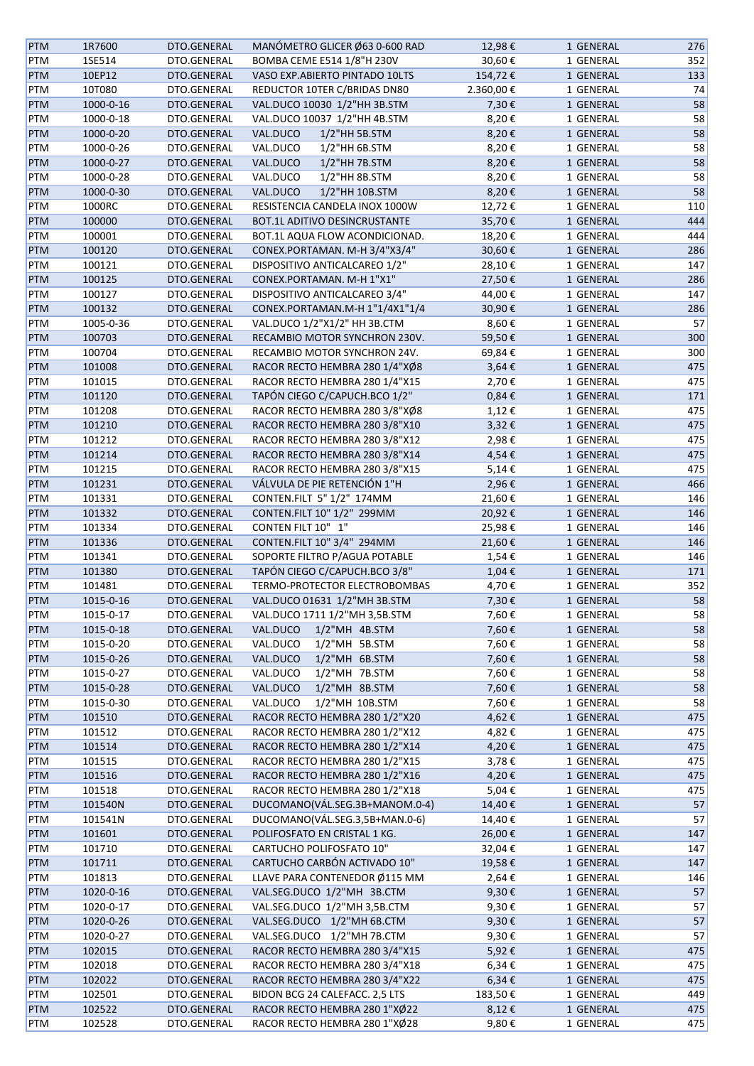| PTM | 1R7600 | DTO.GENERAL | MANÓMETRO GLICER Ø63 0-600 RAD | 12,98 € | 1 GENERAL | 276 |
|---|---|---|---|---|---|---|
| PTM | 1SE514 | DTO.GENERAL | BOMBA CEME E514 1/8"H 230V | 30,60 € | 1 GENERAL | 352 |
| PTM | 10EP12 | DTO.GENERAL | VASO EXP.ABIERTO PINTADO 10LTS | 154,72 € | 1 GENERAL | 133 |
| PTM | 10T080 | DTO.GENERAL | REDUCTOR 10TER C/BRIDAS DN80 | 2.360,00 € | 1 GENERAL | 74 |
| PTM | 1000-0-16 | DTO.GENERAL | VAL.DUCO 10030 1/2"HH 3B.STM | 7,30 € | 1 GENERAL | 58 |
| PTM | 1000-0-18 | DTO.GENERAL | VAL.DUCO 10037 1/2"HH 4B.STM | 8,20 € | 1 GENERAL | 58 |
| PTM | 1000-0-20 | DTO.GENERAL | VAL.DUCO 1/2"HH 5B.STM | 8,20 € | 1 GENERAL | 58 |
| PTM | 1000-0-26 | DTO.GENERAL | VAL.DUCO 1/2"HH 6B.STM | 8,20 € | 1 GENERAL | 58 |
| PTM | 1000-0-27 | DTO.GENERAL | VAL.DUCO 1/2"HH 7B.STM | 8,20 € | 1 GENERAL | 58 |
| PTM | 1000-0-28 | DTO.GENERAL | VAL.DUCO 1/2"HH 8B.STM | 8,20 € | 1 GENERAL | 58 |
| PTM | 1000-0-30 | DTO.GENERAL | VAL.DUCO 1/2"HH 10B.STM | 8,20 € | 1 GENERAL | 58 |
| PTM | 1000RC | DTO.GENERAL | RESISTENCIA CANDELA INOX 1000W | 12,72 € | 1 GENERAL | 110 |
| PTM | 100000 | DTO.GENERAL | BOT.1L ADITIVO DESINCRUSTANTE | 35,70 € | 1 GENERAL | 444 |
| PTM | 100001 | DTO.GENERAL | BOT.1L AQUA FLOW ACONDICIONAD. | 18,20 € | 1 GENERAL | 444 |
| PTM | 100120 | DTO.GENERAL | CONEX.PORTAMAN. M-H 3/4"X3/4" | 30,60 € | 1 GENERAL | 286 |
| PTM | 100121 | DTO.GENERAL | DISPOSITIVO ANTICALCAREO 1/2" | 28,10 € | 1 GENERAL | 147 |
| PTM | 100125 | DTO.GENERAL | CONEX.PORTAMAN. M-H 1"X1" | 27,50 € | 1 GENERAL | 286 |
| PTM | 100127 | DTO.GENERAL | DISPOSITIVO ANTICALCAREO 3/4" | 44,00 € | 1 GENERAL | 147 |
| PTM | 100132 | DTO.GENERAL | CONEX.PORTAMAN.M-H 1"1/4X1"1/4 | 30,90 € | 1 GENERAL | 286 |
| PTM | 1005-0-36 | DTO.GENERAL | VAL.DUCO 1/2"X1/2" HH 3B.CTM | 8,60 € | 1 GENERAL | 57 |
| PTM | 100703 | DTO.GENERAL | RECAMBIO MOTOR SYNCHRON 230V. | 59,50 € | 1 GENERAL | 300 |
| PTM | 100704 | DTO.GENERAL | RECAMBIO MOTOR SYNCHRON 24V. | 69,84 € | 1 GENERAL | 300 |
| PTM | 101008 | DTO.GENERAL | RACOR RECTO HEMBRA 280 1/4"XØ8 | 3,64 € | 1 GENERAL | 475 |
| PTM | 101015 | DTO.GENERAL | RACOR RECTO HEMBRA 280 1/4"X15 | 2,70 € | 1 GENERAL | 475 |
| PTM | 101120 | DTO.GENERAL | TAPÓN CIEGO C/CAPUCH.BCO 1/2" | 0,84 € | 1 GENERAL | 171 |
| PTM | 101208 | DTO.GENERAL | RACOR RECTO HEMBRA 280 3/8"XØ8 | 1,12 € | 1 GENERAL | 475 |
| PTM | 101210 | DTO.GENERAL | RACOR RECTO HEMBRA 280 3/8"X10 | 3,32 € | 1 GENERAL | 475 |
| PTM | 101212 | DTO.GENERAL | RACOR RECTO HEMBRA 280 3/8"X12 | 2,98 € | 1 GENERAL | 475 |
| PTM | 101214 | DTO.GENERAL | RACOR RECTO HEMBRA 280 3/8"X14 | 4,54 € | 1 GENERAL | 475 |
| PTM | 101215 | DTO.GENERAL | RACOR RECTO HEMBRA 280 3/8"X15 | 5,14 € | 1 GENERAL | 475 |
| PTM | 101231 | DTO.GENERAL | VÁLVULA DE PIE RETENCIÓN 1"H | 2,96 € | 1 GENERAL | 466 |
| PTM | 101331 | DTO.GENERAL | CONTEN.FILT 5" 1/2" 174MM | 21,60 € | 1 GENERAL | 146 |
| PTM | 101332 | DTO.GENERAL | CONTEN.FILT 10" 1/2" 299MM | 20,92 € | 1 GENERAL | 146 |
| PTM | 101334 | DTO.GENERAL | CONTEN FILT 10" 1" | 25,98 € | 1 GENERAL | 146 |
| PTM | 101336 | DTO.GENERAL | CONTEN.FILT 10" 3/4" 294MM | 21,60 € | 1 GENERAL | 146 |
| PTM | 101341 | DTO.GENERAL | SOPORTE FILTRO P/AGUA POTABLE | 1,54 € | 1 GENERAL | 146 |
| PTM | 101380 | DTO.GENERAL | TAPÓN CIEGO C/CAPUCH.BCO 3/8" | 1,04 € | 1 GENERAL | 171 |
| PTM | 101481 | DTO.GENERAL | TERMO-PROTECTOR ELECTROBOMBAS | 4,70 € | 1 GENERAL | 352 |
| PTM | 1015-0-16 | DTO.GENERAL | VAL.DUCO 01631 1/2"MH 3B.STM | 7,30 € | 1 GENERAL | 58 |
| PTM | 1015-0-17 | DTO.GENERAL | VAL.DUCO 1711 1/2"MH 3,5B.STM | 7,60 € | 1 GENERAL | 58 |
| PTM | 1015-0-18 | DTO.GENERAL | VAL.DUCO 1/2"MH 4B.STM | 7,60 € | 1 GENERAL | 58 |
| PTM | 1015-0-20 | DTO.GENERAL | VAL.DUCO 1/2"MH 5B.STM | 7,60 € | 1 GENERAL | 58 |
| PTM | 1015-0-26 | DTO.GENERAL | VAL.DUCO 1/2"MH 6B.STM | 7,60 € | 1 GENERAL | 58 |
| PTM | 1015-0-27 | DTO.GENERAL | VAL.DUCO 1/2"MH 7B.STM | 7,60 € | 1 GENERAL | 58 |
| PTM | 1015-0-28 | DTO.GENERAL | VAL.DUCO 1/2"MH 8B.STM | 7,60 € | 1 GENERAL | 58 |
| PTM | 1015-0-30 | DTO.GENERAL | VAL.DUCO 1/2"MH 10B.STM | 7,60 € | 1 GENERAL | 58 |
| PTM | 101510 | DTO.GENERAL | RACOR RECTO HEMBRA 280 1/2"X20 | 4,62 € | 1 GENERAL | 475 |
| PTM | 101512 | DTO.GENERAL | RACOR RECTO HEMBRA 280 1/2"X12 | 4,82 € | 1 GENERAL | 475 |
| PTM | 101514 | DTO.GENERAL | RACOR RECTO HEMBRA 280 1/2"X14 | 4,20 € | 1 GENERAL | 475 |
| PTM | 101515 | DTO.GENERAL | RACOR RECTO HEMBRA 280 1/2"X15 | 3,78 € | 1 GENERAL | 475 |
| PTM | 101516 | DTO.GENERAL | RACOR RECTO HEMBRA 280 1/2"X16 | 4,20 € | 1 GENERAL | 475 |
| PTM | 101518 | DTO.GENERAL | RACOR RECTO HEMBRA 280 1/2"X18 | 5,04 € | 1 GENERAL | 475 |
| PTM | 101540N | DTO.GENERAL | DUCOMANO(VÁL.SEG.3B+MANOM.0-4) | 14,40 € | 1 GENERAL | 57 |
| PTM | 101541N | DTO.GENERAL | DUCOMANO(VÁL.SEG.3,5B+MAN.0-6) | 14,40 € | 1 GENERAL | 57 |
| PTM | 101601 | DTO.GENERAL | POLIFOSFATO EN CRISTAL 1 KG. | 26,00 € | 1 GENERAL | 147 |
| PTM | 101710 | DTO.GENERAL | CARTUCHO POLIFOSFATO 10" | 32,04 € | 1 GENERAL | 147 |
| PTM | 101711 | DTO.GENERAL | CARTUCHO CARBÓN ACTIVADO 10" | 19,58 € | 1 GENERAL | 147 |
| PTM | 101813 | DTO.GENERAL | LLAVE PARA CONTENEDOR Ø115 MM | 2,64 € | 1 GENERAL | 146 |
| PTM | 1020-0-16 | DTO.GENERAL | VAL.SEG.DUCO 1/2"MH 3B.CTM | 9,30 € | 1 GENERAL | 57 |
| PTM | 1020-0-17 | DTO.GENERAL | VAL.SEG.DUCO 1/2"MH 3,5B.CTM | 9,30 € | 1 GENERAL | 57 |
| PTM | 1020-0-26 | DTO.GENERAL | VAL.SEG.DUCO 1/2"MH 6B.CTM | 9,30 € | 1 GENERAL | 57 |
| PTM | 1020-0-27 | DTO.GENERAL | VAL.SEG.DUCO 1/2"MH 7B.CTM | 9,30 € | 1 GENERAL | 57 |
| PTM | 102015 | DTO.GENERAL | RACOR RECTO HEMBRA 280 3/4"X15 | 5,92 € | 1 GENERAL | 475 |
| PTM | 102018 | DTO.GENERAL | RACOR RECTO HEMBRA 280 3/4"X18 | 6,34 € | 1 GENERAL | 475 |
| PTM | 102022 | DTO.GENERAL | RACOR RECTO HEMBRA 280 3/4"X22 | 6,34 € | 1 GENERAL | 475 |
| PTM | 102501 | DTO.GENERAL | BIDON BCG 24 CALEFACC. 2,5 LTS | 183,50 € | 1 GENERAL | 449 |
| PTM | 102522 | DTO.GENERAL | RACOR RECTO HEMBRA 280 1"XØ22 | 8,12 € | 1 GENERAL | 475 |
| PTM | 102528 | DTO.GENERAL | RACOR RECTO HEMBRA 280 1"XØ28 | 9,80 € | 1 GENERAL | 475 |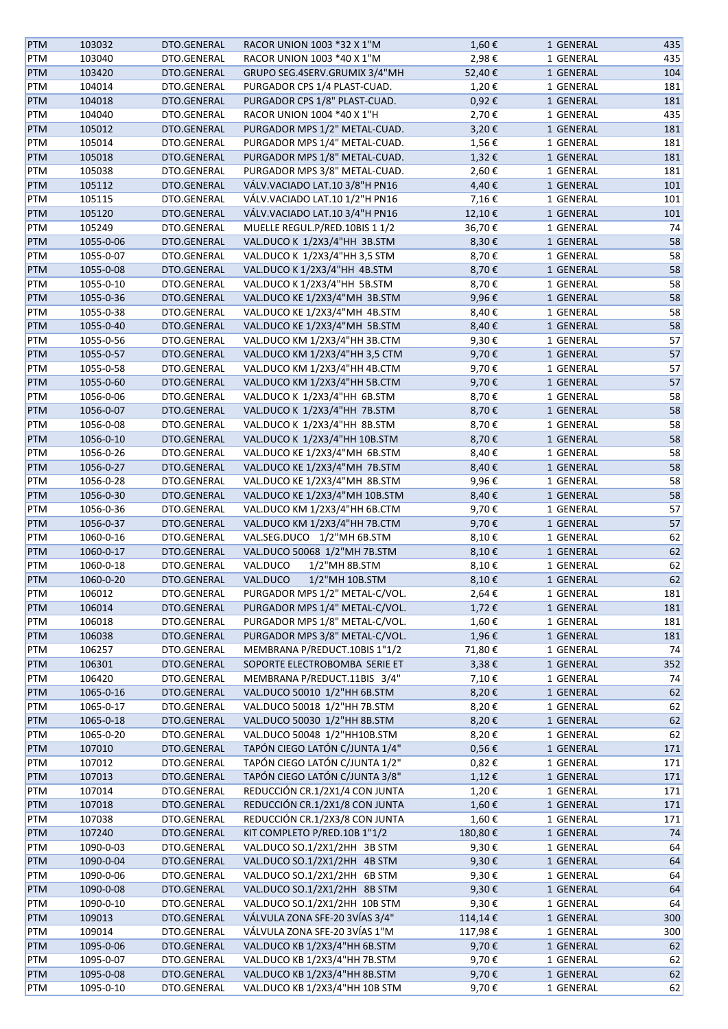| PTM | 103032 | DTO.GENERAL | RACOR UNION 1003 *32 X 1"M | 1,60 € | 1 GENERAL | 435 |
|---|---|---|---|---|---|---|
| PTM | 103040 | DTO.GENERAL | RACOR UNION 1003 *40 X 1"M | 2,98 € | 1 GENERAL | 435 |
| PTM | 103420 | DTO.GENERAL | GRUPO SEG.4SERV.GRUMIX 3/4"MH | 52,40 € | 1 GENERAL | 104 |
| PTM | 104014 | DTO.GENERAL | PURGADOR CPS 1/4 PLAST-CUAD. | 1,20 € | 1 GENERAL | 181 |
| PTM | 104018 | DTO.GENERAL | PURGADOR CPS 1/8" PLAST-CUAD. | 0,92 € | 1 GENERAL | 181 |
| PTM | 104040 | DTO.GENERAL | RACOR UNION 1004 *40 X 1"H | 2,70 € | 1 GENERAL | 435 |
| PTM | 105012 | DTO.GENERAL | PURGADOR MPS 1/2" METAL-CUAD. | 3,20 € | 1 GENERAL | 181 |
| PTM | 105014 | DTO.GENERAL | PURGADOR MPS 1/4" METAL-CUAD. | 1,56 € | 1 GENERAL | 181 |
| PTM | 105018 | DTO.GENERAL | PURGADOR MPS 1/8" METAL-CUAD. | 1,32 € | 1 GENERAL | 181 |
| PTM | 105038 | DTO.GENERAL | PURGADOR MPS 3/8" METAL-CUAD. | 2,60 € | 1 GENERAL | 181 |
| PTM | 105112 | DTO.GENERAL | VÁLV.VACIADO LAT.10 3/8"H PN16 | 4,40 € | 1 GENERAL | 101 |
| PTM | 105115 | DTO.GENERAL | VÁLV.VACIADO LAT.10 1/2"H PN16 | 7,16 € | 1 GENERAL | 101 |
| PTM | 105120 | DTO.GENERAL | VÁLV.VACIADO LAT.10 3/4"H PN16 | 12,10 € | 1 GENERAL | 101 |
| PTM | 105249 | DTO.GENERAL | MUELLE REGUL.P/RED.10BIS 1 1/2 | 36,70 € | 1 GENERAL | 74 |
| PTM | 1055-0-06 | DTO.GENERAL | VAL.DUCO K 1/2X3/4"HH 3B.STM | 8,30 € | 1 GENERAL | 58 |
| PTM | 1055-0-07 | DTO.GENERAL | VAL.DUCO K 1/2X3/4"HH 3,5 STM | 8,70 € | 1 GENERAL | 58 |
| PTM | 1055-0-08 | DTO.GENERAL | VAL.DUCO K 1/2X3/4"HH 4B.STM | 8,70 € | 1 GENERAL | 58 |
| PTM | 1055-0-10 | DTO.GENERAL | VAL.DUCO K 1/2X3/4"HH 5B.STM | 8,70 € | 1 GENERAL | 58 |
| PTM | 1055-0-36 | DTO.GENERAL | VAL.DUCO KE 1/2X3/4"MH 3B.STM | 9,96 € | 1 GENERAL | 58 |
| PTM | 1055-0-38 | DTO.GENERAL | VAL.DUCO KE 1/2X3/4"MH 4B.STM | 8,40 € | 1 GENERAL | 58 |
| PTM | 1055-0-40 | DTO.GENERAL | VAL.DUCO KE 1/2X3/4"MH 5B.STM | 8,40 € | 1 GENERAL | 58 |
| PTM | 1055-0-56 | DTO.GENERAL | VAL.DUCO KM 1/2X3/4"HH 3B.CTM | 9,30 € | 1 GENERAL | 57 |
| PTM | 1055-0-57 | DTO.GENERAL | VAL.DUCO KM 1/2X3/4"HH 3,5 CTM | 9,70 € | 1 GENERAL | 57 |
| PTM | 1055-0-58 | DTO.GENERAL | VAL.DUCO KM 1/2X3/4"HH 4B.CTM | 9,70 € | 1 GENERAL | 57 |
| PTM | 1055-0-60 | DTO.GENERAL | VAL.DUCO KM 1/2X3/4"HH 5B.CTM | 9,70 € | 1 GENERAL | 57 |
| PTM | 1056-0-06 | DTO.GENERAL | VAL.DUCO K 1/2X3/4"HH 6B.STM | 8,70 € | 1 GENERAL | 58 |
| PTM | 1056-0-07 | DTO.GENERAL | VAL.DUCO K 1/2X3/4"HH 7B.STM | 8,70 € | 1 GENERAL | 58 |
| PTM | 1056-0-08 | DTO.GENERAL | VAL.DUCO K 1/2X3/4"HH 8B.STM | 8,70 € | 1 GENERAL | 58 |
| PTM | 1056-0-10 | DTO.GENERAL | VAL.DUCO K 1/2X3/4"HH 10B.STM | 8,70 € | 1 GENERAL | 58 |
| PTM | 1056-0-26 | DTO.GENERAL | VAL.DUCO KE 1/2X3/4"MH 6B.STM | 8,40 € | 1 GENERAL | 58 |
| PTM | 1056-0-27 | DTO.GENERAL | VAL.DUCO KE 1/2X3/4"MH 7B.STM | 8,40 € | 1 GENERAL | 58 |
| PTM | 1056-0-28 | DTO.GENERAL | VAL.DUCO KE 1/2X3/4"MH 8B.STM | 9,96 € | 1 GENERAL | 58 |
| PTM | 1056-0-30 | DTO.GENERAL | VAL.DUCO KE 1/2X3/4"MH 10B.STM | 8,40 € | 1 GENERAL | 58 |
| PTM | 1056-0-36 | DTO.GENERAL | VAL.DUCO KM 1/2X3/4"HH 6B.CTM | 9,70 € | 1 GENERAL | 57 |
| PTM | 1056-0-37 | DTO.GENERAL | VAL.DUCO KM 1/2X3/4"HH 7B.CTM | 9,70 € | 1 GENERAL | 57 |
| PTM | 1060-0-16 | DTO.GENERAL | VAL.SEG.DUCO 1/2"MH 6B.STM | 8,10 € | 1 GENERAL | 62 |
| PTM | 1060-0-17 | DTO.GENERAL | VAL.DUCO 50068 1/2"MH 7B.STM | 8,10 € | 1 GENERAL | 62 |
| PTM | 1060-0-18 | DTO.GENERAL | VAL.DUCO 1/2"MH 8B.STM | 8,10 € | 1 GENERAL | 62 |
| PTM | 1060-0-20 | DTO.GENERAL | VAL.DUCO 1/2"MH 10B.STM | 8,10 € | 1 GENERAL | 62 |
| PTM | 106012 | DTO.GENERAL | PURGADOR MPS 1/2" METAL-C/VOL. | 2,64 € | 1 GENERAL | 181 |
| PTM | 106014 | DTO.GENERAL | PURGADOR MPS 1/4" METAL-C/VOL. | 1,72 € | 1 GENERAL | 181 |
| PTM | 106018 | DTO.GENERAL | PURGADOR MPS 1/8" METAL-C/VOL. | 1,60 € | 1 GENERAL | 181 |
| PTM | 106038 | DTO.GENERAL | PURGADOR MPS 3/8" METAL-C/VOL. | 1,96 € | 1 GENERAL | 181 |
| PTM | 106257 | DTO.GENERAL | MEMBRANA P/REDUCT.10BIS 1"1/2 | 71,80 € | 1 GENERAL | 74 |
| PTM | 106301 | DTO.GENERAL | SOPORTE ELECTROBOMBA SERIE ET | 3,38 € | 1 GENERAL | 352 |
| PTM | 106420 | DTO.GENERAL | MEMBRANA P/REDUCT.11BIS 3/4" | 7,10 € | 1 GENERAL | 74 |
| PTM | 1065-0-16 | DTO.GENERAL | VAL.DUCO 50010 1/2"HH 6B.STM | 8,20 € | 1 GENERAL | 62 |
| PTM | 1065-0-17 | DTO.GENERAL | VAL.DUCO 50018 1/2"HH 7B.STM | 8,20 € | 1 GENERAL | 62 |
| PTM | 1065-0-18 | DTO.GENERAL | VAL.DUCO 50030 1/2"HH 8B.STM | 8,20 € | 1 GENERAL | 62 |
| PTM | 1065-0-20 | DTO.GENERAL | VAL.DUCO 50048 1/2"HH10B.STM | 8,20 € | 1 GENERAL | 62 |
| PTM | 107010 | DTO.GENERAL | TAPÓN CIEGO LATÓN C/JUNTA 1/4" | 0,56 € | 1 GENERAL | 171 |
| PTM | 107012 | DTO.GENERAL | TAPÓN CIEGO LATÓN C/JUNTA 1/2" | 0,82 € | 1 GENERAL | 171 |
| PTM | 107013 | DTO.GENERAL | TAPÓN CIEGO LATÓN C/JUNTA 3/8" | 1,12 € | 1 GENERAL | 171 |
| PTM | 107014 | DTO.GENERAL | REDUCCIÓN CR.1/2X1/4 CON JUNTA | 1,20 € | 1 GENERAL | 171 |
| PTM | 107018 | DTO.GENERAL | REDUCCIÓN CR.1/2X1/8 CON JUNTA | 1,60 € | 1 GENERAL | 171 |
| PTM | 107038 | DTO.GENERAL | REDUCCIÓN CR.1/2X3/8 CON JUNTA | 1,60 € | 1 GENERAL | 171 |
| PTM | 107240 | DTO.GENERAL | KIT COMPLETO P/RED.10B 1"1/2 | 180,80 € | 1 GENERAL | 74 |
| PTM | 1090-0-03 | DTO.GENERAL | VAL.DUCO SO.1/2X1/2HH 3B STM | 9,30 € | 1 GENERAL | 64 |
| PTM | 1090-0-04 | DTO.GENERAL | VAL.DUCO SO.1/2X1/2HH 4B STM | 9,30 € | 1 GENERAL | 64 |
| PTM | 1090-0-06 | DTO.GENERAL | VAL.DUCO SO.1/2X1/2HH 6B STM | 9,30 € | 1 GENERAL | 64 |
| PTM | 1090-0-08 | DTO.GENERAL | VAL.DUCO SO.1/2X1/2HH 8B STM | 9,30 € | 1 GENERAL | 64 |
| PTM | 1090-0-10 | DTO.GENERAL | VAL.DUCO SO.1/2X1/2HH 10B STM | 9,30 € | 1 GENERAL | 64 |
| PTM | 109013 | DTO.GENERAL | VÁLVULA ZONA SFE-20 3VÍAS 3/4" | 114,14 € | 1 GENERAL | 300 |
| PTM | 109014 | DTO.GENERAL | VÁLVULA ZONA SFE-20 3VÍAS 1"M | 117,98 € | 1 GENERAL | 300 |
| PTM | 1095-0-06 | DTO.GENERAL | VAL.DUCO KB 1/2X3/4"HH 6B.STM | 9,70 € | 1 GENERAL | 62 |
| PTM | 1095-0-07 | DTO.GENERAL | VAL.DUCO KB 1/2X3/4"HH 7B.STM | 9,70 € | 1 GENERAL | 62 |
| PTM | 1095-0-08 | DTO.GENERAL | VAL.DUCO KB 1/2X3/4"HH 8B.STM | 9,70 € | 1 GENERAL | 62 |
| PTM | 1095-0-10 | DTO.GENERAL | VAL.DUCO KB 1/2X3/4"HH 10B STM | 9,70 € | 1 GENERAL | 62 |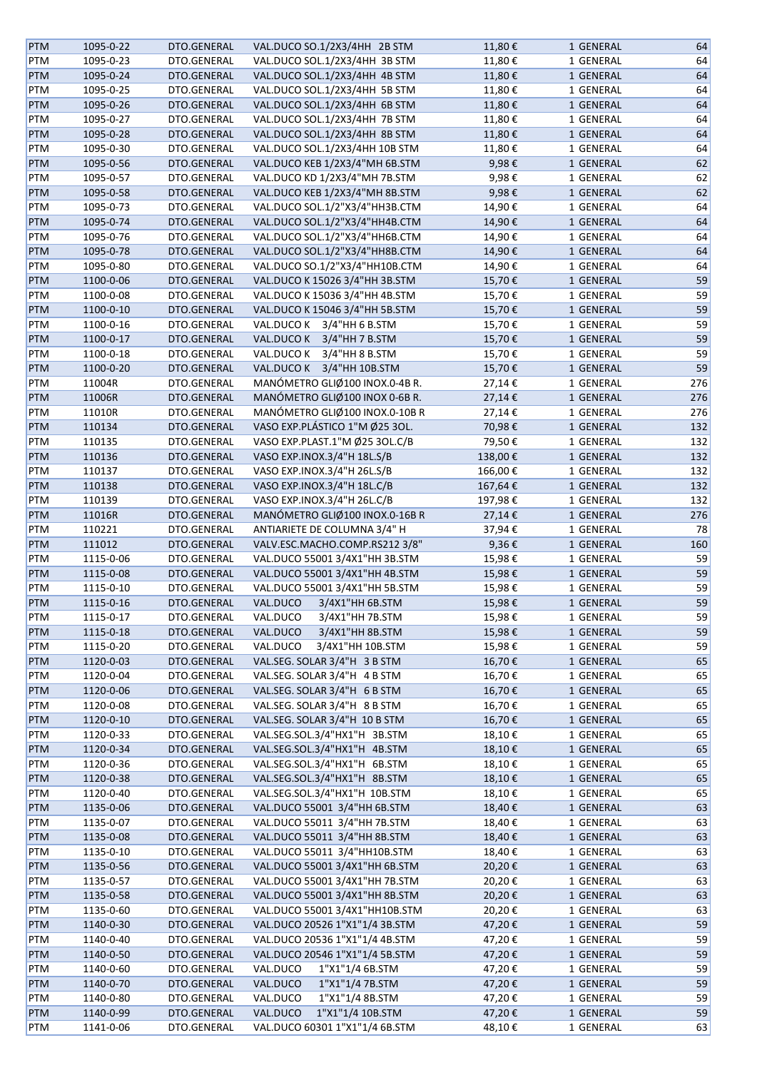| PTM | 1095-0-22 | DTO.GENERAL | VAL.DUCO SO.1/2X3/4HH 2B STM | 11,80 € | 1 GENERAL | 64 |
|---|---|---|---|---|---|---|
| PTM | 1095-0-23 | DTO.GENERAL | VAL.DUCO SOL.1/2X3/4HH 3B STM | 11,80 € | 1 GENERAL | 64 |
| PTM | 1095-0-24 | DTO.GENERAL | VAL.DUCO SOL.1/2X3/4HH 4B STM | 11,80 € | 1 GENERAL | 64 |
| PTM | 1095-0-25 | DTO.GENERAL | VAL.DUCO SOL.1/2X3/4HH 5B STM | 11,80 € | 1 GENERAL | 64 |
| PTM | 1095-0-26 | DTO.GENERAL | VAL.DUCO SOL.1/2X3/4HH 6B STM | 11,80 € | 1 GENERAL | 64 |
| PTM | 1095-0-27 | DTO.GENERAL | VAL.DUCO SOL.1/2X3/4HH 7B STM | 11,80 € | 1 GENERAL | 64 |
| PTM | 1095-0-28 | DTO.GENERAL | VAL.DUCO SOL.1/2X3/4HH 8B STM | 11,80 € | 1 GENERAL | 64 |
| PTM | 1095-0-30 | DTO.GENERAL | VAL.DUCO SOL.1/2X3/4HH 10B STM | 11,80 € | 1 GENERAL | 64 |
| PTM | 1095-0-56 | DTO.GENERAL | VAL.DUCO KEB 1/2X3/4"MH 6B.STM | 9,98 € | 1 GENERAL | 62 |
| PTM | 1095-0-57 | DTO.GENERAL | VAL.DUCO KD 1/2X3/4"MH 7B.STM | 9,98 € | 1 GENERAL | 62 |
| PTM | 1095-0-58 | DTO.GENERAL | VAL.DUCO KEB 1/2X3/4"MH 8B.STM | 9,98 € | 1 GENERAL | 62 |
| PTM | 1095-0-73 | DTO.GENERAL | VAL.DUCO SOL.1/2"X3/4"HH3B.CTM | 14,90 € | 1 GENERAL | 64 |
| PTM | 1095-0-74 | DTO.GENERAL | VAL.DUCO SOL.1/2"X3/4"HH4B.CTM | 14,90 € | 1 GENERAL | 64 |
| PTM | 1095-0-76 | DTO.GENERAL | VAL.DUCO SOL.1/2"X3/4"HH6B.CTM | 14,90 € | 1 GENERAL | 64 |
| PTM | 1095-0-78 | DTO.GENERAL | VAL.DUCO SOL.1/2"X3/4"HH8B.CTM | 14,90 € | 1 GENERAL | 64 |
| PTM | 1095-0-80 | DTO.GENERAL | VAL.DUCO SO.1/2"X3/4"HH10B.CTM | 14,90 € | 1 GENERAL | 64 |
| PTM | 1100-0-06 | DTO.GENERAL | VAL.DUCO K 15026 3/4"HH 3B.STM | 15,70 € | 1 GENERAL | 59 |
| PTM | 1100-0-08 | DTO.GENERAL | VAL.DUCO K 15036 3/4"HH 4B.STM | 15,70 € | 1 GENERAL | 59 |
| PTM | 1100-0-10 | DTO.GENERAL | VAL.DUCO K 15046 3/4"HH 5B.STM | 15,70 € | 1 GENERAL | 59 |
| PTM | 1100-0-16 | DTO.GENERAL | VAL.DUCO K 3/4"HH 6 B.STM | 15,70 € | 1 GENERAL | 59 |
| PTM | 1100-0-17 | DTO.GENERAL | VAL.DUCO K 3/4"HH 7 B.STM | 15,70 € | 1 GENERAL | 59 |
| PTM | 1100-0-18 | DTO.GENERAL | VAL.DUCO K 3/4"HH 8 B.STM | 15,70 € | 1 GENERAL | 59 |
| PTM | 1100-0-20 | DTO.GENERAL | VAL.DUCO K 3/4"HH 10B.STM | 15,70 € | 1 GENERAL | 59 |
| PTM | 11004R | DTO.GENERAL | MANÓMETRO GLIØ100 INOX.0-4B R. | 27,14 € | 1 GENERAL | 276 |
| PTM | 11006R | DTO.GENERAL | MANÓMETRO GLIØ100 INOX 0-6B R. | 27,14 € | 1 GENERAL | 276 |
| PTM | 11010R | DTO.GENERAL | MANÓMETRO GLIØ100 INOX.0-10B R | 27,14 € | 1 GENERAL | 276 |
| PTM | 110134 | DTO.GENERAL | VASO EXP.PLÁSTICO 1"M Ø25 3OL. | 70,98 € | 1 GENERAL | 132 |
| PTM | 110135 | DTO.GENERAL | VASO EXP.PLAST.1"M Ø25 3OL.C/B | 79,50 € | 1 GENERAL | 132 |
| PTM | 110136 | DTO.GENERAL | VASO EXP.INOX.3/4"H 18L.S/B | 138,00 € | 1 GENERAL | 132 |
| PTM | 110137 | DTO.GENERAL | VASO EXP.INOX.3/4"H 26L.S/B | 166,00 € | 1 GENERAL | 132 |
| PTM | 110138 | DTO.GENERAL | VASO EXP.INOX.3/4"H 18L.C/B | 167,64 € | 1 GENERAL | 132 |
| PTM | 110139 | DTO.GENERAL | VASO EXP.INOX.3/4"H 26L.C/B | 197,98 € | 1 GENERAL | 132 |
| PTM | 11016R | DTO.GENERAL | MANÓMETRO GLIØ100 INOX.0-16B R | 27,14 € | 1 GENERAL | 276 |
| PTM | 110221 | DTO.GENERAL | ANTIARIETE DE COLUMNA 3/4" H | 37,94 € | 1 GENERAL | 78 |
| PTM | 111012 | DTO.GENERAL | VALV.ESC.MACHO.COMP.RS212 3/8" | 9,36 € | 1 GENERAL | 160 |
| PTM | 1115-0-06 | DTO.GENERAL | VAL.DUCO 55001 3/4X1"HH 3B.STM | 15,98 € | 1 GENERAL | 59 |
| PTM | 1115-0-08 | DTO.GENERAL | VAL.DUCO 55001 3/4X1"HH 4B.STM | 15,98 € | 1 GENERAL | 59 |
| PTM | 1115-0-10 | DTO.GENERAL | VAL.DUCO 55001 3/4X1"HH 5B.STM | 15,98 € | 1 GENERAL | 59 |
| PTM | 1115-0-16 | DTO.GENERAL | VAL.DUCO 3/4X1"HH 6B.STM | 15,98 € | 1 GENERAL | 59 |
| PTM | 1115-0-17 | DTO.GENERAL | VAL.DUCO 3/4X1"HH 7B.STM | 15,98 € | 1 GENERAL | 59 |
| PTM | 1115-0-18 | DTO.GENERAL | VAL.DUCO 3/4X1"HH 8B.STM | 15,98 € | 1 GENERAL | 59 |
| PTM | 1115-0-20 | DTO.GENERAL | VAL.DUCO 3/4X1"HH 10B.STM | 15,98 € | 1 GENERAL | 59 |
| PTM | 1120-0-03 | DTO.GENERAL | VAL.SEG. SOLAR 3/4"H 3 B STM | 16,70 € | 1 GENERAL | 65 |
| PTM | 1120-0-04 | DTO.GENERAL | VAL.SEG. SOLAR 3/4"H 4 B STM | 16,70 € | 1 GENERAL | 65 |
| PTM | 1120-0-06 | DTO.GENERAL | VAL.SEG. SOLAR 3/4"H 6 B STM | 16,70 € | 1 GENERAL | 65 |
| PTM | 1120-0-08 | DTO.GENERAL | VAL.SEG. SOLAR 3/4"H 8 B STM | 16,70 € | 1 GENERAL | 65 |
| PTM | 1120-0-10 | DTO.GENERAL | VAL.SEG. SOLAR 3/4"H 10 B STM | 16,70 € | 1 GENERAL | 65 |
| PTM | 1120-0-33 | DTO.GENERAL | VAL.SEG.SOL.3/4"HX1"H 3B.STM | 18,10 € | 1 GENERAL | 65 |
| PTM | 1120-0-34 | DTO.GENERAL | VAL.SEG.SOL.3/4"HX1"H 4B.STM | 18,10 € | 1 GENERAL | 65 |
| PTM | 1120-0-36 | DTO.GENERAL | VAL.SEG.SOL.3/4"HX1"H 6B.STM | 18,10 € | 1 GENERAL | 65 |
| PTM | 1120-0-38 | DTO.GENERAL | VAL.SEG.SOL.3/4"HX1"H 8B.STM | 18,10 € | 1 GENERAL | 65 |
| PTM | 1120-0-40 | DTO.GENERAL | VAL.SEG.SOL.3/4"HX1"H 10B.STM | 18,10 € | 1 GENERAL | 65 |
| PTM | 1135-0-06 | DTO.GENERAL | VAL.DUCO 55001 3/4"HH 6B.STM | 18,40 € | 1 GENERAL | 63 |
| PTM | 1135-0-07 | DTO.GENERAL | VAL.DUCO 55011 3/4"HH 7B.STM | 18,40 € | 1 GENERAL | 63 |
| PTM | 1135-0-08 | DTO.GENERAL | VAL.DUCO 55011 3/4"HH 8B.STM | 18,40 € | 1 GENERAL | 63 |
| PTM | 1135-0-10 | DTO.GENERAL | VAL.DUCO 55011 3/4"HH10B.STM | 18,40 € | 1 GENERAL | 63 |
| PTM | 1135-0-56 | DTO.GENERAL | VAL.DUCO 55001 3/4X1"HH 6B.STM | 20,20 € | 1 GENERAL | 63 |
| PTM | 1135-0-57 | DTO.GENERAL | VAL.DUCO 55001 3/4X1"HH 7B.STM | 20,20 € | 1 GENERAL | 63 |
| PTM | 1135-0-58 | DTO.GENERAL | VAL.DUCO 55001 3/4X1"HH 8B.STM | 20,20 € | 1 GENERAL | 63 |
| PTM | 1135-0-60 | DTO.GENERAL | VAL.DUCO 55001 3/4X1"HH10B.STM | 20,20 € | 1 GENERAL | 63 |
| PTM | 1140-0-30 | DTO.GENERAL | VAL.DUCO 20526 1"X1"1/4 3B.STM | 47,20 € | 1 GENERAL | 59 |
| PTM | 1140-0-40 | DTO.GENERAL | VAL.DUCO 20536 1"X1"1/4 4B.STM | 47,20 € | 1 GENERAL | 59 |
| PTM | 1140-0-50 | DTO.GENERAL | VAL.DUCO 20546 1"X1"1/4 5B.STM | 47,20 € | 1 GENERAL | 59 |
| PTM | 1140-0-60 | DTO.GENERAL | VAL.DUCO 1"X1"1/4 6B.STM | 47,20 € | 1 GENERAL | 59 |
| PTM | 1140-0-70 | DTO.GENERAL | VAL.DUCO 1"X1"1/4 7B.STM | 47,20 € | 1 GENERAL | 59 |
| PTM | 1140-0-80 | DTO.GENERAL | VAL.DUCO 1"X1"1/4 8B.STM | 47,20 € | 1 GENERAL | 59 |
| PTM | 1140-0-99 | DTO.GENERAL | VAL.DUCO 1"X1"1/4 10B.STM | 47,20 € | 1 GENERAL | 59 |
| PTM | 1141-0-06 | DTO.GENERAL | VAL.DUCO 60301 1"X1"1/4 6B.STM | 48,10 € | 1 GENERAL | 63 |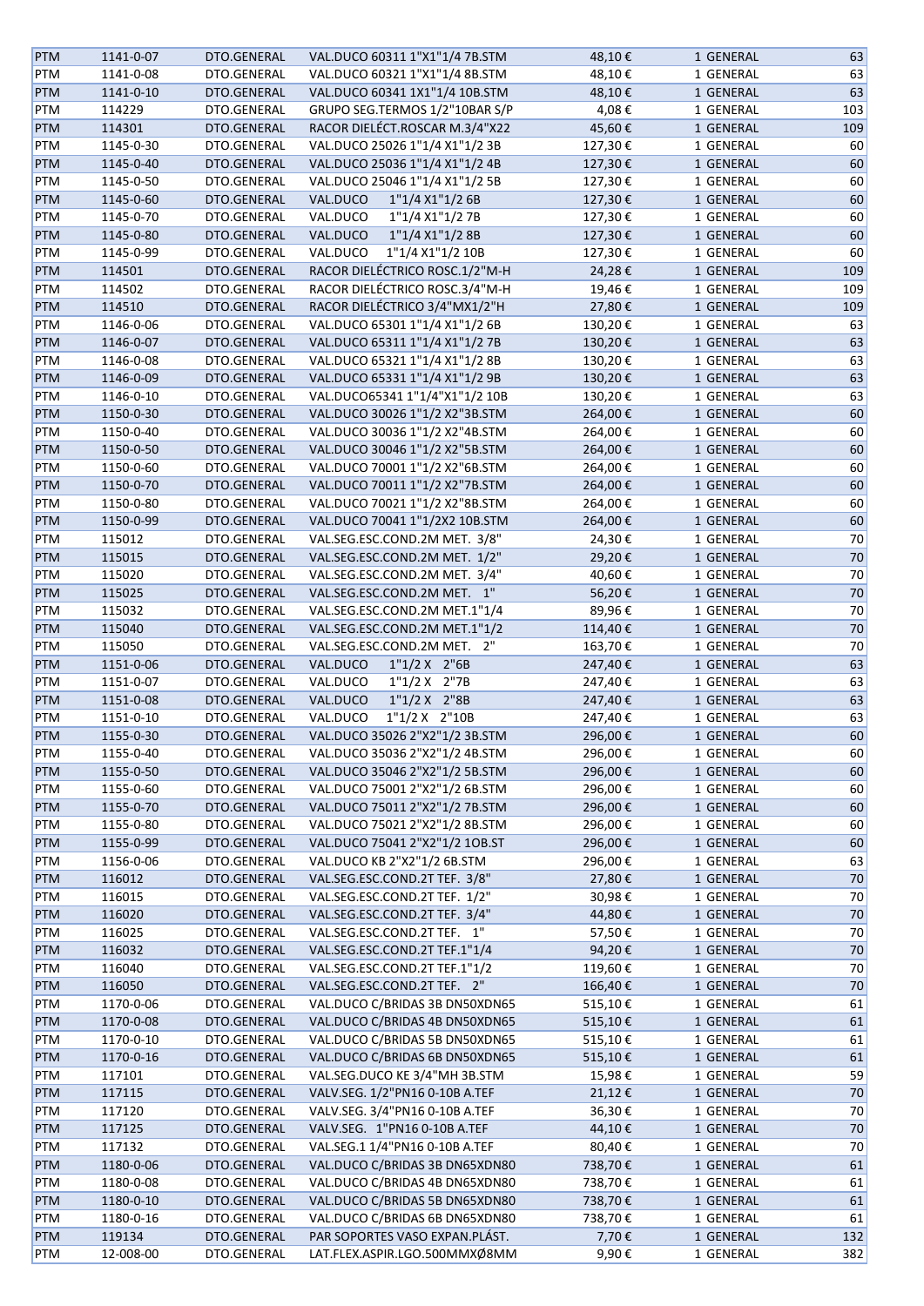| PTM | 1141-0-07 | DTO.GENERAL | VAL.DUCO 60311 1"X1"1/4 7B.STM | 48,10 € | 1 GENERAL | 63 |
|---|---|---|---|---|---|---|
| PTM | 1141-0-08 | DTO.GENERAL | VAL.DUCO 60321 1"X1"1/4 8B.STM | 48,10 € | 1 GENERAL | 63 |
| PTM | 1141-0-10 | DTO.GENERAL | VAL.DUCO 60341 1X1"1/4 10B.STM | 48,10 € | 1 GENERAL | 63 |
| PTM | 114229 | DTO.GENERAL | GRUPO SEG.TERMOS 1/2"10BAR S/P | 4,08 € | 1 GENERAL | 103 |
| PTM | 114301 | DTO.GENERAL | RACOR DIELÉCT.ROSCAR M.3/4"X22 | 45,60 € | 1 GENERAL | 109 |
| PTM | 1145-0-30 | DTO.GENERAL | VAL.DUCO 25026 1"1/4 X1"1/2 3B | 127,30 € | 1 GENERAL | 60 |
| PTM | 1145-0-40 | DTO.GENERAL | VAL.DUCO 25036 1"1/4 X1"1/2 4B | 127,30 € | 1 GENERAL | 60 |
| PTM | 1145-0-50 | DTO.GENERAL | VAL.DUCO 25046 1"1/4 X1"1/2 5B | 127,30 € | 1 GENERAL | 60 |
| PTM | 1145-0-60 | DTO.GENERAL | VAL.DUCO 1"1/4 X1"1/2 6B | 127,30 € | 1 GENERAL | 60 |
| PTM | 1145-0-70 | DTO.GENERAL | VAL.DUCO 1"1/4 X1"1/2 7B | 127,30 € | 1 GENERAL | 60 |
| PTM | 1145-0-80 | DTO.GENERAL | VAL.DUCO 1"1/4 X1"1/2 8B | 127,30 € | 1 GENERAL | 60 |
| PTM | 1145-0-99 | DTO.GENERAL | VAL.DUCO 1"1/4 X1"1/2 10B | 127,30 € | 1 GENERAL | 60 |
| PTM | 114501 | DTO.GENERAL | RACOR DIELÉCTRICO ROSC.1/2"M-H | 24,28 € | 1 GENERAL | 109 |
| PTM | 114502 | DTO.GENERAL | RACOR DIELÉCTRICO ROSC.3/4"M-H | 19,46 € | 1 GENERAL | 109 |
| PTM | 114510 | DTO.GENERAL | RACOR DIELÉCTRICO 3/4"MX1/2"H | 27,80 € | 1 GENERAL | 109 |
| PTM | 1146-0-06 | DTO.GENERAL | VAL.DUCO 65301 1"1/4 X1"1/2 6B | 130,20 € | 1 GENERAL | 63 |
| PTM | 1146-0-07 | DTO.GENERAL | VAL.DUCO 65311 1"1/4 X1"1/2 7B | 130,20 € | 1 GENERAL | 63 |
| PTM | 1146-0-08 | DTO.GENERAL | VAL.DUCO 65321 1"1/4 X1"1/2 8B | 130,20 € | 1 GENERAL | 63 |
| PTM | 1146-0-09 | DTO.GENERAL | VAL.DUCO 65331 1"1/4 X1"1/2 9B | 130,20 € | 1 GENERAL | 63 |
| PTM | 1146-0-10 | DTO.GENERAL | VAL.DUCO65341 1"1/4"X1"1/2 10B | 130,20 € | 1 GENERAL | 63 |
| PTM | 1150-0-30 | DTO.GENERAL | VAL.DUCO 30026 1"1/2 X2"3B.STM | 264,00 € | 1 GENERAL | 60 |
| PTM | 1150-0-40 | DTO.GENERAL | VAL.DUCO 30036 1"1/2 X2"4B.STM | 264,00 € | 1 GENERAL | 60 |
| PTM | 1150-0-50 | DTO.GENERAL | VAL.DUCO 30046 1"1/2 X2"5B.STM | 264,00 € | 1 GENERAL | 60 |
| PTM | 1150-0-60 | DTO.GENERAL | VAL.DUCO 70001 1"1/2 X2"6B.STM | 264,00 € | 1 GENERAL | 60 |
| PTM | 1150-0-70 | DTO.GENERAL | VAL.DUCO 70011 1"1/2 X2"7B.STM | 264,00 € | 1 GENERAL | 60 |
| PTM | 1150-0-80 | DTO.GENERAL | VAL.DUCO 70021 1"1/2 X2"8B.STM | 264,00 € | 1 GENERAL | 60 |
| PTM | 1150-0-99 | DTO.GENERAL | VAL.DUCO 70041 1"1/2X2 10B.STM | 264,00 € | 1 GENERAL | 60 |
| PTM | 115012 | DTO.GENERAL | VAL.SEG.ESC.COND.2M MET. 3/8" | 24,30 € | 1 GENERAL | 70 |
| PTM | 115015 | DTO.GENERAL | VAL.SEG.ESC.COND.2M MET. 1/2" | 29,20 € | 1 GENERAL | 70 |
| PTM | 115020 | DTO.GENERAL | VAL.SEG.ESC.COND.2M MET. 3/4" | 40,60 € | 1 GENERAL | 70 |
| PTM | 115025 | DTO.GENERAL | VAL.SEG.ESC.COND.2M MET. 1" | 56,20 € | 1 GENERAL | 70 |
| PTM | 115032 | DTO.GENERAL | VAL.SEG.ESC.COND.2M MET.1"1/4 | 89,96 € | 1 GENERAL | 70 |
| PTM | 115040 | DTO.GENERAL | VAL.SEG.ESC.COND.2M MET.1"1/2 | 114,40 € | 1 GENERAL | 70 |
| PTM | 115050 | DTO.GENERAL | VAL.SEG.ESC.COND.2M MET. 2" | 163,70 € | 1 GENERAL | 70 |
| PTM | 1151-0-06 | DTO.GENERAL | VAL.DUCO 1"1/2 X 2"6B | 247,40 € | 1 GENERAL | 63 |
| PTM | 1151-0-07 | DTO.GENERAL | VAL.DUCO 1"1/2 X 2"7B | 247,40 € | 1 GENERAL | 63 |
| PTM | 1151-0-08 | DTO.GENERAL | VAL.DUCO 1"1/2 X 2"8B | 247,40 € | 1 GENERAL | 63 |
| PTM | 1151-0-10 | DTO.GENERAL | VAL.DUCO 1"1/2 X 2"10B | 247,40 € | 1 GENERAL | 63 |
| PTM | 1155-0-30 | DTO.GENERAL | VAL.DUCO 35026 2"X2"1/2 3B.STM | 296,00 € | 1 GENERAL | 60 |
| PTM | 1155-0-40 | DTO.GENERAL | VAL.DUCO 35036 2"X2"1/2 4B.STM | 296,00 € | 1 GENERAL | 60 |
| PTM | 1155-0-50 | DTO.GENERAL | VAL.DUCO 35046 2"X2"1/2 5B.STM | 296,00 € | 1 GENERAL | 60 |
| PTM | 1155-0-60 | DTO.GENERAL | VAL.DUCO 75001 2"X2"1/2 6B.STM | 296,00 € | 1 GENERAL | 60 |
| PTM | 1155-0-70 | DTO.GENERAL | VAL.DUCO 75011 2"X2"1/2 7B.STM | 296,00 € | 1 GENERAL | 60 |
| PTM | 1155-0-80 | DTO.GENERAL | VAL.DUCO 75021 2"X2"1/2 8B.STM | 296,00 € | 1 GENERAL | 60 |
| PTM | 1155-0-99 | DTO.GENERAL | VAL.DUCO 75041 2"X2"1/2 1OB.ST | 296,00 € | 1 GENERAL | 60 |
| PTM | 1156-0-06 | DTO.GENERAL | VAL.DUCO KB 2"X2"1/2 6B.STM | 296,00 € | 1 GENERAL | 63 |
| PTM | 116012 | DTO.GENERAL | VAL.SEG.ESC.COND.2T TEF. 3/8" | 27,80 € | 1 GENERAL | 70 |
| PTM | 116015 | DTO.GENERAL | VAL.SEG.ESC.COND.2T TEF. 1/2" | 30,98 € | 1 GENERAL | 70 |
| PTM | 116020 | DTO.GENERAL | VAL.SEG.ESC.COND.2T TEF. 3/4" | 44,80 € | 1 GENERAL | 70 |
| PTM | 116025 | DTO.GENERAL | VAL.SEG.ESC.COND.2T TEF. 1" | 57,50 € | 1 GENERAL | 70 |
| PTM | 116032 | DTO.GENERAL | VAL.SEG.ESC.COND.2T TEF.1"1/4 | 94,20 € | 1 GENERAL | 70 |
| PTM | 116040 | DTO.GENERAL | VAL.SEG.ESC.COND.2T TEF.1"1/2 | 119,60 € | 1 GENERAL | 70 |
| PTM | 116050 | DTO.GENERAL | VAL.SEG.ESC.COND.2T TEF. 2" | 166,40 € | 1 GENERAL | 70 |
| PTM | 1170-0-06 | DTO.GENERAL | VAL.DUCO C/BRIDAS 3B DN50XDN65 | 515,10 € | 1 GENERAL | 61 |
| PTM | 1170-0-08 | DTO.GENERAL | VAL.DUCO C/BRIDAS 4B DN50XDN65 | 515,10 € | 1 GENERAL | 61 |
| PTM | 1170-0-10 | DTO.GENERAL | VAL.DUCO C/BRIDAS 5B DN50XDN65 | 515,10 € | 1 GENERAL | 61 |
| PTM | 1170-0-16 | DTO.GENERAL | VAL.DUCO C/BRIDAS 6B DN50XDN65 | 515,10 € | 1 GENERAL | 61 |
| PTM | 117101 | DTO.GENERAL | VAL.SEG.DUCO KE 3/4"MH 3B.STM | 15,98 € | 1 GENERAL | 59 |
| PTM | 117115 | DTO.GENERAL | VALV.SEG. 1/2"PN16 0-10B A.TEF | 21,12 € | 1 GENERAL | 70 |
| PTM | 117120 | DTO.GENERAL | VALV.SEG. 3/4"PN16 0-10B A.TEF | 36,30 € | 1 GENERAL | 70 |
| PTM | 117125 | DTO.GENERAL | VALV.SEG. 1"PN16 0-10B A.TEF | 44,10 € | 1 GENERAL | 70 |
| PTM | 117132 | DTO.GENERAL | VAL.SEG.1 1/4"PN16 0-10B A.TEF | 80,40 € | 1 GENERAL | 70 |
| PTM | 1180-0-06 | DTO.GENERAL | VAL.DUCO C/BRIDAS 3B DN65XDN80 | 738,70 € | 1 GENERAL | 61 |
| PTM | 1180-0-08 | DTO.GENERAL | VAL.DUCO C/BRIDAS 4B DN65XDN80 | 738,70 € | 1 GENERAL | 61 |
| PTM | 1180-0-10 | DTO.GENERAL | VAL.DUCO C/BRIDAS 5B DN65XDN80 | 738,70 € | 1 GENERAL | 61 |
| PTM | 1180-0-16 | DTO.GENERAL | VAL.DUCO C/BRIDAS 6B DN65XDN80 | 738,70 € | 1 GENERAL | 61 |
| PTM | 119134 | DTO.GENERAL | PAR SOPORTES VASO EXPAN.PLÁST. | 7,70 € | 1 GENERAL | 132 |
| PTM | 12-008-00 | DTO.GENERAL | LAT.FLEX.ASPIR.LGO.500MMXØ8MM | 9,90 € | 1 GENERAL | 382 |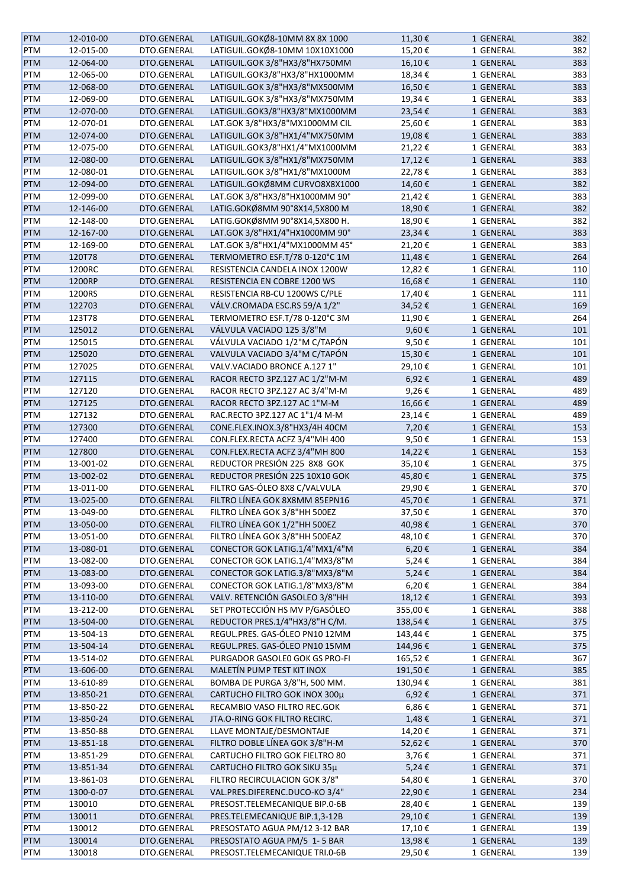| | | | | | | |
|---|---|---|---|---|---|---|
| PTM | 12-010-00 | DTO.GENERAL | LATIGUIL.GOKØ8-10MM 8X 8X 1000 | 11,30 € | 1 GENERAL | 382 |
| PTM | 12-015-00 | DTO.GENERAL | LATIGUIL.GOKØ8-10MM 10X10X1000 | 15,20 € | 1 GENERAL | 382 |
| PTM | 12-064-00 | DTO.GENERAL | LATIGUIL.GOK 3/8"HX3/8"HX750MM | 16,10 € | 1 GENERAL | 383 |
| PTM | 12-065-00 | DTO.GENERAL | LATIGUIL.GOK3/8"HX3/8"HX1000MM | 18,34 € | 1 GENERAL | 383 |
| PTM | 12-068-00 | DTO.GENERAL | LATIGUIL.GOK 3/8"HX3/8"MX500MM | 16,50 € | 1 GENERAL | 383 |
| PTM | 12-069-00 | DTO.GENERAL | LATIGUIL.GOK 3/8"HX3/8"MX750MM | 19,34 € | 1 GENERAL | 383 |
| PTM | 12-070-00 | DTO.GENERAL | LATIGUIL.GOK3/8"HX3/8"MX1000MM | 23,54 € | 1 GENERAL | 383 |
| PTM | 12-070-01 | DTO.GENERAL | LAT.GOK 3/8"HX3/8"MX1000MM CIL | 25,60 € | 1 GENERAL | 383 |
| PTM | 12-074-00 | DTO.GENERAL | LATIGUIL.GOK 3/8"HX1/4"MX750MM | 19,08 € | 1 GENERAL | 383 |
| PTM | 12-075-00 | DTO.GENERAL | LATIGUIL.GOK3/8"HX1/4"MX1000MM | 21,22 € | 1 GENERAL | 383 |
| PTM | 12-080-00 | DTO.GENERAL | LATIGUIL.GOK 3/8"HX1/8"MX750MM | 17,12 € | 1 GENERAL | 383 |
| PTM | 12-080-01 | DTO.GENERAL | LATIGUIL.GOK 3/8"HX1/8"MX1000M | 22,78 € | 1 GENERAL | 383 |
| PTM | 12-094-00 | DTO.GENERAL | LATIGUIL.GOKØ8MM CURVO8X8X1000 | 14,60 € | 1 GENERAL | 382 |
| PTM | 12-099-00 | DTO.GENERAL | LAT.GOK 3/8"HX3/8"HX1000MM 90° | 21,42 € | 1 GENERAL | 383 |
| PTM | 12-146-00 | DTO.GENERAL | LATIG.GOKØ8MM 90°8X14,5X800 M | 18,90 € | 1 GENERAL | 382 |
| PTM | 12-148-00 | DTO.GENERAL | LATIG.GOKØ8MM 90°8X14,5X800 H. | 18,90 € | 1 GENERAL | 382 |
| PTM | 12-167-00 | DTO.GENERAL | LAT.GOK 3/8"HX1/4"HX1000MM 90° | 23,34 € | 1 GENERAL | 383 |
| PTM | 12-169-00 | DTO.GENERAL | LAT.GOK 3/8"HX1/4"MX1000MM 45° | 21,20 € | 1 GENERAL | 383 |
| PTM | 120T78 | DTO.GENERAL | TERMOMETRO ESF.T/78 0-120°C 1M | 11,48 € | 1 GENERAL | 264 |
| PTM | 1200RC | DTO.GENERAL | RESISTENCIA CANDELA INOX 1200W | 12,82 € | 1 GENERAL | 110 |
| PTM | 1200RP | DTO.GENERAL | RESISTENCIA EN COBRE 1200 WS | 16,68 € | 1 GENERAL | 110 |
| PTM | 1200RS | DTO.GENERAL | RESISTENCIA RB-CU 1200WS C/PLE | 17,40 € | 1 GENERAL | 111 |
| PTM | 122703 | DTO.GENERAL | VÁLV.CROMADA ESC.RS 59/A 1/2" | 34,52 € | 1 GENERAL | 169 |
| PTM | 123T78 | DTO.GENERAL | TERMOMETRO ESF.T/78 0-120°C 3M | 11,90 € | 1 GENERAL | 264 |
| PTM | 125012 | DTO.GENERAL | VÁLVULA VACIADO 125 3/8"M | 9,60 € | 1 GENERAL | 101 |
| PTM | 125015 | DTO.GENERAL | VÁLVULA VACIADO 1/2"M C/TAPÓN | 9,50 € | 1 GENERAL | 101 |
| PTM | 125020 | DTO.GENERAL | VALVULA VACIADO 3/4"M C/TAPÓN | 15,30 € | 1 GENERAL | 101 |
| PTM | 127025 | DTO.GENERAL | VALV.VACIADO BRONCE A.127 1" | 29,10 € | 1 GENERAL | 101 |
| PTM | 127115 | DTO.GENERAL | RACOR RECTO 3PZ.127 AC 1/2"M-M | 6,92 € | 1 GENERAL | 489 |
| PTM | 127120 | DTO.GENERAL | RACOR RECTO 3PZ.127 AC 3/4"M-M | 9,26 € | 1 GENERAL | 489 |
| PTM | 127125 | DTO.GENERAL | RACOR RECTO 3PZ.127 AC 1"M-M | 16,66 € | 1 GENERAL | 489 |
| PTM | 127132 | DTO.GENERAL | RAC.RECTO 3PZ.127 AC 1"1/4 M-M | 23,14 € | 1 GENERAL | 489 |
| PTM | 127300 | DTO.GENERAL | CONE.FLEX.INOX.3/8"HX3/4H 40CM | 7,20 € | 1 GENERAL | 153 |
| PTM | 127400 | DTO.GENERAL | CON.FLEX.RECTA ACFZ 3/4"MH 400 | 9,50 € | 1 GENERAL | 153 |
| PTM | 127800 | DTO.GENERAL | CON.FLEX.RECTA ACFZ 3/4"MH 800 | 14,22 € | 1 GENERAL | 153 |
| PTM | 13-001-02 | DTO.GENERAL | REDUCTOR PRESIÓN 225 8X8 GOK | 35,10 € | 1 GENERAL | 375 |
| PTM | 13-002-02 | DTO.GENERAL | REDUCTOR PRESIÓN 225 10X10 GOK | 45,80 € | 1 GENERAL | 375 |
| PTM | 13-011-00 | DTO.GENERAL | FILTRO GAS-ÓLEO 8X8 C/VALVULA | 29,90 € | 1 GENERAL | 370 |
| PTM | 13-025-00 | DTO.GENERAL | FILTRO LÍNEA GOK 8X8MM 85EPN16 | 45,70 € | 1 GENERAL | 371 |
| PTM | 13-049-00 | DTO.GENERAL | FILTRO LÍNEA GOK 3/8"HH 500EZ | 37,50 € | 1 GENERAL | 370 |
| PTM | 13-050-00 | DTO.GENERAL | FILTRO LÍNEA GOK 1/2"HH 500EZ | 40,98 € | 1 GENERAL | 370 |
| PTM | 13-051-00 | DTO.GENERAL | FILTRO LÍNEA GOK 3/8"HH 500EAZ | 48,10 € | 1 GENERAL | 370 |
| PTM | 13-080-01 | DTO.GENERAL | CONECTOR GOK LATIG.1/4"MX1/4"M | 6,20 € | 1 GENERAL | 384 |
| PTM | 13-082-00 | DTO.GENERAL | CONECTOR GOK LATIG.1/4"MX3/8"M | 5,24 € | 1 GENERAL | 384 |
| PTM | 13-083-00 | DTO.GENERAL | CONECTOR GOK LATIG.3/8"MX3/8"M | 5,24 € | 1 GENERAL | 384 |
| PTM | 13-093-00 | DTO.GENERAL | CONECTOR GOK LATIG.1/8"MX3/8"M | 6,20 € | 1 GENERAL | 384 |
| PTM | 13-110-00 | DTO.GENERAL | VALV. RETENCIÓN GASOLEO 3/8"HH | 18,12 € | 1 GENERAL | 393 |
| PTM | 13-212-00 | DTO.GENERAL | SET PROTECCIÓN HS MV P/GASÓLEO | 355,00 € | 1 GENERAL | 388 |
| PTM | 13-504-00 | DTO.GENERAL | REDUCTOR PRES.1/4"HX3/8"H C/M. | 138,54 € | 1 GENERAL | 375 |
| PTM | 13-504-13 | DTO.GENERAL | REGUL.PRES. GAS-ÓLEO PN10 12MM | 143,44 € | 1 GENERAL | 375 |
| PTM | 13-504-14 | DTO.GENERAL | REGUL.PRES. GAS-ÓLEO PN10 15MM | 144,96 € | 1 GENERAL | 375 |
| PTM | 13-514-02 | DTO.GENERAL | PURGADOR GASOLE0 GOK GS PRO-FI | 165,52 € | 1 GENERAL | 367 |
| PTM | 13-606-00 | DTO.GENERAL | MALETÍN PUMP TEST KIT INOX | 191,50 € | 1 GENERAL | 385 |
| PTM | 13-610-89 | DTO.GENERAL | BOMBA DE PURGA 3/8"H, 500 MM. | 130,94 € | 1 GENERAL | 381 |
| PTM | 13-850-21 | DTO.GENERAL | CARTUCHO FILTRO GOK INOX 300µ | 6,92 € | 1 GENERAL | 371 |
| PTM | 13-850-22 | DTO.GENERAL | RECAMBIO VASO FILTRO REC.GOK | 6,86 € | 1 GENERAL | 371 |
| PTM | 13-850-24 | DTO.GENERAL | JTA.O-RING GOK FILTRO RECIRC. | 1,48 € | 1 GENERAL | 371 |
| PTM | 13-850-88 | DTO.GENERAL | LLAVE MONTAJE/DESMONTAJE | 14,20 € | 1 GENERAL | 371 |
| PTM | 13-851-18 | DTO.GENERAL | FILTRO DOBLE LÍNEA GOK 3/8"H-M | 52,62 € | 1 GENERAL | 370 |
| PTM | 13-851-29 | DTO.GENERAL | CARTUCHO FILTRO GOK FIELTRO 80 | 3,76 € | 1 GENERAL | 371 |
| PTM | 13-851-34 | DTO.GENERAL | CARTUCHO FILTRO GOK SIKU 35µ | 5,24 € | 1 GENERAL | 371 |
| PTM | 13-861-03 | DTO.GENERAL | FILTRO RECIRCULACION GOK 3/8" | 54,80 € | 1 GENERAL | 370 |
| PTM | 1300-0-07 | DTO.GENERAL | VAL.PRES.DIFERENC.DUCO-KO 3/4" | 22,90 € | 1 GENERAL | 234 |
| PTM | 130010 | DTO.GENERAL | PRESOST.TELEMECANIQUE BIP.0-6B | 28,40 € | 1 GENERAL | 139 |
| PTM | 130011 | DTO.GENERAL | PRES.TELEMECANIQUE BIP.1,3-12B | 29,10 € | 1 GENERAL | 139 |
| PTM | 130012 | DTO.GENERAL | PRESOSTATO AGUA PM/12 3-12 BAR | 17,10 € | 1 GENERAL | 139 |
| PTM | 130014 | DTO.GENERAL | PRESOSTATO AGUA PM/5 1- 5 BAR | 13,98 € | 1 GENERAL | 139 |
| PTM | 130018 | DTO.GENERAL | PRESOST.TELEMECANIQUE TRI.0-6B | 29,50 € | 1 GENERAL | 139 |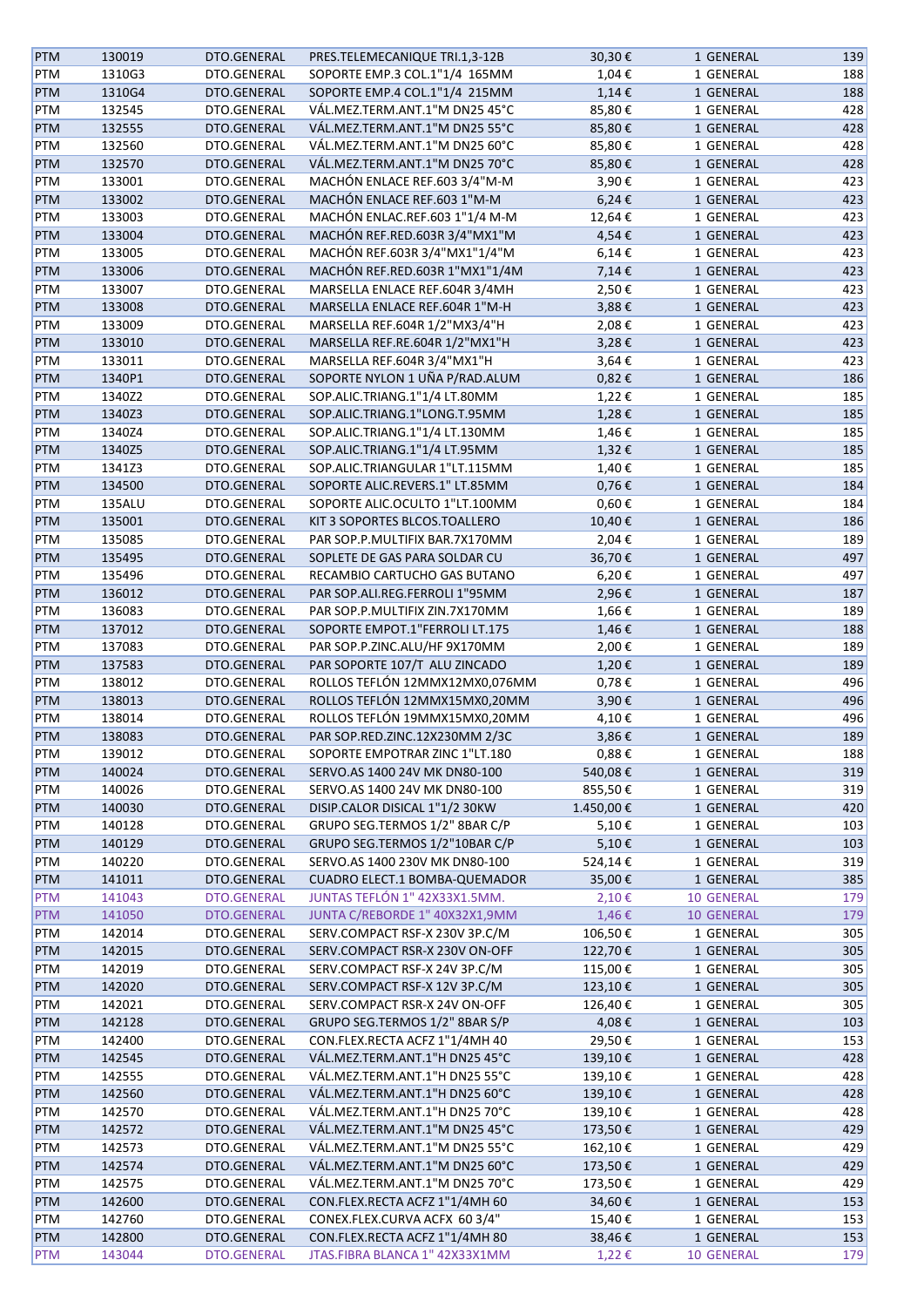| PTM | 130019 | DTO.GENERAL | PRES.TELEMECANIQUE TRI.1,3-12B | 30,30 € | 1 GENERAL | 139 |
|---|---|---|---|---|---|---|
| PTM | 1310G3 | DTO.GENERAL | SOPORTE EMP.3 COL.1"1/4 165MM | 1,04 € | 1 GENERAL | 188 |
| PTM | 1310G4 | DTO.GENERAL | SOPORTE EMP.4 COL.1"1/4 215MM | 1,14 € | 1 GENERAL | 188 |
| PTM | 132545 | DTO.GENERAL | VÁL.MEZ.TERM.ANT.1"M DN25 45°C | 85,80 € | 1 GENERAL | 428 |
| PTM | 132555 | DTO.GENERAL | VÁL.MEZ.TERM.ANT.1"M DN25 55°C | 85,80 € | 1 GENERAL | 428 |
| PTM | 132560 | DTO.GENERAL | VÁL.MEZ.TERM.ANT.1"M DN25 60°C | 85,80 € | 1 GENERAL | 428 |
| PTM | 132570 | DTO.GENERAL | VÁL.MEZ.TERM.ANT.1"M DN25 70°C | 85,80 € | 1 GENERAL | 428 |
| PTM | 133001 | DTO.GENERAL | MACHÓN ENLACE REF.603 3/4"M-M | 3,90 € | 1 GENERAL | 423 |
| PTM | 133002 | DTO.GENERAL | MACHÓN ENLACE REF.603 1"M-M | 6,24 € | 1 GENERAL | 423 |
| PTM | 133003 | DTO.GENERAL | MACHÓN ENLAC.REF.603 1"1/4 M-M | 12,64 € | 1 GENERAL | 423 |
| PTM | 133004 | DTO.GENERAL | MACHÓN REF.RED.603R 3/4"MX1"M | 4,54 € | 1 GENERAL | 423 |
| PTM | 133005 | DTO.GENERAL | MACHÓN REF.603R 3/4"MX1"1/4"M | 6,14 € | 1 GENERAL | 423 |
| PTM | 133006 | DTO.GENERAL | MACHÓN REF.RED.603R 1"MX1"1/4M | 7,14 € | 1 GENERAL | 423 |
| PTM | 133007 | DTO.GENERAL | MARSELLA ENLACE REF.604R 3/4MH | 2,50 € | 1 GENERAL | 423 |
| PTM | 133008 | DTO.GENERAL | MARSELLA ENLACE REF.604R 1"M-H | 3,88 € | 1 GENERAL | 423 |
| PTM | 133009 | DTO.GENERAL | MARSELLA REF.604R 1/2"MX3/4"H | 2,08 € | 1 GENERAL | 423 |
| PTM | 133010 | DTO.GENERAL | MARSELLA REF.RE.604R 1/2"MX1"H | 3,28 € | 1 GENERAL | 423 |
| PTM | 133011 | DTO.GENERAL | MARSELLA REF.604R 3/4"MX1"H | 3,64 € | 1 GENERAL | 423 |
| PTM | 1340P1 | DTO.GENERAL | SOPORTE NYLON 1 UÑA P/RAD.ALUM | 0,82 € | 1 GENERAL | 186 |
| PTM | 1340Z2 | DTO.GENERAL | SOP.ALIC.TRIANG.1"1/4 LT.80MM | 1,22 € | 1 GENERAL | 185 |
| PTM | 1340Z3 | DTO.GENERAL | SOP.ALIC.TRIANG.1"LONG.T.95MM | 1,28 € | 1 GENERAL | 185 |
| PTM | 1340Z4 | DTO.GENERAL | SOP.ALIC.TRIANG.1"1/4 LT.130MM | 1,46 € | 1 GENERAL | 185 |
| PTM | 1340Z5 | DTO.GENERAL | SOP.ALIC.TRIANG.1"1/4 LT.95MM | 1,32 € | 1 GENERAL | 185 |
| PTM | 1341Z3 | DTO.GENERAL | SOP.ALIC.TRIANGULAR 1"LT.115MM | 1,40 € | 1 GENERAL | 185 |
| PTM | 134500 | DTO.GENERAL | SOPORTE ALIC.REVERS.1" LT.85MM | 0,76 € | 1 GENERAL | 184 |
| PTM | 135ALU | DTO.GENERAL | SOPORTE ALIC.OCULTO 1"LT.100MM | 0,60 € | 1 GENERAL | 184 |
| PTM | 135001 | DTO.GENERAL | KIT 3 SOPORTES BLCOS.TOALLERO | 10,40 € | 1 GENERAL | 186 |
| PTM | 135085 | DTO.GENERAL | PAR SOP.P.MULTIFIX BAR.7X170MM | 2,04 € | 1 GENERAL | 189 |
| PTM | 135495 | DTO.GENERAL | SOPLETE DE GAS PARA SOLDAR CU | 36,70 € | 1 GENERAL | 497 |
| PTM | 135496 | DTO.GENERAL | RECAMBIO CARTUCHO GAS BUTANO | 6,20 € | 1 GENERAL | 497 |
| PTM | 136012 | DTO.GENERAL | PAR SOP.ALI.REG.FERROLI 1"95MM | 2,96 € | 1 GENERAL | 187 |
| PTM | 136083 | DTO.GENERAL | PAR SOP.P.MULTIFIX ZIN.7X170MM | 1,66 € | 1 GENERAL | 189 |
| PTM | 137012 | DTO.GENERAL | SOPORTE EMPOT.1"FERROLI LT.175 | 1,46 € | 1 GENERAL | 188 |
| PTM | 137083 | DTO.GENERAL | PAR SOP.P.ZINC.ALU/HF 9X170MM | 2,00 € | 1 GENERAL | 189 |
| PTM | 137583 | DTO.GENERAL | PAR SOPORTE 107/T ALU ZINCADO | 1,20 € | 1 GENERAL | 189 |
| PTM | 138012 | DTO.GENERAL | ROLLOS TEFLÓN 12MMX12MX0,076MM | 0,78 € | 1 GENERAL | 496 |
| PTM | 138013 | DTO.GENERAL | ROLLOS TEFLÓN 12MMX15MX0,20MM | 3,90 € | 1 GENERAL | 496 |
| PTM | 138014 | DTO.GENERAL | ROLLOS TEFLÓN 19MMX15MX0,20MM | 4,10 € | 1 GENERAL | 496 |
| PTM | 138083 | DTO.GENERAL | PAR SOP.RED.ZINC.12X230MM 2/3C | 3,86 € | 1 GENERAL | 189 |
| PTM | 139012 | DTO.GENERAL | SOPORTE EMPOTRAR ZINC 1"LT.180 | 0,88 € | 1 GENERAL | 188 |
| PTM | 140024 | DTO.GENERAL | SERVO.AS 1400 24V MK DN80-100 | 540,08 € | 1 GENERAL | 319 |
| PTM | 140026 | DTO.GENERAL | SERVO.AS 1400 24V MK DN80-100 | 855,50 € | 1 GENERAL | 319 |
| PTM | 140030 | DTO.GENERAL | DISIP.CALOR DISICAL 1"1/2 30KW | 1.450,00 € | 1 GENERAL | 420 |
| PTM | 140128 | DTO.GENERAL | GRUPO SEG.TERMOS 1/2" 8BAR C/P | 5,10 € | 1 GENERAL | 103 |
| PTM | 140129 | DTO.GENERAL | GRUPO SEG.TERMOS 1/2"10BAR C/P | 5,10 € | 1 GENERAL | 103 |
| PTM | 140220 | DTO.GENERAL | SERVO.AS 1400 230V MK DN80-100 | 524,14 € | 1 GENERAL | 319 |
| PTM | 141011 | DTO.GENERAL | CUADRO ELECT.1 BOMBA-QUEMADOR | 35,00 € | 1 GENERAL | 385 |
| PTM | 141043 | DTO.GENERAL | JUNTAS TEFLÓN 1" 42X33X1.5MM. | 2,10 € | 10 GENERAL | 179 |
| PTM | 141050 | DTO.GENERAL | JUNTA C/REBORDE 1" 40X32X1,9MM | 1,46 € | 10 GENERAL | 179 |
| PTM | 142014 | DTO.GENERAL | SERV.COMPACT RSF-X 230V 3P.C/M | 106,50 € | 1 GENERAL | 305 |
| PTM | 142015 | DTO.GENERAL | SERV.COMPACT RSR-X 230V ON-OFF | 122,70 € | 1 GENERAL | 305 |
| PTM | 142019 | DTO.GENERAL | SERV.COMPACT RSF-X 24V 3P.C/M | 115,00 € | 1 GENERAL | 305 |
| PTM | 142020 | DTO.GENERAL | SERV.COMPACT RSF-X 12V 3P.C/M | 123,10 € | 1 GENERAL | 305 |
| PTM | 142021 | DTO.GENERAL | SERV.COMPACT RSR-X 24V ON-OFF | 126,40 € | 1 GENERAL | 305 |
| PTM | 142128 | DTO.GENERAL | GRUPO SEG.TERMOS 1/2" 8BAR S/P | 4,08 € | 1 GENERAL | 103 |
| PTM | 142400 | DTO.GENERAL | CON.FLEX.RECTA ACFZ 1"1/4MH 40 | 29,50 € | 1 GENERAL | 153 |
| PTM | 142545 | DTO.GENERAL | VÁL.MEZ.TERM.ANT.1"H DN25 45°C | 139,10 € | 1 GENERAL | 428 |
| PTM | 142555 | DTO.GENERAL | VÁL.MEZ.TERM.ANT.1"H DN25 55°C | 139,10 € | 1 GENERAL | 428 |
| PTM | 142560 | DTO.GENERAL | VÁL.MEZ.TERM.ANT.1"H DN25 60°C | 139,10 € | 1 GENERAL | 428 |
| PTM | 142570 | DTO.GENERAL | VÁL.MEZ.TERM.ANT.1"H DN25 70°C | 139,10 € | 1 GENERAL | 428 |
| PTM | 142572 | DTO.GENERAL | VÁL.MEZ.TERM.ANT.1"M DN25 45°C | 173,50 € | 1 GENERAL | 429 |
| PTM | 142573 | DTO.GENERAL | VÁL.MEZ.TERM.ANT.1"M DN25 55°C | 162,10 € | 1 GENERAL | 429 |
| PTM | 142574 | DTO.GENERAL | VÁL.MEZ.TERM.ANT.1"M DN25 60°C | 173,50 € | 1 GENERAL | 429 |
| PTM | 142575 | DTO.GENERAL | VÁL.MEZ.TERM.ANT.1"M DN25 70°C | 173,50 € | 1 GENERAL | 429 |
| PTM | 142600 | DTO.GENERAL | CON.FLEX.RECTA ACFZ 1"1/4MH 60 | 34,60 € | 1 GENERAL | 153 |
| PTM | 142760 | DTO.GENERAL | CONEX.FLEX.CURVA ACFX 60 3/4" | 15,40 € | 1 GENERAL | 153 |
| PTM | 142800 | DTO.GENERAL | CON.FLEX.RECTA ACFZ 1"1/4MH 80 | 38,46 € | 1 GENERAL | 153 |
| PTM | 143044 | DTO.GENERAL | JTAS.FIBRA BLANCA 1" 42X33X1MM | 1,22 € | 10 GENERAL | 179 |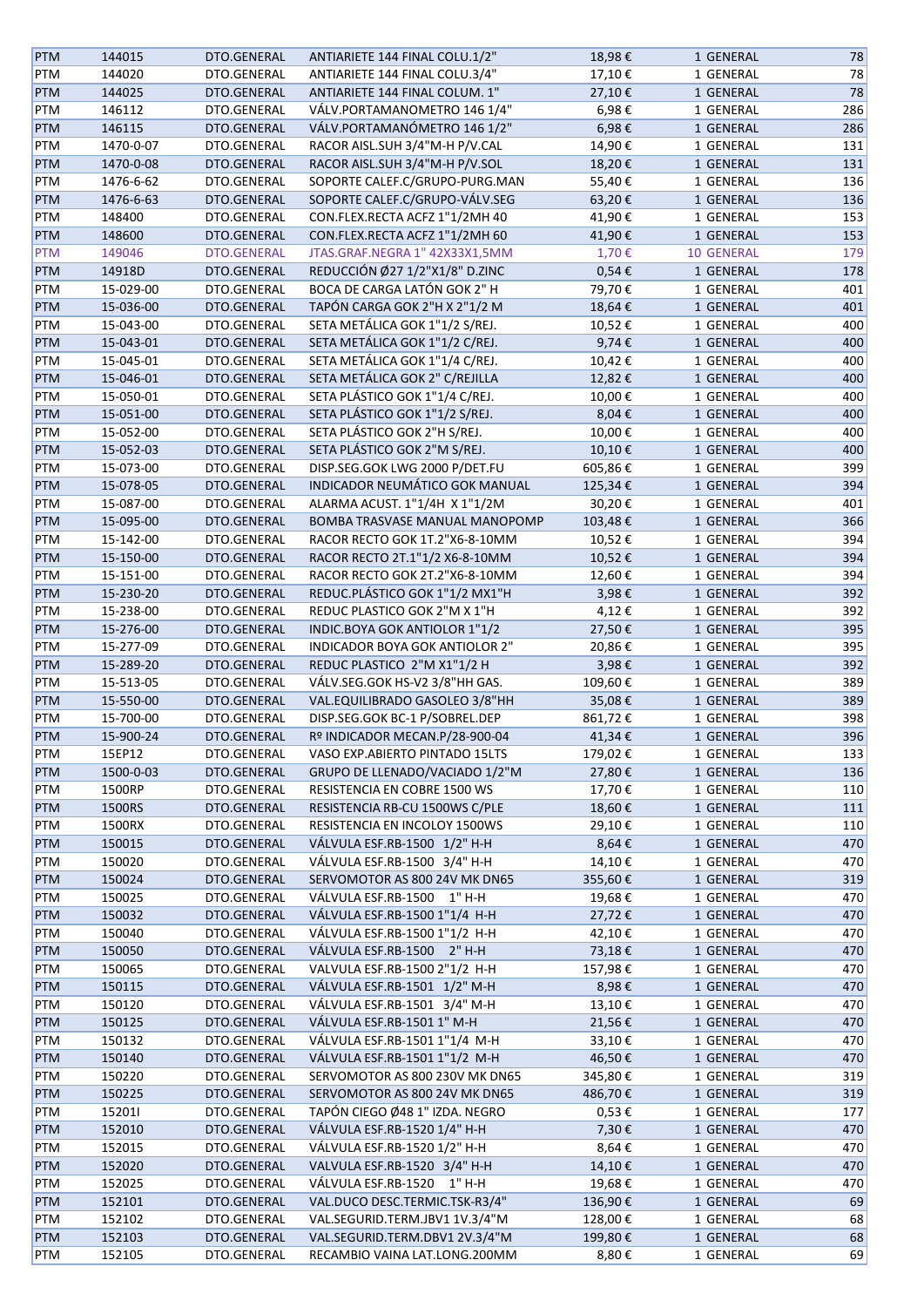| PTM | 144015 | DTO.GENERAL | ANTIARIETE 144 FINAL COLU.1/2" | 18,98 € | 1 GENERAL | 78 |
|---|---|---|---|---|---|---|
| PTM | 144020 | DTO.GENERAL | ANTIARIETE 144 FINAL COLU.3/4" | 17,10 € | 1 GENERAL | 78 |
| PTM | 144025 | DTO.GENERAL | ANTIARIETE 144 FINAL COLUM. 1" | 27,10 € | 1 GENERAL | 78 |
| PTM | 146112 | DTO.GENERAL | VÁLV.PORTAMANOMETRO 146 1/4" | 6,98 € | 1 GENERAL | 286 |
| PTM | 146115 | DTO.GENERAL | VÁLV.PORTAMANÓMETRO 146 1/2" | 6,98 € | 1 GENERAL | 286 |
| PTM | 1470-0-07 | DTO.GENERAL | RACOR AISL.SUH 3/4"M-H P/V.CAL | 14,90 € | 1 GENERAL | 131 |
| PTM | 1470-0-08 | DTO.GENERAL | RACOR AISL.SUH 3/4"M-H P/V.SOL | 18,20 € | 1 GENERAL | 131 |
| PTM | 1476-6-62 | DTO.GENERAL | SOPORTE CALEF.C/GRUPO-PURG.MAN | 55,40 € | 1 GENERAL | 136 |
| PTM | 1476-6-63 | DTO.GENERAL | SOPORTE CALEF.C/GRUPO-VÁLV.SEG | 63,20 € | 1 GENERAL | 136 |
| PTM | 148400 | DTO.GENERAL | CON.FLEX.RECTA ACFZ 1"1/2MH 40 | 41,90 € | 1 GENERAL | 153 |
| PTM | 148600 | DTO.GENERAL | CON.FLEX.RECTA ACFZ 1"1/2MH 60 | 41,90 € | 1 GENERAL | 153 |
| PTM | 149046 | DTO.GENERAL | JTAS.GRAF.NEGRA 1" 42X33X1,5MM | 1,70 € | 10 GENERAL | 179 |
| PTM | 14918D | DTO.GENERAL | REDUCCIÓN Ø27 1/2"X1/8" D.ZINC | 0,54 € | 1 GENERAL | 178 |
| PTM | 15-029-00 | DTO.GENERAL | BOCA DE CARGA LATÓN GOK 2" H | 79,70 € | 1 GENERAL | 401 |
| PTM | 15-036-00 | DTO.GENERAL | TAPÓN CARGA GOK 2"H X 2"1/2 M | 18,64 € | 1 GENERAL | 401 |
| PTM | 15-043-00 | DTO.GENERAL | SETA METÁLICA GOK 1"1/2 S/REJ. | 10,52 € | 1 GENERAL | 400 |
| PTM | 15-043-01 | DTO.GENERAL | SETA METÁLICA GOK 1"1/2 C/REJ. | 9,74 € | 1 GENERAL | 400 |
| PTM | 15-045-01 | DTO.GENERAL | SETA METÁLICA GOK 1"1/4 C/REJ. | 10,42 € | 1 GENERAL | 400 |
| PTM | 15-046-01 | DTO.GENERAL | SETA METÁLICA GOK 2" C/REJILLA | 12,82 € | 1 GENERAL | 400 |
| PTM | 15-050-01 | DTO.GENERAL | SETA PLÁSTICO GOK 1"1/4 C/REJ. | 10,00 € | 1 GENERAL | 400 |
| PTM | 15-051-00 | DTO.GENERAL | SETA PLÁSTICO GOK 1"1/2 S/REJ. | 8,04 € | 1 GENERAL | 400 |
| PTM | 15-052-00 | DTO.GENERAL | SETA PLÁSTICO GOK 2"H S/REJ. | 10,00 € | 1 GENERAL | 400 |
| PTM | 15-052-03 | DTO.GENERAL | SETA PLÁSTICO GOK 2"M S/REJ. | 10,10 € | 1 GENERAL | 400 |
| PTM | 15-073-00 | DTO.GENERAL | DISP.SEG.GOK LWG 2000 P/DET.FU | 605,86 € | 1 GENERAL | 399 |
| PTM | 15-078-05 | DTO.GENERAL | INDICADOR NEUMÁTICO GOK MANUAL | 125,34 € | 1 GENERAL | 394 |
| PTM | 15-087-00 | DTO.GENERAL | ALARMA ACUST. 1"1/4H X 1"1/2M | 30,20 € | 1 GENERAL | 401 |
| PTM | 15-095-00 | DTO.GENERAL | BOMBA TRASVASE MANUAL MANOPOMP | 103,48 € | 1 GENERAL | 366 |
| PTM | 15-142-00 | DTO.GENERAL | RACOR RECTO GOK 1T.2"X6-8-10MM | 10,52 € | 1 GENERAL | 394 |
| PTM | 15-150-00 | DTO.GENERAL | RACOR RECTO 2T.1"1/2 X6-8-10MM | 10,52 € | 1 GENERAL | 394 |
| PTM | 15-151-00 | DTO.GENERAL | RACOR RECTO GOK 2T.2"X6-8-10MM | 12,60 € | 1 GENERAL | 394 |
| PTM | 15-230-20 | DTO.GENERAL | REDUC.PLÁSTICO GOK 1"1/2 MX1"H | 3,98 € | 1 GENERAL | 392 |
| PTM | 15-238-00 | DTO.GENERAL | REDUC PLASTICO GOK 2"M X 1"H | 4,12 € | 1 GENERAL | 392 |
| PTM | 15-276-00 | DTO.GENERAL | INDIC.BOYA GOK ANTIOLOR 1"1/2 | 27,50 € | 1 GENERAL | 395 |
| PTM | 15-277-09 | DTO.GENERAL | INDICADOR BOYA GOK ANTIOLOR 2" | 20,86 € | 1 GENERAL | 395 |
| PTM | 15-289-20 | DTO.GENERAL | REDUC PLASTICO 2"M X1"1/2 H | 3,98 € | 1 GENERAL | 392 |
| PTM | 15-513-05 | DTO.GENERAL | VÁLV.SEG.GOK HS-V2 3/8"HH GAS. | 109,60 € | 1 GENERAL | 389 |
| PTM | 15-550-00 | DTO.GENERAL | VAL.EQUILIBRADO GASOLEO 3/8"HH | 35,08 € | 1 GENERAL | 389 |
| PTM | 15-700-00 | DTO.GENERAL | DISP.SEG.GOK BC-1 P/SOBREL.DEP | 861,72 € | 1 GENERAL | 398 |
| PTM | 15-900-24 | DTO.GENERAL | Rº INDICADOR MECAN.P/28-900-04 | 41,34 € | 1 GENERAL | 396 |
| PTM | 15EP12 | DTO.GENERAL | VASO EXP.ABIERTO PINTADO 15LTS | 179,02 € | 1 GENERAL | 133 |
| PTM | 1500-0-03 | DTO.GENERAL | GRUPO DE LLENADO/VACIADO 1/2"M | 27,80 € | 1 GENERAL | 136 |
| PTM | 1500RP | DTO.GENERAL | RESISTENCIA EN COBRE 1500 WS | 17,70 € | 1 GENERAL | 110 |
| PTM | 1500RS | DTO.GENERAL | RESISTENCIA RB-CU 1500WS C/PLE | 18,60 € | 1 GENERAL | 111 |
| PTM | 1500RX | DTO.GENERAL | RESISTENCIA EN INCOLOY 1500WS | 29,10 € | 1 GENERAL | 110 |
| PTM | 150015 | DTO.GENERAL | VÁLVULA ESF.RB-1500 1/2" H-H | 8,64 € | 1 GENERAL | 470 |
| PTM | 150020 | DTO.GENERAL | VÁLVULA ESF.RB-1500 3/4" H-H | 14,10 € | 1 GENERAL | 470 |
| PTM | 150024 | DTO.GENERAL | SERVOMOTOR AS 800 24V MK DN65 | 355,60 € | 1 GENERAL | 319 |
| PTM | 150025 | DTO.GENERAL | VÁLVULA ESF.RB-1500 1" H-H | 19,68 € | 1 GENERAL | 470 |
| PTM | 150032 | DTO.GENERAL | VÁLVULA ESF.RB-1500 1"1/4 H-H | 27,72 € | 1 GENERAL | 470 |
| PTM | 150040 | DTO.GENERAL | VÁLVULA ESF.RB-1500 1"1/2 H-H | 42,10 € | 1 GENERAL | 470 |
| PTM | 150050 | DTO.GENERAL | VÁLVULA ESF.RB-1500 2" H-H | 73,18 € | 1 GENERAL | 470 |
| PTM | 150065 | DTO.GENERAL | VALVULA ESF.RB-1500 2"1/2 H-H | 157,98 € | 1 GENERAL | 470 |
| PTM | 150115 | DTO.GENERAL | VÁLVULA ESF.RB-1501 1/2" M-H | 8,98 € | 1 GENERAL | 470 |
| PTM | 150120 | DTO.GENERAL | VÁLVULA ESF.RB-1501 3/4" M-H | 13,10 € | 1 GENERAL | 470 |
| PTM | 150125 | DTO.GENERAL | VÁLVULA ESF.RB-1501 1" M-H | 21,56 € | 1 GENERAL | 470 |
| PTM | 150132 | DTO.GENERAL | VÁLVULA ESF.RB-1501 1"1/4 M-H | 33,10 € | 1 GENERAL | 470 |
| PTM | 150140 | DTO.GENERAL | VÁLVULA ESF.RB-1501 1"1/2 M-H | 46,50 € | 1 GENERAL | 470 |
| PTM | 150220 | DTO.GENERAL | SERVOMOTOR AS 800 230V MK DN65 | 345,80 € | 1 GENERAL | 319 |
| PTM | 150225 | DTO.GENERAL | SERVOMOTOR AS 800 24V MK DN65 | 486,70 € | 1 GENERAL | 319 |
| PTM | 15201I | DTO.GENERAL | TAPÓN CIEGO Ø48 1" IZDA. NEGRO | 0,53 € | 1 GENERAL | 177 |
| PTM | 152010 | DTO.GENERAL | VÁLVULA ESF.RB-1520 1/4" H-H | 7,30 € | 1 GENERAL | 470 |
| PTM | 152015 | DTO.GENERAL | VÁLVULA ESF.RB-1520 1/2" H-H | 8,64 € | 1 GENERAL | 470 |
| PTM | 152020 | DTO.GENERAL | VALVULA ESF.RB-1520 3/4" H-H | 14,10 € | 1 GENERAL | 470 |
| PTM | 152025 | DTO.GENERAL | VÁLVULA ESF.RB-1520 1" H-H | 19,68 € | 1 GENERAL | 470 |
| PTM | 152101 | DTO.GENERAL | VAL.DUCO DESC.TERMIC.TSK-R3/4" | 136,90 € | 1 GENERAL | 69 |
| PTM | 152102 | DTO.GENERAL | VAL.SEGURID.TERM.JBV1 1V.3/4"M | 128,00 € | 1 GENERAL | 68 |
| PTM | 152103 | DTO.GENERAL | VAL.SEGURID.TERM.DBV1 2V.3/4"M | 199,80 € | 1 GENERAL | 68 |
| PTM | 152105 | DTO.GENERAL | RECAMBIO VAINA LAT.LONG.200MM | 8,80 € | 1 GENERAL | 69 |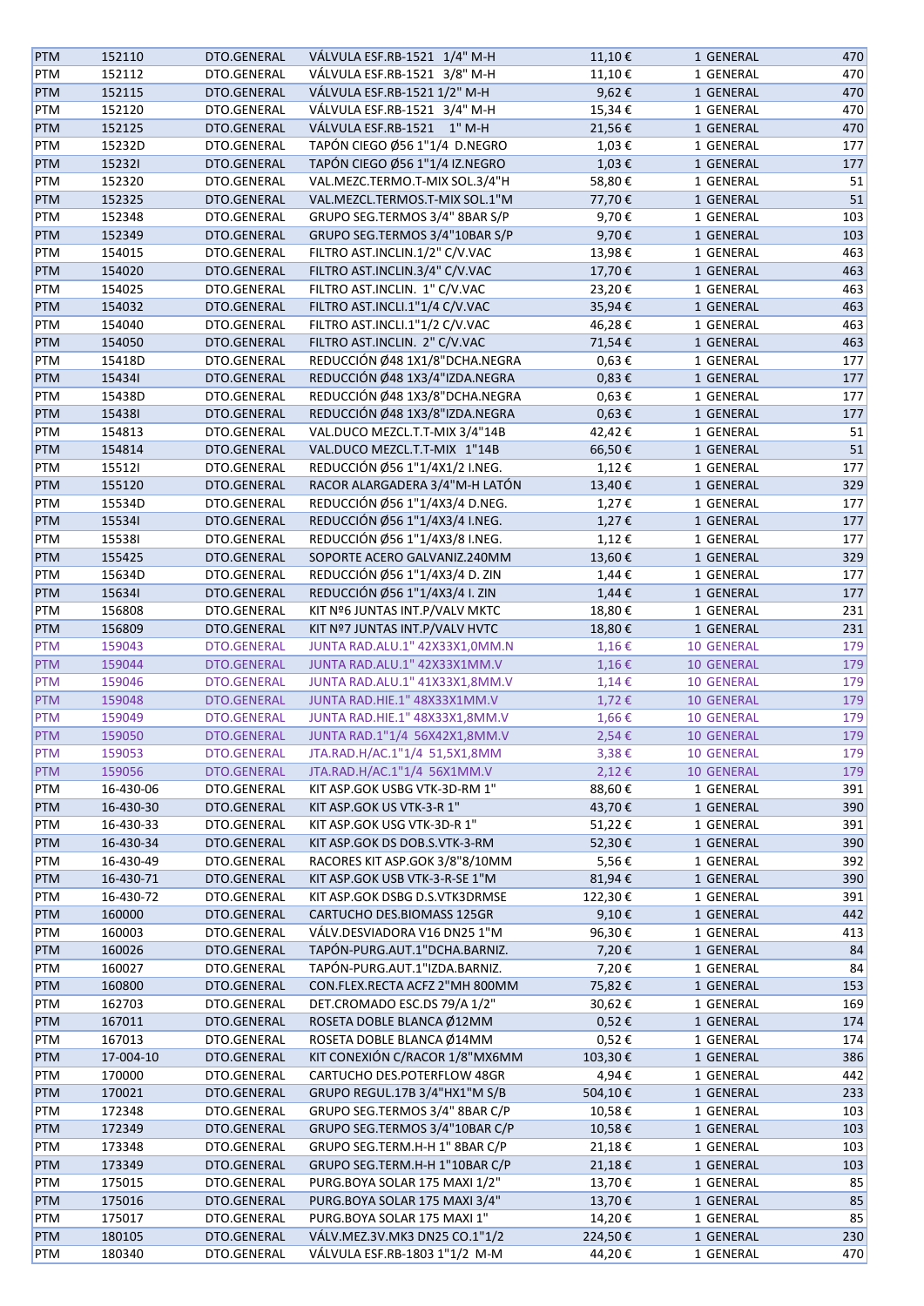| PTM | 152110 | DTO.GENERAL | VÁLVULA ESF.RB-1521 1/4" M-H | 11,10 € | 1 GENERAL | 470 |
|---|---|---|---|---|---|---|
| PTM | 152112 | DTO.GENERAL | VÁLVULA ESF.RB-1521 3/8" M-H | 11,10 € | 1 GENERAL | 470 |
| PTM | 152115 | DTO.GENERAL | VÁLVULA ESF.RB-1521 1/2" M-H | 9,62 € | 1 GENERAL | 470 |
| PTM | 152120 | DTO.GENERAL | VÁLVULA ESF.RB-1521 3/4" M-H | 15,34 € | 1 GENERAL | 470 |
| PTM | 152125 | DTO.GENERAL | VÁLVULA ESF.RB-1521 1" M-H | 21,56 € | 1 GENERAL | 470 |
| PTM | 15232D | DTO.GENERAL | TAPÓN CIEGO Ø56 1"1/4 D.NEGRO | 1,03 € | 1 GENERAL | 177 |
| PTM | 15232I | DTO.GENERAL | TAPÓN CIEGO Ø56 1"1/4 IZ.NEGRO | 1,03 € | 1 GENERAL | 177 |
| PTM | 152320 | DTO.GENERAL | VAL.MEZC.TERMO.T-MIX SOL.3/4"H | 58,80 € | 1 GENERAL | 51 |
| PTM | 152325 | DTO.GENERAL | VAL.MEZCL.TERMOS.T-MIX SOL.1"M | 77,70 € | 1 GENERAL | 51 |
| PTM | 152348 | DTO.GENERAL | GRUPO SEG.TERMOS 3/4" 8BAR S/P | 9,70 € | 1 GENERAL | 103 |
| PTM | 152349 | DTO.GENERAL | GRUPO SEG.TERMOS 3/4"10BAR S/P | 9,70 € | 1 GENERAL | 103 |
| PTM | 154015 | DTO.GENERAL | FILTRO AST.INCLIN.1/2" C/V.VAC | 13,98 € | 1 GENERAL | 463 |
| PTM | 154020 | DTO.GENERAL | FILTRO AST.INCLIN.3/4" C/V.VAC | 17,70 € | 1 GENERAL | 463 |
| PTM | 154025 | DTO.GENERAL | FILTRO AST.INCLIN. 1" C/V.VAC | 23,20 € | 1 GENERAL | 463 |
| PTM | 154032 | DTO.GENERAL | FILTRO AST.INCLI.1"1/4 C/V.VAC | 35,94 € | 1 GENERAL | 463 |
| PTM | 154040 | DTO.GENERAL | FILTRO AST.INCLI.1"1/2 C/V.VAC | 46,28 € | 1 GENERAL | 463 |
| PTM | 154050 | DTO.GENERAL | FILTRO AST.INCLIN. 2" C/V.VAC | 71,54 € | 1 GENERAL | 463 |
| PTM | 15418D | DTO.GENERAL | REDUCCIÓN Ø48 1X1/8"DCHA.NEGRA | 0,63 € | 1 GENERAL | 177 |
| PTM | 15434I | DTO.GENERAL | REDUCCIÓN Ø48 1X3/4"IZDA.NEGRA | 0,83 € | 1 GENERAL | 177 |
| PTM | 15438D | DTO.GENERAL | REDUCCIÓN Ø48 1X3/8"DCHA.NEGRA | 0,63 € | 1 GENERAL | 177 |
| PTM | 15438I | DTO.GENERAL | REDUCCIÓN Ø48 1X3/8"IZDA.NEGRA | 0,63 € | 1 GENERAL | 177 |
| PTM | 154813 | DTO.GENERAL | VAL.DUCO MEZCL.T.T-MIX 3/4"14B | 42,42 € | 1 GENERAL | 51 |
| PTM | 154814 | DTO.GENERAL | VAL.DUCO MEZCL.T.T-MIX 1"14B | 66,50 € | 1 GENERAL | 51 |
| PTM | 15512I | DTO.GENERAL | REDUCCIÓN Ø56 1"1/4X1/2 I.NEG. | 1,12 € | 1 GENERAL | 177 |
| PTM | 155120 | DTO.GENERAL | RACOR ALARGADERA 3/4"M-H LATÓN | 13,40 € | 1 GENERAL | 329 |
| PTM | 15534D | DTO.GENERAL | REDUCCIÓN Ø56 1"1/4X3/4 D.NEG. | 1,27 € | 1 GENERAL | 177 |
| PTM | 15534I | DTO.GENERAL | REDUCCIÓN Ø56 1"1/4X3/4 I.NEG. | 1,27 € | 1 GENERAL | 177 |
| PTM | 15538I | DTO.GENERAL | REDUCCIÓN Ø56 1"1/4X3/8 I.NEG. | 1,12 € | 1 GENERAL | 177 |
| PTM | 155425 | DTO.GENERAL | SOPORTE ACERO GALVANIZ.240MM | 13,60 € | 1 GENERAL | 329 |
| PTM | 15634D | DTO.GENERAL | REDUCCIÓN Ø56 1"1/4X3/4 D. ZIN | 1,44 € | 1 GENERAL | 177 |
| PTM | 15634I | DTO.GENERAL | REDUCCIÓN Ø56 1"1/4X3/4 I. ZIN | 1,44 € | 1 GENERAL | 177 |
| PTM | 156808 | DTO.GENERAL | KIT Nº6 JUNTAS INT.P/VALV MKTC | 18,80 € | 1 GENERAL | 231 |
| PTM | 156809 | DTO.GENERAL | KIT Nº7 JUNTAS INT.P/VALV HVTC | 18,80 € | 1 GENERAL | 231 |
| PTM | 159043 | DTO.GENERAL | JUNTA RAD.ALU.1" 42X33X1,0MM.N | 1,16 € | 10 GENERAL | 179 |
| PTM | 159044 | DTO.GENERAL | JUNTA RAD.ALU.1" 42X33X1MM.V | 1,16 € | 10 GENERAL | 179 |
| PTM | 159046 | DTO.GENERAL | JUNTA RAD.ALU.1" 41X33X1,8MM.V | 1,14 € | 10 GENERAL | 179 |
| PTM | 159048 | DTO.GENERAL | JUNTA RAD.HIE.1" 48X33X1MM.V | 1,72 € | 10 GENERAL | 179 |
| PTM | 159049 | DTO.GENERAL | JUNTA RAD.HIE.1" 48X33X1,8MM.V | 1,66 € | 10 GENERAL | 179 |
| PTM | 159050 | DTO.GENERAL | JUNTA RAD.1"1/4 56X42X1,8MM.V | 2,54 € | 10 GENERAL | 179 |
| PTM | 159053 | DTO.GENERAL | JTA.RAD.H/AC.1"1/4 51,5X1,8MM | 3,38 € | 10 GENERAL | 179 |
| PTM | 159056 | DTO.GENERAL | JTA.RAD.H/AC.1"1/4 56X1MM.V | 2,12 € | 10 GENERAL | 179 |
| PTM | 16-430-06 | DTO.GENERAL | KIT ASP.GOK USBG VTK-3D-RM 1" | 88,60 € | 1 GENERAL | 391 |
| PTM | 16-430-30 | DTO.GENERAL | KIT ASP.GOK US VTK-3-R 1" | 43,70 € | 1 GENERAL | 390 |
| PTM | 16-430-33 | DTO.GENERAL | KIT ASP.GOK USG VTK-3D-R 1" | 51,22 € | 1 GENERAL | 391 |
| PTM | 16-430-34 | DTO.GENERAL | KIT ASP.GOK DS DOB.S.VTK-3-RM | 52,30 € | 1 GENERAL | 390 |
| PTM | 16-430-49 | DTO.GENERAL | RACORES KIT ASP.GOK 3/8"8/10MM | 5,56 € | 1 GENERAL | 392 |
| PTM | 16-430-71 | DTO.GENERAL | KIT ASP.GOK USB VTK-3-R-SE 1"M | 81,94 € | 1 GENERAL | 390 |
| PTM | 16-430-72 | DTO.GENERAL | KIT ASP.GOK DSBG D.S.VTK3DRMSE | 122,30 € | 1 GENERAL | 391 |
| PTM | 160000 | DTO.GENERAL | CARTUCHO DES.BIOMASS 125GR | 9,10 € | 1 GENERAL | 442 |
| PTM | 160003 | DTO.GENERAL | VÁLV.DESVIADORA V16 DN25 1"M | 96,30 € | 1 GENERAL | 413 |
| PTM | 160026 | DTO.GENERAL | TAPÓN-PURG.AUT.1"DCHA.BARNIZ. | 7,20 € | 1 GENERAL | 84 |
| PTM | 160027 | DTO.GENERAL | TAPÓN-PURG.AUT.1"IZDA.BARNIZ. | 7,20 € | 1 GENERAL | 84 |
| PTM | 160800 | DTO.GENERAL | CON.FLEX.RECTA ACFZ 2"MH 800MM | 75,82 € | 1 GENERAL | 153 |
| PTM | 162703 | DTO.GENERAL | DET.CROMADO ESC.DS 79/A 1/2" | 30,62 € | 1 GENERAL | 169 |
| PTM | 167011 | DTO.GENERAL | ROSETA DOBLE BLANCA Ø12MM | 0,52 € | 1 GENERAL | 174 |
| PTM | 167013 | DTO.GENERAL | ROSETA DOBLE BLANCA Ø14MM | 0,52 € | 1 GENERAL | 174 |
| PTM | 17-004-10 | DTO.GENERAL | KIT CONEXIÓN C/RACOR 1/8"MX6MM | 103,30 € | 1 GENERAL | 386 |
| PTM | 170000 | DTO.GENERAL | CARTUCHO DES.POTERFLOW 48GR | 4,94 € | 1 GENERAL | 442 |
| PTM | 170021 | DTO.GENERAL | GRUPO REGUL.17B 3/4"HX1"M S/B | 504,10 € | 1 GENERAL | 233 |
| PTM | 172348 | DTO.GENERAL | GRUPO SEG.TERMOS 3/4" 8BAR C/P | 10,58 € | 1 GENERAL | 103 |
| PTM | 172349 | DTO.GENERAL | GRUPO SEG.TERMOS 3/4"10BAR C/P | 10,58 € | 1 GENERAL | 103 |
| PTM | 173348 | DTO.GENERAL | GRUPO SEG.TERM.H-H 1" 8BAR C/P | 21,18 € | 1 GENERAL | 103 |
| PTM | 173349 | DTO.GENERAL | GRUPO SEG.TERM.H-H 1"10BAR C/P | 21,18 € | 1 GENERAL | 103 |
| PTM | 175015 | DTO.GENERAL | PURG.BOYA SOLAR 175 MAXI 1/2" | 13,70 € | 1 GENERAL | 85 |
| PTM | 175016 | DTO.GENERAL | PURG.BOYA SOLAR 175 MAXI 3/4" | 13,70 € | 1 GENERAL | 85 |
| PTM | 175017 | DTO.GENERAL | PURG.BOYA SOLAR 175 MAXI 1" | 14,20 € | 1 GENERAL | 85 |
| PTM | 180105 | DTO.GENERAL | VÁLV.MEZ.3V.MK3 DN25 CO.1"1/2 | 224,50 € | 1 GENERAL | 230 |
| PTM | 180340 | DTO.GENERAL | VÁLVULA ESF.RB-1803 1"1/2 M-M | 44,20 € | 1 GENERAL | 470 |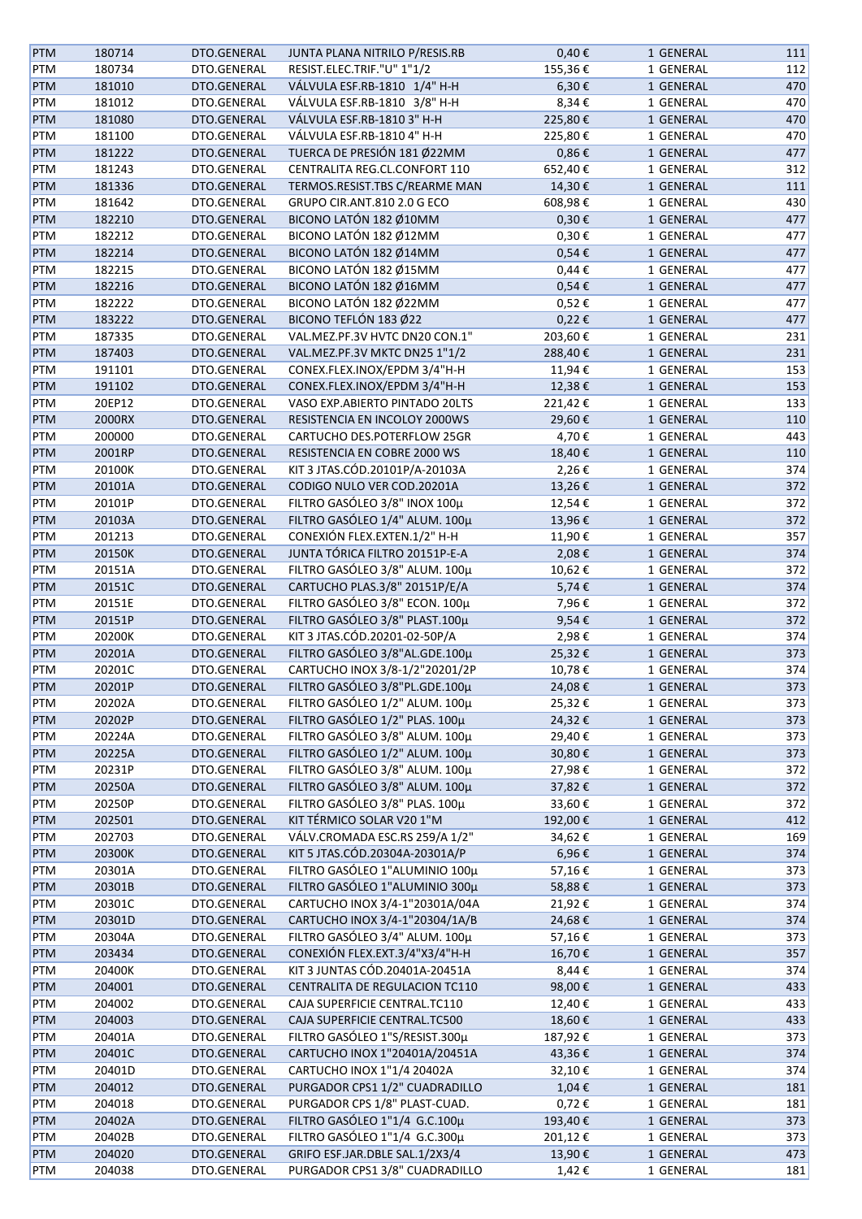| | | | | | | |
|---|---|---|---|---|---|---|
| PTM | 180714 | DTO.GENERAL | JUNTA PLANA NITRILO P/RESIS.RB | 0,40 € | 1 GENERAL | 111 |
| PTM | 180734 | DTO.GENERAL | RESIST.ELEC.TRIF."U" 1"1/2 | 155,36 € | 1 GENERAL | 112 |
| PTM | 181010 | DTO.GENERAL | VÁLVULA ESF.RB-1810 1/4" H-H | 6,30 € | 1 GENERAL | 470 |
| PTM | 181012 | DTO.GENERAL | VÁLVULA ESF.RB-1810 3/8" H-H | 8,34 € | 1 GENERAL | 470 |
| PTM | 181080 | DTO.GENERAL | VÁLVULA ESF.RB-1810 3" H-H | 225,80 € | 1 GENERAL | 470 |
| PTM | 181100 | DTO.GENERAL | VÁLVULA ESF.RB-1810 4" H-H | 225,80 € | 1 GENERAL | 470 |
| PTM | 181222 | DTO.GENERAL | TUERCA DE PRESIÓN 181 Ø22MM | 0,86 € | 1 GENERAL | 477 |
| PTM | 181243 | DTO.GENERAL | CENTRALITA REG.CL.CONFORT 110 | 652,40 € | 1 GENERAL | 312 |
| PTM | 181336 | DTO.GENERAL | TERMOS.RESIST.TBS C/REARME MAN | 14,30 € | 1 GENERAL | 111 |
| PTM | 181642 | DTO.GENERAL | GRUPO CIR.ANT.810 2.0 G ECO | 608,98 € | 1 GENERAL | 430 |
| PTM | 182210 | DTO.GENERAL | BICONO LATÓN 182 Ø10MM | 0,30 € | 1 GENERAL | 477 |
| PTM | 182212 | DTO.GENERAL | BICONO LATÓN 182 Ø12MM | 0,30 € | 1 GENERAL | 477 |
| PTM | 182214 | DTO.GENERAL | BICONO LATÓN 182 Ø14MM | 0,54 € | 1 GENERAL | 477 |
| PTM | 182215 | DTO.GENERAL | BICONO LATÓN 182 Ø15MM | 0,44 € | 1 GENERAL | 477 |
| PTM | 182216 | DTO.GENERAL | BICONO LATÓN 182 Ø16MM | 0,54 € | 1 GENERAL | 477 |
| PTM | 182222 | DTO.GENERAL | BICONO LATÓN 182 Ø22MM | 0,52 € | 1 GENERAL | 477 |
| PTM | 183222 | DTO.GENERAL | BICONO TEFLÓN 183 Ø22 | 0,22 € | 1 GENERAL | 477 |
| PTM | 187335 | DTO.GENERAL | VAL.MEZ.PF.3V HVTC DN20 CON.1" | 203,60 € | 1 GENERAL | 231 |
| PTM | 187403 | DTO.GENERAL | VAL.MEZ.PF.3V MKTC DN25 1"1/2 | 288,40 € | 1 GENERAL | 231 |
| PTM | 191101 | DTO.GENERAL | CONEX.FLEX.INOX/EPDM 3/4"H-H | 11,94 € | 1 GENERAL | 153 |
| PTM | 191102 | DTO.GENERAL | CONEX.FLEX.INOX/EPDM 3/4"H-H | 12,38 € | 1 GENERAL | 153 |
| PTM | 20EP12 | DTO.GENERAL | VASO EXP.ABIERTO PINTADO 20LTS | 221,42 € | 1 GENERAL | 133 |
| PTM | 2000RX | DTO.GENERAL | RESISTENCIA EN INCOLOY 2000WS | 29,60 € | 1 GENERAL | 110 |
| PTM | 200000 | DTO.GENERAL | CARTUCHO DES.POTERFLOW 25GR | 4,70 € | 1 GENERAL | 443 |
| PTM | 2001RP | DTO.GENERAL | RESISTENCIA EN COBRE 2000 WS | 18,40 € | 1 GENERAL | 110 |
| PTM | 20100K | DTO.GENERAL | KIT 3 JTAS.CÓD.20101P/A-20103A | 2,26 € | 1 GENERAL | 374 |
| PTM | 20101A | DTO.GENERAL | CODIGO NULO VER COD.20201A | 13,26 € | 1 GENERAL | 372 |
| PTM | 20101P | DTO.GENERAL | FILTRO GASÓLEO 3/8" INOX 100µ | 12,54 € | 1 GENERAL | 372 |
| PTM | 20103A | DTO.GENERAL | FILTRO GASÓLEO 1/4" ALUM. 100µ | 13,96 € | 1 GENERAL | 372 |
| PTM | 201213 | DTO.GENERAL | CONEXIÓN FLEX.EXTEN.1/2" H-H | 11,90 € | 1 GENERAL | 357 |
| PTM | 20150K | DTO.GENERAL | JUNTA TÓRICA FILTRO 20151P-E-A | 2,08 € | 1 GENERAL | 374 |
| PTM | 20151A | DTO.GENERAL | FILTRO GASÓLEO 3/8" ALUM. 100µ | 10,62 € | 1 GENERAL | 372 |
| PTM | 20151C | DTO.GENERAL | CARTUCHO PLAS.3/8" 20151P/E/A | 5,74 € | 1 GENERAL | 374 |
| PTM | 20151E | DTO.GENERAL | FILTRO GASÓLEO 3/8" ECON. 100µ | 7,96 € | 1 GENERAL | 372 |
| PTM | 20151P | DTO.GENERAL | FILTRO GASÓLEO 3/8" PLAST.100µ | 9,54 € | 1 GENERAL | 372 |
| PTM | 20200K | DTO.GENERAL | KIT 3 JTAS.CÓD.20201-02-50P/A | 2,98 € | 1 GENERAL | 374 |
| PTM | 20201A | DTO.GENERAL | FILTRO GASÓLEO 3/8"AL.GDE.100µ | 25,32 € | 1 GENERAL | 373 |
| PTM | 20201C | DTO.GENERAL | CARTUCHO INOX 3/8-1/2"20201/2P | 10,78 € | 1 GENERAL | 374 |
| PTM | 20201P | DTO.GENERAL | FILTRO GASÓLEO 3/8"PL.GDE.100µ | 24,08 € | 1 GENERAL | 373 |
| PTM | 20202A | DTO.GENERAL | FILTRO GASÓLEO 1/2" ALUM. 100µ | 25,32 € | 1 GENERAL | 373 |
| PTM | 20202P | DTO.GENERAL | FILTRO GASÓLEO 1/2" PLAS. 100µ | 24,32 € | 1 GENERAL | 373 |
| PTM | 20224A | DTO.GENERAL | FILTRO GASÓLEO 3/8" ALUM. 100µ | 29,40 € | 1 GENERAL | 373 |
| PTM | 20225A | DTO.GENERAL | FILTRO GASÓLEO 1/2" ALUM. 100µ | 30,80 € | 1 GENERAL | 373 |
| PTM | 20231P | DTO.GENERAL | FILTRO GASÓLEO 3/8" ALUM. 100µ | 27,98 € | 1 GENERAL | 372 |
| PTM | 20250A | DTO.GENERAL | FILTRO GASÓLEO 3/8" ALUM. 100µ | 37,82 € | 1 GENERAL | 372 |
| PTM | 20250P | DTO.GENERAL | FILTRO GASÓLEO 3/8" PLAS. 100µ | 33,60 € | 1 GENERAL | 372 |
| PTM | 202501 | DTO.GENERAL | KIT TÉRMICO SOLAR V20 1"M | 192,00 € | 1 GENERAL | 412 |
| PTM | 202703 | DTO.GENERAL | VÁLV.CROMADA ESC.RS 259/A 1/2" | 34,62 € | 1 GENERAL | 169 |
| PTM | 20300K | DTO.GENERAL | KIT 5 JTAS.CÓD.20304A-20301A/P | 6,96 € | 1 GENERAL | 374 |
| PTM | 20301A | DTO.GENERAL | FILTRO GASÓLEO 1"ALUMINIO 100µ | 57,16 € | 1 GENERAL | 373 |
| PTM | 20301B | DTO.GENERAL | FILTRO GASÓLEO 1"ALUMINIO 300µ | 58,88 € | 1 GENERAL | 373 |
| PTM | 20301C | DTO.GENERAL | CARTUCHO INOX 3/4-1"20301A/04A | 21,92 € | 1 GENERAL | 374 |
| PTM | 20301D | DTO.GENERAL | CARTUCHO INOX 3/4-1"20304/1A/B | 24,68 € | 1 GENERAL | 374 |
| PTM | 20304A | DTO.GENERAL | FILTRO GASÓLEO 3/4" ALUM. 100µ | 57,16 € | 1 GENERAL | 373 |
| PTM | 203434 | DTO.GENERAL | CONEXIÓN FLEX.EXT.3/4"X3/4"H-H | 16,70 € | 1 GENERAL | 357 |
| PTM | 20400K | DTO.GENERAL | KIT 3 JUNTAS CÓD.20401A-20451A | 8,44 € | 1 GENERAL | 374 |
| PTM | 204001 | DTO.GENERAL | CENTRALITA DE REGULACION TC110 | 98,00 € | 1 GENERAL | 433 |
| PTM | 204002 | DTO.GENERAL | CAJA SUPERFICIE CENTRAL.TC110 | 12,40 € | 1 GENERAL | 433 |
| PTM | 204003 | DTO.GENERAL | CAJA SUPERFICIE CENTRAL.TC500 | 18,60 € | 1 GENERAL | 433 |
| PTM | 20401A | DTO.GENERAL | FILTRO GASÓLEO 1"S/RESIST.300µ | 187,92 € | 1 GENERAL | 373 |
| PTM | 20401C | DTO.GENERAL | CARTUCHO INOX 1"20401A/20451A | 43,36 € | 1 GENERAL | 374 |
| PTM | 20401D | DTO.GENERAL | CARTUCHO INOX 1"1/4 20402A | 32,10 € | 1 GENERAL | 374 |
| PTM | 204012 | DTO.GENERAL | PURGADOR CPS1 1/2" CUADRADILLO | 1,04 € | 1 GENERAL | 181 |
| PTM | 204018 | DTO.GENERAL | PURGADOR CPS 1/8" PLAST-CUAD. | 0,72 € | 1 GENERAL | 181 |
| PTM | 20402A | DTO.GENERAL | FILTRO GASÓLEO 1"1/4 G.C.100µ | 193,40 € | 1 GENERAL | 373 |
| PTM | 20402B | DTO.GENERAL | FILTRO GASÓLEO 1"1/4 G.C.300µ | 201,12 € | 1 GENERAL | 373 |
| PTM | 204020 | DTO.GENERAL | GRIFO ESF.JAR.DBLE SAL.1/2X3/4 | 13,90 € | 1 GENERAL | 473 |
| PTM | 204038 | DTO.GENERAL | PURGADOR CPS1 3/8" CUADRADILLO | 1,42 € | 1 GENERAL | 181 |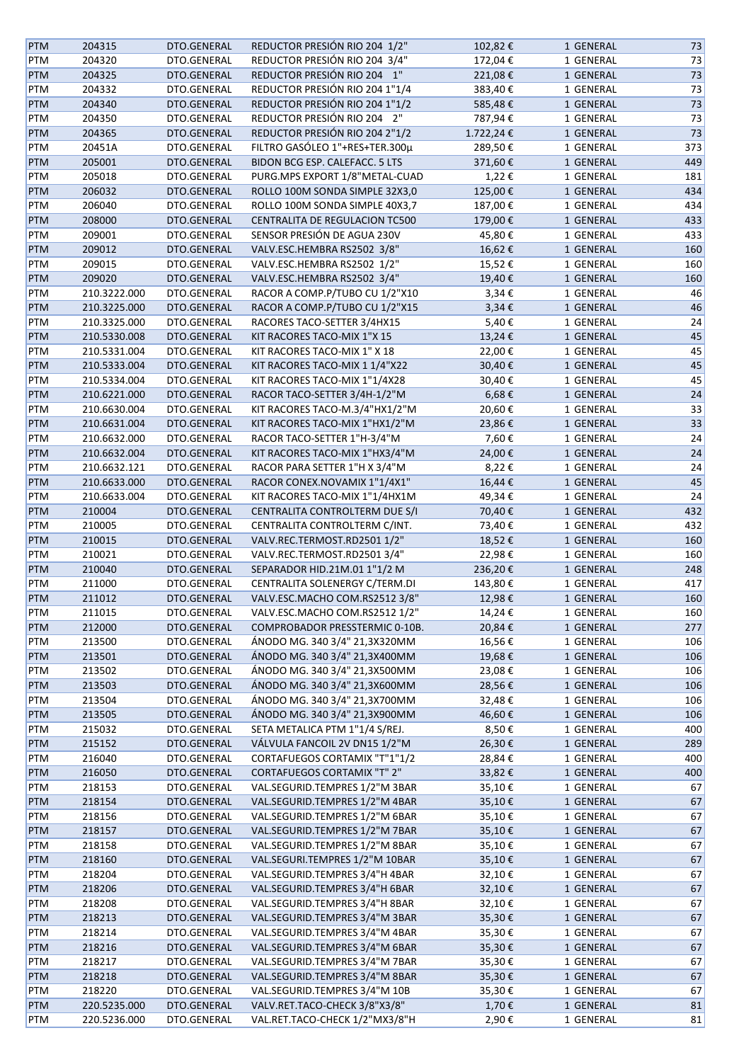| PTM | 204315 | DTO.GENERAL | REDUCTOR PRESIÓN RIO 204 1/2" | 102,82 € | 1 GENERAL | 73 |
|---|---|---|---|---|---|---|
| PTM | 204320 | DTO.GENERAL | REDUCTOR PRESIÓN RIO 204 3/4" | 172,04 € | 1 GENERAL | 73 |
| PTM | 204325 | DTO.GENERAL | REDUCTOR PRESIÓN RIO 204 1" | 221,08 € | 1 GENERAL | 73 |
| PTM | 204332 | DTO.GENERAL | REDUCTOR PRESIÓN RIO 204 1"1/4 | 383,40 € | 1 GENERAL | 73 |
| PTM | 204340 | DTO.GENERAL | REDUCTOR PRESIÓN RIO 204 1"1/2 | 585,48 € | 1 GENERAL | 73 |
| PTM | 204350 | DTO.GENERAL | REDUCTOR PRESIÓN RIO 204 2" | 787,94 € | 1 GENERAL | 73 |
| PTM | 204365 | DTO.GENERAL | REDUCTOR PRESIÓN RIO 204 2"1/2 | 1.722,24 € | 1 GENERAL | 73 |
| PTM | 20451A | DTO.GENERAL | FILTRO GASÓLEO 1"+RES+TER.300µ | 289,50 € | 1 GENERAL | 373 |
| PTM | 205001 | DTO.GENERAL | BIDON BCG ESP. CALEFACC. 5 LTS | 371,60 € | 1 GENERAL | 449 |
| PTM | 205018 | DTO.GENERAL | PURG.MPS EXPORT 1/8"METAL-CUAD | 1,22 € | 1 GENERAL | 181 |
| PTM | 206032 | DTO.GENERAL | ROLLO 100M SONDA SIMPLE 32X3,0 | 125,00 € | 1 GENERAL | 434 |
| PTM | 206040 | DTO.GENERAL | ROLLO 100M SONDA SIMPLE 40X3,7 | 187,00 € | 1 GENERAL | 434 |
| PTM | 208000 | DTO.GENERAL | CENTRALITA DE REGULACION TC500 | 179,00 € | 1 GENERAL | 433 |
| PTM | 209001 | DTO.GENERAL | SENSOR PRESIÓN DE AGUA 230V | 45,80 € | 1 GENERAL | 433 |
| PTM | 209012 | DTO.GENERAL | VALV.ESC.HEMBRA RS2502 3/8" | 16,62 € | 1 GENERAL | 160 |
| PTM | 209015 | DTO.GENERAL | VALV.ESC.HEMBRA RS2502 1/2" | 15,52 € | 1 GENERAL | 160 |
| PTM | 209020 | DTO.GENERAL | VALV.ESC.HEMBRA RS2502 3/4" | 19,40 € | 1 GENERAL | 160 |
| PTM | 210.3222.000 | DTO.GENERAL | RACOR A COMP.P/TUBO CU 1/2"X10 | 3,34 € | 1 GENERAL | 46 |
| PTM | 210.3225.000 | DTO.GENERAL | RACOR A COMP.P/TUBO CU 1/2"X15 | 3,34 € | 1 GENERAL | 46 |
| PTM | 210.3325.000 | DTO.GENERAL | RACORES TACO-SETTER 3/4HX15 | 5,40 € | 1 GENERAL | 24 |
| PTM | 210.5330.008 | DTO.GENERAL | KIT RACORES TACO-MIX 1"X 15 | 13,24 € | 1 GENERAL | 45 |
| PTM | 210.5331.004 | DTO.GENERAL | KIT RACORES TACO-MIX 1" X 18 | 22,00 € | 1 GENERAL | 45 |
| PTM | 210.5333.004 | DTO.GENERAL | KIT RACORES TACO-MIX 1 1/4"X22 | 30,40 € | 1 GENERAL | 45 |
| PTM | 210.5334.004 | DTO.GENERAL | KIT RACORES TACO-MIX 1"1/4X28 | 30,40 € | 1 GENERAL | 45 |
| PTM | 210.6221.000 | DTO.GENERAL | RACOR TACO-SETTER 3/4H-1/2"M | 6,68 € | 1 GENERAL | 24 |
| PTM | 210.6630.004 | DTO.GENERAL | KIT RACORES TACO-M.3/4"HX1/2"M | 20,60 € | 1 GENERAL | 33 |
| PTM | 210.6631.004 | DTO.GENERAL | KIT RACORES TACO-MIX 1"HX1/2"M | 23,86 € | 1 GENERAL | 33 |
| PTM | 210.6632.000 | DTO.GENERAL | RACOR TACO-SETTER 1"H-3/4"M | 7,60 € | 1 GENERAL | 24 |
| PTM | 210.6632.004 | DTO.GENERAL | KIT RACORES TACO-MIX 1"HX3/4"M | 24,00 € | 1 GENERAL | 24 |
| PTM | 210.6632.121 | DTO.GENERAL | RACOR PARA SETTER 1"H X 3/4"M | 8,22 € | 1 GENERAL | 24 |
| PTM | 210.6633.000 | DTO.GENERAL | RACOR CONEX.NOVAMIX 1"1/4X1" | 16,44 € | 1 GENERAL | 45 |
| PTM | 210.6633.004 | DTO.GENERAL | KIT RACORES TACO-MIX 1"1/4HX1M | 49,34 € | 1 GENERAL | 24 |
| PTM | 210004 | DTO.GENERAL | CENTRALITA CONTROLTERM DUE S/I | 70,40 € | 1 GENERAL | 432 |
| PTM | 210005 | DTO.GENERAL | CENTRALITA CONTROLTERM C/INT. | 73,40 € | 1 GENERAL | 432 |
| PTM | 210015 | DTO.GENERAL | VALV.REC.TERMOST.RD2501 1/2" | 18,52 € | 1 GENERAL | 160 |
| PTM | 210021 | DTO.GENERAL | VALV.REC.TERMOST.RD2501 3/4" | 22,98 € | 1 GENERAL | 160 |
| PTM | 210040 | DTO.GENERAL | SEPARADOR HID.21M.01 1"1/2 M | 236,20 € | 1 GENERAL | 248 |
| PTM | 211000 | DTO.GENERAL | CENTRALITA SOLENERGY C/TERM.DI | 143,80 € | 1 GENERAL | 417 |
| PTM | 211012 | DTO.GENERAL | VALV.ESC.MACHO COM.RS2512 3/8" | 12,98 € | 1 GENERAL | 160 |
| PTM | 211015 | DTO.GENERAL | VALV.ESC.MACHO COM.RS2512 1/2" | 14,24 € | 1 GENERAL | 160 |
| PTM | 212000 | DTO.GENERAL | COMPROBADOR PRESSTERMIC 0-10B. | 20,84 € | 1 GENERAL | 277 |
| PTM | 213500 | DTO.GENERAL | ÁNODO MG. 340 3/4" 21,3X320MM | 16,56 € | 1 GENERAL | 106 |
| PTM | 213501 | DTO.GENERAL | ÁNODO MG. 340 3/4" 21,3X400MM | 19,68 € | 1 GENERAL | 106 |
| PTM | 213502 | DTO.GENERAL | ÁNODO MG. 340 3/4" 21,3X500MM | 23,08 € | 1 GENERAL | 106 |
| PTM | 213503 | DTO.GENERAL | ÁNODO MG. 340 3/4" 21,3X600MM | 28,56 € | 1 GENERAL | 106 |
| PTM | 213504 | DTO.GENERAL | ÁNODO MG. 340 3/4" 21,3X700MM | 32,48 € | 1 GENERAL | 106 |
| PTM | 213505 | DTO.GENERAL | ÁNODO MG. 340 3/4" 21,3X900MM | 46,60 € | 1 GENERAL | 106 |
| PTM | 215032 | DTO.GENERAL | SETA METALICA PTM 1"1/4 S/REJ. | 8,50 € | 1 GENERAL | 400 |
| PTM | 215152 | DTO.GENERAL | VÁLVULA FANCOIL 2V DN15 1/2"M | 26,30 € | 1 GENERAL | 289 |
| PTM | 216040 | DTO.GENERAL | CORTAFUEGOS CORTAMIX "T"1"1/2 | 28,84 € | 1 GENERAL | 400 |
| PTM | 216050 | DTO.GENERAL | CORTAFUEGOS CORTAMIX "T" 2" | 33,82 € | 1 GENERAL | 400 |
| PTM | 218153 | DTO.GENERAL | VAL.SEGURID.TEMPRES 1/2"M 3BAR | 35,10 € | 1 GENERAL | 67 |
| PTM | 218154 | DTO.GENERAL | VAL.SEGURID.TEMPRES 1/2"M 4BAR | 35,10 € | 1 GENERAL | 67 |
| PTM | 218156 | DTO.GENERAL | VAL.SEGURID.TEMPRES 1/2"M 6BAR | 35,10 € | 1 GENERAL | 67 |
| PTM | 218157 | DTO.GENERAL | VAL.SEGURID.TEMPRES 1/2"M 7BAR | 35,10 € | 1 GENERAL | 67 |
| PTM | 218158 | DTO.GENERAL | VAL.SEGURID.TEMPRES 1/2"M 8BAR | 35,10 € | 1 GENERAL | 67 |
| PTM | 218160 | DTO.GENERAL | VAL.SEGURI.TEMPRES 1/2"M 10BAR | 35,10 € | 1 GENERAL | 67 |
| PTM | 218204 | DTO.GENERAL | VAL.SEGURID.TEMPRES 3/4"H 4BAR | 32,10 € | 1 GENERAL | 67 |
| PTM | 218206 | DTO.GENERAL | VAL.SEGURID.TEMPRES 3/4"H 6BAR | 32,10 € | 1 GENERAL | 67 |
| PTM | 218208 | DTO.GENERAL | VAL.SEGURID.TEMPRES 3/4"H 8BAR | 32,10 € | 1 GENERAL | 67 |
| PTM | 218213 | DTO.GENERAL | VAL.SEGURID.TEMPRES 3/4"M 3BAR | 35,30 € | 1 GENERAL | 67 |
| PTM | 218214 | DTO.GENERAL | VAL.SEGURID.TEMPRES 3/4"M 4BAR | 35,30 € | 1 GENERAL | 67 |
| PTM | 218216 | DTO.GENERAL | VAL.SEGURID.TEMPRES 3/4"M 6BAR | 35,30 € | 1 GENERAL | 67 |
| PTM | 218217 | DTO.GENERAL | VAL.SEGURID.TEMPRES 3/4"M 7BAR | 35,30 € | 1 GENERAL | 67 |
| PTM | 218218 | DTO.GENERAL | VAL.SEGURID.TEMPRES 3/4"M 8BAR | 35,30 € | 1 GENERAL | 67 |
| PTM | 218220 | DTO.GENERAL | VAL.SEGURID.TEMPRES 3/4"M 10B | 35,30 € | 1 GENERAL | 67 |
| PTM | 220.5235.000 | DTO.GENERAL | VALV.RET.TACO-CHECK 3/8"X3/8" | 1,70 € | 1 GENERAL | 81 |
| PTM | 220.5236.000 | DTO.GENERAL | VAL.RET.TACO-CHECK 1/2"MX3/8"H | 2,90 € | 1 GENERAL | 81 |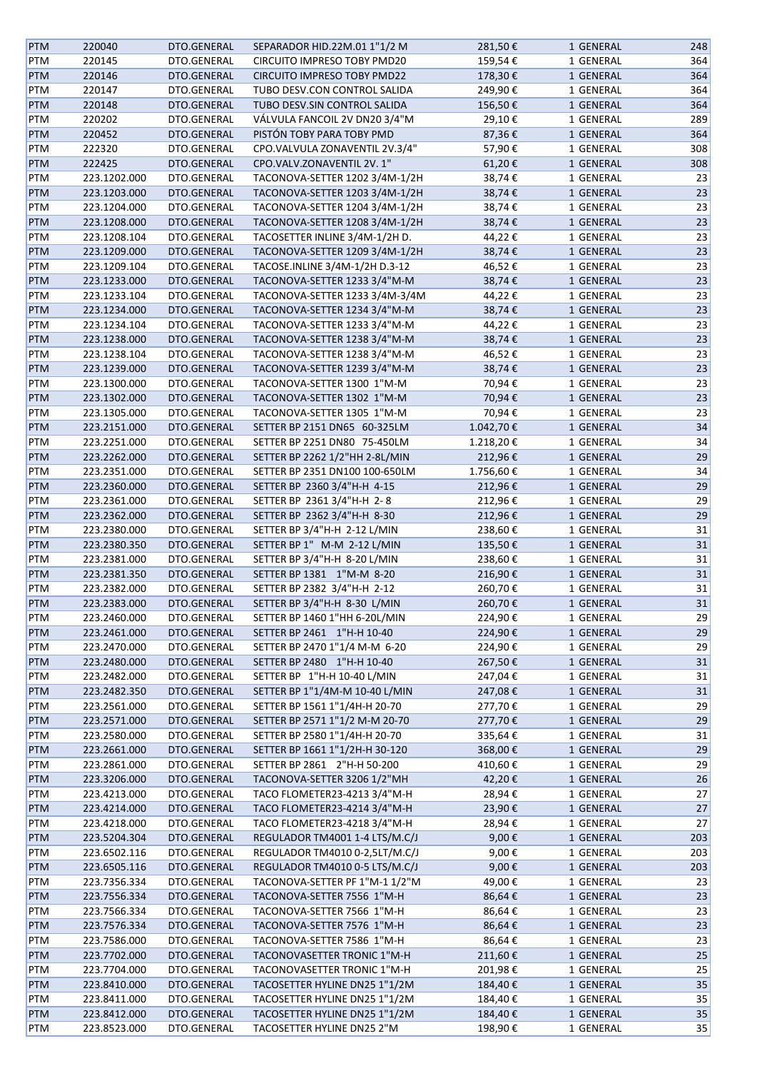| PTM | 220040 | DTO.GENERAL | SEPARADOR HID.22M.01 1"1/2 M | 281,50 € | 1 GENERAL | 248 |
|---|---|---|---|---|---|---|
| PTM | 220145 | DTO.GENERAL | CIRCUITO IMPRESO TOBY PMD20 | 159,54 € | 1 GENERAL | 364 |
| PTM | 220146 | DTO.GENERAL | CIRCUITO IMPRESO TOBY PMD22 | 178,30 € | 1 GENERAL | 364 |
| PTM | 220147 | DTO.GENERAL | TUBO DESV.CON CONTROL SALIDA | 249,90 € | 1 GENERAL | 364 |
| PTM | 220148 | DTO.GENERAL | TUBO DESV.SIN CONTROL SALIDA | 156,50 € | 1 GENERAL | 364 |
| PTM | 220202 | DTO.GENERAL | VÁLVULA FANCOIL 2V DN20 3/4"M | 29,10 € | 1 GENERAL | 289 |
| PTM | 220452 | DTO.GENERAL | PISTÓN TOBY PARA TOBY PMD | 87,36 € | 1 GENERAL | 364 |
| PTM | 222320 | DTO.GENERAL | CPO.VALVULA ZONAVENTIL 2V.3/4" | 57,90 € | 1 GENERAL | 308 |
| PTM | 222425 | DTO.GENERAL | CPO.VALV.ZONAVENTIL 2V. 1" | 61,20 € | 1 GENERAL | 308 |
| PTM | 223.1202.000 | DTO.GENERAL | TACONOVA-SETTER 1202 3/4M-1/2H | 38,74 € | 1 GENERAL | 23 |
| PTM | 223.1203.000 | DTO.GENERAL | TACONOVA-SETTER 1203 3/4M-1/2H | 38,74 € | 1 GENERAL | 23 |
| PTM | 223.1204.000 | DTO.GENERAL | TACONOVA-SETTER 1204 3/4M-1/2H | 38,74 € | 1 GENERAL | 23 |
| PTM | 223.1208.000 | DTO.GENERAL | TACONOVA-SETTER 1208 3/4M-1/2H | 38,74 € | 1 GENERAL | 23 |
| PTM | 223.1208.104 | DTO.GENERAL | TACOSETTER INLINE 3/4M-1/2H D. | 44,22 € | 1 GENERAL | 23 |
| PTM | 223.1209.000 | DTO.GENERAL | TACONOVA-SETTER 1209 3/4M-1/2H | 38,74 € | 1 GENERAL | 23 |
| PTM | 223.1209.104 | DTO.GENERAL | TACOSE.INLINE 3/4M-1/2H D.3-12 | 46,52 € | 1 GENERAL | 23 |
| PTM | 223.1233.000 | DTO.GENERAL | TACONOVA-SETTER 1233 3/4"M-M | 38,74 € | 1 GENERAL | 23 |
| PTM | 223.1233.104 | DTO.GENERAL | TACONOVA-SETTER 1233 3/4M-3/4M | 44,22 € | 1 GENERAL | 23 |
| PTM | 223.1234.000 | DTO.GENERAL | TACONOVA-SETTER 1234 3/4"M-M | 38,74 € | 1 GENERAL | 23 |
| PTM | 223.1234.104 | DTO.GENERAL | TACONOVA-SETTER 1233 3/4"M-M | 44,22 € | 1 GENERAL | 23 |
| PTM | 223.1238.000 | DTO.GENERAL | TACONOVA-SETTER 1238 3/4"M-M | 38,74 € | 1 GENERAL | 23 |
| PTM | 223.1238.104 | DTO.GENERAL | TACONOVA-SETTER 1238 3/4"M-M | 46,52 € | 1 GENERAL | 23 |
| PTM | 223.1239.000 | DTO.GENERAL | TACONOVA-SETTER 1239 3/4"M-M | 38,74 € | 1 GENERAL | 23 |
| PTM | 223.1300.000 | DTO.GENERAL | TACONOVA-SETTER 1300 1"M-M | 70,94 € | 1 GENERAL | 23 |
| PTM | 223.1302.000 | DTO.GENERAL | TACONOVA-SETTER 1302 1"M-M | 70,94 € | 1 GENERAL | 23 |
| PTM | 223.1305.000 | DTO.GENERAL | TACONOVA-SETTER 1305 1"M-M | 70,94 € | 1 GENERAL | 23 |
| PTM | 223.2151.000 | DTO.GENERAL | SETTER BP 2151 DN65 60-325LM | 1.042,70 € | 1 GENERAL | 34 |
| PTM | 223.2251.000 | DTO.GENERAL | SETTER BP 2251 DN80 75-450LM | 1.218,20 € | 1 GENERAL | 34 |
| PTM | 223.2262.000 | DTO.GENERAL | SETTER BP 2262 1/2"HH 2-8L/MIN | 212,96 € | 1 GENERAL | 29 |
| PTM | 223.2351.000 | DTO.GENERAL | SETTER BP 2351 DN100 100-650LM | 1.756,60 € | 1 GENERAL | 34 |
| PTM | 223.2360.000 | DTO.GENERAL | SETTER BP 2360 3/4"H-H 4-15 | 212,96 € | 1 GENERAL | 29 |
| PTM | 223.2361.000 | DTO.GENERAL | SETTER BP 2361 3/4"H-H 2- 8 | 212,96 € | 1 GENERAL | 29 |
| PTM | 223.2362.000 | DTO.GENERAL | SETTER BP 2362 3/4"H-H 8-30 | 212,96 € | 1 GENERAL | 29 |
| PTM | 223.2380.000 | DTO.GENERAL | SETTER BP 3/4"H-H 2-12 L/MIN | 238,60 € | 1 GENERAL | 31 |
| PTM | 223.2380.350 | DTO.GENERAL | SETTER BP 1" M-M 2-12 L/MIN | 135,50 € | 1 GENERAL | 31 |
| PTM | 223.2381.000 | DTO.GENERAL | SETTER BP 3/4"H-H 8-20 L/MIN | 238,60 € | 1 GENERAL | 31 |
| PTM | 223.2381.350 | DTO.GENERAL | SETTER BP 1381 1"M-M 8-20 | 216,90 € | 1 GENERAL | 31 |
| PTM | 223.2382.000 | DTO.GENERAL | SETTER BP 2382 3/4"H-H 2-12 | 260,70 € | 1 GENERAL | 31 |
| PTM | 223.2383.000 | DTO.GENERAL | SETTER BP 3/4"H-H 8-30 L/MIN | 260,70 € | 1 GENERAL | 31 |
| PTM | 223.2460.000 | DTO.GENERAL | SETTER BP 1460 1"HH 6-20L/MIN | 224,90 € | 1 GENERAL | 29 |
| PTM | 223.2461.000 | DTO.GENERAL | SETTER BP 2461 1"H-H 10-40 | 224,90 € | 1 GENERAL | 29 |
| PTM | 223.2470.000 | DTO.GENERAL | SETTER BP 2470 1"1/4 M-M 6-20 | 224,90 € | 1 GENERAL | 29 |
| PTM | 223.2480.000 | DTO.GENERAL | SETTER BP 2480 1"H-H 10-40 | 267,50 € | 1 GENERAL | 31 |
| PTM | 223.2482.000 | DTO.GENERAL | SETTER BP 1"H-H 10-40 L/MIN | 247,04 € | 1 GENERAL | 31 |
| PTM | 223.2482.350 | DTO.GENERAL | SETTER BP 1"1/4M-M 10-40 L/MIN | 247,08 € | 1 GENERAL | 31 |
| PTM | 223.2561.000 | DTO.GENERAL | SETTER BP 1561 1"1/4H-H 20-70 | 277,70 € | 1 GENERAL | 29 |
| PTM | 223.2571.000 | DTO.GENERAL | SETTER BP 2571 1"1/2 M-M 20-70 | 277,70 € | 1 GENERAL | 29 |
| PTM | 223.2580.000 | DTO.GENERAL | SETTER BP 2580 1"1/4H-H 20-70 | 335,64 € | 1 GENERAL | 31 |
| PTM | 223.2661.000 | DTO.GENERAL | SETTER BP 1661 1"1/2H-H 30-120 | 368,00 € | 1 GENERAL | 29 |
| PTM | 223.2861.000 | DTO.GENERAL | SETTER BP 2861 2"H-H 50-200 | 410,60 € | 1 GENERAL | 29 |
| PTM | 223.3206.000 | DTO.GENERAL | TACONOVA-SETTER 3206 1/2"MH | 42,20 € | 1 GENERAL | 26 |
| PTM | 223.4213.000 | DTO.GENERAL | TACO FLOMETER23-4213 3/4"M-H | 28,94 € | 1 GENERAL | 27 |
| PTM | 223.4214.000 | DTO.GENERAL | TACO FLOMETER23-4214 3/4"M-H | 23,90 € | 1 GENERAL | 27 |
| PTM | 223.4218.000 | DTO.GENERAL | TACO FLOMETER23-4218 3/4"M-H | 28,94 € | 1 GENERAL | 27 |
| PTM | 223.5204.304 | DTO.GENERAL | REGULADOR TM4001 1-4 LTS/M.C/J | 9,00 € | 1 GENERAL | 203 |
| PTM | 223.6502.116 | DTO.GENERAL | REGULADOR TM4010 0-2,5LT/M.C/J | 9,00 € | 1 GENERAL | 203 |
| PTM | 223.6505.116 | DTO.GENERAL | REGULADOR TM4010 0-5 LTS/M.C/J | 9,00 € | 1 GENERAL | 203 |
| PTM | 223.7356.334 | DTO.GENERAL | TACONOVA-SETTER PF 1"M-1 1/2"M | 49,00 € | 1 GENERAL | 23 |
| PTM | 223.7556.334 | DTO.GENERAL | TACONOVA-SETTER 7556 1"M-H | 86,64 € | 1 GENERAL | 23 |
| PTM | 223.7566.334 | DTO.GENERAL | TACONOVA-SETTER 7566 1"M-H | 86,64 € | 1 GENERAL | 23 |
| PTM | 223.7576.334 | DTO.GENERAL | TACONOVA-SETTER 7576 1"M-H | 86,64 € | 1 GENERAL | 23 |
| PTM | 223.7586.000 | DTO.GENERAL | TACONOVA-SETTER 7586 1"M-H | 86,64 € | 1 GENERAL | 23 |
| PTM | 223.7702.000 | DTO.GENERAL | TACONOVASETTER TRONIC 1"M-H | 211,60 € | 1 GENERAL | 25 |
| PTM | 223.7704.000 | DTO.GENERAL | TACONOVASETTER TRONIC 1"M-H | 201,98 € | 1 GENERAL | 25 |
| PTM | 223.8410.000 | DTO.GENERAL | TACOSETTER HYLINE DN25 1"1/2M | 184,40 € | 1 GENERAL | 35 |
| PTM | 223.8411.000 | DTO.GENERAL | TACOSETTER HYLINE DN25 1"1/2M | 184,40 € | 1 GENERAL | 35 |
| PTM | 223.8412.000 | DTO.GENERAL | TACOSETTER HYLINE DN25 1"1/2M | 184,40 € | 1 GENERAL | 35 |
| PTM | 223.8523.000 | DTO.GENERAL | TACOSETTER HYLINE DN25 2"M | 198,90 € | 1 GENERAL | 35 |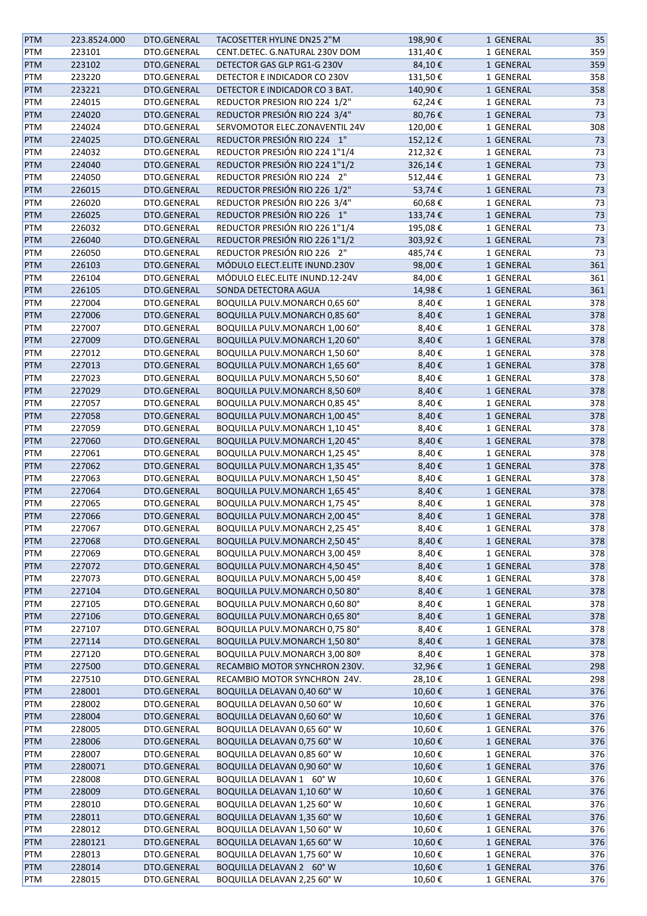| PTM | 223.8524.000 | DTO.GENERAL | TACOSETTER HYLINE DN25 2"M | 198,90 € | 1 GENERAL | 35 |
|---|---|---|---|---|---|---|
| PTM | 223101 | DTO.GENERAL | CENT.DETEC. G.NATURAL 230V DOM | 131,40 € | 1 GENERAL | 359 |
| PTM | 223102 | DTO.GENERAL | DETECTOR GAS GLP RG1-G 230V | 84,10 € | 1 GENERAL | 359 |
| PTM | 223220 | DTO.GENERAL | DETECTOR E INDICADOR CO 230V | 131,50 € | 1 GENERAL | 358 |
| PTM | 223221 | DTO.GENERAL | DETECTOR E INDICADOR CO 3 BAT. | 140,90 € | 1 GENERAL | 358 |
| PTM | 224015 | DTO.GENERAL | REDUCTOR PRESION RIO 224 1/2" | 62,24 € | 1 GENERAL | 73 |
| PTM | 224020 | DTO.GENERAL | REDUCTOR PRESIÓN RIO 224 3/4" | 80,76 € | 1 GENERAL | 73 |
| PTM | 224024 | DTO.GENERAL | SERVOMOTOR ELEC.ZONAVENTIL 24V | 120,00 € | 1 GENERAL | 308 |
| PTM | 224025 | DTO.GENERAL | REDUCTOR PRESIÓN RIO 224 1" | 152,12 € | 1 GENERAL | 73 |
| PTM | 224032 | DTO.GENERAL | REDUCTOR PRESIÓN RIO 224 1"1/4 | 212,32 € | 1 GENERAL | 73 |
| PTM | 224040 | DTO.GENERAL | REDUCTOR PRESIÓN RIO 224 1"1/2 | 326,14 € | 1 GENERAL | 73 |
| PTM | 224050 | DTO.GENERAL | REDUCTOR PRESIÓN RIO 224 2" | 512,44 € | 1 GENERAL | 73 |
| PTM | 226015 | DTO.GENERAL | REDUCTOR PRESIÓN RIO 226 1/2" | 53,74 € | 1 GENERAL | 73 |
| PTM | 226020 | DTO.GENERAL | REDUCTOR PRESIÓN RIO 226 3/4" | 60,68 € | 1 GENERAL | 73 |
| PTM | 226025 | DTO.GENERAL | REDUCTOR PRESIÓN RIO 226 1" | 133,74 € | 1 GENERAL | 73 |
| PTM | 226032 | DTO.GENERAL | REDUCTOR PRESIÓN RIO 226 1"1/4 | 195,08 € | 1 GENERAL | 73 |
| PTM | 226040 | DTO.GENERAL | REDUCTOR PRESIÓN RIO 226 1"1/2 | 303,92 € | 1 GENERAL | 73 |
| PTM | 226050 | DTO.GENERAL | REDUCTOR PRESIÓN RIO 226 2" | 485,74 € | 1 GENERAL | 73 |
| PTM | 226103 | DTO.GENERAL | MÓDULO ELECT.ELITE INUND.230V | 98,00 € | 1 GENERAL | 361 |
| PTM | 226104 | DTO.GENERAL | MÓDULO ELEC.ELITE INUND.12-24V | 84,00 € | 1 GENERAL | 361 |
| PTM | 226105 | DTO.GENERAL | SONDA DETECTORA AGUA | 14,98 € | 1 GENERAL | 361 |
| PTM | 227004 | DTO.GENERAL | BOQUILLA PULV.MONARCH 0,65 60° | 8,40 € | 1 GENERAL | 378 |
| PTM | 227006 | DTO.GENERAL | BOQUILLA PULV.MONARCH 0,85 60° | 8,40 € | 1 GENERAL | 378 |
| PTM | 227007 | DTO.GENERAL | BOQUILLA PULV.MONARCH 1,00 60° | 8,40 € | 1 GENERAL | 378 |
| PTM | 227009 | DTO.GENERAL | BOQUILLA PULV.MONARCH 1,20 60° | 8,40 € | 1 GENERAL | 378 |
| PTM | 227012 | DTO.GENERAL | BOQUILLA PULV.MONARCH 1,50 60° | 8,40 € | 1 GENERAL | 378 |
| PTM | 227013 | DTO.GENERAL | BOQUILLA PULV.MONARCH 1,65 60° | 8,40 € | 1 GENERAL | 378 |
| PTM | 227023 | DTO.GENERAL | BOQUILLA PULV.MONARCH 5,50 60° | 8,40 € | 1 GENERAL | 378 |
| PTM | 227029 | DTO.GENERAL | BOQUILLA PULV.MONARCH 8,50 60º | 8,40 € | 1 GENERAL | 378 |
| PTM | 227057 | DTO.GENERAL | BOQUILLA PULV.MONARCH 0,85 45° | 8,40 € | 1 GENERAL | 378 |
| PTM | 227058 | DTO.GENERAL | BOQUILLA PULV.MONARCH 1,00 45° | 8,40 € | 1 GENERAL | 378 |
| PTM | 227059 | DTO.GENERAL | BOQUILLA PULV.MONARCH 1,10 45° | 8,40 € | 1 GENERAL | 378 |
| PTM | 227060 | DTO.GENERAL | BOQUILLA PULV.MONARCH 1,20 45° | 8,40 € | 1 GENERAL | 378 |
| PTM | 227061 | DTO.GENERAL | BOQUILLA PULV.MONARCH 1,25 45° | 8,40 € | 1 GENERAL | 378 |
| PTM | 227062 | DTO.GENERAL | BOQUILLA PULV.MONARCH 1,35 45° | 8,40 € | 1 GENERAL | 378 |
| PTM | 227063 | DTO.GENERAL | BOQUILLA PULV.MONARCH 1,50 45° | 8,40 € | 1 GENERAL | 378 |
| PTM | 227064 | DTO.GENERAL | BOQUILLA PULV.MONARCH 1,65 45° | 8,40 € | 1 GENERAL | 378 |
| PTM | 227065 | DTO.GENERAL | BOQUILLA PULV.MONARCH 1,75 45° | 8,40 € | 1 GENERAL | 378 |
| PTM | 227066 | DTO.GENERAL | BOQUILLA PULV.MONARCH 2,00 45° | 8,40 € | 1 GENERAL | 378 |
| PTM | 227067 | DTO.GENERAL | BOQUILLA PULV.MONARCH 2,25 45° | 8,40 € | 1 GENERAL | 378 |
| PTM | 227068 | DTO.GENERAL | BOQUILLA PULV.MONARCH 2,50 45° | 8,40 € | 1 GENERAL | 378 |
| PTM | 227069 | DTO.GENERAL | BOQUILLA PULV.MONARCH 3,00 45º | 8,40 € | 1 GENERAL | 378 |
| PTM | 227072 | DTO.GENERAL | BOQUILLA PULV.MONARCH 4,50 45° | 8,40 € | 1 GENERAL | 378 |
| PTM | 227073 | DTO.GENERAL | BOQUILLA PULV.MONARCH 5,00 45º | 8,40 € | 1 GENERAL | 378 |
| PTM | 227104 | DTO.GENERAL | BOQUILLA PULV.MONARCH 0,50 80° | 8,40 € | 1 GENERAL | 378 |
| PTM | 227105 | DTO.GENERAL | BOQUILLA PULV.MONARCH 0,60 80° | 8,40 € | 1 GENERAL | 378 |
| PTM | 227106 | DTO.GENERAL | BOQUILLA PULV.MONARCH 0,65 80° | 8,40 € | 1 GENERAL | 378 |
| PTM | 227107 | DTO.GENERAL | BOQUILLA PULV.MONARCH 0,75 80° | 8,40 € | 1 GENERAL | 378 |
| PTM | 227114 | DTO.GENERAL | BOQUILLA PULV.MONARCH 1,50 80° | 8,40 € | 1 GENERAL | 378 |
| PTM | 227120 | DTO.GENERAL | BOQUILLA PULV.MONARCH 3,00 80º | 8,40 € | 1 GENERAL | 378 |
| PTM | 227500 | DTO.GENERAL | RECAMBIO MOTOR SYNCHRON 230V. | 32,96 € | 1 GENERAL | 298 |
| PTM | 227510 | DTO.GENERAL | RECAMBIO MOTOR SYNCHRON 24V. | 28,10 € | 1 GENERAL | 298 |
| PTM | 228001 | DTO.GENERAL | BOQUILLA DELAVAN 0,40 60° W | 10,60 € | 1 GENERAL | 376 |
| PTM | 228002 | DTO.GENERAL | BOQUILLA DELAVAN 0,50 60° W | 10,60 € | 1 GENERAL | 376 |
| PTM | 228004 | DTO.GENERAL | BOQUILLA DELAVAN 0,60 60° W | 10,60 € | 1 GENERAL | 376 |
| PTM | 228005 | DTO.GENERAL | BOQUILLA DELAVAN 0,65 60° W | 10,60 € | 1 GENERAL | 376 |
| PTM | 228006 | DTO.GENERAL | BOQUILLA DELAVAN 0,75 60° W | 10,60 € | 1 GENERAL | 376 |
| PTM | 228007 | DTO.GENERAL | BOQUILLA DELAVAN 0,85 60° W | 10,60 € | 1 GENERAL | 376 |
| PTM | 2280071 | DTO.GENERAL | BOQUILLA DELAVAN 0,90 60° W | 10,60 € | 1 GENERAL | 376 |
| PTM | 228008 | DTO.GENERAL | BOQUILLA DELAVAN 1 60° W | 10,60 € | 1 GENERAL | 376 |
| PTM | 228009 | DTO.GENERAL | BOQUILLA DELAVAN 1,10 60° W | 10,60 € | 1 GENERAL | 376 |
| PTM | 228010 | DTO.GENERAL | BOQUILLA DELAVAN 1,25 60° W | 10,60 € | 1 GENERAL | 376 |
| PTM | 228011 | DTO.GENERAL | BOQUILLA DELAVAN 1,35 60° W | 10,60 € | 1 GENERAL | 376 |
| PTM | 228012 | DTO.GENERAL | BOQUILLA DELAVAN 1,50 60° W | 10,60 € | 1 GENERAL | 376 |
| PTM | 2280121 | DTO.GENERAL | BOQUILLA DELAVAN 1,65 60° W | 10,60 € | 1 GENERAL | 376 |
| PTM | 228013 | DTO.GENERAL | BOQUILLA DELAVAN 1,75 60° W | 10,60 € | 1 GENERAL | 376 |
| PTM | 228014 | DTO.GENERAL | BOQUILLA DELAVAN 2 60° W | 10,60 € | 1 GENERAL | 376 |
| PTM | 228015 | DTO.GENERAL | BOQUILLA DELAVAN 2,25 60° W | 10,60 € | 1 GENERAL | 376 |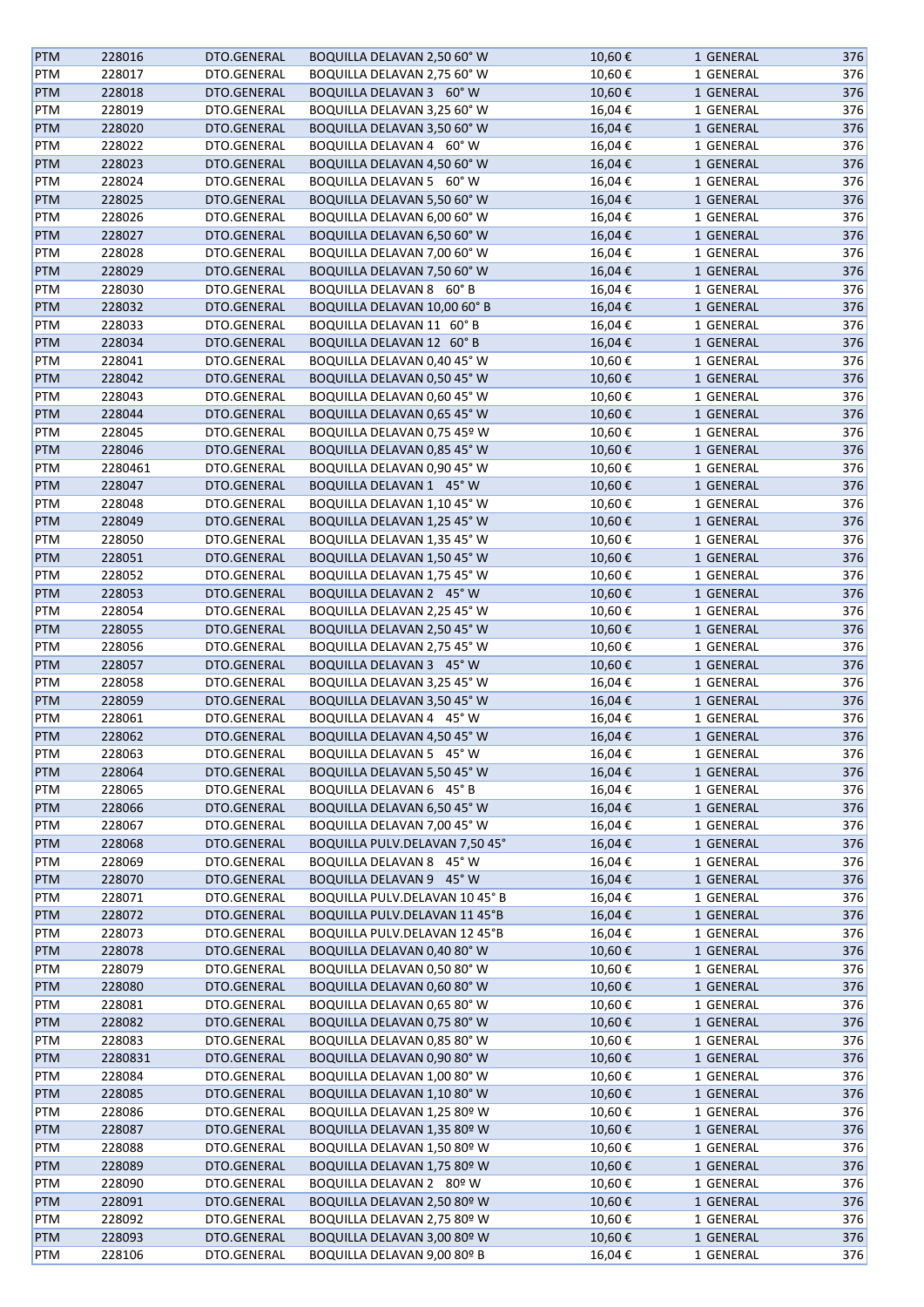| | | | | | | |
|---|---|---|---|---|---|---|
| PTM | 228016 | DTO.GENERAL | BOQUILLA DELAVAN 2,50 60° W | 10,60 € | 1 GENERAL | 376 |
| PTM | 228017 | DTO.GENERAL | BOQUILLA DELAVAN 2,75 60° W | 10,60 € | 1 GENERAL | 376 |
| PTM | 228018 | DTO.GENERAL | BOQUILLA DELAVAN 3 60° W | 10,60 € | 1 GENERAL | 376 |
| PTM | 228019 | DTO.GENERAL | BOQUILLA DELAVAN 3,25 60° W | 16,04 € | 1 GENERAL | 376 |
| PTM | 228020 | DTO.GENERAL | BOQUILLA DELAVAN 3,50 60° W | 16,04 € | 1 GENERAL | 376 |
| PTM | 228022 | DTO.GENERAL | BOQUILLA DELAVAN 4 60° W | 16,04 € | 1 GENERAL | 376 |
| PTM | 228023 | DTO.GENERAL | BOQUILLA DELAVAN 4,50 60° W | 16,04 € | 1 GENERAL | 376 |
| PTM | 228024 | DTO.GENERAL | BOQUILLA DELAVAN 5 60° W | 16,04 € | 1 GENERAL | 376 |
| PTM | 228025 | DTO.GENERAL | BOQUILLA DELAVAN 5,50 60° W | 16,04 € | 1 GENERAL | 376 |
| PTM | 228026 | DTO.GENERAL | BOQUILLA DELAVAN 6,00 60° W | 16,04 € | 1 GENERAL | 376 |
| PTM | 228027 | DTO.GENERAL | BOQUILLA DELAVAN 6,50 60° W | 16,04 € | 1 GENERAL | 376 |
| PTM | 228028 | DTO.GENERAL | BOQUILLA DELAVAN 7,00 60° W | 16,04 € | 1 GENERAL | 376 |
| PTM | 228029 | DTO.GENERAL | BOQUILLA DELAVAN 7,50 60° W | 16,04 € | 1 GENERAL | 376 |
| PTM | 228030 | DTO.GENERAL | BOQUILLA DELAVAN 8 60° B | 16,04 € | 1 GENERAL | 376 |
| PTM | 228032 | DTO.GENERAL | BOQUILLA DELAVAN 10,00 60° B | 16,04 € | 1 GENERAL | 376 |
| PTM | 228033 | DTO.GENERAL | BOQUILLA DELAVAN 11 60° B | 16,04 € | 1 GENERAL | 376 |
| PTM | 228034 | DTO.GENERAL | BOQUILLA DELAVAN 12 60° B | 16,04 € | 1 GENERAL | 376 |
| PTM | 228041 | DTO.GENERAL | BOQUILLA DELAVAN 0,40 45° W | 10,60 € | 1 GENERAL | 376 |
| PTM | 228042 | DTO.GENERAL | BOQUILLA DELAVAN 0,50 45° W | 10,60 € | 1 GENERAL | 376 |
| PTM | 228043 | DTO.GENERAL | BOQUILLA DELAVAN 0,60 45° W | 10,60 € | 1 GENERAL | 376 |
| PTM | 228044 | DTO.GENERAL | BOQUILLA DELAVAN 0,65 45° W | 10,60 € | 1 GENERAL | 376 |
| PTM | 228045 | DTO.GENERAL | BOQUILLA DELAVAN 0,75 45º W | 10,60 € | 1 GENERAL | 376 |
| PTM | 228046 | DTO.GENERAL | BOQUILLA DELAVAN 0,85 45° W | 10,60 € | 1 GENERAL | 376 |
| PTM | 2280461 | DTO.GENERAL | BOQUILLA DELAVAN 0,90 45° W | 10,60 € | 1 GENERAL | 376 |
| PTM | 228047 | DTO.GENERAL | BOQUILLA DELAVAN 1 45° W | 10,60 € | 1 GENERAL | 376 |
| PTM | 228048 | DTO.GENERAL | BOQUILLA DELAVAN 1,10 45° W | 10,60 € | 1 GENERAL | 376 |
| PTM | 228049 | DTO.GENERAL | BOQUILLA DELAVAN 1,25 45° W | 10,60 € | 1 GENERAL | 376 |
| PTM | 228050 | DTO.GENERAL | BOQUILLA DELAVAN 1,35 45° W | 10,60 € | 1 GENERAL | 376 |
| PTM | 228051 | DTO.GENERAL | BOQUILLA DELAVAN 1,50 45° W | 10,60 € | 1 GENERAL | 376 |
| PTM | 228052 | DTO.GENERAL | BOQUILLA DELAVAN 1,75 45° W | 10,60 € | 1 GENERAL | 376 |
| PTM | 228053 | DTO.GENERAL | BOQUILLA DELAVAN 2 45° W | 10,60 € | 1 GENERAL | 376 |
| PTM | 228054 | DTO.GENERAL | BOQUILLA DELAVAN 2,25 45° W | 10,60 € | 1 GENERAL | 376 |
| PTM | 228055 | DTO.GENERAL | BOQUILLA DELAVAN 2,50 45° W | 10,60 € | 1 GENERAL | 376 |
| PTM | 228056 | DTO.GENERAL | BOQUILLA DELAVAN 2,75 45° W | 10,60 € | 1 GENERAL | 376 |
| PTM | 228057 | DTO.GENERAL | BOQUILLA DELAVAN 3 45° W | 10,60 € | 1 GENERAL | 376 |
| PTM | 228058 | DTO.GENERAL | BOQUILLA DELAVAN 3,25 45° W | 16,04 € | 1 GENERAL | 376 |
| PTM | 228059 | DTO.GENERAL | BOQUILLA DELAVAN 3,50 45° W | 16,04 € | 1 GENERAL | 376 |
| PTM | 228061 | DTO.GENERAL | BOQUILLA DELAVAN 4 45° W | 16,04 € | 1 GENERAL | 376 |
| PTM | 228062 | DTO.GENERAL | BOQUILLA DELAVAN 4,50 45° W | 16,04 € | 1 GENERAL | 376 |
| PTM | 228063 | DTO.GENERAL | BOQUILLA DELAVAN 5 45° W | 16,04 € | 1 GENERAL | 376 |
| PTM | 228064 | DTO.GENERAL | BOQUILLA DELAVAN 5,50 45° W | 16,04 € | 1 GENERAL | 376 |
| PTM | 228065 | DTO.GENERAL | BOQUILLA DELAVAN 6 45° B | 16,04 € | 1 GENERAL | 376 |
| PTM | 228066 | DTO.GENERAL | BOQUILLA DELAVAN 6,50 45° W | 16,04 € | 1 GENERAL | 376 |
| PTM | 228067 | DTO.GENERAL | BOQUILLA DELAVAN 7,00 45° W | 16,04 € | 1 GENERAL | 376 |
| PTM | 228068 | DTO.GENERAL | BOQUILLA PULV.DELAVAN 7,50 45° | 16,04 € | 1 GENERAL | 376 |
| PTM | 228069 | DTO.GENERAL | BOQUILLA DELAVAN 8 45° W | 16,04 € | 1 GENERAL | 376 |
| PTM | 228070 | DTO.GENERAL | BOQUILLA DELAVAN 9 45° W | 16,04 € | 1 GENERAL | 376 |
| PTM | 228071 | DTO.GENERAL | BOQUILLA PULV.DELAVAN 10 45° B | 16,04 € | 1 GENERAL | 376 |
| PTM | 228072 | DTO.GENERAL | BOQUILLA PULV.DELAVAN 11 45°B | 16,04 € | 1 GENERAL | 376 |
| PTM | 228073 | DTO.GENERAL | BOQUILLA PULV.DELAVAN 12 45°B | 16,04 € | 1 GENERAL | 376 |
| PTM | 228078 | DTO.GENERAL | BOQUILLA DELAVAN 0,40 80° W | 10,60 € | 1 GENERAL | 376 |
| PTM | 228079 | DTO.GENERAL | BOQUILLA DELAVAN 0,50 80° W | 10,60 € | 1 GENERAL | 376 |
| PTM | 228080 | DTO.GENERAL | BOQUILLA DELAVAN 0,60 80° W | 10,60 € | 1 GENERAL | 376 |
| PTM | 228081 | DTO.GENERAL | BOQUILLA DELAVAN 0,65 80° W | 10,60 € | 1 GENERAL | 376 |
| PTM | 228082 | DTO.GENERAL | BOQUILLA DELAVAN 0,75 80° W | 10,60 € | 1 GENERAL | 376 |
| PTM | 228083 | DTO.GENERAL | BOQUILLA DELAVAN 0,85 80° W | 10,60 € | 1 GENERAL | 376 |
| PTM | 2280831 | DTO.GENERAL | BOQUILLA DELAVAN 0,90 80° W | 10,60 € | 1 GENERAL | 376 |
| PTM | 228084 | DTO.GENERAL | BOQUILLA DELAVAN 1,00 80° W | 10,60 € | 1 GENERAL | 376 |
| PTM | 228085 | DTO.GENERAL | BOQUILLA DELAVAN 1,10 80° W | 10,60 € | 1 GENERAL | 376 |
| PTM | 228086 | DTO.GENERAL | BOQUILLA DELAVAN 1,25 80º W | 10,60 € | 1 GENERAL | 376 |
| PTM | 228087 | DTO.GENERAL | BOQUILLA DELAVAN 1,35 80º W | 10,60 € | 1 GENERAL | 376 |
| PTM | 228088 | DTO.GENERAL | BOQUILLA DELAVAN 1,50 80º W | 10,60 € | 1 GENERAL | 376 |
| PTM | 228089 | DTO.GENERAL | BOQUILLA DELAVAN 1,75 80º W | 10,60 € | 1 GENERAL | 376 |
| PTM | 228090 | DTO.GENERAL | BOQUILLA DELAVAN 2 80º W | 10,60 € | 1 GENERAL | 376 |
| PTM | 228091 | DTO.GENERAL | BOQUILLA DELAVAN 2,50 80º W | 10,60 € | 1 GENERAL | 376 |
| PTM | 228092 | DTO.GENERAL | BOQUILLA DELAVAN 2,75 80º W | 10,60 € | 1 GENERAL | 376 |
| PTM | 228093 | DTO.GENERAL | BOQUILLA DELAVAN 3,00 80º W | 10,60 € | 1 GENERAL | 376 |
| PTM | 228106 | DTO.GENERAL | BOQUILLA DELAVAN 9,00 80º B | 16,04 € | 1 GENERAL | 376 |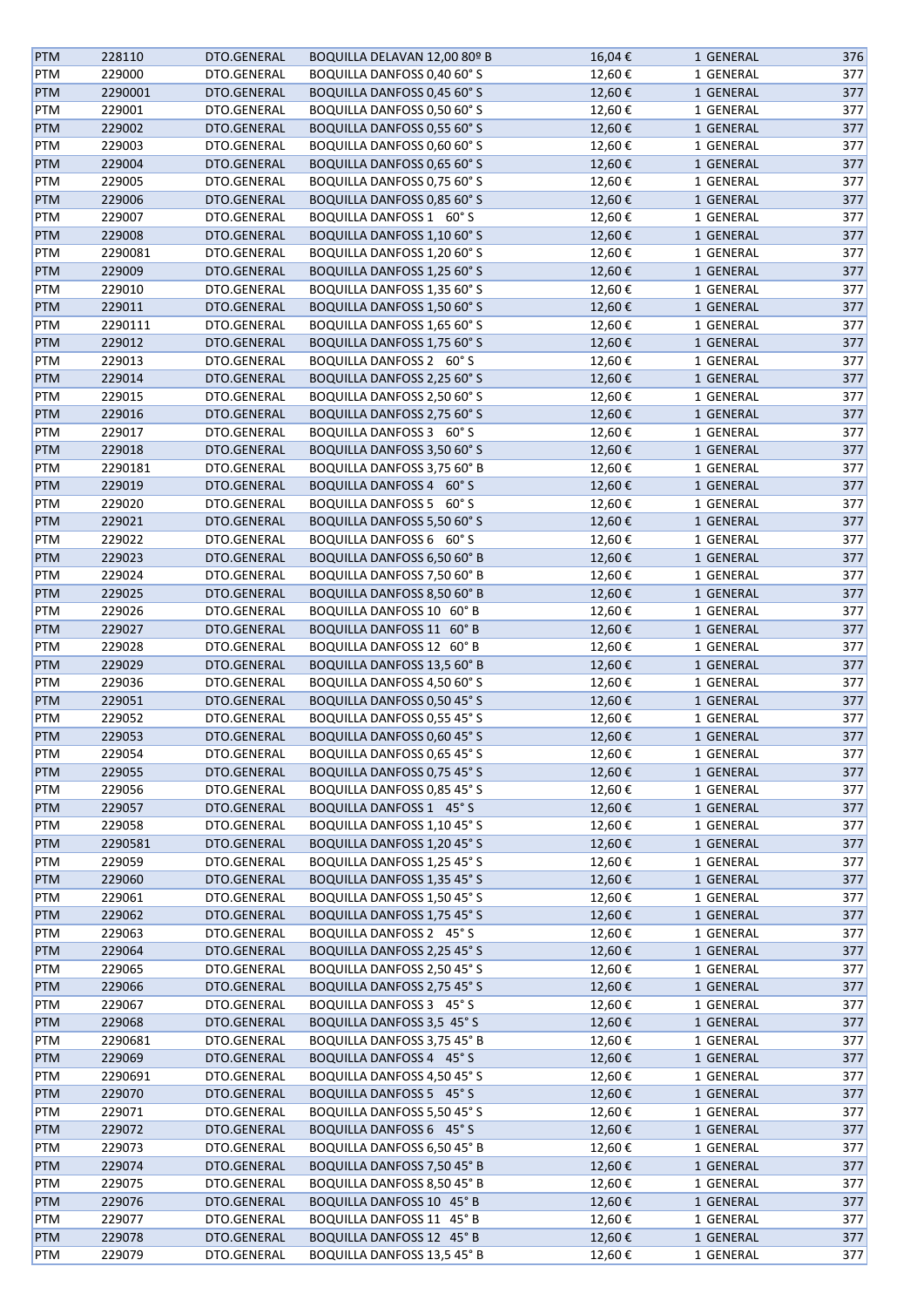| PTM | 228110 | DTO.GENERAL | BOQUILLA DELAVAN 12,00 80º B | 16,04 € | 1 GENERAL | 376 |
|---|---|---|---|---|---|---|
| PTM | 229000 | DTO.GENERAL | BOQUILLA DANFOSS 0,40 60° S | 12,60 € | 1 GENERAL | 377 |
| PTM | 2290001 | DTO.GENERAL | BOQUILLA DANFOSS 0,45 60° S | 12,60 € | 1 GENERAL | 377 |
| PTM | 229001 | DTO.GENERAL | BOQUILLA DANFOSS 0,50 60° S | 12,60 € | 1 GENERAL | 377 |
| PTM | 229002 | DTO.GENERAL | BOQUILLA DANFOSS 0,55 60° S | 12,60 € | 1 GENERAL | 377 |
| PTM | 229003 | DTO.GENERAL | BOQUILLA DANFOSS 0,60 60° S | 12,60 € | 1 GENERAL | 377 |
| PTM | 229004 | DTO.GENERAL | BOQUILLA DANFOSS 0,65 60° S | 12,60 € | 1 GENERAL | 377 |
| PTM | 229005 | DTO.GENERAL | BOQUILLA DANFOSS 0,75 60° S | 12,60 € | 1 GENERAL | 377 |
| PTM | 229006 | DTO.GENERAL | BOQUILLA DANFOSS 0,85 60° S | 12,60 € | 1 GENERAL | 377 |
| PTM | 229007 | DTO.GENERAL | BOQUILLA DANFOSS 1 60° S | 12,60 € | 1 GENERAL | 377 |
| PTM | 229008 | DTO.GENERAL | BOQUILLA DANFOSS 1,10 60° S | 12,60 € | 1 GENERAL | 377 |
| PTM | 2290081 | DTO.GENERAL | BOQUILLA DANFOSS 1,20 60° S | 12,60 € | 1 GENERAL | 377 |
| PTM | 229009 | DTO.GENERAL | BOQUILLA DANFOSS 1,25 60° S | 12,60 € | 1 GENERAL | 377 |
| PTM | 229010 | DTO.GENERAL | BOQUILLA DANFOSS 1,35 60° S | 12,60 € | 1 GENERAL | 377 |
| PTM | 229011 | DTO.GENERAL | BOQUILLA DANFOSS 1,50 60° S | 12,60 € | 1 GENERAL | 377 |
| PTM | 2290111 | DTO.GENERAL | BOQUILLA DANFOSS 1,65 60° S | 12,60 € | 1 GENERAL | 377 |
| PTM | 229012 | DTO.GENERAL | BOQUILLA DANFOSS 1,75 60° S | 12,60 € | 1 GENERAL | 377 |
| PTM | 229013 | DTO.GENERAL | BOQUILLA DANFOSS 2 60° S | 12,60 € | 1 GENERAL | 377 |
| PTM | 229014 | DTO.GENERAL | BOQUILLA DANFOSS 2,25 60° S | 12,60 € | 1 GENERAL | 377 |
| PTM | 229015 | DTO.GENERAL | BOQUILLA DANFOSS 2,50 60° S | 12,60 € | 1 GENERAL | 377 |
| PTM | 229016 | DTO.GENERAL | BOQUILLA DANFOSS 2,75 60° S | 12,60 € | 1 GENERAL | 377 |
| PTM | 229017 | DTO.GENERAL | BOQUILLA DANFOSS 3 60° S | 12,60 € | 1 GENERAL | 377 |
| PTM | 229018 | DTO.GENERAL | BOQUILLA DANFOSS 3,50 60° S | 12,60 € | 1 GENERAL | 377 |
| PTM | 2290181 | DTO.GENERAL | BOQUILLA DANFOSS 3,75 60° B | 12,60 € | 1 GENERAL | 377 |
| PTM | 229019 | DTO.GENERAL | BOQUILLA DANFOSS 4 60° S | 12,60 € | 1 GENERAL | 377 |
| PTM | 229020 | DTO.GENERAL | BOQUILLA DANFOSS 5 60° S | 12,60 € | 1 GENERAL | 377 |
| PTM | 229021 | DTO.GENERAL | BOQUILLA DANFOSS 5,50 60° S | 12,60 € | 1 GENERAL | 377 |
| PTM | 229022 | DTO.GENERAL | BOQUILLA DANFOSS 6 60° S | 12,60 € | 1 GENERAL | 377 |
| PTM | 229023 | DTO.GENERAL | BOQUILLA DANFOSS 6,50 60° B | 12,60 € | 1 GENERAL | 377 |
| PTM | 229024 | DTO.GENERAL | BOQUILLA DANFOSS 7,50 60° B | 12,60 € | 1 GENERAL | 377 |
| PTM | 229025 | DTO.GENERAL | BOQUILLA DANFOSS 8,50 60° B | 12,60 € | 1 GENERAL | 377 |
| PTM | 229026 | DTO.GENERAL | BOQUILLA DANFOSS 10 60° B | 12,60 € | 1 GENERAL | 377 |
| PTM | 229027 | DTO.GENERAL | BOQUILLA DANFOSS 11 60° B | 12,60 € | 1 GENERAL | 377 |
| PTM | 229028 | DTO.GENERAL | BOQUILLA DANFOSS 12 60° B | 12,60 € | 1 GENERAL | 377 |
| PTM | 229029 | DTO.GENERAL | BOQUILLA DANFOSS 13,5 60° B | 12,60 € | 1 GENERAL | 377 |
| PTM | 229036 | DTO.GENERAL | BOQUILLA DANFOSS 4,50 60° S | 12,60 € | 1 GENERAL | 377 |
| PTM | 229051 | DTO.GENERAL | BOQUILLA DANFOSS 0,50 45° S | 12,60 € | 1 GENERAL | 377 |
| PTM | 229052 | DTO.GENERAL | BOQUILLA DANFOSS 0,55 45° S | 12,60 € | 1 GENERAL | 377 |
| PTM | 229053 | DTO.GENERAL | BOQUILLA DANFOSS 0,60 45° S | 12,60 € | 1 GENERAL | 377 |
| PTM | 229054 | DTO.GENERAL | BOQUILLA DANFOSS 0,65 45° S | 12,60 € | 1 GENERAL | 377 |
| PTM | 229055 | DTO.GENERAL | BOQUILLA DANFOSS 0,75 45° S | 12,60 € | 1 GENERAL | 377 |
| PTM | 229056 | DTO.GENERAL | BOQUILLA DANFOSS 0,85 45° S | 12,60 € | 1 GENERAL | 377 |
| PTM | 229057 | DTO.GENERAL | BOQUILLA DANFOSS 1 45° S | 12,60 € | 1 GENERAL | 377 |
| PTM | 229058 | DTO.GENERAL | BOQUILLA DANFOSS 1,10 45° S | 12,60 € | 1 GENERAL | 377 |
| PTM | 2290581 | DTO.GENERAL | BOQUILLA DANFOSS 1,20 45° S | 12,60 € | 1 GENERAL | 377 |
| PTM | 229059 | DTO.GENERAL | BOQUILLA DANFOSS 1,25 45° S | 12,60 € | 1 GENERAL | 377 |
| PTM | 229060 | DTO.GENERAL | BOQUILLA DANFOSS 1,35 45° S | 12,60 € | 1 GENERAL | 377 |
| PTM | 229061 | DTO.GENERAL | BOQUILLA DANFOSS 1,50 45° S | 12,60 € | 1 GENERAL | 377 |
| PTM | 229062 | DTO.GENERAL | BOQUILLA DANFOSS 1,75 45° S | 12,60 € | 1 GENERAL | 377 |
| PTM | 229063 | DTO.GENERAL | BOQUILLA DANFOSS 2 45° S | 12,60 € | 1 GENERAL | 377 |
| PTM | 229064 | DTO.GENERAL | BOQUILLA DANFOSS 2,25 45° S | 12,60 € | 1 GENERAL | 377 |
| PTM | 229065 | DTO.GENERAL | BOQUILLA DANFOSS 2,50 45° S | 12,60 € | 1 GENERAL | 377 |
| PTM | 229066 | DTO.GENERAL | BOQUILLA DANFOSS 2,75 45° S | 12,60 € | 1 GENERAL | 377 |
| PTM | 229067 | DTO.GENERAL | BOQUILLA DANFOSS 3 45° S | 12,60 € | 1 GENERAL | 377 |
| PTM | 229068 | DTO.GENERAL | BOQUILLA DANFOSS 3,5 45° S | 12,60 € | 1 GENERAL | 377 |
| PTM | 2290681 | DTO.GENERAL | BOQUILLA DANFOSS 3,75 45° B | 12,60 € | 1 GENERAL | 377 |
| PTM | 229069 | DTO.GENERAL | BOQUILLA DANFOSS 4 45° S | 12,60 € | 1 GENERAL | 377 |
| PTM | 2290691 | DTO.GENERAL | BOQUILLA DANFOSS 4,50 45° S | 12,60 € | 1 GENERAL | 377 |
| PTM | 229070 | DTO.GENERAL | BOQUILLA DANFOSS 5 45° S | 12,60 € | 1 GENERAL | 377 |
| PTM | 229071 | DTO.GENERAL | BOQUILLA DANFOSS 5,50 45° S | 12,60 € | 1 GENERAL | 377 |
| PTM | 229072 | DTO.GENERAL | BOQUILLA DANFOSS 6 45° S | 12,60 € | 1 GENERAL | 377 |
| PTM | 229073 | DTO.GENERAL | BOQUILLA DANFOSS 6,50 45° B | 12,60 € | 1 GENERAL | 377 |
| PTM | 229074 | DTO.GENERAL | BOQUILLA DANFOSS 7,50 45° B | 12,60 € | 1 GENERAL | 377 |
| PTM | 229075 | DTO.GENERAL | BOQUILLA DANFOSS 8,50 45° B | 12,60 € | 1 GENERAL | 377 |
| PTM | 229076 | DTO.GENERAL | BOQUILLA DANFOSS 10 45° B | 12,60 € | 1 GENERAL | 377 |
| PTM | 229077 | DTO.GENERAL | BOQUILLA DANFOSS 11 45° B | 12,60 € | 1 GENERAL | 377 |
| PTM | 229078 | DTO.GENERAL | BOQUILLA DANFOSS 12 45° B | 12,60 € | 1 GENERAL | 377 |
| PTM | 229079 | DTO.GENERAL | BOQUILLA DANFOSS 13,5 45° B | 12,60 € | 1 GENERAL | 377 |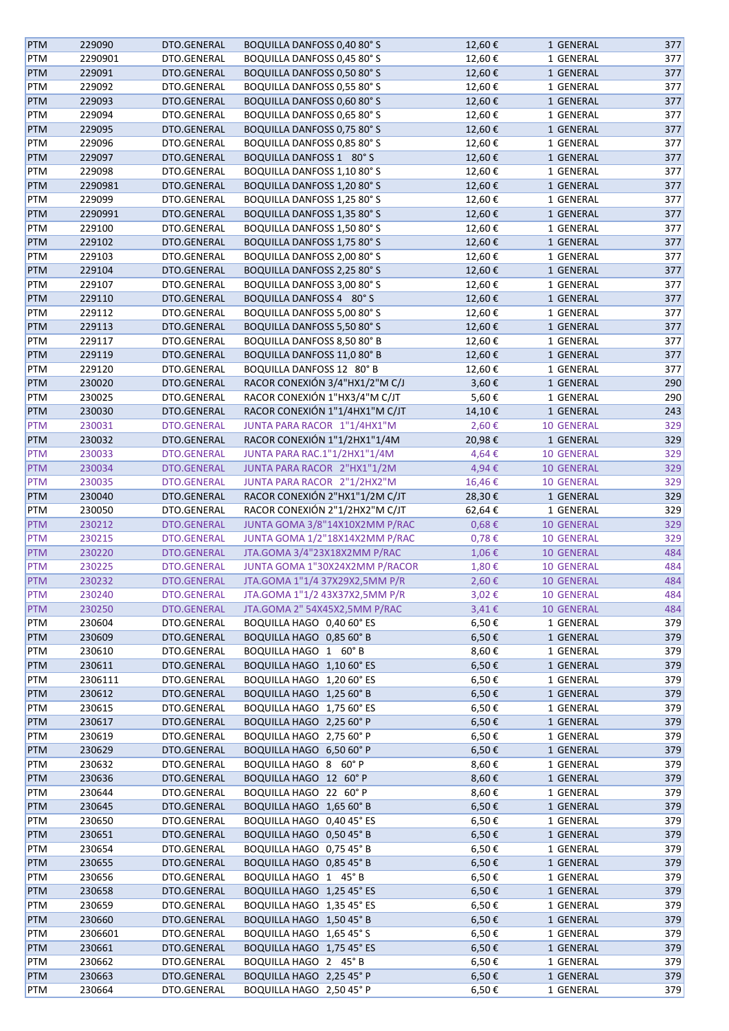| | | | | | | |
|---|---|---|---|---|---|---|
| PTM | 229090 | DTO.GENERAL | BOQUILLA DANFOSS 0,40 80° S | 12,60 € | 1 GENERAL | 377 |
| PTM | 2290901 | DTO.GENERAL | BOQUILLA DANFOSS 0,45 80° S | 12,60 € | 1 GENERAL | 377 |
| PTM | 229091 | DTO.GENERAL | BOQUILLA DANFOSS 0,50 80° S | 12,60 € | 1 GENERAL | 377 |
| PTM | 229092 | DTO.GENERAL | BOQUILLA DANFOSS 0,55 80° S | 12,60 € | 1 GENERAL | 377 |
| PTM | 229093 | DTO.GENERAL | BOQUILLA DANFOSS 0,60 80° S | 12,60 € | 1 GENERAL | 377 |
| PTM | 229094 | DTO.GENERAL | BOQUILLA DANFOSS 0,65 80° S | 12,60 € | 1 GENERAL | 377 |
| PTM | 229095 | DTO.GENERAL | BOQUILLA DANFOSS 0,75 80° S | 12,60 € | 1 GENERAL | 377 |
| PTM | 229096 | DTO.GENERAL | BOQUILLA DANFOSS 0,85 80° S | 12,60 € | 1 GENERAL | 377 |
| PTM | 229097 | DTO.GENERAL | BOQUILLA DANFOSS 1 80° S | 12,60 € | 1 GENERAL | 377 |
| PTM | 229098 | DTO.GENERAL | BOQUILLA DANFOSS 1,10 80° S | 12,60 € | 1 GENERAL | 377 |
| PTM | 2290981 | DTO.GENERAL | BOQUILLA DANFOSS 1,20 80° S | 12,60 € | 1 GENERAL | 377 |
| PTM | 229099 | DTO.GENERAL | BOQUILLA DANFOSS 1,25 80° S | 12,60 € | 1 GENERAL | 377 |
| PTM | 2290991 | DTO.GENERAL | BOQUILLA DANFOSS 1,35 80° S | 12,60 € | 1 GENERAL | 377 |
| PTM | 229100 | DTO.GENERAL | BOQUILLA DANFOSS 1,50 80° S | 12,60 € | 1 GENERAL | 377 |
| PTM | 229102 | DTO.GENERAL | BOQUILLA DANFOSS 1,75 80° S | 12,60 € | 1 GENERAL | 377 |
| PTM | 229103 | DTO.GENERAL | BOQUILLA DANFOSS 2,00 80° S | 12,60 € | 1 GENERAL | 377 |
| PTM | 229104 | DTO.GENERAL | BOQUILLA DANFOSS 2,25 80° S | 12,60 € | 1 GENERAL | 377 |
| PTM | 229107 | DTO.GENERAL | BOQUILLA DANFOSS 3,00 80° S | 12,60 € | 1 GENERAL | 377 |
| PTM | 229110 | DTO.GENERAL | BOQUILLA DANFOSS 4 80° S | 12,60 € | 1 GENERAL | 377 |
| PTM | 229112 | DTO.GENERAL | BOQUILLA DANFOSS 5,00 80° S | 12,60 € | 1 GENERAL | 377 |
| PTM | 229113 | DTO.GENERAL | BOQUILLA DANFOSS 5,50 80° S | 12,60 € | 1 GENERAL | 377 |
| PTM | 229117 | DTO.GENERAL | BOQUILLA DANFOSS 8,50 80° B | 12,60 € | 1 GENERAL | 377 |
| PTM | 229119 | DTO.GENERAL | BOQUILLA DANFOSS 11,0 80° B | 12,60 € | 1 GENERAL | 377 |
| PTM | 229120 | DTO.GENERAL | BOQUILLA DANFOSS 12 80° B | 12,60 € | 1 GENERAL | 377 |
| PTM | 230020 | DTO.GENERAL | RACOR CONEXIÓN 3/4"HX1/2"M C/J | 3,60 € | 1 GENERAL | 290 |
| PTM | 230025 | DTO.GENERAL | RACOR CONEXIÓN 1"HX3/4"M C/JT | 5,60 € | 1 GENERAL | 290 |
| PTM | 230030 | DTO.GENERAL | RACOR CONEXIÓN 1"1/4HX1"M C/JT | 14,10 € | 1 GENERAL | 243 |
| PTM | 230031 | DTO.GENERAL | JUNTA PARA RACOR 1"1/4HX1"M | 2,60 € | 10 GENERAL | 329 |
| PTM | 230032 | DTO.GENERAL | RACOR CONEXIÓN 1"1/2HX1"1/4M | 20,98 € | 1 GENERAL | 329 |
| PTM | 230033 | DTO.GENERAL | JUNTA PARA RAC.1"1/2HX1"1/4M | 4,64 € | 10 GENERAL | 329 |
| PTM | 230034 | DTO.GENERAL | JUNTA PARA RACOR 2"HX1"1/2M | 4,94 € | 10 GENERAL | 329 |
| PTM | 230035 | DTO.GENERAL | JUNTA PARA RACOR 2"1/2HX2"M | 16,46 € | 10 GENERAL | 329 |
| PTM | 230040 | DTO.GENERAL | RACOR CONEXIÓN 2"HX1"1/2M C/JT | 28,30 € | 1 GENERAL | 329 |
| PTM | 230050 | DTO.GENERAL | RACOR CONEXIÓN 2"1/2HX2"M C/JT | 62,64 € | 1 GENERAL | 329 |
| PTM | 230212 | DTO.GENERAL | JUNTA GOMA 3/8"14X10X2MM P/RAC | 0,68 € | 10 GENERAL | 329 |
| PTM | 230215 | DTO.GENERAL | JUNTA GOMA 1/2"18X14X2MM P/RAC | 0,78 € | 10 GENERAL | 329 |
| PTM | 230220 | DTO.GENERAL | JTA.GOMA 3/4"23X18X2MM P/RAC | 1,06 € | 10 GENERAL | 484 |
| PTM | 230225 | DTO.GENERAL | JUNTA GOMA 1"30X24X2MM P/RACOR | 1,80 € | 10 GENERAL | 484 |
| PTM | 230232 | DTO.GENERAL | JTA.GOMA 1"1/4 37X29X2,5MM P/R | 2,60 € | 10 GENERAL | 484 |
| PTM | 230240 | DTO.GENERAL | JTA.GOMA 1"1/2 43X37X2,5MM P/R | 3,02 € | 10 GENERAL | 484 |
| PTM | 230250 | DTO.GENERAL | JTA.GOMA 2" 54X45X2,5MM P/RAC | 3,41 € | 10 GENERAL | 484 |
| PTM | 230604 | DTO.GENERAL | BOQUILLA HAGO 0,40 60° ES | 6,50 € | 1 GENERAL | 379 |
| PTM | 230609 | DTO.GENERAL | BOQUILLA HAGO 0,85 60° B | 6,50 € | 1 GENERAL | 379 |
| PTM | 230610 | DTO.GENERAL | BOQUILLA HAGO 1 60° B | 8,60 € | 1 GENERAL | 379 |
| PTM | 230611 | DTO.GENERAL | BOQUILLA HAGO 1,10 60° ES | 6,50 € | 1 GENERAL | 379 |
| PTM | 2306111 | DTO.GENERAL | BOQUILLA HAGO 1,20 60° ES | 6,50 € | 1 GENERAL | 379 |
| PTM | 230612 | DTO.GENERAL | BOQUILLA HAGO 1,25 60° B | 6,50 € | 1 GENERAL | 379 |
| PTM | 230615 | DTO.GENERAL | BOQUILLA HAGO 1,75 60° ES | 6,50 € | 1 GENERAL | 379 |
| PTM | 230617 | DTO.GENERAL | BOQUILLA HAGO 2,25 60° P | 6,50 € | 1 GENERAL | 379 |
| PTM | 230619 | DTO.GENERAL | BOQUILLA HAGO 2,75 60° P | 6,50 € | 1 GENERAL | 379 |
| PTM | 230629 | DTO.GENERAL | BOQUILLA HAGO 6,50 60° P | 6,50 € | 1 GENERAL | 379 |
| PTM | 230632 | DTO.GENERAL | BOQUILLA HAGO 8 60° P | 8,60 € | 1 GENERAL | 379 |
| PTM | 230636 | DTO.GENERAL | BOQUILLA HAGO 12 60° P | 8,60 € | 1 GENERAL | 379 |
| PTM | 230644 | DTO.GENERAL | BOQUILLA HAGO 22 60° P | 8,60 € | 1 GENERAL | 379 |
| PTM | 230645 | DTO.GENERAL | BOQUILLA HAGO 1,65 60° B | 6,50 € | 1 GENERAL | 379 |
| PTM | 230650 | DTO.GENERAL | BOQUILLA HAGO 0,40 45° ES | 6,50 € | 1 GENERAL | 379 |
| PTM | 230651 | DTO.GENERAL | BOQUILLA HAGO 0,50 45° B | 6,50 € | 1 GENERAL | 379 |
| PTM | 230654 | DTO.GENERAL | BOQUILLA HAGO 0,75 45° B | 6,50 € | 1 GENERAL | 379 |
| PTM | 230655 | DTO.GENERAL | BOQUILLA HAGO 0,85 45° B | 6,50 € | 1 GENERAL | 379 |
| PTM | 230656 | DTO.GENERAL | BOQUILLA HAGO 1 45° B | 6,50 € | 1 GENERAL | 379 |
| PTM | 230658 | DTO.GENERAL | BOQUILLA HAGO 1,25 45° ES | 6,50 € | 1 GENERAL | 379 |
| PTM | 230659 | DTO.GENERAL | BOQUILLA HAGO 1,35 45° ES | 6,50 € | 1 GENERAL | 379 |
| PTM | 230660 | DTO.GENERAL | BOQUILLA HAGO 1,50 45° B | 6,50 € | 1 GENERAL | 379 |
| PTM | 2306601 | DTO.GENERAL | BOQUILLA HAGO 1,65 45° S | 6,50 € | 1 GENERAL | 379 |
| PTM | 230661 | DTO.GENERAL | BOQUILLA HAGO 1,75 45° ES | 6,50 € | 1 GENERAL | 379 |
| PTM | 230662 | DTO.GENERAL | BOQUILLA HAGO 2 45° B | 6,50 € | 1 GENERAL | 379 |
| PTM | 230663 | DTO.GENERAL | BOQUILLA HAGO 2,25 45° P | 6,50 € | 1 GENERAL | 379 |
| PTM | 230664 | DTO.GENERAL | BOQUILLA HAGO 2,50 45° P | 6,50 € | 1 GENERAL | 379 |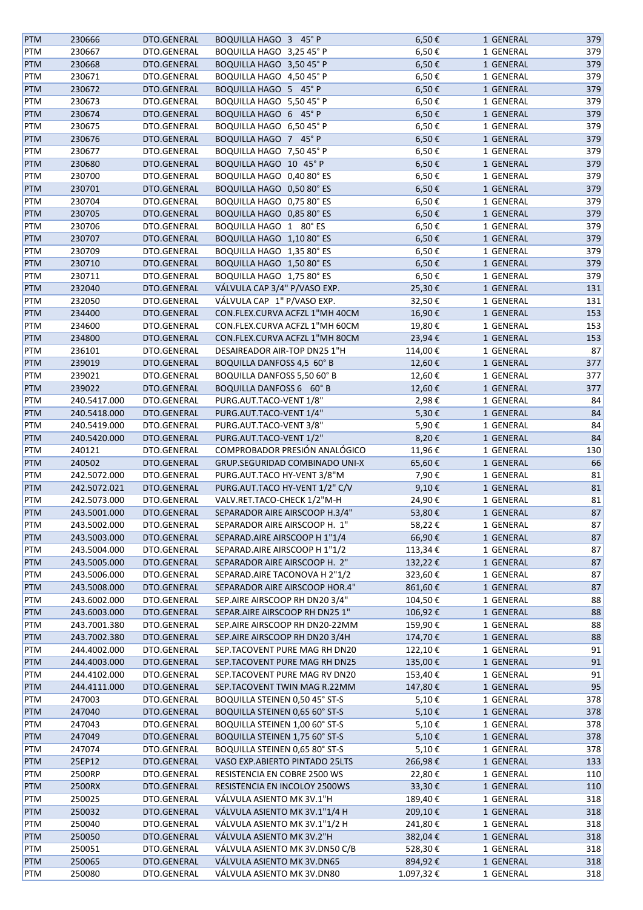| | | | | | | |
|---|---|---|---|---|---|---|
| PTM | 230666 | DTO.GENERAL | BOQUILLA HAGO 3 45° P | 6,50 € | 1 GENERAL | 379 |
| PTM | 230667 | DTO.GENERAL | BOQUILLA HAGO 3,25 45° P | 6,50 € | 1 GENERAL | 379 |
| PTM | 230668 | DTO.GENERAL | BOQUILLA HAGO 3,50 45° P | 6,50 € | 1 GENERAL | 379 |
| PTM | 230671 | DTO.GENERAL | BOQUILLA HAGO 4,50 45° P | 6,50 € | 1 GENERAL | 379 |
| PTM | 230672 | DTO.GENERAL | BOQUILLA HAGO 5 45° P | 6,50 € | 1 GENERAL | 379 |
| PTM | 230673 | DTO.GENERAL | BOQUILLA HAGO 5,50 45° P | 6,50 € | 1 GENERAL | 379 |
| PTM | 230674 | DTO.GENERAL | BOQUILLA HAGO 6 45° P | 6,50 € | 1 GENERAL | 379 |
| PTM | 230675 | DTO.GENERAL | BOQUILLA HAGO 6,50 45° P | 6,50 € | 1 GENERAL | 379 |
| PTM | 230676 | DTO.GENERAL | BOQUILLA HAGO 7 45° P | 6,50 € | 1 GENERAL | 379 |
| PTM | 230677 | DTO.GENERAL | BOQUILLA HAGO 7,50 45° P | 6,50 € | 1 GENERAL | 379 |
| PTM | 230680 | DTO.GENERAL | BOQUILLA HAGO 10 45° P | 6,50 € | 1 GENERAL | 379 |
| PTM | 230700 | DTO.GENERAL | BOQUILLA HAGO 0,40 80° ES | 6,50 € | 1 GENERAL | 379 |
| PTM | 230701 | DTO.GENERAL | BOQUILLA HAGO 0,50 80° ES | 6,50 € | 1 GENERAL | 379 |
| PTM | 230704 | DTO.GENERAL | BOQUILLA HAGO 0,75 80° ES | 6,50 € | 1 GENERAL | 379 |
| PTM | 230705 | DTO.GENERAL | BOQUILLA HAGO 0,85 80° ES | 6,50 € | 1 GENERAL | 379 |
| PTM | 230706 | DTO.GENERAL | BOQUILLA HAGO 1 80° ES | 6,50 € | 1 GENERAL | 379 |
| PTM | 230707 | DTO.GENERAL | BOQUILLA HAGO 1,10 80° ES | 6,50 € | 1 GENERAL | 379 |
| PTM | 230709 | DTO.GENERAL | BOQUILLA HAGO 1,35 80° ES | 6,50 € | 1 GENERAL | 379 |
| PTM | 230710 | DTO.GENERAL | BOQUILLA HAGO 1,50 80° ES | 6,50 € | 1 GENERAL | 379 |
| PTM | 230711 | DTO.GENERAL | BOQUILLA HAGO 1,75 80° ES | 6,50 € | 1 GENERAL | 379 |
| PTM | 232040 | DTO.GENERAL | VÁLVULA CAP 3/4" P/VASO EXP. | 25,30 € | 1 GENERAL | 131 |
| PTM | 232050 | DTO.GENERAL | VÁLVULA CAP 1" P/VASO EXP. | 32,50 € | 1 GENERAL | 131 |
| PTM | 234400 | DTO.GENERAL | CON.FLEX.CURVA ACFZL 1"MH 40CM | 16,90 € | 1 GENERAL | 153 |
| PTM | 234600 | DTO.GENERAL | CON.FLEX.CURVA ACFZL 1"MH 60CM | 19,80 € | 1 GENERAL | 153 |
| PTM | 234800 | DTO.GENERAL | CON.FLEX.CURVA ACFZL 1"MH 80CM | 23,94 € | 1 GENERAL | 153 |
| PTM | 236101 | DTO.GENERAL | DESAIREADOR AIR-TOP DN25 1"H | 114,00 € | 1 GENERAL | 87 |
| PTM | 239019 | DTO.GENERAL | BOQUILLA DANFOSS 4,5 60° B | 12,60 € | 1 GENERAL | 377 |
| PTM | 239021 | DTO.GENERAL | BOQUILLA DANFOSS 5,50 60° B | 12,60 € | 1 GENERAL | 377 |
| PTM | 239022 | DTO.GENERAL | BOQUILLA DANFOSS 6 60° B | 12,60 € | 1 GENERAL | 377 |
| PTM | 240.5417.000 | DTO.GENERAL | PURG.AUT.TACO-VENT 1/8" | 2,98 € | 1 GENERAL | 84 |
| PTM | 240.5418.000 | DTO.GENERAL | PURG.AUT.TACO-VENT 1/4" | 5,30 € | 1 GENERAL | 84 |
| PTM | 240.5419.000 | DTO.GENERAL | PURG.AUT.TACO-VENT 3/8" | 5,90 € | 1 GENERAL | 84 |
| PTM | 240.5420.000 | DTO.GENERAL | PURG.AUT.TACO-VENT 1/2" | 8,20 € | 1 GENERAL | 84 |
| PTM | 240121 | DTO.GENERAL | COMPROBADOR PRESIÓN ANALÓGICO | 11,96 € | 1 GENERAL | 130 |
| PTM | 240502 | DTO.GENERAL | GRUP.SEGURIDAD COMBINADO UNI-X | 65,60 € | 1 GENERAL | 66 |
| PTM | 242.5072.000 | DTO.GENERAL | PURG.AUT.TACO HY-VENT 3/8"M | 7,90 € | 1 GENERAL | 81 |
| PTM | 242.5072.021 | DTO.GENERAL | PURG.AUT.TACO HY-VENT 1/2" C/V | 9,10 € | 1 GENERAL | 81 |
| PTM | 242.5073.000 | DTO.GENERAL | VALV.RET.TACO-CHECK 1/2"M-H | 24,90 € | 1 GENERAL | 81 |
| PTM | 243.5001.000 | DTO.GENERAL | SEPARADOR AIRE AIRSCOOP H.3/4" | 53,80 € | 1 GENERAL | 87 |
| PTM | 243.5002.000 | DTO.GENERAL | SEPARADOR AIRE AIRSCOOP H. 1" | 58,22 € | 1 GENERAL | 87 |
| PTM | 243.5003.000 | DTO.GENERAL | SEPARAD.AIRE AIRSCOOP H 1"1/4 | 66,90 € | 1 GENERAL | 87 |
| PTM | 243.5004.000 | DTO.GENERAL | SEPARAD.AIRE AIRSCOOP H 1"1/2 | 113,34 € | 1 GENERAL | 87 |
| PTM | 243.5005.000 | DTO.GENERAL | SEPARADOR AIRE AIRSCOOP H. 2" | 132,22 € | 1 GENERAL | 87 |
| PTM | 243.5006.000 | DTO.GENERAL | SEPARAD.AIRE TACONOVA H 2"1/2 | 323,60 € | 1 GENERAL | 87 |
| PTM | 243.5008.000 | DTO.GENERAL | SEPARADOR AIRE AIRSCOOP HOR.4" | 861,60 € | 1 GENERAL | 87 |
| PTM | 243.6002.000 | DTO.GENERAL | SEP.AIRE AIRSCOOP RH DN20 3/4" | 104,50 € | 1 GENERAL | 88 |
| PTM | 243.6003.000 | DTO.GENERAL | SEPAR.AIRE AIRSCOOP RH DN25 1" | 106,92 € | 1 GENERAL | 88 |
| PTM | 243.7001.380 | DTO.GENERAL | SEP.AIRE AIRSCOOP RH DN20-22MM | 159,90 € | 1 GENERAL | 88 |
| PTM | 243.7002.380 | DTO.GENERAL | SEP.AIRE AIRSCOOP RH DN20 3/4H | 174,70 € | 1 GENERAL | 88 |
| PTM | 244.4002.000 | DTO.GENERAL | SEP.TACOVENT PURE MAG RH DN20 | 122,10 € | 1 GENERAL | 91 |
| PTM | 244.4003.000 | DTO.GENERAL | SEP.TACOVENT PURE MAG RH DN25 | 135,00 € | 1 GENERAL | 91 |
| PTM | 244.4102.000 | DTO.GENERAL | SEP.TACOVENT PURE MAG RV DN20 | 153,40 € | 1 GENERAL | 91 |
| PTM | 244.4111.000 | DTO.GENERAL | SEP.TACOVENT TWIN MAG R.22MM | 147,80 € | 1 GENERAL | 95 |
| PTM | 247003 | DTO.GENERAL | BOQUILLA STEINEN 0,50 45° ST-S | 5,10 € | 1 GENERAL | 378 |
| PTM | 247040 | DTO.GENERAL | BOQUILLA STEINEN 0,65 60° ST-S | 5,10 € | 1 GENERAL | 378 |
| PTM | 247043 | DTO.GENERAL | BOQUILLA STEINEN 1,00 60° ST-S | 5,10 € | 1 GENERAL | 378 |
| PTM | 247049 | DTO.GENERAL | BOQUILLA STEINEN 1,75 60° ST-S | 5,10 € | 1 GENERAL | 378 |
| PTM | 247074 | DTO.GENERAL | BOQUILLA STEINEN 0,65 80° ST-S | 5,10 € | 1 GENERAL | 378 |
| PTM | 25EP12 | DTO.GENERAL | VASO EXP.ABIERTO PINTADO 25LTS | 266,98 € | 1 GENERAL | 133 |
| PTM | 2500RP | DTO.GENERAL | RESISTENCIA EN COBRE 2500 WS | 22,80 € | 1 GENERAL | 110 |
| PTM | 2500RX | DTO.GENERAL | RESISTENCIA EN INCOLOY 2500WS | 33,30 € | 1 GENERAL | 110 |
| PTM | 250025 | DTO.GENERAL | VÁLVULA ASIENTO MK 3V.1"H | 189,40 € | 1 GENERAL | 318 |
| PTM | 250032 | DTO.GENERAL | VÁLVULA ASIENTO MK 3V.1"1/4 H | 209,10 € | 1 GENERAL | 318 |
| PTM | 250040 | DTO.GENERAL | VÁLVULA ASIENTO MK 3V.1"1/2 H | 241,80 € | 1 GENERAL | 318 |
| PTM | 250050 | DTO.GENERAL | VÁLVULA ASIENTO MK 3V.2"H | 382,04 € | 1 GENERAL | 318 |
| PTM | 250051 | DTO.GENERAL | VÁLVULA ASIENTO MK 3V.DN50 C/B | 528,30 € | 1 GENERAL | 318 |
| PTM | 250065 | DTO.GENERAL | VÁLVULA ASIENTO MK 3V.DN65 | 894,92 € | 1 GENERAL | 318 |
| PTM | 250080 | DTO.GENERAL | VÁLVULA ASIENTO MK 3V.DN80 | 1.097,32 € | 1 GENERAL | 318 |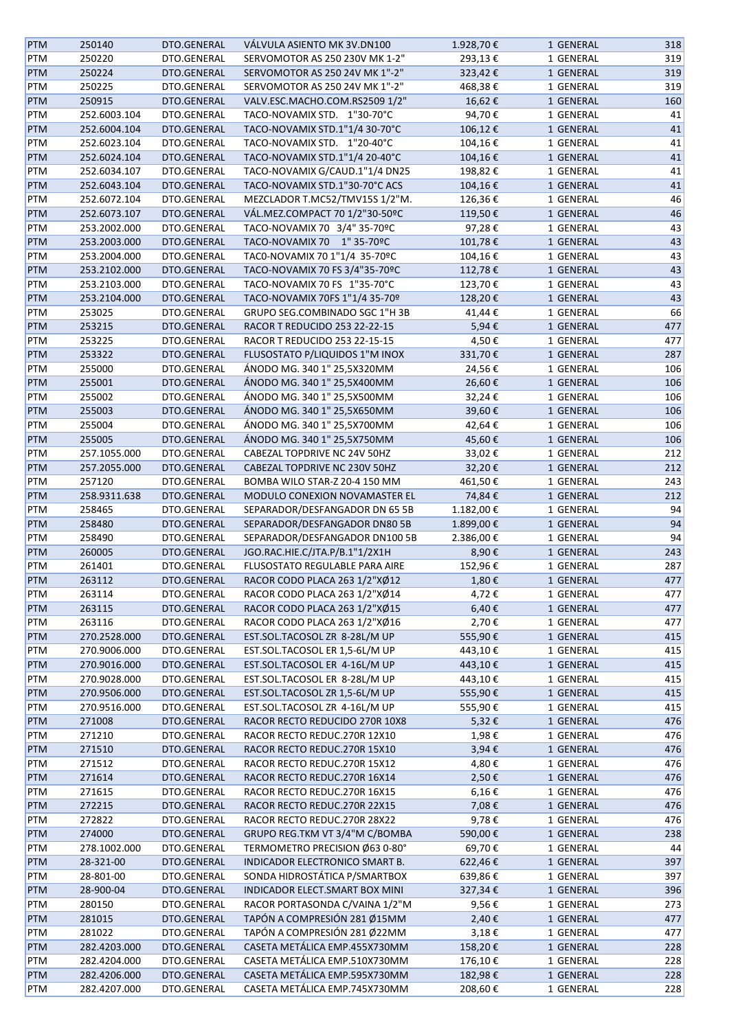| | | | | | | |
|---|---|---|---|---|---|---|
| PTM | 250140 | DTO.GENERAL | VÁLVULA ASIENTO MK 3V.DN100 | 1.928,70 € | 1 GENERAL | 318 |
| PTM | 250220 | DTO.GENERAL | SERVOMOTOR AS 250 230V MK 1-2" | 293,13 € | 1 GENERAL | 319 |
| PTM | 250224 | DTO.GENERAL | SERVOMOTOR AS 250 24V MK 1"-2" | 323,42 € | 1 GENERAL | 319 |
| PTM | 250225 | DTO.GENERAL | SERVOMOTOR AS 250 24V MK 1"-2" | 468,38 € | 1 GENERAL | 319 |
| PTM | 250915 | DTO.GENERAL | VALV.ESC.MACHO.COM.RS2509 1/2" | 16,62 € | 1 GENERAL | 160 |
| PTM | 252.6003.104 | DTO.GENERAL | TACO-NOVAMIX STD. 1"30-70°C | 94,70 € | 1 GENERAL | 41 |
| PTM | 252.6004.104 | DTO.GENERAL | TACO-NOVAMIX STD.1"1/4 30-70°C | 106,12 € | 1 GENERAL | 41 |
| PTM | 252.6023.104 | DTO.GENERAL | TACO-NOVAMIX STD. 1"20-40°C | 104,16 € | 1 GENERAL | 41 |
| PTM | 252.6024.104 | DTO.GENERAL | TACO-NOVAMIX STD.1"1/4 20-40°C | 104,16 € | 1 GENERAL | 41 |
| PTM | 252.6034.107 | DTO.GENERAL | TACO-NOVAMIX G/CAUD.1"1/4 DN25 | 198,82 € | 1 GENERAL | 41 |
| PTM | 252.6043.104 | DTO.GENERAL | TACO-NOVAMIX STD.1"30-70°C ACS | 104,16 € | 1 GENERAL | 41 |
| PTM | 252.6072.104 | DTO.GENERAL | MEZCLADOR T.MC52/TMV15S 1/2"M. | 126,36 € | 1 GENERAL | 46 |
| PTM | 252.6073.107 | DTO.GENERAL | VÁL.MEZ.COMPACT 70 1/2"30-50ºC | 119,50 € | 1 GENERAL | 46 |
| PTM | 253.2002.000 | DTO.GENERAL | TACO-NOVAMIX 70 3/4" 35-70ºC | 97,28 € | 1 GENERAL | 43 |
| PTM | 253.2003.000 | DTO.GENERAL | TACO-NOVAMIX 70 1" 35-70ºC | 101,78 € | 1 GENERAL | 43 |
| PTM | 253.2004.000 | DTO.GENERAL | TAC0-NOVAMIX 70 1"1/4 35-70ºC | 104,16 € | 1 GENERAL | 43 |
| PTM | 253.2102.000 | DTO.GENERAL | TACO-NOVAMIX 70 FS 3/4"35-70ºC | 112,78 € | 1 GENERAL | 43 |
| PTM | 253.2103.000 | DTO.GENERAL | TACO-NOVAMIX 70 FS 1"35-70°C | 123,70 € | 1 GENERAL | 43 |
| PTM | 253.2104.000 | DTO.GENERAL | TACO-NOVAMIX 70FS 1"1/4 35-70º | 128,20 € | 1 GENERAL | 43 |
| PTM | 253025 | DTO.GENERAL | GRUPO SEG.COMBINADO SGC 1"H 3B | 41,44 € | 1 GENERAL | 66 |
| PTM | 253215 | DTO.GENERAL | RACOR T REDUCIDO 253 22-22-15 | 5,94 € | 1 GENERAL | 477 |
| PTM | 253225 | DTO.GENERAL | RACOR T REDUCIDO 253 22-15-15 | 4,50 € | 1 GENERAL | 477 |
| PTM | 253322 | DTO.GENERAL | FLUSOSTATO P/LIQUIDOS 1"M INOX | 331,70 € | 1 GENERAL | 287 |
| PTM | 255000 | DTO.GENERAL | ÁNODO MG. 340 1" 25,5X320MM | 24,56 € | 1 GENERAL | 106 |
| PTM | 255001 | DTO.GENERAL | ÁNODO MG. 340 1" 25,5X400MM | 26,60 € | 1 GENERAL | 106 |
| PTM | 255002 | DTO.GENERAL | ÁNODO MG. 340 1" 25,5X500MM | 32,24 € | 1 GENERAL | 106 |
| PTM | 255003 | DTO.GENERAL | ÁNODO MG. 340 1" 25,5X650MM | 39,60 € | 1 GENERAL | 106 |
| PTM | 255004 | DTO.GENERAL | ÁNODO MG. 340 1" 25,5X700MM | 42,64 € | 1 GENERAL | 106 |
| PTM | 255005 | DTO.GENERAL | ÁNODO MG. 340 1" 25,5X750MM | 45,60 € | 1 GENERAL | 106 |
| PTM | 257.1055.000 | DTO.GENERAL | CABEZAL TOPDRIVE NC 24V 50HZ | 33,02 € | 1 GENERAL | 212 |
| PTM | 257.2055.000 | DTO.GENERAL | CABEZAL TOPDRIVE NC 230V 50HZ | 32,20 € | 1 GENERAL | 212 |
| PTM | 257120 | DTO.GENERAL | BOMBA WILO STAR-Z 20-4 150 MM | 461,50 € | 1 GENERAL | 243 |
| PTM | 258.9311.638 | DTO.GENERAL | MODULO CONEXION NOVAMASTER EL | 74,84 € | 1 GENERAL | 212 |
| PTM | 258465 | DTO.GENERAL | SEPARADOR/DESFANGADOR DN 65 5B | 1.182,00 € | 1 GENERAL | 94 |
| PTM | 258480 | DTO.GENERAL | SEPARADOR/DESFANGADOR DN80 5B | 1.899,00 € | 1 GENERAL | 94 |
| PTM | 258490 | DTO.GENERAL | SEPARADOR/DESFANGADOR DN100 5B | 2.386,00 € | 1 GENERAL | 94 |
| PTM | 260005 | DTO.GENERAL | JGO.RAC.HIE.C/JTA.P/B.1"1/2X1H | 8,90 € | 1 GENERAL | 243 |
| PTM | 261401 | DTO.GENERAL | FLUSOSTATO REGULABLE PARA AIRE | 152,96 € | 1 GENERAL | 287 |
| PTM | 263112 | DTO.GENERAL | RACOR CODO PLACA 263 1/2"XØ12 | 1,80 € | 1 GENERAL | 477 |
| PTM | 263114 | DTO.GENERAL | RACOR CODO PLACA 263 1/2"XØ14 | 4,72 € | 1 GENERAL | 477 |
| PTM | 263115 | DTO.GENERAL | RACOR CODO PLACA 263 1/2"XØ15 | 6,40 € | 1 GENERAL | 477 |
| PTM | 263116 | DTO.GENERAL | RACOR CODO PLACA 263 1/2"XØ16 | 2,70 € | 1 GENERAL | 477 |
| PTM | 270.2528.000 | DTO.GENERAL | EST.SOL.TACOSOL ZR 8-28L/M UP | 555,90 € | 1 GENERAL | 415 |
| PTM | 270.9006.000 | DTO.GENERAL | EST.SOL.TACOSOL ER 1,5-6L/M UP | 443,10 € | 1 GENERAL | 415 |
| PTM | 270.9016.000 | DTO.GENERAL | EST.SOL.TACOSOL ER 4-16L/M UP | 443,10 € | 1 GENERAL | 415 |
| PTM | 270.9028.000 | DTO.GENERAL | EST.SOL.TACOSOL ER 8-28L/M UP | 443,10 € | 1 GENERAL | 415 |
| PTM | 270.9506.000 | DTO.GENERAL | EST.SOL.TACOSOL ZR 1,5-6L/M UP | 555,90 € | 1 GENERAL | 415 |
| PTM | 270.9516.000 | DTO.GENERAL | EST.SOL.TACOSOL ZR 4-16L/M UP | 555,90 € | 1 GENERAL | 415 |
| PTM | 271008 | DTO.GENERAL | RACOR RECTO REDUCIDO 270R 10X8 | 5,32 € | 1 GENERAL | 476 |
| PTM | 271210 | DTO.GENERAL | RACOR RECTO REDUC.270R 12X10 | 1,98 € | 1 GENERAL | 476 |
| PTM | 271510 | DTO.GENERAL | RACOR RECTO REDUC.270R 15X10 | 3,94 € | 1 GENERAL | 476 |
| PTM | 271512 | DTO.GENERAL | RACOR RECTO REDUC.270R 15X12 | 4,80 € | 1 GENERAL | 476 |
| PTM | 271614 | DTO.GENERAL | RACOR RECTO REDUC.270R 16X14 | 2,50 € | 1 GENERAL | 476 |
| PTM | 271615 | DTO.GENERAL | RACOR RECTO REDUC.270R 16X15 | 6,16 € | 1 GENERAL | 476 |
| PTM | 272215 | DTO.GENERAL | RACOR RECTO REDUC.270R 22X15 | 7,08 € | 1 GENERAL | 476 |
| PTM | 272822 | DTO.GENERAL | RACOR RECTO REDUC.270R 28X22 | 9,78 € | 1 GENERAL | 476 |
| PTM | 274000 | DTO.GENERAL | GRUPO REG.TKM VT 3/4"M C/BOMBA | 590,00 € | 1 GENERAL | 238 |
| PTM | 278.1002.000 | DTO.GENERAL | TERMOMETRO PRECISION Ø63 0-80° | 69,70 € | 1 GENERAL | 44 |
| PTM | 28-321-00 | DTO.GENERAL | INDICADOR ELECTRONICO SMART B. | 622,46 € | 1 GENERAL | 397 |
| PTM | 28-801-00 | DTO.GENERAL | SONDA HIDROSTÁTICA P/SMARTBOX | 639,86 € | 1 GENERAL | 397 |
| PTM | 28-900-04 | DTO.GENERAL | INDICADOR ELECT.SMART BOX MINI | 327,34 € | 1 GENERAL | 396 |
| PTM | 280150 | DTO.GENERAL | RACOR PORTASONDA C/VAINA 1/2"M | 9,56 € | 1 GENERAL | 273 |
| PTM | 281015 | DTO.GENERAL | TAPÓN A COMPRESIÓN 281 Ø15MM | 2,40 € | 1 GENERAL | 477 |
| PTM | 281022 | DTO.GENERAL | TAPÓN A COMPRESIÓN 281 Ø22MM | 3,18 € | 1 GENERAL | 477 |
| PTM | 282.4203.000 | DTO.GENERAL | CASETA METÁLICA EMP.455X730MM | 158,20 € | 1 GENERAL | 228 |
| PTM | 282.4204.000 | DTO.GENERAL | CASETA METÁLICA EMP.510X730MM | 176,10 € | 1 GENERAL | 228 |
| PTM | 282.4206.000 | DTO.GENERAL | CASETA METÁLICA EMP.595X730MM | 182,98 € | 1 GENERAL | 228 |
| PTM | 282.4207.000 | DTO.GENERAL | CASETA METÁLICA EMP.745X730MM | 208,60 € | 1 GENERAL | 228 |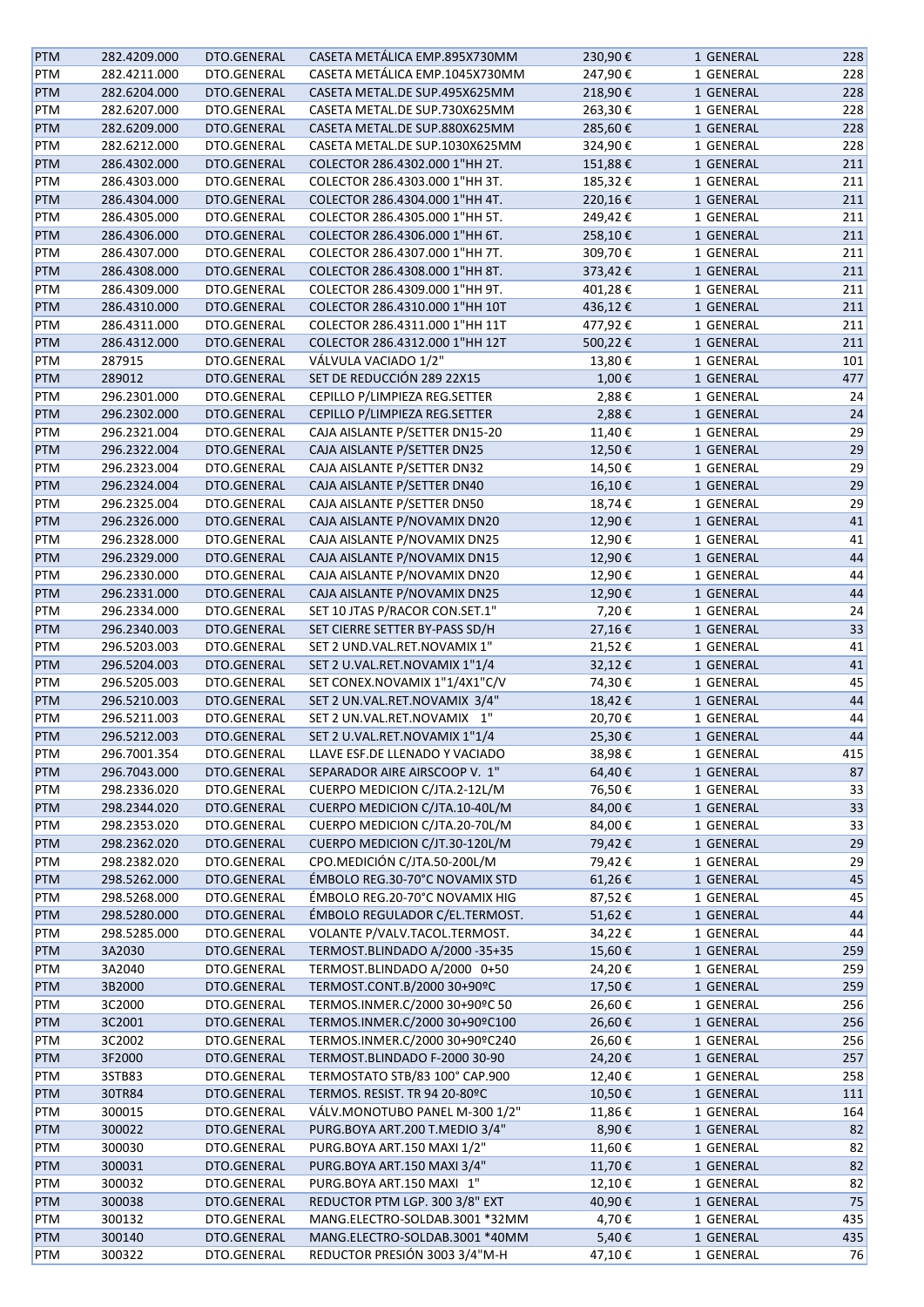| PTM | 282.4209.000 | DTO.GENERAL | CASETA METÁLICA EMP.895X730MM | 230,90 € | 1 GENERAL | 228 |
|---|---|---|---|---|---|---|
| PTM | 282.4211.000 | DTO.GENERAL | CASETA METÁLICA EMP.1045X730MM | 247,90 € | 1 GENERAL | 228 |
| PTM | 282.6204.000 | DTO.GENERAL | CASETA METAL.DE SUP.495X625MM | 218,90 € | 1 GENERAL | 228 |
| PTM | 282.6207.000 | DTO.GENERAL | CASETA METAL.DE SUP.730X625MM | 263,30 € | 1 GENERAL | 228 |
| PTM | 282.6209.000 | DTO.GENERAL | CASETA METAL.DE SUP.880X625MM | 285,60 € | 1 GENERAL | 228 |
| PTM | 282.6212.000 | DTO.GENERAL | CASETA METAL.DE SUP.1030X625MM | 324,90 € | 1 GENERAL | 228 |
| PTM | 286.4302.000 | DTO.GENERAL | COLECTOR 286.4302.000 1"HH 2T. | 151,88 € | 1 GENERAL | 211 |
| PTM | 286.4303.000 | DTO.GENERAL | COLECTOR 286.4303.000 1"HH 3T. | 185,32 € | 1 GENERAL | 211 |
| PTM | 286.4304.000 | DTO.GENERAL | COLECTOR 286.4304.000 1"HH 4T. | 220,16 € | 1 GENERAL | 211 |
| PTM | 286.4305.000 | DTO.GENERAL | COLECTOR 286.4305.000 1"HH 5T. | 249,42 € | 1 GENERAL | 211 |
| PTM | 286.4306.000 | DTO.GENERAL | COLECTOR 286.4306.000 1"HH 6T. | 258,10 € | 1 GENERAL | 211 |
| PTM | 286.4307.000 | DTO.GENERAL | COLECTOR 286.4307.000 1"HH 7T. | 309,70 € | 1 GENERAL | 211 |
| PTM | 286.4308.000 | DTO.GENERAL | COLECTOR 286.4308.000 1"HH 8T. | 373,42 € | 1 GENERAL | 211 |
| PTM | 286.4309.000 | DTO.GENERAL | COLECTOR 286.4309.000 1"HH 9T. | 401,28 € | 1 GENERAL | 211 |
| PTM | 286.4310.000 | DTO.GENERAL | COLECTOR 286.4310.000 1"HH 10T | 436,12 € | 1 GENERAL | 211 |
| PTM | 286.4311.000 | DTO.GENERAL | COLECTOR 286.4311.000 1"HH 11T | 477,92 € | 1 GENERAL | 211 |
| PTM | 286.4312.000 | DTO.GENERAL | COLECTOR 286.4312.000 1"HH 12T | 500,22 € | 1 GENERAL | 211 |
| PTM | 287915 | DTO.GENERAL | VÁLVULA VACIADO 1/2" | 13,80 € | 1 GENERAL | 101 |
| PTM | 289012 | DTO.GENERAL | SET DE REDUCCIÓN 289 22X15 | 1,00 € | 1 GENERAL | 477 |
| PTM | 296.2301.000 | DTO.GENERAL | CEPILLO P/LIMPIEZA REG.SETTER | 2,88 € | 1 GENERAL | 24 |
| PTM | 296.2302.000 | DTO.GENERAL | CEPILLO P/LIMPIEZA REG.SETTER | 2,88 € | 1 GENERAL | 24 |
| PTM | 296.2321.004 | DTO.GENERAL | CAJA AISLANTE P/SETTER DN15-20 | 11,40 € | 1 GENERAL | 29 |
| PTM | 296.2322.004 | DTO.GENERAL | CAJA AISLANTE P/SETTER DN25 | 12,50 € | 1 GENERAL | 29 |
| PTM | 296.2323.004 | DTO.GENERAL | CAJA AISLANTE P/SETTER DN32 | 14,50 € | 1 GENERAL | 29 |
| PTM | 296.2324.004 | DTO.GENERAL | CAJA AISLANTE P/SETTER DN40 | 16,10 € | 1 GENERAL | 29 |
| PTM | 296.2325.004 | DTO.GENERAL | CAJA AISLANTE P/SETTER DN50 | 18,74 € | 1 GENERAL | 29 |
| PTM | 296.2326.000 | DTO.GENERAL | CAJA AISLANTE P/NOVAMIX DN20 | 12,90 € | 1 GENERAL | 41 |
| PTM | 296.2328.000 | DTO.GENERAL | CAJA AISLANTE P/NOVAMIX DN25 | 12,90 € | 1 GENERAL | 41 |
| PTM | 296.2329.000 | DTO.GENERAL | CAJA AISLANTE P/NOVAMIX DN15 | 12,90 € | 1 GENERAL | 44 |
| PTM | 296.2330.000 | DTO.GENERAL | CAJA AISLANTE P/NOVAMIX DN20 | 12,90 € | 1 GENERAL | 44 |
| PTM | 296.2331.000 | DTO.GENERAL | CAJA AISLANTE P/NOVAMIX DN25 | 12,90 € | 1 GENERAL | 44 |
| PTM | 296.2334.000 | DTO.GENERAL | SET 10 JTAS P/RACOR CON.SET.1" | 7,20 € | 1 GENERAL | 24 |
| PTM | 296.2340.003 | DTO.GENERAL | SET CIERRE SETTER BY-PASS SD/H | 27,16 € | 1 GENERAL | 33 |
| PTM | 296.5203.003 | DTO.GENERAL | SET 2 UND.VAL.RET.NOVAMIX 1" | 21,52 € | 1 GENERAL | 41 |
| PTM | 296.5204.003 | DTO.GENERAL | SET 2 U.VAL.RET.NOVAMIX 1"1/4 | 32,12 € | 1 GENERAL | 41 |
| PTM | 296.5205.003 | DTO.GENERAL | SET CONEX.NOVAMIX 1"1/4X1"C/V | 74,30 € | 1 GENERAL | 45 |
| PTM | 296.5210.003 | DTO.GENERAL | SET 2 UN.VAL.RET.NOVAMIX 3/4" | 18,42 € | 1 GENERAL | 44 |
| PTM | 296.5211.003 | DTO.GENERAL | SET 2 UN.VAL.RET.NOVAMIX 1" | 20,70 € | 1 GENERAL | 44 |
| PTM | 296.5212.003 | DTO.GENERAL | SET 2 U.VAL.RET.NOVAMIX 1"1/4 | 25,30 € | 1 GENERAL | 44 |
| PTM | 296.7001.354 | DTO.GENERAL | LLAVE ESF.DE LLENADO Y VACIADO | 38,98 € | 1 GENERAL | 415 |
| PTM | 296.7043.000 | DTO.GENERAL | SEPARADOR AIRE AIRSCOOP V. 1" | 64,40 € | 1 GENERAL | 87 |
| PTM | 298.2336.020 | DTO.GENERAL | CUERPO MEDICION C/JTA.2-12L/M | 76,50 € | 1 GENERAL | 33 |
| PTM | 298.2344.020 | DTO.GENERAL | CUERPO MEDICION C/JTA.10-40L/M | 84,00 € | 1 GENERAL | 33 |
| PTM | 298.2353.020 | DTO.GENERAL | CUERPO MEDICION C/JTA.20-70L/M | 84,00 € | 1 GENERAL | 33 |
| PTM | 298.2362.020 | DTO.GENERAL | CUERPO MEDICION C/JT.30-120L/M | 79,42 € | 1 GENERAL | 29 |
| PTM | 298.2382.020 | DTO.GENERAL | CPO.MEDICIÓN C/JTA.50-200L/M | 79,42 € | 1 GENERAL | 29 |
| PTM | 298.5262.000 | DTO.GENERAL | ÉMBOLO REG.30-70°C NOVAMIX STD | 61,26 € | 1 GENERAL | 45 |
| PTM | 298.5268.000 | DTO.GENERAL | ÉMBOLO REG.20-70°C NOVAMIX HIG | 87,52 € | 1 GENERAL | 45 |
| PTM | 298.5280.000 | DTO.GENERAL | ÉMBOLO REGULADOR C/EL.TERMOST. | 51,62 € | 1 GENERAL | 44 |
| PTM | 298.5285.000 | DTO.GENERAL | VOLANTE P/VALV.TACOL.TERMOST. | 34,22 € | 1 GENERAL | 44 |
| PTM | 3A2030 | DTO.GENERAL | TERMOST.BLINDADO A/2000 -35+35 | 15,60 € | 1 GENERAL | 259 |
| PTM | 3A2040 | DTO.GENERAL | TERMOST.BLINDADO A/2000 0+50 | 24,20 € | 1 GENERAL | 259 |
| PTM | 3B2000 | DTO.GENERAL | TERMOST.CONT.B/2000 30+90ºC | 17,50 € | 1 GENERAL | 259 |
| PTM | 3C2000 | DTO.GENERAL | TERMOS.INMER.C/2000 30+90ºC 50 | 26,60 € | 1 GENERAL | 256 |
| PTM | 3C2001 | DTO.GENERAL | TERMOS.INMER.C/2000 30+90ºC100 | 26,60 € | 1 GENERAL | 256 |
| PTM | 3C2002 | DTO.GENERAL | TERMOS.INMER.C/2000 30+90ºC240 | 26,60 € | 1 GENERAL | 256 |
| PTM | 3F2000 | DTO.GENERAL | TERMOST.BLINDADO F-2000 30-90 | 24,20 € | 1 GENERAL | 257 |
| PTM | 3STB83 | DTO.GENERAL | TERMOSTATO STB/83 100° CAP.900 | 12,40 € | 1 GENERAL | 258 |
| PTM | 30TR84 | DTO.GENERAL | TERMOS. RESIST. TR 94 20-80ºC | 10,50 € | 1 GENERAL | 111 |
| PTM | 300015 | DTO.GENERAL | VÁLV.MONOTUBO PANEL M-300 1/2" | 11,86 € | 1 GENERAL | 164 |
| PTM | 300022 | DTO.GENERAL | PURG.BOYA ART.200 T.MEDIO 3/4" | 8,90 € | 1 GENERAL | 82 |
| PTM | 300030 | DTO.GENERAL | PURG.BOYA ART.150 MAXI 1/2" | 11,60 € | 1 GENERAL | 82 |
| PTM | 300031 | DTO.GENERAL | PURG.BOYA ART.150 MAXI 3/4" | 11,70 € | 1 GENERAL | 82 |
| PTM | 300032 | DTO.GENERAL | PURG.BOYA ART.150 MAXI 1" | 12,10 € | 1 GENERAL | 82 |
| PTM | 300038 | DTO.GENERAL | REDUCTOR PTM LGP. 300 3/8" EXT | 40,90 € | 1 GENERAL | 75 |
| PTM | 300132 | DTO.GENERAL | MANG.ELECTRO-SOLDAB.3001 *32MM | 4,70 € | 1 GENERAL | 435 |
| PTM | 300140 | DTO.GENERAL | MANG.ELECTRO-SOLDAB.3001 *40MM | 5,40 € | 1 GENERAL | 435 |
| PTM | 300322 | DTO.GENERAL | REDUCTOR PRESIÓN 3003 3/4"M-H | 47,10 € | 1 GENERAL | 76 |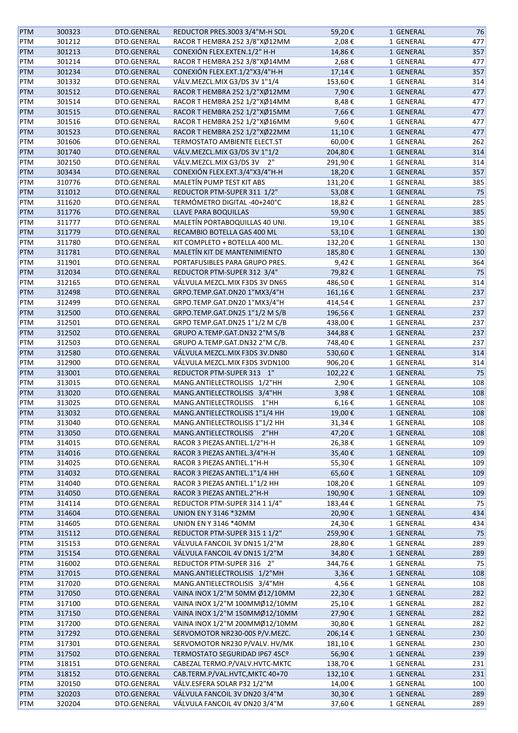| PTM | 300323 | DTO.GENERAL | REDUCTOR PRES.3003 3/4"M-H SOL | 59,20 € | 1 GENERAL | 76 |
|---|---|---|---|---|---|---|
| PTM | 301212 | DTO.GENERAL | RACOR T HEMBRA 252 3/8"XØ12MM | 2,08 € | 1 GENERAL | 477 |
| PTM | 301213 | DTO.GENERAL | CONEXIÓN FLEX.EXTEN.1/2" H-H | 14,86 € | 1 GENERAL | 357 |
| PTM | 301214 | DTO.GENERAL | RACOR T HEMBRA 252 3/8"XØ14MM | 2,68 € | 1 GENERAL | 477 |
| PTM | 301234 | DTO.GENERAL | CONEXIÓN FLEX.EXT.1/2"X3/4"H-H | 17,14 € | 1 GENERAL | 357 |
| PTM | 301332 | DTO.GENERAL | VÁLV.MEZCL.MIX G3/DS 3V 1"1/4 | 153,60 € | 1 GENERAL | 314 |
| PTM | 301512 | DTO.GENERAL | RACOR T HEMBRA 252 1/2"XØ12MM | 7,90 € | 1 GENERAL | 477 |
| PTM | 301514 | DTO.GENERAL | RACOR T HEMBRA 252 1/2"XØ14MM | 8,48 € | 1 GENERAL | 477 |
| PTM | 301515 | DTO.GENERAL | RACOR T HEMBRA 252 1/2"XØ15MM | 7,66 € | 1 GENERAL | 477 |
| PTM | 301516 | DTO.GENERAL | RACOR T HEMBRA 252 1/2"XØ16MM | 9,60 € | 1 GENERAL | 477 |
| PTM | 301523 | DTO.GENERAL | RACOR T HEMBRA 252 1/2"XØ22MM | 11,10 € | 1 GENERAL | 477 |
| PTM | 301606 | DTO.GENERAL | TERMOSTATO AMBIENTE ELECT.ST | 60,00 € | 1 GENERAL | 262 |
| PTM | 301740 | DTO.GENERAL | VÁLV.MEZCL.MIX G3/DS 3V 1"1/2 | 204,80 € | 1 GENERAL | 314 |
| PTM | 302150 | DTO.GENERAL | VÁLV.MEZCL.MIX G3/DS 3V 2" | 291,90 € | 1 GENERAL | 314 |
| PTM | 303434 | DTO.GENERAL | CONEXIÓN FLEX.EXT.3/4"X3/4"H-H | 18,20 € | 1 GENERAL | 357 |
| PTM | 310776 | DTO.GENERAL | MALETÍN PUMP TEST KIT ABS | 131,20 € | 1 GENERAL | 385 |
| PTM | 311012 | DTO.GENERAL | REDUCTOR PTM-SUPER 311 1/2" | 53,08 € | 1 GENERAL | 75 |
| PTM | 311620 | DTO.GENERAL | TERMÓMETRO DIGITAL -40+240°C | 18,82 € | 1 GENERAL | 285 |
| PTM | 311776 | DTO.GENERAL | LLAVE PARA BOQUILLAS | 59,90 € | 1 GENERAL | 385 |
| PTM | 311777 | DTO.GENERAL | MALETÍN PORTABOQUILLAS 40 UNI. | 19,10 € | 1 GENERAL | 385 |
| PTM | 311779 | DTO.GENERAL | RECAMBIO BOTELLA GAS 400 ML | 53,10 € | 1 GENERAL | 130 |
| PTM | 311780 | DTO.GENERAL | KIT COMPLETO + BOTELLA 400 ML. | 132,20 € | 1 GENERAL | 130 |
| PTM | 311781 | DTO.GENERAL | MALETÍN KIT DE MANTENIMIENTO | 185,80 € | 1 GENERAL | 130 |
| PTM | 311901 | DTO.GENERAL | PORTAFUSIBLES PARA GRUPO PRES. | 9,42 € | 1 GENERAL | 364 |
| PTM | 312034 | DTO.GENERAL | REDUCTOR PTM-SUPER 312 3/4" | 79,82 € | 1 GENERAL | 75 |
| PTM | 312165 | DTO.GENERAL | VÁLVULA MEZCL.MIX F3DS 3V DN65 | 486,50 € | 1 GENERAL | 314 |
| PTM | 312498 | DTO.GENERAL | GRPO.TEMP.GAT.DN20 1"MX3/4"H | 161,16 € | 1 GENERAL | 237 |
| PTM | 312499 | DTO.GENERAL | GRPO.TEMP.GAT.DN20 1"MX3/4"H | 414,54 € | 1 GENERAL | 237 |
| PTM | 312500 | DTO.GENERAL | GRPO.TEMP.GAT.DN25 1"1/2 M S/B | 196,56 € | 1 GENERAL | 237 |
| PTM | 312501 | DTO.GENERAL | GRPO TEMP.GAT.DN25 1"1/2 M C/B | 438,00 € | 1 GENERAL | 237 |
| PTM | 312502 | DTO.GENERAL | GRUPO A.TEMP.GAT.DN32 2"M S/B | 344,88 € | 1 GENERAL | 237 |
| PTM | 312503 | DTO.GENERAL | GRUPO A.TEMP.GAT.DN32 2"M C/B. | 748,40 € | 1 GENERAL | 237 |
| PTM | 312580 | DTO.GENERAL | VÁLVULA MEZCL.MIX F3DS 3V.DN80 | 530,60 € | 1 GENERAL | 314 |
| PTM | 312900 | DTO.GENERAL | VÁLVULA MEZCL.MIX F3DS 3VDN100 | 906,20 € | 1 GENERAL | 314 |
| PTM | 313001 | DTO.GENERAL | REDUCTOR PTM-SUPER 313 1" | 102,22 € | 1 GENERAL | 75 |
| PTM | 313015 | DTO.GENERAL | MANG.ANTIELECTROLISIS 1/2"HH | 2,90 € | 1 GENERAL | 108 |
| PTM | 313020 | DTO.GENERAL | MANG.ANTIELECTROLISIS 3/4"HH | 3,98 € | 1 GENERAL | 108 |
| PTM | 313025 | DTO.GENERAL | MANG.ANTIELECTROLISIS 1"HH | 6,16 € | 1 GENERAL | 108 |
| PTM | 313032 | DTO.GENERAL | MANG.ANTIELECTROLISIS 1"1/4 HH | 19,00 € | 1 GENERAL | 108 |
| PTM | 313040 | DTO.GENERAL | MANG.ANTIELECTROLISIS 1"1/2 HH | 31,34 € | 1 GENERAL | 108 |
| PTM | 313050 | DTO.GENERAL | MANG.ANTIELECTROLISIS 2"HH | 47,20 € | 1 GENERAL | 108 |
| PTM | 314015 | DTO.GENERAL | RACOR 3 PIEZAS ANTIEL.1/2"H-H | 26,38 € | 1 GENERAL | 109 |
| PTM | 314016 | DTO.GENERAL | RACOR 3 PIEZAS ANTIEL.3/4"H-H | 35,40 € | 1 GENERAL | 109 |
| PTM | 314025 | DTO.GENERAL | RACOR 3 PIEZAS ANTIEL.1"H-H | 55,30 € | 1 GENERAL | 109 |
| PTM | 314032 | DTO.GENERAL | RACOR 3 PIEZAS ANTIEL.1"1/4 HH | 65,60 € | 1 GENERAL | 109 |
| PTM | 314040 | DTO.GENERAL | RACOR 3 PIEZAS ANTIEL.1"1/2 HH | 108,20 € | 1 GENERAL | 109 |
| PTM | 314050 | DTO.GENERAL | RACOR 3 PIEZAS ANTIEL.2"H-H | 190,90 € | 1 GENERAL | 109 |
| PTM | 314114 | DTO.GENERAL | REDUCTOR PTM-SUPER 314 1 1/4" | 183,44 € | 1 GENERAL | 75 |
| PTM | 314604 | DTO.GENERAL | UNION EN Y 3146 *32MM | 20,90 € | 1 GENERAL | 434 |
| PTM | 314605 | DTO.GENERAL | UNION EN Y 3146 *40MM | 24,30 € | 1 GENERAL | 434 |
| PTM | 315112 | DTO.GENERAL | REDUCTOR PTM-SUPER 315 1 1/2" | 259,90 € | 1 GENERAL | 75 |
| PTM | 315153 | DTO.GENERAL | VÁLVULA FANCOIL 3V DN15 1/2"M | 28,80 € | 1 GENERAL | 289 |
| PTM | 315154 | DTO.GENERAL | VÁLVULA FANCOIL 4V DN15 1/2"M | 34,80 € | 1 GENERAL | 289 |
| PTM | 316002 | DTO.GENERAL | REDUCTOR PTM-SUPER 316 2" | 344,76 € | 1 GENERAL | 75 |
| PTM | 317015 | DTO.GENERAL | MANG.ANTIELECTROLISIS 1/2"MH | 3,36 € | 1 GENERAL | 108 |
| PTM | 317020 | DTO.GENERAL | MANG.ANTIELECTROLISIS 3/4"MH | 4,56 € | 1 GENERAL | 108 |
| PTM | 317050 | DTO.GENERAL | VAINA INOX 1/2"M 50MM Ø12/10MM | 22,30 € | 1 GENERAL | 282 |
| PTM | 317100 | DTO.GENERAL | VAINA INOX 1/2"M 100MMØ12/10MM | 25,10 € | 1 GENERAL | 282 |
| PTM | 317150 | DTO.GENERAL | VAINA INOX 1/2"M 150MMØ12/10MM | 27,90 € | 1 GENERAL | 282 |
| PTM | 317200 | DTO.GENERAL | VAINA INOX 1/2"M 200MMØ12/10MM | 30,80 € | 1 GENERAL | 282 |
| PTM | 317292 | DTO.GENERAL | SERVOMOTOR NR230-00S P/V.MEZC. | 206,14 € | 1 GENERAL | 230 |
| PTM | 317301 | DTO.GENERAL | SERVOMOTOR NR230 P/VALV. HV/MK | 181,10 € | 1 GENERAL | 230 |
| PTM | 317502 | DTO.GENERAL | TERMOSTATO SEGURIDAD IP67 45Cº | 56,90 € | 1 GENERAL | 239 |
| PTM | 318151 | DTO.GENERAL | CABEZAL TERMO.P/VALV.HVTC-MKTC | 138,70 € | 1 GENERAL | 231 |
| PTM | 318152 | DTO.GENERAL | CAB.TERM.P/VAL.HVTC,MKTC 40+70 | 132,10 € | 1 GENERAL | 231 |
| PTM | 320150 | DTO.GENERAL | VÁLV.ESFERA SOLAR P32 1/2"M | 14,00 € | 1 GENERAL | 100 |
| PTM | 320203 | DTO.GENERAL | VÁLVULA FANCOIL 3V DN20 3/4"M | 30,30 € | 1 GENERAL | 289 |
| PTM | 320204 | DTO.GENERAL | VÁLVULA FANCOIL 4V DN20 3/4"M | 37,60 € | 1 GENERAL | 289 |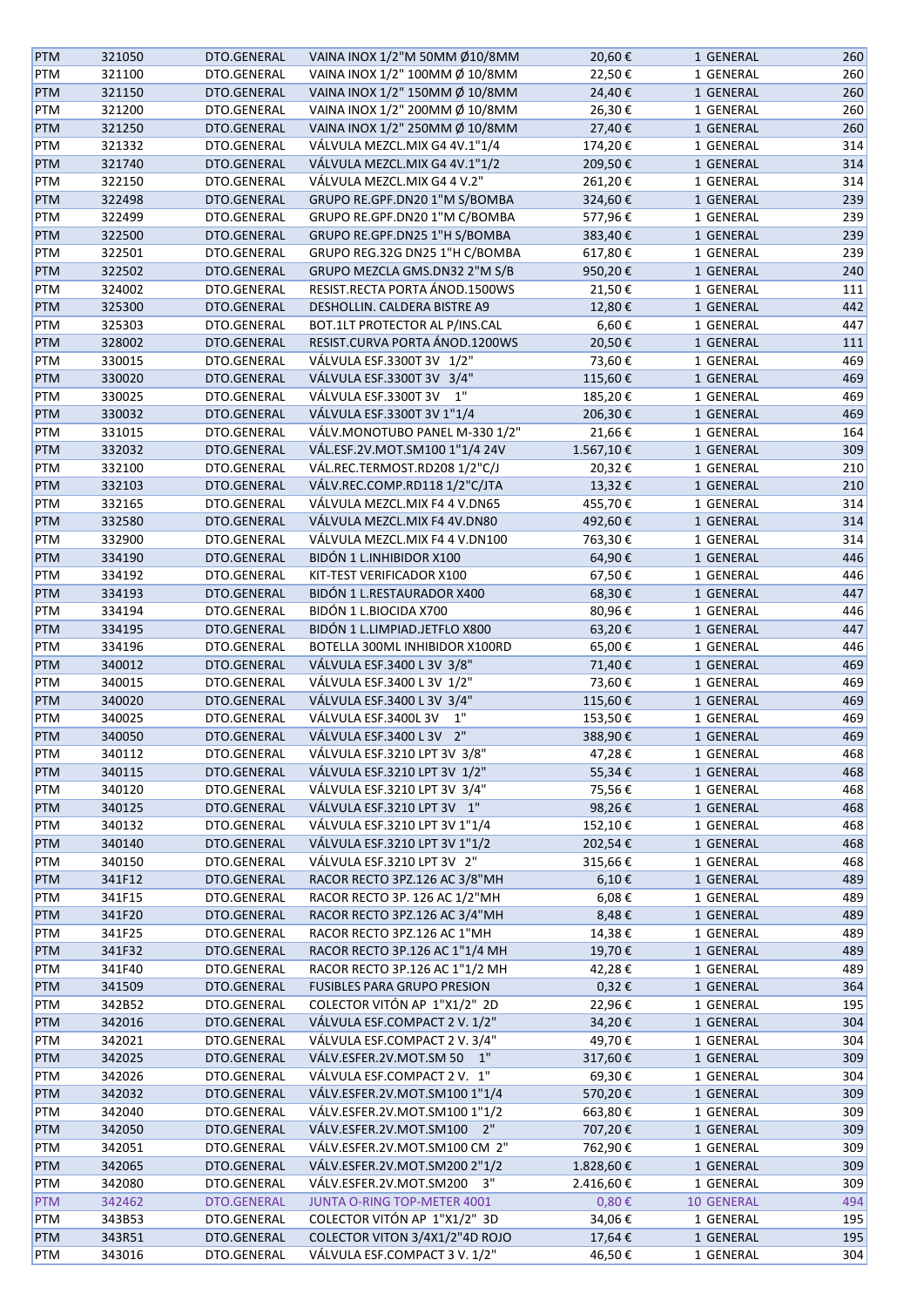| PTM | 321050 | DTO.GENERAL | VAINA INOX 1/2"M 50MM Ø10/8MM | 20,60 € | 1 GENERAL | 260 |
|---|---|---|---|---|---|---|
| PTM | 321100 | DTO.GENERAL | VAINA INOX 1/2" 100MM Ø 10/8MM | 22,50 € | 1 GENERAL | 260 |
| PTM | 321150 | DTO.GENERAL | VAINA INOX 1/2" 150MM Ø 10/8MM | 24,40 € | 1 GENERAL | 260 |
| PTM | 321200 | DTO.GENERAL | VAINA INOX 1/2" 200MM Ø 10/8MM | 26,30 € | 1 GENERAL | 260 |
| PTM | 321250 | DTO.GENERAL | VAINA INOX 1/2" 250MM Ø 10/8MM | 27,40 € | 1 GENERAL | 260 |
| PTM | 321332 | DTO.GENERAL | VÁLVULA MEZCL.MIX G4 4V.1"1/4 | 174,20 € | 1 GENERAL | 314 |
| PTM | 321740 | DTO.GENERAL | VÁLVULA MEZCL.MIX G4 4V.1"1/2 | 209,50 € | 1 GENERAL | 314 |
| PTM | 322150 | DTO.GENERAL | VÁLVULA MEZCL.MIX G4 4 V.2" | 261,20 € | 1 GENERAL | 314 |
| PTM | 322498 | DTO.GENERAL | GRUPO RE.GPF.DN20 1"M S/BOMBA | 324,60 € | 1 GENERAL | 239 |
| PTM | 322499 | DTO.GENERAL | GRUPO RE.GPF.DN20 1"M C/BOMBA | 577,96 € | 1 GENERAL | 239 |
| PTM | 322500 | DTO.GENERAL | GRUPO RE.GPF.DN25 1"H S/BOMBA | 383,40 € | 1 GENERAL | 239 |
| PTM | 322501 | DTO.GENERAL | GRUPO REG.32G DN25 1"H C/BOMBA | 617,80 € | 1 GENERAL | 239 |
| PTM | 322502 | DTO.GENERAL | GRUPO MEZCLA GMS.DN32 2"M S/B | 950,20 € | 1 GENERAL | 240 |
| PTM | 324002 | DTO.GENERAL | RESIST.RECTA PORTA ÁNOD.1500WS | 21,50 € | 1 GENERAL | 111 |
| PTM | 325300 | DTO.GENERAL | DESHOLLIN. CALDERA BISTRE A9 | 12,80 € | 1 GENERAL | 442 |
| PTM | 325303 | DTO.GENERAL | BOT.1LT PROTECTOR AL P/INS.CAL | 6,60 € | 1 GENERAL | 447 |
| PTM | 328002 | DTO.GENERAL | RESIST.CURVA PORTA ÁNOD.1200WS | 20,50 € | 1 GENERAL | 111 |
| PTM | 330015 | DTO.GENERAL | VÁLVULA ESF.3300T 3V 1/2" | 73,60 € | 1 GENERAL | 469 |
| PTM | 330020 | DTO.GENERAL | VÁLVULA ESF.3300T 3V 3/4" | 115,60 € | 1 GENERAL | 469 |
| PTM | 330025 | DTO.GENERAL | VÁLVULA ESF.3300T 3V 1" | 185,20 € | 1 GENERAL | 469 |
| PTM | 330032 | DTO.GENERAL | VÁLVULA ESF.3300T 3V 1"1/4 | 206,30 € | 1 GENERAL | 469 |
| PTM | 331015 | DTO.GENERAL | VÁLV.MONOTUBO PANEL M-330 1/2" | 21,66 € | 1 GENERAL | 164 |
| PTM | 332032 | DTO.GENERAL | VÁL.ESF.2V.MOT.SM100 1"1/4 24V | 1.567,10 € | 1 GENERAL | 309 |
| PTM | 332100 | DTO.GENERAL | VÁL.REC.TERMOST.RD208 1/2"C/J | 20,32 € | 1 GENERAL | 210 |
| PTM | 332103 | DTO.GENERAL | VÁLV.REC.COMP.RD118 1/2"C/JTA | 13,32 € | 1 GENERAL | 210 |
| PTM | 332165 | DTO.GENERAL | VÁLVULA MEZCL.MIX F4 4 V.DN65 | 455,70 € | 1 GENERAL | 314 |
| PTM | 332580 | DTO.GENERAL | VÁLVULA MEZCL.MIX F4 4V.DN80 | 492,60 € | 1 GENERAL | 314 |
| PTM | 332900 | DTO.GENERAL | VÁLVULA MEZCL.MIX F4 4 V.DN100 | 763,30 € | 1 GENERAL | 314 |
| PTM | 334190 | DTO.GENERAL | BIDÓN 1 L.INHIBIDOR X100 | 64,90 € | 1 GENERAL | 446 |
| PTM | 334192 | DTO.GENERAL | KIT-TEST VERIFICADOR X100 | 67,50 € | 1 GENERAL | 446 |
| PTM | 334193 | DTO.GENERAL | BIDÓN 1 L.RESTAURADOR X400 | 68,30 € | 1 GENERAL | 447 |
| PTM | 334194 | DTO.GENERAL | BIDÓN 1 L.BIOCIDA X700 | 80,96 € | 1 GENERAL | 446 |
| PTM | 334195 | DTO.GENERAL | BIDÓN 1 L.LIMPIAD.JETFLO X800 | 63,20 € | 1 GENERAL | 447 |
| PTM | 334196 | DTO.GENERAL | BOTELLA 300ML INHIBIDOR X100RD | 65,00 € | 1 GENERAL | 446 |
| PTM | 340012 | DTO.GENERAL | VÁLVULA ESF.3400 L 3V 3/8" | 71,40 € | 1 GENERAL | 469 |
| PTM | 340015 | DTO.GENERAL | VÁLVULA ESF.3400 L 3V 1/2" | 73,60 € | 1 GENERAL | 469 |
| PTM | 340020 | DTO.GENERAL | VÁLVULA ESF.3400 L 3V 3/4" | 115,60 € | 1 GENERAL | 469 |
| PTM | 340025 | DTO.GENERAL | VÁLVULA ESF.3400L 3V 1" | 153,50 € | 1 GENERAL | 469 |
| PTM | 340050 | DTO.GENERAL | VÁLVULA ESF.3400 L 3V 2" | 388,90 € | 1 GENERAL | 469 |
| PTM | 340112 | DTO.GENERAL | VÁLVULA ESF.3210 LPT 3V 3/8" | 47,28 € | 1 GENERAL | 468 |
| PTM | 340115 | DTO.GENERAL | VÁLVULA ESF.3210 LPT 3V 1/2" | 55,34 € | 1 GENERAL | 468 |
| PTM | 340120 | DTO.GENERAL | VÁLVULA ESF.3210 LPT 3V 3/4" | 75,56 € | 1 GENERAL | 468 |
| PTM | 340125 | DTO.GENERAL | VÁLVULA ESF.3210 LPT 3V 1" | 98,26 € | 1 GENERAL | 468 |
| PTM | 340132 | DTO.GENERAL | VÁLVULA ESF.3210 LPT 3V 1"1/4 | 152,10 € | 1 GENERAL | 468 |
| PTM | 340140 | DTO.GENERAL | VÁLVULA ESF.3210 LPT 3V 1"1/2 | 202,54 € | 1 GENERAL | 468 |
| PTM | 340150 | DTO.GENERAL | VÁLVULA ESF.3210 LPT 3V 2" | 315,66 € | 1 GENERAL | 468 |
| PTM | 341F12 | DTO.GENERAL | RACOR RECTO 3PZ.126 AC 3/8"MH | 6,10 € | 1 GENERAL | 489 |
| PTM | 341F15 | DTO.GENERAL | RACOR RECTO 3P. 126 AC 1/2"MH | 6,08 € | 1 GENERAL | 489 |
| PTM | 341F20 | DTO.GENERAL | RACOR RECTO 3PZ.126 AC 3/4"MH | 8,48 € | 1 GENERAL | 489 |
| PTM | 341F25 | DTO.GENERAL | RACOR RECTO 3PZ.126 AC 1"MH | 14,38 € | 1 GENERAL | 489 |
| PTM | 341F32 | DTO.GENERAL | RACOR RECTO 3P.126 AC 1"1/4 MH | 19,70 € | 1 GENERAL | 489 |
| PTM | 341F40 | DTO.GENERAL | RACOR RECTO 3P.126 AC 1"1/2 MH | 42,28 € | 1 GENERAL | 489 |
| PTM | 341509 | DTO.GENERAL | FUSIBLES PARA GRUPO PRESION | 0,32 € | 1 GENERAL | 364 |
| PTM | 342B52 | DTO.GENERAL | COLECTOR VITÓN AP 1"X1/2" 2D | 22,96 € | 1 GENERAL | 195 |
| PTM | 342016 | DTO.GENERAL | VÁLVULA ESF.COMPACT 2 V. 1/2" | 34,20 € | 1 GENERAL | 304 |
| PTM | 342021 | DTO.GENERAL | VÁLVULA ESF.COMPACT 2 V. 3/4" | 49,70 € | 1 GENERAL | 304 |
| PTM | 342025 | DTO.GENERAL | VÁLV.ESFER.2V.MOT.SM 50 1" | 317,60 € | 1 GENERAL | 309 |
| PTM | 342026 | DTO.GENERAL | VÁLVULA ESF.COMPACT 2 V. 1" | 69,30 € | 1 GENERAL | 304 |
| PTM | 342032 | DTO.GENERAL | VÁLV.ESFER.2V.MOT.SM100 1"1/4 | 570,20 € | 1 GENERAL | 309 |
| PTM | 342040 | DTO.GENERAL | VÁLV.ESFER.2V.MOT.SM100 1"1/2 | 663,80 € | 1 GENERAL | 309 |
| PTM | 342050 | DTO.GENERAL | VÁLV.ESFER.2V.MOT.SM100 2" | 707,20 € | 1 GENERAL | 309 |
| PTM | 342051 | DTO.GENERAL | VÁLV.ESFER.2V.MOT.SM100 CM 2" | 762,90 € | 1 GENERAL | 309 |
| PTM | 342065 | DTO.GENERAL | VÁLV.ESFER.2V.MOT.SM200 2"1/2 | 1.828,60 € | 1 GENERAL | 309 |
| PTM | 342080 | DTO.GENERAL | VÁLV.ESFER.2V.MOT.SM200 3" | 2.416,60 € | 1 GENERAL | 309 |
| PTM | 342462 | DTO.GENERAL | JUNTA O-RING TOP-METER 4001 | 0,80 € | 10 GENERAL | 494 |
| PTM | 343B53 | DTO.GENERAL | COLECTOR VITÓN AP 1"X1/2" 3D | 34,06 € | 1 GENERAL | 195 |
| PTM | 343R51 | DTO.GENERAL | COLECTOR VITON 3/4X1/2"4D ROJO | 17,64 € | 1 GENERAL | 195 |
| PTM | 343016 | DTO.GENERAL | VÁLVULA ESF.COMPACT 3 V. 1/2" | 46,50 € | 1 GENERAL | 304 |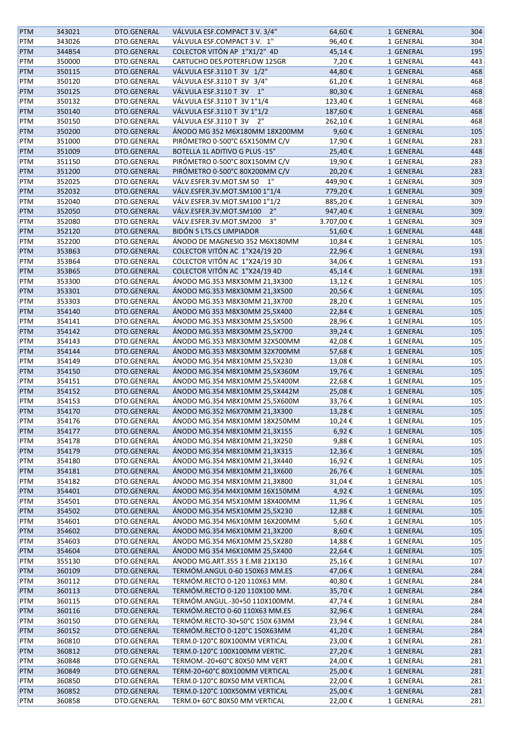| PTM | 343021 | DTO.GENERAL | VÁLVULA ESF.COMPACT 3 V. 3/4" | 64,60 € | 1 GENERAL | 304 |
|---|---|---|---|---|---|---|
| PTM | 343026 | DTO.GENERAL | VÁLVULA ESF.COMPACT 3 V. 1" | 96,40 € | 1 GENERAL | 304 |
| PTM | 344B54 | DTO.GENERAL | COLECTOR VITÓN AP 1"X1/2" 4D | 45,14 € | 1 GENERAL | 195 |
| PTM | 350000 | DTO.GENERAL | CARTUCHO DES.POTERFLOW 125GR | 7,20 € | 1 GENERAL | 443 |
| PTM | 350115 | DTO.GENERAL | VÁLVULA ESF.3110 T 3V 1/2" | 44,80 € | 1 GENERAL | 468 |
| PTM | 350120 | DTO.GENERAL | VÁLVULA ESF.3110 T 3V 3/4" | 61,20 € | 1 GENERAL | 468 |
| PTM | 350125 | DTO.GENERAL | VÁLVULA ESF.3110 T 3V 1" | 80,30 € | 1 GENERAL | 468 |
| PTM | 350132 | DTO.GENERAL | VÁLVULA ESF.3110 T 3V 1"1/4 | 123,40 € | 1 GENERAL | 468 |
| PTM | 350140 | DTO.GENERAL | VÁLVULA ESF.3110 T 3V 1"1/2 | 187,60 € | 1 GENERAL | 468 |
| PTM | 350150 | DTO.GENERAL | VÁLVULA ESF.3110 T 3V 2" | 262,10 € | 1 GENERAL | 468 |
| PTM | 350200 | DTO.GENERAL | ÁNODO MG 352 M6X180MM 18X200MM | 9,60 € | 1 GENERAL | 105 |
| PTM | 351000 | DTO.GENERAL | PIRÓMETRO 0-500°C 65X150MM C/V | 17,90 € | 1 GENERAL | 283 |
| PTM | 351009 | DTO.GENERAL | BOTELLA 1L ADITIVO G PLUS -15° | 25,40 € | 1 GENERAL | 448 |
| PTM | 351150 | DTO.GENERAL | PIRÓMETRO 0-500°C 80X150MM C/V | 19,90 € | 1 GENERAL | 283 |
| PTM | 351200 | DTO.GENERAL | PIRÓMETRO 0-500°C 80X200MM C/V | 20,20 € | 1 GENERAL | 283 |
| PTM | 352025 | DTO.GENERAL | VÁLV.ESFER.3V.MOT.SM 50 1" | 449,90 € | 1 GENERAL | 309 |
| PTM | 352032 | DTO.GENERAL | VÁLV.ESFER.3V.MOT.SM100 1"1/4 | 779,20 € | 1 GENERAL | 309 |
| PTM | 352040 | DTO.GENERAL | VÁLV.ESFER.3V.MOT.SM100 1"1/2 | 885,20 € | 1 GENERAL | 309 |
| PTM | 352050 | DTO.GENERAL | VÁLV.ESFER.3V.MOT.SM100 2" | 947,40 € | 1 GENERAL | 309 |
| PTM | 352080 | DTO.GENERAL | VÁLV.ESFER.3V.MOT.SM200 3" | 3.707,00 € | 1 GENERAL | 309 |
| PTM | 352120 | DTO.GENERAL | BIDÓN 5 LTS.CS LIMPIADOR | 51,60 € | 1 GENERAL | 448 |
| PTM | 352200 | DTO.GENERAL | ÁNODO DE MAGNESIO 352 M6X180MM | 10,84 € | 1 GENERAL | 105 |
| PTM | 353B63 | DTO.GENERAL | COLECTOR VITÓN AC 1"X24/19 2D | 22,96 € | 1 GENERAL | 193 |
| PTM | 353B64 | DTO.GENERAL | COLECTOR VITÓN AC 1"X24/19 3D | 34,06 € | 1 GENERAL | 193 |
| PTM | 353B65 | DTO.GENERAL | COLECTOR VITÓN AC 1"X24/19 4D | 45,14 € | 1 GENERAL | 193 |
| PTM | 353300 | DTO.GENERAL | ÁNODO MG.353 M8X30MM 21,3X300 | 13,12 € | 1 GENERAL | 105 |
| PTM | 353301 | DTO.GENERAL | ÁNODO MG.353 M8X30MM 21,3X500 | 20,56 € | 1 GENERAL | 105 |
| PTM | 353303 | DTO.GENERAL | ÁNODO MG.353 M8X30MM 21,3X700 | 28,20 € | 1 GENERAL | 105 |
| PTM | 354140 | DTO.GENERAL | ÁNODO MG 353 M8X30MM 25,5X400 | 22,84 € | 1 GENERAL | 105 |
| PTM | 354141 | DTO.GENERAL | ÁNODO MG.353 M8X30MM 25,5X500 | 28,96 € | 1 GENERAL | 105 |
| PTM | 354142 | DTO.GENERAL | ÁNODO MG.353 M8X30MM 25,5X700 | 39,24 € | 1 GENERAL | 105 |
| PTM | 354143 | DTO.GENERAL | ÁNODO MG.353 M8X30MM 32X500MM | 42,08 € | 1 GENERAL | 105 |
| PTM | 354144 | DTO.GENERAL | ÁNODO MG.353 M8X30MM 32X700MM | 57,68 € | 1 GENERAL | 105 |
| PTM | 354149 | DTO.GENERAL | ÁNODO MG.354 M8X10MM 25,5X230 | 13,08 € | 1 GENERAL | 105 |
| PTM | 354150 | DTO.GENERAL | ÁNODO MG.354 M8X10MM 25,5X360M | 19,76 € | 1 GENERAL | 105 |
| PTM | 354151 | DTO.GENERAL | ÁNODO MG.354 M8X10MM 25,5X400M | 22,68 € | 1 GENERAL | 105 |
| PTM | 354152 | DTO.GENERAL | ÁNODO MG.354 M8X10MM 25,5X442M | 25,08 € | 1 GENERAL | 105 |
| PTM | 354153 | DTO.GENERAL | ÁNODO MG.354 M8X10MM 25,5X600M | 33,76 € | 1 GENERAL | 105 |
| PTM | 354170 | DTO.GENERAL | ÁNODO MG.352 M6X70MM 21,3X300 | 13,28 € | 1 GENERAL | 105 |
| PTM | 354176 | DTO.GENERAL | ÁNODO MG.354 M8X10MM 18X250MM | 10,24 € | 1 GENERAL | 105 |
| PTM | 354177 | DTO.GENERAL | ÁNODO MG.354 M8X10MM 21,3X155 | 6,92 € | 1 GENERAL | 105 |
| PTM | 354178 | DTO.GENERAL | ÁNODO MG.354 M8X10MM 21,3X250 | 9,88 € | 1 GENERAL | 105 |
| PTM | 354179 | DTO.GENERAL | ÁNODO MG.354 M8X10MM 21,3X315 | 12,36 € | 1 GENERAL | 105 |
| PTM | 354180 | DTO.GENERAL | ÁNODO MG.354 M8X10MM 21,3X440 | 16,92 € | 1 GENERAL | 105 |
| PTM | 354181 | DTO.GENERAL | ÁNODO MG.354 M8X10MM 21,3X600 | 26,76 € | 1 GENERAL | 105 |
| PTM | 354182 | DTO.GENERAL | ÁNODO MG.354 M8X10MM 21,3X800 | 31,04 € | 1 GENERAL | 105 |
| PTM | 354401 | DTO.GENERAL | ÁNODO MG.354 M4X10MM 16X150MM | 4,92 € | 1 GENERAL | 105 |
| PTM | 354501 | DTO.GENERAL | ÁNODO MG.354 M5X10MM 18X400MM | 11,96 € | 1 GENERAL | 105 |
| PTM | 354502 | DTO.GENERAL | ÁNODO MG.354 M5X10MM 25,5X230 | 12,88 € | 1 GENERAL | 105 |
| PTM | 354601 | DTO.GENERAL | ÁNODO MG.354 M6X10MM 16X200MM | 5,60 € | 1 GENERAL | 105 |
| PTM | 354602 | DTO.GENERAL | ÁNODO MG.354 M6X10MM 21,3X200 | 8,60 € | 1 GENERAL | 105 |
| PTM | 354603 | DTO.GENERAL | ÁNODO MG.354 M6X10MM 25,5X280 | 14,88 € | 1 GENERAL | 105 |
| PTM | 354604 | DTO.GENERAL | ÁNODO MG 354 M6X10MM 25,5X400 | 22,64 € | 1 GENERAL | 105 |
| PTM | 355130 | DTO.GENERAL | ÁNODO MG.ART.355 3 E.M8 21X130 | 25,16 € | 1 GENERAL | 107 |
| PTM | 360109 | DTO.GENERAL | TERMÓM.ANGUL 0-60 150X63 MM.ES | 47,06 € | 1 GENERAL | 284 |
| PTM | 360112 | DTO.GENERAL | TERMÓM.RECTO 0-120 110X63 MM. | 40,80 € | 1 GENERAL | 284 |
| PTM | 360113 | DTO.GENERAL | TERMÓM.RECTO 0-120 110X100 MM. | 35,70 € | 1 GENERAL | 284 |
| PTM | 360115 | DTO.GENERAL | TERMÓM.ANGUL.-30+50 110X100MM. | 47,74 € | 1 GENERAL | 284 |
| PTM | 360116 | DTO.GENERAL | TERMÓM.RECTO 0-60 110X63 MM.ES | 32,96 € | 1 GENERAL | 284 |
| PTM | 360150 | DTO.GENERAL | TERMÓM.RECTO-30+50°C 150X 63MM | 23,94 € | 1 GENERAL | 284 |
| PTM | 360152 | DTO.GENERAL | TERMÓM.RECTO 0-120°C 150X63MM | 41,20 € | 1 GENERAL | 284 |
| PTM | 360810 | DTO.GENERAL | TERM.0-120°C 80X100MM VERTICAL | 23,00 € | 1 GENERAL | 281 |
| PTM | 360812 | DTO.GENERAL | TERM.0-120°C 100X100MM VERTIC. | 27,20 € | 1 GENERAL | 281 |
| PTM | 360848 | DTO.GENERAL | TERMOM.-20+60°C 80X50 MM VERT | 24,00 € | 1 GENERAL | 281 |
| PTM | 360849 | DTO.GENERAL | TERM-20+60°C 80X100MM VERTICAL | 25,00 € | 1 GENERAL | 281 |
| PTM | 360850 | DTO.GENERAL | TERM.0-120°C 80X50 MM VERTICAL | 22,00 € | 1 GENERAL | 281 |
| PTM | 360852 | DTO.GENERAL | TERM.0-120°C 100X50MM VERTICAL | 25,00 € | 1 GENERAL | 281 |
| PTM | 360858 | DTO.GENERAL | TERM.0+ 60°C 80X50 MM VERTICAL | 22,00 € | 1 GENERAL | 281 |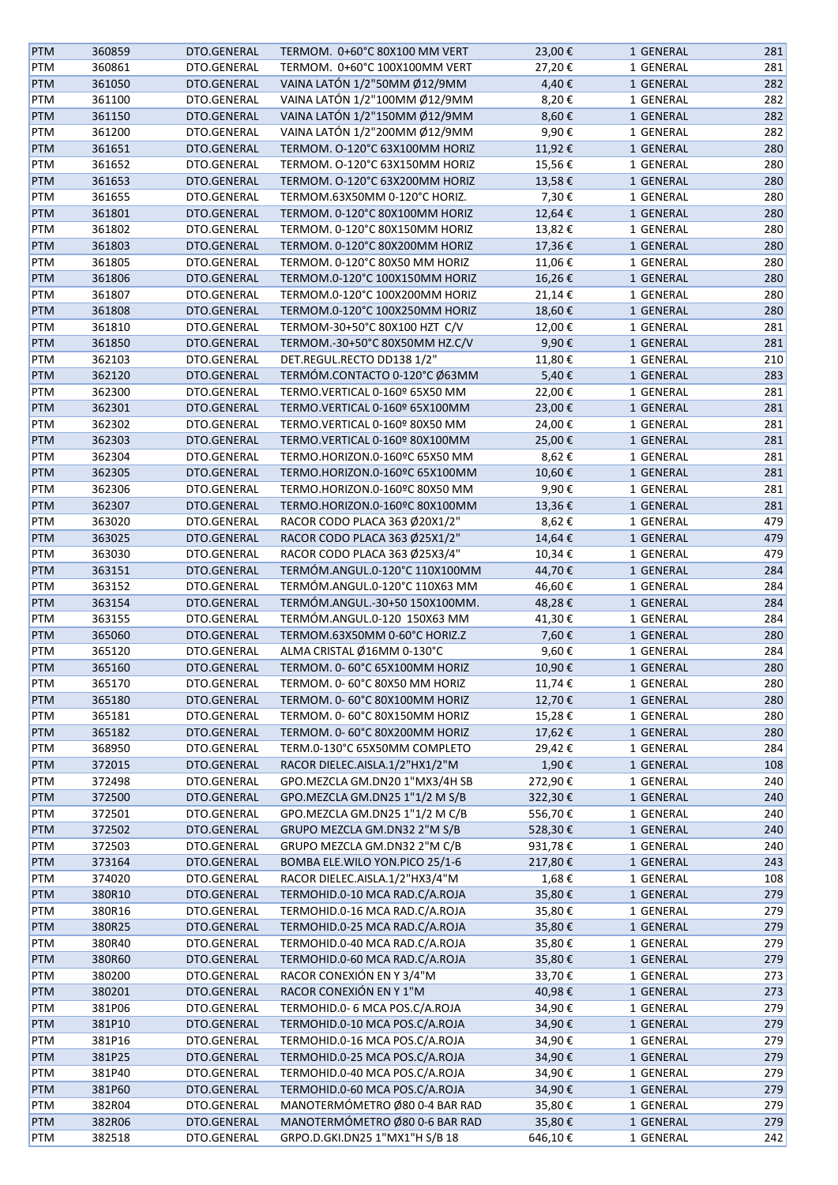| PTM | 360859 | DTO.GENERAL | TERMOM. 0+60°C 80X100 MM VERT | 23,00 € | 1 GENERAL | 281 |
|---|---|---|---|---|---|---|
| PTM | 360861 | DTO.GENERAL | TERMOM. 0+60°C 100X100MM VERT | 27,20 € | 1 GENERAL | 281 |
| PTM | 361050 | DTO.GENERAL | VAINA LATÓN 1/2"50MM Ø12/9MM | 4,40 € | 1 GENERAL | 282 |
| PTM | 361100 | DTO.GENERAL | VAINA LATÓN 1/2"100MM Ø12/9MM | 8,20 € | 1 GENERAL | 282 |
| PTM | 361150 | DTO.GENERAL | VAINA LATÓN 1/2"150MM Ø12/9MM | 8,60 € | 1 GENERAL | 282 |
| PTM | 361200 | DTO.GENERAL | VAINA LATÓN 1/2"200MM Ø12/9MM | 9,90 € | 1 GENERAL | 282 |
| PTM | 361651 | DTO.GENERAL | TERMOM. O-120°C 63X100MM HORIZ | 11,92 € | 1 GENERAL | 280 |
| PTM | 361652 | DTO.GENERAL | TERMOM. O-120°C 63X150MM HORIZ | 15,56 € | 1 GENERAL | 280 |
| PTM | 361653 | DTO.GENERAL | TERMOM. O-120°C 63X200MM HORIZ | 13,58 € | 1 GENERAL | 280 |
| PTM | 361655 | DTO.GENERAL | TERMOM.63X50MM 0-120°C HORIZ. | 7,30 € | 1 GENERAL | 280 |
| PTM | 361801 | DTO.GENERAL | TERMOM. 0-120°C 80X100MM HORIZ | 12,64 € | 1 GENERAL | 280 |
| PTM | 361802 | DTO.GENERAL | TERMOM. 0-120°C 80X150MM HORIZ | 13,82 € | 1 GENERAL | 280 |
| PTM | 361803 | DTO.GENERAL | TERMOM. 0-120°C 80X200MM HORIZ | 17,36 € | 1 GENERAL | 280 |
| PTM | 361805 | DTO.GENERAL | TERMOM. 0-120°C 80X50 MM HORIZ | 11,06 € | 1 GENERAL | 280 |
| PTM | 361806 | DTO.GENERAL | TERMOM.0-120°C 100X150MM HORIZ | 16,26 € | 1 GENERAL | 280 |
| PTM | 361807 | DTO.GENERAL | TERMOM.0-120°C 100X200MM HORIZ | 21,14 € | 1 GENERAL | 280 |
| PTM | 361808 | DTO.GENERAL | TERMOM.0-120°C 100X250MM HORIZ | 18,60 € | 1 GENERAL | 280 |
| PTM | 361810 | DTO.GENERAL | TERMOM-30+50°C 80X100 HZT C/V | 12,00 € | 1 GENERAL | 281 |
| PTM | 361850 | DTO.GENERAL | TERMOM.-30+50°C 80X50MM HZ.C/V | 9,90 € | 1 GENERAL | 281 |
| PTM | 362103 | DTO.GENERAL | DET.REGUL.RECTO DD138 1/2" | 11,80 € | 1 GENERAL | 210 |
| PTM | 362120 | DTO.GENERAL | TERMÓM.CONTACTO 0-120°C Ø63MM | 5,40 € | 1 GENERAL | 283 |
| PTM | 362300 | DTO.GENERAL | TERMO.VERTICAL 0-160º 65X50 MM | 22,00 € | 1 GENERAL | 281 |
| PTM | 362301 | DTO.GENERAL | TERMO.VERTICAL 0-160º 65X100MM | 23,00 € | 1 GENERAL | 281 |
| PTM | 362302 | DTO.GENERAL | TERMO.VERTICAL 0-160º 80X50 MM | 24,00 € | 1 GENERAL | 281 |
| PTM | 362303 | DTO.GENERAL | TERMO.VERTICAL 0-160º 80X100MM | 25,00 € | 1 GENERAL | 281 |
| PTM | 362304 | DTO.GENERAL | TERMO.HORIZON.0-160ºC 65X50 MM | 8,62 € | 1 GENERAL | 281 |
| PTM | 362305 | DTO.GENERAL | TERMO.HORIZON.0-160ºC 65X100MM | 10,60 € | 1 GENERAL | 281 |
| PTM | 362306 | DTO.GENERAL | TERMO.HORIZON.0-160ºC 80X50 MM | 9,90 € | 1 GENERAL | 281 |
| PTM | 362307 | DTO.GENERAL | TERMO.HORIZON.0-160ºC 80X100MM | 13,36 € | 1 GENERAL | 281 |
| PTM | 363020 | DTO.GENERAL | RACOR CODO PLACA 363 Ø20X1/2" | 8,62 € | 1 GENERAL | 479 |
| PTM | 363025 | DTO.GENERAL | RACOR CODO PLACA 363 Ø25X1/2" | 14,64 € | 1 GENERAL | 479 |
| PTM | 363030 | DTO.GENERAL | RACOR CODO PLACA 363 Ø25X3/4" | 10,34 € | 1 GENERAL | 479 |
| PTM | 363151 | DTO.GENERAL | TERMÓM.ANGUL.0-120°C 110X100MM | 44,70 € | 1 GENERAL | 284 |
| PTM | 363152 | DTO.GENERAL | TERMÓM.ANGUL.0-120°C 110X63 MM | 46,60 € | 1 GENERAL | 284 |
| PTM | 363154 | DTO.GENERAL | TERMÓM.ANGUL.-30+50 150X100MM. | 48,28 € | 1 GENERAL | 284 |
| PTM | 363155 | DTO.GENERAL | TERMÓM.ANGUL.0-120 150X63 MM | 41,30 € | 1 GENERAL | 284 |
| PTM | 365060 | DTO.GENERAL | TERMOM.63X50MM 0-60°C HORIZ.Z | 7,60 € | 1 GENERAL | 280 |
| PTM | 365120 | DTO.GENERAL | ALMA CRISTAL Ø16MM 0-130°C | 9,60 € | 1 GENERAL | 284 |
| PTM | 365160 | DTO.GENERAL | TERMOM. 0- 60°C 65X100MM HORIZ | 10,90 € | 1 GENERAL | 280 |
| PTM | 365170 | DTO.GENERAL | TERMOM. 0- 60°C 80X50 MM HORIZ | 11,74 € | 1 GENERAL | 280 |
| PTM | 365180 | DTO.GENERAL | TERMOM. 0- 60°C 80X100MM HORIZ | 12,70 € | 1 GENERAL | 280 |
| PTM | 365181 | DTO.GENERAL | TERMOM. 0- 60°C 80X150MM HORIZ | 15,28 € | 1 GENERAL | 280 |
| PTM | 365182 | DTO.GENERAL | TERMOM. 0- 60°C 80X200MM HORIZ | 17,62 € | 1 GENERAL | 280 |
| PTM | 368950 | DTO.GENERAL | TERM.0-130°C 65X50MM COMPLETO | 29,42 € | 1 GENERAL | 284 |
| PTM | 372015 | DTO.GENERAL | RACOR DIELEC.AISLA.1/2"HX1/2"M | 1,90 € | 1 GENERAL | 108 |
| PTM | 372498 | DTO.GENERAL | GPO.MEZCLA GM.DN20 1"MX3/4H SB | 272,90 € | 1 GENERAL | 240 |
| PTM | 372500 | DTO.GENERAL | GPO.MEZCLA GM.DN25 1"1/2 M S/B | 322,30 € | 1 GENERAL | 240 |
| PTM | 372501 | DTO.GENERAL | GPO.MEZCLA GM.DN25 1"1/2 M C/B | 556,70 € | 1 GENERAL | 240 |
| PTM | 372502 | DTO.GENERAL | GRUPO MEZCLA GM.DN32 2"M S/B | 528,30 € | 1 GENERAL | 240 |
| PTM | 372503 | DTO.GENERAL | GRUPO MEZCLA GM.DN32 2"M C/B | 931,78 € | 1 GENERAL | 240 |
| PTM | 373164 | DTO.GENERAL | BOMBA ELE.WILO YON.PICO 25/1-6 | 217,80 € | 1 GENERAL | 243 |
| PTM | 374020 | DTO.GENERAL | RACOR DIELEC.AISLA.1/2"HX3/4"M | 1,68 € | 1 GENERAL | 108 |
| PTM | 380R10 | DTO.GENERAL | TERMOHID.0-10 MCA RAD.C/A.ROJA | 35,80 € | 1 GENERAL | 279 |
| PTM | 380R16 | DTO.GENERAL | TERMOHID.0-16 MCA RAD.C/A.ROJA | 35,80 € | 1 GENERAL | 279 |
| PTM | 380R25 | DTO.GENERAL | TERMOHID.0-25 MCA RAD.C/A.ROJA | 35,80 € | 1 GENERAL | 279 |
| PTM | 380R40 | DTO.GENERAL | TERMOHID.0-40 MCA RAD.C/A.ROJA | 35,80 € | 1 GENERAL | 279 |
| PTM | 380R60 | DTO.GENERAL | TERMOHID.0-60 MCA RAD.C/A.ROJA | 35,80 € | 1 GENERAL | 279 |
| PTM | 380200 | DTO.GENERAL | RACOR CONEXIÓN EN Y 3/4"M | 33,70 € | 1 GENERAL | 273 |
| PTM | 380201 | DTO.GENERAL | RACOR CONEXIÓN EN Y 1"M | 40,98 € | 1 GENERAL | 273 |
| PTM | 381P06 | DTO.GENERAL | TERMOHID.0- 6 MCA POS.C/A.ROJA | 34,90 € | 1 GENERAL | 279 |
| PTM | 381P10 | DTO.GENERAL | TERMOHID.0-10 MCA POS.C/A.ROJA | 34,90 € | 1 GENERAL | 279 |
| PTM | 381P16 | DTO.GENERAL | TERMOHID.0-16 MCA POS.C/A.ROJA | 34,90 € | 1 GENERAL | 279 |
| PTM | 381P25 | DTO.GENERAL | TERMOHID.0-25 MCA POS.C/A.ROJA | 34,90 € | 1 GENERAL | 279 |
| PTM | 381P40 | DTO.GENERAL | TERMOHID.0-40 MCA POS.C/A.ROJA | 34,90 € | 1 GENERAL | 279 |
| PTM | 381P60 | DTO.GENERAL | TERMOHID.0-60 MCA POS.C/A.ROJA | 34,90 € | 1 GENERAL | 279 |
| PTM | 382R04 | DTO.GENERAL | MANOTERMÓMETRO Ø80 0-4 BAR RAD | 35,80 € | 1 GENERAL | 279 |
| PTM | 382R06 | DTO.GENERAL | MANOTERMÓMETRO Ø80 0-6 BAR RAD | 35,80 € | 1 GENERAL | 279 |
| PTM | 382518 | DTO.GENERAL | GRPO.D.GKI.DN25 1"MX1"H S/B 18 | 646,10 € | 1 GENERAL | 242 |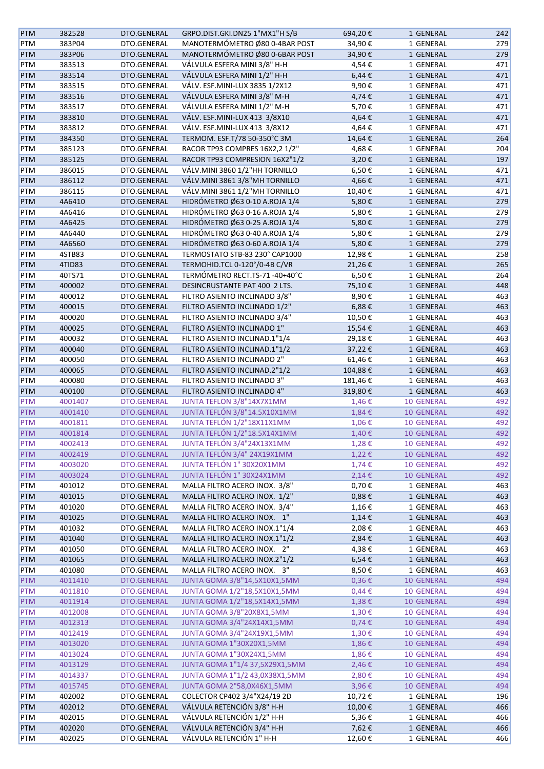| | | | | | | |
|---|---|---|---|---|---|---|
| PTM | 382528 | DTO.GENERAL | GRPO.DIST.GKI.DN25 1"MX1"H S/B | 694,20 € | 1 GENERAL | 242 |
| PTM | 383P04 | DTO.GENERAL | MANOTERMÓMETRO Ø80 0-4BAR POST | 34,90 € | 1 GENERAL | 279 |
| PTM | 383P06 | DTO.GENERAL | MANOTERMÓMETRO Ø80 0-6BAR POST | 34,90 € | 1 GENERAL | 279 |
| PTM | 383513 | DTO.GENERAL | VÁLVULA ESFERA MINI 3/8" H-H | 4,54 € | 1 GENERAL | 471 |
| PTM | 383514 | DTO.GENERAL | VÁLVULA ESFERA MINI 1/2" H-H | 6,44 € | 1 GENERAL | 471 |
| PTM | 383515 | DTO.GENERAL | VÁLV. ESF.MINI-LUX 3835 1/2X12 | 9,90 € | 1 GENERAL | 471 |
| PTM | 383516 | DTO.GENERAL | VÁLVULA ESFERA MINI 3/8" M-H | 4,74 € | 1 GENERAL | 471 |
| PTM | 383517 | DTO.GENERAL | VÁLVULA ESFERA MINI 1/2" M-H | 5,70 € | 1 GENERAL | 471 |
| PTM | 383810 | DTO.GENERAL | VÁLV. ESF.MINI-LUX 413 3/8X10 | 4,64 € | 1 GENERAL | 471 |
| PTM | 383812 | DTO.GENERAL | VÁLV. ESF.MINI-LUX 413 3/8X12 | 4,64 € | 1 GENERAL | 471 |
| PTM | 384350 | DTO.GENERAL | TERMOM. ESF.T/78 50-350°C 3M | 14,64 € | 1 GENERAL | 264 |
| PTM | 385123 | DTO.GENERAL | RACOR TP93 COMPRES 16X2,2 1/2" | 4,68 € | 1 GENERAL | 204 |
| PTM | 385125 | DTO.GENERAL | RACOR TP93 COMPRESION 16X2"1/2 | 3,20 € | 1 GENERAL | 197 |
| PTM | 386015 | DTO.GENERAL | VÁLV.MINI 3860 1/2"HH TORNILLO | 6,50 € | 1 GENERAL | 471 |
| PTM | 386112 | DTO.GENERAL | VÁLV.MINI 3861 3/8"MH TORNILLO | 4,66 € | 1 GENERAL | 471 |
| PTM | 386115 | DTO.GENERAL | VÁLV.MINI 3861 1/2"MH TORNILLO | 10,40 € | 1 GENERAL | 471 |
| PTM | 4A6410 | DTO.GENERAL | HIDRÓMETRO Ø63 0-10 A.ROJA 1/4 | 5,80 € | 1 GENERAL | 279 |
| PTM | 4A6416 | DTO.GENERAL | HIDRÓMETRO Ø63 0-16 A.ROJA 1/4 | 5,80 € | 1 GENERAL | 279 |
| PTM | 4A6425 | DTO.GENERAL | HIDRÓMETRO Ø63 0-25 A.ROJA 1/4 | 5,80 € | 1 GENERAL | 279 |
| PTM | 4A6440 | DTO.GENERAL | HIDRÓMETRO Ø63 0-40 A.ROJA 1/4 | 5,80 € | 1 GENERAL | 279 |
| PTM | 4A6560 | DTO.GENERAL | HIDRÓMETRO Ø63 0-60 A.ROJA 1/4 | 5,80 € | 1 GENERAL | 279 |
| PTM | 4STB83 | DTO.GENERAL | TERMOSTATO STB-83 230° CAP1000 | 12,98 € | 1 GENERAL | 258 |
| PTM | 4TID83 | DTO.GENERAL | TERMOHID.TCL 0-120°/0-4B C/VR | 21,26 € | 1 GENERAL | 265 |
| PTM | 40TS71 | DTO.GENERAL | TERMÓMETRO RECT.TS-71 -40+40°C | 6,50 € | 1 GENERAL | 264 |
| PTM | 400002 | DTO.GENERAL | DESINCRUSTANTE PAT 400 2 LTS. | 75,10 € | 1 GENERAL | 448 |
| PTM | 400012 | DTO.GENERAL | FILTRO ASIENTO INCLINADO 3/8" | 8,90 € | 1 GENERAL | 463 |
| PTM | 400015 | DTO.GENERAL | FILTRO ASIENTO INCLINADO 1/2" | 6,88 € | 1 GENERAL | 463 |
| PTM | 400020 | DTO.GENERAL | FILTRO ASIENTO INCLINADO 3/4" | 10,50 € | 1 GENERAL | 463 |
| PTM | 400025 | DTO.GENERAL | FILTRO ASIENTO INCLINADO 1" | 15,54 € | 1 GENERAL | 463 |
| PTM | 400032 | DTO.GENERAL | FILTRO ASIENTO INCLINAD.1"1/4 | 29,18 € | 1 GENERAL | 463 |
| PTM | 400040 | DTO.GENERAL | FILTRO ASIENTO INCLINAD.1"1/2 | 37,22 € | 1 GENERAL | 463 |
| PTM | 400050 | DTO.GENERAL | FILTRO ASIENTO INCLINADO 2" | 61,46 € | 1 GENERAL | 463 |
| PTM | 400065 | DTO.GENERAL | FILTRO ASIENTO INCLINAD.2"1/2 | 104,88 € | 1 GENERAL | 463 |
| PTM | 400080 | DTO.GENERAL | FILTRO ASIENTO INCLINADO 3" | 181,46 € | 1 GENERAL | 463 |
| PTM | 400100 | DTO.GENERAL | FILTRO ASIENTO INCLINADO 4" | 319,80 € | 1 GENERAL | 463 |
| PTM | 4001407 | DTO.GENERAL | JUNTA TEFLON 3/8"14X7X1MM | 1,46 € | 10 GENERAL | 492 |
| PTM | 4001410 | DTO.GENERAL | JUNTA TEFLÓN 3/8"14.5X10X1MM | 1,84 € | 10 GENERAL | 492 |
| PTM | 4001811 | DTO.GENERAL | JUNTA TEFLÓN 1/2"18X11X1MM | 1,06 € | 10 GENERAL | 492 |
| PTM | 4001814 | DTO.GENERAL | JUNTA TEFLÓN 1/2"18.5X14X1MM | 1,40 € | 10 GENERAL | 492 |
| PTM | 4002413 | DTO.GENERAL | JUNTA TEFLÓN 3/4"24X13X1MM | 1,28 € | 10 GENERAL | 492 |
| PTM | 4002419 | DTO.GENERAL | JUNTA TEFLÓN 3/4" 24X19X1MM | 1,22 € | 10 GENERAL | 492 |
| PTM | 4003020 | DTO.GENERAL | JUNTA TEFLÓN 1" 30X20X1MM | 1,74 € | 10 GENERAL | 492 |
| PTM | 4003024 | DTO.GENERAL | JUNTA TEFLÓN 1" 30X24X1MM | 2,14 € | 10 GENERAL | 492 |
| PTM | 401012 | DTO.GENERAL | MALLA FILTRO ACERO INOX. 3/8" | 0,70 € | 1 GENERAL | 463 |
| PTM | 401015 | DTO.GENERAL | MALLA FILTRO ACERO INOX. 1/2" | 0,88 € | 1 GENERAL | 463 |
| PTM | 401020 | DTO.GENERAL | MALLA FILTRO ACERO INOX. 3/4" | 1,16 € | 1 GENERAL | 463 |
| PTM | 401025 | DTO.GENERAL | MALLA FILTRO ACERO INOX. 1" | 1,14 € | 1 GENERAL | 463 |
| PTM | 401032 | DTO.GENERAL | MALLA FILTRO ACERO INOX.1"1/4 | 2,08 € | 1 GENERAL | 463 |
| PTM | 401040 | DTO.GENERAL | MALLA FILTRO ACERO INOX.1"1/2 | 2,84 € | 1 GENERAL | 463 |
| PTM | 401050 | DTO.GENERAL | MALLA FILTRO ACERO INOX. 2" | 4,38 € | 1 GENERAL | 463 |
| PTM | 401065 | DTO.GENERAL | MALLA FILTRO ACERO INOX.2"1/2 | 6,54 € | 1 GENERAL | 463 |
| PTM | 401080 | DTO.GENERAL | MALLA FILTRO ACERO INOX. 3" | 8,50 € | 1 GENERAL | 463 |
| PTM | 4011410 | DTO.GENERAL | JUNTA GOMA 3/8"14,5X10X1,5MM | 0,36 € | 10 GENERAL | 494 |
| PTM | 4011810 | DTO.GENERAL | JUNTA GOMA 1/2"18,5X10X1,5MM | 0,44 € | 10 GENERAL | 494 |
| PTM | 4011914 | DTO.GENERAL | JUNTA GOMA 1/2"18,5X14X1,5MM | 1,38 € | 10 GENERAL | 494 |
| PTM | 4012008 | DTO.GENERAL | JUNTA GOMA 3/8"20X8X1,5MM | 1,30 € | 10 GENERAL | 494 |
| PTM | 4012313 | DTO.GENERAL | JUNTA GOMA 3/4"24X14X1,5MM | 0,74 € | 10 GENERAL | 494 |
| PTM | 4012419 | DTO.GENERAL | JUNTA GOMA 3/4"24X19X1,5MM | 1,30 € | 10 GENERAL | 494 |
| PTM | 4013020 | DTO.GENERAL | JUNTA GOMA 1"30X20X1,5MM | 1,86 € | 10 GENERAL | 494 |
| PTM | 4013024 | DTO.GENERAL | JUNTA GOMA 1"30X24X1,5MM | 1,86 € | 10 GENERAL | 494 |
| PTM | 4013129 | DTO.GENERAL | JUNTA GOMA 1"1/4 37,5X29X1,5MM | 2,46 € | 10 GENERAL | 494 |
| PTM | 4014337 | DTO.GENERAL | JUNTA GOMA 1"1/2 43,0X38X1,5MM | 2,80 € | 10 GENERAL | 494 |
| PTM | 4015745 | DTO.GENERAL | JUNTA GOMA 2"58,0X46X1,5MM | 3,96 € | 10 GENERAL | 494 |
| PTM | 402002 | DTO.GENERAL | COLECTOR CP402 3/4"X24/19 2D | 10,72 € | 1 GENERAL | 196 |
| PTM | 402012 | DTO.GENERAL | VÁLVULA RETENCIÓN 3/8" H-H | 10,00 € | 1 GENERAL | 466 |
| PTM | 402015 | DTO.GENERAL | VÁLVULA RETENCIÓN 1/2" H-H | 5,36 € | 1 GENERAL | 466 |
| PTM | 402020 | DTO.GENERAL | VÁLVULA RETENCIÓN 3/4" H-H | 7,62 € | 1 GENERAL | 466 |
| PTM | 402025 | DTO.GENERAL | VÁLVULA RETENCIÓN 1" H-H | 12,60 € | 1 GENERAL | 466 |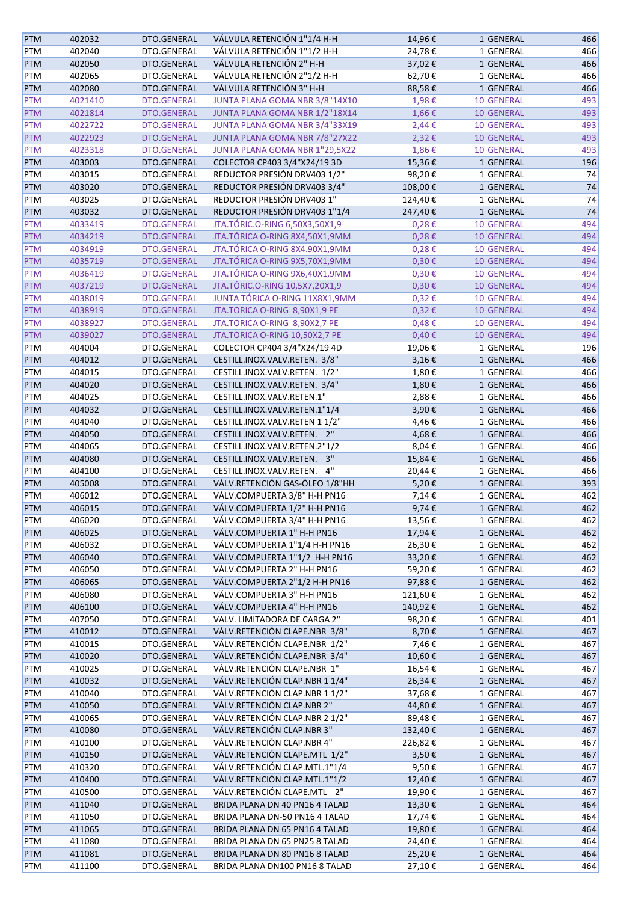| | | | | | | |
|---|---|---|---|---|---|---|
| PTM | 402032 | DTO.GENERAL | VÁLVULA RETENCIÓN 1"1/4 H-H | 14,96 € | 1 GENERAL | 466 |
| PTM | 402040 | DTO.GENERAL | VÁLVULA RETENCIÓN 1"1/2 H-H | 24,78 € | 1 GENERAL | 466 |
| PTM | 402050 | DTO.GENERAL | VÁLVULA RETENCIÓN 2" H-H | 37,02 € | 1 GENERAL | 466 |
| PTM | 402065 | DTO.GENERAL | VÁLVULA RETENCIÓN 2"1/2 H-H | 62,70 € | 1 GENERAL | 466 |
| PTM | 402080 | DTO.GENERAL | VÁLVULA RETENCIÓN 3" H-H | 88,58 € | 1 GENERAL | 466 |
| PTM | 4021410 | DTO.GENERAL | JUNTA PLANA GOMA NBR 3/8"14X10 | 1,98 € | 10 GENERAL | 493 |
| PTM | 4021814 | DTO.GENERAL | JUNTA PLANA GOMA NBR 1/2"18X14 | 1,66 € | 10 GENERAL | 493 |
| PTM | 4022722 | DTO.GENERAL | JUNTA PLANA GOMA NBR 3/4"33X19 | 2,44 € | 10 GENERAL | 493 |
| PTM | 4022923 | DTO.GENERAL | JUNTA PLANA GOMA NBR 7/8"27X22 | 2,32 € | 10 GENERAL | 493 |
| PTM | 4023318 | DTO.GENERAL | JUNTA PLANA GOMA NBR 1"29,5X22 | 1,86 € | 10 GENERAL | 493 |
| PTM | 403003 | DTO.GENERAL | COLECTOR CP403 3/4"X24/19 3D | 15,36 € | 1 GENERAL | 196 |
| PTM | 403015 | DTO.GENERAL | REDUCTOR PRESIÓN DRV403 1/2" | 98,20 € | 1 GENERAL | 74 |
| PTM | 403020 | DTO.GENERAL | REDUCTOR PRESIÓN DRV403 3/4" | 108,00 € | 1 GENERAL | 74 |
| PTM | 403025 | DTO.GENERAL | REDUCTOR PRESIÓN DRV403 1" | 124,40 € | 1 GENERAL | 74 |
| PTM | 403032 | DTO.GENERAL | REDUCTOR PRESIÓN DRV403 1"1/4 | 247,40 € | 1 GENERAL | 74 |
| PTM | 4033419 | DTO.GENERAL | JTA.TÓRIC.O-RING 6,50X3,50X1,9 | 0,28 € | 10 GENERAL | 494 |
| PTM | 4034219 | DTO.GENERAL | JTA.TÓRICA O-RING 8X4,50X1,9MM | 0,28 € | 10 GENERAL | 494 |
| PTM | 4034919 | DTO.GENERAL | JTA.TÓRICA O-RING 8X4.90X1,9MM | 0,28 € | 10 GENERAL | 494 |
| PTM | 4035719 | DTO.GENERAL | JTA.TÓRICA O-RING 9X5,70X1,9MM | 0,30 € | 10 GENERAL | 494 |
| PTM | 4036419 | DTO.GENERAL | JTA.TÓRICA O-RING 9X6,40X1,9MM | 0,30 € | 10 GENERAL | 494 |
| PTM | 4037219 | DTO.GENERAL | JTA.TÓRIC.O-RING 10,5X7,20X1,9 | 0,30 € | 10 GENERAL | 494 |
| PTM | 4038019 | DTO.GENERAL | JUNTA TÓRICA O-RING 11X8X1,9MM | 0,32 € | 10 GENERAL | 494 |
| PTM | 4038919 | DTO.GENERAL | JTA.TORICA O-RING 8,90X1,9 PE | 0,32 € | 10 GENERAL | 494 |
| PTM | 4038927 | DTO.GENERAL | JTA.TORICA O-RING 8,90X2,7 PE | 0,48 € | 10 GENERAL | 494 |
| PTM | 4039027 | DTO.GENERAL | JTA.TORICA O-RING 10,50X2,7 PE | 0,40 € | 10 GENERAL | 494 |
| PTM | 404004 | DTO.GENERAL | COLECTOR CP404 3/4"X24/19 4D | 19,06 € | 1 GENERAL | 196 |
| PTM | 404012 | DTO.GENERAL | CESTILL.INOX.VALV.RETEN. 3/8" | 3,16 € | 1 GENERAL | 466 |
| PTM | 404015 | DTO.GENERAL | CESTILL.INOX.VALV.RETEN. 1/2" | 1,80 € | 1 GENERAL | 466 |
| PTM | 404020 | DTO.GENERAL | CESTILL.INOX.VALV.RETEN. 3/4" | 1,80 € | 1 GENERAL | 466 |
| PTM | 404025 | DTO.GENERAL | CESTILL.INOX.VALV.RETEN.1" | 2,88 € | 1 GENERAL | 466 |
| PTM | 404032 | DTO.GENERAL | CESTILL.INOX.VALV.RETEN.1"1/4 | 3,90 € | 1 GENERAL | 466 |
| PTM | 404040 | DTO.GENERAL | CESTILL.INOX.VALV.RETEN 1 1/2" | 4,46 € | 1 GENERAL | 466 |
| PTM | 404050 | DTO.GENERAL | CESTILL.INOX.VALV.RETEN. 2" | 4,68 € | 1 GENERAL | 466 |
| PTM | 404065 | DTO.GENERAL | CESTILL.INOX.VALV.RETEN.2"1/2 | 8,04 € | 1 GENERAL | 466 |
| PTM | 404080 | DTO.GENERAL | CESTILL.INOX.VALV.RETEN. 3" | 15,84 € | 1 GENERAL | 466 |
| PTM | 404100 | DTO.GENERAL | CESTILL.INOX.VALV.RETEN. 4" | 20,44 € | 1 GENERAL | 466 |
| PTM | 405008 | DTO.GENERAL | VÁLV.RETENCIÓN GAS-ÓLEO 1/8"HH | 5,20 € | 1 GENERAL | 393 |
| PTM | 406012 | DTO.GENERAL | VÁLV.COMPUERTA 3/8" H-H PN16 | 7,14 € | 1 GENERAL | 462 |
| PTM | 406015 | DTO.GENERAL | VÁLV.COMPUERTA 1/2" H-H PN16 | 9,74 € | 1 GENERAL | 462 |
| PTM | 406020 | DTO.GENERAL | VÁLV.COMPUERTA 3/4" H-H PN16 | 13,56 € | 1 GENERAL | 462 |
| PTM | 406025 | DTO.GENERAL | VÁLV.COMPUERTA 1" H-H PN16 | 17,94 € | 1 GENERAL | 462 |
| PTM | 406032 | DTO.GENERAL | VÁLV.COMPUERTA 1"1/4 H-H PN16 | 26,30 € | 1 GENERAL | 462 |
| PTM | 406040 | DTO.GENERAL | VÁLV.COMPUERTA 1"1/2 H-H PN16 | 33,20 € | 1 GENERAL | 462 |
| PTM | 406050 | DTO.GENERAL | VÁLV.COMPUERTA 2" H-H PN16 | 59,20 € | 1 GENERAL | 462 |
| PTM | 406065 | DTO.GENERAL | VÁLV.COMPUERTA 2"1/2 H-H PN16 | 97,88 € | 1 GENERAL | 462 |
| PTM | 406080 | DTO.GENERAL | VÁLV.COMPUERTA 3" H-H PN16 | 121,60 € | 1 GENERAL | 462 |
| PTM | 406100 | DTO.GENERAL | VÁLV.COMPUERTA 4" H-H PN16 | 140,92 € | 1 GENERAL | 462 |
| PTM | 407050 | DTO.GENERAL | VALV. LIMITADORA DE CARGA 2" | 98,20 € | 1 GENERAL | 401 |
| PTM | 410012 | DTO.GENERAL | VÁLV.RETENCIÓN CLAPE.NBR 3/8" | 8,70 € | 1 GENERAL | 467 |
| PTM | 410015 | DTO.GENERAL | VÁLV.RETENCIÓN CLAPE.NBR 1/2" | 7,46 € | 1 GENERAL | 467 |
| PTM | 410020 | DTO.GENERAL | VÁLV.RETENCIÓN CLAPE.NBR 3/4" | 10,60 € | 1 GENERAL | 467 |
| PTM | 410025 | DTO.GENERAL | VÁLV.RETENCIÓN CLAPE.NBR 1" | 16,54 € | 1 GENERAL | 467 |
| PTM | 410032 | DTO.GENERAL | VÁLV.RETENCIÓN CLAP.NBR 1 1/4" | 26,34 € | 1 GENERAL | 467 |
| PTM | 410040 | DTO.GENERAL | VÁLV.RETENCIÓN CLAP.NBR 1 1/2" | 37,68 € | 1 GENERAL | 467 |
| PTM | 410050 | DTO.GENERAL | VÁLV.RETENCIÓN CLAP.NBR 2" | 44,80 € | 1 GENERAL | 467 |
| PTM | 410065 | DTO.GENERAL | VÁLV.RETENCIÓN CLAP.NBR 2 1/2" | 89,48 € | 1 GENERAL | 467 |
| PTM | 410080 | DTO.GENERAL | VÁLV.RETENCIÓN CLAP.NBR 3" | 132,40 € | 1 GENERAL | 467 |
| PTM | 410100 | DTO.GENERAL | VÁLV.RETENCIÓN CLAP.NBR 4" | 226,82 € | 1 GENERAL | 467 |
| PTM | 410150 | DTO.GENERAL | VÁLV.RETENCIÓN CLAPE.MTL 1/2" | 3,50 € | 1 GENERAL | 467 |
| PTM | 410320 | DTO.GENERAL | VÁLV.RETENCIÓN CLAP.MTL.1"1/4 | 9,50 € | 1 GENERAL | 467 |
| PTM | 410400 | DTO.GENERAL | VÁLV.RETENCIÓN CLAP.MTL.1"1/2 | 12,40 € | 1 GENERAL | 467 |
| PTM | 410500 | DTO.GENERAL | VÁLV.RETENCIÓN CLAPE.MTL 2" | 19,90 € | 1 GENERAL | 467 |
| PTM | 411040 | DTO.GENERAL | BRIDA PLANA DN 40 PN16 4 TALAD | 13,30 € | 1 GENERAL | 464 |
| PTM | 411050 | DTO.GENERAL | BRIDA PLANA DN-50 PN16 4 TALAD | 17,74 € | 1 GENERAL | 464 |
| PTM | 411065 | DTO.GENERAL | BRIDA PLANA DN 65 PN16 4 TALAD | 19,80 € | 1 GENERAL | 464 |
| PTM | 411080 | DTO.GENERAL | BRIDA PLANA DN 65 PN25 8 TALAD | 24,40 € | 1 GENERAL | 464 |
| PTM | 411081 | DTO.GENERAL | BRIDA PLANA DN 80 PN16 8 TALAD | 25,20 € | 1 GENERAL | 464 |
| PTM | 411100 | DTO.GENERAL | BRIDA PLANA DN100 PN16 8 TALAD | 27,10 € | 1 GENERAL | 464 |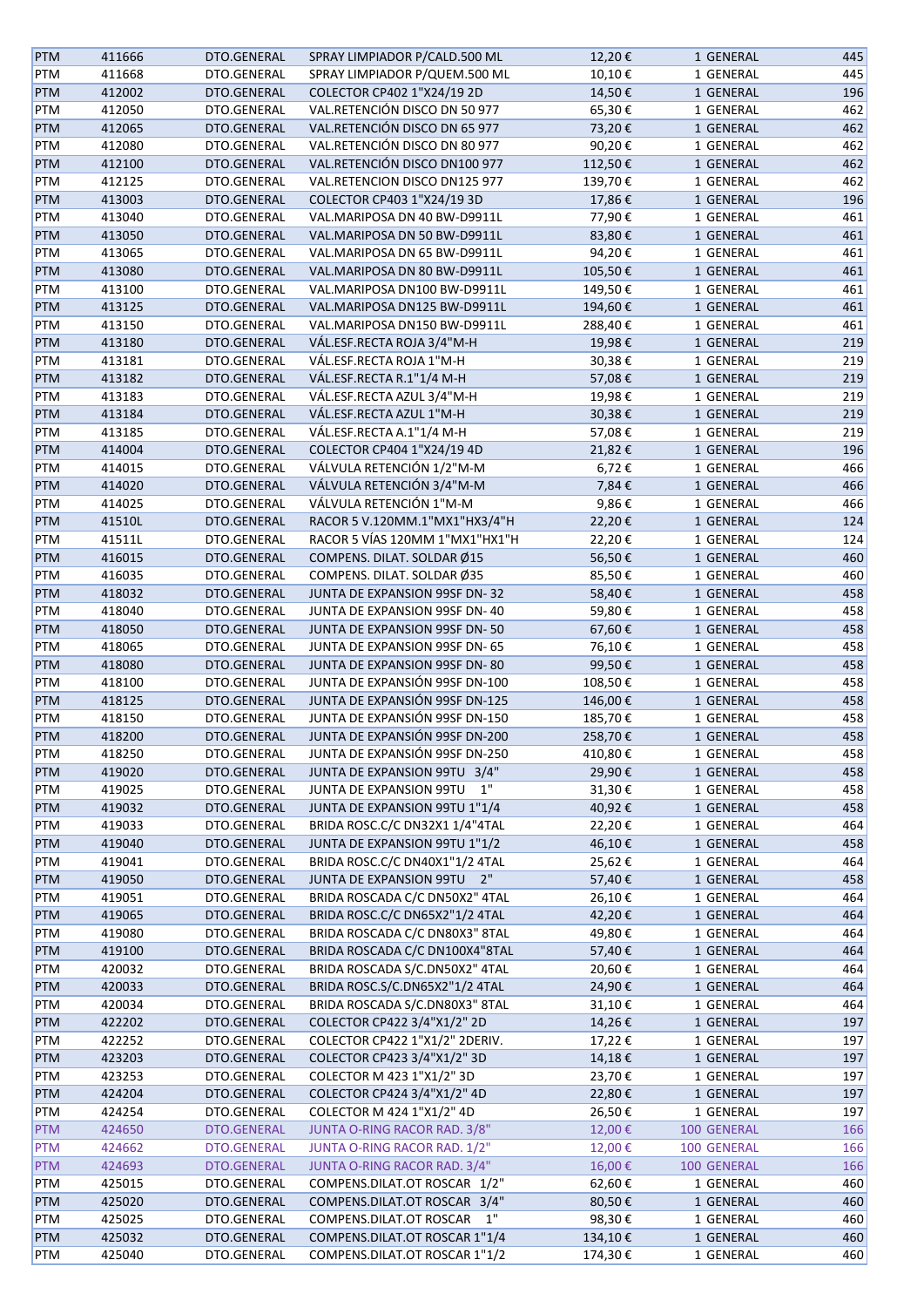| PTM | 411666 | DTO.GENERAL | SPRAY LIMPIADOR P/CALD.500 ML | 12,20 € | 1 GENERAL | 445 |
|---|---|---|---|---|---|---|
| PTM | 411668 | DTO.GENERAL | SPRAY LIMPIADOR P/QUEM.500 ML | 10,10 € | 1 GENERAL | 445 |
| PTM | 412002 | DTO.GENERAL | COLECTOR CP402 1"X24/19 2D | 14,50 € | 1 GENERAL | 196 |
| PTM | 412050 | DTO.GENERAL | VAL.RETENCIÓN DISCO DN 50 977 | 65,30 € | 1 GENERAL | 462 |
| PTM | 412065 | DTO.GENERAL | VAL.RETENCIÓN DISCO DN 65 977 | 73,20 € | 1 GENERAL | 462 |
| PTM | 412080 | DTO.GENERAL | VAL.RETENCIÓN DISCO DN 80 977 | 90,20 € | 1 GENERAL | 462 |
| PTM | 412100 | DTO.GENERAL | VAL.RETENCIÓN DISCO DN100 977 | 112,50 € | 1 GENERAL | 462 |
| PTM | 412125 | DTO.GENERAL | VAL.RETENCION DISCO DN125 977 | 139,70 € | 1 GENERAL | 462 |
| PTM | 413003 | DTO.GENERAL | COLECTOR CP403 1"X24/19 3D | 17,86 € | 1 GENERAL | 196 |
| PTM | 413040 | DTO.GENERAL | VAL.MARIPOSA DN 40 BW-D9911L | 77,90 € | 1 GENERAL | 461 |
| PTM | 413050 | DTO.GENERAL | VAL.MARIPOSA DN 50 BW-D9911L | 83,80 € | 1 GENERAL | 461 |
| PTM | 413065 | DTO.GENERAL | VAL.MARIPOSA DN 65 BW-D9911L | 94,20 € | 1 GENERAL | 461 |
| PTM | 413080 | DTO.GENERAL | VAL.MARIPOSA DN 80 BW-D9911L | 105,50 € | 1 GENERAL | 461 |
| PTM | 413100 | DTO.GENERAL | VAL.MARIPOSA DN100 BW-D9911L | 149,50 € | 1 GENERAL | 461 |
| PTM | 413125 | DTO.GENERAL | VAL.MARIPOSA DN125 BW-D9911L | 194,60 € | 1 GENERAL | 461 |
| PTM | 413150 | DTO.GENERAL | VAL.MARIPOSA DN150 BW-D9911L | 288,40 € | 1 GENERAL | 461 |
| PTM | 413180 | DTO.GENERAL | VÁL.ESF.RECTA ROJA 3/4"M-H | 19,98 € | 1 GENERAL | 219 |
| PTM | 413181 | DTO.GENERAL | VÁL.ESF.RECTA ROJA 1"M-H | 30,38 € | 1 GENERAL | 219 |
| PTM | 413182 | DTO.GENERAL | VÁL.ESF.RECTA R.1"1/4 M-H | 57,08 € | 1 GENERAL | 219 |
| PTM | 413183 | DTO.GENERAL | VÁL.ESF.RECTA AZUL 3/4"M-H | 19,98 € | 1 GENERAL | 219 |
| PTM | 413184 | DTO.GENERAL | VÁL.ESF.RECTA AZUL 1"M-H | 30,38 € | 1 GENERAL | 219 |
| PTM | 413185 | DTO.GENERAL | VÁL.ESF.RECTA A.1"1/4 M-H | 57,08 € | 1 GENERAL | 219 |
| PTM | 414004 | DTO.GENERAL | COLECTOR CP404 1"X24/19 4D | 21,82 € | 1 GENERAL | 196 |
| PTM | 414015 | DTO.GENERAL | VÁLVULA RETENCIÓN 1/2"M-M | 6,72 € | 1 GENERAL | 466 |
| PTM | 414020 | DTO.GENERAL | VÁLVULA RETENCIÓN 3/4"M-M | 7,84 € | 1 GENERAL | 466 |
| PTM | 414025 | DTO.GENERAL | VÁLVULA RETENCIÓN 1"M-M | 9,86 € | 1 GENERAL | 466 |
| PTM | 41510L | DTO.GENERAL | RACOR 5 V.120MM.1"MX1"HX3/4"H | 22,20 € | 1 GENERAL | 124 |
| PTM | 41511L | DTO.GENERAL | RACOR 5 VÍAS 120MM 1"MX1"HX1"H | 22,20 € | 1 GENERAL | 124 |
| PTM | 416015 | DTO.GENERAL | COMPENS. DILAT. SOLDAR Ø15 | 56,50 € | 1 GENERAL | 460 |
| PTM | 416035 | DTO.GENERAL | COMPENS. DILAT. SOLDAR Ø35 | 85,50 € | 1 GENERAL | 460 |
| PTM | 418032 | DTO.GENERAL | JUNTA DE EXPANSION 99SF DN- 32 | 58,40 € | 1 GENERAL | 458 |
| PTM | 418040 | DTO.GENERAL | JUNTA DE EXPANSION 99SF DN- 40 | 59,80 € | 1 GENERAL | 458 |
| PTM | 418050 | DTO.GENERAL | JUNTA DE EXPANSION 99SF DN- 50 | 67,60 € | 1 GENERAL | 458 |
| PTM | 418065 | DTO.GENERAL | JUNTA DE EXPANSION 99SF DN- 65 | 76,10 € | 1 GENERAL | 458 |
| PTM | 418080 | DTO.GENERAL | JUNTA DE EXPANSION 99SF DN- 80 | 99,50 € | 1 GENERAL | 458 |
| PTM | 418100 | DTO.GENERAL | JUNTA DE EXPANSIÓN 99SF DN-100 | 108,50 € | 1 GENERAL | 458 |
| PTM | 418125 | DTO.GENERAL | JUNTA DE EXPANSIÓN 99SF DN-125 | 146,00 € | 1 GENERAL | 458 |
| PTM | 418150 | DTO.GENERAL | JUNTA DE EXPANSIÓN 99SF DN-150 | 185,70 € | 1 GENERAL | 458 |
| PTM | 418200 | DTO.GENERAL | JUNTA DE EXPANSIÓN 99SF DN-200 | 258,70 € | 1 GENERAL | 458 |
| PTM | 418250 | DTO.GENERAL | JUNTA DE EXPANSIÓN 99SF DN-250 | 410,80 € | 1 GENERAL | 458 |
| PTM | 419020 | DTO.GENERAL | JUNTA DE EXPANSION 99TU 3/4" | 29,90 € | 1 GENERAL | 458 |
| PTM | 419025 | DTO.GENERAL | JUNTA DE EXPANSION 99TU 1" | 31,30 € | 1 GENERAL | 458 |
| PTM | 419032 | DTO.GENERAL | JUNTA DE EXPANSION 99TU 1"1/4 | 40,92 € | 1 GENERAL | 458 |
| PTM | 419033 | DTO.GENERAL | BRIDA ROSC.C/C DN32X1 1/4"4TAL | 22,20 € | 1 GENERAL | 464 |
| PTM | 419040 | DTO.GENERAL | JUNTA DE EXPANSION 99TU 1"1/2 | 46,10 € | 1 GENERAL | 458 |
| PTM | 419041 | DTO.GENERAL | BRIDA ROSC.C/C DN40X1"1/2 4TAL | 25,62 € | 1 GENERAL | 464 |
| PTM | 419050 | DTO.GENERAL | JUNTA DE EXPANSION 99TU 2" | 57,40 € | 1 GENERAL | 458 |
| PTM | 419051 | DTO.GENERAL | BRIDA ROSCADA C/C DN50X2" 4TAL | 26,10 € | 1 GENERAL | 464 |
| PTM | 419065 | DTO.GENERAL | BRIDA ROSC.C/C DN65X2"1/2 4TAL | 42,20 € | 1 GENERAL | 464 |
| PTM | 419080 | DTO.GENERAL | BRIDA ROSCADA C/C DN80X3" 8TAL | 49,80 € | 1 GENERAL | 464 |
| PTM | 419100 | DTO.GENERAL | BRIDA ROSCADA C/C DN100X4"8TAL | 57,40 € | 1 GENERAL | 464 |
| PTM | 420032 | DTO.GENERAL | BRIDA ROSCADA S/C.DN50X2" 4TAL | 20,60 € | 1 GENERAL | 464 |
| PTM | 420033 | DTO.GENERAL | BRIDA ROSC.S/C.DN65X2"1/2 4TAL | 24,90 € | 1 GENERAL | 464 |
| PTM | 420034 | DTO.GENERAL | BRIDA ROSCADA S/C.DN80X3" 8TAL | 31,10 € | 1 GENERAL | 464 |
| PTM | 422202 | DTO.GENERAL | COLECTOR CP422 3/4"X1/2" 2D | 14,26 € | 1 GENERAL | 197 |
| PTM | 422252 | DTO.GENERAL | COLECTOR CP422 1"X1/2" 2DERIV. | 17,22 € | 1 GENERAL | 197 |
| PTM | 423203 | DTO.GENERAL | COLECTOR CP423 3/4"X1/2" 3D | 14,18 € | 1 GENERAL | 197 |
| PTM | 423253 | DTO.GENERAL | COLECTOR M 423 1"X1/2" 3D | 23,70 € | 1 GENERAL | 197 |
| PTM | 424204 | DTO.GENERAL | COLECTOR CP424 3/4"X1/2" 4D | 22,80 € | 1 GENERAL | 197 |
| PTM | 424254 | DTO.GENERAL | COLECTOR M 424 1"X1/2" 4D | 26,50 € | 1 GENERAL | 197 |
| PTM | 424650 | DTO.GENERAL | JUNTA O-RING RACOR RAD. 3/8" | 12,00 € | 100 GENERAL | 166 |
| PTM | 424662 | DTO.GENERAL | JUNTA O-RING RACOR RAD. 1/2" | 12,00 € | 100 GENERAL | 166 |
| PTM | 424693 | DTO.GENERAL | JUNTA O-RING RACOR RAD. 3/4" | 16,00 € | 100 GENERAL | 166 |
| PTM | 425015 | DTO.GENERAL | COMPENS.DILAT.OT ROSCAR 1/2" | 62,60 € | 1 GENERAL | 460 |
| PTM | 425020 | DTO.GENERAL | COMPENS.DILAT.OT ROSCAR 3/4" | 80,50 € | 1 GENERAL | 460 |
| PTM | 425025 | DTO.GENERAL | COMPENS.DILAT.OT ROSCAR 1" | 98,30 € | 1 GENERAL | 460 |
| PTM | 425032 | DTO.GENERAL | COMPENS.DILAT.OT ROSCAR 1"1/4 | 134,10 € | 1 GENERAL | 460 |
| PTM | 425040 | DTO.GENERAL | COMPENS.DILAT.OT ROSCAR 1"1/2 | 174,30 € | 1 GENERAL | 460 |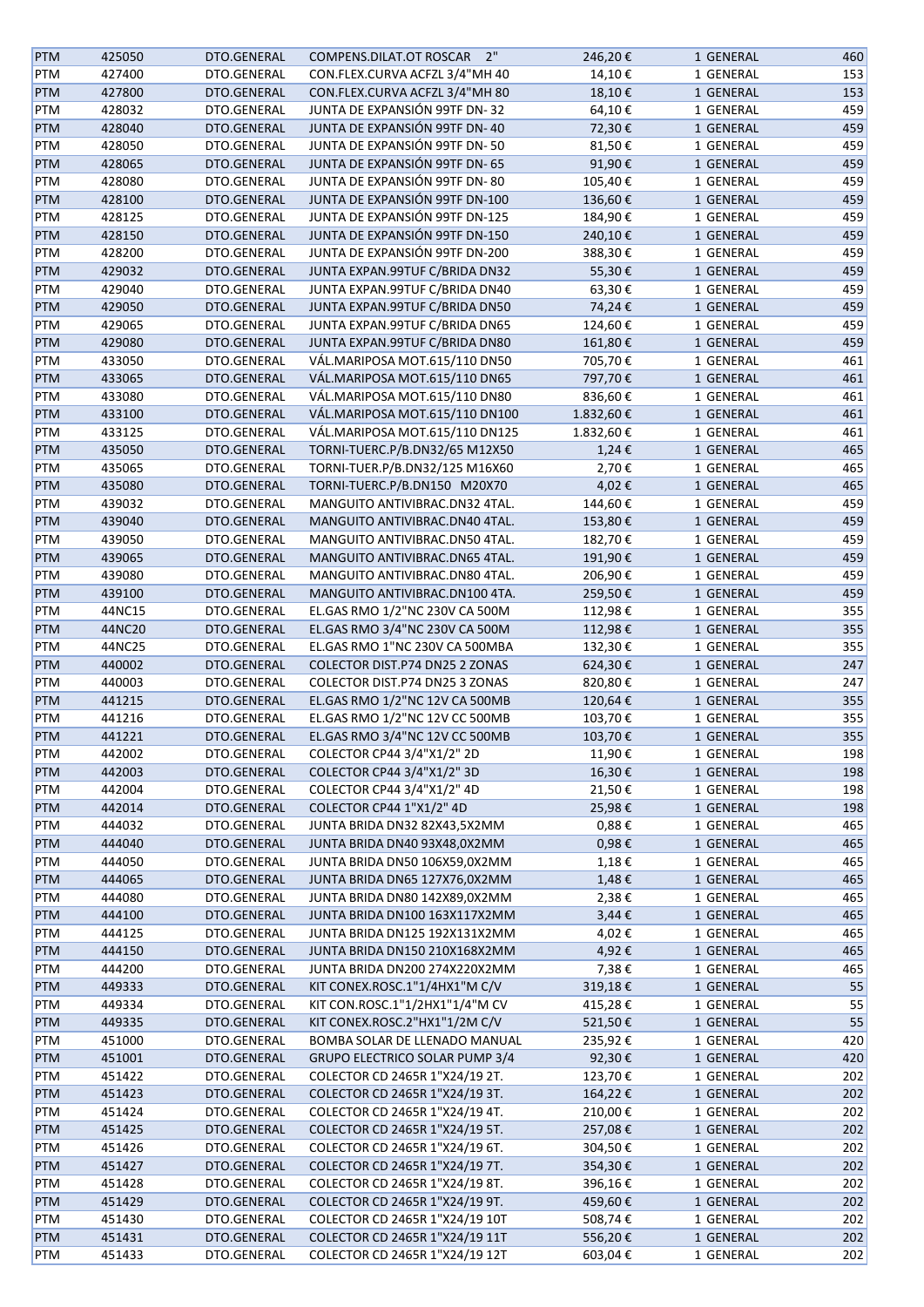| | | | | | | |
|---|---|---|---|---|---|---|
| PTM | 425050 | DTO.GENERAL | COMPENS.DILAT.OT ROSCAR 2" | 246,20 € | 1 GENERAL | 460 |
| PTM | 427400 | DTO.GENERAL | CON.FLEX.CURVA ACFZL 3/4"MH 40 | 14,10 € | 1 GENERAL | 153 |
| PTM | 427800 | DTO.GENERAL | CON.FLEX.CURVA ACFZL 3/4"MH 80 | 18,10 € | 1 GENERAL | 153 |
| PTM | 428032 | DTO.GENERAL | JUNTA DE EXPANSIÓN 99TF DN- 32 | 64,10 € | 1 GENERAL | 459 |
| PTM | 428040 | DTO.GENERAL | JUNTA DE EXPANSIÓN 99TF DN- 40 | 72,30 € | 1 GENERAL | 459 |
| PTM | 428050 | DTO.GENERAL | JUNTA DE EXPANSIÓN 99TF DN- 50 | 81,50 € | 1 GENERAL | 459 |
| PTM | 428065 | DTO.GENERAL | JUNTA DE EXPANSIÓN 99TF DN- 65 | 91,90 € | 1 GENERAL | 459 |
| PTM | 428080 | DTO.GENERAL | JUNTA DE EXPANSIÓN 99TF DN- 80 | 105,40 € | 1 GENERAL | 459 |
| PTM | 428100 | DTO.GENERAL | JUNTA DE EXPANSIÓN 99TF DN-100 | 136,60 € | 1 GENERAL | 459 |
| PTM | 428125 | DTO.GENERAL | JUNTA DE EXPANSIÓN 99TF DN-125 | 184,90 € | 1 GENERAL | 459 |
| PTM | 428150 | DTO.GENERAL | JUNTA DE EXPANSIÓN 99TF DN-150 | 240,10 € | 1 GENERAL | 459 |
| PTM | 428200 | DTO.GENERAL | JUNTA DE EXPANSIÓN 99TF DN-200 | 388,30 € | 1 GENERAL | 459 |
| PTM | 429032 | DTO.GENERAL | JUNTA EXPAN.99TUF C/BRIDA DN32 | 55,30 € | 1 GENERAL | 459 |
| PTM | 429040 | DTO.GENERAL | JUNTA EXPAN.99TUF C/BRIDA DN40 | 63,30 € | 1 GENERAL | 459 |
| PTM | 429050 | DTO.GENERAL | JUNTA EXPAN.99TUF C/BRIDA DN50 | 74,24 € | 1 GENERAL | 459 |
| PTM | 429065 | DTO.GENERAL | JUNTA EXPAN.99TUF C/BRIDA DN65 | 124,60 € | 1 GENERAL | 459 |
| PTM | 429080 | DTO.GENERAL | JUNTA EXPAN.99TUF C/BRIDA DN80 | 161,80 € | 1 GENERAL | 459 |
| PTM | 433050 | DTO.GENERAL | VÁL.MARIPOSA MOT.615/110 DN50 | 705,70 € | 1 GENERAL | 461 |
| PTM | 433065 | DTO.GENERAL | VÁL.MARIPOSA MOT.615/110 DN65 | 797,70 € | 1 GENERAL | 461 |
| PTM | 433080 | DTO.GENERAL | VÁL.MARIPOSA MOT.615/110 DN80 | 836,60 € | 1 GENERAL | 461 |
| PTM | 433100 | DTO.GENERAL | VÁL.MARIPOSA MOT.615/110 DN100 | 1.832,60 € | 1 GENERAL | 461 |
| PTM | 433125 | DTO.GENERAL | VÁL.MARIPOSA MOT.615/110 DN125 | 1.832,60 € | 1 GENERAL | 461 |
| PTM | 435050 | DTO.GENERAL | TORNI-TUERC.P/B.DN32/65 M12X50 | 1,24 € | 1 GENERAL | 465 |
| PTM | 435065 | DTO.GENERAL | TORNI-TUER.P/B.DN32/125 M16X60 | 2,70 € | 1 GENERAL | 465 |
| PTM | 435080 | DTO.GENERAL | TORNI-TUERC.P/B.DN150 M20X70 | 4,02 € | 1 GENERAL | 465 |
| PTM | 439032 | DTO.GENERAL | MANGUITO ANTIVIBRAC.DN32 4TAL. | 144,60 € | 1 GENERAL | 459 |
| PTM | 439040 | DTO.GENERAL | MANGUITO ANTIVIBRAC.DN40 4TAL. | 153,80 € | 1 GENERAL | 459 |
| PTM | 439050 | DTO.GENERAL | MANGUITO ANTIVIBRAC.DN50 4TAL. | 182,70 € | 1 GENERAL | 459 |
| PTM | 439065 | DTO.GENERAL | MANGUITO ANTIVIBRAC.DN65 4TAL. | 191,90 € | 1 GENERAL | 459 |
| PTM | 439080 | DTO.GENERAL | MANGUITO ANTIVIBRAC.DN80 4TAL. | 206,90 € | 1 GENERAL | 459 |
| PTM | 439100 | DTO.GENERAL | MANGUITO ANTIVIBRAC.DN100 4TA. | 259,50 € | 1 GENERAL | 459 |
| PTM | 44NC15 | DTO.GENERAL | EL.GAS RMO 1/2"NC 230V CA 500M | 112,98 € | 1 GENERAL | 355 |
| PTM | 44NC20 | DTO.GENERAL | EL.GAS RMO 3/4"NC 230V CA 500M | 112,98 € | 1 GENERAL | 355 |
| PTM | 44NC25 | DTO.GENERAL | EL.GAS RMO 1"NC 230V CA 500MBA | 132,30 € | 1 GENERAL | 355 |
| PTM | 440002 | DTO.GENERAL | COLECTOR DIST.P74 DN25 2 ZONAS | 624,30 € | 1 GENERAL | 247 |
| PTM | 440003 | DTO.GENERAL | COLECTOR DIST.P74 DN25 3 ZONAS | 820,80 € | 1 GENERAL | 247 |
| PTM | 441215 | DTO.GENERAL | EL.GAS RMO 1/2"NC 12V CA 500MB | 120,64 € | 1 GENERAL | 355 |
| PTM | 441216 | DTO.GENERAL | EL.GAS RMO 1/2"NC 12V CC 500MB | 103,70 € | 1 GENERAL | 355 |
| PTM | 441221 | DTO.GENERAL | EL.GAS RMO 3/4"NC 12V CC 500MB | 103,70 € | 1 GENERAL | 355 |
| PTM | 442002 | DTO.GENERAL | COLECTOR CP44 3/4"X1/2" 2D | 11,90 € | 1 GENERAL | 198 |
| PTM | 442003 | DTO.GENERAL | COLECTOR CP44 3/4"X1/2" 3D | 16,30 € | 1 GENERAL | 198 |
| PTM | 442004 | DTO.GENERAL | COLECTOR CP44 3/4"X1/2" 4D | 21,50 € | 1 GENERAL | 198 |
| PTM | 442014 | DTO.GENERAL | COLECTOR CP44 1"X1/2" 4D | 25,98 € | 1 GENERAL | 198 |
| PTM | 444032 | DTO.GENERAL | JUNTA BRIDA DN32 82X43,5X2MM | 0,88 € | 1 GENERAL | 465 |
| PTM | 444040 | DTO.GENERAL | JUNTA BRIDA DN40 93X48,0X2MM | 0,98 € | 1 GENERAL | 465 |
| PTM | 444050 | DTO.GENERAL | JUNTA BRIDA DN50 106X59,0X2MM | 1,18 € | 1 GENERAL | 465 |
| PTM | 444065 | DTO.GENERAL | JUNTA BRIDA DN65 127X76,0X2MM | 1,48 € | 1 GENERAL | 465 |
| PTM | 444080 | DTO.GENERAL | JUNTA BRIDA DN80 142X89,0X2MM | 2,38 € | 1 GENERAL | 465 |
| PTM | 444100 | DTO.GENERAL | JUNTA BRIDA DN100 163X117X2MM | 3,44 € | 1 GENERAL | 465 |
| PTM | 444125 | DTO.GENERAL | JUNTA BRIDA DN125 192X131X2MM | 4,02 € | 1 GENERAL | 465 |
| PTM | 444150 | DTO.GENERAL | JUNTA BRIDA DN150 210X168X2MM | 4,92 € | 1 GENERAL | 465 |
| PTM | 444200 | DTO.GENERAL | JUNTA BRIDA DN200 274X220X2MM | 7,38 € | 1 GENERAL | 465 |
| PTM | 449333 | DTO.GENERAL | KIT CONEX.ROSC.1"1/4HX1"M C/V | 319,18 € | 1 GENERAL | 55 |
| PTM | 449334 | DTO.GENERAL | KIT CON.ROSC.1"1/2HX1"1/4"M CV | 415,28 € | 1 GENERAL | 55 |
| PTM | 449335 | DTO.GENERAL | KIT CONEX.ROSC.2"HX1"1/2M C/V | 521,50 € | 1 GENERAL | 55 |
| PTM | 451000 | DTO.GENERAL | BOMBA SOLAR DE LLENADO MANUAL | 235,92 € | 1 GENERAL | 420 |
| PTM | 451001 | DTO.GENERAL | GRUPO ELECTRICO SOLAR PUMP 3/4 | 92,30 € | 1 GENERAL | 420 |
| PTM | 451422 | DTO.GENERAL | COLECTOR CD 2465R 1"X24/19 2T. | 123,70 € | 1 GENERAL | 202 |
| PTM | 451423 | DTO.GENERAL | COLECTOR CD 2465R 1"X24/19 3T. | 164,22 € | 1 GENERAL | 202 |
| PTM | 451424 | DTO.GENERAL | COLECTOR CD 2465R 1"X24/19 4T. | 210,00 € | 1 GENERAL | 202 |
| PTM | 451425 | DTO.GENERAL | COLECTOR CD 2465R 1"X24/19 5T. | 257,08 € | 1 GENERAL | 202 |
| PTM | 451426 | DTO.GENERAL | COLECTOR CD 2465R 1"X24/19 6T. | 304,50 € | 1 GENERAL | 202 |
| PTM | 451427 | DTO.GENERAL | COLECTOR CD 2465R 1"X24/19 7T. | 354,30 € | 1 GENERAL | 202 |
| PTM | 451428 | DTO.GENERAL | COLECTOR CD 2465R 1"X24/19 8T. | 396,16 € | 1 GENERAL | 202 |
| PTM | 451429 | DTO.GENERAL | COLECTOR CD 2465R 1"X24/19 9T. | 459,60 € | 1 GENERAL | 202 |
| PTM | 451430 | DTO.GENERAL | COLECTOR CD 2465R 1"X24/19 10T | 508,74 € | 1 GENERAL | 202 |
| PTM | 451431 | DTO.GENERAL | COLECTOR CD 2465R 1"X24/19 11T | 556,20 € | 1 GENERAL | 202 |
| PTM | 451433 | DTO.GENERAL | COLECTOR CD 2465R 1"X24/19 12T | 603,04 € | 1 GENERAL | 202 |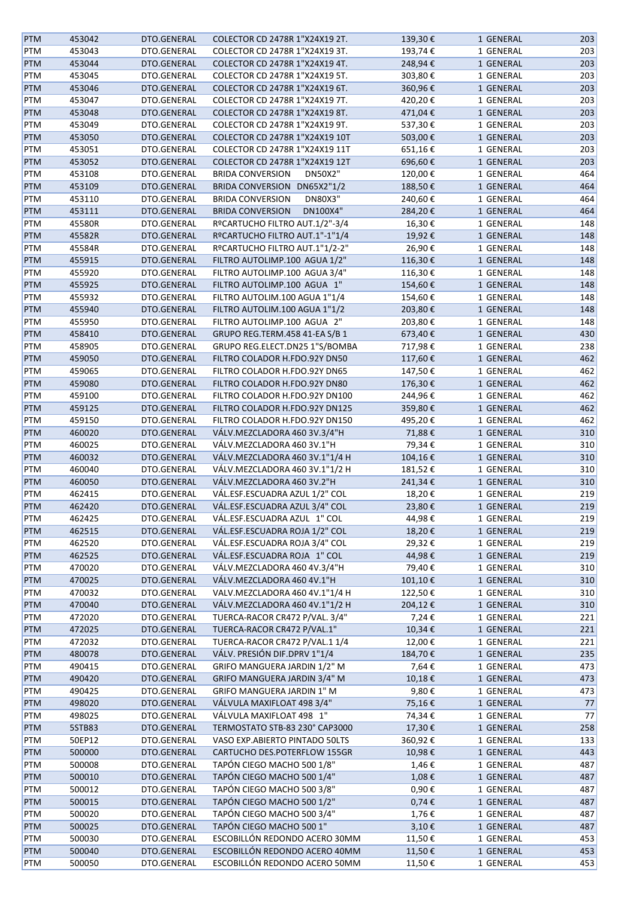| PTM | 453042 | DTO.GENERAL | COLECTOR CD 2478R 1"X24X19 2T. | 139,30 € | 1 GENERAL | 203 |
|---|---|---|---|---|---|---|
| PTM | 453043 | DTO.GENERAL | COLECTOR CD 2478R 1"X24X19 3T. | 193,74 € | 1 GENERAL | 203 |
| PTM | 453044 | DTO.GENERAL | COLECTOR CD 2478R 1"X24X19 4T. | 248,94 € | 1 GENERAL | 203 |
| PTM | 453045 | DTO.GENERAL | COLECTOR CD 2478R 1"X24X19 5T. | 303,80 € | 1 GENERAL | 203 |
| PTM | 453046 | DTO.GENERAL | COLECTOR CD 2478R 1"X24X19 6T. | 360,96 € | 1 GENERAL | 203 |
| PTM | 453047 | DTO.GENERAL | COLECTOR CD 2478R 1"X24X19 7T. | 420,20 € | 1 GENERAL | 203 |
| PTM | 453048 | DTO.GENERAL | COLECTOR CD 2478R 1"X24X19 8T. | 471,04 € | 1 GENERAL | 203 |
| PTM | 453049 | DTO.GENERAL | COLECTOR CD 2478R 1"X24X19 9T. | 537,30 € | 1 GENERAL | 203 |
| PTM | 453050 | DTO.GENERAL | COLECTOR CD 2478R 1"X24X19 10T | 503,00 € | 1 GENERAL | 203 |
| PTM | 453051 | DTO.GENERAL | COLECTOR CD 2478R 1"X24X19 11T | 651,16 € | 1 GENERAL | 203 |
| PTM | 453052 | DTO.GENERAL | COLECTOR CD 2478R 1"X24X19 12T | 696,60 € | 1 GENERAL | 203 |
| PTM | 453108 | DTO.GENERAL | BRIDA CONVERSION DN50X2" | 120,00 € | 1 GENERAL | 464 |
| PTM | 453109 | DTO.GENERAL | BRIDA CONVERSION DN65X2"1/2 | 188,50 € | 1 GENERAL | 464 |
| PTM | 453110 | DTO.GENERAL | BRIDA CONVERSION DN80X3" | 240,60 € | 1 GENERAL | 464 |
| PTM | 453111 | DTO.GENERAL | BRIDA CONVERSION DN100X4" | 284,20 € | 1 GENERAL | 464 |
| PTM | 45580R | DTO.GENERAL | RºCARTUCHO FILTRO AUT.1/2"-3/4 | 16,30 € | 1 GENERAL | 148 |
| PTM | 45582R | DTO.GENERAL | RºCARTUCHO FILTRO AUT.1"-1"1/4 | 19,92 € | 1 GENERAL | 148 |
| PTM | 45584R | DTO.GENERAL | RºCARTUCHO FILTRO AUT.1"1/2-2" | 26,90 € | 1 GENERAL | 148 |
| PTM | 455915 | DTO.GENERAL | FILTRO AUTOLIMP.100 AGUA 1/2" | 116,30 € | 1 GENERAL | 148 |
| PTM | 455920 | DTO.GENERAL | FILTRO AUTOLIMP.100 AGUA 3/4" | 116,30 € | 1 GENERAL | 148 |
| PTM | 455925 | DTO.GENERAL | FILTRO AUTOLIMP.100 AGUA 1" | 154,60 € | 1 GENERAL | 148 |
| PTM | 455932 | DTO.GENERAL | FILTRO AUTOLIM.100 AGUA 1"1/4 | 154,60 € | 1 GENERAL | 148 |
| PTM | 455940 | DTO.GENERAL | FILTRO AUTOLIM.100 AGUA 1"1/2 | 203,80 € | 1 GENERAL | 148 |
| PTM | 455950 | DTO.GENERAL | FILTRO AUTOLIMP.100 AGUA 2" | 203,80 € | 1 GENERAL | 148 |
| PTM | 458410 | DTO.GENERAL | GRUPO REG.TERM.458 41-EA S/B 1 | 673,40 € | 1 GENERAL | 430 |
| PTM | 458905 | DTO.GENERAL | GRUPO REG.ELECT.DN25 1"S/BOMBA | 717,98 € | 1 GENERAL | 238 |
| PTM | 459050 | DTO.GENERAL | FILTRO COLADOR H.FDO.92Y DN50 | 117,60 € | 1 GENERAL | 462 |
| PTM | 459065 | DTO.GENERAL | FILTRO COLADOR H.FDO.92Y DN65 | 147,50 € | 1 GENERAL | 462 |
| PTM | 459080 | DTO.GENERAL | FILTRO COLADOR H.FDO.92Y DN80 | 176,30 € | 1 GENERAL | 462 |
| PTM | 459100 | DTO.GENERAL | FILTRO COLADOR H.FDO.92Y DN100 | 244,96 € | 1 GENERAL | 462 |
| PTM | 459125 | DTO.GENERAL | FILTRO COLADOR H.FDO.92Y DN125 | 359,80 € | 1 GENERAL | 462 |
| PTM | 459150 | DTO.GENERAL | FILTRO COLADOR H.FDO.92Y DN150 | 495,20 € | 1 GENERAL | 462 |
| PTM | 460020 | DTO.GENERAL | VÁLV.MEZCLADORA 460 3V.3/4"H | 71,88 € | 1 GENERAL | 310 |
| PTM | 460025 | DTO.GENERAL | VÁLV.MEZCLADORA 460 3V.1"H | 79,34 € | 1 GENERAL | 310 |
| PTM | 460032 | DTO.GENERAL | VÁLV.MEZCLADORA 460 3V.1"1/4 H | 104,16 € | 1 GENERAL | 310 |
| PTM | 460040 | DTO.GENERAL | VÁLV.MEZCLADORA 460 3V.1"1/2 H | 181,52 € | 1 GENERAL | 310 |
| PTM | 460050 | DTO.GENERAL | VÁLV.MEZCLADORA 460 3V.2"H | 241,34 € | 1 GENERAL | 310 |
| PTM | 462415 | DTO.GENERAL | VÁL.ESF.ESCUADRA AZUL 1/2" COL | 18,20 € | 1 GENERAL | 219 |
| PTM | 462420 | DTO.GENERAL | VÁL.ESF.ESCUADRA AZUL 3/4" COL | 23,80 € | 1 GENERAL | 219 |
| PTM | 462425 | DTO.GENERAL | VÁL.ESF.ESCUADRA AZUL 1" COL | 44,98 € | 1 GENERAL | 219 |
| PTM | 462515 | DTO.GENERAL | VÁL.ESF.ESCUADRA ROJA 1/2" COL | 18,20 € | 1 GENERAL | 219 |
| PTM | 462520 | DTO.GENERAL | VÁL.ESF.ESCUADRA ROJA 3/4" COL | 29,32 € | 1 GENERAL | 219 |
| PTM | 462525 | DTO.GENERAL | VÁL.ESF.ESCUADRA ROJA 1" COL | 44,98 € | 1 GENERAL | 219 |
| PTM | 470020 | DTO.GENERAL | VÁLV.MEZCLADORA 460 4V.3/4"H | 79,40 € | 1 GENERAL | 310 |
| PTM | 470025 | DTO.GENERAL | VÁLV.MEZCLADORA 460 4V.1"H | 101,10 € | 1 GENERAL | 310 |
| PTM | 470032 | DTO.GENERAL | VALV.MEZCLADORA 460 4V.1"1/4 H | 122,50 € | 1 GENERAL | 310 |
| PTM | 470040 | DTO.GENERAL | VÁLV.MEZCLADORA 460 4V.1"1/2 H | 204,12 € | 1 GENERAL | 310 |
| PTM | 472020 | DTO.GENERAL | TUERCA-RACOR CR472 P/VAL. 3/4" | 7,24 € | 1 GENERAL | 221 |
| PTM | 472025 | DTO.GENERAL | TUERCA-RACOR CR472 P/VAL.1" | 10,34 € | 1 GENERAL | 221 |
| PTM | 472032 | DTO.GENERAL | TUERCA-RACOR CR472 P/VAL.1 1/4 | 12,00 € | 1 GENERAL | 221 |
| PTM | 480078 | DTO.GENERAL | VÁLV. PRESIÓN DIF.DPRV 1"1/4 | 184,70 € | 1 GENERAL | 235 |
| PTM | 490415 | DTO.GENERAL | GRIFO MANGUERA JARDIN 1/2" M | 7,64 € | 1 GENERAL | 473 |
| PTM | 490420 | DTO.GENERAL | GRIFO MANGUERA JARDIN 3/4" M | 10,18 € | 1 GENERAL | 473 |
| PTM | 490425 | DTO.GENERAL | GRIFO MANGUERA JARDIN 1" M | 9,80 € | 1 GENERAL | 473 |
| PTM | 498020 | DTO.GENERAL | VÁLVULA MAXIFLOAT 498 3/4" | 75,16 € | 1 GENERAL | 77 |
| PTM | 498025 | DTO.GENERAL | VÁLVULA MAXIFLOAT 498 1" | 74,34 € | 1 GENERAL | 77 |
| PTM | 5STB83 | DTO.GENERAL | TERMOSTATO STB-83 230° CAP3000 | 17,30 € | 1 GENERAL | 258 |
| PTM | 50EP12 | DTO.GENERAL | VASO EXP.ABIERTO PINTADO 50LTS | 360,92 € | 1 GENERAL | 133 |
| PTM | 500000 | DTO.GENERAL | CARTUCHO DES.POTERFLOW 155GR | 10,98 € | 1 GENERAL | 443 |
| PTM | 500008 | DTO.GENERAL | TAPÓN CIEGO MACHO 500 1/8" | 1,46 € | 1 GENERAL | 487 |
| PTM | 500010 | DTO.GENERAL | TAPÓN CIEGO MACHO 500 1/4" | 1,08 € | 1 GENERAL | 487 |
| PTM | 500012 | DTO.GENERAL | TAPÓN CIEGO MACHO 500 3/8" | 0,90 € | 1 GENERAL | 487 |
| PTM | 500015 | DTO.GENERAL | TAPÓN CIEGO MACHO 500 1/2" | 0,74 € | 1 GENERAL | 487 |
| PTM | 500020 | DTO.GENERAL | TAPÓN CIEGO MACHO 500 3/4" | 1,76 € | 1 GENERAL | 487 |
| PTM | 500025 | DTO.GENERAL | TAPÓN CIEGO MACHO 500 1" | 3,10 € | 1 GENERAL | 487 |
| PTM | 500030 | DTO.GENERAL | ESCOBILLÓN REDONDO ACERO 30MM | 11,50 € | 1 GENERAL | 453 |
| PTM | 500040 | DTO.GENERAL | ESCOBILLÓN REDONDO ACERO 40MM | 11,50 € | 1 GENERAL | 453 |
| PTM | 500050 | DTO.GENERAL | ESCOBILLÓN REDONDO ACERO 50MM | 11,50 € | 1 GENERAL | 453 |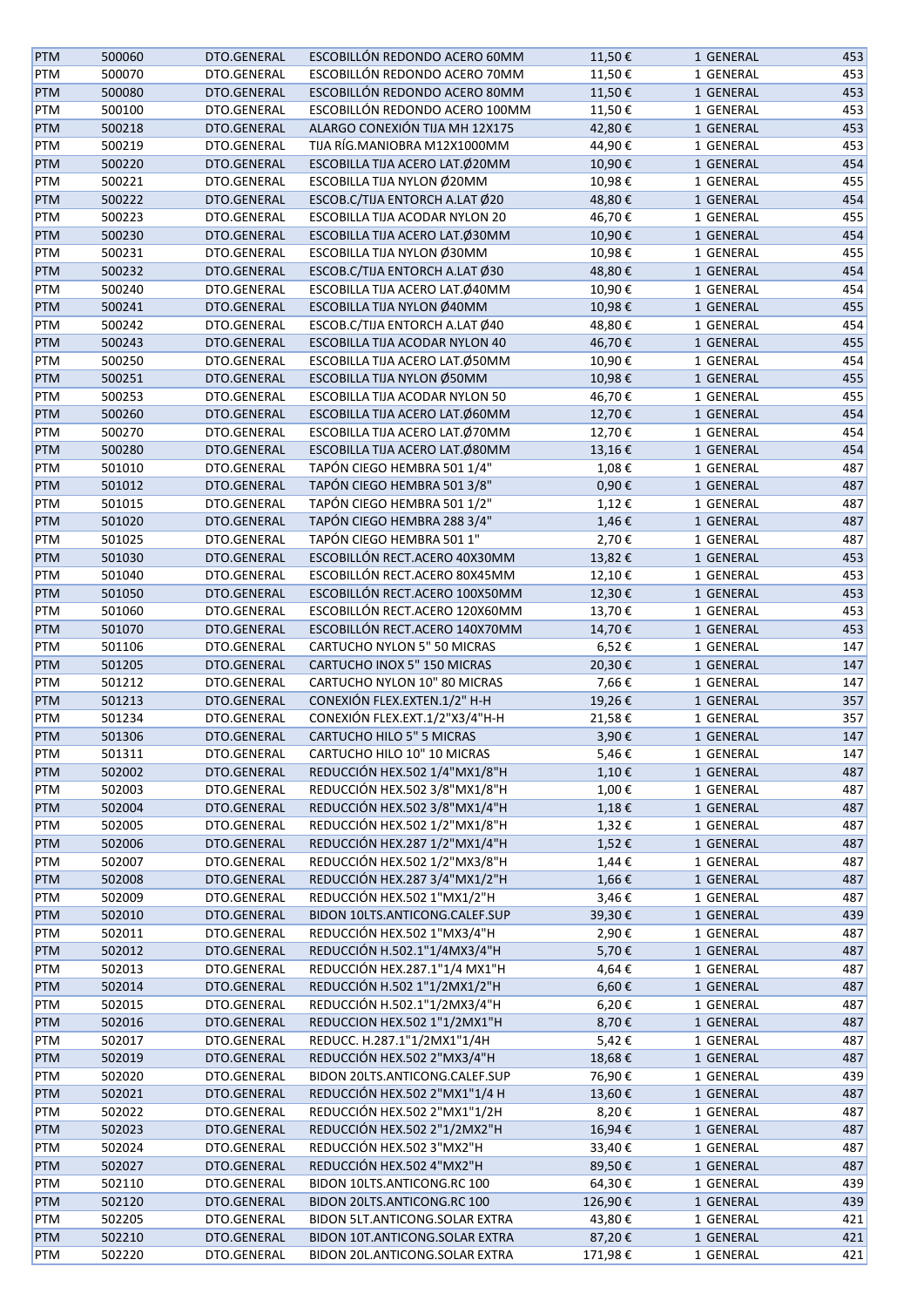| | | | | | | | |
|---|---|---|---|---|---|---|---|
| PTM | 500060 | DTO.GENERAL | ESCOBILLÓN REDONDO ACERO 60MM | 11,50 € | 1 | GENERAL | 453 |
| PTM | 500070 | DTO.GENERAL | ESCOBILLÓN REDONDO ACERO 70MM | 11,50 € | 1 | GENERAL | 453 |
| PTM | 500080 | DTO.GENERAL | ESCOBILLÓN REDONDO ACERO 80MM | 11,50 € | 1 | GENERAL | 453 |
| PTM | 500100 | DTO.GENERAL | ESCOBILLÓN REDONDO ACERO 100MM | 11,50 € | 1 | GENERAL | 453 |
| PTM | 500218 | DTO.GENERAL | ALARGO CONEXIÓN TIJA MH 12X175 | 42,80 € | 1 | GENERAL | 453 |
| PTM | 500219 | DTO.GENERAL | TIJA RÍG.MANIOBRA M12X1000MM | 44,90 € | 1 | GENERAL | 453 |
| PTM | 500220 | DTO.GENERAL | ESCOBILLA TIJA ACERO LAT.Ø20MM | 10,90 € | 1 | GENERAL | 454 |
| PTM | 500221 | DTO.GENERAL | ESCOBILLA TIJA NYLON Ø20MM | 10,98 € | 1 | GENERAL | 455 |
| PTM | 500222 | DTO.GENERAL | ESCOB.C/TIJA ENTORCH A.LAT Ø20 | 48,80 € | 1 | GENERAL | 454 |
| PTM | 500223 | DTO.GENERAL | ESCOBILLA TIJA ACODAR NYLON 20 | 46,70 € | 1 | GENERAL | 455 |
| PTM | 500230 | DTO.GENERAL | ESCOBILLA TIJA ACERO LAT.Ø30MM | 10,90 € | 1 | GENERAL | 454 |
| PTM | 500231 | DTO.GENERAL | ESCOBILLA TIJA NYLON Ø30MM | 10,98 € | 1 | GENERAL | 455 |
| PTM | 500232 | DTO.GENERAL | ESCOB.C/TIJA ENTORCH A.LAT Ø30 | 48,80 € | 1 | GENERAL | 454 |
| PTM | 500240 | DTO.GENERAL | ESCOBILLA TIJA ACERO LAT.Ø40MM | 10,90 € | 1 | GENERAL | 454 |
| PTM | 500241 | DTO.GENERAL | ESCOBILLA TIJA NYLON Ø40MM | 10,98 € | 1 | GENERAL | 455 |
| PTM | 500242 | DTO.GENERAL | ESCOB.C/TIJA ENTORCH A.LAT Ø40 | 48,80 € | 1 | GENERAL | 454 |
| PTM | 500243 | DTO.GENERAL | ESCOBILLA TIJA ACODAR NYLON 40 | 46,70 € | 1 | GENERAL | 455 |
| PTM | 500250 | DTO.GENERAL | ESCOBILLA TIJA ACERO LAT.Ø50MM | 10,90 € | 1 | GENERAL | 454 |
| PTM | 500251 | DTO.GENERAL | ESCOBILLA TIJA NYLON Ø50MM | 10,98 € | 1 | GENERAL | 455 |
| PTM | 500253 | DTO.GENERAL | ESCOBILLA TIJA ACODAR NYLON 50 | 46,70 € | 1 | GENERAL | 455 |
| PTM | 500260 | DTO.GENERAL | ESCOBILLA TIJA ACERO LAT.Ø60MM | 12,70 € | 1 | GENERAL | 454 |
| PTM | 500270 | DTO.GENERAL | ESCOBILLA TIJA ACERO LAT.Ø70MM | 12,70 € | 1 | GENERAL | 454 |
| PTM | 500280 | DTO.GENERAL | ESCOBILLA TIJA ACERO LAT.Ø80MM | 13,16 € | 1 | GENERAL | 454 |
| PTM | 501010 | DTO.GENERAL | TAPÓN CIEGO HEMBRA 501 1/4" | 1,08 € | 1 | GENERAL | 487 |
| PTM | 501012 | DTO.GENERAL | TAPÓN CIEGO HEMBRA 501 3/8" | 0,90 € | 1 | GENERAL | 487 |
| PTM | 501015 | DTO.GENERAL | TAPÓN CIEGO HEMBRA 501 1/2" | 1,12 € | 1 | GENERAL | 487 |
| PTM | 501020 | DTO.GENERAL | TAPÓN CIEGO HEMBRA 288 3/4" | 1,46 € | 1 | GENERAL | 487 |
| PTM | 501025 | DTO.GENERAL | TAPÓN CIEGO HEMBRA 501 1" | 2,70 € | 1 | GENERAL | 487 |
| PTM | 501030 | DTO.GENERAL | ESCOBILLÓN RECT.ACERO 40X30MM | 13,82 € | 1 | GENERAL | 453 |
| PTM | 501040 | DTO.GENERAL | ESCOBILLÓN RECT.ACERO 80X45MM | 12,10 € | 1 | GENERAL | 453 |
| PTM | 501050 | DTO.GENERAL | ESCOBILLÓN RECT.ACERO 100X50MM | 12,30 € | 1 | GENERAL | 453 |
| PTM | 501060 | DTO.GENERAL | ESCOBILLÓN RECT.ACERO 120X60MM | 13,70 € | 1 | GENERAL | 453 |
| PTM | 501070 | DTO.GENERAL | ESCOBILLÓN RECT.ACERO 140X70MM | 14,70 € | 1 | GENERAL | 453 |
| PTM | 501106 | DTO.GENERAL | CARTUCHO NYLON 5" 50 MICRAS | 6,52 € | 1 | GENERAL | 147 |
| PTM | 501205 | DTO.GENERAL | CARTUCHO INOX 5" 150 MICRAS | 20,30 € | 1 | GENERAL | 147 |
| PTM | 501212 | DTO.GENERAL | CARTUCHO NYLON 10" 80 MICRAS | 7,66 € | 1 | GENERAL | 147 |
| PTM | 501213 | DTO.GENERAL | CONEXIÓN FLEX.EXTEN.1/2" H-H | 19,26 € | 1 | GENERAL | 357 |
| PTM | 501234 | DTO.GENERAL | CONEXIÓN FLEX.EXT.1/2"X3/4"H-H | 21,58 € | 1 | GENERAL | 357 |
| PTM | 501306 | DTO.GENERAL | CARTUCHO HILO 5" 5 MICRAS | 3,90 € | 1 | GENERAL | 147 |
| PTM | 501311 | DTO.GENERAL | CARTUCHO HILO 10" 10 MICRAS | 5,46 € | 1 | GENERAL | 147 |
| PTM | 502002 | DTO.GENERAL | REDUCCIÓN HEX.502 1/4"MX1/8"H | 1,10 € | 1 | GENERAL | 487 |
| PTM | 502003 | DTO.GENERAL | REDUCCIÓN HEX.502 3/8"MX1/8"H | 1,00 € | 1 | GENERAL | 487 |
| PTM | 502004 | DTO.GENERAL | REDUCCIÓN HEX.502 3/8"MX1/4"H | 1,18 € | 1 | GENERAL | 487 |
| PTM | 502005 | DTO.GENERAL | REDUCCIÓN HEX.502 1/2"MX1/8"H | 1,32 € | 1 | GENERAL | 487 |
| PTM | 502006 | DTO.GENERAL | REDUCCIÓN HEX.287 1/2"MX1/4"H | 1,52 € | 1 | GENERAL | 487 |
| PTM | 502007 | DTO.GENERAL | REDUCCIÓN HEX.502 1/2"MX3/8"H | 1,44 € | 1 | GENERAL | 487 |
| PTM | 502008 | DTO.GENERAL | REDUCCIÓN HEX.287 3/4"MX1/2"H | 1,66 € | 1 | GENERAL | 487 |
| PTM | 502009 | DTO.GENERAL | REDUCCIÓN HEX.502 1"MX1/2"H | 3,46 € | 1 | GENERAL | 487 |
| PTM | 502010 | DTO.GENERAL | BIDON 10LTS.ANTICONG.CALEF.SUP | 39,30 € | 1 | GENERAL | 439 |
| PTM | 502011 | DTO.GENERAL | REDUCCIÓN HEX.502 1"MX3/4"H | 2,90 € | 1 | GENERAL | 487 |
| PTM | 502012 | DTO.GENERAL | REDUCCIÓN H.502.1"1/4MX3/4"H | 5,70 € | 1 | GENERAL | 487 |
| PTM | 502013 | DTO.GENERAL | REDUCCIÓN HEX.287.1"1/4 MX1"H | 4,64 € | 1 | GENERAL | 487 |
| PTM | 502014 | DTO.GENERAL | REDUCCIÓN H.502 1"1/2MX1/2"H | 6,60 € | 1 | GENERAL | 487 |
| PTM | 502015 | DTO.GENERAL | REDUCCIÓN H.502.1"1/2MX3/4"H | 6,20 € | 1 | GENERAL | 487 |
| PTM | 502016 | DTO.GENERAL | REDUCCION HEX.502 1"1/2MX1"H | 8,70 € | 1 | GENERAL | 487 |
| PTM | 502017 | DTO.GENERAL | REDUCC. H.287.1"1/2MX1"1/4H | 5,42 € | 1 | GENERAL | 487 |
| PTM | 502019 | DTO.GENERAL | REDUCCIÓN HEX.502 2"MX3/4"H | 18,68 € | 1 | GENERAL | 487 |
| PTM | 502020 | DTO.GENERAL | BIDON 20LTS.ANTICONG.CALEF.SUP | 76,90 € | 1 | GENERAL | 439 |
| PTM | 502021 | DTO.GENERAL | REDUCCIÓN HEX.502 2"MX1"1/4 H | 13,60 € | 1 | GENERAL | 487 |
| PTM | 502022 | DTO.GENERAL | REDUCCIÓN HEX.502 2"MX1"1/2H | 8,20 € | 1 | GENERAL | 487 |
| PTM | 502023 | DTO.GENERAL | REDUCCIÓN HEX.502 2"1/2MX2"H | 16,94 € | 1 | GENERAL | 487 |
| PTM | 502024 | DTO.GENERAL | REDUCCIÓN HEX.502 3"MX2"H | 33,40 € | 1 | GENERAL | 487 |
| PTM | 502027 | DTO.GENERAL | REDUCCIÓN HEX.502 4"MX2"H | 89,50 € | 1 | GENERAL | 487 |
| PTM | 502110 | DTO.GENERAL | BIDON 10LTS.ANTICONG.RC 100 | 64,30 € | 1 | GENERAL | 439 |
| PTM | 502120 | DTO.GENERAL | BIDON 20LTS.ANTICONG.RC 100 | 126,90 € | 1 | GENERAL | 439 |
| PTM | 502205 | DTO.GENERAL | BIDON 5LT.ANTICONG.SOLAR EXTRA | 43,80 € | 1 | GENERAL | 421 |
| PTM | 502210 | DTO.GENERAL | BIDON 10T.ANTICONG.SOLAR EXTRA | 87,20 € | 1 | GENERAL | 421 |
| PTM | 502220 | DTO.GENERAL | BIDON 20L.ANTICONG.SOLAR EXTRA | 171,98 € | 1 | GENERAL | 421 |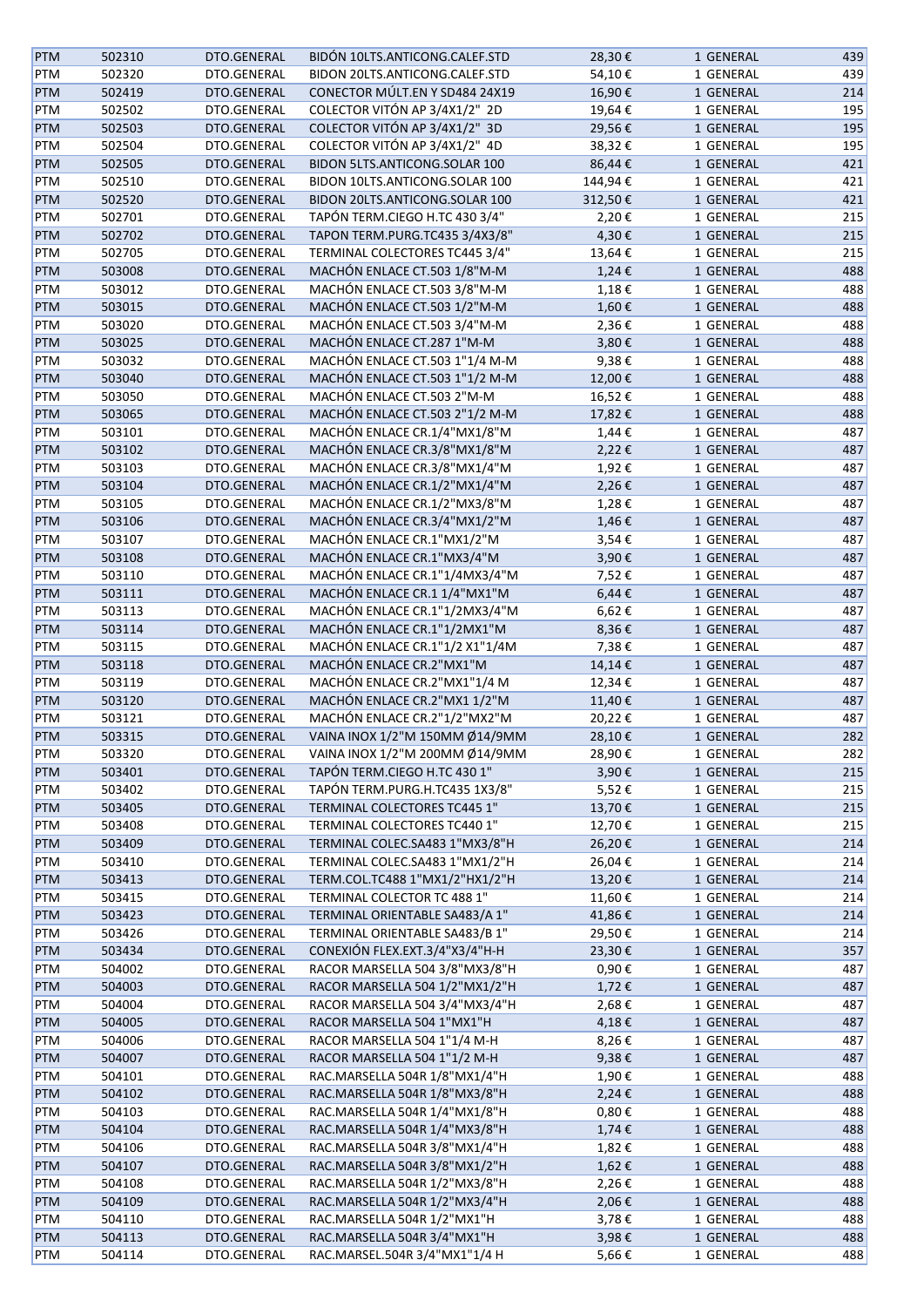| | | | | | | |
|---|---|---|---|---|---|---|
| PTM | 502310 | DTO.GENERAL | BIDÓN 10LTS.ANTICONG.CALEF.STD | 28,30 € | 1 GENERAL | 439 |
| PTM | 502320 | DTO.GENERAL | BIDON 20LTS.ANTICONG.CALEF.STD | 54,10 € | 1 GENERAL | 439 |
| PTM | 502419 | DTO.GENERAL | CONECTOR MÚLT.EN Y SD484 24X19 | 16,90 € | 1 GENERAL | 214 |
| PTM | 502502 | DTO.GENERAL | COLECTOR VITÓN AP 3/4X1/2" 2D | 19,64 € | 1 GENERAL | 195 |
| PTM | 502503 | DTO.GENERAL | COLECTOR VITÓN AP 3/4X1/2" 3D | 29,56 € | 1 GENERAL | 195 |
| PTM | 502504 | DTO.GENERAL | COLECTOR VITÓN AP 3/4X1/2" 4D | 38,32 € | 1 GENERAL | 195 |
| PTM | 502505 | DTO.GENERAL | BIDON 5LTS.ANTICONG.SOLAR 100 | 86,44 € | 1 GENERAL | 421 |
| PTM | 502510 | DTO.GENERAL | BIDON 10LTS.ANTICONG.SOLAR 100 | 144,94 € | 1 GENERAL | 421 |
| PTM | 502520 | DTO.GENERAL | BIDON 20LTS.ANTICONG.SOLAR 100 | 312,50 € | 1 GENERAL | 421 |
| PTM | 502701 | DTO.GENERAL | TAPÓN TERM.CIEGO H.TC 430 3/4" | 2,20 € | 1 GENERAL | 215 |
| PTM | 502702 | DTO.GENERAL | TAPON TERM.PURG.TC435 3/4X3/8" | 4,30 € | 1 GENERAL | 215 |
| PTM | 502705 | DTO.GENERAL | TERMINAL COLECTORES TC445 3/4" | 13,64 € | 1 GENERAL | 215 |
| PTM | 503008 | DTO.GENERAL | MACHÓN ENLACE CT.503 1/8"M-M | 1,24 € | 1 GENERAL | 488 |
| PTM | 503012 | DTO.GENERAL | MACHÓN ENLACE CT.503 3/8"M-M | 1,18 € | 1 GENERAL | 488 |
| PTM | 503015 | DTO.GENERAL | MACHÓN ENLACE CT.503 1/2"M-M | 1,60 € | 1 GENERAL | 488 |
| PTM | 503020 | DTO.GENERAL | MACHÓN ENLACE CT.503 3/4"M-M | 2,36 € | 1 GENERAL | 488 |
| PTM | 503025 | DTO.GENERAL | MACHÓN ENLACE CT.287 1"M-M | 3,80 € | 1 GENERAL | 488 |
| PTM | 503032 | DTO.GENERAL | MACHÓN ENLACE CT.503 1"1/4 M-M | 9,38 € | 1 GENERAL | 488 |
| PTM | 503040 | DTO.GENERAL | MACHÓN ENLACE CT.503 1"1/2 M-M | 12,00 € | 1 GENERAL | 488 |
| PTM | 503050 | DTO.GENERAL | MACHÓN ENLACE CT.503 2"M-M | 16,52 € | 1 GENERAL | 488 |
| PTM | 503065 | DTO.GENERAL | MACHÓN ENLACE CT.503 2"1/2 M-M | 17,82 € | 1 GENERAL | 488 |
| PTM | 503101 | DTO.GENERAL | MACHÓN ENLACE CR.1/4"MX1/8"M | 1,44 € | 1 GENERAL | 487 |
| PTM | 503102 | DTO.GENERAL | MACHÓN ENLACE CR.3/8"MX1/8"M | 2,22 € | 1 GENERAL | 487 |
| PTM | 503103 | DTO.GENERAL | MACHÓN ENLACE CR.3/8"MX1/4"M | 1,92 € | 1 GENERAL | 487 |
| PTM | 503104 | DTO.GENERAL | MACHÓN ENLACE CR.1/2"MX1/4"M | 2,26 € | 1 GENERAL | 487 |
| PTM | 503105 | DTO.GENERAL | MACHÓN ENLACE CR.1/2"MX3/8"M | 1,28 € | 1 GENERAL | 487 |
| PTM | 503106 | DTO.GENERAL | MACHÓN ENLACE CR.3/4"MX1/2"M | 1,46 € | 1 GENERAL | 487 |
| PTM | 503107 | DTO.GENERAL | MACHÓN ENLACE CR.1"MX1/2"M | 3,54 € | 1 GENERAL | 487 |
| PTM | 503108 | DTO.GENERAL | MACHÓN ENLACE CR.1"MX3/4"M | 3,90 € | 1 GENERAL | 487 |
| PTM | 503110 | DTO.GENERAL | MACHÓN ENLACE CR.1"1/4MX3/4"M | 7,52 € | 1 GENERAL | 487 |
| PTM | 503111 | DTO.GENERAL | MACHÓN ENLACE CR.1 1/4"MX1"M | 6,44 € | 1 GENERAL | 487 |
| PTM | 503113 | DTO.GENERAL | MACHÓN ENLACE CR.1"1/2MX3/4"M | 6,62 € | 1 GENERAL | 487 |
| PTM | 503114 | DTO.GENERAL | MACHÓN ENLACE CR.1"1/2MX1"M | 8,36 € | 1 GENERAL | 487 |
| PTM | 503115 | DTO.GENERAL | MACHÓN ENLACE CR.1"1/2 X1"1/4M | 7,38 € | 1 GENERAL | 487 |
| PTM | 503118 | DTO.GENERAL | MACHÓN ENLACE CR.2"MX1"M | 14,14 € | 1 GENERAL | 487 |
| PTM | 503119 | DTO.GENERAL | MACHÓN ENLACE CR.2"MX1"1/4 M | 12,34 € | 1 GENERAL | 487 |
| PTM | 503120 | DTO.GENERAL | MACHÓN ENLACE CR.2"MX1 1/2"M | 11,40 € | 1 GENERAL | 487 |
| PTM | 503121 | DTO.GENERAL | MACHÓN ENLACE CR.2"1/2"MX2"M | 20,22 € | 1 GENERAL | 487 |
| PTM | 503315 | DTO.GENERAL | VAINA INOX 1/2"M 150MM Ø14/9MM | 28,10 € | 1 GENERAL | 282 |
| PTM | 503320 | DTO.GENERAL | VAINA INOX 1/2"M 200MM Ø14/9MM | 28,90 € | 1 GENERAL | 282 |
| PTM | 503401 | DTO.GENERAL | TAPÓN TERM.CIEGO H.TC 430 1" | 3,90 € | 1 GENERAL | 215 |
| PTM | 503402 | DTO.GENERAL | TAPÓN TERM.PURG.H.TC435 1X3/8" | 5,52 € | 1 GENERAL | 215 |
| PTM | 503405 | DTO.GENERAL | TERMINAL COLECTORES TC445 1" | 13,70 € | 1 GENERAL | 215 |
| PTM | 503408 | DTO.GENERAL | TERMINAL COLECTORES TC440 1" | 12,70 € | 1 GENERAL | 215 |
| PTM | 503409 | DTO.GENERAL | TERMINAL COLEC.SA483 1"MX3/8"H | 26,20 € | 1 GENERAL | 214 |
| PTM | 503410 | DTO.GENERAL | TERMINAL COLEC.SA483 1"MX1/2"H | 26,04 € | 1 GENERAL | 214 |
| PTM | 503413 | DTO.GENERAL | TERM.COL.TC488 1"MX1/2"HX1/2"H | 13,20 € | 1 GENERAL | 214 |
| PTM | 503415 | DTO.GENERAL | TERMINAL COLECTOR TC 488 1" | 11,60 € | 1 GENERAL | 214 |
| PTM | 503423 | DTO.GENERAL | TERMINAL ORIENTABLE SA483/A 1" | 41,86 € | 1 GENERAL | 214 |
| PTM | 503426 | DTO.GENERAL | TERMINAL ORIENTABLE SA483/B 1" | 29,50 € | 1 GENERAL | 214 |
| PTM | 503434 | DTO.GENERAL | CONEXIÓN FLEX.EXT.3/4"X3/4"H-H | 23,30 € | 1 GENERAL | 357 |
| PTM | 504002 | DTO.GENERAL | RACOR MARSELLA 504 3/8"MX3/8"H | 0,90 € | 1 GENERAL | 487 |
| PTM | 504003 | DTO.GENERAL | RACOR MARSELLA 504 1/2"MX1/2"H | 1,72 € | 1 GENERAL | 487 |
| PTM | 504004 | DTO.GENERAL | RACOR MARSELLA 504 3/4"MX3/4"H | 2,68 € | 1 GENERAL | 487 |
| PTM | 504005 | DTO.GENERAL | RACOR MARSELLA 504 1"MX1"H | 4,18 € | 1 GENERAL | 487 |
| PTM | 504006 | DTO.GENERAL | RACOR MARSELLA 504 1"1/4 M-H | 8,26 € | 1 GENERAL | 487 |
| PTM | 504007 | DTO.GENERAL | RACOR MARSELLA 504 1"1/2 M-H | 9,38 € | 1 GENERAL | 487 |
| PTM | 504101 | DTO.GENERAL | RAC.MARSELLA 504R 1/8"MX1/4"H | 1,90 € | 1 GENERAL | 488 |
| PTM | 504102 | DTO.GENERAL | RAC.MARSELLA 504R 1/8"MX3/8"H | 2,24 € | 1 GENERAL | 488 |
| PTM | 504103 | DTO.GENERAL | RAC.MARSELLA 504R 1/4"MX1/8"H | 0,80 € | 1 GENERAL | 488 |
| PTM | 504104 | DTO.GENERAL | RAC.MARSELLA 504R 1/4"MX3/8"H | 1,74 € | 1 GENERAL | 488 |
| PTM | 504106 | DTO.GENERAL | RAC.MARSELLA 504R 3/8"MX1/4"H | 1,82 € | 1 GENERAL | 488 |
| PTM | 504107 | DTO.GENERAL | RAC.MARSELLA 504R 3/8"MX1/2"H | 1,62 € | 1 GENERAL | 488 |
| PTM | 504108 | DTO.GENERAL | RAC.MARSELLA 504R 1/2"MX3/8"H | 2,26 € | 1 GENERAL | 488 |
| PTM | 504109 | DTO.GENERAL | RAC.MARSELLA 504R 1/2"MX3/4"H | 2,06 € | 1 GENERAL | 488 |
| PTM | 504110 | DTO.GENERAL | RAC.MARSELLA 504R 1/2"MX1"H | 3,78 € | 1 GENERAL | 488 |
| PTM | 504113 | DTO.GENERAL | RAC.MARSELLA 504R 3/4"MX1"H | 3,98 € | 1 GENERAL | 488 |
| PTM | 504114 | DTO.GENERAL | RAC.MARSEL.504R 3/4"MX1"1/4 H | 5,66 € | 1 GENERAL | 488 |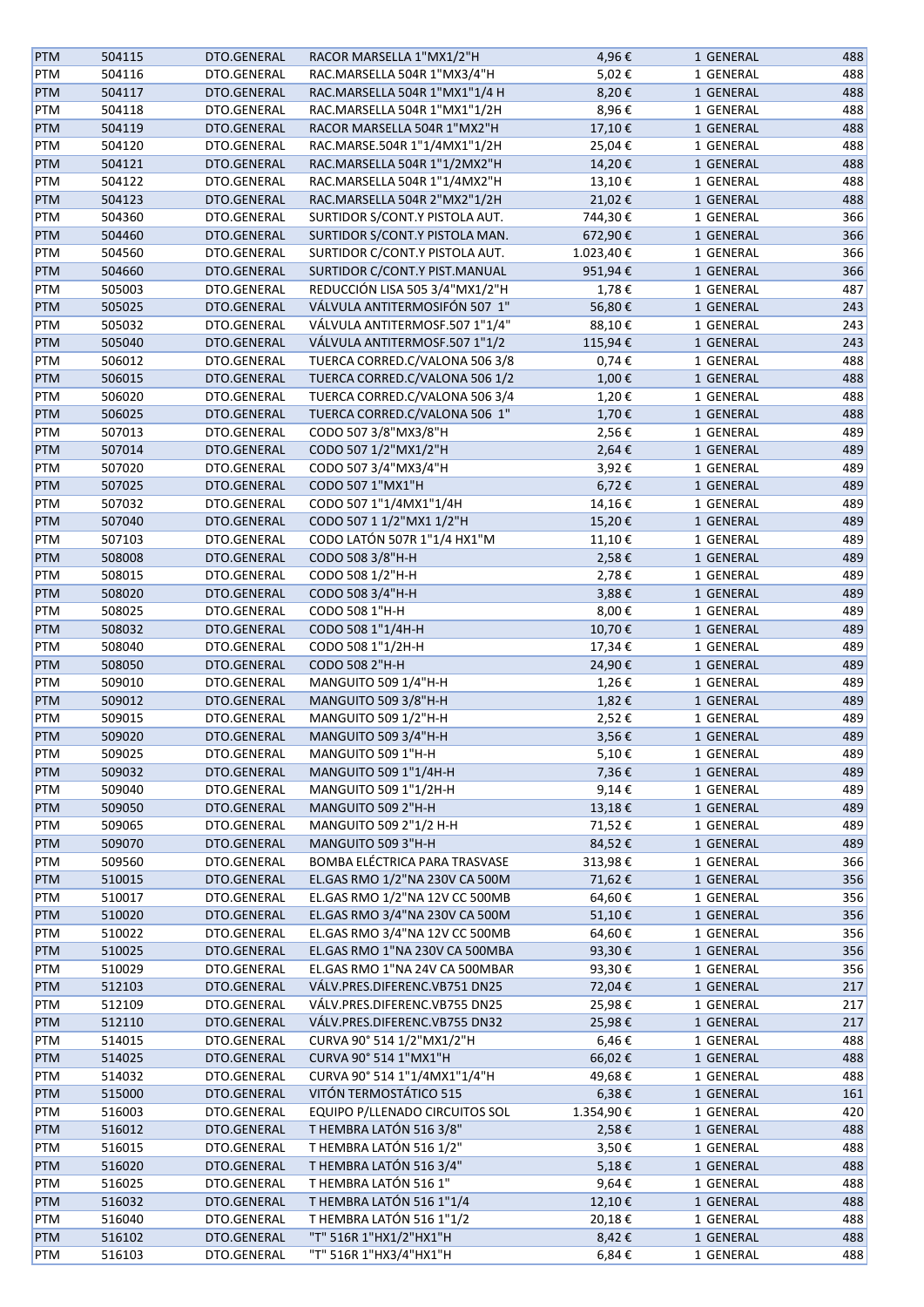| PTM | 504115 | DTO.GENERAL | RACOR MARSELLA 1"MX1/2"H | 4,96 € | 1 GENERAL | 488 |
|---|---|---|---|---|---|---|
| PTM | 504116 | DTO.GENERAL | RAC.MARSELLA 504R 1"MX3/4"H | 5,02 € | 1 GENERAL | 488 |
| PTM | 504117 | DTO.GENERAL | RAC.MARSELLA 504R 1"MX1"1/4 H | 8,20 € | 1 GENERAL | 488 |
| PTM | 504118 | DTO.GENERAL | RAC.MARSELLA 504R 1"MX1"1/2H | 8,96 € | 1 GENERAL | 488 |
| PTM | 504119 | DTO.GENERAL | RACOR MARSELLA 504R 1"MX2"H | 17,10 € | 1 GENERAL | 488 |
| PTM | 504120 | DTO.GENERAL | RAC.MARSE.504R 1"1/4MX1"1/2H | 25,04 € | 1 GENERAL | 488 |
| PTM | 504121 | DTO.GENERAL | RAC.MARSELLA 504R 1"1/2MX2"H | 14,20 € | 1 GENERAL | 488 |
| PTM | 504122 | DTO.GENERAL | RAC.MARSELLA 504R 1"1/4MX2"H | 13,10 € | 1 GENERAL | 488 |
| PTM | 504123 | DTO.GENERAL | RAC.MARSELLA 504R 2"MX2"1/2H | 21,02 € | 1 GENERAL | 488 |
| PTM | 504360 | DTO.GENERAL | SURTIDOR S/CONT.Y PISTOLA AUT. | 744,30 € | 1 GENERAL | 366 |
| PTM | 504460 | DTO.GENERAL | SURTIDOR S/CONT.Y PISTOLA MAN. | 672,90 € | 1 GENERAL | 366 |
| PTM | 504560 | DTO.GENERAL | SURTIDOR C/CONT.Y PISTOLA AUT. | 1.023,40 € | 1 GENERAL | 366 |
| PTM | 504660 | DTO.GENERAL | SURTIDOR C/CONT.Y PIST.MANUAL | 951,94 € | 1 GENERAL | 366 |
| PTM | 505003 | DTO.GENERAL | REDUCCIÓN LISA 505 3/4"MX1/2"H | 1,78 € | 1 GENERAL | 487 |
| PTM | 505025 | DTO.GENERAL | VÁLVULA ANTITERMOSIFÓN 507 1" | 56,80 € | 1 GENERAL | 243 |
| PTM | 505032 | DTO.GENERAL | VÁLVULA ANTITERMOSF.507 1"1/4" | 88,10 € | 1 GENERAL | 243 |
| PTM | 505040 | DTO.GENERAL | VÁLVULA ANTITERMOSF.507 1"1/2 | 115,94 € | 1 GENERAL | 243 |
| PTM | 506012 | DTO.GENERAL | TUERCA CORRED.C/VALONA 506 3/8 | 0,74 € | 1 GENERAL | 488 |
| PTM | 506015 | DTO.GENERAL | TUERCA CORRED.C/VALONA 506 1/2 | 1,00 € | 1 GENERAL | 488 |
| PTM | 506020 | DTO.GENERAL | TUERCA CORRED.C/VALONA 506 3/4 | 1,20 € | 1 GENERAL | 488 |
| PTM | 506025 | DTO.GENERAL | TUERCA CORRED.C/VALONA 506 1" | 1,70 € | 1 GENERAL | 488 |
| PTM | 507013 | DTO.GENERAL | CODO 507 3/8"MX3/8"H | 2,56 € | 1 GENERAL | 489 |
| PTM | 507014 | DTO.GENERAL | CODO 507 1/2"MX1/2"H | 2,64 € | 1 GENERAL | 489 |
| PTM | 507020 | DTO.GENERAL | CODO 507 3/4"MX3/4"H | 3,92 € | 1 GENERAL | 489 |
| PTM | 507025 | DTO.GENERAL | CODO 507 1"MX1"H | 6,72 € | 1 GENERAL | 489 |
| PTM | 507032 | DTO.GENERAL | CODO 507 1"1/4MX1"1/4H | 14,16 € | 1 GENERAL | 489 |
| PTM | 507040 | DTO.GENERAL | CODO 507 1 1/2"MX1 1/2"H | 15,20 € | 1 GENERAL | 489 |
| PTM | 507103 | DTO.GENERAL | CODO LATÓN 507R 1"1/4 HX1"M | 11,10 € | 1 GENERAL | 489 |
| PTM | 508008 | DTO.GENERAL | CODO 508 3/8"H-H | 2,58 € | 1 GENERAL | 489 |
| PTM | 508015 | DTO.GENERAL | CODO 508 1/2"H-H | 2,78 € | 1 GENERAL | 489 |
| PTM | 508020 | DTO.GENERAL | CODO 508 3/4"H-H | 3,88 € | 1 GENERAL | 489 |
| PTM | 508025 | DTO.GENERAL | CODO 508 1"H-H | 8,00 € | 1 GENERAL | 489 |
| PTM | 508032 | DTO.GENERAL | CODO 508 1"1/4H-H | 10,70 € | 1 GENERAL | 489 |
| PTM | 508040 | DTO.GENERAL | CODO 508 1"1/2H-H | 17,34 € | 1 GENERAL | 489 |
| PTM | 508050 | DTO.GENERAL | CODO 508 2"H-H | 24,90 € | 1 GENERAL | 489 |
| PTM | 509010 | DTO.GENERAL | MANGUITO 509 1/4"H-H | 1,26 € | 1 GENERAL | 489 |
| PTM | 509012 | DTO.GENERAL | MANGUITO 509 3/8"H-H | 1,82 € | 1 GENERAL | 489 |
| PTM | 509015 | DTO.GENERAL | MANGUITO 509 1/2"H-H | 2,52 € | 1 GENERAL | 489 |
| PTM | 509020 | DTO.GENERAL | MANGUITO 509 3/4"H-H | 3,56 € | 1 GENERAL | 489 |
| PTM | 509025 | DTO.GENERAL | MANGUITO 509 1"H-H | 5,10 € | 1 GENERAL | 489 |
| PTM | 509032 | DTO.GENERAL | MANGUITO 509 1"1/4H-H | 7,36 € | 1 GENERAL | 489 |
| PTM | 509040 | DTO.GENERAL | MANGUITO 509 1"1/2H-H | 9,14 € | 1 GENERAL | 489 |
| PTM | 509050 | DTO.GENERAL | MANGUITO 509 2"H-H | 13,18 € | 1 GENERAL | 489 |
| PTM | 509065 | DTO.GENERAL | MANGUITO 509 2"1/2 H-H | 71,52 € | 1 GENERAL | 489 |
| PTM | 509070 | DTO.GENERAL | MANGUITO 509 3"H-H | 84,52 € | 1 GENERAL | 489 |
| PTM | 509560 | DTO.GENERAL | BOMBA ELÉCTRICA PARA TRASVASE | 313,98 € | 1 GENERAL | 366 |
| PTM | 510015 | DTO.GENERAL | EL.GAS RMO 1/2"NA 230V CA 500M | 71,62 € | 1 GENERAL | 356 |
| PTM | 510017 | DTO.GENERAL | EL.GAS RMO 1/2"NA 12V CC 500MB | 64,60 € | 1 GENERAL | 356 |
| PTM | 510020 | DTO.GENERAL | EL.GAS RMO 3/4"NA 230V CA 500M | 51,10 € | 1 GENERAL | 356 |
| PTM | 510022 | DTO.GENERAL | EL.GAS RMO 3/4"NA 12V CC 500MB | 64,60 € | 1 GENERAL | 356 |
| PTM | 510025 | DTO.GENERAL | EL.GAS RMO 1"NA 230V CA 500MBA | 93,30 € | 1 GENERAL | 356 |
| PTM | 510029 | DTO.GENERAL | EL.GAS RMO 1"NA 24V CA 500MBAR | 93,30 € | 1 GENERAL | 356 |
| PTM | 512103 | DTO.GENERAL | VÁLV.PRES.DIFERENC.VB751 DN25 | 72,04 € | 1 GENERAL | 217 |
| PTM | 512109 | DTO.GENERAL | VÁLV.PRES.DIFERENC.VB755 DN25 | 25,98 € | 1 GENERAL | 217 |
| PTM | 512110 | DTO.GENERAL | VÁLV.PRES.DIFERENC.VB755 DN32 | 25,98 € | 1 GENERAL | 217 |
| PTM | 514015 | DTO.GENERAL | CURVA 90° 514 1/2"MX1/2"H | 6,46 € | 1 GENERAL | 488 |
| PTM | 514025 | DTO.GENERAL | CURVA 90° 514 1"MX1"H | 66,02 € | 1 GENERAL | 488 |
| PTM | 514032 | DTO.GENERAL | CURVA 90° 514 1"1/4MX1"1/4"H | 49,68 € | 1 GENERAL | 488 |
| PTM | 515000 | DTO.GENERAL | VITÓN TERMOSTÁTICO 515 | 6,38 € | 1 GENERAL | 161 |
| PTM | 516003 | DTO.GENERAL | EQUIPO P/LLENADO CIRCUITOS SOL | 1.354,90 € | 1 GENERAL | 420 |
| PTM | 516012 | DTO.GENERAL | T HEMBRA LATÓN 516 3/8" | 2,58 € | 1 GENERAL | 488 |
| PTM | 516015 | DTO.GENERAL | T HEMBRA LATÓN 516 1/2" | 3,50 € | 1 GENERAL | 488 |
| PTM | 516020 | DTO.GENERAL | T HEMBRA LATÓN 516 3/4" | 5,18 € | 1 GENERAL | 488 |
| PTM | 516025 | DTO.GENERAL | T HEMBRA LATÓN 516 1" | 9,64 € | 1 GENERAL | 488 |
| PTM | 516032 | DTO.GENERAL | T HEMBRA LATÓN 516 1"1/4 | 12,10 € | 1 GENERAL | 488 |
| PTM | 516040 | DTO.GENERAL | T HEMBRA LATÓN 516 1"1/2 | 20,18 € | 1 GENERAL | 488 |
| PTM | 516102 | DTO.GENERAL | "T" 516R 1"HX1/2"HX1"H | 8,42 € | 1 GENERAL | 488 |
| PTM | 516103 | DTO.GENERAL | "T" 516R 1"HX3/4"HX1"H | 6,84 € | 1 GENERAL | 488 |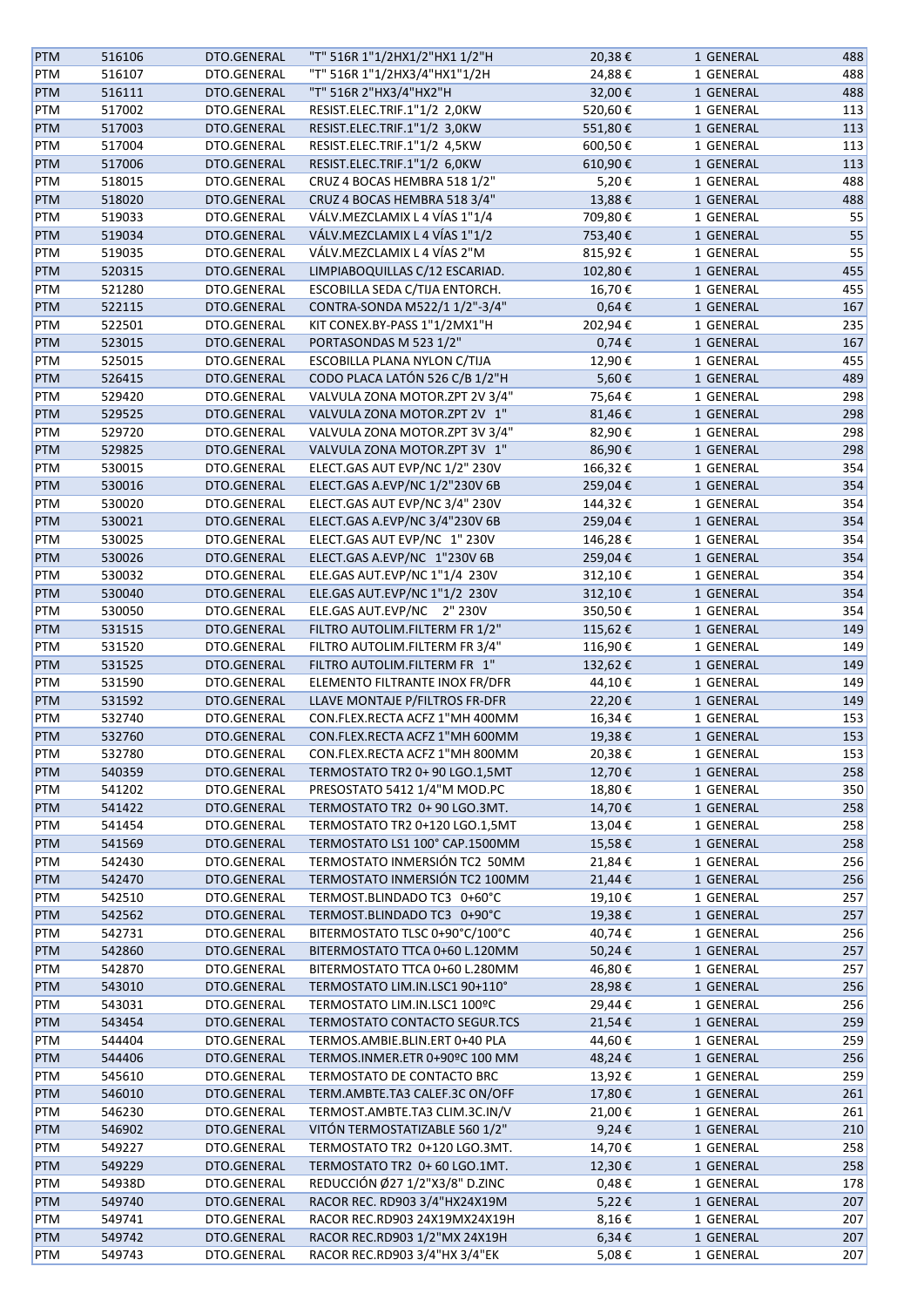| PTM | 516106 | DTO.GENERAL | "T" 516R 1"1/2HX1/2"HX1 1/2"H | 20,38 € | 1 GENERAL | 488 |
|---|---|---|---|---|---|---|
| PTM | 516107 | DTO.GENERAL | "T" 516R 1"1/2HX3/4"HX1"1/2H | 24,88 € | 1 GENERAL | 488 |
| PTM | 516111 | DTO.GENERAL | "T" 516R 2"HX3/4"HX2"H | 32,00 € | 1 GENERAL | 488 |
| PTM | 517002 | DTO.GENERAL | RESIST.ELEC.TRIF.1"1/2 2,0KW | 520,60 € | 1 GENERAL | 113 |
| PTM | 517003 | DTO.GENERAL | RESIST.ELEC.TRIF.1"1/2 3,0KW | 551,80 € | 1 GENERAL | 113 |
| PTM | 517004 | DTO.GENERAL | RESIST.ELEC.TRIF.1"1/2 4,5KW | 600,50 € | 1 GENERAL | 113 |
| PTM | 517006 | DTO.GENERAL | RESIST.ELEC.TRIF.1"1/2 6,0KW | 610,90 € | 1 GENERAL | 113 |
| PTM | 518015 | DTO.GENERAL | CRUZ 4 BOCAS HEMBRA 518 1/2" | 5,20 € | 1 GENERAL | 488 |
| PTM | 518020 | DTO.GENERAL | CRUZ 4 BOCAS HEMBRA 518 3/4" | 13,88 € | 1 GENERAL | 488 |
| PTM | 519033 | DTO.GENERAL | VÁLV.MEZCLAMIX L 4 VÍAS 1"1/4 | 709,80 € | 1 GENERAL | 55 |
| PTM | 519034 | DTO.GENERAL | VÁLV.MEZCLAMIX L 4 VÍAS 1"1/2 | 753,40 € | 1 GENERAL | 55 |
| PTM | 519035 | DTO.GENERAL | VÁLV.MEZCLAMIX L 4 VÍAS 2"M | 815,92 € | 1 GENERAL | 55 |
| PTM | 520315 | DTO.GENERAL | LIMPIABOQUILLAS C/12 ESCARIAD. | 102,80 € | 1 GENERAL | 455 |
| PTM | 521280 | DTO.GENERAL | ESCOBILLA SEDA C/TIJA ENTORCH. | 16,70 € | 1 GENERAL | 455 |
| PTM | 522115 | DTO.GENERAL | CONTRA-SONDA M522/1 1/2"-3/4" | 0,64 € | 1 GENERAL | 167 |
| PTM | 522501 | DTO.GENERAL | KIT CONEX.BY-PASS 1"1/2MX1"H | 202,94 € | 1 GENERAL | 235 |
| PTM | 523015 | DTO.GENERAL | PORTASONDAS M 523 1/2" | 0,74 € | 1 GENERAL | 167 |
| PTM | 525015 | DTO.GENERAL | ESCOBILLA PLANA NYLON C/TIJA | 12,90 € | 1 GENERAL | 455 |
| PTM | 526415 | DTO.GENERAL | CODO PLACA LATÓN 526 C/B 1/2"H | 5,60 € | 1 GENERAL | 489 |
| PTM | 529420 | DTO.GENERAL | VALVULA ZONA MOTOR.ZPT 2V 3/4" | 75,64 € | 1 GENERAL | 298 |
| PTM | 529525 | DTO.GENERAL | VALVULA ZONA MOTOR.ZPT 2V 1" | 81,46 € | 1 GENERAL | 298 |
| PTM | 529720 | DTO.GENERAL | VALVULA ZONA MOTOR.ZPT 3V 3/4" | 82,90 € | 1 GENERAL | 298 |
| PTM | 529825 | DTO.GENERAL | VALVULA ZONA MOTOR.ZPT 3V 1" | 86,90 € | 1 GENERAL | 298 |
| PTM | 530015 | DTO.GENERAL | ELECT.GAS AUT EVP/NC 1/2" 230V | 166,32 € | 1 GENERAL | 354 |
| PTM | 530016 | DTO.GENERAL | ELECT.GAS A.EVP/NC 1/2"230V 6B | 259,04 € | 1 GENERAL | 354 |
| PTM | 530020 | DTO.GENERAL | ELECT.GAS AUT EVP/NC 3/4" 230V | 144,32 € | 1 GENERAL | 354 |
| PTM | 530021 | DTO.GENERAL | ELECT.GAS A.EVP/NC 3/4"230V 6B | 259,04 € | 1 GENERAL | 354 |
| PTM | 530025 | DTO.GENERAL | ELECT.GAS AUT EVP/NC 1" 230V | 146,28 € | 1 GENERAL | 354 |
| PTM | 530026 | DTO.GENERAL | ELECT.GAS A.EVP/NC 1"230V 6B | 259,04 € | 1 GENERAL | 354 |
| PTM | 530032 | DTO.GENERAL | ELE.GAS AUT.EVP/NC 1"1/4 230V | 312,10 € | 1 GENERAL | 354 |
| PTM | 530040 | DTO.GENERAL | ELE.GAS AUT.EVP/NC 1"1/2 230V | 312,10 € | 1 GENERAL | 354 |
| PTM | 530050 | DTO.GENERAL | ELE.GAS AUT.EVP/NC 2" 230V | 350,50 € | 1 GENERAL | 354 |
| PTM | 531515 | DTO.GENERAL | FILTRO AUTOLIM.FILTERM FR 1/2" | 115,62 € | 1 GENERAL | 149 |
| PTM | 531520 | DTO.GENERAL | FILTRO AUTOLIM.FILTERM FR 3/4" | 116,90 € | 1 GENERAL | 149 |
| PTM | 531525 | DTO.GENERAL | FILTRO AUTOLIM.FILTERM FR 1" | 132,62 € | 1 GENERAL | 149 |
| PTM | 531590 | DTO.GENERAL | ELEMENTO FILTRANTE INOX FR/DFR | 44,10 € | 1 GENERAL | 149 |
| PTM | 531592 | DTO.GENERAL | LLAVE MONTAJE P/FILTROS FR-DFR | 22,20 € | 1 GENERAL | 149 |
| PTM | 532740 | DTO.GENERAL | CON.FLEX.RECTA ACFZ 1"MH 400MM | 16,34 € | 1 GENERAL | 153 |
| PTM | 532760 | DTO.GENERAL | CON.FLEX.RECTA ACFZ 1"MH 600MM | 19,38 € | 1 GENERAL | 153 |
| PTM | 532780 | DTO.GENERAL | CON.FLEX.RECTA ACFZ 1"MH 800MM | 20,38 € | 1 GENERAL | 153 |
| PTM | 540359 | DTO.GENERAL | TERMOSTATO TR2 0+ 90 LGO.1,5MT | 12,70 € | 1 GENERAL | 258 |
| PTM | 541202 | DTO.GENERAL | PRESOSTATO 5412 1/4"M MOD.PC | 18,80 € | 1 GENERAL | 350 |
| PTM | 541422 | DTO.GENERAL | TERMOSTATO TR2 0+ 90 LGO.3MT. | 14,70 € | 1 GENERAL | 258 |
| PTM | 541454 | DTO.GENERAL | TERMOSTATO TR2 0+120 LGO.1,5MT | 13,04 € | 1 GENERAL | 258 |
| PTM | 541569 | DTO.GENERAL | TERMOSTATO LS1 100° CAP.1500MM | 15,58 € | 1 GENERAL | 258 |
| PTM | 542430 | DTO.GENERAL | TERMOSTATO INMERSIÓN TC2 50MM | 21,84 € | 1 GENERAL | 256 |
| PTM | 542470 | DTO.GENERAL | TERMOSTATO INMERSIÓN TC2 100MM | 21,44 € | 1 GENERAL | 256 |
| PTM | 542510 | DTO.GENERAL | TERMOST.BLINDADO TC3 0+60°C | 19,10 € | 1 GENERAL | 257 |
| PTM | 542562 | DTO.GENERAL | TERMOST.BLINDADO TC3 0+90°C | 19,38 € | 1 GENERAL | 257 |
| PTM | 542731 | DTO.GENERAL | BITERMOSTATO TLSC 0+90°C/100°C | 40,74 € | 1 GENERAL | 256 |
| PTM | 542860 | DTO.GENERAL | BITERMOSTATO TTCA 0+60 L.120MM | 50,24 € | 1 GENERAL | 257 |
| PTM | 542870 | DTO.GENERAL | BITERMOSTATO TTCA 0+60 L.280MM | 46,80 € | 1 GENERAL | 257 |
| PTM | 543010 | DTO.GENERAL | TERMOSTATO LIM.IN.LSC1 90+110° | 28,98 € | 1 GENERAL | 256 |
| PTM | 543031 | DTO.GENERAL | TERMOSTATO LIM.IN.LSC1 100ºC | 29,44 € | 1 GENERAL | 256 |
| PTM | 543454 | DTO.GENERAL | TERMOSTATO CONTACTO SEGUR.TCS | 21,54 € | 1 GENERAL | 259 |
| PTM | 544404 | DTO.GENERAL | TERMOS.AMBIE.BLIN.ERT 0+40 PLA | 44,60 € | 1 GENERAL | 259 |
| PTM | 544406 | DTO.GENERAL | TERMOS.INMER.ETR 0+90ºC 100 MM | 48,24 € | 1 GENERAL | 256 |
| PTM | 545610 | DTO.GENERAL | TERMOSTATO DE CONTACTO BRC | 13,92 € | 1 GENERAL | 259 |
| PTM | 546010 | DTO.GENERAL | TERM.AMBTE.TA3 CALEF.3C ON/OFF | 17,80 € | 1 GENERAL | 261 |
| PTM | 546230 | DTO.GENERAL | TERMOST.AMBTE.TA3 CLIM.3C.IN/V | 21,00 € | 1 GENERAL | 261 |
| PTM | 546902 | DTO.GENERAL | VITÓN TERMOSTATIZABLE 560 1/2" | 9,24 € | 1 GENERAL | 210 |
| PTM | 549227 | DTO.GENERAL | TERMOSTATO TR2 0+120 LGO.3MT. | 14,70 € | 1 GENERAL | 258 |
| PTM | 549229 | DTO.GENERAL | TERMOSTATO TR2 0+ 60 LGO.1MT. | 12,30 € | 1 GENERAL | 258 |
| PTM | 54938D | DTO.GENERAL | REDUCCIÓN Ø27 1/2"X3/8" D.ZINC | 0,48 € | 1 GENERAL | 178 |
| PTM | 549740 | DTO.GENERAL | RACOR REC. RD903 3/4"HX24X19M | 5,22 € | 1 GENERAL | 207 |
| PTM | 549741 | DTO.GENERAL | RACOR REC.RD903 24X19MX24X19H | 8,16 € | 1 GENERAL | 207 |
| PTM | 549742 | DTO.GENERAL | RACOR REC.RD903 1/2"MX 24X19H | 6,34 € | 1 GENERAL | 207 |
| PTM | 549743 | DTO.GENERAL | RACOR REC.RD903 3/4"HX 3/4"EK | 5,08 € | 1 GENERAL | 207 |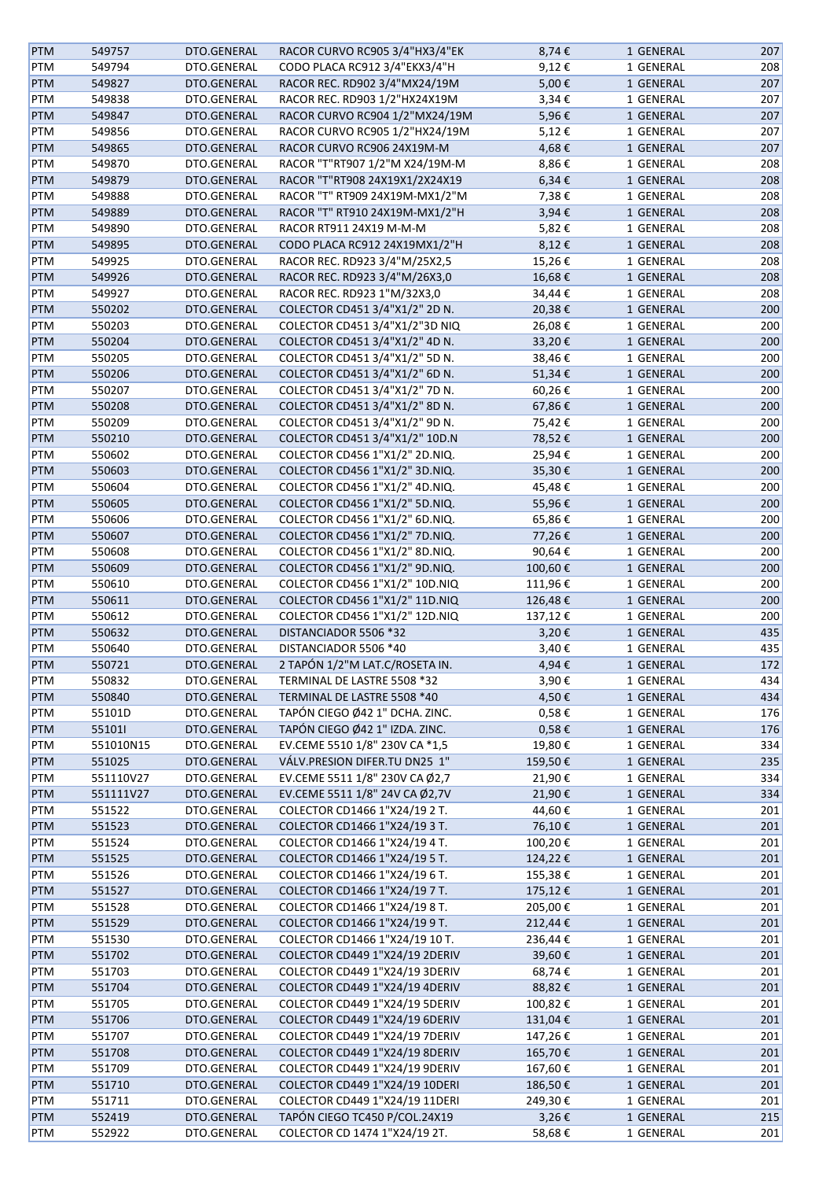| | | | | | | |
|---|---|---|---|---|---|---|
| PTM | 549757 | DTO.GENERAL | RACOR CURVO RC905 3/4"HX3/4"EK | 8,74 € | 1 GENERAL | 207 |
| PTM | 549794 | DTO.GENERAL | CODO PLACA RC912 3/4"EKX3/4"H | 9,12 € | 1 GENERAL | 208 |
| PTM | 549827 | DTO.GENERAL | RACOR REC. RD902 3/4"MX24/19M | 5,00 € | 1 GENERAL | 207 |
| PTM | 549838 | DTO.GENERAL | RACOR REC. RD903 1/2"HX24X19M | 3,34 € | 1 GENERAL | 207 |
| PTM | 549847 | DTO.GENERAL | RACOR CURVO RC904 1/2"MX24/19M | 5,96 € | 1 GENERAL | 207 |
| PTM | 549856 | DTO.GENERAL | RACOR CURVO RC905 1/2"HX24/19M | 5,12 € | 1 GENERAL | 207 |
| PTM | 549865 | DTO.GENERAL | RACOR CURVO RC906 24X19M-M | 4,68 € | 1 GENERAL | 207 |
| PTM | 549870 | DTO.GENERAL | RACOR "T"RT907 1/2"M X24/19M-M | 8,86 € | 1 GENERAL | 208 |
| PTM | 549879 | DTO.GENERAL | RACOR "T"RT908 24X19X1/2X24X19 | 6,34 € | 1 GENERAL | 208 |
| PTM | 549888 | DTO.GENERAL | RACOR "T" RT909 24X19M-MX1/2"M | 7,38 € | 1 GENERAL | 208 |
| PTM | 549889 | DTO.GENERAL | RACOR "T" RT910 24X19M-MX1/2"H | 3,94 € | 1 GENERAL | 208 |
| PTM | 549890 | DTO.GENERAL | RACOR RT911 24X19 M-M-M | 5,82 € | 1 GENERAL | 208 |
| PTM | 549895 | DTO.GENERAL | CODO PLACA RC912 24X19MX1/2"H | 8,12 € | 1 GENERAL | 208 |
| PTM | 549925 | DTO.GENERAL | RACOR REC. RD923 3/4"M/25X2,5 | 15,26 € | 1 GENERAL | 208 |
| PTM | 549926 | DTO.GENERAL | RACOR REC. RD923 3/4"M/26X3,0 | 16,68 € | 1 GENERAL | 208 |
| PTM | 549927 | DTO.GENERAL | RACOR REC. RD923 1"M/32X3,0 | 34,44 € | 1 GENERAL | 208 |
| PTM | 550202 | DTO.GENERAL | COLECTOR CD451 3/4"X1/2" 2D N. | 20,38 € | 1 GENERAL | 200 |
| PTM | 550203 | DTO.GENERAL | COLECTOR CD451 3/4"X1/2"3D NIQ | 26,08 € | 1 GENERAL | 200 |
| PTM | 550204 | DTO.GENERAL | COLECTOR CD451 3/4"X1/2" 4D N. | 33,20 € | 1 GENERAL | 200 |
| PTM | 550205 | DTO.GENERAL | COLECTOR CD451 3/4"X1/2" 5D N. | 38,46 € | 1 GENERAL | 200 |
| PTM | 550206 | DTO.GENERAL | COLECTOR CD451 3/4"X1/2" 6D N. | 51,34 € | 1 GENERAL | 200 |
| PTM | 550207 | DTO.GENERAL | COLECTOR CD451 3/4"X1/2" 7D N. | 60,26 € | 1 GENERAL | 200 |
| PTM | 550208 | DTO.GENERAL | COLECTOR CD451 3/4"X1/2" 8D N. | 67,86 € | 1 GENERAL | 200 |
| PTM | 550209 | DTO.GENERAL | COLECTOR CD451 3/4"X1/2" 9D N. | 75,42 € | 1 GENERAL | 200 |
| PTM | 550210 | DTO.GENERAL | COLECTOR CD451 3/4"X1/2" 10D.N | 78,52 € | 1 GENERAL | 200 |
| PTM | 550602 | DTO.GENERAL | COLECTOR CD456 1"X1/2" 2D.NIQ. | 25,94 € | 1 GENERAL | 200 |
| PTM | 550603 | DTO.GENERAL | COLECTOR CD456 1"X1/2" 3D.NIQ. | 35,30 € | 1 GENERAL | 200 |
| PTM | 550604 | DTO.GENERAL | COLECTOR CD456 1"X1/2" 4D.NIQ. | 45,48 € | 1 GENERAL | 200 |
| PTM | 550605 | DTO.GENERAL | COLECTOR CD456 1"X1/2" 5D.NIQ. | 55,96 € | 1 GENERAL | 200 |
| PTM | 550606 | DTO.GENERAL | COLECTOR CD456 1"X1/2" 6D.NIQ. | 65,86 € | 1 GENERAL | 200 |
| PTM | 550607 | DTO.GENERAL | COLECTOR CD456 1"X1/2" 7D.NIQ. | 77,26 € | 1 GENERAL | 200 |
| PTM | 550608 | DTO.GENERAL | COLECTOR CD456 1"X1/2" 8D.NIQ. | 90,64 € | 1 GENERAL | 200 |
| PTM | 550609 | DTO.GENERAL | COLECTOR CD456 1"X1/2" 9D.NIQ. | 100,60 € | 1 GENERAL | 200 |
| PTM | 550610 | DTO.GENERAL | COLECTOR CD456 1"X1/2" 10D.NIQ | 111,96 € | 1 GENERAL | 200 |
| PTM | 550611 | DTO.GENERAL | COLECTOR CD456 1"X1/2" 11D.NIQ | 126,48 € | 1 GENERAL | 200 |
| PTM | 550612 | DTO.GENERAL | COLECTOR CD456 1"X1/2" 12D.NIQ | 137,12 € | 1 GENERAL | 200 |
| PTM | 550632 | DTO.GENERAL | DISTANCIADOR 5506 *32 | 3,20 € | 1 GENERAL | 435 |
| PTM | 550640 | DTO.GENERAL | DISTANCIADOR 5506 *40 | 3,40 € | 1 GENERAL | 435 |
| PTM | 550721 | DTO.GENERAL | 2 TAPÓN 1/2"M LAT.C/ROSETA IN. | 4,94 € | 1 GENERAL | 172 |
| PTM | 550832 | DTO.GENERAL | TERMINAL DE LASTRE 5508 *32 | 3,90 € | 1 GENERAL | 434 |
| PTM | 550840 | DTO.GENERAL | TERMINAL DE LASTRE 5508 *40 | 4,50 € | 1 GENERAL | 434 |
| PTM | 55101D | DTO.GENERAL | TAPÓN CIEGO Ø42 1" DCHA. ZINC. | 0,58 € | 1 GENERAL | 176 |
| PTM | 55101I | DTO.GENERAL | TAPÓN CIEGO Ø42 1" IZDA. ZINC. | 0,58 € | 1 GENERAL | 176 |
| PTM | 551010N15 | DTO.GENERAL | EV.CEME 5510 1/8" 230V CA *1,5 | 19,80 € | 1 GENERAL | 334 |
| PTM | 551025 | DTO.GENERAL | VÁLV.PRESION DIFER.TU DN25 1" | 159,50 € | 1 GENERAL | 235 |
| PTM | 551110V27 | DTO.GENERAL | EV.CEME 5511 1/8" 230V CA Ø2,7 | 21,90 € | 1 GENERAL | 334 |
| PTM | 551111V27 | DTO.GENERAL | EV.CEME 5511 1/8" 24V CA Ø2,7V | 21,90 € | 1 GENERAL | 334 |
| PTM | 551522 | DTO.GENERAL | COLECTOR CD1466 1"X24/19 2 T. | 44,60 € | 1 GENERAL | 201 |
| PTM | 551523 | DTO.GENERAL | COLECTOR CD1466 1"X24/19 3 T. | 76,10 € | 1 GENERAL | 201 |
| PTM | 551524 | DTO.GENERAL | COLECTOR CD1466 1"X24/19 4 T. | 100,20 € | 1 GENERAL | 201 |
| PTM | 551525 | DTO.GENERAL | COLECTOR CD1466 1"X24/19 5 T. | 124,22 € | 1 GENERAL | 201 |
| PTM | 551526 | DTO.GENERAL | COLECTOR CD1466 1"X24/19 6 T. | 155,38 € | 1 GENERAL | 201 |
| PTM | 551527 | DTO.GENERAL | COLECTOR CD1466 1"X24/19 7 T. | 175,12 € | 1 GENERAL | 201 |
| PTM | 551528 | DTO.GENERAL | COLECTOR CD1466 1"X24/19 8 T. | 205,00 € | 1 GENERAL | 201 |
| PTM | 551529 | DTO.GENERAL | COLECTOR CD1466 1"X24/19 9 T. | 212,44 € | 1 GENERAL | 201 |
| PTM | 551530 | DTO.GENERAL | COLECTOR CD1466 1"X24/19 10 T. | 236,44 € | 1 GENERAL | 201 |
| PTM | 551702 | DTO.GENERAL | COLECTOR CD449 1"X24/19 2DERIV | 39,60 € | 1 GENERAL | 201 |
| PTM | 551703 | DTO.GENERAL | COLECTOR CD449 1"X24/19 3DERIV | 68,74 € | 1 GENERAL | 201 |
| PTM | 551704 | DTO.GENERAL | COLECTOR CD449 1"X24/19 4DERIV | 88,82 € | 1 GENERAL | 201 |
| PTM | 551705 | DTO.GENERAL | COLECTOR CD449 1"X24/19 5DERIV | 100,82 € | 1 GENERAL | 201 |
| PTM | 551706 | DTO.GENERAL | COLECTOR CD449 1"X24/19 6DERIV | 131,04 € | 1 GENERAL | 201 |
| PTM | 551707 | DTO.GENERAL | COLECTOR CD449 1"X24/19 7DERIV | 147,26 € | 1 GENERAL | 201 |
| PTM | 551708 | DTO.GENERAL | COLECTOR CD449 1"X24/19 8DERIV | 165,70 € | 1 GENERAL | 201 |
| PTM | 551709 | DTO.GENERAL | COLECTOR CD449 1"X24/19 9DERIV | 167,60 € | 1 GENERAL | 201 |
| PTM | 551710 | DTO.GENERAL | COLECTOR CD449 1"X24/19 10DERI | 186,50 € | 1 GENERAL | 201 |
| PTM | 551711 | DTO.GENERAL | COLECTOR CD449 1"X24/19 11DERI | 249,30 € | 1 GENERAL | 201 |
| PTM | 552419 | DTO.GENERAL | TAPÓN CIEGO TC450 P/COL.24X19 | 3,26 € | 1 GENERAL | 215 |
| PTM | 552922 | DTO.GENERAL | COLECTOR CD 1474 1"X24/19 2T. | 58,68 € | 1 GENERAL | 201 |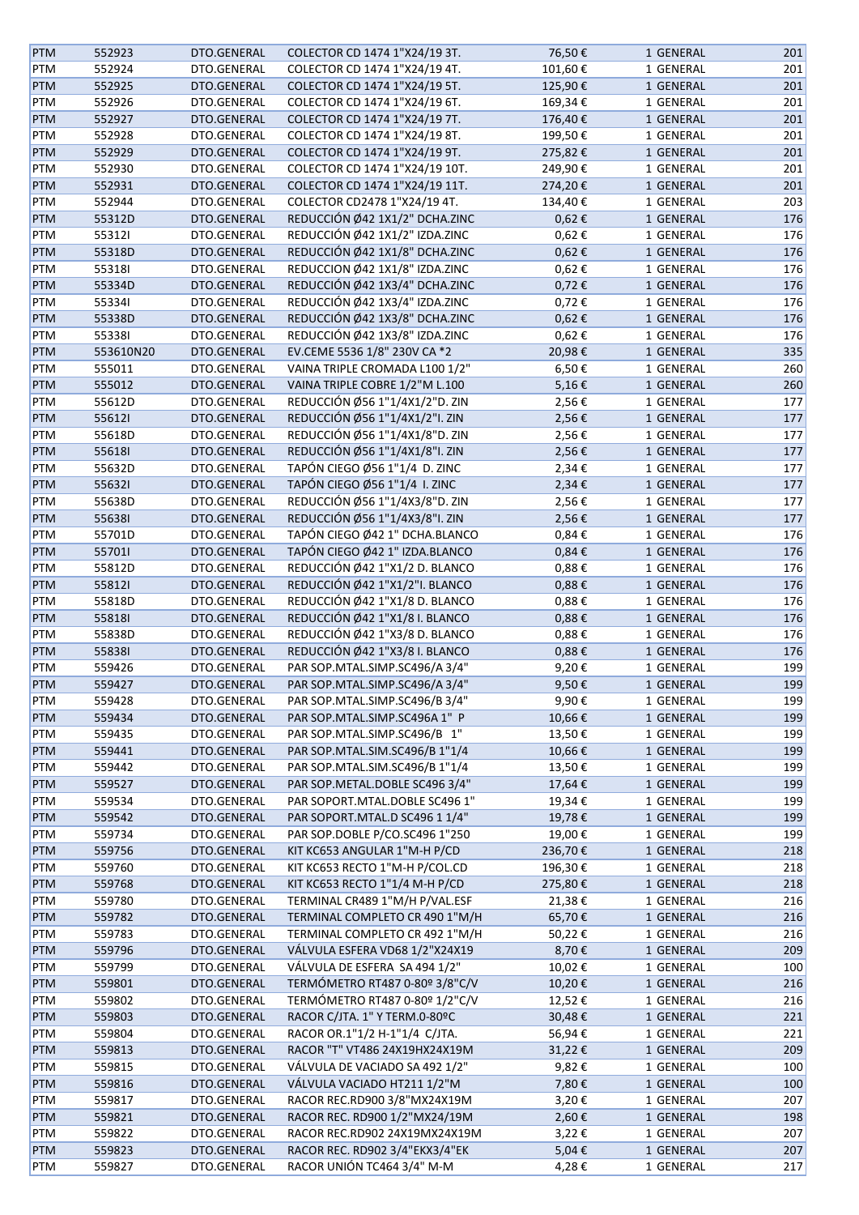| PTM | 552923 | DTO.GENERAL | COLECTOR CD 1474 1"X24/19 3T. | 76,50 € | 1 GENERAL | 201 |
|---|---|---|---|---|---|---|
| PTM | 552924 | DTO.GENERAL | COLECTOR CD 1474 1"X24/19 4T. | 101,60 € | 1 GENERAL | 201 |
| PTM | 552925 | DTO.GENERAL | COLECTOR CD 1474 1"X24/19 5T. | 125,90 € | 1 GENERAL | 201 |
| PTM | 552926 | DTO.GENERAL | COLECTOR CD 1474 1"X24/19 6T. | 169,34 € | 1 GENERAL | 201 |
| PTM | 552927 | DTO.GENERAL | COLECTOR CD 1474 1"X24/19 7T. | 176,40 € | 1 GENERAL | 201 |
| PTM | 552928 | DTO.GENERAL | COLECTOR CD 1474 1"X24/19 8T. | 199,50 € | 1 GENERAL | 201 |
| PTM | 552929 | DTO.GENERAL | COLECTOR CD 1474 1"X24/19 9T. | 275,82 € | 1 GENERAL | 201 |
| PTM | 552930 | DTO.GENERAL | COLECTOR CD 1474 1"X24/19 10T. | 249,90 € | 1 GENERAL | 201 |
| PTM | 552931 | DTO.GENERAL | COLECTOR CD 1474 1"X24/19 11T. | 274,20 € | 1 GENERAL | 201 |
| PTM | 552944 | DTO.GENERAL | COLECTOR CD2478 1"X24/19 4T. | 134,40 € | 1 GENERAL | 203 |
| PTM | 55312D | DTO.GENERAL | REDUCCIÓN Ø42 1X1/2" DCHA.ZINC | 0,62 € | 1 GENERAL | 176 |
| PTM | 55312I | DTO.GENERAL | REDUCCIÓN Ø42 1X1/2" IZDA.ZINC | 0,62 € | 1 GENERAL | 176 |
| PTM | 55318D | DTO.GENERAL | REDUCCIÓN Ø42 1X1/8" DCHA.ZINC | 0,62 € | 1 GENERAL | 176 |
| PTM | 55318I | DTO.GENERAL | REDUCCION Ø42 1X1/8" IZDA.ZINC | 0,62 € | 1 GENERAL | 176 |
| PTM | 55334D | DTO.GENERAL | REDUCCIÓN Ø42 1X3/4" DCHA.ZINC | 0,72 € | 1 GENERAL | 176 |
| PTM | 55334I | DTO.GENERAL | REDUCCIÓN Ø42 1X3/4" IZDA.ZINC | 0,72 € | 1 GENERAL | 176 |
| PTM | 55338D | DTO.GENERAL | REDUCCIÓN Ø42 1X3/8" DCHA.ZINC | 0,62 € | 1 GENERAL | 176 |
| PTM | 55338I | DTO.GENERAL | REDUCCIÓN Ø42 1X3/8" IZDA.ZINC | 0,62 € | 1 GENERAL | 176 |
| PTM | 553610N20 | DTO.GENERAL | EV.CEME 5536 1/8" 230V CA *2 | 20,98 € | 1 GENERAL | 335 |
| PTM | 555011 | DTO.GENERAL | VAINA TRIPLE CROMADA L100 1/2" | 6,50 € | 1 GENERAL | 260 |
| PTM | 555012 | DTO.GENERAL | VAINA TRIPLE COBRE 1/2"M L.100 | 5,16 € | 1 GENERAL | 260 |
| PTM | 55612D | DTO.GENERAL | REDUCCIÓN Ø56 1"1/4X1/2"D. ZIN | 2,56 € | 1 GENERAL | 177 |
| PTM | 55612I | DTO.GENERAL | REDUCCIÓN Ø56 1"1/4X1/2"I. ZIN | 2,56 € | 1 GENERAL | 177 |
| PTM | 55618D | DTO.GENERAL | REDUCCIÓN Ø56 1"1/4X1/8"D. ZIN | 2,56 € | 1 GENERAL | 177 |
| PTM | 55618I | DTO.GENERAL | REDUCCIÓN Ø56 1"1/4X1/8"I. ZIN | 2,56 € | 1 GENERAL | 177 |
| PTM | 55632D | DTO.GENERAL | TAPÓN CIEGO Ø56 1"1/4 D. ZINC | 2,34 € | 1 GENERAL | 177 |
| PTM | 55632I | DTO.GENERAL | TAPÓN CIEGO Ø56 1"1/4 I. ZINC | 2,34 € | 1 GENERAL | 177 |
| PTM | 55638D | DTO.GENERAL | REDUCCIÓN Ø56 1"1/4X3/8"D. ZIN | 2,56 € | 1 GENERAL | 177 |
| PTM | 55638I | DTO.GENERAL | REDUCCIÓN Ø56 1"1/4X3/8"I. ZIN | 2,56 € | 1 GENERAL | 177 |
| PTM | 55701D | DTO.GENERAL | TAPÓN CIEGO Ø42 1" DCHA.BLANCO | 0,84 € | 1 GENERAL | 176 |
| PTM | 55701I | DTO.GENERAL | TAPÓN CIEGO Ø42 1" IZDA.BLANCO | 0,84 € | 1 GENERAL | 176 |
| PTM | 55812D | DTO.GENERAL | REDUCCIÓN Ø42 1"X1/2 D. BLANCO | 0,88 € | 1 GENERAL | 176 |
| PTM | 55812I | DTO.GENERAL | REDUCCIÓN Ø42 1"X1/2"I. BLANCO | 0,88 € | 1 GENERAL | 176 |
| PTM | 55818D | DTO.GENERAL | REDUCCIÓN Ø42 1"X1/8 D. BLANCO | 0,88 € | 1 GENERAL | 176 |
| PTM | 55818I | DTO.GENERAL | REDUCCIÓN Ø42 1"X1/8 I. BLANCO | 0,88 € | 1 GENERAL | 176 |
| PTM | 55838D | DTO.GENERAL | REDUCCIÓN Ø42 1"X3/8 D. BLANCO | 0,88 € | 1 GENERAL | 176 |
| PTM | 55838I | DTO.GENERAL | REDUCCIÓN Ø42 1"X3/8 I. BLANCO | 0,88 € | 1 GENERAL | 176 |
| PTM | 559426 | DTO.GENERAL | PAR SOP.MTAL.SIMP.SC496/A 3/4" | 9,20 € | 1 GENERAL | 199 |
| PTM | 559427 | DTO.GENERAL | PAR SOP.MTAL.SIMP.SC496/A 3/4" | 9,50 € | 1 GENERAL | 199 |
| PTM | 559428 | DTO.GENERAL | PAR SOP.MTAL.SIMP.SC496/B 3/4" | 9,90 € | 1 GENERAL | 199 |
| PTM | 559434 | DTO.GENERAL | PAR SOP.MTAL.SIMP.SC496A 1" P | 10,66 € | 1 GENERAL | 199 |
| PTM | 559435 | DTO.GENERAL | PAR SOP.MTAL.SIMP.SC496/B 1" | 13,50 € | 1 GENERAL | 199 |
| PTM | 559441 | DTO.GENERAL | PAR SOP.MTAL.SIM.SC496/B 1"1/4 | 10,66 € | 1 GENERAL | 199 |
| PTM | 559442 | DTO.GENERAL | PAR SOP.MTAL.SIM.SC496/B 1"1/4 | 13,50 € | 1 GENERAL | 199 |
| PTM | 559527 | DTO.GENERAL | PAR SOP.METAL.DOBLE SC496 3/4" | 17,64 € | 1 GENERAL | 199 |
| PTM | 559534 | DTO.GENERAL | PAR SOPORT.MTAL.DOBLE SC496 1" | 19,34 € | 1 GENERAL | 199 |
| PTM | 559542 | DTO.GENERAL | PAR SOPORT.MTAL.D SC496 1 1/4" | 19,78 € | 1 GENERAL | 199 |
| PTM | 559734 | DTO.GENERAL | PAR SOP.DOBLE P/CO.SC496 1"250 | 19,00 € | 1 GENERAL | 199 |
| PTM | 559756 | DTO.GENERAL | KIT KC653 ANGULAR 1"M-H P/CD | 236,70 € | 1 GENERAL | 218 |
| PTM | 559760 | DTO.GENERAL | KIT KC653 RECTO 1"M-H P/COL.CD | 196,30 € | 1 GENERAL | 218 |
| PTM | 559768 | DTO.GENERAL | KIT KC653 RECTO 1"1/4 M-H P/CD | 275,80 € | 1 GENERAL | 218 |
| PTM | 559780 | DTO.GENERAL | TERMINAL CR489 1"M/H P/VAL.ESF | 21,38 € | 1 GENERAL | 216 |
| PTM | 559782 | DTO.GENERAL | TERMINAL COMPLETO CR 490 1"M/H | 65,70 € | 1 GENERAL | 216 |
| PTM | 559783 | DTO.GENERAL | TERMINAL COMPLETO CR 492 1"M/H | 50,22 € | 1 GENERAL | 216 |
| PTM | 559796 | DTO.GENERAL | VÁLVULA ESFERA VD68 1/2"X24X19 | 8,70 € | 1 GENERAL | 209 |
| PTM | 559799 | DTO.GENERAL | VÁLVULA DE ESFERA SA 494 1/2" | 10,02 € | 1 GENERAL | 100 |
| PTM | 559801 | DTO.GENERAL | TERMÓMETRO RT487 0-80º 3/8"C/V | 10,20 € | 1 GENERAL | 216 |
| PTM | 559802 | DTO.GENERAL | TERMÓMETRO RT487 0-80º 1/2"C/V | 12,52 € | 1 GENERAL | 216 |
| PTM | 559803 | DTO.GENERAL | RACOR C/JTA. 1" Y TERM.0-80ºC | 30,48 € | 1 GENERAL | 221 |
| PTM | 559804 | DTO.GENERAL | RACOR OR.1"1/2 H-1"1/4 C/JTA. | 56,94 € | 1 GENERAL | 221 |
| PTM | 559813 | DTO.GENERAL | RACOR "T" VT486 24X19HX24X19M | 31,22 € | 1 GENERAL | 209 |
| PTM | 559815 | DTO.GENERAL | VÁLVULA DE VACIADO SA 492 1/2" | 9,82 € | 1 GENERAL | 100 |
| PTM | 559816 | DTO.GENERAL | VÁLVULA VACIADO HT211 1/2"M | 7,80 € | 1 GENERAL | 100 |
| PTM | 559817 | DTO.GENERAL | RACOR REC.RD900 3/8"MX24X19M | 3,20 € | 1 GENERAL | 207 |
| PTM | 559821 | DTO.GENERAL | RACOR REC. RD900 1/2"MX24/19M | 2,60 € | 1 GENERAL | 198 |
| PTM | 559822 | DTO.GENERAL | RACOR REC.RD902 24X19MX24X19M | 3,22 € | 1 GENERAL | 207 |
| PTM | 559823 | DTO.GENERAL | RACOR REC. RD902 3/4"EKX3/4"EK | 5,04 € | 1 GENERAL | 207 |
| PTM | 559827 | DTO.GENERAL | RACOR UNIÓN TC464 3/4" M-M | 4,28 € | 1 GENERAL | 217 |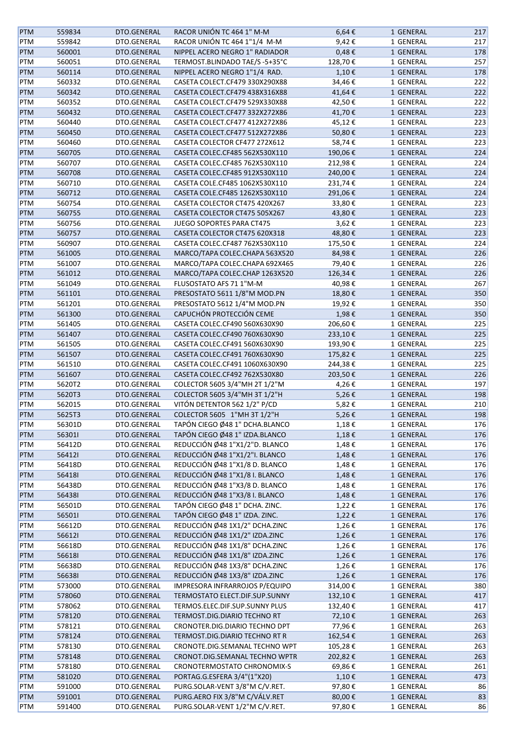| PTM | 559834 | DTO.GENERAL | RACOR UNIÓN TC 464 1" M-M | 6,64 € | 1 GENERAL | 217 |
|---|---|---|---|---|---|---|
| PTM | 559842 | DTO.GENERAL | RACOR UNIÓN TC 464 1"1/4 M-M | 9,42 € | 1 GENERAL | 217 |
| PTM | 560001 | DTO.GENERAL | NIPPEL ACERO NEGRO 1" RADIADOR | 0,48 € | 1 GENERAL | 178 |
| PTM | 560051 | DTO.GENERAL | TERMOST.BLINDADO TAE/S -5+35°C | 128,70 € | 1 GENERAL | 257 |
| PTM | 560114 | DTO.GENERAL | NIPPEL ACERO NEGRO 1"1/4 RAD. | 1,10 € | 1 GENERAL | 178 |
| PTM | 560332 | DTO.GENERAL | CASETA COLECT.CF479 330X290X88 | 34,46 € | 1 GENERAL | 222 |
| PTM | 560342 | DTO.GENERAL | CASETA COLECT.CF479 438X316X88 | 41,64 € | 1 GENERAL | 222 |
| PTM | 560352 | DTO.GENERAL | CASETA COLECT.CF479 529X330X88 | 42,50 € | 1 GENERAL | 222 |
| PTM | 560432 | DTO.GENERAL | CASETA COLECT.CF477 332X272X86 | 41,70 € | 1 GENERAL | 223 |
| PTM | 560440 | DTO.GENERAL | CASETA COLECT.CF477 412X272X86 | 45,12 € | 1 GENERAL | 223 |
| PTM | 560450 | DTO.GENERAL | CASETA COLECT.CF477 512X272X86 | 50,80 € | 1 GENERAL | 223 |
| PTM | 560460 | DTO.GENERAL | CASETA COLECTOR CF477 272X612 | 58,74 € | 1 GENERAL | 223 |
| PTM | 560705 | DTO.GENERAL | CASETA COLEC.CF485 562X530X110 | 190,06 € | 1 GENERAL | 224 |
| PTM | 560707 | DTO.GENERAL | CASETA COLEC.CF485 762X530X110 | 212,98 € | 1 GENERAL | 224 |
| PTM | 560708 | DTO.GENERAL | CASETA COLEC.CF485 912X530X110 | 240,00 € | 1 GENERAL | 224 |
| PTM | 560710 | DTO.GENERAL | CASETA COLE.CF485 1062X530X110 | 231,74 € | 1 GENERAL | 224 |
| PTM | 560712 | DTO.GENERAL | CASETA COLE.CF485 1262X530X110 | 291,06 € | 1 GENERAL | 224 |
| PTM | 560754 | DTO.GENERAL | CASETA COLECTOR CT475 420X267 | 33,80 € | 1 GENERAL | 223 |
| PTM | 560755 | DTO.GENERAL | CASETA COLECTOR CT475 505X267 | 43,80 € | 1 GENERAL | 223 |
| PTM | 560756 | DTO.GENERAL | JUEGO SOPORTES PARA CT475 | 3,62 € | 1 GENERAL | 223 |
| PTM | 560757 | DTO.GENERAL | CASETA COLECTOR CT475 620X318 | 48,80 € | 1 GENERAL | 223 |
| PTM | 560907 | DTO.GENERAL | CASETA COLEC.CF487 762X530X110 | 175,50 € | 1 GENERAL | 224 |
| PTM | 561005 | DTO.GENERAL | MARCO/TAPA COLEC.CHAPA 563X520 | 84,98 € | 1 GENERAL | 226 |
| PTM | 561007 | DTO.GENERAL | MARCO/TAPA COLEC.CHAPA 692X465 | 79,40 € | 1 GENERAL | 226 |
| PTM | 561012 | DTO.GENERAL | MARCO/TAPA COLEC.CHAP 1263X520 | 126,34 € | 1 GENERAL | 226 |
| PTM | 561049 | DTO.GENERAL | FLUSOSTATO AFS 71 1"M-M | 40,98 € | 1 GENERAL | 267 |
| PTM | 561101 | DTO.GENERAL | PRESOSTATO 5611 1/8"M MOD.PN | 18,80 € | 1 GENERAL | 350 |
| PTM | 561201 | DTO.GENERAL | PRESOSTATO 5612 1/4"M MOD.PN | 19,92 € | 1 GENERAL | 350 |
| PTM | 561300 | DTO.GENERAL | CAPUCHÓN PROTECCIÓN CEME | 1,98 € | 1 GENERAL | 350 |
| PTM | 561405 | DTO.GENERAL | CASETA COLEC.CF490 560X630X90 | 206,60 € | 1 GENERAL | 225 |
| PTM | 561407 | DTO.GENERAL | CASETA COLEC.CF490 760X630X90 | 233,10 € | 1 GENERAL | 225 |
| PTM | 561505 | DTO.GENERAL | CASETA COLEC.CF491 560X630X90 | 193,90 € | 1 GENERAL | 225 |
| PTM | 561507 | DTO.GENERAL | CASETA COLEC.CF491 760X630X90 | 175,82 € | 1 GENERAL | 225 |
| PTM | 561510 | DTO.GENERAL | CASETA COLEC.CF491 1060X630X90 | 244,38 € | 1 GENERAL | 225 |
| PTM | 561607 | DTO.GENERAL | CASETA COLEC.CF492 762X530X80 | 203,50 € | 1 GENERAL | 226 |
| PTM | 5620T2 | DTO.GENERAL | COLECTOR 5605 3/4"MH 2T 1/2"M | 4,26 € | 1 GENERAL | 197 |
| PTM | 5620T3 | DTO.GENERAL | COLECTOR 5605 3/4"MH 3T 1/2"H | 5,26 € | 1 GENERAL | 198 |
| PTM | 562015 | DTO.GENERAL | VITÓN DETENTOR 562 1/2" P/CD | 5,82 € | 1 GENERAL | 210 |
| PTM | 5625T3 | DTO.GENERAL | COLECTOR 5605 1"MH 3T 1/2"H | 5,26 € | 1 GENERAL | 198 |
| PTM | 56301D | DTO.GENERAL | TAPÓN CIEGO Ø48 1" DCHA.BLANCO | 1,18 € | 1 GENERAL | 176 |
| PTM | 56301I | DTO.GENERAL | TAPÓN CIEGO Ø48 1" IZDA.BLANCO | 1,18 € | 1 GENERAL | 176 |
| PTM | 56412D | DTO.GENERAL | REDUCCIÓN Ø48 1"X1/2"D. BLANCO | 1,48 € | 1 GENERAL | 176 |
| PTM | 56412I | DTO.GENERAL | REDUCCIÓN Ø48 1"X1/2"I. BLANCO | 1,48 € | 1 GENERAL | 176 |
| PTM | 56418D | DTO.GENERAL | REDUCCIÓN Ø48 1"X1/8 D. BLANCO | 1,48 € | 1 GENERAL | 176 |
| PTM | 56418I | DTO.GENERAL | REDUCCIÓN Ø48 1"X1/8 I. BLANCO | 1,48 € | 1 GENERAL | 176 |
| PTM | 56438D | DTO.GENERAL | REDUCCIÓN Ø48 1"X3/8 D. BLANCO | 1,48 € | 1 GENERAL | 176 |
| PTM | 56438I | DTO.GENERAL | REDUCCIÓN Ø48 1"X3/8 I. BLANCO | 1,48 € | 1 GENERAL | 176 |
| PTM | 56501D | DTO.GENERAL | TAPÓN CIEGO Ø48 1" DCHA. ZINC. | 1,22 € | 1 GENERAL | 176 |
| PTM | 56501I | DTO.GENERAL | TAPÓN CIEGO Ø48 1" IZDA. ZINC. | 1,22 € | 1 GENERAL | 176 |
| PTM | 56612D | DTO.GENERAL | REDUCCIÓN Ø48 1X1/2" DCHA.ZINC | 1,26 € | 1 GENERAL | 176 |
| PTM | 56612I | DTO.GENERAL | REDUCCIÓN Ø48 1X1/2" IZDA.ZINC | 1,26 € | 1 GENERAL | 176 |
| PTM | 56618D | DTO.GENERAL | REDUCCIÓN Ø48 1X1/8" DCHA.ZINC | 1,26 € | 1 GENERAL | 176 |
| PTM | 56618I | DTO.GENERAL | REDUCCIÓN Ø48 1X1/8" IZDA.ZINC | 1,26 € | 1 GENERAL | 176 |
| PTM | 56638D | DTO.GENERAL | REDUCCIÓN Ø48 1X3/8" DCHA.ZINC | 1,26 € | 1 GENERAL | 176 |
| PTM | 56638I | DTO.GENERAL | REDUCCIÓN Ø48 1X3/8" IZDA.ZINC | 1,26 € | 1 GENERAL | 176 |
| PTM | 573000 | DTO.GENERAL | IMPRESORA INFRARROJOS P/EQUIPO | 314,00 € | 1 GENERAL | 380 |
| PTM | 578060 | DTO.GENERAL | TERMOSTATO ELECT.DIF.SUP.SUNNY | 132,10 € | 1 GENERAL | 417 |
| PTM | 578062 | DTO.GENERAL | TERMOS.ELEC.DIF.SUP.SUNNY PLUS | 132,40 € | 1 GENERAL | 417 |
| PTM | 578120 | DTO.GENERAL | TERMOST.DIG.DIARIO TECHNO RT | 72,10 € | 1 GENERAL | 263 |
| PTM | 578121 | DTO.GENERAL | CRONOTER.DIG.DIARIO TECHNO DPT | 77,96 € | 1 GENERAL | 263 |
| PTM | 578124 | DTO.GENERAL | TERMOST.DIG.DIARIO TECHNO RT R | 162,54 € | 1 GENERAL | 263 |
| PTM | 578130 | DTO.GENERAL | CRONOTE.DIG.SEMANAL TECHNO WPT | 105,28 € | 1 GENERAL | 263 |
| PTM | 578148 | DTO.GENERAL | CRONOT.DIG.SEMANAL TECHNO WPTR | 202,82 € | 1 GENERAL | 263 |
| PTM | 578180 | DTO.GENERAL | CRONOTERMOSTATO CHRONOMIX-S | 69,86 € | 1 GENERAL | 261 |
| PTM | 581020 | DTO.GENERAL | PORTAG.G.ESFERA 3/4"(1"X20) | 1,10 € | 1 GENERAL | 473 |
| PTM | 591000 | DTO.GENERAL | PURG.SOLAR-VENT 3/8"M C/V.RET. | 97,80 € | 1 GENERAL | 86 |
| PTM | 591001 | DTO.GENERAL | PURG.AERO FIX 3/8"M C/VÁLV.RET | 80,00 € | 1 GENERAL | 83 |
| PTM | 591400 | DTO.GENERAL | PURG.SOLAR-VENT 1/2"M C/V.RET. | 97,80 € | 1 GENERAL | 86 |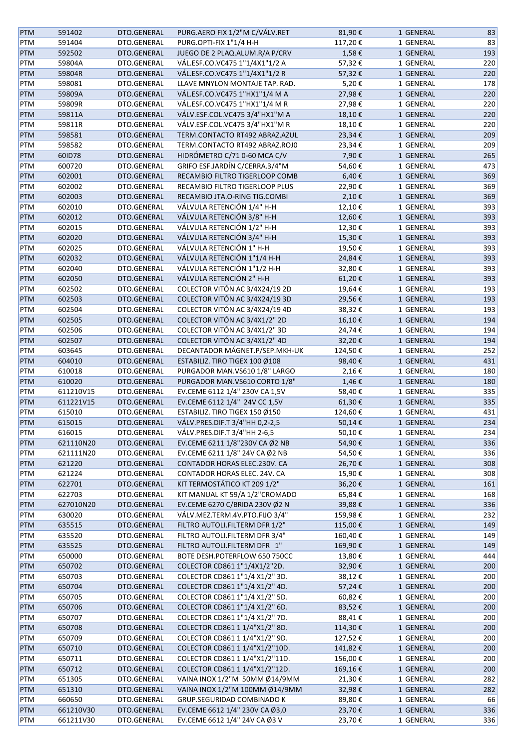| PTM | 591402 | DTO.GENERAL | PURG.AERO FIX 1/2"M C/VÁLV.RET | 81,90 € | 1 GENERAL | 83 |
|---|---|---|---|---|---|---|
| PTM | 591404 | DTO.GENERAL | PURG.OPTI-FIX 1"1/4 H-H | 117,20 € | 1 GENERAL | 83 |
| PTM | 592502 | DTO.GENERAL | JUEGO DE 2 PLAQ.ALUM.R/A P/CRV | 1,58 € | 1 GENERAL | 193 |
| PTM | 59804A | DTO.GENERAL | VÁL.ESF.CO.VC475 1"1/4X1"1/2 A | 57,32 € | 1 GENERAL | 220 |
| PTM | 59804R | DTO.GENERAL | VÁL.ESF.CO.VC475 1"1/4X1"1/2 R | 57,32 € | 1 GENERAL | 220 |
| PTM | 598081 | DTO.GENERAL | LLAVE MNYLON MONTAJE TAP. RAD. | 5,20 € | 1 GENERAL | 178 |
| PTM | 59809A | DTO.GENERAL | VÁL.ESF.CO.VC475 1"HX1"1/4 M A | 27,98 € | 1 GENERAL | 220 |
| PTM | 59809R | DTO.GENERAL | VÁL.ESF.CO.VC475 1"HX1"1/4 M R | 27,98 € | 1 GENERAL | 220 |
| PTM | 59811A | DTO.GENERAL | VÁLV.ESF.COL.VC475 3/4"HX1"M A | 18,10 € | 1 GENERAL | 220 |
| PTM | 59811R | DTO.GENERAL | VÁLV.ESF.COL.VC475 3/4"HX1"M R | 18,10 € | 1 GENERAL | 220 |
| PTM | 598581 | DTO.GENERAL | TERM.CONTACTO RT492 ABRAZ.AZUL | 23,34 € | 1 GENERAL | 209 |
| PTM | 598582 | DTO.GENERAL | TERM.CONTACTO RT492 ABRAZ.ROJ0 | 23,34 € | 1 GENERAL | 209 |
| PTM | 60ID78 | DTO.GENERAL | HIDRÓMETRO C/71 0-60 MCA C/V | 7,90 € | 1 GENERAL | 265 |
| PTM | 600720 | DTO.GENERAL | GRIFO ESF.JARDÍN C/CERRA.3/4"M | 54,60 € | 1 GENERAL | 473 |
| PTM | 602001 | DTO.GENERAL | RECAMBIO FILTRO TIGERLOOP COMB | 6,40 € | 1 GENERAL | 369 |
| PTM | 602002 | DTO.GENERAL | RECAMBIO FILTRO TIGERLOOP PLUS | 22,90 € | 1 GENERAL | 369 |
| PTM | 602003 | DTO.GENERAL | RECAMBIO JTA.O-RING TIG.COMBI | 2,10 € | 1 GENERAL | 369 |
| PTM | 602010 | DTO.GENERAL | VÁLVULA RETENCIÓN 1/4" H-H | 12,10 € | 1 GENERAL | 393 |
| PTM | 602012 | DTO.GENERAL | VÁLVULA RETENCIÓN 3/8" H-H | 12,60 € | 1 GENERAL | 393 |
| PTM | 602015 | DTO.GENERAL | VÁLVULA RETENCIÓN 1/2" H-H | 12,30 € | 1 GENERAL | 393 |
| PTM | 602020 | DTO.GENERAL | VÁLVULA RETENCIÓN 3/4" H-H | 15,30 € | 1 GENERAL | 393 |
| PTM | 602025 | DTO.GENERAL | VÁLVULA RETENCIÓN 1" H-H | 19,50 € | 1 GENERAL | 393 |
| PTM | 602032 | DTO.GENERAL | VÁLVULA RETENCIÓN 1"1/4 H-H | 24,84 € | 1 GENERAL | 393 |
| PTM | 602040 | DTO.GENERAL | VÁLVULA RETENCIÓN 1"1/2 H-H | 32,80 € | 1 GENERAL | 393 |
| PTM | 602050 | DTO.GENERAL | VÁLVULA RETENCIÓN 2" H-H | 61,20 € | 1 GENERAL | 393 |
| PTM | 602502 | DTO.GENERAL | COLECTOR VITÓN AC 3/4X24/19 2D | 19,64 € | 1 GENERAL | 193 |
| PTM | 602503 | DTO.GENERAL | COLECTOR VITÓN AC 3/4X24/19 3D | 29,56 € | 1 GENERAL | 193 |
| PTM | 602504 | DTO.GENERAL | COLECTOR VITÓN AC 3/4X24/19 4D | 38,32 € | 1 GENERAL | 193 |
| PTM | 602505 | DTO.GENERAL | COLECTOR VITÓN AC 3/4X1/2" 2D | 16,10 € | 1 GENERAL | 194 |
| PTM | 602506 | DTO.GENERAL | COLECTOR VITÓN AC 3/4X1/2" 3D | 24,74 € | 1 GENERAL | 194 |
| PTM | 602507 | DTO.GENERAL | COLECTOR VITÓN AC 3/4X1/2" 4D | 32,20 € | 1 GENERAL | 194 |
| PTM | 603645 | DTO.GENERAL | DECANTADOR MÁGNET.P/SEP.MKH-UK | 124,50 € | 1 GENERAL | 252 |
| PTM | 604010 | DTO.GENERAL | ESTABILIZ. TIRO TIGEX 100 Ø108 | 98,40 € | 1 GENERAL | 431 |
| PTM | 610018 | DTO.GENERAL | PURGADOR MAN.VS610 1/8" LARGO | 2,16 € | 1 GENERAL | 180 |
| PTM | 610020 | DTO.GENERAL | PURGADOR MAN.VS610 CORTO 1/8" | 1,46 € | 1 GENERAL | 180 |
| PTM | 611210V15 | DTO.GENERAL | EV.CEME 6112 1/4" 230V CA 1,5V | 58,40 € | 1 GENERAL | 335 |
| PTM | 611221V15 | DTO.GENERAL | EV.CEME 6112 1/4" 24V CC 1,5V | 61,30 € | 1 GENERAL | 335 |
| PTM | 615010 | DTO.GENERAL | ESTABILIZ. TIRO TIGEX 150 Ø150 | 124,60 € | 1 GENERAL | 431 |
| PTM | 615015 | DTO.GENERAL | VÁLV.PRES.DIF.T 3/4"HH 0,2-2,5 | 50,14 € | 1 GENERAL | 234 |
| PTM | 616015 | DTO.GENERAL | VÁLV.PRES.DIF.T 3/4"HH 2-6,5 | 50,10 € | 1 GENERAL | 234 |
| PTM | 621110N20 | DTO.GENERAL | EV.CEME 6211 1/8"230V CA Ø2 NB | 54,90 € | 1 GENERAL | 336 |
| PTM | 621111N20 | DTO.GENERAL | EV.CEME 6211 1/8" 24V CA Ø2 NB | 54,50 € | 1 GENERAL | 336 |
| PTM | 621220 | DTO.GENERAL | CONTADOR HORAS ELEC.230V. CA | 26,70 € | 1 GENERAL | 308 |
| PTM | 621224 | DTO.GENERAL | CONTADOR HORAS ELEC. 24V. CA | 15,90 € | 1 GENERAL | 308 |
| PTM | 622701 | DTO.GENERAL | KIT TERMOSTÁTICO KT 209 1/2" | 36,20 € | 1 GENERAL | 161 |
| PTM | 622703 | DTO.GENERAL | KIT MANUAL KT 59/A 1/2"CROMADO | 65,84 € | 1 GENERAL | 168 |
| PTM | 627010N20 | DTO.GENERAL | EV.CEME 6270 C/BRIDA 230V Ø2 N | 39,88 € | 1 GENERAL | 336 |
| PTM | 630020 | DTO.GENERAL | VÁLV.MEZ.TERM.4V.PTO.FIJO 3/4" | 159,98 € | 1 GENERAL | 232 |
| PTM | 635515 | DTO.GENERAL | FILTRO AUTOLI.FILTERM DFR 1/2" | 115,00 € | 1 GENERAL | 149 |
| PTM | 635520 | DTO.GENERAL | FILTRO AUTOLI.FILTERM DFR 3/4" | 160,40 € | 1 GENERAL | 149 |
| PTM | 635525 | DTO.GENERAL | FILTRO AUTOLI.FILTERM DFR 1" | 169,90 € | 1 GENERAL | 149 |
| PTM | 650000 | DTO.GENERAL | BOTE DESH.POTERFLOW 650 750CC | 13,80 € | 1 GENERAL | 444 |
| PTM | 650702 | DTO.GENERAL | COLECTOR CD861 1"1/4X1/2"2D. | 32,90 € | 1 GENERAL | 200 |
| PTM | 650703 | DTO.GENERAL | COLECTOR CD861 1"1/4 X1/2" 3D. | 38,12 € | 1 GENERAL | 200 |
| PTM | 650704 | DTO.GENERAL | COLECTOR CD861 1"1/4 X1/2" 4D. | 57,24 € | 1 GENERAL | 200 |
| PTM | 650705 | DTO.GENERAL | COLECTOR CD861 1"1/4 X1/2" 5D. | 60,82 € | 1 GENERAL | 200 |
| PTM | 650706 | DTO.GENERAL | COLECTOR CD861 1"1/4 X1/2" 6D. | 83,52 € | 1 GENERAL | 200 |
| PTM | 650707 | DTO.GENERAL | COLECTOR CD861 1"1/4 X1/2" 7D. | 88,41 € | 1 GENERAL | 200 |
| PTM | 650708 | DTO.GENERAL | COLECTOR CD861 1 1/4"X1/2" 8D. | 114,30 € | 1 GENERAL | 200 |
| PTM | 650709 | DTO.GENERAL | COLECTOR CD861 1 1/4"X1/2" 9D. | 127,52 € | 1 GENERAL | 200 |
| PTM | 650710 | DTO.GENERAL | COLECTOR CD861 1 1/4"X1/2"10D. | 141,82 € | 1 GENERAL | 200 |
| PTM | 650711 | DTO.GENERAL | COLECTOR CD861 1 1/4"X1/2"11D. | 156,00 € | 1 GENERAL | 200 |
| PTM | 650712 | DTO.GENERAL | COLECTOR CD861 1 1/4"X1/2"12D. | 169,16 € | 1 GENERAL | 200 |
| PTM | 651305 | DTO.GENERAL | VAINA INOX 1/2"M 50MM Ø14/9MM | 21,30 € | 1 GENERAL | 282 |
| PTM | 651310 | DTO.GENERAL | VAINA INOX 1/2"M 100MM Ø14/9MM | 32,98 € | 1 GENERAL | 282 |
| PTM | 660650 | DTO.GENERAL | GRUP.SEGURIDAD COMBINADO K | 89,80 € | 1 GENERAL | 66 |
| PTM | 661210V30 | DTO.GENERAL | EV.CEME 6612 1/4" 230V CA Ø3,0 | 23,70 € | 1 GENERAL | 336 |
| PTM | 661211V30 | DTO.GENERAL | EV.CEME 6612 1/4" 24V CA Ø3 V | 23,70 € | 1 GENERAL | 336 |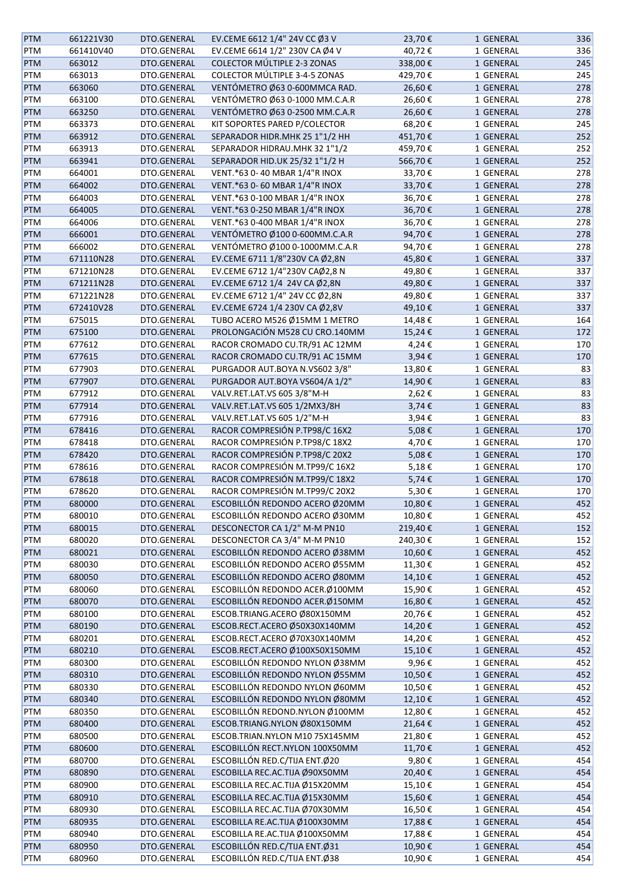| PTM | 661221V30 | DTO.GENERAL | EV.CEME 6612 1/4" 24V CC Ø3 V | 23,70 € | 1 GENERAL | 336 |
|---|---|---|---|---|---|---|
| PTM | 661410V40 | DTO.GENERAL | EV.CEME 6614 1/2" 230V CA Ø4 V | 40,72 € | 1 GENERAL | 336 |
| PTM | 663012 | DTO.GENERAL | COLECTOR MÚLTIPLE 2-3 ZONAS | 338,00 € | 1 GENERAL | 245 |
| PTM | 663013 | DTO.GENERAL | COLECTOR MÚLTIPLE 3-4-5 ZONAS | 429,70 € | 1 GENERAL | 245 |
| PTM | 663060 | DTO.GENERAL | VENTÓMETRO Ø63 0-600MMCA RAD. | 26,60 € | 1 GENERAL | 278 |
| PTM | 663100 | DTO.GENERAL | VENTÓMETRO Ø63 0-1000 MM.C.A.R | 26,60 € | 1 GENERAL | 278 |
| PTM | 663250 | DTO.GENERAL | VENTÓMETRO Ø63 0-2500 MM.C.A.R | 26,60 € | 1 GENERAL | 278 |
| PTM | 663373 | DTO.GENERAL | KIT SOPORTES PARED P/COLECTOR | 68,20 € | 1 GENERAL | 245 |
| PTM | 663912 | DTO.GENERAL | SEPARADOR HIDR.MHK 25 1"1/2 HH | 451,70 € | 1 GENERAL | 252 |
| PTM | 663913 | DTO.GENERAL | SEPARADOR HIDRAU.MHK 32 1"1/2 | 459,70 € | 1 GENERAL | 252 |
| PTM | 663941 | DTO.GENERAL | SEPARADOR HID.UK 25/32 1"1/2 H | 566,70 € | 1 GENERAL | 252 |
| PTM | 664001 | DTO.GENERAL | VENT.*63 0- 40 MBAR 1/4"R INOX | 33,70 € | 1 GENERAL | 278 |
| PTM | 664002 | DTO.GENERAL | VENT.*63 0- 60 MBAR 1/4"R INOX | 33,70 € | 1 GENERAL | 278 |
| PTM | 664003 | DTO.GENERAL | VENT.*63 0-100 MBAR 1/4"R INOX | 36,70 € | 1 GENERAL | 278 |
| PTM | 664005 | DTO.GENERAL | VENT.*63 0-250 MBAR 1/4"R INOX | 36,70 € | 1 GENERAL | 278 |
| PTM | 664006 | DTO.GENERAL | VENT.*63 0-400 MBAR 1/4"R INOX | 36,70 € | 1 GENERAL | 278 |
| PTM | 666001 | DTO.GENERAL | VENTÓMETRO Ø100 0-600MM.C.A.R | 94,70 € | 1 GENERAL | 278 |
| PTM | 666002 | DTO.GENERAL | VENTÓMETRO Ø100 0-1000MM.C.A.R | 94,70 € | 1 GENERAL | 278 |
| PTM | 671110N28 | DTO.GENERAL | EV.CEME 6711 1/8"230V CA Ø2,8N | 45,80 € | 1 GENERAL | 337 |
| PTM | 671210N28 | DTO.GENERAL | EV.CEME 6712 1/4"230V CAØ2,8 N | 49,80 € | 1 GENERAL | 337 |
| PTM | 671211N28 | DTO.GENERAL | EV.CEME 6712 1/4 24V CA Ø2,8N | 49,80 € | 1 GENERAL | 337 |
| PTM | 671221N28 | DTO.GENERAL | EV.CEME 6712 1/4" 24V CC Ø2,8N | 49,80 € | 1 GENERAL | 337 |
| PTM | 672410V28 | DTO.GENERAL | EV.CEME 6724 1/4 230V CA Ø2,8V | 49,10 € | 1 GENERAL | 337 |
| PTM | 675015 | DTO.GENERAL | TUBO ACERO M526 Ø15MM 1 METRO | 14,48 € | 1 GENERAL | 164 |
| PTM | 675100 | DTO.GENERAL | PROLONGACIÓN M528 CU CRO.140MM | 15,24 € | 1 GENERAL | 172 |
| PTM | 677612 | DTO.GENERAL | RACOR CROMADO CU.TR/91 AC 12MM | 4,24 € | 1 GENERAL | 170 |
| PTM | 677615 | DTO.GENERAL | RACOR CROMADO CU.TR/91 AC 15MM | 3,94 € | 1 GENERAL | 170 |
| PTM | 677903 | DTO.GENERAL | PURGADOR AUT.BOYA N.VS602 3/8" | 13,80 € | 1 GENERAL | 83 |
| PTM | 677907 | DTO.GENERAL | PURGADOR AUT.BOYA VS604/A 1/2" | 14,90 € | 1 GENERAL | 83 |
| PTM | 677912 | DTO.GENERAL | VALV.RET.LAT.VS 605 3/8"M-H | 2,62 € | 1 GENERAL | 83 |
| PTM | 677914 | DTO.GENERAL | VALV.RET.LAT.VS 605 1/2MX3/8H | 3,74 € | 1 GENERAL | 83 |
| PTM | 677916 | DTO.GENERAL | VALV.RET.LAT.VS 605 1/2"M-H | 3,94 € | 1 GENERAL | 83 |
| PTM | 678416 | DTO.GENERAL | RACOR COMPRESIÓN P.TP98/C 16X2 | 5,08 € | 1 GENERAL | 170 |
| PTM | 678418 | DTO.GENERAL | RACOR COMPRESIÓN P.TP98/C 18X2 | 4,70 € | 1 GENERAL | 170 |
| PTM | 678420 | DTO.GENERAL | RACOR COMPRESIÓN P.TP98/C 20X2 | 5,08 € | 1 GENERAL | 170 |
| PTM | 678616 | DTO.GENERAL | RACOR COMPRESIÓN M.TP99/C 16X2 | 5,18 € | 1 GENERAL | 170 |
| PTM | 678618 | DTO.GENERAL | RACOR COMPRESIÓN M.TP99/C 18X2 | 5,74 € | 1 GENERAL | 170 |
| PTM | 678620 | DTO.GENERAL | RACOR COMPRESIÓN M.TP99/C 20X2 | 5,30 € | 1 GENERAL | 170 |
| PTM | 680000 | DTO.GENERAL | ESCOBILLÓN REDONDO ACERO Ø20MM | 10,80 € | 1 GENERAL | 452 |
| PTM | 680010 | DTO.GENERAL | ESCOBILLÓN REDONDO ACERO Ø30MM | 10,80 € | 1 GENERAL | 452 |
| PTM | 680015 | DTO.GENERAL | DESCONECTOR CA 1/2" M-M PN10 | 219,40 € | 1 GENERAL | 152 |
| PTM | 680020 | DTO.GENERAL | DESCONECTOR CA 3/4" M-M PN10 | 240,30 € | 1 GENERAL | 152 |
| PTM | 680021 | DTO.GENERAL | ESCOBILLÓN REDONDO ACERO Ø38MM | 10,60 € | 1 GENERAL | 452 |
| PTM | 680030 | DTO.GENERAL | ESCOBILLÓN REDONDO ACERO Ø55MM | 11,30 € | 1 GENERAL | 452 |
| PTM | 680050 | DTO.GENERAL | ESCOBILLÓN REDONDO ACERO Ø80MM | 14,10 € | 1 GENERAL | 452 |
| PTM | 680060 | DTO.GENERAL | ESCOBILLÓN REDONDO ACER.Ø100MM | 15,90 € | 1 GENERAL | 452 |
| PTM | 680070 | DTO.GENERAL | ESCOBILLÓN REDONDO ACER.Ø150MM | 16,80 € | 1 GENERAL | 452 |
| PTM | 680100 | DTO.GENERAL | ESCOB.TRIANG.ACERO Ø80X150MM | 20,76 € | 1 GENERAL | 452 |
| PTM | 680190 | DTO.GENERAL | ESCOB.RECT.ACERO Ø50X30X140MM | 14,20 € | 1 GENERAL | 452 |
| PTM | 680201 | DTO.GENERAL | ESCOB.RECT.ACERO Ø70X30X140MM | 14,20 € | 1 GENERAL | 452 |
| PTM | 680210 | DTO.GENERAL | ESCOB.RECT.ACERO Ø100X50X150MM | 15,10 € | 1 GENERAL | 452 |
| PTM | 680300 | DTO.GENERAL | ESCOBILLÓN REDONDO NYLON Ø38MM | 9,96 € | 1 GENERAL | 452 |
| PTM | 680310 | DTO.GENERAL | ESCOBILLÓN REDONDO NYLON Ø55MM | 10,50 € | 1 GENERAL | 452 |
| PTM | 680330 | DTO.GENERAL | ESCOBILLÓN REDONDO NYLON Ø60MM | 10,50 € | 1 GENERAL | 452 |
| PTM | 680340 | DTO.GENERAL | ESCOBILLÓN REDONDO NYLON Ø80MM | 12,10 € | 1 GENERAL | 452 |
| PTM | 680350 | DTO.GENERAL | ESCOBILLÓN REDOND.NYLON Ø100MM | 12,80 € | 1 GENERAL | 452 |
| PTM | 680400 | DTO.GENERAL | ESCOB.TRIANG.NYLON Ø80X150MM | 21,64 € | 1 GENERAL | 452 |
| PTM | 680500 | DTO.GENERAL | ESCOB.TRIAN.NYLON M10 75X145MM | 21,80 € | 1 GENERAL | 452 |
| PTM | 680600 | DTO.GENERAL | ESCOBILLÓN RECT.NYLON 100X50MM | 11,70 € | 1 GENERAL | 452 |
| PTM | 680700 | DTO.GENERAL | ESCOBILLÓN RED.C/TIJA ENT.Ø20 | 9,80 € | 1 GENERAL | 454 |
| PTM | 680890 | DTO.GENERAL | ESCOBILLA REC.AC.TIJA Ø90X50MM | 20,40 € | 1 GENERAL | 454 |
| PTM | 680900 | DTO.GENERAL | ESCOBILLA REC.AC.TIJA Ø15X20MM | 15,10 € | 1 GENERAL | 454 |
| PTM | 680910 | DTO.GENERAL | ESCOBILLA REC.AC.TIJA Ø15X30MM | 15,60 € | 1 GENERAL | 454 |
| PTM | 680930 | DTO.GENERAL | ESCOBILLA REC.AC.TIJA Ø70X30MM | 16,50 € | 1 GENERAL | 454 |
| PTM | 680935 | DTO.GENERAL | ESCOBILLA RE.AC.TIJA Ø100X30MM | 17,88 € | 1 GENERAL | 454 |
| PTM | 680940 | DTO.GENERAL | ESCOBILLA RE.AC.TIJA Ø100X50MM | 17,88 € | 1 GENERAL | 454 |
| PTM | 680950 | DTO.GENERAL | ESCOBILLÓN RED.C/TIJA ENT.Ø31 | 10,90 € | 1 GENERAL | 454 |
| PTM | 680960 | DTO.GENERAL | ESCOBILLÓN RED.C/TIJA ENT.Ø38 | 10,90 € | 1 GENERAL | 454 |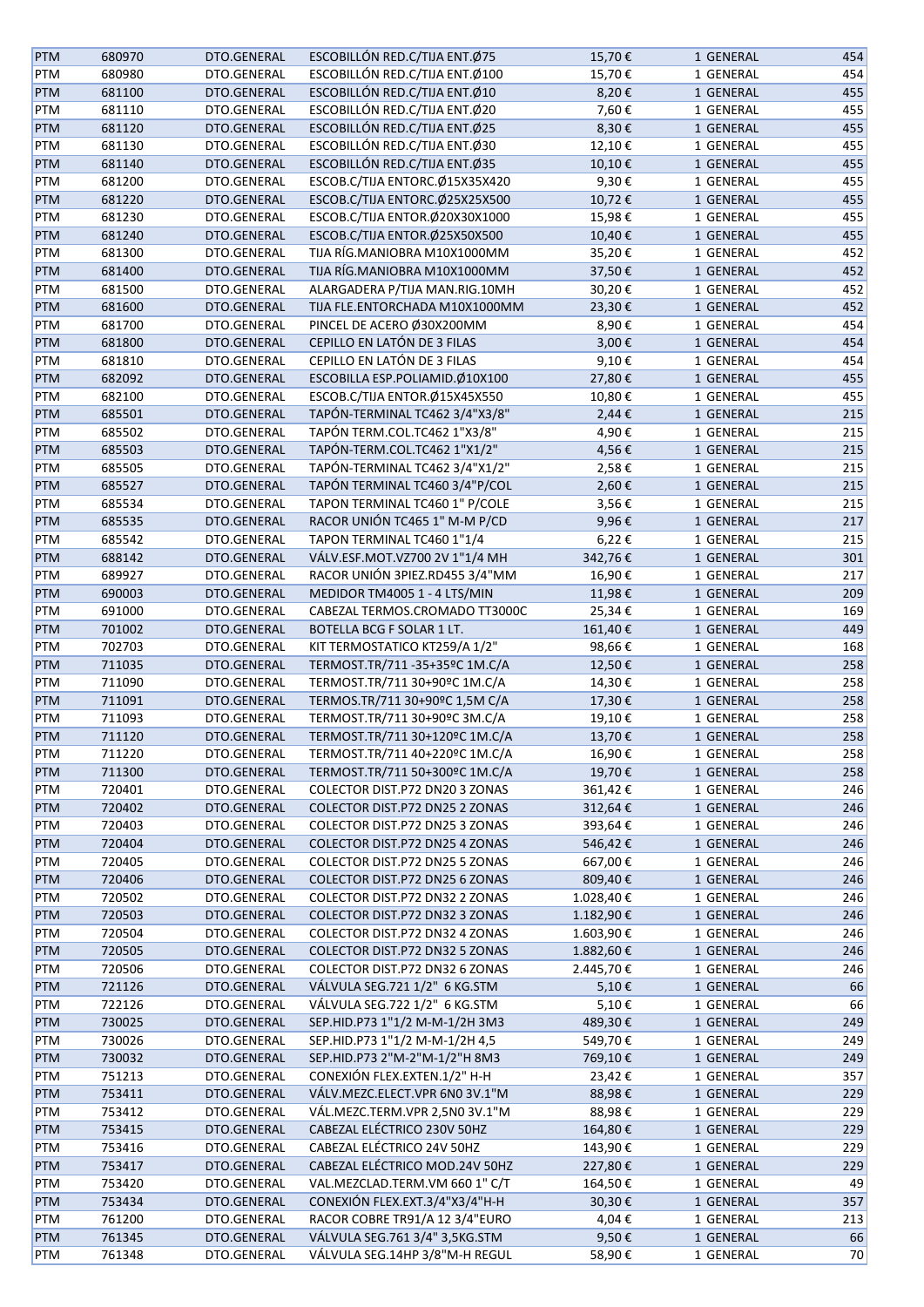| | | | | | | |
|---|---|---|---|---|---|---|
| PTM | 680970 | DTO.GENERAL | ESCOBILLÓN RED.C/TIJA ENT.Ø75 | 15,70 € | 1 GENERAL | 454 |
| PTM | 680980 | DTO.GENERAL | ESCOBILLÓN RED.C/TIJA ENT.Ø100 | 15,70 € | 1 GENERAL | 454 |
| PTM | 681100 | DTO.GENERAL | ESCOBILLÓN RED.C/TIJA ENT.Ø10 | 8,20 € | 1 GENERAL | 455 |
| PTM | 681110 | DTO.GENERAL | ESCOBILLÓN RED.C/TIJA ENT.Ø20 | 7,60 € | 1 GENERAL | 455 |
| PTM | 681120 | DTO.GENERAL | ESCOBILLÓN RED.C/TIJA ENT.Ø25 | 8,30 € | 1 GENERAL | 455 |
| PTM | 681130 | DTO.GENERAL | ESCOBILLÓN RED.C/TIJA ENT.Ø30 | 12,10 € | 1 GENERAL | 455 |
| PTM | 681140 | DTO.GENERAL | ESCOBILLÓN RED.C/TIJA ENT.Ø35 | 10,10 € | 1 GENERAL | 455 |
| PTM | 681200 | DTO.GENERAL | ESCOB.C/TIJA ENTORC.Ø15X35X420 | 9,30 € | 1 GENERAL | 455 |
| PTM | 681220 | DTO.GENERAL | ESCOB.C/TIJA ENTORC.Ø25X25X500 | 10,72 € | 1 GENERAL | 455 |
| PTM | 681230 | DTO.GENERAL | ESCOB.C/TIJA ENTOR.Ø20X30X1000 | 15,98 € | 1 GENERAL | 455 |
| PTM | 681240 | DTO.GENERAL | ESCOB.C/TIJA ENTOR.Ø25X50X500 | 10,40 € | 1 GENERAL | 455 |
| PTM | 681300 | DTO.GENERAL | TIJA RÍG.MANIOBRA M10X1000MM | 35,20 € | 1 GENERAL | 452 |
| PTM | 681400 | DTO.GENERAL | TIJA RÍG.MANIOBRA M10X1000MM | 37,50 € | 1 GENERAL | 452 |
| PTM | 681500 | DTO.GENERAL | ALARGADERA P/TIJA MAN.RIG.10MH | 30,20 € | 1 GENERAL | 452 |
| PTM | 681600 | DTO.GENERAL | TIJA FLE.ENTORCHADA M10X1000MM | 23,30 € | 1 GENERAL | 452 |
| PTM | 681700 | DTO.GENERAL | PINCEL DE ACERO Ø30X200MM | 8,90 € | 1 GENERAL | 454 |
| PTM | 681800 | DTO.GENERAL | CEPILLO EN LATÓN DE 3 FILAS | 3,00 € | 1 GENERAL | 454 |
| PTM | 681810 | DTO.GENERAL | CEPILLO EN LATÓN DE 3 FILAS | 9,10 € | 1 GENERAL | 454 |
| PTM | 682092 | DTO.GENERAL | ESCOBILLA ESP.POLIAMID.Ø10X100 | 27,80 € | 1 GENERAL | 455 |
| PTM | 682100 | DTO.GENERAL | ESCOB.C/TIJA ENTOR.Ø15X45X550 | 10,80 € | 1 GENERAL | 455 |
| PTM | 685501 | DTO.GENERAL | TAPÓN-TERMINAL TC462 3/4"X3/8" | 2,44 € | 1 GENERAL | 215 |
| PTM | 685502 | DTO.GENERAL | TAPÓN TERM.COL.TC462 1"X3/8" | 4,90 € | 1 GENERAL | 215 |
| PTM | 685503 | DTO.GENERAL | TAPÓN-TERM.COL.TC462 1"X1/2" | 4,56 € | 1 GENERAL | 215 |
| PTM | 685505 | DTO.GENERAL | TAPÓN-TERMINAL TC462 3/4"X1/2" | 2,58 € | 1 GENERAL | 215 |
| PTM | 685527 | DTO.GENERAL | TAPÓN TERMINAL TC460 3/4"P/COL | 2,60 € | 1 GENERAL | 215 |
| PTM | 685534 | DTO.GENERAL | TAPON TERMINAL TC460 1" P/COLE | 3,56 € | 1 GENERAL | 215 |
| PTM | 685535 | DTO.GENERAL | RACOR UNIÓN TC465 1" M-M P/CD | 9,96 € | 1 GENERAL | 217 |
| PTM | 685542 | DTO.GENERAL | TAPON TERMINAL TC460 1"1/4 | 6,22 € | 1 GENERAL | 215 |
| PTM | 688142 | DTO.GENERAL | VÁLV.ESF.MOT.VZ700 2V 1"1/4 MH | 342,76 € | 1 GENERAL | 301 |
| PTM | 689927 | DTO.GENERAL | RACOR UNIÓN 3PIEZ.RD455 3/4"MM | 16,90 € | 1 GENERAL | 217 |
| PTM | 690003 | DTO.GENERAL | MEDIDOR TM4005 1 - 4 LTS/MIN | 11,98 € | 1 GENERAL | 209 |
| PTM | 691000 | DTO.GENERAL | CABEZAL TERMOS.CROMADO TT3000C | 25,34 € | 1 GENERAL | 169 |
| PTM | 701002 | DTO.GENERAL | BOTELLA BCG F SOLAR 1 LT. | 161,40 € | 1 GENERAL | 449 |
| PTM | 702703 | DTO.GENERAL | KIT TERMOSTATICO KT259/A 1/2" | 98,66 € | 1 GENERAL | 168 |
| PTM | 711035 | DTO.GENERAL | TERMOST.TR/711 -35+35ºC 1M.C/A | 12,50 € | 1 GENERAL | 258 |
| PTM | 711090 | DTO.GENERAL | TERMOST.TR/711 30+90ºC 1M.C/A | 14,30 € | 1 GENERAL | 258 |
| PTM | 711091 | DTO.GENERAL | TERMOS.TR/711 30+90ºC 1,5M C/A | 17,30 € | 1 GENERAL | 258 |
| PTM | 711093 | DTO.GENERAL | TERMOST.TR/711 30+90ºC 3M.C/A | 19,10 € | 1 GENERAL | 258 |
| PTM | 711120 | DTO.GENERAL | TERMOST.TR/711 30+120ºC 1M.C/A | 13,70 € | 1 GENERAL | 258 |
| PTM | 711220 | DTO.GENERAL | TERMOST.TR/711 40+220ºC 1M.C/A | 16,90 € | 1 GENERAL | 258 |
| PTM | 711300 | DTO.GENERAL | TERMOST.TR/711 50+300ºC 1M.C/A | 19,70 € | 1 GENERAL | 258 |
| PTM | 720401 | DTO.GENERAL | COLECTOR DIST.P72 DN20 3 ZONAS | 361,42 € | 1 GENERAL | 246 |
| PTM | 720402 | DTO.GENERAL | COLECTOR DIST.P72 DN25 2 ZONAS | 312,64 € | 1 GENERAL | 246 |
| PTM | 720403 | DTO.GENERAL | COLECTOR DIST.P72 DN25 3 ZONAS | 393,64 € | 1 GENERAL | 246 |
| PTM | 720404 | DTO.GENERAL | COLECTOR DIST.P72 DN25 4 ZONAS | 546,42 € | 1 GENERAL | 246 |
| PTM | 720405 | DTO.GENERAL | COLECTOR DIST.P72 DN25 5 ZONAS | 667,00 € | 1 GENERAL | 246 |
| PTM | 720406 | DTO.GENERAL | COLECTOR DIST.P72 DN25 6 ZONAS | 809,40 € | 1 GENERAL | 246 |
| PTM | 720502 | DTO.GENERAL | COLECTOR DIST.P72 DN32 2 ZONAS | 1.028,40 € | 1 GENERAL | 246 |
| PTM | 720503 | DTO.GENERAL | COLECTOR DIST.P72 DN32 3 ZONAS | 1.182,90 € | 1 GENERAL | 246 |
| PTM | 720504 | DTO.GENERAL | COLECTOR DIST.P72 DN32 4 ZONAS | 1.603,90 € | 1 GENERAL | 246 |
| PTM | 720505 | DTO.GENERAL | COLECTOR DIST.P72 DN32 5 ZONAS | 1.882,60 € | 1 GENERAL | 246 |
| PTM | 720506 | DTO.GENERAL | COLECTOR DIST.P72 DN32 6 ZONAS | 2.445,70 € | 1 GENERAL | 246 |
| PTM | 721126 | DTO.GENERAL | VÁLVULA SEG.721 1/2" 6 KG.STM | 5,10 € | 1 GENERAL | 66 |
| PTM | 722126 | DTO.GENERAL | VÁLVULA SEG.722 1/2" 6 KG.STM | 5,10 € | 1 GENERAL | 66 |
| PTM | 730025 | DTO.GENERAL | SEP.HID.P73 1"1/2 M-M-1/2H 3M3 | 489,30 € | 1 GENERAL | 249 |
| PTM | 730026 | DTO.GENERAL | SEP.HID.P73 1"1/2 M-M-1/2H 4,5 | 549,70 € | 1 GENERAL | 249 |
| PTM | 730032 | DTO.GENERAL | SEP.HID.P73 2"M-2"M-1/2"H 8M3 | 769,10 € | 1 GENERAL | 249 |
| PTM | 751213 | DTO.GENERAL | CONEXIÓN FLEX.EXTEN.1/2" H-H | 23,42 € | 1 GENERAL | 357 |
| PTM | 753411 | DTO.GENERAL | VÁLV.MEZC.ELECT.VPR 6N0 3V.1"M | 88,98 € | 1 GENERAL | 229 |
| PTM | 753412 | DTO.GENERAL | VÁL.MEZC.TERM.VPR 2,5N0 3V.1"M | 88,98 € | 1 GENERAL | 229 |
| PTM | 753415 | DTO.GENERAL | CABEZAL ELÉCTRICO 230V 50HZ | 164,80 € | 1 GENERAL | 229 |
| PTM | 753416 | DTO.GENERAL | CABEZAL ELÉCTRICO 24V 50HZ | 143,90 € | 1 GENERAL | 229 |
| PTM | 753417 | DTO.GENERAL | CABEZAL ELÉCTRICO MOD.24V 50HZ | 227,80 € | 1 GENERAL | 229 |
| PTM | 753420 | DTO.GENERAL | VAL.MEZCLAD.TERM.VM 660 1" C/T | 164,50 € | 1 GENERAL | 49 |
| PTM | 753434 | DTO.GENERAL | CONEXIÓN FLEX.EXT.3/4"X3/4"H-H | 30,30 € | 1 GENERAL | 357 |
| PTM | 761200 | DTO.GENERAL | RACOR COBRE TR91/A 12 3/4"EURO | 4,04 € | 1 GENERAL | 213 |
| PTM | 761345 | DTO.GENERAL | VÁLVULA SEG.761 3/4" 3,5KG.STM | 9,50 € | 1 GENERAL | 66 |
| PTM | 761348 | DTO.GENERAL | VÁLVULA SEG.14HP 3/8"M-H REGUL | 58,90 € | 1 GENERAL | 70 |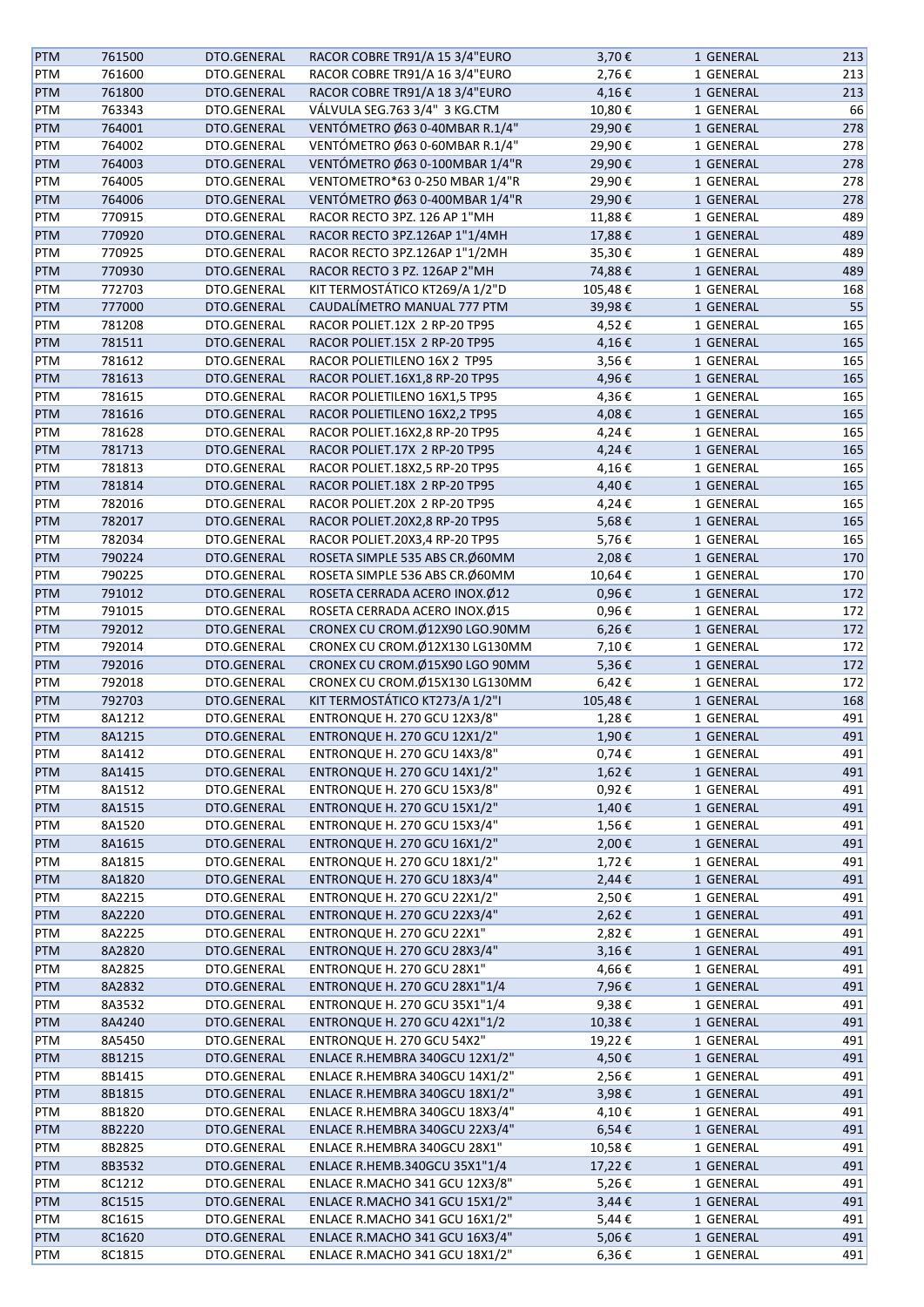| PTM | 761500 | DTO.GENERAL | RACOR COBRE TR91/A 15 3/4"EURO | 3,70 € | 1 GENERAL | 213 |
|---|---|---|---|---|---|---|
| PTM | 761600 | DTO.GENERAL | RACOR COBRE TR91/A 16 3/4"EURO | 2,76 € | 1 GENERAL | 213 |
| PTM | 761800 | DTO.GENERAL | RACOR COBRE TR91/A 18 3/4"EURO | 4,16 € | 1 GENERAL | 213 |
| PTM | 763343 | DTO.GENERAL | VÁLVULA SEG.763 3/4" 3 KG.CTM | 10,80 € | 1 GENERAL | 66 |
| PTM | 764001 | DTO.GENERAL | VENTÓMETRO Ø63 0-40MBAR R.1/4" | 29,90 € | 1 GENERAL | 278 |
| PTM | 764002 | DTO.GENERAL | VENTÓMETRO Ø63 0-60MBAR R.1/4" | 29,90 € | 1 GENERAL | 278 |
| PTM | 764003 | DTO.GENERAL | VENTÓMETRO Ø63 0-100MBAR 1/4"R | 29,90 € | 1 GENERAL | 278 |
| PTM | 764005 | DTO.GENERAL | VENTOMETRO*63 0-250 MBAR 1/4"R | 29,90 € | 1 GENERAL | 278 |
| PTM | 764006 | DTO.GENERAL | VENTÓMETRO Ø63 0-400MBAR 1/4"R | 29,90 € | 1 GENERAL | 278 |
| PTM | 770915 | DTO.GENERAL | RACOR RECTO 3PZ. 126 AP 1"MH | 11,88 € | 1 GENERAL | 489 |
| PTM | 770920 | DTO.GENERAL | RACOR RECTO 3PZ.126AP 1"1/4MH | 17,88 € | 1 GENERAL | 489 |
| PTM | 770925 | DTO.GENERAL | RACOR RECTO 3PZ.126AP 1"1/2MH | 35,30 € | 1 GENERAL | 489 |
| PTM | 770930 | DTO.GENERAL | RACOR RECTO 3 PZ. 126AP 2"MH | 74,88 € | 1 GENERAL | 489 |
| PTM | 772703 | DTO.GENERAL | KIT TERMOSTÁTICO KT269/A 1/2"D | 105,48 € | 1 GENERAL | 168 |
| PTM | 777000 | DTO.GENERAL | CAUDALÍMETRO MANUAL 777 PTM | 39,98 € | 1 GENERAL | 55 |
| PTM | 781208 | DTO.GENERAL | RACOR POLIET.12X 2 RP-20 TP95 | 4,52 € | 1 GENERAL | 165 |
| PTM | 781511 | DTO.GENERAL | RACOR POLIET.15X 2 RP-20 TP95 | 4,16 € | 1 GENERAL | 165 |
| PTM | 781612 | DTO.GENERAL | RACOR POLIETILENO 16X 2 TP95 | 3,56 € | 1 GENERAL | 165 |
| PTM | 781613 | DTO.GENERAL | RACOR POLIET.16X1,8 RP-20 TP95 | 4,96 € | 1 GENERAL | 165 |
| PTM | 781615 | DTO.GENERAL | RACOR POLIETILENO 16X1,5 TP95 | 4,36 € | 1 GENERAL | 165 |
| PTM | 781616 | DTO.GENERAL | RACOR POLIETILENO 16X2,2 TP95 | 4,08 € | 1 GENERAL | 165 |
| PTM | 781628 | DTO.GENERAL | RACOR POLIET.16X2,8 RP-20 TP95 | 4,24 € | 1 GENERAL | 165 |
| PTM | 781713 | DTO.GENERAL | RACOR POLIET.17X 2 RP-20 TP95 | 4,24 € | 1 GENERAL | 165 |
| PTM | 781813 | DTO.GENERAL | RACOR POLIET.18X2,5 RP-20 TP95 | 4,16 € | 1 GENERAL | 165 |
| PTM | 781814 | DTO.GENERAL | RACOR POLIET.18X 2 RP-20 TP95 | 4,40 € | 1 GENERAL | 165 |
| PTM | 782016 | DTO.GENERAL | RACOR POLIET.20X 2 RP-20 TP95 | 4,24 € | 1 GENERAL | 165 |
| PTM | 782017 | DTO.GENERAL | RACOR POLIET.20X2,8 RP-20 TP95 | 5,68 € | 1 GENERAL | 165 |
| PTM | 782034 | DTO.GENERAL | RACOR POLIET.20X3,4 RP-20 TP95 | 5,76 € | 1 GENERAL | 165 |
| PTM | 790224 | DTO.GENERAL | ROSETA SIMPLE 535 ABS CR.Ø60MM | 2,08 € | 1 GENERAL | 170 |
| PTM | 790225 | DTO.GENERAL | ROSETA SIMPLE 536 ABS CR.Ø60MM | 10,64 € | 1 GENERAL | 170 |
| PTM | 791012 | DTO.GENERAL | ROSETA CERRADA ACERO INOX.Ø12 | 0,96 € | 1 GENERAL | 172 |
| PTM | 791015 | DTO.GENERAL | ROSETA CERRADA ACERO INOX.Ø15 | 0,96 € | 1 GENERAL | 172 |
| PTM | 792012 | DTO.GENERAL | CRONEX CU CROM.Ø12X90 LGO.90MM | 6,26 € | 1 GENERAL | 172 |
| PTM | 792014 | DTO.GENERAL | CRONEX CU CROM.Ø12X130 LG130MM | 7,10 € | 1 GENERAL | 172 |
| PTM | 792016 | DTO.GENERAL | CRONEX CU CROM.Ø15X90 LGO 90MM | 5,36 € | 1 GENERAL | 172 |
| PTM | 792018 | DTO.GENERAL | CRONEX CU CROM.Ø15X130 LG130MM | 6,42 € | 1 GENERAL | 172 |
| PTM | 792703 | DTO.GENERAL | KIT TERMOSTÁTICO KT273/A 1/2"I | 105,48 € | 1 GENERAL | 168 |
| PTM | 8A1212 | DTO.GENERAL | ENTRONQUE H. 270 GCU 12X3/8" | 1,28 € | 1 GENERAL | 491 |
| PTM | 8A1215 | DTO.GENERAL | ENTRONQUE H. 270 GCU 12X1/2" | 1,90 € | 1 GENERAL | 491 |
| PTM | 8A1412 | DTO.GENERAL | ENTRONQUE H. 270 GCU 14X3/8" | 0,74 € | 1 GENERAL | 491 |
| PTM | 8A1415 | DTO.GENERAL | ENTRONQUE H. 270 GCU 14X1/2" | 1,62 € | 1 GENERAL | 491 |
| PTM | 8A1512 | DTO.GENERAL | ENTRONQUE H. 270 GCU 15X3/8" | 0,92 € | 1 GENERAL | 491 |
| PTM | 8A1515 | DTO.GENERAL | ENTRONQUE H. 270 GCU 15X1/2" | 1,40 € | 1 GENERAL | 491 |
| PTM | 8A1520 | DTO.GENERAL | ENTRONQUE H. 270 GCU 15X3/4" | 1,56 € | 1 GENERAL | 491 |
| PTM | 8A1615 | DTO.GENERAL | ENTRONQUE H. 270 GCU 16X1/2" | 2,00 € | 1 GENERAL | 491 |
| PTM | 8A1815 | DTO.GENERAL | ENTRONQUE H. 270 GCU 18X1/2" | 1,72 € | 1 GENERAL | 491 |
| PTM | 8A1820 | DTO.GENERAL | ENTRONQUE H. 270 GCU 18X3/4" | 2,44 € | 1 GENERAL | 491 |
| PTM | 8A2215 | DTO.GENERAL | ENTRONQUE H. 270 GCU 22X1/2" | 2,50 € | 1 GENERAL | 491 |
| PTM | 8A2220 | DTO.GENERAL | ENTRONQUE H. 270 GCU 22X3/4" | 2,62 € | 1 GENERAL | 491 |
| PTM | 8A2225 | DTO.GENERAL | ENTRONQUE H. 270 GCU 22X1" | 2,82 € | 1 GENERAL | 491 |
| PTM | 8A2820 | DTO.GENERAL | ENTRONQUE H. 270 GCU 28X3/4" | 3,16 € | 1 GENERAL | 491 |
| PTM | 8A2825 | DTO.GENERAL | ENTRONQUE H. 270 GCU 28X1" | 4,66 € | 1 GENERAL | 491 |
| PTM | 8A2832 | DTO.GENERAL | ENTRONQUE H. 270 GCU 28X1"1/4 | 7,96 € | 1 GENERAL | 491 |
| PTM | 8A3532 | DTO.GENERAL | ENTRONQUE H. 270 GCU 35X1"1/4 | 9,38 € | 1 GENERAL | 491 |
| PTM | 8A4240 | DTO.GENERAL | ENTRONQUE H. 270 GCU 42X1"1/2 | 10,38 € | 1 GENERAL | 491 |
| PTM | 8A5450 | DTO.GENERAL | ENTRONQUE H. 270 GCU 54X2" | 19,22 € | 1 GENERAL | 491 |
| PTM | 8B1215 | DTO.GENERAL | ENLACE R.HEMBRA 340GCU 12X1/2" | 4,50 € | 1 GENERAL | 491 |
| PTM | 8B1415 | DTO.GENERAL | ENLACE R.HEMBRA 340GCU 14X1/2" | 2,56 € | 1 GENERAL | 491 |
| PTM | 8B1815 | DTO.GENERAL | ENLACE R.HEMBRA 340GCU 18X1/2" | 3,98 € | 1 GENERAL | 491 |
| PTM | 8B1820 | DTO.GENERAL | ENLACE R.HEMBRA 340GCU 18X3/4" | 4,10 € | 1 GENERAL | 491 |
| PTM | 8B2220 | DTO.GENERAL | ENLACE R.HEMBRA 340GCU 22X3/4" | 6,54 € | 1 GENERAL | 491 |
| PTM | 8B2825 | DTO.GENERAL | ENLACE R.HEMBRA 340GCU 28X1" | 10,58 € | 1 GENERAL | 491 |
| PTM | 8B3532 | DTO.GENERAL | ENLACE R.HEMB.340GCU 35X1"1/4 | 17,22 € | 1 GENERAL | 491 |
| PTM | 8C1212 | DTO.GENERAL | ENLACE R.MACHO 341 GCU 12X3/8" | 5,26 € | 1 GENERAL | 491 |
| PTM | 8C1515 | DTO.GENERAL | ENLACE R.MACHO 341 GCU 15X1/2" | 3,44 € | 1 GENERAL | 491 |
| PTM | 8C1615 | DTO.GENERAL | ENLACE R.MACHO 341 GCU 16X1/2" | 5,44 € | 1 GENERAL | 491 |
| PTM | 8C1620 | DTO.GENERAL | ENLACE R.MACHO 341 GCU 16X3/4" | 5,06 € | 1 GENERAL | 491 |
| PTM | 8C1815 | DTO.GENERAL | ENLACE R.MACHO 341 GCU 18X1/2" | 6,36 € | 1 GENERAL | 491 |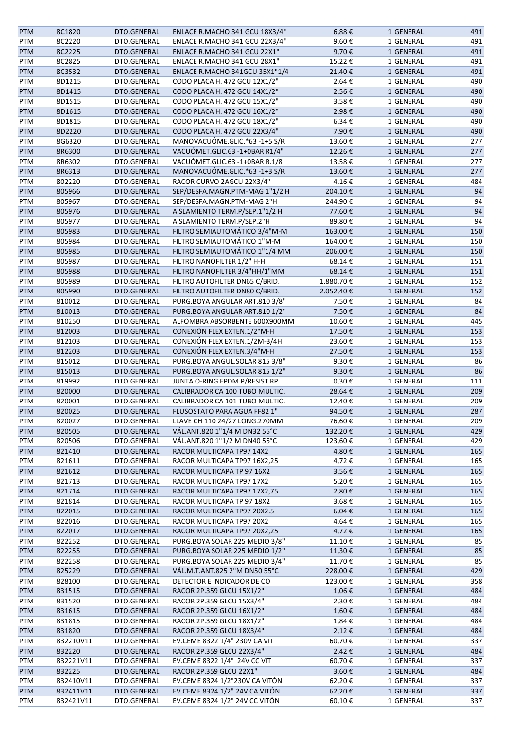| PTM | 8C1820 | DTO.GENERAL | ENLACE R.MACHO 341 GCU 18X3/4" | 6,88 € | 1 GENERAL | 491 |
|---|---|---|---|---|---|---|
| PTM | 8C2220 | DTO.GENERAL | ENLACE R.MACHO 341 GCU 22X3/4" | 9,60 € | 1 GENERAL | 491 |
| PTM | 8C2225 | DTO.GENERAL | ENLACE R.MACHO 341 GCU 22X1" | 9,70 € | 1 GENERAL | 491 |
| PTM | 8C2825 | DTO.GENERAL | ENLACE R.MACHO 341 GCU 28X1" | 15,22 € | 1 GENERAL | 491 |
| PTM | 8C3532 | DTO.GENERAL | ENLACE R.MACHO 341GCU 35X1"1/4 | 21,40 € | 1 GENERAL | 491 |
| PTM | 8D1215 | DTO.GENERAL | CODO PLACA H. 472 GCU 12X1/2" | 2,64 € | 1 GENERAL | 490 |
| PTM | 8D1415 | DTO.GENERAL | CODO PLACA H. 472 GCU 14X1/2" | 2,56 € | 1 GENERAL | 490 |
| PTM | 8D1515 | DTO.GENERAL | CODO PLACA H. 472 GCU 15X1/2" | 3,58 € | 1 GENERAL | 490 |
| PTM | 8D1615 | DTO.GENERAL | CODO PLACA H. 472 GCU 16X1/2" | 2,98 € | 1 GENERAL | 490 |
| PTM | 8D1815 | DTO.GENERAL | CODO PLACA H. 472 GCU 18X1/2" | 6,34 € | 1 GENERAL | 490 |
| PTM | 8D2220 | DTO.GENERAL | CODO PLACA H. 472 GCU 22X3/4" | 7,90 € | 1 GENERAL | 490 |
| PTM | 8G6320 | DTO.GENERAL | MANOVACUÓME.GLIC.*63 -1+5 S/R | 13,60 € | 1 GENERAL | 277 |
| PTM | 8R6300 | DTO.GENERAL | VACUÓMET.GLIC.63 -1+0BAR R1/4" | 12,26 € | 1 GENERAL | 277 |
| PTM | 8R6302 | DTO.GENERAL | VACUÓMET.GLIC.63 -1+0BAR R.1/8 | 13,58 € | 1 GENERAL | 277 |
| PTM | 8R6313 | DTO.GENERAL | MANOVACUÓME.GLIC.*63 -1+3 S/R | 13,60 € | 1 GENERAL | 277 |
| PTM | 802220 | DTO.GENERAL | RACOR CURVO 2AGCU 22X3/4" | 4,16 € | 1 GENERAL | 484 |
| PTM | 805966 | DTO.GENERAL | SEP/DESFA.MAGN.PTM-MAG 1"1/2 H | 204,10 € | 1 GENERAL | 94 |
| PTM | 805967 | DTO.GENERAL | SEP/DESFA.MAGN.PTM-MAG 2"H | 244,90 € | 1 GENERAL | 94 |
| PTM | 805976 | DTO.GENERAL | AISLAMIENTO TERM.P/SEP.1"1/2 H | 77,60 € | 1 GENERAL | 94 |
| PTM | 805977 | DTO.GENERAL | AISLAMIENTO TERM.P/SEP.2"H | 89,80 € | 1 GENERAL | 94 |
| PTM | 805983 | DTO.GENERAL | FILTRO SEMIAUTOMÁTICO 3/4"M-M | 163,00 € | 1 GENERAL | 150 |
| PTM | 805984 | DTO.GENERAL | FILTRO SEMIAUTOMÁTICO 1"M-M | 164,00 € | 1 GENERAL | 150 |
| PTM | 805985 | DTO.GENERAL | FILTRO SEMIAUTOMÁTICO 1"1/4 MM | 206,00 € | 1 GENERAL | 150 |
| PTM | 805987 | DTO.GENERAL | FILTRO NANOFILTER 1/2" H-H | 68,14 € | 1 GENERAL | 151 |
| PTM | 805988 | DTO.GENERAL | FILTRO NANOFILTER 3/4"HH/1"MM | 68,14 € | 1 GENERAL | 151 |
| PTM | 805989 | DTO.GENERAL | FILTRO AUTOFILTER DN65 C/BRID. | 1.880,70 € | 1 GENERAL | 152 |
| PTM | 805990 | DTO.GENERAL | FILTRO AUTOFILTER DN80 C/BRID. | 2.052,40 € | 1 GENERAL | 152 |
| PTM | 810012 | DTO.GENERAL | PURG.BOYA ANGULAR ART.810 3/8" | 7,50 € | 1 GENERAL | 84 |
| PTM | 810013 | DTO.GENERAL | PURG.BOYA ANGULAR ART.810 1/2" | 7,50 € | 1 GENERAL | 84 |
| PTM | 810250 | DTO.GENERAL | ALFOMBRA ABSORBENTE 600X900MM | 10,60 € | 1 GENERAL | 445 |
| PTM | 812003 | DTO.GENERAL | CONEXIÓN FLEX EXTEN.1/2"M-H | 17,50 € | 1 GENERAL | 153 |
| PTM | 812103 | DTO.GENERAL | CONEXIÓN FLEX EXTEN.1/2M-3/4H | 23,60 € | 1 GENERAL | 153 |
| PTM | 812203 | DTO.GENERAL | CONEXIÓN FLEX EXTEN.3/4"M-H | 27,50 € | 1 GENERAL | 153 |
| PTM | 815012 | DTO.GENERAL | PURG.BOYA ANGUL.SOLAR 815 3/8" | 9,30 € | 1 GENERAL | 86 |
| PTM | 815013 | DTO.GENERAL | PURG.BOYA ANGUL.SOLAR 815 1/2" | 9,30 € | 1 GENERAL | 86 |
| PTM | 819992 | DTO.GENERAL | JUNTA O-RING EPDM P/RESIST.RP | 0,30 € | 1 GENERAL | 111 |
| PTM | 820000 | DTO.GENERAL | CALIBRADOR CA 100 TUBO MULTIC. | 28,64 € | 1 GENERAL | 209 |
| PTM | 820001 | DTO.GENERAL | CALIBRADOR CA 101 TUBO MULTIC. | 12,40 € | 1 GENERAL | 209 |
| PTM | 820025 | DTO.GENERAL | FLUSOSTATO PARA AGUA FF82 1" | 94,50 € | 1 GENERAL | 287 |
| PTM | 820027 | DTO.GENERAL | LLAVE CH 110 24/27 LONG.270MM | 76,60 € | 1 GENERAL | 209 |
| PTM | 820505 | DTO.GENERAL | VÁL.ANT.820 1"1/4 M DN32 55°C | 132,20 € | 1 GENERAL | 429 |
| PTM | 820506 | DTO.GENERAL | VÁL.ANT.820 1"1/2 M DN40 55°C | 123,60 € | 1 GENERAL | 429 |
| PTM | 821410 | DTO.GENERAL | RACOR MULTICAPA TP97 14X2 | 4,80 € | 1 GENERAL | 165 |
| PTM | 821611 | DTO.GENERAL | RACOR MULTICAPA TP97 16X2,25 | 4,72 € | 1 GENERAL | 165 |
| PTM | 821612 | DTO.GENERAL | RACOR MULTICAPA TP 97 16X2 | 3,56 € | 1 GENERAL | 165 |
| PTM | 821713 | DTO.GENERAL | RACOR MULTICAPA TP97 17X2 | 5,20 € | 1 GENERAL | 165 |
| PTM | 821714 | DTO.GENERAL | RACOR MULTICAPA TP97 17X2,75 | 2,80 € | 1 GENERAL | 165 |
| PTM | 821814 | DTO.GENERAL | RACOR MULTICAPA TP 97 18X2 | 3,68 € | 1 GENERAL | 165 |
| PTM | 822015 | DTO.GENERAL | RACOR MULTICAPA TP97 20X2.5 | 6,04 € | 1 GENERAL | 165 |
| PTM | 822016 | DTO.GENERAL | RACOR MULTICAPA TP97 20X2 | 4,64 € | 1 GENERAL | 165 |
| PTM | 822017 | DTO.GENERAL | RACOR MULTICAPA TP97 20X2,25 | 4,72 € | 1 GENERAL | 165 |
| PTM | 822252 | DTO.GENERAL | PURG.BOYA SOLAR 225 MEDIO 3/8" | 11,10 € | 1 GENERAL | 85 |
| PTM | 822255 | DTO.GENERAL | PURG.BOYA SOLAR 225 MEDIO 1/2" | 11,30 € | 1 GENERAL | 85 |
| PTM | 822258 | DTO.GENERAL | PURG.BOYA SOLAR 225 MEDIO 3/4" | 11,70 € | 1 GENERAL | 85 |
| PTM | 825229 | DTO.GENERAL | VÁL.M.T.ANT.825 2"M DN50 55°C | 228,00 € | 1 GENERAL | 429 |
| PTM | 828100 | DTO.GENERAL | DETECTOR E INDICADOR DE CO | 123,00 € | 1 GENERAL | 358 |
| PTM | 831515 | DTO.GENERAL | RACOR 2P.359 GLCU 15X1/2" | 1,06 € | 1 GENERAL | 484 |
| PTM | 831520 | DTO.GENERAL | RACOR 2P.359 GLCU 15X3/4" | 2,30 € | 1 GENERAL | 484 |
| PTM | 831615 | DTO.GENERAL | RACOR 2P.359 GLCU 16X1/2" | 1,60 € | 1 GENERAL | 484 |
| PTM | 831815 | DTO.GENERAL | RACOR 2P.359 GLCU 18X1/2" | 1,84 € | 1 GENERAL | 484 |
| PTM | 831820 | DTO.GENERAL | RACOR 2P.359 GLCU 18X3/4" | 2,12 € | 1 GENERAL | 484 |
| PTM | 832210V11 | DTO.GENERAL | EV.CEME 8322 1/4" 230V CA VIT | 60,70 € | 1 GENERAL | 337 |
| PTM | 832220 | DTO.GENERAL | RACOR 2P.359 GLCU 22X3/4" | 2,42 € | 1 GENERAL | 484 |
| PTM | 832221V11 | DTO.GENERAL | EV.CEME 8322 1/4" 24V CC VIT | 60,70 € | 1 GENERAL | 337 |
| PTM | 832225 | DTO.GENERAL | RACOR 2P.359 GLCU 22X1" | 3,60 € | 1 GENERAL | 484 |
| PTM | 832410V11 | DTO.GENERAL | EV.CEME 8324 1/2"230V CA VITÓN | 62,20 € | 1 GENERAL | 337 |
| PTM | 832411V11 | DTO.GENERAL | EV.CEME 8324 1/2" 24V CA VITÓN | 62,20 € | 1 GENERAL | 337 |
| PTM | 832421V11 | DTO.GENERAL | EV.CEME 8324 1/2" 24V CC VITÓN | 60,10 € | 1 GENERAL | 337 |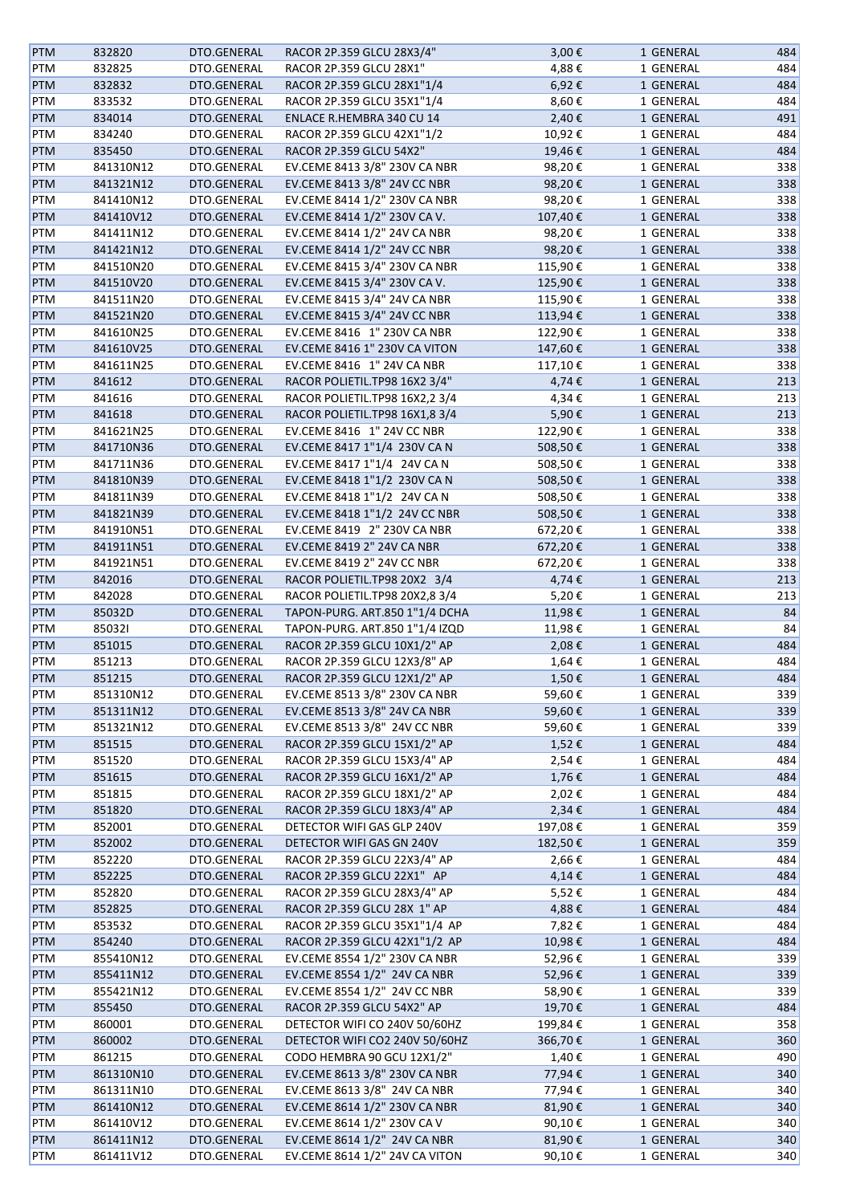| PTM | 832820 | DTO.GENERAL | RACOR 2P.359 GLCU 28X3/4" | 3,00 € | 1 GENERAL | 484 |
|---|---|---|---|---|---|---|
| PTM | 832825 | DTO.GENERAL | RACOR 2P.359 GLCU 28X1" | 4,88 € | 1 GENERAL | 484 |
| PTM | 832832 | DTO.GENERAL | RACOR 2P.359 GLCU 28X1"1/4 | 6,92 € | 1 GENERAL | 484 |
| PTM | 833532 | DTO.GENERAL | RACOR 2P.359 GLCU 35X1"1/4 | 8,60 € | 1 GENERAL | 484 |
| PTM | 834014 | DTO.GENERAL | ENLACE R.HEMBRA 340 CU 14 | 2,40 € | 1 GENERAL | 491 |
| PTM | 834240 | DTO.GENERAL | RACOR 2P.359 GLCU 42X1"1/2 | 10,92 € | 1 GENERAL | 484 |
| PTM | 835450 | DTO.GENERAL | RACOR 2P.359 GLCU 54X2" | 19,46 € | 1 GENERAL | 484 |
| PTM | 841310N12 | DTO.GENERAL | EV.CEME 8413 3/8" 230V CA NBR | 98,20 € | 1 GENERAL | 338 |
| PTM | 841321N12 | DTO.GENERAL | EV.CEME 8413 3/8" 24V CC NBR | 98,20 € | 1 GENERAL | 338 |
| PTM | 841410N12 | DTO.GENERAL | EV.CEME 8414 1/2" 230V CA NBR | 98,20 € | 1 GENERAL | 338 |
| PTM | 841410V12 | DTO.GENERAL | EV.CEME 8414 1/2" 230V CA V. | 107,40 € | 1 GENERAL | 338 |
| PTM | 841411N12 | DTO.GENERAL | EV.CEME 8414 1/2" 24V CA NBR | 98,20 € | 1 GENERAL | 338 |
| PTM | 841421N12 | DTO.GENERAL | EV.CEME 8414 1/2" 24V CC NBR | 98,20 € | 1 GENERAL | 338 |
| PTM | 841510N20 | DTO.GENERAL | EV.CEME 8415 3/4" 230V CA NBR | 115,90 € | 1 GENERAL | 338 |
| PTM | 841510V20 | DTO.GENERAL | EV.CEME 8415 3/4" 230V CA V. | 125,90 € | 1 GENERAL | 338 |
| PTM | 841511N20 | DTO.GENERAL | EV.CEME 8415 3/4" 24V CA NBR | 115,90 € | 1 GENERAL | 338 |
| PTM | 841521N20 | DTO.GENERAL | EV.CEME 8415 3/4" 24V CC NBR | 113,94 € | 1 GENERAL | 338 |
| PTM | 841610N25 | DTO.GENERAL | EV.CEME 8416 1" 230V CA NBR | 122,90 € | 1 GENERAL | 338 |
| PTM | 841610V25 | DTO.GENERAL | EV.CEME 8416 1" 230V CA VITON | 147,60 € | 1 GENERAL | 338 |
| PTM | 841611N25 | DTO.GENERAL | EV.CEME 8416 1" 24V CA NBR | 117,10 € | 1 GENERAL | 338 |
| PTM | 841612 | DTO.GENERAL | RACOR POLIETIL.TP98 16X2 3/4" | 4,74 € | 1 GENERAL | 213 |
| PTM | 841616 | DTO.GENERAL | RACOR POLIETIL.TP98 16X2,2 3/4 | 4,34 € | 1 GENERAL | 213 |
| PTM | 841618 | DTO.GENERAL | RACOR POLIETIL.TP98 16X1,8 3/4 | 5,90 € | 1 GENERAL | 213 |
| PTM | 841621N25 | DTO.GENERAL | EV.CEME 8416 1" 24V CC NBR | 122,90 € | 1 GENERAL | 338 |
| PTM | 841710N36 | DTO.GENERAL | EV.CEME 8417 1"1/4 230V CA N | 508,50 € | 1 GENERAL | 338 |
| PTM | 841711N36 | DTO.GENERAL | EV.CEME 8417 1"1/4 24V CA N | 508,50 € | 1 GENERAL | 338 |
| PTM | 841810N39 | DTO.GENERAL | EV.CEME 8418 1"1/2 230V CA N | 508,50 € | 1 GENERAL | 338 |
| PTM | 841811N39 | DTO.GENERAL | EV.CEME 8418 1"1/2 24V CA N | 508,50 € | 1 GENERAL | 338 |
| PTM | 841821N39 | DTO.GENERAL | EV.CEME 8418 1"1/2 24V CC NBR | 508,50 € | 1 GENERAL | 338 |
| PTM | 841910N51 | DTO.GENERAL | EV.CEME 8419 2" 230V CA NBR | 672,20 € | 1 GENERAL | 338 |
| PTM | 841911N51 | DTO.GENERAL | EV.CEME 8419 2" 24V CA NBR | 672,20 € | 1 GENERAL | 338 |
| PTM | 841921N51 | DTO.GENERAL | EV.CEME 8419 2" 24V CC NBR | 672,20 € | 1 GENERAL | 338 |
| PTM | 842016 | DTO.GENERAL | RACOR POLIETIL.TP98 20X2 3/4 | 4,74 € | 1 GENERAL | 213 |
| PTM | 842028 | DTO.GENERAL | RACOR POLIETIL.TP98 20X2,8 3/4 | 5,20 € | 1 GENERAL | 213 |
| PTM | 85032D | DTO.GENERAL | TAPON-PURG. ART.850 1"1/4 DCHA | 11,98 € | 1 GENERAL | 84 |
| PTM | 85032I | DTO.GENERAL | TAPON-PURG. ART.850 1"1/4 IZQD | 11,98 € | 1 GENERAL | 84 |
| PTM | 851015 | DTO.GENERAL | RACOR 2P.359 GLCU 10X1/2" AP | 2,08 € | 1 GENERAL | 484 |
| PTM | 851213 | DTO.GENERAL | RACOR 2P.359 GLCU 12X3/8" AP | 1,64 € | 1 GENERAL | 484 |
| PTM | 851215 | DTO.GENERAL | RACOR 2P.359 GLCU 12X1/2" AP | 1,50 € | 1 GENERAL | 484 |
| PTM | 851310N12 | DTO.GENERAL | EV.CEME 8513 3/8" 230V CA NBR | 59,60 € | 1 GENERAL | 339 |
| PTM | 851311N12 | DTO.GENERAL | EV.CEME 8513 3/8" 24V CA NBR | 59,60 € | 1 GENERAL | 339 |
| PTM | 851321N12 | DTO.GENERAL | EV.CEME 8513 3/8" 24V CC NBR | 59,60 € | 1 GENERAL | 339 |
| PTM | 851515 | DTO.GENERAL | RACOR 2P.359 GLCU 15X1/2" AP | 1,52 € | 1 GENERAL | 484 |
| PTM | 851520 | DTO.GENERAL | RACOR 2P.359 GLCU 15X3/4" AP | 2,54 € | 1 GENERAL | 484 |
| PTM | 851615 | DTO.GENERAL | RACOR 2P.359 GLCU 16X1/2" AP | 1,76 € | 1 GENERAL | 484 |
| PTM | 851815 | DTO.GENERAL | RACOR 2P.359 GLCU 18X1/2" AP | 2,02 € | 1 GENERAL | 484 |
| PTM | 851820 | DTO.GENERAL | RACOR 2P.359 GLCU 18X3/4" AP | 2,34 € | 1 GENERAL | 484 |
| PTM | 852001 | DTO.GENERAL | DETECTOR WIFI GAS GLP 240V | 197,08 € | 1 GENERAL | 359 |
| PTM | 852002 | DTO.GENERAL | DETECTOR WIFI GAS GN 240V | 182,50 € | 1 GENERAL | 359 |
| PTM | 852220 | DTO.GENERAL | RACOR 2P.359 GLCU 22X3/4" AP | 2,66 € | 1 GENERAL | 484 |
| PTM | 852225 | DTO.GENERAL | RACOR 2P.359 GLCU 22X1" AP | 4,14 € | 1 GENERAL | 484 |
| PTM | 852820 | DTO.GENERAL | RACOR 2P.359 GLCU 28X3/4" AP | 5,52 € | 1 GENERAL | 484 |
| PTM | 852825 | DTO.GENERAL | RACOR 2P.359 GLCU 28X 1" AP | 4,88 € | 1 GENERAL | 484 |
| PTM | 853532 | DTO.GENERAL | RACOR 2P.359 GLCU 35X1"1/4 AP | 7,82 € | 1 GENERAL | 484 |
| PTM | 854240 | DTO.GENERAL | RACOR 2P.359 GLCU 42X1"1/2 AP | 10,98 € | 1 GENERAL | 484 |
| PTM | 855410N12 | DTO.GENERAL | EV.CEME 8554 1/2" 230V CA NBR | 52,96 € | 1 GENERAL | 339 |
| PTM | 855411N12 | DTO.GENERAL | EV.CEME 8554 1/2" 24V CA NBR | 52,96 € | 1 GENERAL | 339 |
| PTM | 855421N12 | DTO.GENERAL | EV.CEME 8554 1/2" 24V CC NBR | 58,90 € | 1 GENERAL | 339 |
| PTM | 855450 | DTO.GENERAL | RACOR 2P.359 GLCU 54X2" AP | 19,70 € | 1 GENERAL | 484 |
| PTM | 860001 | DTO.GENERAL | DETECTOR WIFI CO 240V 50/60HZ | 199,84 € | 1 GENERAL | 358 |
| PTM | 860002 | DTO.GENERAL | DETECTOR WIFI CO2 240V 50/60HZ | 366,70 € | 1 GENERAL | 360 |
| PTM | 861215 | DTO.GENERAL | CODO HEMBRA 90 GCU 12X1/2" | 1,40 € | 1 GENERAL | 490 |
| PTM | 861310N10 | DTO.GENERAL | EV.CEME 8613 3/8" 230V CA NBR | 77,94 € | 1 GENERAL | 340 |
| PTM | 861311N10 | DTO.GENERAL | EV.CEME 8613 3/8" 24V CA NBR | 77,94 € | 1 GENERAL | 340 |
| PTM | 861410N12 | DTO.GENERAL | EV.CEME 8614 1/2" 230V CA NBR | 81,90 € | 1 GENERAL | 340 |
| PTM | 861410V12 | DTO.GENERAL | EV.CEME 8614 1/2" 230V CA V | 90,10 € | 1 GENERAL | 340 |
| PTM | 861411N12 | DTO.GENERAL | EV.CEME 8614 1/2" 24V CA NBR | 81,90 € | 1 GENERAL | 340 |
| PTM | 861411V12 | DTO.GENERAL | EV.CEME 8614 1/2" 24V CA VITON | 90,10 € | 1 GENERAL | 340 |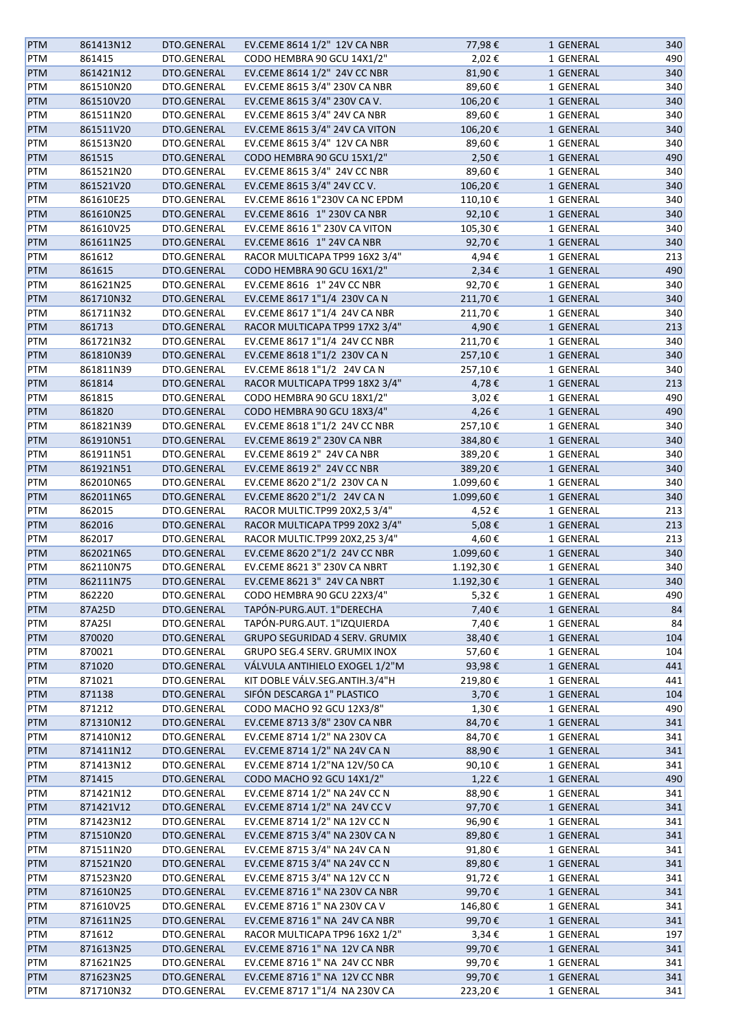| PTM | 861413N12 | DTO.GENERAL | EV.CEME 8614 1/2" 12V CA NBR | 77,98 € | 1 GENERAL | 340 |
|---|---|---|---|---|---|---|
| PTM | 861415 | DTO.GENERAL | CODO HEMBRA 90 GCU 14X1/2" | 2,02 € | 1 GENERAL | 490 |
| PTM | 861421N12 | DTO.GENERAL | EV.CEME 8614 1/2" 24V CC NBR | 81,90 € | 1 GENERAL | 340 |
| PTM | 861510N20 | DTO.GENERAL | EV.CEME 8615 3/4" 230V CA NBR | 89,60 € | 1 GENERAL | 340 |
| PTM | 861510V20 | DTO.GENERAL | EV.CEME 8615 3/4" 230V CA V. | 106,20 € | 1 GENERAL | 340 |
| PTM | 861511N20 | DTO.GENERAL | EV.CEME 8615 3/4" 24V CA NBR | 89,60 € | 1 GENERAL | 340 |
| PTM | 861511V20 | DTO.GENERAL | EV.CEME 8615 3/4" 24V CA VITON | 106,20 € | 1 GENERAL | 340 |
| PTM | 861513N20 | DTO.GENERAL | EV.CEME 8615 3/4" 12V CA NBR | 89,60 € | 1 GENERAL | 340 |
| PTM | 861515 | DTO.GENERAL | CODO HEMBRA 90 GCU 15X1/2" | 2,50 € | 1 GENERAL | 490 |
| PTM | 861521N20 | DTO.GENERAL | EV.CEME 8615 3/4" 24V CC NBR | 89,60 € | 1 GENERAL | 340 |
| PTM | 861521V20 | DTO.GENERAL | EV.CEME 8615 3/4" 24V CC V. | 106,20 € | 1 GENERAL | 340 |
| PTM | 861610E25 | DTO.GENERAL | EV.CEME 8616 1"230V CA NC EPDM | 110,10 € | 1 GENERAL | 340 |
| PTM | 861610N25 | DTO.GENERAL | EV.CEME 8616 1" 230V CA NBR | 92,10 € | 1 GENERAL | 340 |
| PTM | 861610V25 | DTO.GENERAL | EV.CEME 8616 1" 230V CA VITON | 105,30 € | 1 GENERAL | 340 |
| PTM | 861611N25 | DTO.GENERAL | EV.CEME 8616 1" 24V CA NBR | 92,70 € | 1 GENERAL | 340 |
| PTM | 861612 | DTO.GENERAL | RACOR MULTICAPA TP99 16X2 3/4" | 4,94 € | 1 GENERAL | 213 |
| PTM | 861615 | DTO.GENERAL | CODO HEMBRA 90 GCU 16X1/2" | 2,34 € | 1 GENERAL | 490 |
| PTM | 861621N25 | DTO.GENERAL | EV.CEME 8616 1" 24V CC NBR | 92,70 € | 1 GENERAL | 340 |
| PTM | 861710N32 | DTO.GENERAL | EV.CEME 8617 1"1/4 230V CA N | 211,70 € | 1 GENERAL | 340 |
| PTM | 861711N32 | DTO.GENERAL | EV.CEME 8617 1"1/4 24V CA NBR | 211,70 € | 1 GENERAL | 340 |
| PTM | 861713 | DTO.GENERAL | RACOR MULTICAPA TP99 17X2 3/4" | 4,90 € | 1 GENERAL | 213 |
| PTM | 861721N32 | DTO.GENERAL | EV.CEME 8617 1"1/4 24V CC NBR | 211,70 € | 1 GENERAL | 340 |
| PTM | 861810N39 | DTO.GENERAL | EV.CEME 8618 1"1/2 230V CA N | 257,10 € | 1 GENERAL | 340 |
| PTM | 861811N39 | DTO.GENERAL | EV.CEME 8618 1"1/2 24V CA N | 257,10 € | 1 GENERAL | 340 |
| PTM | 861814 | DTO.GENERAL | RACOR MULTICAPA TP99 18X2 3/4" | 4,78 € | 1 GENERAL | 213 |
| PTM | 861815 | DTO.GENERAL | CODO HEMBRA 90 GCU 18X1/2" | 3,02 € | 1 GENERAL | 490 |
| PTM | 861820 | DTO.GENERAL | CODO HEMBRA 90 GCU 18X3/4" | 4,26 € | 1 GENERAL | 490 |
| PTM | 861821N39 | DTO.GENERAL | EV.CEME 8618 1"1/2 24V CC NBR | 257,10 € | 1 GENERAL | 340 |
| PTM | 861910N51 | DTO.GENERAL | EV.CEME 8619 2" 230V CA NBR | 384,80 € | 1 GENERAL | 340 |
| PTM | 861911N51 | DTO.GENERAL | EV.CEME 8619 2" 24V CA NBR | 389,20 € | 1 GENERAL | 340 |
| PTM | 861921N51 | DTO.GENERAL | EV.CEME 8619 2" 24V CC NBR | 389,20 € | 1 GENERAL | 340 |
| PTM | 862010N65 | DTO.GENERAL | EV.CEME 8620 2"1/2 230V CA N | 1.099,60 € | 1 GENERAL | 340 |
| PTM | 862011N65 | DTO.GENERAL | EV.CEME 8620 2"1/2 24V CA N | 1.099,60 € | 1 GENERAL | 340 |
| PTM | 862015 | DTO.GENERAL | RACOR MULTIC.TP99 20X2,5 3/4" | 4,52 € | 1 GENERAL | 213 |
| PTM | 862016 | DTO.GENERAL | RACOR MULTICAPA TP99 20X2 3/4" | 5,08 € | 1 GENERAL | 213 |
| PTM | 862017 | DTO.GENERAL | RACOR MULTIC.TP99 20X2,25 3/4" | 4,60 € | 1 GENERAL | 213 |
| PTM | 862021N65 | DTO.GENERAL | EV.CEME 8620 2"1/2 24V CC NBR | 1.099,60 € | 1 GENERAL | 340 |
| PTM | 862110N75 | DTO.GENERAL | EV.CEME 8621 3" 230V CA NBRT | 1.192,30 € | 1 GENERAL | 340 |
| PTM | 862111N75 | DTO.GENERAL | EV.CEME 8621 3" 24V CA NBRT | 1.192,30 € | 1 GENERAL | 340 |
| PTM | 862220 | DTO.GENERAL | CODO HEMBRA 90 GCU 22X3/4" | 5,32 € | 1 GENERAL | 490 |
| PTM | 87A25D | DTO.GENERAL | TAPÓN-PURG.AUT. 1"DERECHA | 7,40 € | 1 GENERAL | 84 |
| PTM | 87A25I | DTO.GENERAL | TAPÓN-PURG.AUT. 1"IZQUIERDA | 7,40 € | 1 GENERAL | 84 |
| PTM | 870020 | DTO.GENERAL | GRUPO SEGURIDAD 4 SERV. GRUMIX | 38,40 € | 1 GENERAL | 104 |
| PTM | 870021 | DTO.GENERAL | GRUPO SEG.4 SERV. GRUMIX INOX | 57,60 € | 1 GENERAL | 104 |
| PTM | 871020 | DTO.GENERAL | VÁLVULA ANTIHIELO EXOGEL 1/2"M | 93,98 € | 1 GENERAL | 441 |
| PTM | 871021 | DTO.GENERAL | KIT DOBLE VÁLV.SEG.ANTIH.3/4"H | 219,80 € | 1 GENERAL | 441 |
| PTM | 871138 | DTO.GENERAL | SIFÓN DESCARGA 1" PLASTICO | 3,70 € | 1 GENERAL | 104 |
| PTM | 871212 | DTO.GENERAL | CODO MACHO 92 GCU 12X3/8" | 1,30 € | 1 GENERAL | 490 |
| PTM | 871310N12 | DTO.GENERAL | EV.CEME 8713 3/8" 230V CA NBR | 84,70 € | 1 GENERAL | 341 |
| PTM | 871410N12 | DTO.GENERAL | EV.CEME 8714 1/2" NA 230V CA | 84,70 € | 1 GENERAL | 341 |
| PTM | 871411N12 | DTO.GENERAL | EV.CEME 8714 1/2" NA 24V CA N | 88,90 € | 1 GENERAL | 341 |
| PTM | 871413N12 | DTO.GENERAL | EV.CEME 8714 1/2"NA 12V/50 CA | 90,10 € | 1 GENERAL | 341 |
| PTM | 871415 | DTO.GENERAL | CODO MACHO 92 GCU 14X1/2" | 1,22 € | 1 GENERAL | 490 |
| PTM | 871421N12 | DTO.GENERAL | EV.CEME 8714 1/2" NA 24V CC N | 88,90 € | 1 GENERAL | 341 |
| PTM | 871421V12 | DTO.GENERAL | EV.CEME 8714 1/2" NA 24V CC V | 97,70 € | 1 GENERAL | 341 |
| PTM | 871423N12 | DTO.GENERAL | EV.CEME 8714 1/2" NA 12V CC N | 96,90 € | 1 GENERAL | 341 |
| PTM | 871510N20 | DTO.GENERAL | EV.CEME 8715 3/4" NA 230V CA N | 89,80 € | 1 GENERAL | 341 |
| PTM | 871511N20 | DTO.GENERAL | EV.CEME 8715 3/4" NA 24V CA N | 91,80 € | 1 GENERAL | 341 |
| PTM | 871521N20 | DTO.GENERAL | EV.CEME 8715 3/4" NA 24V CC N | 89,80 € | 1 GENERAL | 341 |
| PTM | 871523N20 | DTO.GENERAL | EV.CEME 8715 3/4" NA 12V CC N | 91,72 € | 1 GENERAL | 341 |
| PTM | 871610N25 | DTO.GENERAL | EV.CEME 8716 1" NA 230V CA NBR | 99,70 € | 1 GENERAL | 341 |
| PTM | 871610V25 | DTO.GENERAL | EV.CEME 8716 1" NA 230V CA V | 146,80 € | 1 GENERAL | 341 |
| PTM | 871611N25 | DTO.GENERAL | EV.CEME 8716 1" NA 24V CA NBR | 99,70 € | 1 GENERAL | 341 |
| PTM | 871612 | DTO.GENERAL | RACOR MULTICAPA TP96 16X2 1/2" | 3,34 € | 1 GENERAL | 197 |
| PTM | 871613N25 | DTO.GENERAL | EV.CEME 8716 1" NA 12V CA NBR | 99,70 € | 1 GENERAL | 341 |
| PTM | 871621N25 | DTO.GENERAL | EV.CEME 8716 1" NA 24V CC NBR | 99,70 € | 1 GENERAL | 341 |
| PTM | 871623N25 | DTO.GENERAL | EV.CEME 8716 1" NA 12V CC NBR | 99,70 € | 1 GENERAL | 341 |
| PTM | 871710N32 | DTO.GENERAL | EV.CEME 8717 1"1/4 NA 230V CA | 223,20 € | 1 GENERAL | 341 |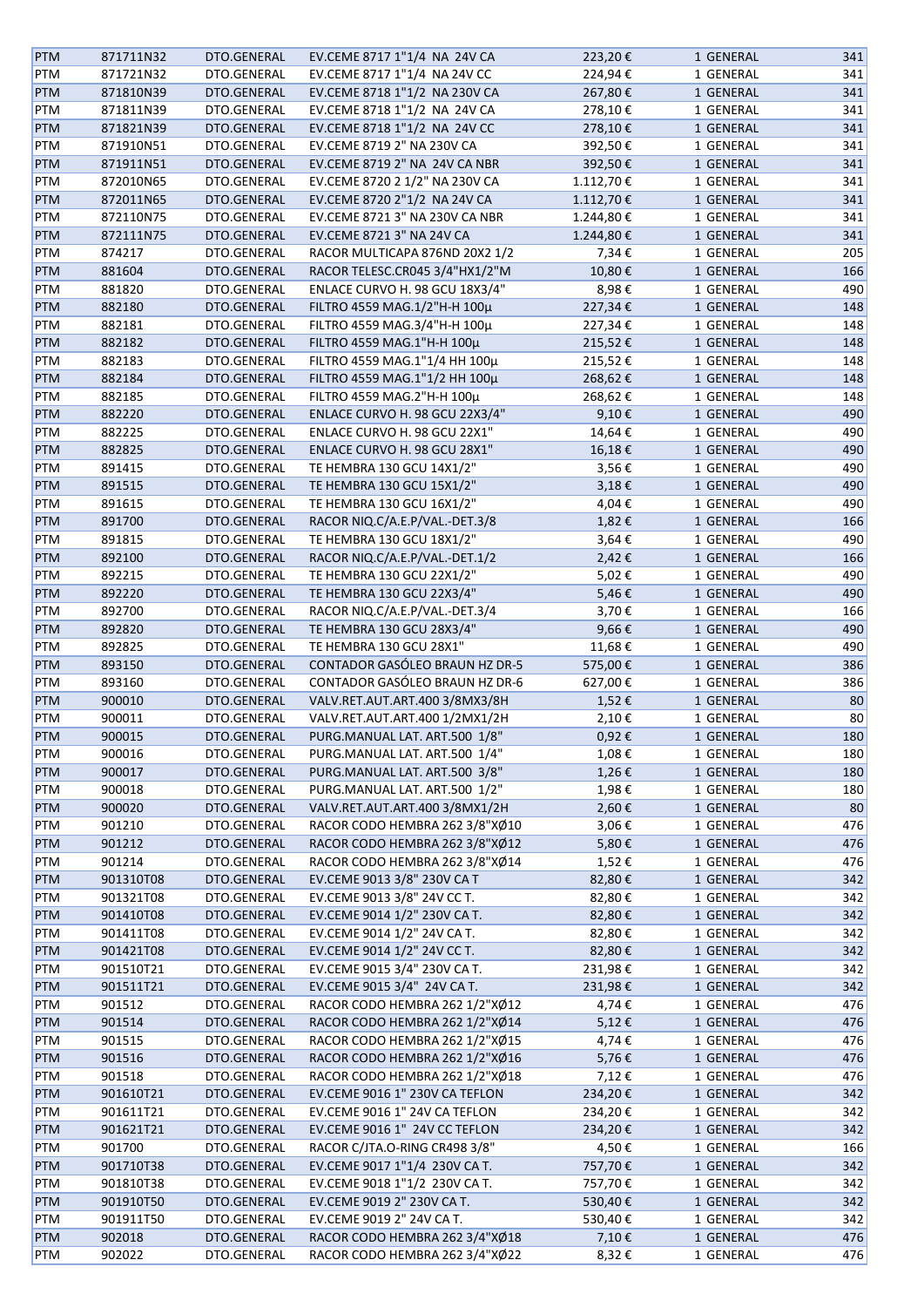| PTM | 871711N32 | DTO.GENERAL | EV.CEME 8717 1"1/4 NA 24V CA | 223,20 € | 1 GENERAL | 341 |
|---|---|---|---|---|---|---|
| PTM | 871721N32 | DTO.GENERAL | EV.CEME 8717 1"1/4 NA 24V CC | 224,94 € | 1 GENERAL | 341 |
| PTM | 871810N39 | DTO.GENERAL | EV.CEME 8718 1"1/2 NA 230V CA | 267,80 € | 1 GENERAL | 341 |
| PTM | 871811N39 | DTO.GENERAL | EV.CEME 8718 1"1/2 NA 24V CA | 278,10 € | 1 GENERAL | 341 |
| PTM | 871821N39 | DTO.GENERAL | EV.CEME 8718 1"1/2 NA 24V CC | 278,10 € | 1 GENERAL | 341 |
| PTM | 871910N51 | DTO.GENERAL | EV.CEME 8719 2" NA 230V CA | 392,50 € | 1 GENERAL | 341 |
| PTM | 871911N51 | DTO.GENERAL | EV.CEME 8719 2" NA 24V CA NBR | 392,50 € | 1 GENERAL | 341 |
| PTM | 872010N65 | DTO.GENERAL | EV.CEME 8720 2 1/2" NA 230V CA | 1.112,70 € | 1 GENERAL | 341 |
| PTM | 872011N65 | DTO.GENERAL | EV.CEME 8720 2"1/2 NA 24V CA | 1.112,70 € | 1 GENERAL | 341 |
| PTM | 872110N75 | DTO.GENERAL | EV.CEME 8721 3" NA 230V CA NBR | 1.244,80 € | 1 GENERAL | 341 |
| PTM | 872111N75 | DTO.GENERAL | EV.CEME 8721 3" NA 24V CA | 1.244,80 € | 1 GENERAL | 341 |
| PTM | 874217 | DTO.GENERAL | RACOR MULTICAPA 876ND 20X2 1/2 | 7,34 € | 1 GENERAL | 205 |
| PTM | 881604 | DTO.GENERAL | RACOR TELESC.CR045 3/4"HX1/2"M | 10,80 € | 1 GENERAL | 166 |
| PTM | 881820 | DTO.GENERAL | ENLACE CURVO H. 98 GCU 18X3/4" | 8,98 € | 1 GENERAL | 490 |
| PTM | 882180 | DTO.GENERAL | FILTRO 4559 MAG.1/2"H-H 100µ | 227,34 € | 1 GENERAL | 148 |
| PTM | 882181 | DTO.GENERAL | FILTRO 4559 MAG.3/4"H-H 100µ | 227,34 € | 1 GENERAL | 148 |
| PTM | 882182 | DTO.GENERAL | FILTRO 4559 MAG.1"H-H 100µ | 215,52 € | 1 GENERAL | 148 |
| PTM | 882183 | DTO.GENERAL | FILTRO 4559 MAG.1"1/4 HH 100µ | 215,52 € | 1 GENERAL | 148 |
| PTM | 882184 | DTO.GENERAL | FILTRO 4559 MAG.1"1/2 HH 100µ | 268,62 € | 1 GENERAL | 148 |
| PTM | 882185 | DTO.GENERAL | FILTRO 4559 MAG.2"H-H 100µ | 268,62 € | 1 GENERAL | 148 |
| PTM | 882220 | DTO.GENERAL | ENLACE CURVO H. 98 GCU 22X3/4" | 9,10 € | 1 GENERAL | 490 |
| PTM | 882225 | DTO.GENERAL | ENLACE CURVO H. 98 GCU 22X1" | 14,64 € | 1 GENERAL | 490 |
| PTM | 882825 | DTO.GENERAL | ENLACE CURVO H. 98 GCU 28X1" | 16,18 € | 1 GENERAL | 490 |
| PTM | 891415 | DTO.GENERAL | TE HEMBRA 130 GCU 14X1/2" | 3,56 € | 1 GENERAL | 490 |
| PTM | 891515 | DTO.GENERAL | TE HEMBRA 130 GCU 15X1/2" | 3,18 € | 1 GENERAL | 490 |
| PTM | 891615 | DTO.GENERAL | TE HEMBRA 130 GCU 16X1/2" | 4,04 € | 1 GENERAL | 490 |
| PTM | 891700 | DTO.GENERAL | RACOR NIQ.C/A.E.P/VAL.-DET.3/8 | 1,82 € | 1 GENERAL | 166 |
| PTM | 891815 | DTO.GENERAL | TE HEMBRA 130 GCU 18X1/2" | 3,64 € | 1 GENERAL | 490 |
| PTM | 892100 | DTO.GENERAL | RACOR NIQ.C/A.E.P/VAL.-DET.1/2 | 2,42 € | 1 GENERAL | 166 |
| PTM | 892215 | DTO.GENERAL | TE HEMBRA 130 GCU 22X1/2" | 5,02 € | 1 GENERAL | 490 |
| PTM | 892220 | DTO.GENERAL | TE HEMBRA 130 GCU 22X3/4" | 5,46 € | 1 GENERAL | 490 |
| PTM | 892700 | DTO.GENERAL | RACOR NIQ.C/A.E.P/VAL.-DET.3/4 | 3,70 € | 1 GENERAL | 166 |
| PTM | 892820 | DTO.GENERAL | TE HEMBRA 130 GCU 28X3/4" | 9,66 € | 1 GENERAL | 490 |
| PTM | 892825 | DTO.GENERAL | TE HEMBRA 130 GCU 28X1" | 11,68 € | 1 GENERAL | 490 |
| PTM | 893150 | DTO.GENERAL | CONTADOR GASÓLEO BRAUN HZ DR-5 | 575,00 € | 1 GENERAL | 386 |
| PTM | 893160 | DTO.GENERAL | CONTADOR GASÓLEO BRAUN HZ DR-6 | 627,00 € | 1 GENERAL | 386 |
| PTM | 900010 | DTO.GENERAL | VALV.RET.AUT.ART.400 3/8MX3/8H | 1,52 € | 1 GENERAL | 80 |
| PTM | 900011 | DTO.GENERAL | VALV.RET.AUT.ART.400 1/2MX1/2H | 2,10 € | 1 GENERAL | 80 |
| PTM | 900015 | DTO.GENERAL | PURG.MANUAL LAT. ART.500 1/8" | 0,92 € | 1 GENERAL | 180 |
| PTM | 900016 | DTO.GENERAL | PURG.MANUAL LAT. ART.500 1/4" | 1,08 € | 1 GENERAL | 180 |
| PTM | 900017 | DTO.GENERAL | PURG.MANUAL LAT. ART.500 3/8" | 1,26 € | 1 GENERAL | 180 |
| PTM | 900018 | DTO.GENERAL | PURG.MANUAL LAT. ART.500 1/2" | 1,98 € | 1 GENERAL | 180 |
| PTM | 900020 | DTO.GENERAL | VALV.RET.AUT.ART.400 3/8MX1/2H | 2,60 € | 1 GENERAL | 80 |
| PTM | 901210 | DTO.GENERAL | RACOR CODO HEMBRA 262 3/8"XØ10 | 3,06 € | 1 GENERAL | 476 |
| PTM | 901212 | DTO.GENERAL | RACOR CODO HEMBRA 262 3/8"XØ12 | 5,80 € | 1 GENERAL | 476 |
| PTM | 901214 | DTO.GENERAL | RACOR CODO HEMBRA 262 3/8"XØ14 | 1,52 € | 1 GENERAL | 476 |
| PTM | 901310T08 | DTO.GENERAL | EV.CEME 9013 3/8" 230V CA T | 82,80 € | 1 GENERAL | 342 |
| PTM | 901321T08 | DTO.GENERAL | EV.CEME 9013 3/8" 24V CC T. | 82,80 € | 1 GENERAL | 342 |
| PTM | 901410T08 | DTO.GENERAL | EV.CEME 9014 1/2" 230V CA T. | 82,80 € | 1 GENERAL | 342 |
| PTM | 901411T08 | DTO.GENERAL | EV.CEME 9014 1/2" 24V CA T. | 82,80 € | 1 GENERAL | 342 |
| PTM | 901421T08 | DTO.GENERAL | EV.CEME 9014 1/2" 24V CC T. | 82,80 € | 1 GENERAL | 342 |
| PTM | 901510T21 | DTO.GENERAL | EV.CEME 9015 3/4" 230V CA T. | 231,98 € | 1 GENERAL | 342 |
| PTM | 901511T21 | DTO.GENERAL | EV.CEME 9015 3/4" 24V CA T. | 231,98 € | 1 GENERAL | 342 |
| PTM | 901512 | DTO.GENERAL | RACOR CODO HEMBRA 262 1/2"XØ12 | 4,74 € | 1 GENERAL | 476 |
| PTM | 901514 | DTO.GENERAL | RACOR CODO HEMBRA 262 1/2"XØ14 | 5,12 € | 1 GENERAL | 476 |
| PTM | 901515 | DTO.GENERAL | RACOR CODO HEMBRA 262 1/2"XØ15 | 4,74 € | 1 GENERAL | 476 |
| PTM | 901516 | DTO.GENERAL | RACOR CODO HEMBRA 262 1/2"XØ16 | 5,76 € | 1 GENERAL | 476 |
| PTM | 901518 | DTO.GENERAL | RACOR CODO HEMBRA 262 1/2"XØ18 | 7,12 € | 1 GENERAL | 476 |
| PTM | 901610T21 | DTO.GENERAL | EV.CEME 9016 1" 230V CA TEFLON | 234,20 € | 1 GENERAL | 342 |
| PTM | 901611T21 | DTO.GENERAL | EV.CEME 9016 1" 24V CA TEFLON | 234,20 € | 1 GENERAL | 342 |
| PTM | 901621T21 | DTO.GENERAL | EV.CEME 9016 1" 24V CC TEFLON | 234,20 € | 1 GENERAL | 342 |
| PTM | 901700 | DTO.GENERAL | RACOR C/JTA.O-RING CR498 3/8" | 4,50 € | 1 GENERAL | 166 |
| PTM | 901710T38 | DTO.GENERAL | EV.CEME 9017 1"1/4 230V CA T. | 757,70 € | 1 GENERAL | 342 |
| PTM | 901810T38 | DTO.GENERAL | EV.CEME 9018 1"1/2 230V CA T. | 757,70 € | 1 GENERAL | 342 |
| PTM | 901910T50 | DTO.GENERAL | EV.CEME 9019 2" 230V CA T. | 530,40 € | 1 GENERAL | 342 |
| PTM | 901911T50 | DTO.GENERAL | EV.CEME 9019 2" 24V CA T. | 530,40 € | 1 GENERAL | 342 |
| PTM | 902018 | DTO.GENERAL | RACOR CODO HEMBRA 262 3/4"XØ18 | 7,10 € | 1 GENERAL | 476 |
| PTM | 902022 | DTO.GENERAL | RACOR CODO HEMBRA 262 3/4"XØ22 | 8,32 € | 1 GENERAL | 476 |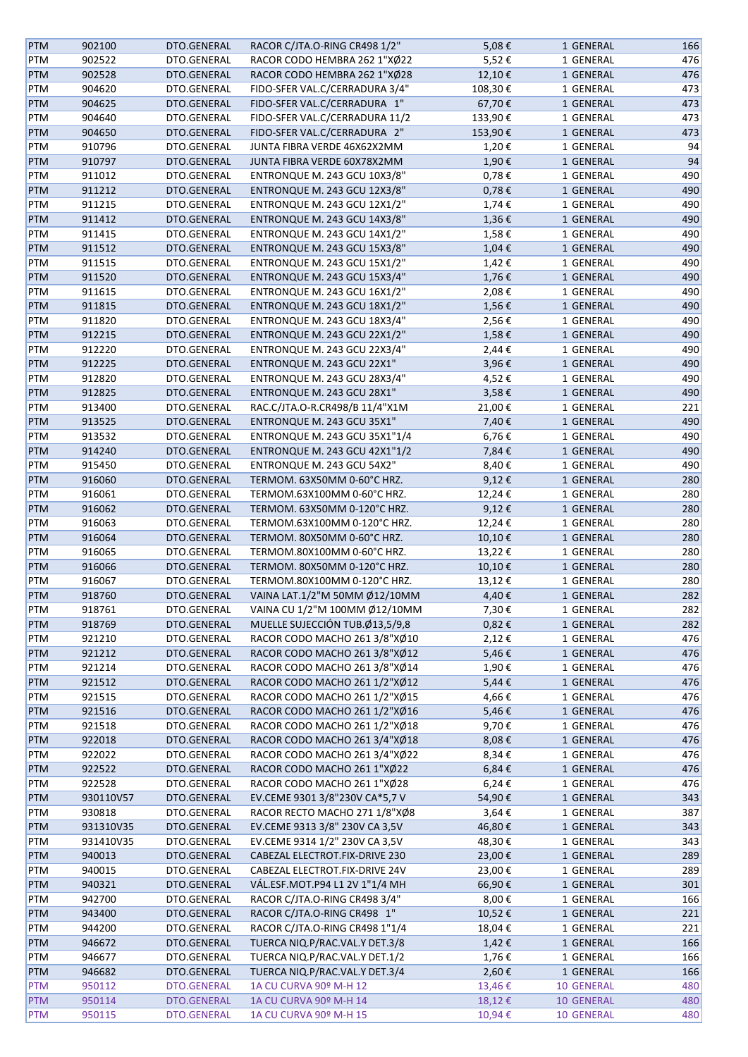| PTM | 902100 | DTO.GENERAL | RACOR C/JTA.O-RING CR498 1/2" | 5,08 € | 1 GENERAL | 166 |
|---|---|---|---|---|---|---|
| PTM | 902522 | DTO.GENERAL | RACOR CODO HEMBRA 262 1"XØ22 | 5,52 € | 1 GENERAL | 476 |
| PTM | 902528 | DTO.GENERAL | RACOR CODO HEMBRA 262 1"XØ28 | 12,10 € | 1 GENERAL | 476 |
| PTM | 904620 | DTO.GENERAL | FIDO-SFER VAL.C/CERRADURA 3/4" | 108,30 € | 1 GENERAL | 473 |
| PTM | 904625 | DTO.GENERAL | FIDO-SFER VAL.C/CERRADURA 1" | 67,70 € | 1 GENERAL | 473 |
| PTM | 904640 | DTO.GENERAL | FIDO-SFER VAL.C/CERRADURA 11/2 | 133,90 € | 1 GENERAL | 473 |
| PTM | 904650 | DTO.GENERAL | FIDO-SFER VAL.C/CERRADURA 2" | 153,90 € | 1 GENERAL | 473 |
| PTM | 910796 | DTO.GENERAL | JUNTA FIBRA VERDE 46X62X2MM | 1,20 € | 1 GENERAL | 94 |
| PTM | 910797 | DTO.GENERAL | JUNTA FIBRA VERDE 60X78X2MM | 1,90 € | 1 GENERAL | 94 |
| PTM | 911012 | DTO.GENERAL | ENTRONQUE M. 243 GCU 10X3/8" | 0,78 € | 1 GENERAL | 490 |
| PTM | 911212 | DTO.GENERAL | ENTRONQUE M. 243 GCU 12X3/8" | 0,78 € | 1 GENERAL | 490 |
| PTM | 911215 | DTO.GENERAL | ENTRONQUE M. 243 GCU 12X1/2" | 1,74 € | 1 GENERAL | 490 |
| PTM | 911412 | DTO.GENERAL | ENTRONQUE M. 243 GCU 14X3/8" | 1,36 € | 1 GENERAL | 490 |
| PTM | 911415 | DTO.GENERAL | ENTRONQUE M. 243 GCU 14X1/2" | 1,58 € | 1 GENERAL | 490 |
| PTM | 911512 | DTO.GENERAL | ENTRONQUE M. 243 GCU 15X3/8" | 1,04 € | 1 GENERAL | 490 |
| PTM | 911515 | DTO.GENERAL | ENTRONQUE M. 243 GCU 15X1/2" | 1,42 € | 1 GENERAL | 490 |
| PTM | 911520 | DTO.GENERAL | ENTRONQUE M. 243 GCU 15X3/4" | 1,76 € | 1 GENERAL | 490 |
| PTM | 911615 | DTO.GENERAL | ENTRONQUE M. 243 GCU 16X1/2" | 2,08 € | 1 GENERAL | 490 |
| PTM | 911815 | DTO.GENERAL | ENTRONQUE M. 243 GCU 18X1/2" | 1,56 € | 1 GENERAL | 490 |
| PTM | 911820 | DTO.GENERAL | ENTRONQUE M. 243 GCU 18X3/4" | 2,56 € | 1 GENERAL | 490 |
| PTM | 912215 | DTO.GENERAL | ENTRONQUE M. 243 GCU 22X1/2" | 1,58 € | 1 GENERAL | 490 |
| PTM | 912220 | DTO.GENERAL | ENTRONQUE M. 243 GCU 22X3/4" | 2,44 € | 1 GENERAL | 490 |
| PTM | 912225 | DTO.GENERAL | ENTRONQUE M. 243 GCU 22X1" | 3,96 € | 1 GENERAL | 490 |
| PTM | 912820 | DTO.GENERAL | ENTRONQUE M. 243 GCU 28X3/4" | 4,52 € | 1 GENERAL | 490 |
| PTM | 912825 | DTO.GENERAL | ENTRONQUE M. 243 GCU 28X1" | 3,58 € | 1 GENERAL | 490 |
| PTM | 913400 | DTO.GENERAL | RAC.C/JTA.O-R.CR498/B 11/4"X1M | 21,00 € | 1 GENERAL | 221 |
| PTM | 913525 | DTO.GENERAL | ENTRONQUE M. 243 GCU 35X1" | 7,40 € | 1 GENERAL | 490 |
| PTM | 913532 | DTO.GENERAL | ENTRONQUE M. 243 GCU 35X1"1/4 | 6,76 € | 1 GENERAL | 490 |
| PTM | 914240 | DTO.GENERAL | ENTRONQUE M. 243 GCU 42X1"1/2 | 7,84 € | 1 GENERAL | 490 |
| PTM | 915450 | DTO.GENERAL | ENTRONQUE M. 243 GCU 54X2" | 8,40 € | 1 GENERAL | 490 |
| PTM | 916060 | DTO.GENERAL | TERMOM. 63X50MM 0-60°C HRZ. | 9,12 € | 1 GENERAL | 280 |
| PTM | 916061 | DTO.GENERAL | TERMOM.63X100MM 0-60°C HRZ. | 12,24 € | 1 GENERAL | 280 |
| PTM | 916062 | DTO.GENERAL | TERMOM. 63X50MM 0-120°C HRZ. | 9,12 € | 1 GENERAL | 280 |
| PTM | 916063 | DTO.GENERAL | TERMOM.63X100MM 0-120°C HRZ. | 12,24 € | 1 GENERAL | 280 |
| PTM | 916064 | DTO.GENERAL | TERMOM. 80X50MM 0-60°C HRZ. | 10,10 € | 1 GENERAL | 280 |
| PTM | 916065 | DTO.GENERAL | TERMOM.80X100MM 0-60°C HRZ. | 13,22 € | 1 GENERAL | 280 |
| PTM | 916066 | DTO.GENERAL | TERMOM. 80X50MM 0-120°C HRZ. | 10,10 € | 1 GENERAL | 280 |
| PTM | 916067 | DTO.GENERAL | TERMOM.80X100MM 0-120°C HRZ. | 13,12 € | 1 GENERAL | 280 |
| PTM | 918760 | DTO.GENERAL | VAINA LAT.1/2"M 50MM Ø12/10MM | 4,40 € | 1 GENERAL | 282 |
| PTM | 918761 | DTO.GENERAL | VAINA CU 1/2"M 100MM Ø12/10MM | 7,30 € | 1 GENERAL | 282 |
| PTM | 918769 | DTO.GENERAL | MUELLE SUJECCIÓN TUB.Ø13,5/9,8 | 0,82 € | 1 GENERAL | 282 |
| PTM | 921210 | DTO.GENERAL | RACOR CODO MACHO 261 3/8"XØ10 | 2,12 € | 1 GENERAL | 476 |
| PTM | 921212 | DTO.GENERAL | RACOR CODO MACHO 261 3/8"XØ12 | 5,46 € | 1 GENERAL | 476 |
| PTM | 921214 | DTO.GENERAL | RACOR CODO MACHO 261 3/8"XØ14 | 1,90 € | 1 GENERAL | 476 |
| PTM | 921512 | DTO.GENERAL | RACOR CODO MACHO 261 1/2"XØ12 | 5,44 € | 1 GENERAL | 476 |
| PTM | 921515 | DTO.GENERAL | RACOR CODO MACHO 261 1/2"XØ15 | 4,66 € | 1 GENERAL | 476 |
| PTM | 921516 | DTO.GENERAL | RACOR CODO MACHO 261 1/2"XØ16 | 5,46 € | 1 GENERAL | 476 |
| PTM | 921518 | DTO.GENERAL | RACOR CODO MACHO 261 1/2"XØ18 | 9,70 € | 1 GENERAL | 476 |
| PTM | 922018 | DTO.GENERAL | RACOR CODO MACHO 261 3/4"XØ18 | 8,08 € | 1 GENERAL | 476 |
| PTM | 922022 | DTO.GENERAL | RACOR CODO MACHO 261 3/4"XØ22 | 8,34 € | 1 GENERAL | 476 |
| PTM | 922522 | DTO.GENERAL | RACOR CODO MACHO 261 1"XØ22 | 6,84 € | 1 GENERAL | 476 |
| PTM | 922528 | DTO.GENERAL | RACOR CODO MACHO 261 1"XØ28 | 6,24 € | 1 GENERAL | 476 |
| PTM | 930110V57 | DTO.GENERAL | EV.CEME 9301 3/8"230V CA*5,7 V | 54,90 € | 1 GENERAL | 343 |
| PTM | 930818 | DTO.GENERAL | RACOR RECTO MACHO 271 1/8"XØ8 | 3,64 € | 1 GENERAL | 387 |
| PTM | 931310V35 | DTO.GENERAL | EV.CEME 9313 3/8" 230V CA 3,5V | 46,80 € | 1 GENERAL | 343 |
| PTM | 931410V35 | DTO.GENERAL | EV.CEME 9314 1/2" 230V CA 3,5V | 48,30 € | 1 GENERAL | 343 |
| PTM | 940013 | DTO.GENERAL | CABEZAL ELECTROT.FIX-DRIVE 230 | 23,00 € | 1 GENERAL | 289 |
| PTM | 940015 | DTO.GENERAL | CABEZAL ELECTROT.FIX-DRIVE 24V | 23,00 € | 1 GENERAL | 289 |
| PTM | 940321 | DTO.GENERAL | VÁL.ESF.MOT.P94 L1 2V 1"1/4 MH | 66,90 € | 1 GENERAL | 301 |
| PTM | 942700 | DTO.GENERAL | RACOR C/JTA.O-RING CR498 3/4" | 8,00 € | 1 GENERAL | 166 |
| PTM | 943400 | DTO.GENERAL | RACOR C/JTA.O-RING CR498 1" | 10,52 € | 1 GENERAL | 221 |
| PTM | 944200 | DTO.GENERAL | RACOR C/JTA.O-RING CR498 1"1/4 | 18,04 € | 1 GENERAL | 221 |
| PTM | 946672 | DTO.GENERAL | TUERCA NIQ.P/RAC.VAL.Y DET.3/8 | 1,42 € | 1 GENERAL | 166 |
| PTM | 946677 | DTO.GENERAL | TUERCA NIQ.P/RAC.VAL.Y DET.1/2 | 1,76 € | 1 GENERAL | 166 |
| PTM | 946682 | DTO.GENERAL | TUERCA NIQ.P/RAC.VAL.Y DET.3/4 | 2,60 € | 1 GENERAL | 166 |
| PTM | 950112 | DTO.GENERAL | 1A CU CURVA 90º M-H 12 | 13,46 € | 10 GENERAL | 480 |
| PTM | 950114 | DTO.GENERAL | 1A CU CURVA 90º M-H 14 | 18,12 € | 10 GENERAL | 480 |
| PTM | 950115 | DTO.GENERAL | 1A CU CURVA 90º M-H 15 | 10,94 € | 10 GENERAL | 480 |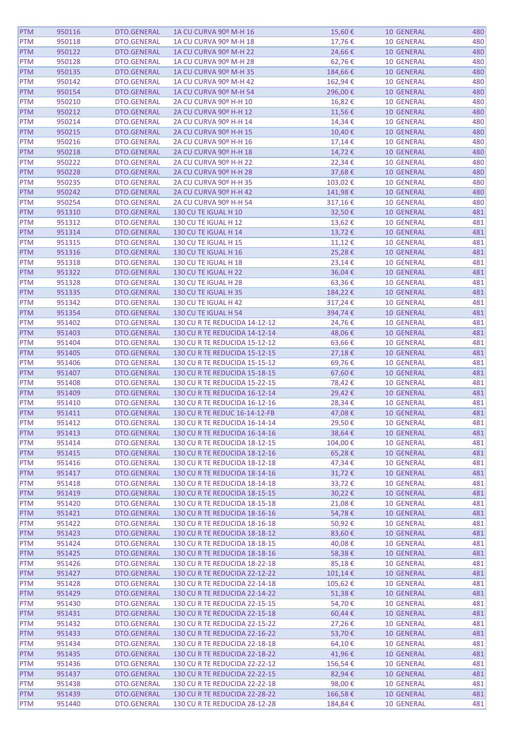| | | | | | | |
|---|---|---|---|---|---|---|
| PTM | 950116 | DTO.GENERAL | 1A CU CURVA 90º M-H 16 | 15,60 € | 10 GENERAL | 480 |
| PTM | 950118 | DTO.GENERAL | 1A CU CURVA 90º M-H 18 | 17,76 € | 10 GENERAL | 480 |
| PTM | 950122 | DTO.GENERAL | 1A CU CURVA 90º M-H 22 | 24,66 € | 10 GENERAL | 480 |
| PTM | 950128 | DTO.GENERAL | 1A CU CURVA 90º M-H 28 | 62,76 € | 10 GENERAL | 480 |
| PTM | 950135 | DTO.GENERAL | 1A CU CURVA 90º M-H 35 | 184,66 € | 10 GENERAL | 480 |
| PTM | 950142 | DTO.GENERAL | 1A CU CURVA 90º M-H 42 | 162,94 € | 10 GENERAL | 480 |
| PTM | 950154 | DTO.GENERAL | 1A CU CURVA 90º M-H 54 | 296,00 € | 10 GENERAL | 480 |
| PTM | 950210 | DTO.GENERAL | 2A CU CURVA 90º H-H 10 | 16,82 € | 10 GENERAL | 480 |
| PTM | 950212 | DTO.GENERAL | 2A CU CURVA 90º H-H 12 | 11,56 € | 10 GENERAL | 480 |
| PTM | 950214 | DTO.GENERAL | 2A CU CURVA 90º H-H 14 | 14,34 € | 10 GENERAL | 480 |
| PTM | 950215 | DTO.GENERAL | 2A CU CURVA 90º H-H 15 | 10,40 € | 10 GENERAL | 480 |
| PTM | 950216 | DTO.GENERAL | 2A CU CURVA 90º H-H 16 | 17,14 € | 10 GENERAL | 480 |
| PTM | 950218 | DTO.GENERAL | 2A CU CURVA 90º H-H 18 | 14,72 € | 10 GENERAL | 480 |
| PTM | 950222 | DTO.GENERAL | 2A CU CURVA 90º H-H 22 | 22,34 € | 10 GENERAL | 480 |
| PTM | 950228 | DTO.GENERAL | 2A CU CURVA 90º H-H 28 | 37,68 € | 10 GENERAL | 480 |
| PTM | 950235 | DTO.GENERAL | 2A CU CURVA 90º H-H 35 | 103,02 € | 10 GENERAL | 480 |
| PTM | 950242 | DTO.GENERAL | 2A CU CURVA 90º H-H 42 | 141,98 € | 10 GENERAL | 480 |
| PTM | 950254 | DTO.GENERAL | 2A CU CURVA 90º H-H 54 | 317,16 € | 10 GENERAL | 480 |
| PTM | 951310 | DTO.GENERAL | 130 CU TE IGUAL H 10 | 32,50 € | 10 GENERAL | 481 |
| PTM | 951312 | DTO.GENERAL | 130 CU TE IGUAL H 12 | 13,62 € | 10 GENERAL | 481 |
| PTM | 951314 | DTO.GENERAL | 130 CU TE IGUAL H 14 | 13,72 € | 10 GENERAL | 481 |
| PTM | 951315 | DTO.GENERAL | 130 CU TE IGUAL H 15 | 11,12 € | 10 GENERAL | 481 |
| PTM | 951316 | DTO.GENERAL | 130 CU TE IGUAL H 16 | 25,28 € | 10 GENERAL | 481 |
| PTM | 951318 | DTO.GENERAL | 130 CU TE IGUAL H 18 | 23,14 € | 10 GENERAL | 481 |
| PTM | 951322 | DTO.GENERAL | 130 CU TE IGUAL H 22 | 36,04 € | 10 GENERAL | 481 |
| PTM | 951328 | DTO.GENERAL | 130 CU TE IGUAL H 28 | 63,36 € | 10 GENERAL | 481 |
| PTM | 951335 | DTO.GENERAL | 130 CU TE IGUAL H 35 | 184,22 € | 10 GENERAL | 481 |
| PTM | 951342 | DTO.GENERAL | 130 CU TE IGUAL H 42 | 317,24 € | 10 GENERAL | 481 |
| PTM | 951354 | DTO.GENERAL | 130 CU TE IGUAL H 54 | 394,74 € | 10 GENERAL | 481 |
| PTM | 951402 | DTO.GENERAL | 130 CU R TE REDUCIDA 14-12-12 | 24,76 € | 10 GENERAL | 481 |
| PTM | 951403 | DTO.GENERAL | 130 CU R TE REDUCIDA 14-12-14 | 48,06 € | 10 GENERAL | 481 |
| PTM | 951404 | DTO.GENERAL | 130 CU R TE REDUCIDA 15-12-12 | 63,66 € | 10 GENERAL | 481 |
| PTM | 951405 | DTO.GENERAL | 130 CU R TE REDUCIDA 15-12-15 | 27,18 € | 10 GENERAL | 481 |
| PTM | 951406 | DTO.GENERAL | 130 CU R TE REDUCIDA 15-15-12 | 69,76 € | 10 GENERAL | 481 |
| PTM | 951407 | DTO.GENERAL | 130 CU R TE REDUCIDA 15-18-15 | 67,60 € | 10 GENERAL | 481 |
| PTM | 951408 | DTO.GENERAL | 130 CU R TE REDUCIDA 15-22-15 | 78,42 € | 10 GENERAL | 481 |
| PTM | 951409 | DTO.GENERAL | 130 CU R TE REDUCIDA 16-12-14 | 29,42 € | 10 GENERAL | 481 |
| PTM | 951410 | DTO.GENERAL | 130 CU R TE REDUCIDA 16-12-16 | 28,34 € | 10 GENERAL | 481 |
| PTM | 951411 | DTO.GENERAL | 130 CU R TE REDUC 16-14-12-FB | 47,08 € | 10 GENERAL | 481 |
| PTM | 951412 | DTO.GENERAL | 130 CU R TE REDUCIDA 16-14-14 | 29,50 € | 10 GENERAL | 481 |
| PTM | 951413 | DTO.GENERAL | 130 CU R TE REDUCIDA 16-14-16 | 38,64 € | 10 GENERAL | 481 |
| PTM | 951414 | DTO.GENERAL | 130 CU R TE REDUCIDA 18-12-15 | 104,00 € | 10 GENERAL | 481 |
| PTM | 951415 | DTO.GENERAL | 130 CU R TE REDUCIDA 18-12-16 | 65,28 € | 10 GENERAL | 481 |
| PTM | 951416 | DTO.GENERAL | 130 CU R TE REDUCIDA 18-12-18 | 47,34 € | 10 GENERAL | 481 |
| PTM | 951417 | DTO.GENERAL | 130 CU R TE REDUCIDA 18-14-16 | 31,72 € | 10 GENERAL | 481 |
| PTM | 951418 | DTO.GENERAL | 130 CU R TE REDUCIDA 18-14-18 | 33,72 € | 10 GENERAL | 481 |
| PTM | 951419 | DTO.GENERAL | 130 CU R TE REDUCIDA 18-15-15 | 30,22 € | 10 GENERAL | 481 |
| PTM | 951420 | DTO.GENERAL | 130 CU R TE REDUCIDA 18-15-18 | 21,08 € | 10 GENERAL | 481 |
| PTM | 951421 | DTO.GENERAL | 130 CU R TE REDUCIDA 18-16-16 | 54,78 € | 10 GENERAL | 481 |
| PTM | 951422 | DTO.GENERAL | 130 CU R TE REDUCIDA 18-16-18 | 50,92 € | 10 GENERAL | 481 |
| PTM | 951423 | DTO.GENERAL | 130 CU R TE REDUCIDA 18-18-12 | 83,60 € | 10 GENERAL | 481 |
| PTM | 951424 | DTO.GENERAL | 130 CU R TE REDUCIDA 18-18-15 | 40,08 € | 10 GENERAL | 481 |
| PTM | 951425 | DTO.GENERAL | 130 CU R TE REDUCIDA 18-18-16 | 58,38 € | 10 GENERAL | 481 |
| PTM | 951426 | DTO.GENERAL | 130 CU R TE REDUCIDA 18-22-18 | 85,18 € | 10 GENERAL | 481 |
| PTM | 951427 | DTO.GENERAL | 130 CU R TE REDUCIDA 22-12-22 | 101,14 € | 10 GENERAL | 481 |
| PTM | 951428 | DTO.GENERAL | 130 CU R TE REDUCIDA 22-14-18 | 105,62 € | 10 GENERAL | 481 |
| PTM | 951429 | DTO.GENERAL | 130 CU R TE REDUCIDA 22-14-22 | 51,38 € | 10 GENERAL | 481 |
| PTM | 951430 | DTO.GENERAL | 130 CU R TE REDUCIDA 22-15-15 | 54,70 € | 10 GENERAL | 481 |
| PTM | 951431 | DTO.GENERAL | 130 CU R TE REDUCIDA 22-15-18 | 60,44 € | 10 GENERAL | 481 |
| PTM | 951432 | DTO.GENERAL | 130 CU R TE REDUCIDA 22-15-22 | 27,26 € | 10 GENERAL | 481 |
| PTM | 951433 | DTO.GENERAL | 130 CU R TE REDUCIDA 22-16-22 | 53,70 € | 10 GENERAL | 481 |
| PTM | 951434 | DTO.GENERAL | 130 CU R TE REDUCIDA 22-18-18 | 64,10 € | 10 GENERAL | 481 |
| PTM | 951435 | DTO.GENERAL | 130 CU R TE REDUCIDA 22-18-22 | 41,96 € | 10 GENERAL | 481 |
| PTM | 951436 | DTO.GENERAL | 130 CU R TE REDUCIDA 22-22-12 | 156,54 € | 10 GENERAL | 481 |
| PTM | 951437 | DTO.GENERAL | 130 CU R TE REDUCIDA 22-22-15 | 82,94 € | 10 GENERAL | 481 |
| PTM | 951438 | DTO.GENERAL | 130 CU R TE REDUCIDA 22-22-18 | 98,00 € | 10 GENERAL | 481 |
| PTM | 951439 | DTO.GENERAL | 130 CU R TE REDUCIDA 22-28-22 | 166,58 € | 10 GENERAL | 481 |
| PTM | 951440 | DTO.GENERAL | 130 CU R TE REDUCIDA 28-12-28 | 184,84 € | 10 GENERAL | 481 |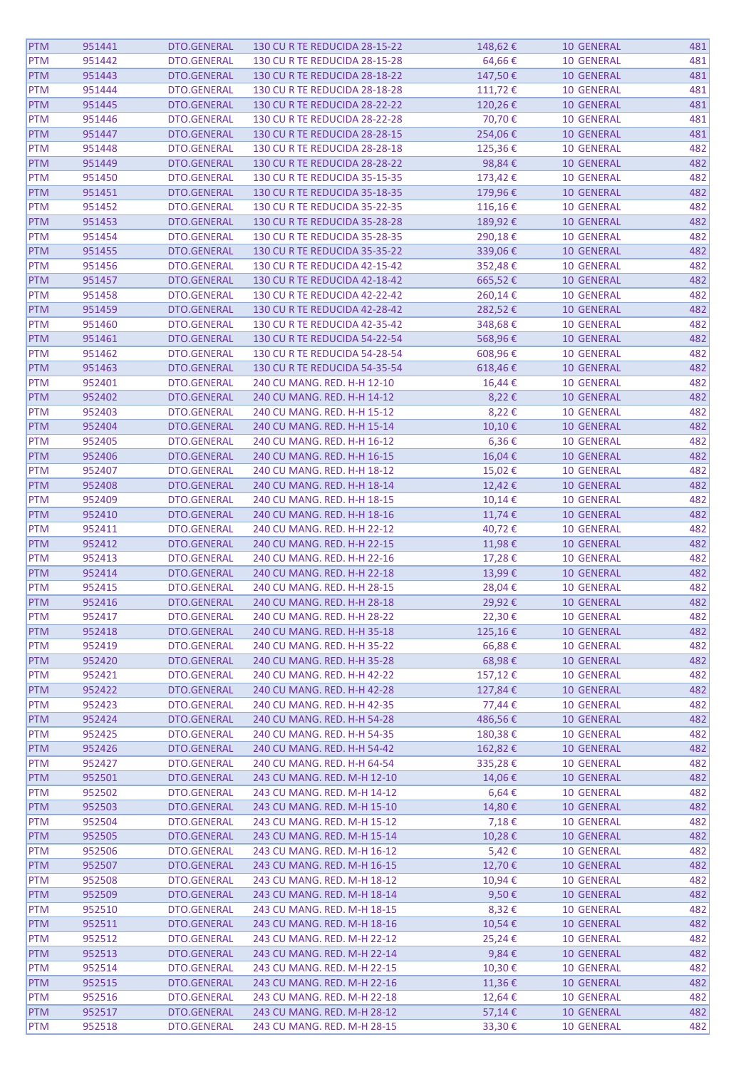| PTM | 951441 | DTO.GENERAL | 130 CU R TE REDUCIDA 28-15-22 | 148,62 € | 10 GENERAL | 481 |
|---|---|---|---|---|---|---|
| PTM | 951442 | DTO.GENERAL | 130 CU R TE REDUCIDA 28-15-28 | 64,66 € | 10 GENERAL | 481 |
| PTM | 951443 | DTO.GENERAL | 130 CU R TE REDUCIDA 28-18-22 | 147,50 € | 10 GENERAL | 481 |
| PTM | 951444 | DTO.GENERAL | 130 CU R TE REDUCIDA 28-18-28 | 111,72 € | 10 GENERAL | 481 |
| PTM | 951445 | DTO.GENERAL | 130 CU R TE REDUCIDA 28-22-22 | 120,26 € | 10 GENERAL | 481 |
| PTM | 951446 | DTO.GENERAL | 130 CU R TE REDUCIDA 28-22-28 | 70,70 € | 10 GENERAL | 481 |
| PTM | 951447 | DTO.GENERAL | 130 CU R TE REDUCIDA 28-28-15 | 254,06 € | 10 GENERAL | 481 |
| PTM | 951448 | DTO.GENERAL | 130 CU R TE REDUCIDA 28-28-18 | 125,36 € | 10 GENERAL | 482 |
| PTM | 951449 | DTO.GENERAL | 130 CU R TE REDUCIDA 28-28-22 | 98,84 € | 10 GENERAL | 482 |
| PTM | 951450 | DTO.GENERAL | 130 CU R TE REDUCIDA 35-15-35 | 173,42 € | 10 GENERAL | 482 |
| PTM | 951451 | DTO.GENERAL | 130 CU R TE REDUCIDA 35-18-35 | 179,96 € | 10 GENERAL | 482 |
| PTM | 951452 | DTO.GENERAL | 130 CU R TE REDUCIDA 35-22-35 | 116,16 € | 10 GENERAL | 482 |
| PTM | 951453 | DTO.GENERAL | 130 CU R TE REDUCIDA 35-28-28 | 189,92 € | 10 GENERAL | 482 |
| PTM | 951454 | DTO.GENERAL | 130 CU R TE REDUCIDA 35-28-35 | 290,18 € | 10 GENERAL | 482 |
| PTM | 951455 | DTO.GENERAL | 130 CU R TE REDUCIDA 35-35-22 | 339,06 € | 10 GENERAL | 482 |
| PTM | 951456 | DTO.GENERAL | 130 CU R TE REDUCIDA 42-15-42 | 352,48 € | 10 GENERAL | 482 |
| PTM | 951457 | DTO.GENERAL | 130 CU R TE REDUCIDA 42-18-42 | 665,52 € | 10 GENERAL | 482 |
| PTM | 951458 | DTO.GENERAL | 130 CU R TE REDUCIDA 42-22-42 | 260,14 € | 10 GENERAL | 482 |
| PTM | 951459 | DTO.GENERAL | 130 CU R TE REDUCIDA 42-28-42 | 282,52 € | 10 GENERAL | 482 |
| PTM | 951460 | DTO.GENERAL | 130 CU R TE REDUCIDA 42-35-42 | 348,68 € | 10 GENERAL | 482 |
| PTM | 951461 | DTO.GENERAL | 130 CU R TE REDUCIDA 54-22-54 | 568,96 € | 10 GENERAL | 482 |
| PTM | 951462 | DTO.GENERAL | 130 CU R TE REDUCIDA 54-28-54 | 608,96 € | 10 GENERAL | 482 |
| PTM | 951463 | DTO.GENERAL | 130 CU R TE REDUCIDA 54-35-54 | 618,46 € | 10 GENERAL | 482 |
| PTM | 952401 | DTO.GENERAL | 240 CU MANG. RED. H-H 12-10 | 16,44 € | 10 GENERAL | 482 |
| PTM | 952402 | DTO.GENERAL | 240 CU MANG. RED. H-H 14-12 | 8,22 € | 10 GENERAL | 482 |
| PTM | 952403 | DTO.GENERAL | 240 CU MANG. RED. H-H 15-12 | 8,22 € | 10 GENERAL | 482 |
| PTM | 952404 | DTO.GENERAL | 240 CU MANG. RED. H-H 15-14 | 10,10 € | 10 GENERAL | 482 |
| PTM | 952405 | DTO.GENERAL | 240 CU MANG. RED. H-H 16-12 | 6,36 € | 10 GENERAL | 482 |
| PTM | 952406 | DTO.GENERAL | 240 CU MANG. RED. H-H 16-15 | 16,04 € | 10 GENERAL | 482 |
| PTM | 952407 | DTO.GENERAL | 240 CU MANG. RED. H-H 18-12 | 15,02 € | 10 GENERAL | 482 |
| PTM | 952408 | DTO.GENERAL | 240 CU MANG. RED. H-H 18-14 | 12,42 € | 10 GENERAL | 482 |
| PTM | 952409 | DTO.GENERAL | 240 CU MANG. RED. H-H 18-15 | 10,14 € | 10 GENERAL | 482 |
| PTM | 952410 | DTO.GENERAL | 240 CU MANG. RED. H-H 18-16 | 11,74 € | 10 GENERAL | 482 |
| PTM | 952411 | DTO.GENERAL | 240 CU MANG. RED. H-H 22-12 | 40,72 € | 10 GENERAL | 482 |
| PTM | 952412 | DTO.GENERAL | 240 CU MANG. RED. H-H 22-15 | 11,98 € | 10 GENERAL | 482 |
| PTM | 952413 | DTO.GENERAL | 240 CU MANG. RED. H-H 22-16 | 17,28 € | 10 GENERAL | 482 |
| PTM | 952414 | DTO.GENERAL | 240 CU MANG. RED. H-H 22-18 | 13,99 € | 10 GENERAL | 482 |
| PTM | 952415 | DTO.GENERAL | 240 CU MANG. RED. H-H 28-15 | 28,04 € | 10 GENERAL | 482 |
| PTM | 952416 | DTO.GENERAL | 240 CU MANG. RED. H-H 28-18 | 29,92 € | 10 GENERAL | 482 |
| PTM | 952417 | DTO.GENERAL | 240 CU MANG. RED. H-H 28-22 | 22,30 € | 10 GENERAL | 482 |
| PTM | 952418 | DTO.GENERAL | 240 CU MANG. RED. H-H 35-18 | 125,16 € | 10 GENERAL | 482 |
| PTM | 952419 | DTO.GENERAL | 240 CU MANG. RED. H-H 35-22 | 66,88 € | 10 GENERAL | 482 |
| PTM | 952420 | DTO.GENERAL | 240 CU MANG. RED. H-H 35-28 | 68,98 € | 10 GENERAL | 482 |
| PTM | 952421 | DTO.GENERAL | 240 CU MANG. RED. H-H 42-22 | 157,12 € | 10 GENERAL | 482 |
| PTM | 952422 | DTO.GENERAL | 240 CU MANG. RED. H-H 42-28 | 127,84 € | 10 GENERAL | 482 |
| PTM | 952423 | DTO.GENERAL | 240 CU MANG. RED. H-H 42-35 | 77,44 € | 10 GENERAL | 482 |
| PTM | 952424 | DTO.GENERAL | 240 CU MANG. RED. H-H 54-28 | 486,56 € | 10 GENERAL | 482 |
| PTM | 952425 | DTO.GENERAL | 240 CU MANG. RED. H-H 54-35 | 180,38 € | 10 GENERAL | 482 |
| PTM | 952426 | DTO.GENERAL | 240 CU MANG. RED. H-H 54-42 | 162,82 € | 10 GENERAL | 482 |
| PTM | 952427 | DTO.GENERAL | 240 CU MANG. RED. H-H 64-54 | 335,28 € | 10 GENERAL | 482 |
| PTM | 952501 | DTO.GENERAL | 243 CU MANG. RED. M-H 12-10 | 14,06 € | 10 GENERAL | 482 |
| PTM | 952502 | DTO.GENERAL | 243 CU MANG. RED. M-H 14-12 | 6,64 € | 10 GENERAL | 482 |
| PTM | 952503 | DTO.GENERAL | 243 CU MANG. RED. M-H 15-10 | 14,80 € | 10 GENERAL | 482 |
| PTM | 952504 | DTO.GENERAL | 243 CU MANG. RED. M-H 15-12 | 7,18 € | 10 GENERAL | 482 |
| PTM | 952505 | DTO.GENERAL | 243 CU MANG. RED. M-H 15-14 | 10,28 € | 10 GENERAL | 482 |
| PTM | 952506 | DTO.GENERAL | 243 CU MANG. RED. M-H 16-12 | 5,42 € | 10 GENERAL | 482 |
| PTM | 952507 | DTO.GENERAL | 243 CU MANG. RED. M-H 16-15 | 12,70 € | 10 GENERAL | 482 |
| PTM | 952508 | DTO.GENERAL | 243 CU MANG. RED. M-H 18-12 | 10,94 € | 10 GENERAL | 482 |
| PTM | 952509 | DTO.GENERAL | 243 CU MANG. RED. M-H 18-14 | 9,50 € | 10 GENERAL | 482 |
| PTM | 952510 | DTO.GENERAL | 243 CU MANG. RED. M-H 18-15 | 8,32 € | 10 GENERAL | 482 |
| PTM | 952511 | DTO.GENERAL | 243 CU MANG. RED. M-H 18-16 | 10,54 € | 10 GENERAL | 482 |
| PTM | 952512 | DTO.GENERAL | 243 CU MANG. RED. M-H 22-12 | 25,24 € | 10 GENERAL | 482 |
| PTM | 952513 | DTO.GENERAL | 243 CU MANG. RED. M-H 22-14 | 9,84 € | 10 GENERAL | 482 |
| PTM | 952514 | DTO.GENERAL | 243 CU MANG. RED. M-H 22-15 | 10,30 € | 10 GENERAL | 482 |
| PTM | 952515 | DTO.GENERAL | 243 CU MANG. RED. M-H 22-16 | 11,36 € | 10 GENERAL | 482 |
| PTM | 952516 | DTO.GENERAL | 243 CU MANG. RED. M-H 22-18 | 12,64 € | 10 GENERAL | 482 |
| PTM | 952517 | DTO.GENERAL | 243 CU MANG. RED. M-H 28-12 | 57,14 € | 10 GENERAL | 482 |
| PTM | 952518 | DTO.GENERAL | 243 CU MANG. RED. M-H 28-15 | 33,30 € | 10 GENERAL | 482 |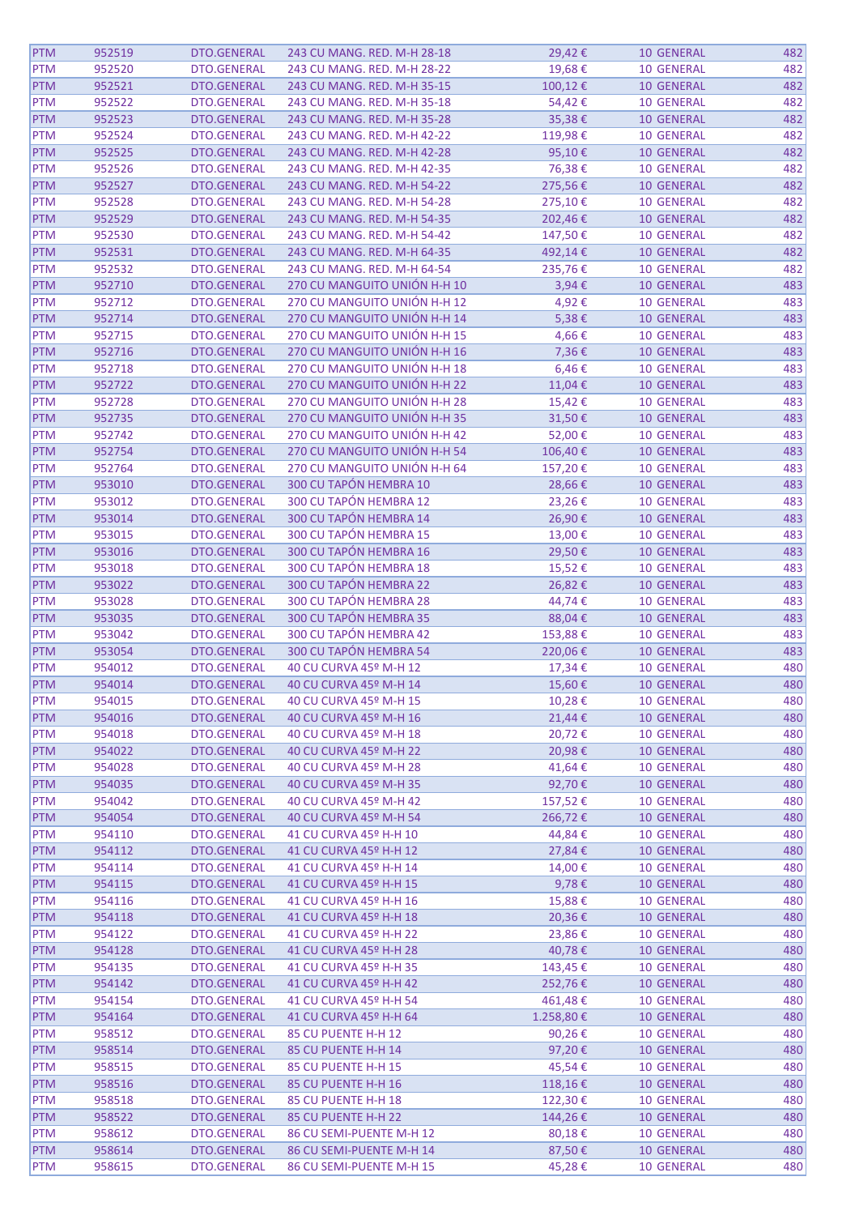| | | | | | | |
|---|---|---|---|---|---|---|
| PTM | 952519 | DTO.GENERAL | 243 CU MANG. RED. M-H 28-18 | 29,42 € | 10 GENERAL | 482 |
| PTM | 952520 | DTO.GENERAL | 243 CU MANG. RED. M-H 28-22 | 19,68 € | 10 GENERAL | 482 |
| PTM | 952521 | DTO.GENERAL | 243 CU MANG. RED. M-H 35-15 | 100,12 € | 10 GENERAL | 482 |
| PTM | 952522 | DTO.GENERAL | 243 CU MANG. RED. M-H 35-18 | 54,42 € | 10 GENERAL | 482 |
| PTM | 952523 | DTO.GENERAL | 243 CU MANG. RED. M-H 35-28 | 35,38 € | 10 GENERAL | 482 |
| PTM | 952524 | DTO.GENERAL | 243 CU MANG. RED. M-H 42-22 | 119,98 € | 10 GENERAL | 482 |
| PTM | 952525 | DTO.GENERAL | 243 CU MANG. RED. M-H 42-28 | 95,10 € | 10 GENERAL | 482 |
| PTM | 952526 | DTO.GENERAL | 243 CU MANG. RED. M-H 42-35 | 76,38 € | 10 GENERAL | 482 |
| PTM | 952527 | DTO.GENERAL | 243 CU MANG. RED. M-H 54-22 | 275,56 € | 10 GENERAL | 482 |
| PTM | 952528 | DTO.GENERAL | 243 CU MANG. RED. M-H 54-28 | 275,10 € | 10 GENERAL | 482 |
| PTM | 952529 | DTO.GENERAL | 243 CU MANG. RED. M-H 54-35 | 202,46 € | 10 GENERAL | 482 |
| PTM | 952530 | DTO.GENERAL | 243 CU MANG. RED. M-H 54-42 | 147,50 € | 10 GENERAL | 482 |
| PTM | 952531 | DTO.GENERAL | 243 CU MANG. RED. M-H 64-35 | 492,14 € | 10 GENERAL | 482 |
| PTM | 952532 | DTO.GENERAL | 243 CU MANG. RED. M-H 64-54 | 235,76 € | 10 GENERAL | 482 |
| PTM | 952710 | DTO.GENERAL | 270 CU MANGUITO UNIÓN H-H 10 | 3,94 € | 10 GENERAL | 483 |
| PTM | 952712 | DTO.GENERAL | 270 CU MANGUITO UNIÓN H-H 12 | 4,92 € | 10 GENERAL | 483 |
| PTM | 952714 | DTO.GENERAL | 270 CU MANGUITO UNIÓN H-H 14 | 5,38 € | 10 GENERAL | 483 |
| PTM | 952715 | DTO.GENERAL | 270 CU MANGUITO UNIÓN H-H 15 | 4,66 € | 10 GENERAL | 483 |
| PTM | 952716 | DTO.GENERAL | 270 CU MANGUITO UNIÓN H-H 16 | 7,36 € | 10 GENERAL | 483 |
| PTM | 952718 | DTO.GENERAL | 270 CU MANGUITO UNIÓN H-H 18 | 6,46 € | 10 GENERAL | 483 |
| PTM | 952722 | DTO.GENERAL | 270 CU MANGUITO UNIÓN H-H 22 | 11,04 € | 10 GENERAL | 483 |
| PTM | 952728 | DTO.GENERAL | 270 CU MANGUITO UNIÓN H-H 28 | 15,42 € | 10 GENERAL | 483 |
| PTM | 952735 | DTO.GENERAL | 270 CU MANGUITO UNIÓN H-H 35 | 31,50 € | 10 GENERAL | 483 |
| PTM | 952742 | DTO.GENERAL | 270 CU MANGUITO UNIÓN H-H 42 | 52,00 € | 10 GENERAL | 483 |
| PTM | 952754 | DTO.GENERAL | 270 CU MANGUITO UNIÓN H-H 54 | 106,40 € | 10 GENERAL | 483 |
| PTM | 952764 | DTO.GENERAL | 270 CU MANGUITO UNIÓN H-H 64 | 157,20 € | 10 GENERAL | 483 |
| PTM | 953010 | DTO.GENERAL | 300 CU TAPÓN HEMBRA 10 | 28,66 € | 10 GENERAL | 483 |
| PTM | 953012 | DTO.GENERAL | 300 CU TAPÓN HEMBRA 12 | 23,26 € | 10 GENERAL | 483 |
| PTM | 953014 | DTO.GENERAL | 300 CU TAPÓN HEMBRA 14 | 26,90 € | 10 GENERAL | 483 |
| PTM | 953015 | DTO.GENERAL | 300 CU TAPÓN HEMBRA 15 | 13,00 € | 10 GENERAL | 483 |
| PTM | 953016 | DTO.GENERAL | 300 CU TAPÓN HEMBRA 16 | 29,50 € | 10 GENERAL | 483 |
| PTM | 953018 | DTO.GENERAL | 300 CU TAPÓN HEMBRA 18 | 15,52 € | 10 GENERAL | 483 |
| PTM | 953022 | DTO.GENERAL | 300 CU TAPÓN HEMBRA 22 | 26,82 € | 10 GENERAL | 483 |
| PTM | 953028 | DTO.GENERAL | 300 CU TAPÓN HEMBRA 28 | 44,74 € | 10 GENERAL | 483 |
| PTM | 953035 | DTO.GENERAL | 300 CU TAPÓN HEMBRA 35 | 88,04 € | 10 GENERAL | 483 |
| PTM | 953042 | DTO.GENERAL | 300 CU TAPÓN HEMBRA 42 | 153,88 € | 10 GENERAL | 483 |
| PTM | 953054 | DTO.GENERAL | 300 CU TAPÓN HEMBRA 54 | 220,06 € | 10 GENERAL | 483 |
| PTM | 954012 | DTO.GENERAL | 40 CU CURVA 45º M-H 12 | 17,34 € | 10 GENERAL | 480 |
| PTM | 954014 | DTO.GENERAL | 40 CU CURVA 45º M-H 14 | 15,60 € | 10 GENERAL | 480 |
| PTM | 954015 | DTO.GENERAL | 40 CU CURVA 45º M-H 15 | 10,28 € | 10 GENERAL | 480 |
| PTM | 954016 | DTO.GENERAL | 40 CU CURVA 45º M-H 16 | 21,44 € | 10 GENERAL | 480 |
| PTM | 954018 | DTO.GENERAL | 40 CU CURVA 45º M-H 18 | 20,72 € | 10 GENERAL | 480 |
| PTM | 954022 | DTO.GENERAL | 40 CU CURVA 45º M-H 22 | 20,98 € | 10 GENERAL | 480 |
| PTM | 954028 | DTO.GENERAL | 40 CU CURVA 45º M-H 28 | 41,64 € | 10 GENERAL | 480 |
| PTM | 954035 | DTO.GENERAL | 40 CU CURVA 45º M-H 35 | 92,70 € | 10 GENERAL | 480 |
| PTM | 954042 | DTO.GENERAL | 40 CU CURVA 45º M-H 42 | 157,52 € | 10 GENERAL | 480 |
| PTM | 954054 | DTO.GENERAL | 40 CU CURVA 45º M-H 54 | 266,72 € | 10 GENERAL | 480 |
| PTM | 954110 | DTO.GENERAL | 41 CU CURVA 45º H-H 10 | 44,84 € | 10 GENERAL | 480 |
| PTM | 954112 | DTO.GENERAL | 41 CU CURVA 45º H-H 12 | 27,84 € | 10 GENERAL | 480 |
| PTM | 954114 | DTO.GENERAL | 41 CU CURVA 45º H-H 14 | 14,00 € | 10 GENERAL | 480 |
| PTM | 954115 | DTO.GENERAL | 41 CU CURVA 45º H-H 15 | 9,78 € | 10 GENERAL | 480 |
| PTM | 954116 | DTO.GENERAL | 41 CU CURVA 45º H-H 16 | 15,88 € | 10 GENERAL | 480 |
| PTM | 954118 | DTO.GENERAL | 41 CU CURVA 45º H-H 18 | 20,36 € | 10 GENERAL | 480 |
| PTM | 954122 | DTO.GENERAL | 41 CU CURVA 45º H-H 22 | 23,86 € | 10 GENERAL | 480 |
| PTM | 954128 | DTO.GENERAL | 41 CU CURVA 45º H-H 28 | 40,78 € | 10 GENERAL | 480 |
| PTM | 954135 | DTO.GENERAL | 41 CU CURVA 45º H-H 35 | 143,45 € | 10 GENERAL | 480 |
| PTM | 954142 | DTO.GENERAL | 41 CU CURVA 45º H-H 42 | 252,76 € | 10 GENERAL | 480 |
| PTM | 954154 | DTO.GENERAL | 41 CU CURVA 45º H-H 54 | 461,48 € | 10 GENERAL | 480 |
| PTM | 954164 | DTO.GENERAL | 41 CU CURVA 45º H-H 64 | 1.258,80 € | 10 GENERAL | 480 |
| PTM | 958512 | DTO.GENERAL | 85 CU PUENTE H-H 12 | 90,26 € | 10 GENERAL | 480 |
| PTM | 958514 | DTO.GENERAL | 85 CU PUENTE H-H 14 | 97,20 € | 10 GENERAL | 480 |
| PTM | 958515 | DTO.GENERAL | 85 CU PUENTE H-H 15 | 45,54 € | 10 GENERAL | 480 |
| PTM | 958516 | DTO.GENERAL | 85 CU PUENTE H-H 16 | 118,16 € | 10 GENERAL | 480 |
| PTM | 958518 | DTO.GENERAL | 85 CU PUENTE H-H 18 | 122,30 € | 10 GENERAL | 480 |
| PTM | 958522 | DTO.GENERAL | 85 CU PUENTE H-H 22 | 144,26 € | 10 GENERAL | 480 |
| PTM | 958612 | DTO.GENERAL | 86 CU SEMI-PUENTE M-H 12 | 80,18 € | 10 GENERAL | 480 |
| PTM | 958614 | DTO.GENERAL | 86 CU SEMI-PUENTE M-H 14 | 87,50 € | 10 GENERAL | 480 |
| PTM | 958615 | DTO.GENERAL | 86 CU SEMI-PUENTE M-H 15 | 45,28 € | 10 GENERAL | 480 |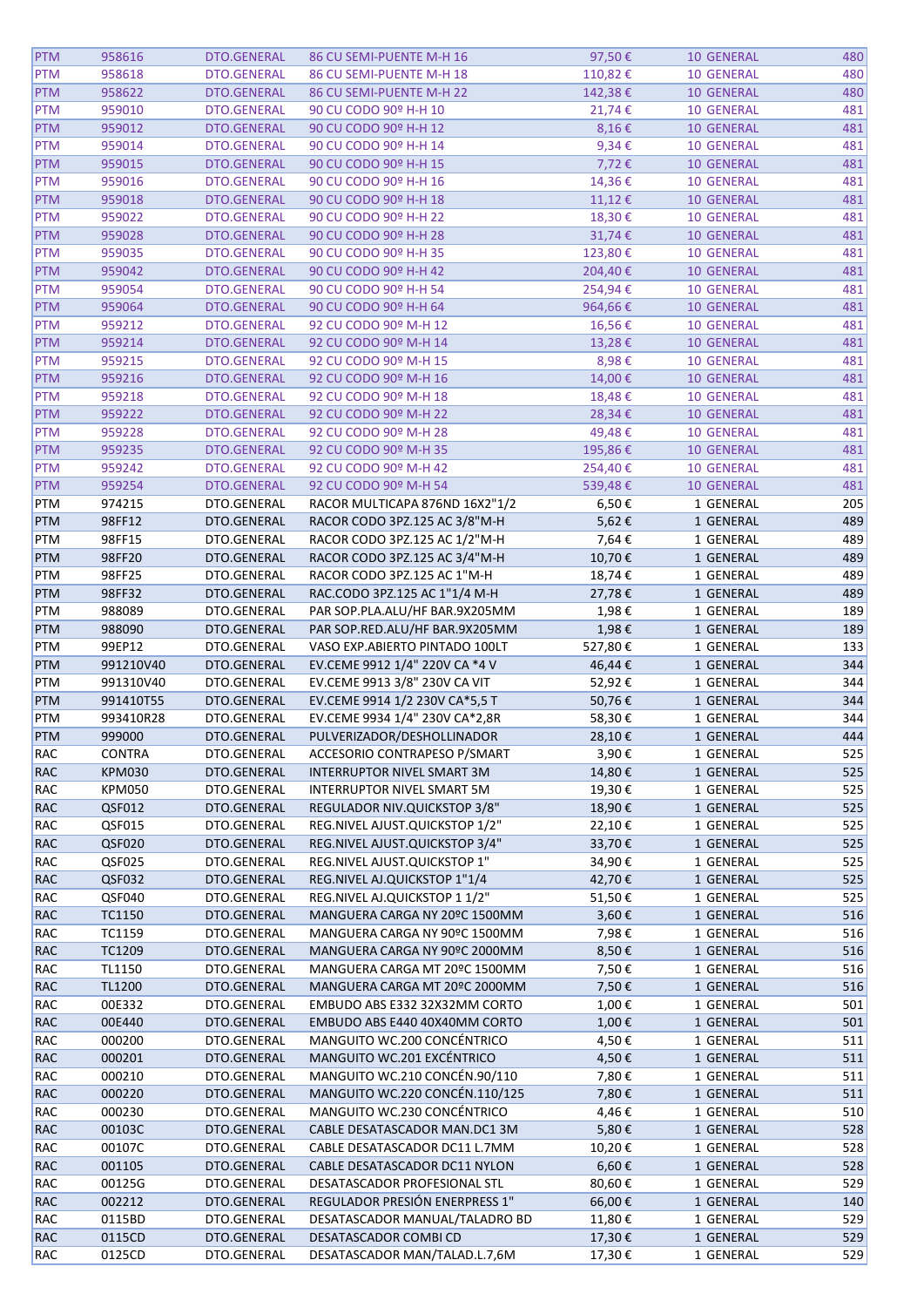| PTM | 958616 | DTO.GENERAL | 86 CU SEMI-PUENTE M-H 16 | 97,50 € | 10 GENERAL | 480 |
|---|---|---|---|---|---|---|
| PTM | 958618 | DTO.GENERAL | 86 CU SEMI-PUENTE M-H 18 | 110,82 € | 10 GENERAL | 480 |
| PTM | 958622 | DTO.GENERAL | 86 CU SEMI-PUENTE M-H 22 | 142,38 € | 10 GENERAL | 480 |
| PTM | 959010 | DTO.GENERAL | 90 CU CODO 90º H-H 10 | 21,74 € | 10 GENERAL | 481 |
| PTM | 959012 | DTO.GENERAL | 90 CU CODO 90º H-H 12 | 8,16 € | 10 GENERAL | 481 |
| PTM | 959014 | DTO.GENERAL | 90 CU CODO 90º H-H 14 | 9,34 € | 10 GENERAL | 481 |
| PTM | 959015 | DTO.GENERAL | 90 CU CODO 90º H-H 15 | 7,72 € | 10 GENERAL | 481 |
| PTM | 959016 | DTO.GENERAL | 90 CU CODO 90º H-H 16 | 14,36 € | 10 GENERAL | 481 |
| PTM | 959018 | DTO.GENERAL | 90 CU CODO 90º H-H 18 | 11,12 € | 10 GENERAL | 481 |
| PTM | 959022 | DTO.GENERAL | 90 CU CODO 90º H-H 22 | 18,30 € | 10 GENERAL | 481 |
| PTM | 959028 | DTO.GENERAL | 90 CU CODO 90º H-H 28 | 31,74 € | 10 GENERAL | 481 |
| PTM | 959035 | DTO.GENERAL | 90 CU CODO 90º H-H 35 | 123,80 € | 10 GENERAL | 481 |
| PTM | 959042 | DTO.GENERAL | 90 CU CODO 90º H-H 42 | 204,40 € | 10 GENERAL | 481 |
| PTM | 959054 | DTO.GENERAL | 90 CU CODO 90º H-H 54 | 254,94 € | 10 GENERAL | 481 |
| PTM | 959064 | DTO.GENERAL | 90 CU CODO 90º H-H 64 | 964,66 € | 10 GENERAL | 481 |
| PTM | 959212 | DTO.GENERAL | 92 CU CODO 90º M-H 12 | 16,56 € | 10 GENERAL | 481 |
| PTM | 959214 | DTO.GENERAL | 92 CU CODO 90º M-H 14 | 13,28 € | 10 GENERAL | 481 |
| PTM | 959215 | DTO.GENERAL | 92 CU CODO 90º M-H 15 | 8,98 € | 10 GENERAL | 481 |
| PTM | 959216 | DTO.GENERAL | 92 CU CODO 90º M-H 16 | 14,00 € | 10 GENERAL | 481 |
| PTM | 959218 | DTO.GENERAL | 92 CU CODO 90º M-H 18 | 18,48 € | 10 GENERAL | 481 |
| PTM | 959222 | DTO.GENERAL | 92 CU CODO 90º M-H 22 | 28,34 € | 10 GENERAL | 481 |
| PTM | 959228 | DTO.GENERAL | 92 CU CODO 90º M-H 28 | 49,48 € | 10 GENERAL | 481 |
| PTM | 959235 | DTO.GENERAL | 92 CU CODO 90º M-H 35 | 195,86 € | 10 GENERAL | 481 |
| PTM | 959242 | DTO.GENERAL | 92 CU CODO 90º M-H 42 | 254,40 € | 10 GENERAL | 481 |
| PTM | 959254 | DTO.GENERAL | 92 CU CODO 90º M-H 54 | 539,48 € | 10 GENERAL | 481 |
| PTM | 974215 | DTO.GENERAL | RACOR MULTICAPA 876ND 16X2"1/2 | 6,50 € | 1 GENERAL | 205 |
| PTM | 98FF12 | DTO.GENERAL | RACOR CODO 3PZ.125 AC 3/8"M-H | 5,62 € | 1 GENERAL | 489 |
| PTM | 98FF15 | DTO.GENERAL | RACOR CODO 3PZ.125 AC 1/2"M-H | 7,64 € | 1 GENERAL | 489 |
| PTM | 98FF20 | DTO.GENERAL | RACOR CODO 3PZ.125 AC 3/4"M-H | 10,70 € | 1 GENERAL | 489 |
| PTM | 98FF25 | DTO.GENERAL | RACOR CODO 3PZ.125 AC 1"M-H | 18,74 € | 1 GENERAL | 489 |
| PTM | 98FF32 | DTO.GENERAL | RAC.CODO 3PZ.125 AC 1"1/4 M-H | 27,78 € | 1 GENERAL | 489 |
| PTM | 988089 | DTO.GENERAL | PAR SOP.PLA.ALU/HF BAR.9X205MM | 1,98 € | 1 GENERAL | 189 |
| PTM | 988090 | DTO.GENERAL | PAR SOP.RED.ALU/HF BAR.9X205MM | 1,98 € | 1 GENERAL | 189 |
| PTM | 99EP12 | DTO.GENERAL | VASO EXP.ABIERTO PINTADO 100LT | 527,80 € | 1 GENERAL | 133 |
| PTM | 991210V40 | DTO.GENERAL | EV.CEME 9912 1/4" 220V CA *4 V | 46,44 € | 1 GENERAL | 344 |
| PTM | 991310V40 | DTO.GENERAL | EV.CEME 9913 3/8" 230V CA VIT | 52,92 € | 1 GENERAL | 344 |
| PTM | 991410T55 | DTO.GENERAL | EV.CEME 9914 1/2 230V CA*5,5 T | 50,76 € | 1 GENERAL | 344 |
| PTM | 993410R28 | DTO.GENERAL | EV.CEME 9934 1/4" 230V CA*2,8R | 58,30 € | 1 GENERAL | 344 |
| PTM | 999000 | DTO.GENERAL | PULVERIZADOR/DESHOLLINADOR | 28,10 € | 1 GENERAL | 444 |
| RAC | CONTRA | DTO.GENERAL | ACCESORIO CONTRAPESO P/SMART | 3,90 € | 1 GENERAL | 525 |
| RAC | KPM030 | DTO.GENERAL | INTERRUPTOR NIVEL SMART 3M | 14,80 € | 1 GENERAL | 525 |
| RAC | KPM050 | DTO.GENERAL | INTERRUPTOR NIVEL SMART 5M | 19,30 € | 1 GENERAL | 525 |
| RAC | QSF012 | DTO.GENERAL | REGULADOR NIV.QUICKSTOP 3/8" | 18,90 € | 1 GENERAL | 525 |
| RAC | QSF015 | DTO.GENERAL | REG.NIVEL AJUST.QUICKSTOP 1/2" | 22,10 € | 1 GENERAL | 525 |
| RAC | QSF020 | DTO.GENERAL | REG.NIVEL AJUST.QUICKSTOP 3/4" | 33,70 € | 1 GENERAL | 525 |
| RAC | QSF025 | DTO.GENERAL | REG.NIVEL AJUST.QUICKSTOP 1" | 34,90 € | 1 GENERAL | 525 |
| RAC | QSF032 | DTO.GENERAL | REG.NIVEL AJ.QUICKSTOP 1"1/4 | 42,70 € | 1 GENERAL | 525 |
| RAC | QSF040 | DTO.GENERAL | REG.NIVEL AJ.QUICKSTOP 1 1/2" | 51,50 € | 1 GENERAL | 525 |
| RAC | TC1150 | DTO.GENERAL | MANGUERA CARGA NY 20ºC 1500MM | 3,60 € | 1 GENERAL | 516 |
| RAC | TC1159 | DTO.GENERAL | MANGUERA CARGA NY 90ºC 1500MM | 7,98 € | 1 GENERAL | 516 |
| RAC | TC1209 | DTO.GENERAL | MANGUERA CARGA NY 90ºC 2000MM | 8,50 € | 1 GENERAL | 516 |
| RAC | TL1150 | DTO.GENERAL | MANGUERA CARGA MT 20ºC 1500MM | 7,50 € | 1 GENERAL | 516 |
| RAC | TL1200 | DTO.GENERAL | MANGUERA CARGA MT 20ºC 2000MM | 7,50 € | 1 GENERAL | 516 |
| RAC | 00E332 | DTO.GENERAL | EMBUDO ABS E332 32X32MM CORTO | 1,00 € | 1 GENERAL | 501 |
| RAC | 00E440 | DTO.GENERAL | EMBUDO ABS E440 40X40MM CORTO | 1,00 € | 1 GENERAL | 501 |
| RAC | 000200 | DTO.GENERAL | MANGUITO WC.200 CONCÉNTRICO | 4,50 € | 1 GENERAL | 511 |
| RAC | 000201 | DTO.GENERAL | MANGUITO WC.201 EXCÉNTRICO | 4,50 € | 1 GENERAL | 511 |
| RAC | 000210 | DTO.GENERAL | MANGUITO WC.210 CONCÉN.90/110 | 7,80 € | 1 GENERAL | 511 |
| RAC | 000220 | DTO.GENERAL | MANGUITO WC.220 CONCÉN.110/125 | 7,80 € | 1 GENERAL | 511 |
| RAC | 000230 | DTO.GENERAL | MANGUITO WC.230 CONCÉNTRICO | 4,46 € | 1 GENERAL | 510 |
| RAC | 00103C | DTO.GENERAL | CABLE DESATASCADOR MAN.DC1 3M | 5,80 € | 1 GENERAL | 528 |
| RAC | 00107C | DTO.GENERAL | CABLE DESATASCADOR DC11 L.7MM | 10,20 € | 1 GENERAL | 528 |
| RAC | 001105 | DTO.GENERAL | CABLE DESATASCADOR DC11 NYLON | 6,60 € | 1 GENERAL | 528 |
| RAC | 00125G | DTO.GENERAL | DESATASCADOR PROFESIONAL STL | 80,60 € | 1 GENERAL | 529 |
| RAC | 002212 | DTO.GENERAL | REGULADOR PRESIÓN ENERPRESS 1" | 66,00 € | 1 GENERAL | 140 |
| RAC | 0115BD | DTO.GENERAL | DESATASCADOR MANUAL/TALADRO BD | 11,80 € | 1 GENERAL | 529 |
| RAC | 0115CD | DTO.GENERAL | DESATASCADOR COMBI CD | 17,30 € | 1 GENERAL | 529 |
| RAC | 0125CD | DTO.GENERAL | DESATASCADOR MAN/TALAD.L.7,6M | 17,30 € | 1 GENERAL | 529 |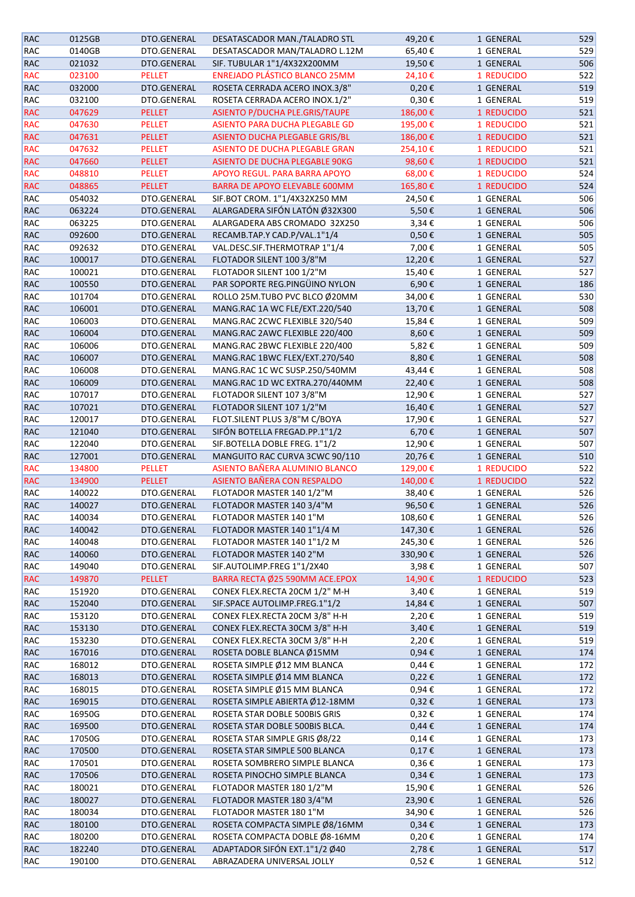| RAC | 0125GB | DTO.GENERAL | DESATASCADOR MAN./TALADRO STL | 49,20 € | 1 GENERAL | 529 |
|---|---|---|---|---|---|---|
| RAC | 0140GB | DTO.GENERAL | DESATASCADOR MAN/TALADRO L.12M | 65,40 € | 1 GENERAL | 529 |
| RAC | 021032 | DTO.GENERAL | SIF. TUBULAR 1"1/4X32X200MM | 19,50 € | 1 GENERAL | 506 |
| RAC | 023100 | PELLET | ENREJADO PLÁSTICO BLANCO 25MM | 24,10 € | 1 REDUCIDO | 522 |
| RAC | 032000 | DTO.GENERAL | ROSETA CERRADA ACERO INOX.3/8" | 0,20 € | 1 GENERAL | 519 |
| RAC | 032100 | DTO.GENERAL | ROSETA CERRADA ACERO INOX.1/2" | 0,30 € | 1 GENERAL | 519 |
| RAC | 047629 | PELLET | ASIENTO P/DUCHA PLE.GRIS/TAUPE | 186,00 € | 1 REDUCIDO | 521 |
| RAC | 047630 | PELLET | ASIENTO PARA DUCHA PLEGABLE GD | 195,00 € | 1 REDUCIDO | 521 |
| RAC | 047631 | PELLET | ASIENTO DUCHA PLEGABLE GRIS/BL | 186,00 € | 1 REDUCIDO | 521 |
| RAC | 047632 | PELLET | ASIENTO DE DUCHA PLEGABLE GRAN | 254,10 € | 1 REDUCIDO | 521 |
| RAC | 047660 | PELLET | ASIENTO DE DUCHA PLEGABLE 90KG | 98,60 € | 1 REDUCIDO | 521 |
| RAC | 048810 | PELLET | APOYO REGUL. PARA BARRA APOYO | 68,00 € | 1 REDUCIDO | 524 |
| RAC | 048865 | PELLET | BARRA DE APOYO ELEVABLE 600MM | 165,80 € | 1 REDUCIDO | 524 |
| RAC | 054032 | DTO.GENERAL | SIF.BOT CROM. 1"1/4X32X250 MM | 24,50 € | 1 GENERAL | 506 |
| RAC | 063224 | DTO.GENERAL | ALARGADERA SIFÓN LATÓN Ø32X300 | 5,50 € | 1 GENERAL | 506 |
| RAC | 063225 | DTO.GENERAL | ALARGADERA ABS CROMADO 32X250 | 3,34 € | 1 GENERAL | 506 |
| RAC | 092600 | DTO.GENERAL | RECAMB.TAP.Y CAD.P/VAL.1"1/4 | 0,50 € | 1 GENERAL | 505 |
| RAC | 092632 | DTO.GENERAL | VAL.DESC.SIF.THERMOTRAP 1"1/4 | 7,00 € | 1 GENERAL | 505 |
| RAC | 100017 | DTO.GENERAL | FLOTADOR SILENT 100 3/8"M | 12,20 € | 1 GENERAL | 527 |
| RAC | 100021 | DTO.GENERAL | FLOTADOR SILENT 100 1/2"M | 15,40 € | 1 GENERAL | 527 |
| RAC | 100550 | DTO.GENERAL | PAR SOPORTE REG.PINGÜINO NYLON | 6,90 € | 1 GENERAL | 186 |
| RAC | 101704 | DTO.GENERAL | ROLLO 25M.TUBO PVC BLCO Ø20MM | 34,00 € | 1 GENERAL | 530 |
| RAC | 106001 | DTO.GENERAL | MANG.RAC 1A WC FLE/EXT.220/540 | 13,70 € | 1 GENERAL | 508 |
| RAC | 106003 | DTO.GENERAL | MANG.RAC 2CWC FLEXIBLE 320/540 | 15,84 € | 1 GENERAL | 509 |
| RAC | 106004 | DTO.GENERAL | MANG.RAC 2AWC FLEXIBLE 220/400 | 8,60 € | 1 GENERAL | 509 |
| RAC | 106006 | DTO.GENERAL | MANG.RAC 2BWC FLEXIBLE 220/400 | 5,82 € | 1 GENERAL | 509 |
| RAC | 106007 | DTO.GENERAL | MANG.RAC 1BWC FLEX/EXT.270/540 | 8,80 € | 1 GENERAL | 508 |
| RAC | 106008 | DTO.GENERAL | MANG.RAC 1C WC SUSP.250/540MM | 43,44 € | 1 GENERAL | 508 |
| RAC | 106009 | DTO.GENERAL | MANG.RAC 1D WC EXTRA.270/440MM | 22,40 € | 1 GENERAL | 508 |
| RAC | 107017 | DTO.GENERAL | FLOTADOR SILENT 107 3/8"M | 12,90 € | 1 GENERAL | 527 |
| RAC | 107021 | DTO.GENERAL | FLOTADOR SILENT 107 1/2"M | 16,40 € | 1 GENERAL | 527 |
| RAC | 120017 | DTO.GENERAL | FLOT.SILENT PLUS 3/8"M C/BOYA | 17,90 € | 1 GENERAL | 527 |
| RAC | 121040 | DTO.GENERAL | SIFÓN BOTELLA FREGAD.PP.1"1/2 | 6,70 € | 1 GENERAL | 507 |
| RAC | 122040 | DTO.GENERAL | SIF.BOTELLA DOBLE FREG. 1"1/2 | 12,90 € | 1 GENERAL | 507 |
| RAC | 127001 | DTO.GENERAL | MANGUITO RAC CURVA 3CWC 90/110 | 20,76 € | 1 GENERAL | 510 |
| RAC | 134800 | PELLET | ASIENTO BAÑERA ALUMINIO BLANCO | 129,00 € | 1 REDUCIDO | 522 |
| RAC | 134900 | PELLET | ASIENTO BAÑERA CON RESPALDO | 140,00 € | 1 REDUCIDO | 522 |
| RAC | 140022 | DTO.GENERAL | FLOTADOR MASTER 140 1/2"M | 38,40 € | 1 GENERAL | 526 |
| RAC | 140027 | DTO.GENERAL | FLOTADOR MASTER 140 3/4"M | 96,50 € | 1 GENERAL | 526 |
| RAC | 140034 | DTO.GENERAL | FLOTADOR MASTER 140 1"M | 108,60 € | 1 GENERAL | 526 |
| RAC | 140042 | DTO.GENERAL | FLOTADOR MASTER 140 1"1/4 M | 147,30 € | 1 GENERAL | 526 |
| RAC | 140048 | DTO.GENERAL | FLOTADOR MASTER 140 1"1/2 M | 245,30 € | 1 GENERAL | 526 |
| RAC | 140060 | DTO.GENERAL | FLOTADOR MASTER 140 2"M | 330,90 € | 1 GENERAL | 526 |
| RAC | 149040 | DTO.GENERAL | SIF.AUTOLIMP.FREG 1"1/2X40 | 3,98 € | 1 GENERAL | 507 |
| RAC | 149870 | PELLET | BARRA RECTA Ø25 590MM ACE.EPOX | 14,90 € | 1 REDUCIDO | 523 |
| RAC | 151920 | DTO.GENERAL | CONEX FLEX.RECTA 20CM 1/2" M-H | 3,40 € | 1 GENERAL | 519 |
| RAC | 152040 | DTO.GENERAL | SIF.SPACE AUTOLIMP.FREG.1"1/2 | 14,84 € | 1 GENERAL | 507 |
| RAC | 153120 | DTO.GENERAL | CONEX FLEX.RECTA 20CM 3/8" H-H | 2,20 € | 1 GENERAL | 519 |
| RAC | 153130 | DTO.GENERAL | CONEX FLEX.RECTA 30CM 3/8" H-H | 3,40 € | 1 GENERAL | 519 |
| RAC | 153230 | DTO.GENERAL | CONEX FLEX.RECTA 30CM 3/8" H-H | 2,20 € | 1 GENERAL | 519 |
| RAC | 167016 | DTO.GENERAL | ROSETA DOBLE BLANCA Ø15MM | 0,94 € | 1 GENERAL | 174 |
| RAC | 168012 | DTO.GENERAL | ROSETA SIMPLE Ø12 MM BLANCA | 0,44 € | 1 GENERAL | 172 |
| RAC | 168013 | DTO.GENERAL | ROSETA SIMPLE Ø14 MM BLANCA | 0,22 € | 1 GENERAL | 172 |
| RAC | 168015 | DTO.GENERAL | ROSETA SIMPLE Ø15 MM BLANCA | 0,94 € | 1 GENERAL | 172 |
| RAC | 169015 | DTO.GENERAL | ROSETA SIMPLE ABIERTA Ø12-18MM | 0,32 € | 1 GENERAL | 173 |
| RAC | 16950G | DTO.GENERAL | ROSETA STAR DOBLE 500BIS GRIS | 0,32 € | 1 GENERAL | 174 |
| RAC | 169500 | DTO.GENERAL | ROSETA STAR DOBLE 500BIS BLCA. | 0,44 € | 1 GENERAL | 174 |
| RAC | 17050G | DTO.GENERAL | ROSETA STAR SIMPLE GRIS Ø8/22 | 0,14 € | 1 GENERAL | 173 |
| RAC | 170500 | DTO.GENERAL | ROSETA STAR SIMPLE 500 BLANCA | 0,17 € | 1 GENERAL | 173 |
| RAC | 170501 | DTO.GENERAL | ROSETA SOMBRERO SIMPLE BLANCA | 0,36 € | 1 GENERAL | 173 |
| RAC | 170506 | DTO.GENERAL | ROSETA PINOCHO SIMPLE BLANCA | 0,34 € | 1 GENERAL | 173 |
| RAC | 180021 | DTO.GENERAL | FLOTADOR MASTER 180 1/2"M | 15,90 € | 1 GENERAL | 526 |
| RAC | 180027 | DTO.GENERAL | FLOTADOR MASTER 180 3/4"M | 23,90 € | 1 GENERAL | 526 |
| RAC | 180034 | DTO.GENERAL | FLOTADOR MASTER 180 1"M | 34,90 € | 1 GENERAL | 526 |
| RAC | 180100 | DTO.GENERAL | ROSETA COMPACTA SIMPLE Ø8/16MM | 0,34 € | 1 GENERAL | 173 |
| RAC | 180200 | DTO.GENERAL | ROSETA COMPACTA DOBLE Ø8-16MM | 0,20 € | 1 GENERAL | 174 |
| RAC | 182240 | DTO.GENERAL | ADAPTADOR SIFÓN EXT.1"1/2 Ø40 | 2,78 € | 1 GENERAL | 517 |
| RAC | 190100 | DTO.GENERAL | ABRAZADERA UNIVERSAL JOLLY | 0,52 € | 1 GENERAL | 512 |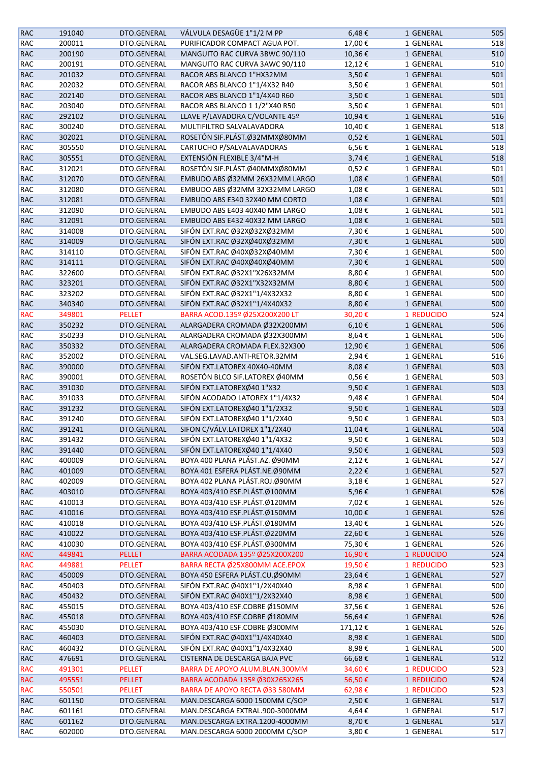| RAC | 191040 | DTO.GENERAL | VÁLVULA DESAGÜE 1"1/2 M PP | 6,48 € | 1 GENERAL | 505 |
|---|---|---|---|---|---|---|
| RAC | 200011 | DTO.GENERAL | PURIFICADOR COMPACT AGUA POT. | 17,00 € | 1 GENERAL | 518 |
| RAC | 200190 | DTO.GENERAL | MANGUITO RAC CURVA 3BWC 90/110 | 10,36 € | 1 GENERAL | 510 |
| RAC | 200191 | DTO.GENERAL | MANGUITO RAC CURVA 3AWC 90/110 | 12,12 € | 1 GENERAL | 510 |
| RAC | 201032 | DTO.GENERAL | RACOR ABS BLANCO 1"HX32MM | 3,50 € | 1 GENERAL | 501 |
| RAC | 202032 | DTO.GENERAL | RACOR ABS BLANCO 1"1/4X32 R40 | 3,50 € | 1 GENERAL | 501 |
| RAC | 202140 | DTO.GENERAL | RACOR ABS BLANCO 1"1/4X40 R60 | 3,50 € | 1 GENERAL | 501 |
| RAC | 203040 | DTO.GENERAL | RACOR ABS BLANCO 1 1/2"X40 R50 | 3,50 € | 1 GENERAL | 501 |
| RAC | 292102 | DTO.GENERAL | LLAVE P/LAVADORA C/VOLANTE 45º | 10,94 € | 1 GENERAL | 516 |
| RAC | 300240 | DTO.GENERAL | MULTIFILTRO SALVALAVADORA | 10,40 € | 1 GENERAL | 518 |
| RAC | 302021 | DTO.GENERAL | ROSETÓN SIF.PLÁST.Ø32MMXØ80MM | 0,52 € | 1 GENERAL | 501 |
| RAC | 305550 | DTO.GENERAL | CARTUCHO P/SALVALAVADORAS | 6,56 € | 1 GENERAL | 518 |
| RAC | 305551 | DTO.GENERAL | EXTENSIÓN FLEXIBLE 3/4"M-H | 3,74 € | 1 GENERAL | 518 |
| RAC | 312021 | DTO.GENERAL | ROSETÓN SIF.PLÁST.Ø40MMXØ80MM | 0,52 € | 1 GENERAL | 501 |
| RAC | 312070 | DTO.GENERAL | EMBUDO ABS Ø32MM 26X32MM LARGO | 1,08 € | 1 GENERAL | 501 |
| RAC | 312080 | DTO.GENERAL | EMBUDO ABS Ø32MM 32X32MM LARGO | 1,08 € | 1 GENERAL | 501 |
| RAC | 312081 | DTO.GENERAL | EMBUDO ABS E340 32X40 MM CORTO | 1,08 € | 1 GENERAL | 501 |
| RAC | 312090 | DTO.GENERAL | EMBUDO ABS E403 40X40 MM LARGO | 1,08 € | 1 GENERAL | 501 |
| RAC | 312091 | DTO.GENERAL | EMBUDO ABS E432 40X32 MM LARGO | 1,08 € | 1 GENERAL | 501 |
| RAC | 314008 | DTO.GENERAL | SIFÓN EXT.RAC Ø32XØ32XØ32MM | 7,30 € | 1 GENERAL | 500 |
| RAC | 314009 | DTO.GENERAL | SIFÓN EXT.RAC Ø32XØ40XØ32MM | 7,30 € | 1 GENERAL | 500 |
| RAC | 314110 | DTO.GENERAL | SIFÓN EXT.RAC Ø40XØ32XØ40MM | 7,30 € | 1 GENERAL | 500 |
| RAC | 314111 | DTO.GENERAL | SIFÓN EXT.RAC Ø40XØ40XØ40MM | 7,30 € | 1 GENERAL | 500 |
| RAC | 322600 | DTO.GENERAL | SIFÓN EXT.RAC Ø32X1"X26X32MM | 8,80 € | 1 GENERAL | 500 |
| RAC | 323201 | DTO.GENERAL | SIFÓN EXT.RAC Ø32X1"X32X32MM | 8,80 € | 1 GENERAL | 500 |
| RAC | 323202 | DTO.GENERAL | SIFÓN EXT.RAC Ø32X1"1/4X32X32 | 8,80 € | 1 GENERAL | 500 |
| RAC | 340340 | DTO.GENERAL | SIFÓN EXT.RAC Ø32X1"1/4X40X32 | 8,80 € | 1 GENERAL | 500 |
| RAC | 349801 | PELLET | BARRA ACOD.135º Ø25X200X200 LT | 30,20 € | 1 REDUCIDO | 524 |
| RAC | 350232 | DTO.GENERAL | ALARGADERA CROMADA Ø32X200MM | 6,10 € | 1 GENERAL | 506 |
| RAC | 350233 | DTO.GENERAL | ALARGADERA CROMADA Ø32X300MM | 8,64 € | 1 GENERAL | 506 |
| RAC | 350332 | DTO.GENERAL | ALARGADERA CROMADA FLEX.32X300 | 12,90 € | 1 GENERAL | 506 |
| RAC | 352002 | DTO.GENERAL | VAL.SEG.LAVAD.ANTI-RETOR.32MM | 2,94 € | 1 GENERAL | 516 |
| RAC | 390000 | DTO.GENERAL | SIFÓN EXT.LATOREX 40X40-40MM | 8,08 € | 1 GENERAL | 503 |
| RAC | 390001 | DTO.GENERAL | ROSETÓN BLCO SIF.LATOREX Ø40MM | 0,56 € | 1 GENERAL | 503 |
| RAC | 391030 | DTO.GENERAL | SIFÓN EXT.LATOREXØ40 1"X32 | 9,50 € | 1 GENERAL | 503 |
| RAC | 391033 | DTO.GENERAL | SIFÓN ACODADO LATOREX 1"1/4X32 | 9,48 € | 1 GENERAL | 504 |
| RAC | 391232 | DTO.GENERAL | SIFÓN EXT.LATOREXØ40 1"1/2X32 | 9,50 € | 1 GENERAL | 503 |
| RAC | 391240 | DTO.GENERAL | SIFÓN EXT.LATOREXØ40 1"1/2X40 | 9,50 € | 1 GENERAL | 503 |
| RAC | 391241 | DTO.GENERAL | SIFON C/VÁLV.LATOREX 1"1/2X40 | 11,04 € | 1 GENERAL | 504 |
| RAC | 391432 | DTO.GENERAL | SIFÓN EXT.LATOREXØ40 1"1/4X32 | 9,50 € | 1 GENERAL | 503 |
| RAC | 391440 | DTO.GENERAL | SIFÓN EXT.LATOREXØ40 1"1/4X40 | 9,50 € | 1 GENERAL | 503 |
| RAC | 400009 | DTO.GENERAL | BOYA 400 PLANA PLÁST.AZ. Ø90MM | 2,12 € | 1 GENERAL | 527 |
| RAC | 401009 | DTO.GENERAL | BOYA 401 ESFERA PLÁST.NE.Ø90MM | 2,22 € | 1 GENERAL | 527 |
| RAC | 402009 | DTO.GENERAL | BOYA 402 PLANA PLÁST.ROJ.Ø90MM | 3,18 € | 1 GENERAL | 527 |
| RAC | 403010 | DTO.GENERAL | BOYA 403/410 ESF.PLÁST.Ø100MM | 5,96 € | 1 GENERAL | 526 |
| RAC | 410013 | DTO.GENERAL | BOYA 403/410 ESF.PLÁST.Ø120MM | 7,02 € | 1 GENERAL | 526 |
| RAC | 410016 | DTO.GENERAL | BOYA 403/410 ESF.PLÁST.Ø150MM | 10,00 € | 1 GENERAL | 526 |
| RAC | 410018 | DTO.GENERAL | BOYA 403/410 ESF.PLÁST.Ø180MM | 13,40 € | 1 GENERAL | 526 |
| RAC | 410022 | DTO.GENERAL | BOYA 403/410 ESF.PLÁST.Ø220MM | 22,60 € | 1 GENERAL | 526 |
| RAC | 410030 | DTO.GENERAL | BOYA 403/410 ESF.PLÁST.Ø300MM | 75,30 € | 1 GENERAL | 526 |
| RAC | 449841 | PELLET | BARRA ACODADA 135º Ø25X200X200 | 16,90 € | 1 REDUCIDO | 524 |
| RAC | 449881 | PELLET | BARRA RECTA Ø25X800MM ACE.EPOX | 19,50 € | 1 REDUCIDO | 523 |
| RAC | 450009 | DTO.GENERAL | BOYA 450 ESFERA PLÁST.CU.Ø90MM | 23,64 € | 1 GENERAL | 527 |
| RAC | 450403 | DTO.GENERAL | SIFÓN EXT.RAC Ø40X1"1/2X40X40 | 8,98 € | 1 GENERAL | 500 |
| RAC | 450432 | DTO.GENERAL | SIFÓN EXT.RAC Ø40X1"1/2X32X40 | 8,98 € | 1 GENERAL | 500 |
| RAC | 455015 | DTO.GENERAL | BOYA 403/410 ESF.COBRE Ø150MM | 37,56 € | 1 GENERAL | 526 |
| RAC | 455018 | DTO.GENERAL | BOYA 403/410 ESF.COBRE Ø180MM | 56,64 € | 1 GENERAL | 526 |
| RAC | 455030 | DTO.GENERAL | BOYA 403/410 ESF.COBRE Ø300MM | 171,12 € | 1 GENERAL | 526 |
| RAC | 460403 | DTO.GENERAL | SIFÓN EXT.RAC Ø40X1"1/4X40X40 | 8,98 € | 1 GENERAL | 500 |
| RAC | 460432 | DTO.GENERAL | SIFÓN EXT.RAC Ø40X1"1/4X32X40 | 8,98 € | 1 GENERAL | 500 |
| RAC | 476691 | DTO.GENERAL | CISTERNA DE DESCARGA BAJA PVC | 66,68 € | 1 GENERAL | 512 |
| RAC | 491301 | PELLET | BARRA DE APOYO ALUM.BLAN.300MM | 34,60 € | 1 REDUCIDO | 523 |
| RAC | 495551 | PELLET | BARRA ACODADA 135º Ø30X265X265 | 56,50 € | 1 REDUCIDO | 524 |
| RAC | 550501 | PELLET | BARRA DE APOYO RECTA Ø33 580MM | 62,98 € | 1 REDUCIDO | 523 |
| RAC | 601150 | DTO.GENERAL | MAN.DESCARGA 6000 1500MM C/SOP | 2,50 € | 1 GENERAL | 517 |
| RAC | 601161 | DTO.GENERAL | MAN.DESCARGA EXTRAL.900-3000MM | 4,64 € | 1 GENERAL | 517 |
| RAC | 601162 | DTO.GENERAL | MAN.DESCARGA EXTRA.1200-4000MM | 8,70 € | 1 GENERAL | 517 |
| RAC | 602000 | DTO.GENERAL | MAN.DESCARGA 6000 2000MM C/SOP | 3,80 € | 1 GENERAL | 517 |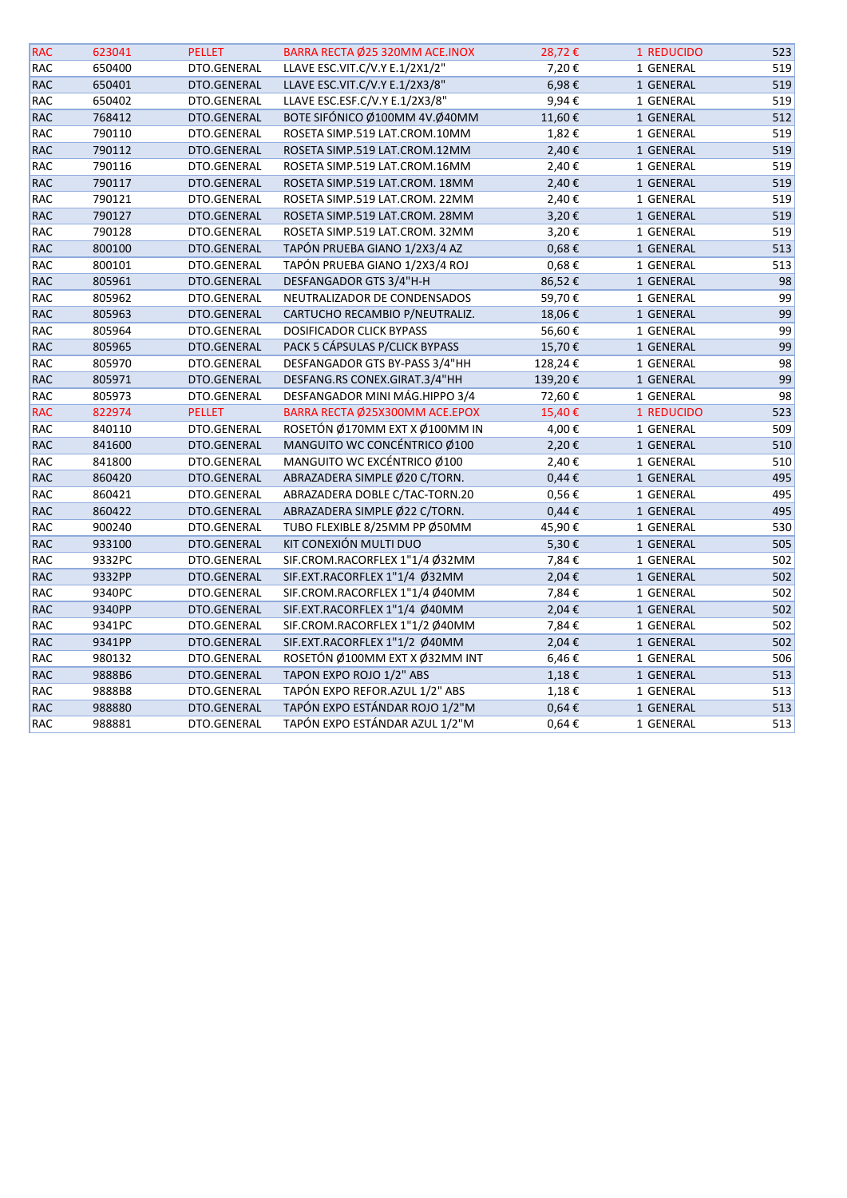| | | | | | | |
|---|---|---|---|---|---|---|
| RAC | 623041 | PELLET | BARRA RECTA Ø25 320MM ACE.INOX | 28,72 € | 1 REDUCIDO | 523 |
| RAC | 650400 | DTO.GENERAL | LLAVE ESC.VIT.C/V.Y E.1/2X1/2" | 7,20 € | 1 GENERAL | 519 |
| RAC | 650401 | DTO.GENERAL | LLAVE ESC.VIT.C/V.Y E.1/2X3/8" | 6,98 € | 1 GENERAL | 519 |
| RAC | 650402 | DTO.GENERAL | LLAVE ESC.ESF.C/V.Y E.1/2X3/8" | 9,94 € | 1 GENERAL | 519 |
| RAC | 768412 | DTO.GENERAL | BOTE SIFÓNICO Ø100MM 4V.Ø40MM | 11,60 € | 1 GENERAL | 512 |
| RAC | 790110 | DTO.GENERAL | ROSETA SIMP.519 LAT.CROM.10MM | 1,82 € | 1 GENERAL | 519 |
| RAC | 790112 | DTO.GENERAL | ROSETA SIMP.519 LAT.CROM.12MM | 2,40 € | 1 GENERAL | 519 |
| RAC | 790116 | DTO.GENERAL | ROSETA SIMP.519 LAT.CROM.16MM | 2,40 € | 1 GENERAL | 519 |
| RAC | 790117 | DTO.GENERAL | ROSETA SIMP.519 LAT.CROM. 18MM | 2,40 € | 1 GENERAL | 519 |
| RAC | 790121 | DTO.GENERAL | ROSETA SIMP.519 LAT.CROM. 22MM | 2,40 € | 1 GENERAL | 519 |
| RAC | 790127 | DTO.GENERAL | ROSETA SIMP.519 LAT.CROM. 28MM | 3,20 € | 1 GENERAL | 519 |
| RAC | 790128 | DTO.GENERAL | ROSETA SIMP.519 LAT.CROM. 32MM | 3,20 € | 1 GENERAL | 519 |
| RAC | 800100 | DTO.GENERAL | TAPÓN PRUEBA GIANO 1/2X3/4 AZ | 0,68 € | 1 GENERAL | 513 |
| RAC | 800101 | DTO.GENERAL | TAPÓN PRUEBA GIANO 1/2X3/4 ROJ | 0,68 € | 1 GENERAL | 513 |
| RAC | 805961 | DTO.GENERAL | DESFANGADOR GTS 3/4"H-H | 86,52 € | 1 GENERAL | 98 |
| RAC | 805962 | DTO.GENERAL | NEUTRALIZADOR DE CONDENSADOS | 59,70 € | 1 GENERAL | 99 |
| RAC | 805963 | DTO.GENERAL | CARTUCHO RECAMBIO P/NEUTRALIZ. | 18,06 € | 1 GENERAL | 99 |
| RAC | 805964 | DTO.GENERAL | DOSIFICADOR CLICK BYPASS | 56,60 € | 1 GENERAL | 99 |
| RAC | 805965 | DTO.GENERAL | PACK 5 CÁPSULAS P/CLICK BYPASS | 15,70 € | 1 GENERAL | 99 |
| RAC | 805970 | DTO.GENERAL | DESFANGADOR GTS BY-PASS 3/4"HH | 128,24 € | 1 GENERAL | 98 |
| RAC | 805971 | DTO.GENERAL | DESFANG.RS CONEX.GIRAT.3/4"HH | 139,20 € | 1 GENERAL | 99 |
| RAC | 805973 | DTO.GENERAL | DESFANGADOR MINI MÁG.HIPPO 3/4 | 72,60 € | 1 GENERAL | 98 |
| RAC | 822974 | PELLET | BARRA RECTA Ø25X300MM ACE.EPOX | 15,40 € | 1 REDUCIDO | 523 |
| RAC | 840110 | DTO.GENERAL | ROSETÓN Ø170MM EXT X Ø100MM IN | 4,00 € | 1 GENERAL | 509 |
| RAC | 841600 | DTO.GENERAL | MANGUITO WC CONCÉNTRICO Ø100 | 2,20 € | 1 GENERAL | 510 |
| RAC | 841800 | DTO.GENERAL | MANGUITO WC EXCÉNTRICO Ø100 | 2,40 € | 1 GENERAL | 510 |
| RAC | 860420 | DTO.GENERAL | ABRAZADERA SIMPLE Ø20 C/TORN. | 0,44 € | 1 GENERAL | 495 |
| RAC | 860421 | DTO.GENERAL | ABRAZADERA DOBLE C/TAC-TORN.20 | 0,56 € | 1 GENERAL | 495 |
| RAC | 860422 | DTO.GENERAL | ABRAZADERA SIMPLE Ø22 C/TORN. | 0,44 € | 1 GENERAL | 495 |
| RAC | 900240 | DTO.GENERAL | TUBO FLEXIBLE 8/25MM PP Ø50MM | 45,90 € | 1 GENERAL | 530 |
| RAC | 933100 | DTO.GENERAL | KIT CONEXIÓN MULTI DUO | 5,30 € | 1 GENERAL | 505 |
| RAC | 9332PC | DTO.GENERAL | SIF.CROM.RACORFLEX 1"1/4 Ø32MM | 7,84 € | 1 GENERAL | 502 |
| RAC | 9332PP | DTO.GENERAL | SIF.EXT.RACORFLEX 1"1/4 Ø32MM | 2,04 € | 1 GENERAL | 502 |
| RAC | 9340PC | DTO.GENERAL | SIF.CROM.RACORFLEX 1"1/4 Ø40MM | 7,84 € | 1 GENERAL | 502 |
| RAC | 9340PP | DTO.GENERAL | SIF.EXT.RACORFLEX 1"1/4 Ø40MM | 2,04 € | 1 GENERAL | 502 |
| RAC | 9341PC | DTO.GENERAL | SIF.CROM.RACORFLEX 1"1/2 Ø40MM | 7,84 € | 1 GENERAL | 502 |
| RAC | 9341PP | DTO.GENERAL | SIF.EXT.RACORFLEX 1"1/2 Ø40MM | 2,04 € | 1 GENERAL | 502 |
| RAC | 980132 | DTO.GENERAL | ROSETÓN Ø100MM EXT X Ø32MM INT | 6,46 € | 1 GENERAL | 506 |
| RAC | 9888B6 | DTO.GENERAL | TAPON EXPO ROJO 1/2" ABS | 1,18 € | 1 GENERAL | 513 |
| RAC | 9888B8 | DTO.GENERAL | TAPÓN EXPO REFOR.AZUL 1/2" ABS | 1,18 € | 1 GENERAL | 513 |
| RAC | 988880 | DTO.GENERAL | TAPÓN EXPO ESTÁNDAR ROJO 1/2"M | 0,64 € | 1 GENERAL | 513 |
| RAC | 988881 | DTO.GENERAL | TAPÓN EXPO ESTÁNDAR AZUL 1/2"M | 0,64 € | 1 GENERAL | 513 |